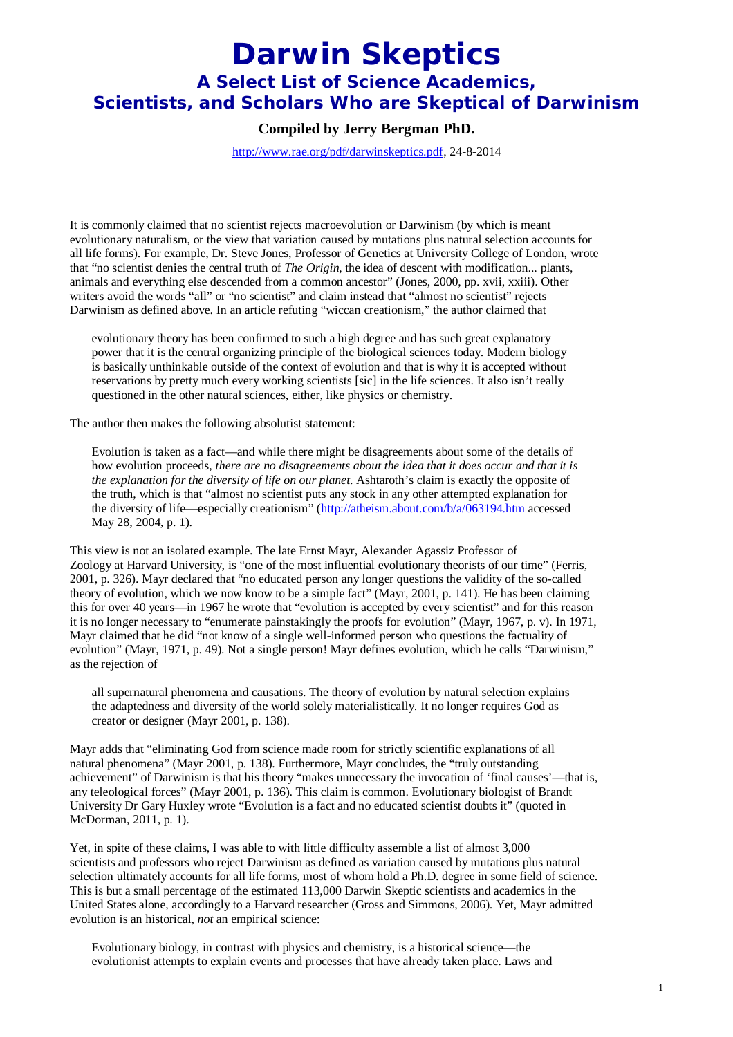# Darwin Skeptics

## A Select List of Science Academics, Scientists, and Scholars Who are Skeptical of Darwinism

### Compiled by Jerry Bergman PhD.

http://www.rae.org/pdf/darwinskeptics.pdf, 24-8-2014

It is commonly claimed that no scientist rejects macroevolution or Darwinism (by which is meant evolutionary naturalism, or the view that variation caused by mutations plus natural selection accounts for all life forms). For example, Dr. Steve Jones, Professor of Genetics at University College of London, wrote that "no scientist denies the central truth of *The Origin*, the idea of descent with modification... plants, animals and everything else descended from a common ancestor" (Jones, 2000, pp. xvii, xxiii). Other writers avoid the words "all" or "no scientist" and claim instead that "almost no scientist" rejects Darwinism as defined above. In an article refuting "wiccan creationism," the author claimed that

> evolutionary theory has been confirmed to such a high degree and has such great explanatory power that it is the central organizing principle of the biological sciences today. Modern biology is basically unthinkable outside of the context of evolution and that is why it is accepted without reservations by pretty much every working scientists [sic] in the life sciences. It also isn't really questioned in the other natural sciences, either, like physics or chemistry.

The author then makes the following absolutist statement:

> Evolution is taken as a fact—and while there might be disagreements about some of the details of how evolution proceeds, *there are no disagreements about the idea that it does occur and that it is the explanation for the diversity of life on our planet.* Ashtaroth's claim is exactly the opposite of the truth, which is that "almost no scientist puts any stock in any other attempted explanation for the diversity of life—especially creationism" (http://atheism.about.com/b/a/063194.htm accessed May 28, 2004, p. 1).

This view is not an isolated example. The late Ernst Mayr, Alexander Agassiz Professor of Zoology at Harvard University, is "one of the most influential evolutionary theorists of our time" (Ferris, 2001, p. 326). Mayr declared that "no educated person any longer questions the validity of the so-called theory of evolution, which we now know to be a simple fact" (Mayr, 2001, p. 141). He has been claiming this for over 40 years—in 1967 he wrote that "evolution is accepted by every scientist" and for this reason it is no longer necessary to "enumerate painstakingly the proofs for evolution" (Mayr, 1967, p. v). In 1971, Mayr claimed that he did "not know of a single well-informed person who questions the factuality of evolution" (Mayr, 1971, p. 49). Not a single person! Mayr defines evolution, which he calls "Darwinism," as the rejection of

> all supernatural phenomena and causations. The theory of evolution by natural selection explains the adaptedness and diversity of the world solely materialistically. It no longer requires God as creator or designer (Mayr 2001, p. 138).

Mayr adds that "eliminating God from science made room for strictly scientific explanations of all natural phenomena" (Mayr 2001, p. 138). Furthermore, Mayr concludes, the "truly outstanding achievement" of Darwinism is that his theory "makes unnecessary the invocation of 'final causes'—that is, any teleological forces" (Mayr 2001, p. 136). This claim is common. Evolutionary biologist of Brandt University Dr Gary Huxley wrote "Evolution is a fact and no educated scientist doubts it" (quoted in McDorman, 2011, p. 1).

Yet, in spite of these claims, I was able to with little difficulty assemble a list of almost 3,000 scientists and professors who reject Darwinism as defined as variation caused by mutations plus natural selection ultimately accounts for all life forms, most of whom hold a Ph.D. degree in some field of science. This is but a small percentage of the estimated 113,000 Darwin Skeptic scientists and academics in the United States alone, accordingly to a Harvard researcher (Gross and Simmons, 2006). Yet, Mayr admitted evolution is an historical, *not* an empirical science:

> Evolutionary biology, in contrast with physics and chemistry, is a historical science—the evolutionist attempts to explain events and processes that have already taken place. Laws and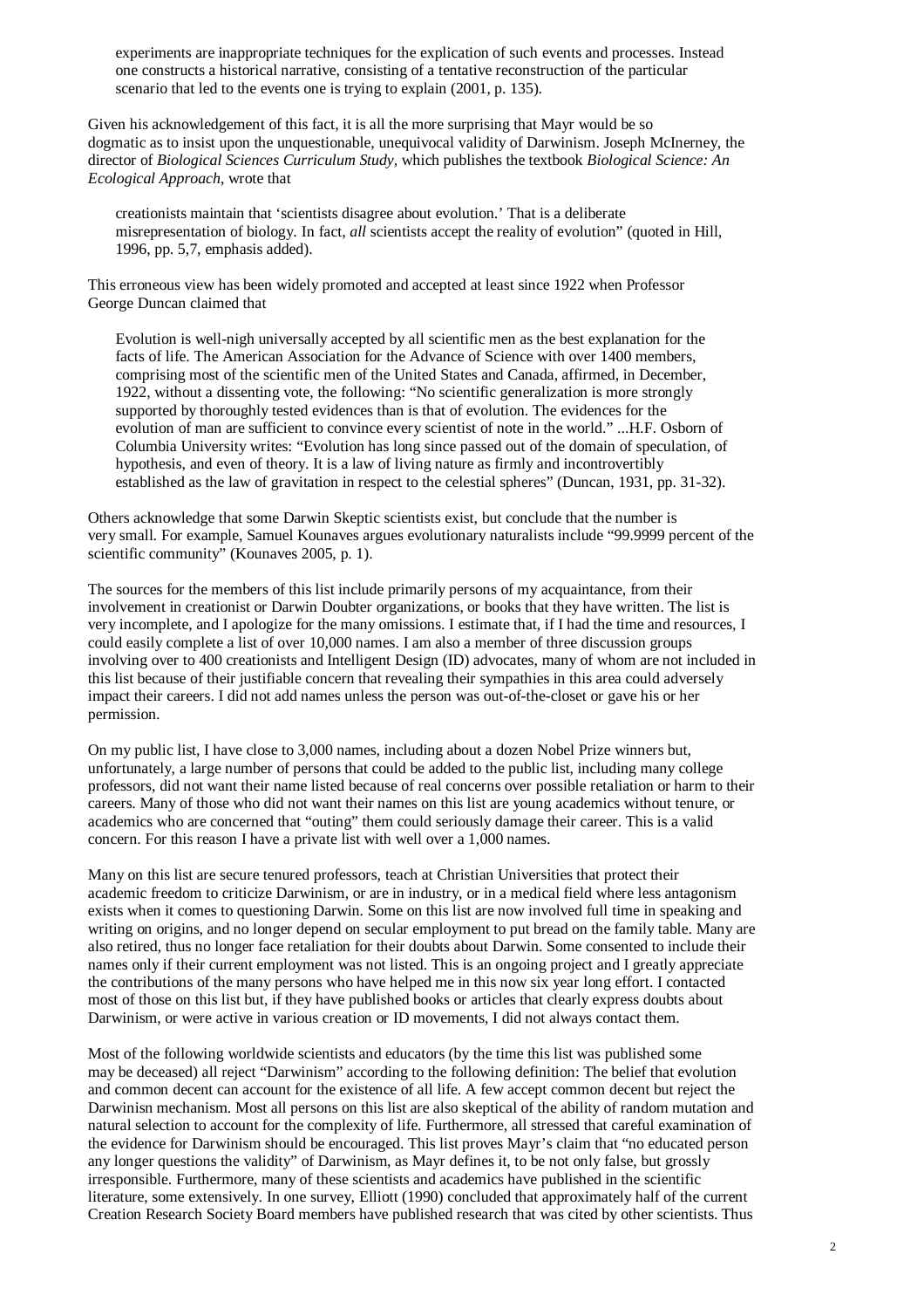> experiments are inappropriate techniques for the explication of such events and processes. Instead one constructs a historical narrative, consisting of a tentative reconstruction of the particular scenario that led to the events one is trying to explain (2001, p. 135).

Given his acknowledgement of this fact, it is all the more surprising that Mayr would be so dogmatic as to insist upon the unquestionable, unequivocal validity of Darwinism. Joseph McInerney, the director of *Biological Sciences Curriculum Study*, which publishes the textbook *Biological Science: An Ecological Approach*, wrote that

> creationists maintain that 'scientists disagree about evolution.' That is a deliberate misrepresentation of biology. In fact, *all* scientists accept the reality of evolution" (quoted in Hill, 1996, pp. 5,7, emphasis added).

This erroneous view has been widely promoted and accepted at least since 1922 when Professor George Duncan claimed that

> Evolution is well-nigh universally accepted by all scientific men as the best explanation for the facts of life. The American Association for the Advance of Science with over 1400 members, comprising most of the scientific men of the United States and Canada, affirmed, in December, 1922, without a dissenting vote, the following: "No scientific generalization is more strongly supported by thoroughly tested evidences than is that of evolution. The evidences for the evolution of man are sufficient to convince every scientist of note in the world." ...H.F. Osborn of Columbia University writes: "Evolution has long since passed out of the domain of speculation, of hypothesis, and even of theory. It is a law of living nature as firmly and incontrovertibly established as the law of gravitation in respect to the celestial spheres" (Duncan, 1931, pp. 31-32).

Others acknowledge that some Darwin Skeptic scientists exist, but conclude that the number is very small. For example, Samuel Kounaves argues evolutionary naturalists include "99.9999 percent of the scientific community" (Kounaves 2005, p. 1).

The sources for the members of this list include primarily persons of my acquaintance, from their involvement in creationist or Darwin Doubter organizations, or books that they have written. The list is very incomplete, and I apologize for the many omissions. I estimate that, if I had the time and resources, I could easily complete a list of over 10,000 names. I am also a member of three discussion groups involving over to 400 creationists and Intelligent Design (ID) advocates, many of whom are not included in this list because of their justifiable concern that revealing their sympathies in this area could adversely impact their careers. I did not add names unless the person was out-of-the-closet or gave his or her permission.

On my public list, I have close to 3,000 names, including about a dozen Nobel Prize winners but, unfortunately, a large number of persons that could be added to the public list, including many college professors, did not want their name listed because of real concerns over possible retaliation or harm to their careers. Many of those who did not want their names on this list are young academics without tenure, or academics who are concerned that "outing" them could seriously damage their career. This is a valid concern. For this reason I have a private list with well over a 1,000 names.

Many on this list are secure tenured professors, teach at Christian Universities that protect their academic freedom to criticize Darwinism, or are in industry, or in a medical field where less antagonism exists when it comes to questioning Darwin. Some on this list are now involved full time in speaking and writing on origins, and no longer depend on secular employment to put bread on the family table. Many are also retired, thus no longer face retaliation for their doubts about Darwin. Some consented to include their names only if their current employment was not listed. This is an ongoing project and I greatly appreciate the contributions of the many persons who have helped me in this now six year long effort. I contacted most of those on this list but, if they have published books or articles that clearly express doubts about Darwinism, or were active in various creation or ID movements, I did not always contact them.

Most of the following worldwide scientists and educators (by the time this list was published some may be deceased) all reject "Darwinism" according to the following definition: The belief that evolution and common decent can account for the existence of all life. A few accept common decent but reject the Darwinisn mechanism. Most all persons on this list are also skeptical of the ability of random mutation and natural selection to account for the complexity of life. Furthermore, all stressed that careful examination of the evidence for Darwinism should be encouraged. This list proves Mayr's claim that "no educated person any longer questions the validity" of Darwinism, as Mayr defines it, to be not only false, but grossly irresponsible. Furthermore, many of these scientists and academics have published in the scientific literature, some extensively. In one survey, Elliott (1990) concluded that approximately half of the current Creation Research Society Board members have published research that was cited by other scientists. Thus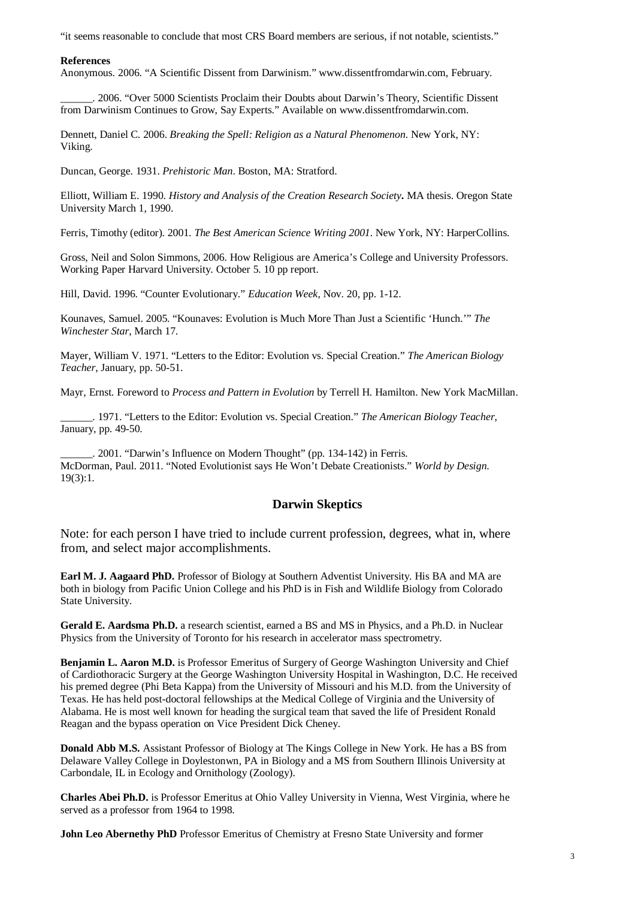"it seems reasonable to conclude that most CRS Board members are serious, if not notable, scientists."

**References**

Anonymous. 2006. "A Scientific Dissent from Darwinism." www.dissentfromdarwin.com, February.

______. 2006. "Over 5000 Scientists Proclaim their Doubts about Darwin's Theory, Scientific Dissent from Darwinism Continues to Grow, Say Experts." Available on www.dissentfromdarwin.com.

Dennett, Daniel C. 2006. *Breaking the Spell: Religion as a Natural Phenomenon*. New York, NY: Viking.

Duncan, George. 1931. *Prehistoric Man*. Boston, MA: Stratford.

Elliott, William E. 1990. *History and Analysis of the Creation Research Society***.** MA thesis. Oregon State University March 1, 1990.

Ferris, Timothy (editor). 2001. *The Best American Science Writing 2001*. New York, NY: HarperCollins.

Gross, Neil and Solon Simmons, 2006. How Religious are America's College and University Professors. Working Paper Harvard University. October 5. 10 pp report.

Hill, David. 1996. "Counter Evolutionary." *Education Week*, Nov. 20, pp. 1-12.

Kounaves, Samuel. 2005. "Kounaves: Evolution is Much More Than Just a Scientific 'Hunch.'" *The Winchester Star*, March 17.

Mayer, William V. 1971. "Letters to the Editor: Evolution vs. Special Creation." *The American Biology Teacher*, January, pp. 50-51.

Mayr, Ernst. Foreword to *Process and Pattern in Evolution* by Terrell H. Hamilton. New York MacMillan.

______. 1971. "Letters to the Editor: Evolution vs. Special Creation." *The American Biology Teacher*, January, pp. 49-50.

______. 2001. "Darwin's Influence on Modern Thought" (pp. 134-142) in Ferris.
McDorman, Paul. 2011. "Noted Evolutionist says He Won't Debate Creationists." *World by Design*. 19(3):1.

## Darwin Skeptics

Note: for each person I have tried to include current profession, degrees, what in, where from, and select major accomplishments.

**Earl M. J. Aagaard PhD.** Professor of Biology at Southern Adventist University. His BA and MA are both in biology from Pacific Union College and his PhD is in Fish and Wildlife Biology from Colorado State University.

**Gerald E. Aardsma Ph.D.** a research scientist, earned a BS and MS in Physics, and a Ph.D. in Nuclear Physics from the University of Toronto for his research in accelerator mass spectrometry.

**Benjamin L. Aaron M.D.** is Professor Emeritus of Surgery of George Washington University and Chief of Cardiothoracic Surgery at the George Washington University Hospital in Washington, D.C. He received his premed degree (Phi Beta Kappa) from the University of Missouri and his M.D. from the University of Texas. He has held post-doctoral fellowships at the Medical College of Virginia and the University of Alabama. He is most well known for heading the surgical team that saved the life of President Ronald Reagan and the bypass operation on Vice President Dick Cheney.

**Donald Abb M.S.** Assistant Professor of Biology at The Kings College in New York. He has a BS from Delaware Valley College in Doylestonwn, PA in Biology and a MS from Southern Illinois University at Carbondale, IL in Ecology and Ornithology (Zoology).

**Charles Abei Ph.D.** is Professor Emeritus at Ohio Valley University in Vienna, West Virginia, where he served as a professor from 1964 to 1998.

**John Leo Abernethy PhD** Professor Emeritus of Chemistry at Fresno State University and former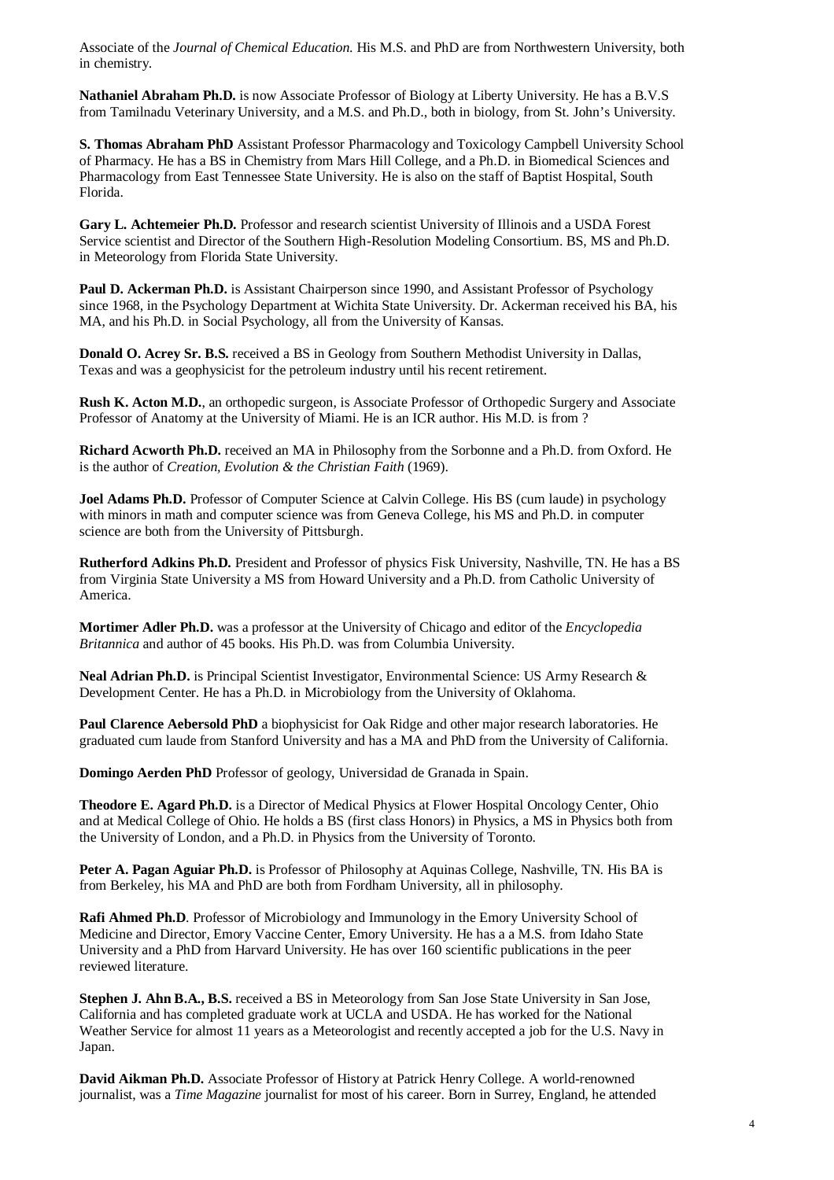Associate of the *Journal of Chemical Education.* His M.S. and PhD are from Northwestern University, both in chemistry.

**Nathaniel Abraham Ph.D.** is now Associate Professor of Biology at Liberty University. He has a B.V.S from Tamilnadu Veterinary University, and a M.S. and Ph.D., both in biology, from St. John's University.

**S. Thomas Abraham PhD** Assistant Professor Pharmacology and Toxicology Campbell University School of Pharmacy. He has a BS in Chemistry from Mars Hill College, and a Ph.D. in Biomedical Sciences and Pharmacology from East Tennessee State University. He is also on the staff of Baptist Hospital, South Florida.

**Gary L. Achtemeier Ph.D.** Professor and research scientist University of Illinois and a USDA Forest Service scientist and Director of the Southern High-Resolution Modeling Consortium. BS, MS and Ph.D. in Meteorology from Florida State University.

**Paul D. Ackerman Ph.D.** is Assistant Chairperson since 1990, and Assistant Professor of Psychology since 1968, in the Psychology Department at Wichita State University. Dr. Ackerman received his BA, his MA, and his Ph.D. in Social Psychology, all from the University of Kansas.

**Donald O. Acrey Sr. B.S.** received a BS in Geology from Southern Methodist University in Dallas, Texas and was a geophysicist for the petroleum industry until his recent retirement.

**Rush K. Acton M.D.**, an orthopedic surgeon, is Associate Professor of Orthopedic Surgery and Associate Professor of Anatomy at the University of Miami. He is an ICR author. His M.D. is from ?

**Richard Acworth Ph.D.** received an MA in Philosophy from the Sorbonne and a Ph.D. from Oxford. He is the author of *Creation, Evolution & the Christian Faith* (1969).

**Joel Adams Ph.D.** Professor of Computer Science at Calvin College. His BS (cum laude) in psychology with minors in math and computer science was from Geneva College, his MS and Ph.D. in computer science are both from the University of Pittsburgh.

**Rutherford Adkins Ph.D.** President and Professor of physics Fisk University, Nashville, TN. He has a BS from Virginia State University a MS from Howard University and a Ph.D. from Catholic University of America.

**Mortimer Adler Ph.D.** was a professor at the University of Chicago and editor of the *Encyclopedia Britannica* and author of 45 books. His Ph.D. was from Columbia University.

**Neal Adrian Ph.D.** is Principal Scientist Investigator, Environmental Science: US Army Research & Development Center. He has a Ph.D. in Microbiology from the University of Oklahoma.

**Paul Clarence Aebersold PhD** a biophysicist for Oak Ridge and other major research laboratories. He graduated cum laude from Stanford University and has a MA and PhD from the University of California.

**Domingo Aerden PhD** Professor of geology, Universidad de Granada in Spain.

**Theodore E. Agard Ph.D.** is a Director of Medical Physics at Flower Hospital Oncology Center, Ohio and at Medical College of Ohio. He holds a BS (first class Honors) in Physics, a MS in Physics both from the University of London, and a Ph.D. in Physics from the University of Toronto.

**Peter A. Pagan Aguiar Ph.D.** is Professor of Philosophy at Aquinas College, Nashville, TN. His BA is from Berkeley, his MA and PhD are both from Fordham University, all in philosophy.

**Rafi Ahmed Ph.D**. Professor of Microbiology and Immunology in the Emory University School of Medicine and Director, Emory Vaccine Center, Emory University. He has a a M.S. from Idaho State University and a PhD from Harvard University. He has over 160 scientific publications in the peer reviewed literature.

**Stephen J. Ahn B.A., B.S.** received a BS in Meteorology from San Jose State University in San Jose, California and has completed graduate work at UCLA and USDA. He has worked for the National Weather Service for almost 11 years as a Meteorologist and recently accepted a job for the U.S. Navy in Japan.

**David Aikman Ph.D.** Associate Professor of History at Patrick Henry College. A world-renowned journalist, was a *Time Magazine* journalist for most of his career. Born in Surrey, England, he attended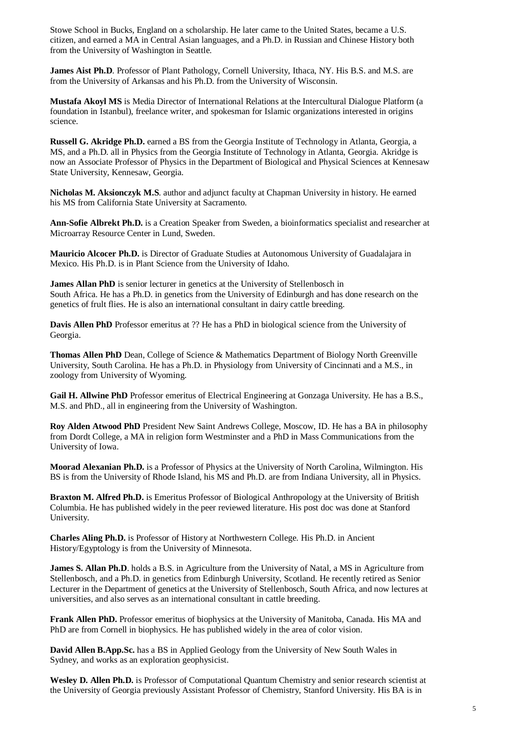Stowe School in Bucks, England on a scholarship. He later came to the United States, became a U.S. citizen, and earned a MA in Central Asian languages, and a Ph.D. in Russian and Chinese History both from the University of Washington in Seattle.

**James Aist Ph.D**. Professor of Plant Pathology, Cornell University, Ithaca, NY. His B.S. and M.S. are from the University of Arkansas and his Ph.D. from the University of Wisconsin.

**Mustafa Akoyl MS** is Media Director of International Relations at the Intercultural Dialogue Platform (a foundation in Istanbul), freelance writer, and spokesman for Islamic organizations interested in origins science.

**Russell G. Akridge Ph.D.** earned a BS from the Georgia Institute of Technology in Atlanta, Georgia, a MS, and a Ph.D. all in Physics from the Georgia Institute of Technology in Atlanta, Georgia. Akridge is now an Associate Professor of Physics in the Department of Biological and Physical Sciences at Kennesaw State University, Kennesaw, Georgia.

**Nicholas M. Aksionczyk M.S**. author and adjunct faculty at Chapman University in history. He earned his MS from California State University at Sacramento.

**Ann-Sofie Albrekt Ph.D.** is a Creation Speaker from Sweden, a bioinformatics specialist and researcher at Microarray Resource Center in Lund, Sweden.

**Mauricio Alcocer Ph.D.** is Director of Graduate Studies at Autonomous University of Guadalajara in Mexico. His Ph.D. is in Plant Science from the University of Idaho.

**James Allan PhD** is senior lecturer in genetics at the University of Stellenbosch in South Africa. He has a Ph.D. in genetics from the University of Edinburgh and has done research on the genetics of frult flies. He is also an international consultant in dairy cattle breeding.

**Davis Allen PhD** Professor emeritus at ?? He has a PhD in biological science from the University of Georgia.

**Thomas Allen PhD** Dean, College of Science & Mathematics Department of Biology North Greenville University, South Carolina. He has a Ph.D. in Physiology from University of Cincinnati and a M.S., in zoology from University of Wyoming.

**Gail H. Allwine PhD** Professor emeritus of Electrical Engineering at Gonzaga University. He has a B.S., M.S. and PhD., all in engineering from the University of Washington.

**Roy Alden Atwood PhD** President New Saint Andrews College, Moscow, ID. He has a BA in philosophy from Dordt College, a MA in religion form Westminster and a PhD in Mass Communications from the University of Iowa.

**Moorad Alexanian Ph.D.** is a Professor of Physics at the University of North Carolina, Wilmington. His BS is from the University of Rhode Island, his MS and Ph.D. are from Indiana University, all in Physics.

**Braxton M. Alfred Ph.D.** is Emeritus Professor of Biological Anthropology at the University of British Columbia. He has published widely in the peer reviewed literature. His post doc was done at Stanford University.

**Charles Aling Ph.D.** is Professor of History at Northwestern College. His Ph.D. in Ancient History/Egyptology is from the University of Minnesota.

**James S. Allan Ph.D**. holds a B.S. in Agriculture from the University of Natal, a MS in Agriculture from Stellenbosch, and a Ph.D. in genetics from Edinburgh University, Scotland. He recently retired as Senior Lecturer in the Department of genetics at the University of Stellenbosch, South Africa, and now lectures at universities, and also serves as an international consultant in cattle breeding.

**Frank Allen PhD.** Professor emeritus of biophysics at the University of Manitoba, Canada. His MA and PhD are from Cornell in biophysics. He has published widely in the area of color vision.

**David Allen B.App.Sc.** has a BS in Applied Geology from the University of New South Wales in Sydney, and works as an exploration geophysicist.

**Wesley D. Allen Ph.D.** is Professor of Computational Quantum Chemistry and senior research scientist at the University of Georgia previously Assistant Professor of Chemistry, Stanford University. His BA is in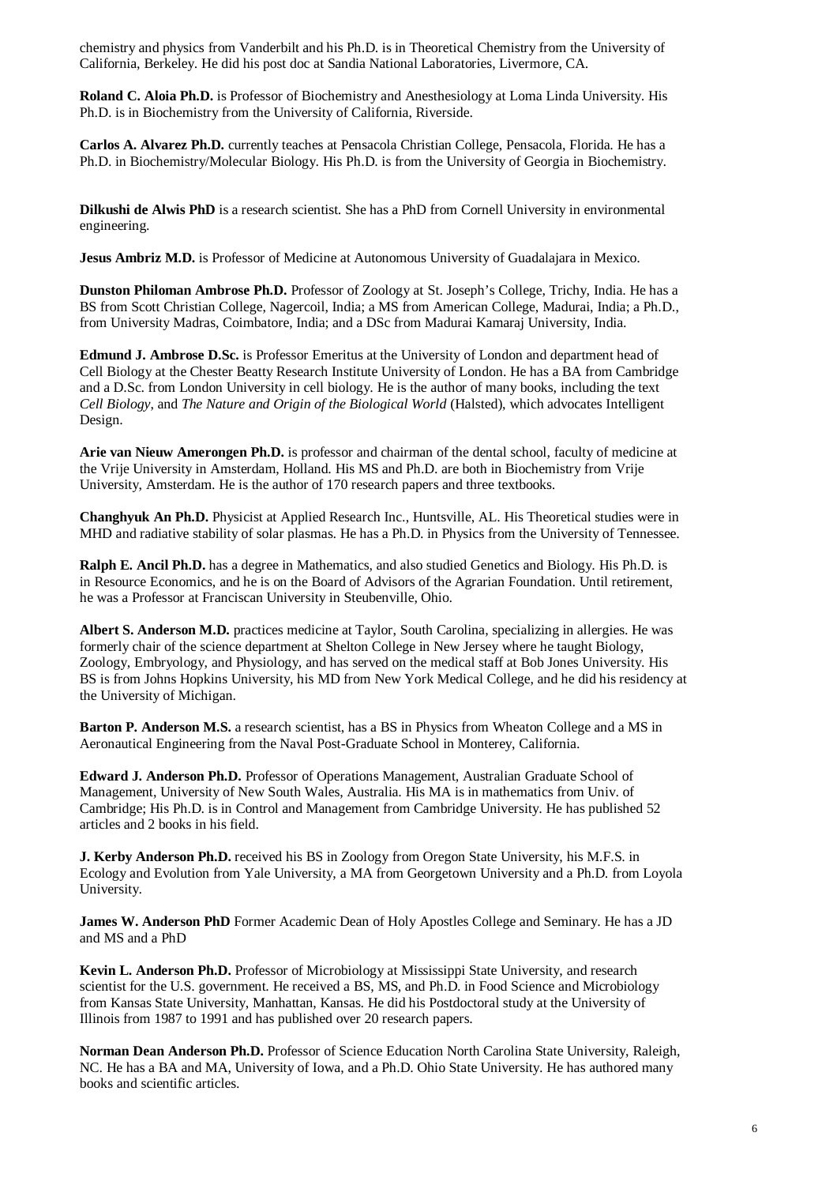chemistry and physics from Vanderbilt and his Ph.D. is in Theoretical Chemistry from the University of California, Berkeley. He did his post doc at Sandia National Laboratories, Livermore, CA.

**Roland C. Aloia Ph.D.** is Professor of Biochemistry and Anesthesiology at Loma Linda University. His Ph.D. is in Biochemistry from the University of California, Riverside.

**Carlos A. Alvarez Ph.D.** currently teaches at Pensacola Christian College, Pensacola, Florida. He has a Ph.D. in Biochemistry/Molecular Biology. His Ph.D. is from the University of Georgia in Biochemistry.

**Dilkushi de Alwis PhD** is a research scientist. She has a PhD from Cornell University in environmental engineering.

**Jesus Ambriz M.D.** is Professor of Medicine at Autonomous University of Guadalajara in Mexico.

**Dunston Philoman Ambrose Ph.D.** Professor of Zoology at St. Joseph's College, Trichy, India. He has a BS from Scott Christian College, Nagercoil, India; a MS from American College, Madurai, India; a Ph.D., from University Madras, Coimbatore, India; and a DSc from Madurai Kamaraj University, India.

**Edmund J. Ambrose D.Sc.** is Professor Emeritus at the University of London and department head of Cell Biology at the Chester Beatty Research Institute University of London. He has a BA from Cambridge and a D.Sc. from London University in cell biology. He is the author of many books, including the text *Cell Biology*, and *The Nature and Origin of the Biological World* (Halsted), which advocates Intelligent Design.

**Arie van Nieuw Amerongen Ph.D.** is professor and chairman of the dental school, faculty of medicine at the Vrije University in Amsterdam, Holland. His MS and Ph.D. are both in Biochemistry from Vrije University, Amsterdam. He is the author of 170 research papers and three textbooks.

**Changhyuk An Ph.D.** Physicist at Applied Research Inc., Huntsville, AL. His Theoretical studies were in MHD and radiative stability of solar plasmas. He has a Ph.D. in Physics from the University of Tennessee.

**Ralph E. Ancil Ph.D.** has a degree in Mathematics, and also studied Genetics and Biology. His Ph.D. is in Resource Economics, and he is on the Board of Advisors of the Agrarian Foundation. Until retirement, he was a Professor at Franciscan University in Steubenville, Ohio.

**Albert S. Anderson M.D.** practices medicine at Taylor, South Carolina, specializing in allergies. He was formerly chair of the science department at Shelton College in New Jersey where he taught Biology, Zoology, Embryology, and Physiology, and has served on the medical staff at Bob Jones University. His BS is from Johns Hopkins University, his MD from New York Medical College, and he did his residency at the University of Michigan.

**Barton P. Anderson M.S.** a research scientist, has a BS in Physics from Wheaton College and a MS in Aeronautical Engineering from the Naval Post-Graduate School in Monterey, California.

**Edward J. Anderson Ph.D.** Professor of Operations Management, Australian Graduate School of Management, University of New South Wales, Australia. His MA is in mathematics from Univ. of Cambridge; His Ph.D. is in Control and Management from Cambridge University. He has published 52 articles and 2 books in his field.

**J. Kerby Anderson Ph.D.** received his BS in Zoology from Oregon State University, his M.F.S. in Ecology and Evolution from Yale University, a MA from Georgetown University and a Ph.D. from Loyola University.

**James W. Anderson PhD** Former Academic Dean of Holy Apostles College and Seminary. He has a JD and MS and a PhD

**Kevin L. Anderson Ph.D.** Professor of Microbiology at Mississippi State University, and research scientist for the U.S. government. He received a BS, MS, and Ph.D. in Food Science and Microbiology from Kansas State University, Manhattan, Kansas. He did his Postdoctoral study at the University of Illinois from 1987 to 1991 and has published over 20 research papers.

**Norman Dean Anderson Ph.D.** Professor of Science Education North Carolina State University, Raleigh, NC. He has a BA and MA, University of Iowa, and a Ph.D. Ohio State University. He has authored many books and scientific articles.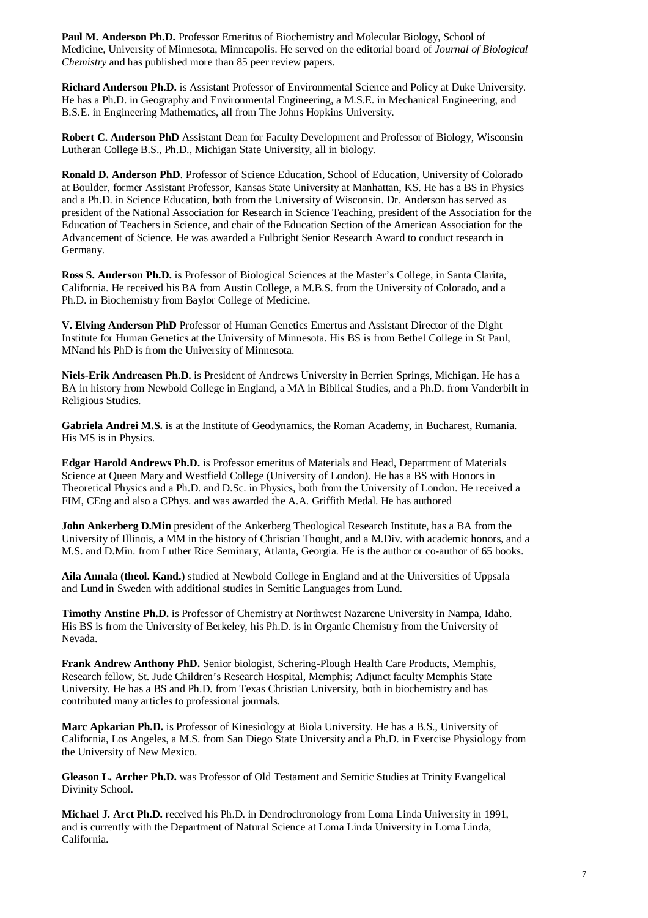**Paul M. Anderson Ph.D.** Professor Emeritus of Biochemistry and Molecular Biology, School of Medicine, University of Minnesota, Minneapolis. He served on the editorial board of *Journal of Biological Chemistry* and has published more than 85 peer review papers.

**Richard Anderson Ph.D.** is Assistant Professor of Environmental Science and Policy at Duke University. He has a Ph.D. in Geography and Environmental Engineering, a M.S.E. in Mechanical Engineering, and B.S.E. in Engineering Mathematics, all from The Johns Hopkins University.

**Robert C. Anderson PhD** Assistant Dean for Faculty Development and Professor of Biology, Wisconsin Lutheran College B.S., Ph.D., Michigan State University, all in biology.

**Ronald D. Anderson PhD**. Professor of Science Education, School of Education, University of Colorado at Boulder, former Assistant Professor, Kansas State University at Manhattan, KS. He has a BS in Physics and a Ph.D. in Science Education, both from the University of Wisconsin. Dr. Anderson has served as president of the National Association for Research in Science Teaching, president of the Association for the Education of Teachers in Science, and chair of the Education Section of the American Association for the Advancement of Science. He was awarded a Fulbright Senior Research Award to conduct research in Germany.

**Ross S. Anderson Ph.D.** is Professor of Biological Sciences at the Master's College, in Santa Clarita, California. He received his BA from Austin College, a M.B.S. from the University of Colorado, and a Ph.D. in Biochemistry from Baylor College of Medicine.

**V. Elving Anderson PhD** Professor of Human Genetics Emertus and Assistant Director of the Dight Institute for Human Genetics at the University of Minnesota. His BS is from Bethel College in St Paul, MNand his PhD is from the University of Minnesota.

**Niels-Erik Andreasen Ph.D.** is President of Andrews University in Berrien Springs, Michigan. He has a BA in history from Newbold College in England, a MA in Biblical Studies, and a Ph.D. from Vanderbilt in Religious Studies.

**Gabriela Andrei M.S.** is at the Institute of Geodynamics, the Roman Academy, in Bucharest, Rumania. His MS is in Physics.

**Edgar Harold Andrews Ph.D.** is Professor emeritus of Materials and Head, Department of Materials Science at Queen Mary and Westfield College (University of London). He has a BS with Honors in Theoretical Physics and a Ph.D. and D.Sc. in Physics, both from the University of London. He received a FIM, CEng and also a CPhys. and was awarded the A.A. Griffith Medal. He has authored

**John Ankerberg D.Min** president of the Ankerberg Theological Research Institute, has a BA from the University of Illinois, a MM in the history of Christian Thought, and a M.Div. with academic honors, and a M.S. and D.Min. from Luther Rice Seminary, Atlanta, Georgia. He is the author or co-author of 65 books.

**Aila Annala (theol. Kand.)** studied at Newbold College in England and at the Universities of Uppsala and Lund in Sweden with additional studies in Semitic Languages from Lund.

**Timothy Anstine Ph.D.** is Professor of Chemistry at Northwest Nazarene University in Nampa, Idaho. His BS is from the University of Berkeley, his Ph.D. is in Organic Chemistry from the University of Nevada.

**Frank Andrew Anthony PhD.** Senior biologist, Schering-Plough Health Care Products, Memphis, Research fellow, St. Jude Children's Research Hospital, Memphis; Adjunct faculty Memphis State University. He has a BS and Ph.D. from Texas Christian University, both in biochemistry and has contributed many articles to professional journals.

**Marc Apkarian Ph.D.** is Professor of Kinesiology at Biola University. He has a B.S., University of California, Los Angeles, a M.S. from San Diego State University and a Ph.D. in Exercise Physiology from the University of New Mexico.

**Gleason L. Archer Ph.D.** was Professor of Old Testament and Semitic Studies at Trinity Evangelical Divinity School.

**Michael J. Arct Ph.D.** received his Ph.D. in Dendrochronology from Loma Linda University in 1991, and is currently with the Department of Natural Science at Loma Linda University in Loma Linda, California.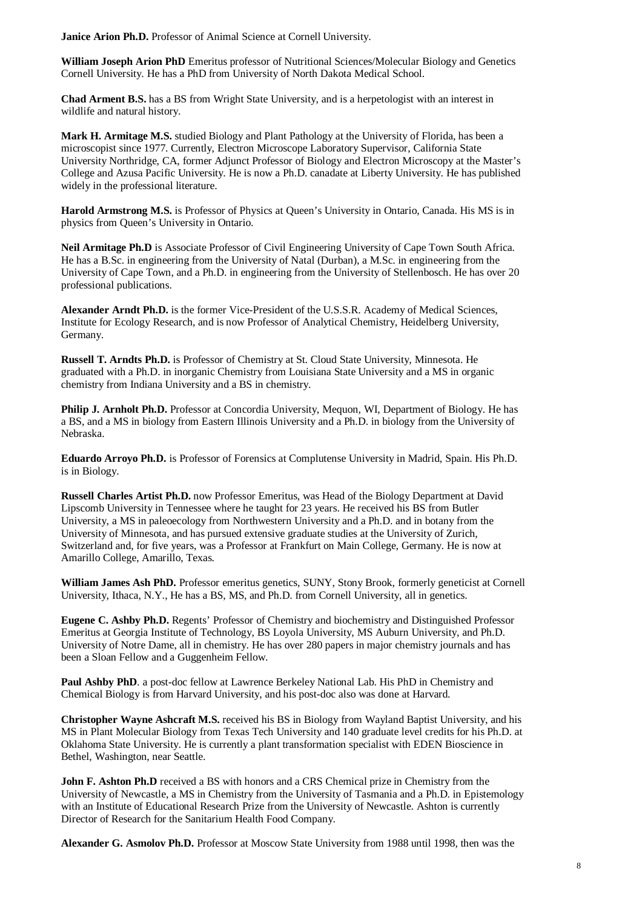**Janice Arion Ph.D.** Professor of Animal Science at Cornell University.

**William Joseph Arion PhD** Emeritus professor of Nutritional Sciences/Molecular Biology and Genetics Cornell University. He has a PhD from University of North Dakota Medical School.

**Chad Arment B.S.** has a BS from Wright State University, and is a herpetologist with an interest in wildlife and natural history.

**Mark H. Armitage M.S.** studied Biology and Plant Pathology at the University of Florida, has been a microscopist since 1977. Currently, Electron Microscope Laboratory Supervisor, California State University Northridge, CA, former Adjunct Professor of Biology and Electron Microscopy at the Master's College and Azusa Pacific University. He is now a Ph.D. canadate at Liberty University. He has published widely in the professional literature.

**Harold Armstrong M.S.** is Professor of Physics at Queen's University in Ontario, Canada. His MS is in physics from Queen's University in Ontario.

**Neil Armitage Ph.D** is Associate Professor of Civil Engineering University of Cape Town South Africa. He has a B.Sc. in engineering from the University of Natal (Durban), a M.Sc. in engineering from the University of Cape Town, and a Ph.D. in engineering from the University of Stellenbosch. He has over 20 professional publications.

**Alexander Arndt Ph.D.** is the former Vice-President of the U.S.S.R. Academy of Medical Sciences, Institute for Ecology Research, and is now Professor of Analytical Chemistry, Heidelberg University, Germany.

**Russell T. Arndts Ph.D.** is Professor of Chemistry at St. Cloud State University, Minnesota. He graduated with a Ph.D. in inorganic Chemistry from Louisiana State University and a MS in organic chemistry from Indiana University and a BS in chemistry.

**Philip J. Arnholt Ph.D.** Professor at Concordia University, Mequon, WI, Department of Biology. He has a BS, and a MS in biology from Eastern Illinois University and a Ph.D. in biology from the University of Nebraska.

**Eduardo Arroyo Ph.D.** is Professor of Forensics at Complutense University in Madrid, Spain. His Ph.D. is in Biology.

**Russell Charles Artist Ph.D.** now Professor Emeritus, was Head of the Biology Department at David Lipscomb University in Tennessee where he taught for 23 years. He received his BS from Butler University, a MS in paleoecology from Northwestern University and a Ph.D. and in botany from the University of Minnesota, and has pursued extensive graduate studies at the University of Zurich, Switzerland and, for five years, was a Professor at Frankfurt on Main College, Germany. He is now at Amarillo College, Amarillo, Texas.

**William James Ash PhD.** Professor emeritus genetics, SUNY, Stony Brook, formerly geneticist at Cornell University, Ithaca, N.Y., He has a BS, MS, and Ph.D. from Cornell University, all in genetics.

**Eugene C. Ashby Ph.D.** Regents' Professor of Chemistry and biochemistry and Distinguished Professor Emeritus at Georgia Institute of Technology, BS Loyola University, MS Auburn University, and Ph.D. University of Notre Dame, all in chemistry. He has over 280 papers in major chemistry journals and has been a Sloan Fellow and a Guggenheim Fellow.

**Paul Ashby PhD**. a post-doc fellow at Lawrence Berkeley National Lab. His PhD in Chemistry and Chemical Biology is from Harvard University, and his post-doc also was done at Harvard.

**Christopher Wayne Ashcraft M.S.** received his BS in Biology from Wayland Baptist University, and his MS in Plant Molecular Biology from Texas Tech University and 140 graduate level credits for his Ph.D. at Oklahoma State University. He is currently a plant transformation specialist with EDEN Bioscience in Bethel, Washington, near Seattle.

**John F. Ashton Ph.D** received a BS with honors and a CRS Chemical prize in Chemistry from the University of Newcastle, a MS in Chemistry from the University of Tasmania and a Ph.D. in Epistemology with an Institute of Educational Research Prize from the University of Newcastle. Ashton is currently Director of Research for the Sanitarium Health Food Company.

**Alexander G. Asmolov Ph.D.** Professor at Moscow State University from 1988 until 1998, then was the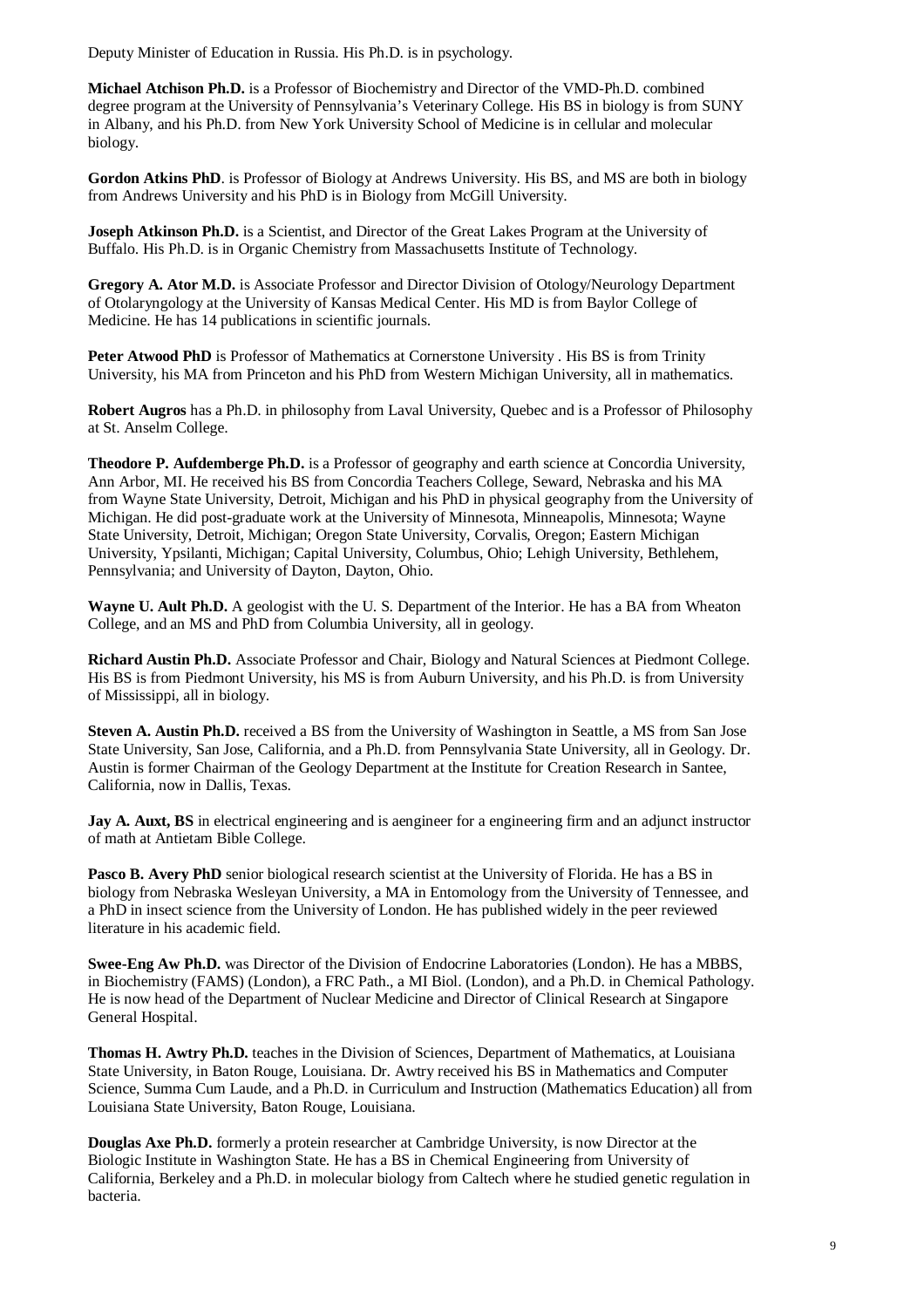Deputy Minister of Education in Russia. His Ph.D. is in psychology.

**Michael Atchison Ph.D.** is a Professor of Biochemistry and Director of the VMD-Ph.D. combined degree program at the University of Pennsylvania's Veterinary College. His BS in biology is from SUNY in Albany, and his Ph.D. from New York University School of Medicine is in cellular and molecular biology.

**Gordon Atkins PhD**. is Professor of Biology at Andrews University. His BS, and MS are both in biology from Andrews University and his PhD is in Biology from McGill University.

**Joseph Atkinson Ph.D.** is a Scientist, and Director of the Great Lakes Program at the University of Buffalo. His Ph.D. is in Organic Chemistry from Massachusetts Institute of Technology.

**Gregory A. Ator M.D.** is Associate Professor and Director Division of Otology/Neurology Department of Otolaryngology at the University of Kansas Medical Center. His MD is from Baylor College of Medicine. He has 14 publications in scientific journals.

**Peter Atwood PhD** is Professor of Mathematics at Cornerstone University . His BS is from Trinity University, his MA from Princeton and his PhD from Western Michigan University, all in mathematics.

**Robert Augros** has a Ph.D. in philosophy from Laval University, Quebec and is a Professor of Philosophy at St. Anselm College.

**Theodore P. Aufdemberge Ph.D.** is a Professor of geography and earth science at Concordia University, Ann Arbor, MI. He received his BS from Concordia Teachers College, Seward, Nebraska and his MA from Wayne State University, Detroit, Michigan and his PhD in physical geography from the University of Michigan. He did post-graduate work at the University of Minnesota, Minneapolis, Minnesota; Wayne State University, Detroit, Michigan; Oregon State University, Corvalis, Oregon; Eastern Michigan University, Ypsilanti, Michigan; Capital University, Columbus, Ohio; Lehigh University, Bethlehem, Pennsylvania; and University of Dayton, Dayton, Ohio.

**Wayne U. Ault Ph.D.** A geologist with the U. S. Department of the Interior. He has a BA from Wheaton College, and an MS and PhD from Columbia University, all in geology.

**Richard Austin Ph.D.** Associate Professor and Chair, Biology and Natural Sciences at Piedmont College. His BS is from Piedmont University, his MS is from Auburn University, and his Ph.D. is from University of Mississippi, all in biology.

**Steven A. Austin Ph.D.** received a BS from the University of Washington in Seattle, a MS from San Jose State University, San Jose, California, and a Ph.D. from Pennsylvania State University, all in Geology. Dr. Austin is former Chairman of the Geology Department at the Institute for Creation Research in Santee, California, now in Dallis, Texas.

**Jay A. Auxt, BS** in electrical engineering and is aengineer for a engineering firm and an adjunct instructor of math at Antietam Bible College.

**Pasco B. Avery PhD** senior biological research scientist at the University of Florida. He has a BS in biology from Nebraska Wesleyan University, a MA in Entomology from the University of Tennessee, and a PhD in insect science from the University of London. He has published widely in the peer reviewed literature in his academic field.

**Swee-Eng Aw Ph.D.** was Director of the Division of Endocrine Laboratories (London). He has a MBBS, in Biochemistry (FAMS) (London), a FRC Path., a MI Biol. (London), and a Ph.D. in Chemical Pathology. He is now head of the Department of Nuclear Medicine and Director of Clinical Research at Singapore General Hospital.

**Thomas H. Awtry Ph.D.** teaches in the Division of Sciences, Department of Mathematics, at Louisiana State University, in Baton Rouge, Louisiana. Dr. Awtry received his BS in Mathematics and Computer Science, Summa Cum Laude, and a Ph.D. in Curriculum and Instruction (Mathematics Education) all from Louisiana State University, Baton Rouge, Louisiana.

**Douglas Axe Ph.D.** formerly a protein researcher at Cambridge University, is now Director at the Biologic Institute in Washington State. He has a BS in Chemical Engineering from University of California, Berkeley and a Ph.D. in molecular biology from Caltech where he studied genetic regulation in bacteria.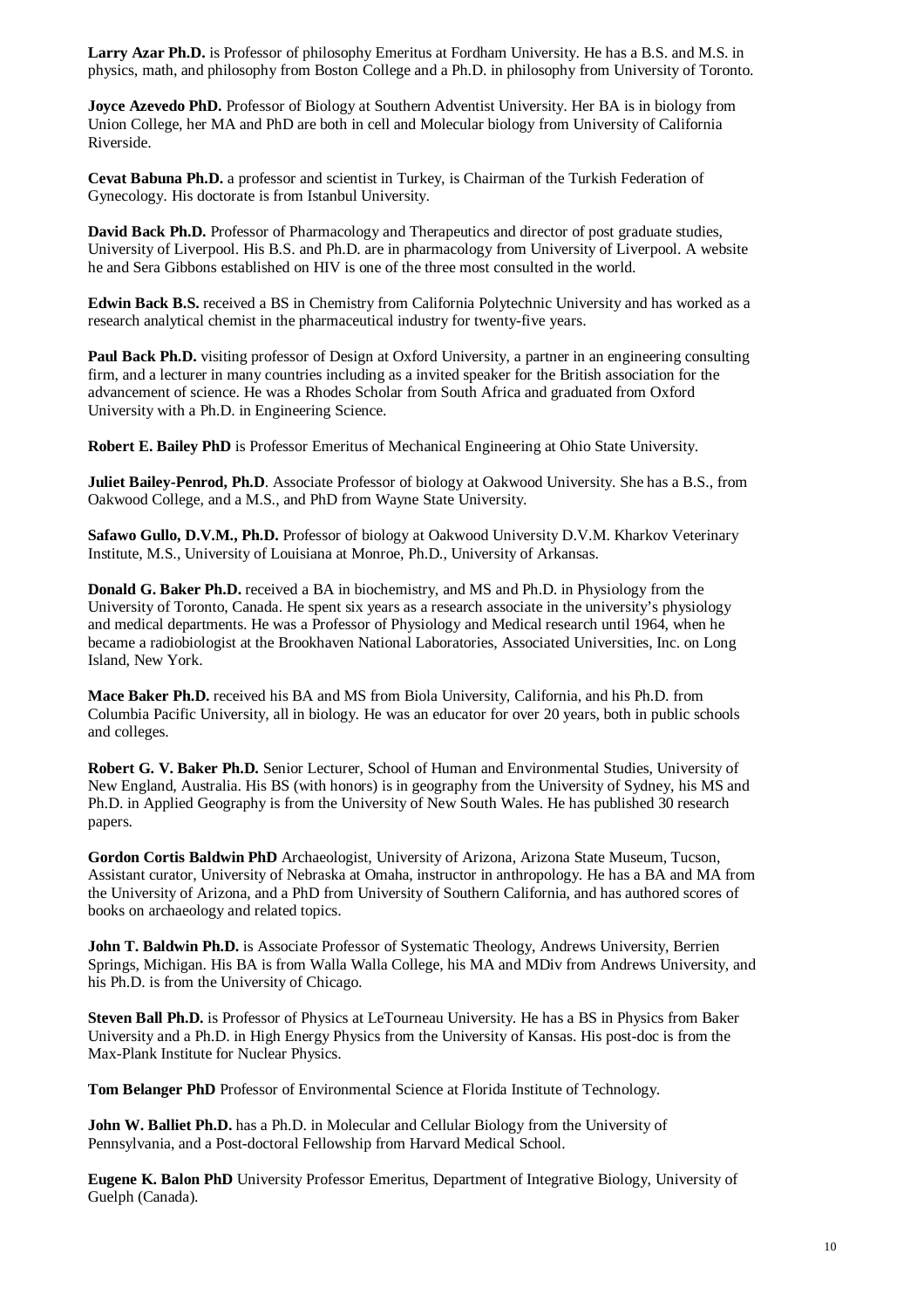**Larry Azar Ph.D.** is Professor of philosophy Emeritus at Fordham University. He has a B.S. and M.S. in physics, math, and philosophy from Boston College and a Ph.D. in philosophy from University of Toronto.

**Joyce Azevedo PhD.** Professor of Biology at Southern Adventist University. Her BA is in biology from Union College, her MA and PhD are both in cell and Molecular biology from University of California Riverside.

**Cevat Babuna Ph.D.** a professor and scientist in Turkey, is Chairman of the Turkish Federation of Gynecology. His doctorate is from Istanbul University.

**David Back Ph.D.** Professor of Pharmacology and Therapeutics and director of post graduate studies, University of Liverpool. His B.S. and Ph.D. are in pharmacology from University of Liverpool. A website he and Sera Gibbons established on HIV is one of the three most consulted in the world.

**Edwin Back B.S.** received a BS in Chemistry from California Polytechnic University and has worked as a research analytical chemist in the pharmaceutical industry for twenty-five years.

**Paul Back Ph.D.** visiting professor of Design at Oxford University, a partner in an engineering consulting firm, and a lecturer in many countries including as a invited speaker for the British association for the advancement of science. He was a Rhodes Scholar from South Africa and graduated from Oxford University with a Ph.D. in Engineering Science.

**Robert E. Bailey PhD** is Professor Emeritus of Mechanical Engineering at Ohio State University.

**Juliet Bailey-Penrod, Ph.D**. Associate Professor of biology at Oakwood University. She has a B.S., from Oakwood College, and a M.S., and PhD from Wayne State University.

**Safawo Gullo, D.V.M., Ph.D.** Professor of biology at Oakwood University D.V.M. Kharkov Veterinary Institute, M.S., University of Louisiana at Monroe, Ph.D., University of Arkansas.

**Donald G. Baker Ph.D.** received a BA in biochemistry, and MS and Ph.D. in Physiology from the University of Toronto, Canada. He spent six years as a research associate in the university's physiology and medical departments. He was a Professor of Physiology and Medical research until 1964, when he became a radiobiologist at the Brookhaven National Laboratories, Associated Universities, Inc. on Long Island, New York.

**Mace Baker Ph.D.** received his BA and MS from Biola University, California, and his Ph.D. from Columbia Pacific University, all in biology. He was an educator for over 20 years, both in public schools and colleges.

**Robert G. V. Baker Ph.D.** Senior Lecturer, School of Human and Environmental Studies, University of New England, Australia. His BS (with honors) is in geography from the University of Sydney, his MS and Ph.D. in Applied Geography is from the University of New South Wales. He has published 30 research papers.

**Gordon Cortis Baldwin PhD** Archaeologist, University of Arizona, Arizona State Museum, Tucson, Assistant curator, University of Nebraska at Omaha, instructor in anthropology. He has a BA and MA from the University of Arizona, and a PhD from University of Southern California, and has authored scores of books on archaeology and related topics.

**John T. Baldwin Ph.D.** is Associate Professor of Systematic Theology, Andrews University, Berrien Springs, Michigan. His BA is from Walla Walla College, his MA and MDiv from Andrews University, and his Ph.D. is from the University of Chicago.

**Steven Ball Ph.D.** is Professor of Physics at LeTourneau University. He has a BS in Physics from Baker University and a Ph.D. in High Energy Physics from the University of Kansas. His post-doc is from the Max-Plank Institute for Nuclear Physics.

**Tom Belanger PhD** Professor of Environmental Science at Florida Institute of Technology.

**John W. Balliet Ph.D.** has a Ph.D. in Molecular and Cellular Biology from the University of Pennsylvania, and a Post-doctoral Fellowship from Harvard Medical School.

**Eugene K. Balon PhD** University Professor Emeritus, Department of Integrative Biology, University of Guelph (Canada).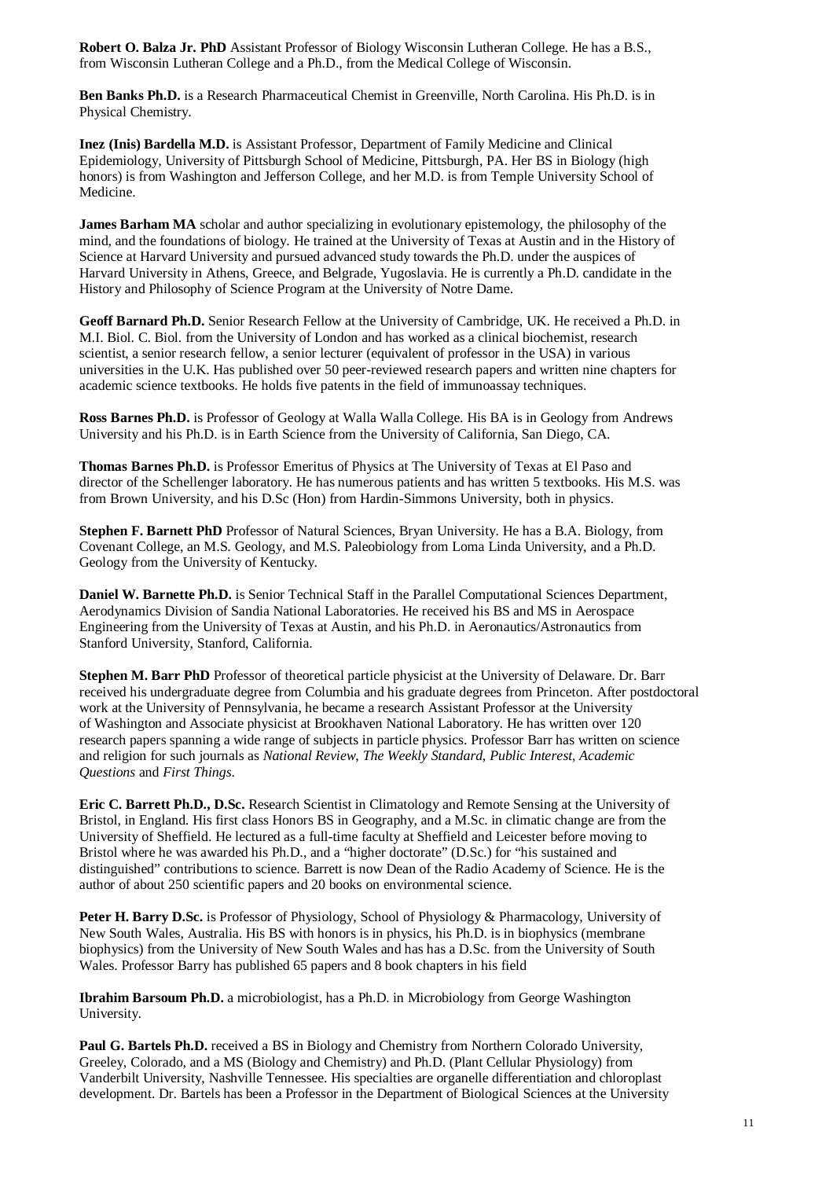**Robert O. Balza Jr. PhD** Assistant Professor of Biology Wisconsin Lutheran College. He has a B.S., from Wisconsin Lutheran College and a Ph.D., from the Medical College of Wisconsin.

**Ben Banks Ph.D.** is a Research Pharmaceutical Chemist in Greenville, North Carolina. His Ph.D. is in Physical Chemistry.

**Inez (Inis) Bardella M.D.** is Assistant Professor, Department of Family Medicine and Clinical Epidemiology, University of Pittsburgh School of Medicine, Pittsburgh, PA. Her BS in Biology (high honors) is from Washington and Jefferson College, and her M.D. is from Temple University School of Medicine.

**James Barham MA** scholar and author specializing in evolutionary epistemology, the philosophy of the mind, and the foundations of biology. He trained at the University of Texas at Austin and in the History of Science at Harvard University and pursued advanced study towards the Ph.D. under the auspices of Harvard University in Athens, Greece, and Belgrade, Yugoslavia. He is currently a Ph.D. candidate in the History and Philosophy of Science Program at the University of Notre Dame.

**Geoff Barnard Ph.D.** Senior Research Fellow at the University of Cambridge, UK. He received a Ph.D. in M.I. Biol. C. Biol. from the University of London and has worked as a clinical biochemist, research scientist, a senior research fellow, a senior lecturer (equivalent of professor in the USA) in various universities in the U.K. Has published over 50 peer-reviewed research papers and written nine chapters for academic science textbooks. He holds five patents in the field of immunoassay techniques.

**Ross Barnes Ph.D.** is Professor of Geology at Walla Walla College. His BA is in Geology from Andrews University and his Ph.D. is in Earth Science from the University of California, San Diego, CA.

**Thomas Barnes Ph.D.** is Professor Emeritus of Physics at The University of Texas at El Paso and director of the Schellenger laboratory. He has numerous patients and has written 5 textbooks. His M.S. was from Brown University, and his D.Sc (Hon) from Hardin-Simmons University, both in physics.

**Stephen F. Barnett PhD** Professor of Natural Sciences, Bryan University. He has a B.A. Biology, from Covenant College, an M.S. Geology, and M.S. Paleobiology from Loma Linda University, and a Ph.D. Geology from the University of Kentucky.

**Daniel W. Barnette Ph.D.** is Senior Technical Staff in the Parallel Computational Sciences Department, Aerodynamics Division of Sandia National Laboratories. He received his BS and MS in Aerospace Engineering from the University of Texas at Austin, and his Ph.D. in Aeronautics/Astronautics from Stanford University, Stanford, California.

**Stephen M. Barr PhD** Professor of theoretical particle physicist at the University of Delaware. Dr. Barr received his undergraduate degree from Columbia and his graduate degrees from Princeton. After postdoctoral work at the University of Pennsylvania, he became a research Assistant Professor at the University of Washington and Associate physicist at Brookhaven National Laboratory. He has written over 120 research papers spanning a wide range of subjects in particle physics. Professor Barr has written on science and religion for such journals as *National Review*, *The Weekly Standard*, *Public Interest*, *Academic Questions* and *First Things*.

**Eric C. Barrett Ph.D., D.Sc.** Research Scientist in Climatology and Remote Sensing at the University of Bristol, in England. His first class Honors BS in Geography, and a M.Sc. in climatic change are from the University of Sheffield. He lectured as a full-time faculty at Sheffield and Leicester before moving to Bristol where he was awarded his Ph.D., and a "higher doctorate" (D.Sc.) for "his sustained and distinguished" contributions to science. Barrett is now Dean of the Radio Academy of Science. He is the author of about 250 scientific papers and 20 books on environmental science.

**Peter H. Barry D.Sc.** is Professor of Physiology, School of Physiology & Pharmacology, University of New South Wales, Australia. His BS with honors is in physics, his Ph.D. is in biophysics (membrane biophysics) from the University of New South Wales and has has a D.Sc. from the University of South Wales. Professor Barry has published 65 papers and 8 book chapters in his field

**Ibrahim Barsoum Ph.D.** a microbiologist, has a Ph.D. in Microbiology from George Washington University.

**Paul G. Bartels Ph.D.** received a BS in Biology and Chemistry from Northern Colorado University, Greeley, Colorado, and a MS (Biology and Chemistry) and Ph.D. (Plant Cellular Physiology) from Vanderbilt University, Nashville Tennessee. His specialties are organelle differentiation and chloroplast development. Dr. Bartels has been a Professor in the Department of Biological Sciences at the University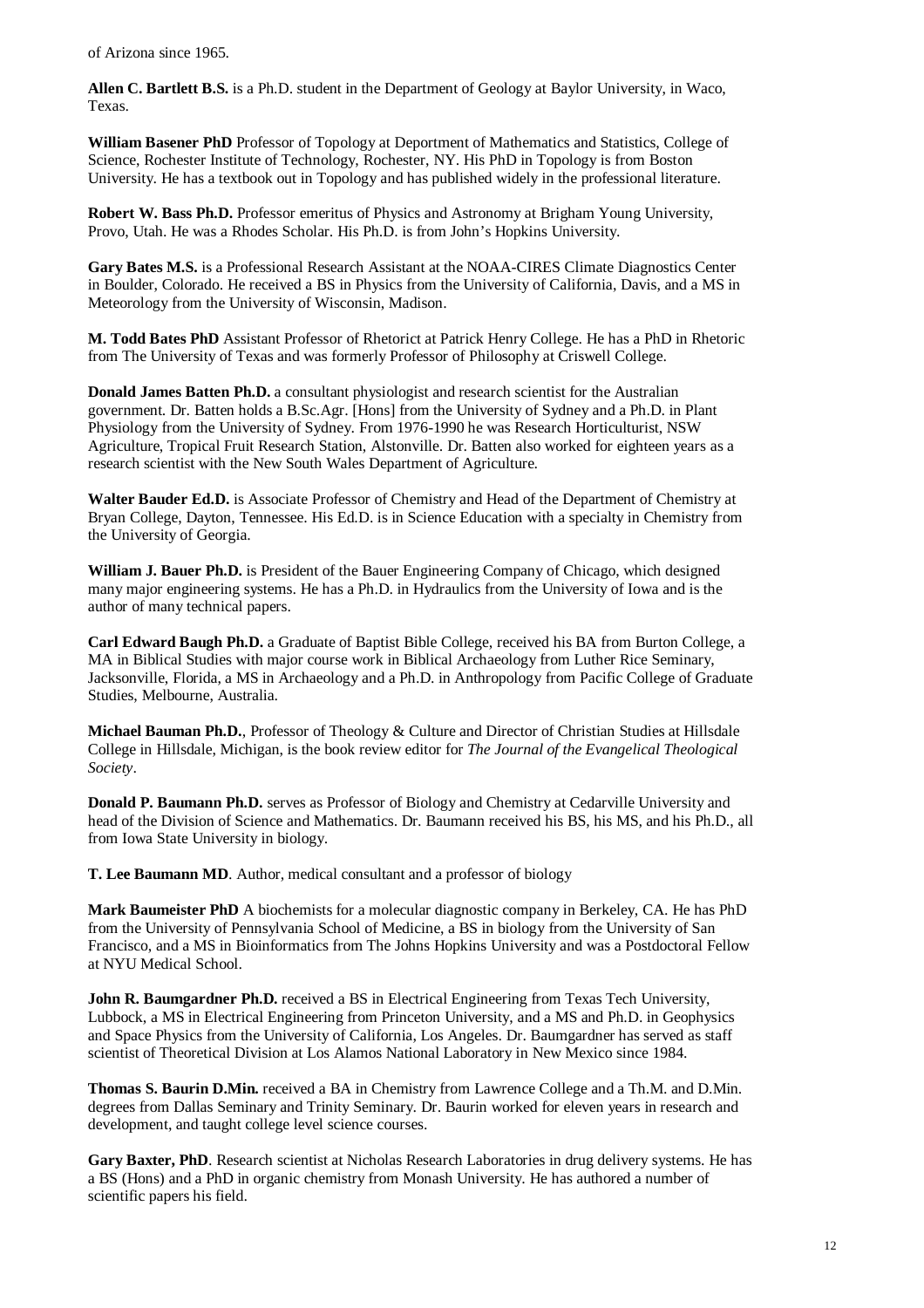of Arizona since 1965.

**Allen C. Bartlett B.S.** is a Ph.D. student in the Department of Geology at Baylor University, in Waco, Texas.

**William Basener PhD** Professor of Topology at Deportment of Mathematics and Statistics, College of Science, Rochester Institute of Technology, Rochester, NY. His PhD in Topology is from Boston University. He has a textbook out in Topology and has published widely in the professional literature.

**Robert W. Bass Ph.D.** Professor emeritus of Physics and Astronomy at Brigham Young University, Provo, Utah. He was a Rhodes Scholar. His Ph.D. is from John's Hopkins University.

**Gary Bates M.S.** is a Professional Research Assistant at the NOAA-CIRES Climate Diagnostics Center in Boulder, Colorado. He received a BS in Physics from the University of California, Davis, and a MS in Meteorology from the University of Wisconsin, Madison.

**M. Todd Bates PhD** Assistant Professor of Rhetorict at Patrick Henry College. He has a PhD in Rhetoric from The University of Texas and was formerly Professor of Philosophy at Criswell College.

**Donald James Batten Ph.D.** a consultant physiologist and research scientist for the Australian government. Dr. Batten holds a B.Sc.Agr. [Hons] from the University of Sydney and a Ph.D. in Plant Physiology from the University of Sydney. From 1976-1990 he was Research Horticulturist, NSW Agriculture, Tropical Fruit Research Station, Alstonville. Dr. Batten also worked for eighteen years as a research scientist with the New South Wales Department of Agriculture.

**Walter Bauder Ed.D.** is Associate Professor of Chemistry and Head of the Department of Chemistry at Bryan College, Dayton, Tennessee. His Ed.D. is in Science Education with a specialty in Chemistry from the University of Georgia.

**William J. Bauer Ph.D.** is President of the Bauer Engineering Company of Chicago, which designed many major engineering systems. He has a Ph.D. in Hydraulics from the University of Iowa and is the author of many technical papers.

**Carl Edward Baugh Ph.D.** a Graduate of Baptist Bible College, received his BA from Burton College, a MA in Biblical Studies with major course work in Biblical Archaeology from Luther Rice Seminary, Jacksonville, Florida, a MS in Archaeology and a Ph.D. in Anthropology from Pacific College of Graduate Studies, Melbourne, Australia.

**Michael Bauman Ph.D.**, Professor of Theology & Culture and Director of Christian Studies at Hillsdale College in Hillsdale, Michigan, is the book review editor for *The Journal of the Evangelical Theological Society*.

**Donald P. Baumann Ph.D.** serves as Professor of Biology and Chemistry at Cedarville University and head of the Division of Science and Mathematics. Dr. Baumann received his BS, his MS, and his Ph.D., all from Iowa State University in biology.

**T. Lee Baumann MD**. Author, medical consultant and a professor of biology

**Mark Baumeister PhD** A biochemists for a molecular diagnostic company in Berkeley, CA. He has PhD from the University of Pennsylvania School of Medicine, a BS in biology from the University of San Francisco, and a MS in Bioinformatics from The Johns Hopkins University and was a Postdoctoral Fellow at NYU Medical School.

**John R. Baumgardner Ph.D.** received a BS in Electrical Engineering from Texas Tech University, Lubbock, a MS in Electrical Engineering from Princeton University, and a MS and Ph.D. in Geophysics and Space Physics from the University of California, Los Angeles. Dr. Baumgardner has served as staff scientist of Theoretical Division at Los Alamos National Laboratory in New Mexico since 1984.

**Thomas S. Baurin D.Min.** received a BA in Chemistry from Lawrence College and a Th.M. and D.Min. degrees from Dallas Seminary and Trinity Seminary. Dr. Baurin worked for eleven years in research and development, and taught college level science courses.

**Gary Baxter, PhD**. Research scientist at Nicholas Research Laboratories in drug delivery systems. He has a BS (Hons) and a PhD in organic chemistry from Monash University. He has authored a number of scientific papers his field.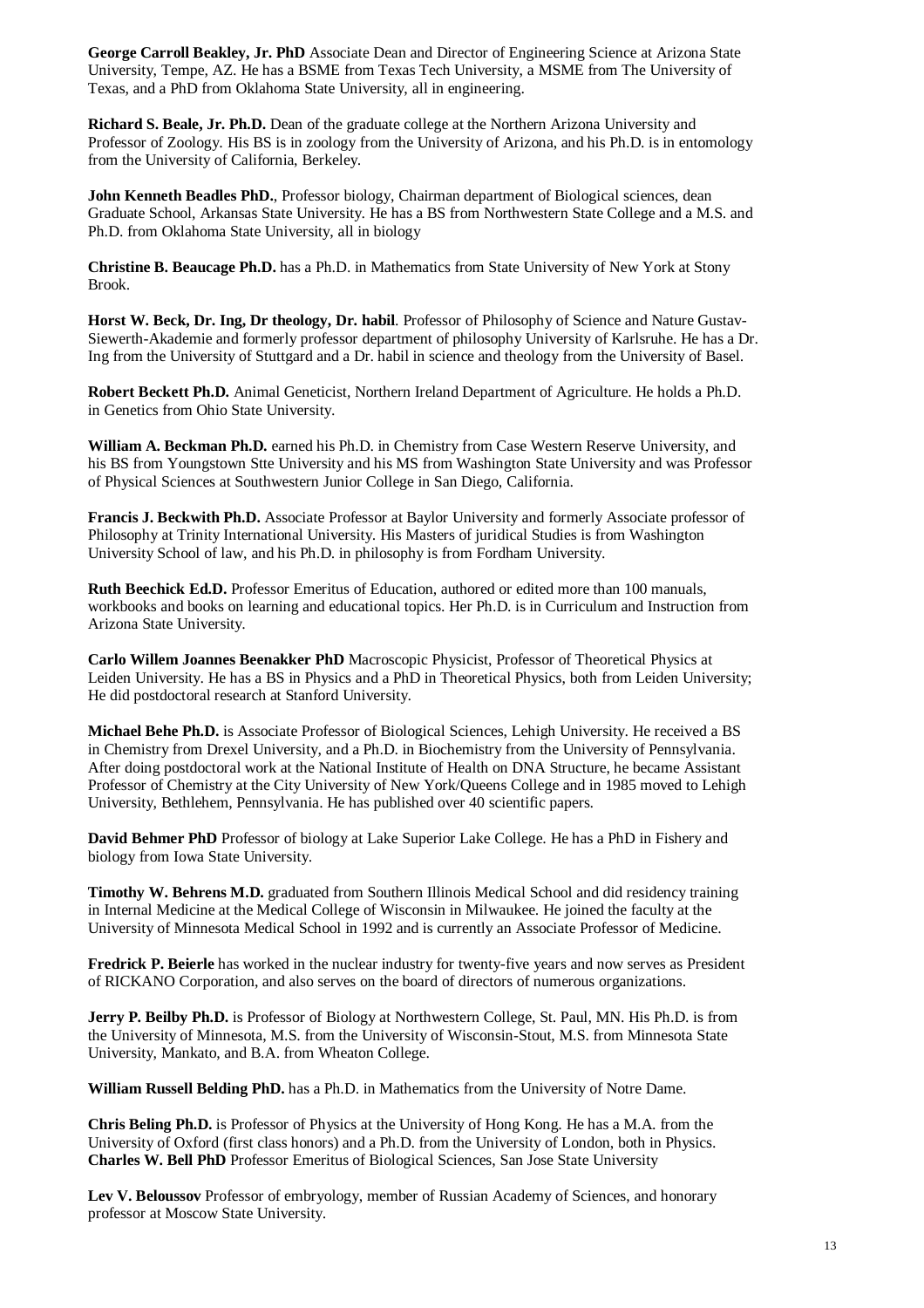**George Carroll Beakley, Jr. PhD** Associate Dean and Director of Engineering Science at Arizona State University, Tempe, AZ. He has a BSME from Texas Tech University, a MSME from The University of Texas, and a PhD from Oklahoma State University, all in engineering.

**Richard S. Beale, Jr. Ph.D.** Dean of the graduate college at the Northern Arizona University and Professor of Zoology. His BS is in zoology from the University of Arizona, and his Ph.D. is in entomology from the University of California, Berkeley.

**John Kenneth Beadles PhD.**, Professor biology, Chairman department of Biological sciences, dean Graduate School, Arkansas State University. He has a BS from Northwestern State College and a M.S. and Ph.D. from Oklahoma State University, all in biology

**Christine B. Beaucage Ph.D.** has a Ph.D. in Mathematics from State University of New York at Stony Brook.

**Horst W. Beck, Dr. Ing, Dr theology, Dr. habil**. Professor of Philosophy of Science and Nature Gustav-Siewerth-Akademie and formerly professor department of philosophy University of Karlsruhe. He has a Dr. Ing from the University of Stuttgard and a Dr. habil in science and theology from the University of Basel.

**Robert Beckett Ph.D.** Animal Geneticist, Northern Ireland Department of Agriculture. He holds a Ph.D. in Genetics from Ohio State University.

**William A. Beckman Ph.D.** earned his Ph.D. in Chemistry from Case Western Reserve University, and his BS from Youngstown Stte University and his MS from Washington State University and was Professor of Physical Sciences at Southwestern Junior College in San Diego, California.

**Francis J. Beckwith Ph.D.** Associate Professor at Baylor University and formerly Associate professor of Philosophy at Trinity International University. His Masters of juridical Studies is from Washington University School of law, and his Ph.D. in philosophy is from Fordham University.

**Ruth Beechick Ed.D.** Professor Emeritus of Education, authored or edited more than 100 manuals, workbooks and books on learning and educational topics. Her Ph.D. is in Curriculum and Instruction from Arizona State University.

**Carlo Willem Joannes Beenakker PhD** Macroscopic Physicist, Professor of Theoretical Physics at Leiden University. He has a BS in Physics and a PhD in Theoretical Physics, both from Leiden University; He did postdoctoral research at Stanford University.

**Michael Behe Ph.D.** is Associate Professor of Biological Sciences, Lehigh University. He received a BS in Chemistry from Drexel University, and a Ph.D. in Biochemistry from the University of Pennsylvania. After doing postdoctoral work at the National Institute of Health on DNA Structure, he became Assistant Professor of Chemistry at the City University of New York/Queens College and in 1985 moved to Lehigh University, Bethlehem, Pennsylvania. He has published over 40 scientific papers.

**David Behmer PhD** Professor of biology at Lake Superior Lake College. He has a PhD in Fishery and biology from Iowa State University.

**Timothy W. Behrens M.D.** graduated from Southern Illinois Medical School and did residency training in Internal Medicine at the Medical College of Wisconsin in Milwaukee. He joined the faculty at the University of Minnesota Medical School in 1992 and is currently an Associate Professor of Medicine.

**Fredrick P. Beierle** has worked in the nuclear industry for twenty-five years and now serves as President of RICKANO Corporation, and also serves on the board of directors of numerous organizations.

**Jerry P. Beilby Ph.D.** is Professor of Biology at Northwestern College, St. Paul, MN. His Ph.D. is from the University of Minnesota, M.S. from the University of Wisconsin-Stout, M.S. from Minnesota State University, Mankato, and B.A. from Wheaton College.

**William Russell Belding PhD.** has a Ph.D. in Mathematics from the University of Notre Dame.

**Chris Beling Ph.D.** is Professor of Physics at the University of Hong Kong. He has a M.A. from the University of Oxford (first class honors) and a Ph.D. from the University of London, both in Physics.
**Charles W. Bell PhD** Professor Emeritus of Biological Sciences, San Jose State University

**Lev V. Beloussov** Professor of embryology, member of Russian Academy of Sciences, and honorary professor at Moscow State University.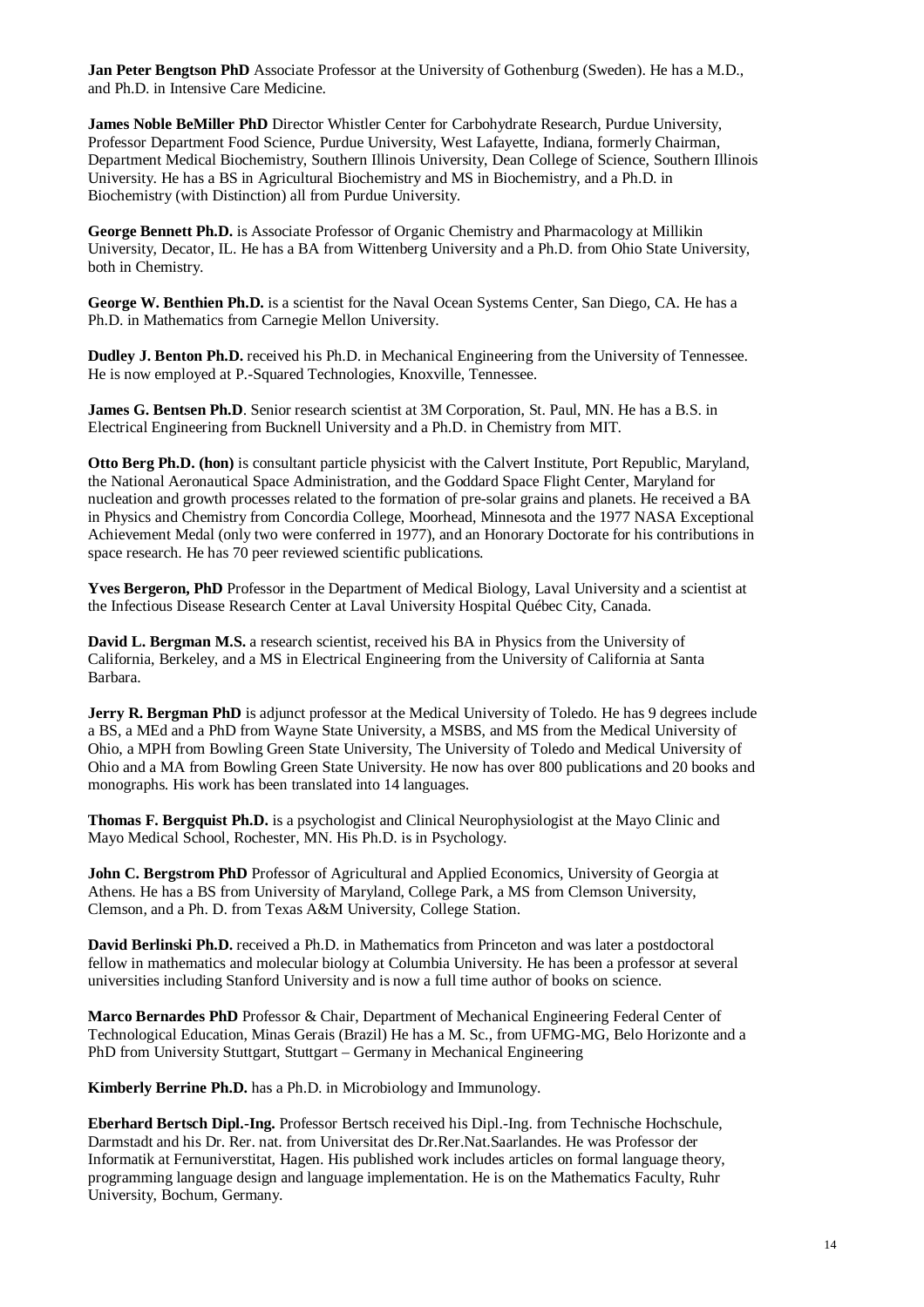**Jan Peter Bengtson PhD** Associate Professor at the University of Gothenburg (Sweden). He has a M.D., and Ph.D. in Intensive Care Medicine.

**James Noble BeMiller PhD** Director Whistler Center for Carbohydrate Research, Purdue University, Professor Department Food Science, Purdue University, West Lafayette, Indiana, formerly Chairman, Department Medical Biochemistry, Southern Illinois University, Dean College of Science, Southern Illinois University. He has a BS in Agricultural Biochemistry and MS in Biochemistry, and a Ph.D. in Biochemistry (with Distinction) all from Purdue University.

**George Bennett Ph.D.** is Associate Professor of Organic Chemistry and Pharmacology at Millikin University, Decator, IL. He has a BA from Wittenberg University and a Ph.D. from Ohio State University, both in Chemistry.

**George W. Benthien Ph.D.** is a scientist for the Naval Ocean Systems Center, San Diego, CA. He has a Ph.D. in Mathematics from Carnegie Mellon University.

**Dudley J. Benton Ph.D.** received his Ph.D. in Mechanical Engineering from the University of Tennessee. He is now employed at P.-Squared Technologies, Knoxville, Tennessee.

**James G. Bentsen Ph.D**. Senior research scientist at 3M Corporation, St. Paul, MN. He has a B.S. in Electrical Engineering from Bucknell University and a Ph.D. in Chemistry from MIT.

**Otto Berg Ph.D. (hon)** is consultant particle physicist with the Calvert Institute, Port Republic, Maryland, the National Aeronautical Space Administration, and the Goddard Space Flight Center, Maryland for nucleation and growth processes related to the formation of pre-solar grains and planets. He received a BA in Physics and Chemistry from Concordia College, Moorhead, Minnesota and the 1977 NASA Exceptional Achievement Medal (only two were conferred in 1977), and an Honorary Doctorate for his contributions in space research. He has 70 peer reviewed scientific publications.

**Yves Bergeron, PhD** Professor in the Department of Medical Biology, Laval University and a scientist at the Infectious Disease Research Center at Laval University Hospital Québec City, Canada.

**David L. Bergman M.S.** a research scientist, received his BA in Physics from the University of California, Berkeley, and a MS in Electrical Engineering from the University of California at Santa Barbara.

**Jerry R. Bergman PhD** is adjunct professor at the Medical University of Toledo. He has 9 degrees include a BS, a MEd and a PhD from Wayne State University, a MSBS, and MS from the Medical University of Ohio, a MPH from Bowling Green State University, The University of Toledo and Medical University of Ohio and a MA from Bowling Green State University. He now has over 800 publications and 20 books and monographs. His work has been translated into 14 languages.

**Thomas F. Bergquist Ph.D.** is a psychologist and Clinical Neurophysiologist at the Mayo Clinic and Mayo Medical School, Rochester, MN. His Ph.D. is in Psychology.

**John C. Bergstrom PhD** Professor of Agricultural and Applied Economics, University of Georgia at Athens. He has a BS from University of Maryland, College Park, a MS from Clemson University, Clemson, and a Ph. D. from Texas A&M University, College Station.

**David Berlinski Ph.D.** received a Ph.D. in Mathematics from Princeton and was later a postdoctoral fellow in mathematics and molecular biology at Columbia University. He has been a professor at several universities including Stanford University and is now a full time author of books on science.

**Marco Bernardes PhD** Professor & Chair, Department of Mechanical Engineering Federal Center of Technological Education, Minas Gerais (Brazil) He has a M. Sc., from UFMG-MG, Belo Horizonte and a PhD from University Stuttgart, Stuttgart – Germany in Mechanical Engineering

**Kimberly Berrine Ph.D.** has a Ph.D. in Microbiology and Immunology.

**Eberhard Bertsch Dipl.-Ing.** Professor Bertsch received his Dipl.-Ing. from Technische Hochschule, Darmstadt and his Dr. Rer. nat. from Universitat des Dr.Rer.Nat.Saarlandes. He was Professor der Informatik at Fernuniverstitat, Hagen. His published work includes articles on formal language theory, programming language design and language implementation. He is on the Mathematics Faculty, Ruhr University, Bochum, Germany.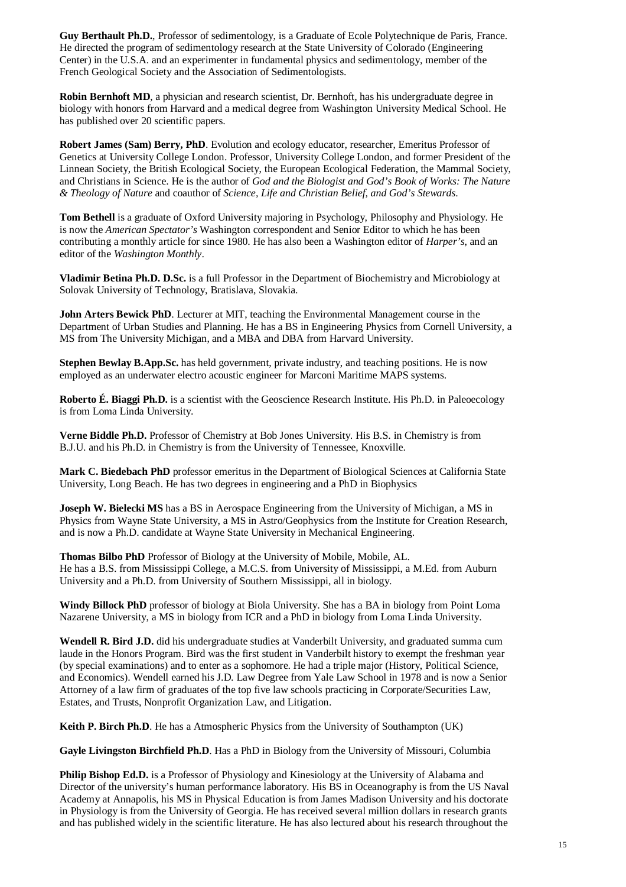**Guy Berthault Ph.D.**, Professor of sedimentology, is a Graduate of Ecole Polytechnique de Paris, France. He directed the program of sedimentology research at the State University of Colorado (Engineering Center) in the U.S.A. and an experimenter in fundamental physics and sedimentology, member of the French Geological Society and the Association of Sedimentologists.

**Robin Bernhoft MD**, a physician and research scientist, Dr. Bernhoft, has his undergraduate degree in biology with honors from Harvard and a medical degree from Washington University Medical School. He has published over 20 scientific papers.

**Robert James (Sam) Berry, PhD**. Evolution and ecology educator, researcher, Emeritus Professor of Genetics at University College London. Professor, University College London, and former President of the Linnean Society, the British Ecological Society, the European Ecological Federation, the Mammal Society, and Christians in Science. He is the author of *God and the Biologist and God's Book of Works: The Nature & Theology of Nature* and coauthor of *Science, Life and Christian Belief, and God's Stewards*.

**Tom Bethell** is a graduate of Oxford University majoring in Psychology, Philosophy and Physiology. He is now the *American Spectator's* Washington correspondent and Senior Editor to which he has been contributing a monthly article for since 1980. He has also been a Washington editor of *Harper's*, and an editor of the *Washington Monthly*.

**Vladimir Betina Ph.D. D.Sc.** is a full Professor in the Department of Biochemistry and Microbiology at Solovak University of Technology, Bratislava, Slovakia.

**John Arters Bewick PhD**. Lecturer at MIT, teaching the Environmental Management course in the Department of Urban Studies and Planning. He has a BS in Engineering Physics from Cornell University, a MS from The University Michigan, and a MBA and DBA from Harvard University.

**Stephen Bewlay B.App.Sc.** has held government, private industry, and teaching positions. He is now employed as an underwater electro acoustic engineer for Marconi Maritime MAPS systems.

**Roberto É. Biaggi Ph.D.** is a scientist with the Geoscience Research Institute. His Ph.D. in Paleoecology is from Loma Linda University.

**Verne Biddle Ph.D.** Professor of Chemistry at Bob Jones University. His B.S. in Chemistry is from B.J.U. and his Ph.D. in Chemistry is from the University of Tennessee, Knoxville.

**Mark C. Biedebach PhD** professor emeritus in the Department of Biological Sciences at California State University, Long Beach. He has two degrees in engineering and a PhD in Biophysics

**Joseph W. Bielecki MS** has a BS in Aerospace Engineering from the University of Michigan, a MS in Physics from Wayne State University, a MS in Astro/Geophysics from the Institute for Creation Research, and is now a Ph.D. candidate at Wayne State University in Mechanical Engineering.

**Thomas Bilbo PhD** Professor of Biology at the University of Mobile, Mobile, AL.
He has a B.S. from Mississippi College, a M.C.S. from University of Mississippi, a M.Ed. from Auburn University and a Ph.D. from University of Southern Mississippi, all in biology.

**Windy Billock PhD** professor of biology at Biola University. She has a BA in biology from Point Loma Nazarene University, a MS in biology from ICR and a PhD in biology from Loma Linda University.

**Wendell R. Bird J.D.** did his undergraduate studies at Vanderbilt University, and graduated summa cum laude in the Honors Program. Bird was the first student in Vanderbilt history to exempt the freshman year (by special examinations) and to enter as a sophomore. He had a triple major (History, Political Science, and Economics). Wendell earned his J.D. Law Degree from Yale Law School in 1978 and is now a Senior Attorney of a law firm of graduates of the top five law schools practicing in Corporate/Securities Law, Estates, and Trusts, Nonprofit Organization Law, and Litigation.

**Keith P. Birch Ph.D**. He has a Atmospheric Physics from the University of Southampton (UK)

**Gayle Livingston Birchfield Ph.D**. Has a PhD in Biology from the University of Missouri, Columbia

**Philip Bishop Ed.D.** is a Professor of Physiology and Kinesiology at the University of Alabama and Director of the university's human performance laboratory. His BS in Oceanography is from the US Naval Academy at Annapolis, his MS in Physical Education is from James Madison University and his doctorate in Physiology is from the University of Georgia. He has received several million dollars in research grants and has published widely in the scientific literature. He has also lectured about his research throughout the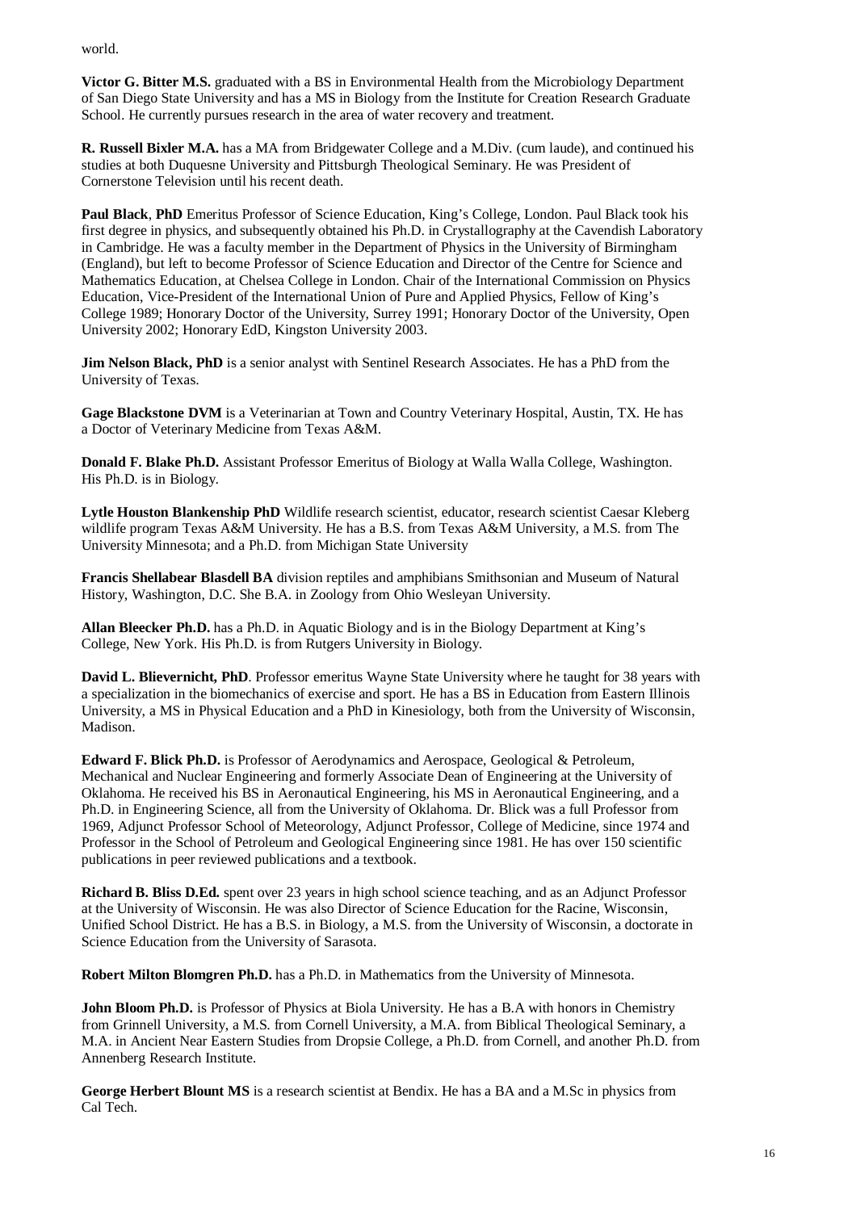world.

**Victor G. Bitter M.S.** graduated with a BS in Environmental Health from the Microbiology Department of San Diego State University and has a MS in Biology from the Institute for Creation Research Graduate School. He currently pursues research in the area of water recovery and treatment.

**R. Russell Bixler M.A.** has a MA from Bridgewater College and a M.Div. (cum laude), and continued his studies at both Duquesne University and Pittsburgh Theological Seminary. He was President of Cornerstone Television until his recent death.

**Paul Black**, **PhD** Emeritus Professor of Science Education, King's College, London. Paul Black took his first degree in physics, and subsequently obtained his Ph.D. in Crystallography at the Cavendish Laboratory in Cambridge. He was a faculty member in the Department of Physics in the University of Birmingham (England), but left to become Professor of Science Education and Director of the Centre for Science and Mathematics Education, at Chelsea College in London. Chair of the International Commission on Physics Education, Vice-President of the International Union of Pure and Applied Physics, Fellow of King's College 1989; Honorary Doctor of the University, Surrey 1991; Honorary Doctor of the University, Open University 2002; Honorary EdD, Kingston University 2003.

**Jim Nelson Black, PhD** is a senior analyst with Sentinel Research Associates. He has a PhD from the University of Texas.

**Gage Blackstone DVM** is a Veterinarian at Town and Country Veterinary Hospital, Austin, TX. He has a Doctor of Veterinary Medicine from Texas A&M.

**Donald F. Blake Ph.D.** Assistant Professor Emeritus of Biology at Walla Walla College, Washington. His Ph.D. is in Biology.

**Lytle Houston Blankenship PhD** Wildlife research scientist, educator, research scientist Caesar Kleberg wildlife program Texas A&M University. He has a B.S. from Texas A&M University, a M.S. from The University Minnesota; and a Ph.D. from Michigan State University

**Francis Shellabear Blasdell BA** division reptiles and amphibians Smithsonian and Museum of Natural History, Washington, D.C. She B.A. in Zoology from Ohio Wesleyan University.

**Allan Bleecker Ph.D.** has a Ph.D. in Aquatic Biology and is in the Biology Department at King's College, New York. His Ph.D. is from Rutgers University in Biology.

**David L. Blievernicht, PhD**. Professor emeritus Wayne State University where he taught for 38 years with a specialization in the biomechanics of exercise and sport. He has a BS in Education from Eastern Illinois University, a MS in Physical Education and a PhD in Kinesiology, both from the University of Wisconsin, Madison.

**Edward F. Blick Ph.D.** is Professor of Aerodynamics and Aerospace, Geological & Petroleum, Mechanical and Nuclear Engineering and formerly Associate Dean of Engineering at the University of Oklahoma. He received his BS in Aeronautical Engineering, his MS in Aeronautical Engineering, and a Ph.D. in Engineering Science, all from the University of Oklahoma. Dr. Blick was a full Professor from 1969, Adjunct Professor School of Meteorology, Adjunct Professor, College of Medicine, since 1974 and Professor in the School of Petroleum and Geological Engineering since 1981. He has over 150 scientific publications in peer reviewed publications and a textbook.

**Richard B. Bliss D.Ed.** spent over 23 years in high school science teaching, and as an Adjunct Professor at the University of Wisconsin. He was also Director of Science Education for the Racine, Wisconsin, Unified School District. He has a B.S. in Biology, a M.S. from the University of Wisconsin, a doctorate in Science Education from the University of Sarasota.

**Robert Milton Blomgren Ph.D.** has a Ph.D. in Mathematics from the University of Minnesota.

**John Bloom Ph.D.** is Professor of Physics at Biola University. He has a B.A with honors in Chemistry from Grinnell University, a M.S. from Cornell University, a M.A. from Biblical Theological Seminary, a M.A. in Ancient Near Eastern Studies from Dropsie College, a Ph.D. from Cornell, and another Ph.D. from Annenberg Research Institute.

**George Herbert Blount MS** is a research scientist at Bendix. He has a BA and a M.Sc in physics from Cal Tech.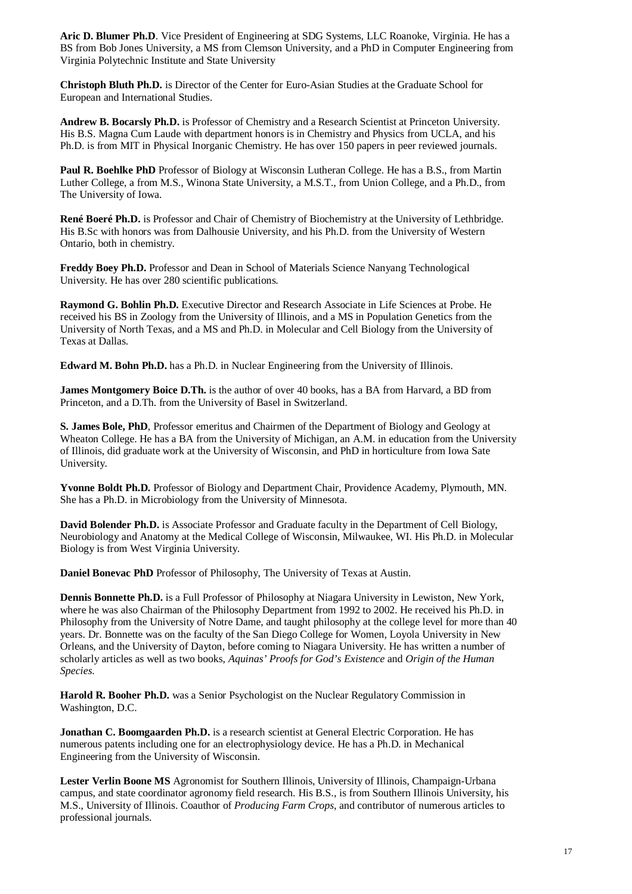**Aric D. Blumer Ph.D**. Vice President of Engineering at SDG Systems, LLC Roanoke, Virginia. He has a BS from Bob Jones University, a MS from Clemson University, and a PhD in Computer Engineering from Virginia Polytechnic Institute and State University

**Christoph Bluth Ph.D.** is Director of the Center for Euro-Asian Studies at the Graduate School for European and International Studies.

**Andrew B. Bocarsly Ph.D.** is Professor of Chemistry and a Research Scientist at Princeton University. His B.S. Magna Cum Laude with department honors is in Chemistry and Physics from UCLA, and his Ph.D. is from MIT in Physical Inorganic Chemistry. He has over 150 papers in peer reviewed journals.

**Paul R. Boehlke PhD** Professor of Biology at Wisconsin Lutheran College. He has a B.S., from Martin Luther College, a from M.S., Winona State University, a M.S.T., from Union College, and a Ph.D., from The University of Iowa.

**René Boeré Ph.D.** is Professor and Chair of Chemistry of Biochemistry at the University of Lethbridge. His B.Sc with honors was from Dalhousie University, and his Ph.D. from the University of Western Ontario, both in chemistry.

**Freddy Boey Ph.D.** Professor and Dean in School of Materials Science Nanyang Technological University. He has over 280 scientific publications.

**Raymond G. Bohlin Ph.D.** Executive Director and Research Associate in Life Sciences at Probe. He received his BS in Zoology from the University of Illinois, and a MS in Population Genetics from the University of North Texas, and a MS and Ph.D. in Molecular and Cell Biology from the University of Texas at Dallas.

**Edward M. Bohn Ph.D.** has a Ph.D. in Nuclear Engineering from the University of Illinois.

**James Montgomery Boice D.Th.** is the author of over 40 books, has a BA from Harvard, a BD from Princeton, and a D.Th. from the University of Basel in Switzerland.

**S. James Bole, PhD**, Professor emeritus and Chairmen of the Department of Biology and Geology at Wheaton College. He has a BA from the University of Michigan, an A.M. in education from the University of Illinois, did graduate work at the University of Wisconsin, and PhD in horticulture from Iowa Sate University.

**Yvonne Boldt Ph.D.** Professor of Biology and Department Chair, Providence Academy, Plymouth, MN. She has a Ph.D. in Microbiology from the University of Minnesota.

**David Bolender Ph.D.** is Associate Professor and Graduate faculty in the Department of Cell Biology, Neurobiology and Anatomy at the Medical College of Wisconsin, Milwaukee, WI. His Ph.D. in Molecular Biology is from West Virginia University.

**Daniel Bonevac PhD** Professor of Philosophy, The University of Texas at Austin.

**Dennis Bonnette Ph.D.** is a Full Professor of Philosophy at Niagara University in Lewiston, New York, where he was also Chairman of the Philosophy Department from 1992 to 2002. He received his Ph.D. in Philosophy from the University of Notre Dame, and taught philosophy at the college level for more than 40 years. Dr. Bonnette was on the faculty of the San Diego College for Women, Loyola University in New Orleans, and the University of Dayton, before coming to Niagara University. He has written a number of scholarly articles as well as two books, *Aquinas' Proofs for God's Existence* and *Origin of the Human Species.*

**Harold R. Booher Ph.D.** was a Senior Psychologist on the Nuclear Regulatory Commission in Washington, D.C.

**Jonathan C. Boomgaarden Ph.D.** is a research scientist at General Electric Corporation. He has numerous patents including one for an electrophysiology device. He has a Ph.D. in Mechanical Engineering from the University of Wisconsin.

**Lester Verlin Boone MS** Agronomist for Southern Illinois, University of Illinois, Champaign-Urbana campus, and state coordinator agronomy field research. His B.S., is from Southern Illinois University, his M.S., University of Illinois. Coauthor of *Producing Farm Crops*, and contributor of numerous articles to professional journals.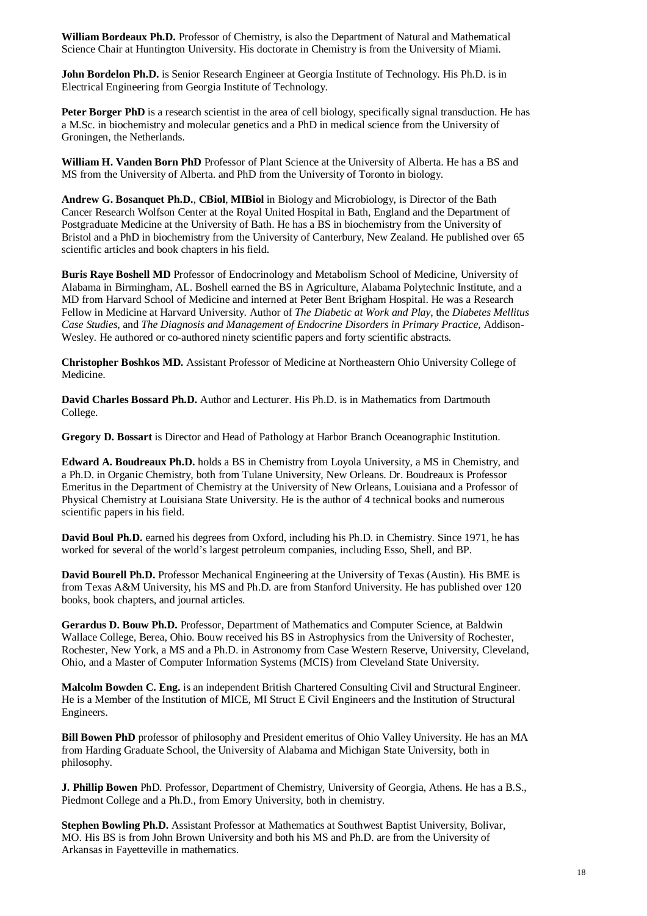**William Bordeaux Ph.D.** Professor of Chemistry, is also the Department of Natural and Mathematical Science Chair at Huntington University. His doctorate in Chemistry is from the University of Miami.

**John Bordelon Ph.D.** is Senior Research Engineer at Georgia Institute of Technology. His Ph.D. is in Electrical Engineering from Georgia Institute of Technology.

**Peter Borger PhD** is a research scientist in the area of cell biology, specifically signal transduction. He has a M.Sc. in biochemistry and molecular genetics and a PhD in medical science from the University of Groningen, the Netherlands.

**William H. Vanden Born PhD** Professor of Plant Science at the University of Alberta. He has a BS and MS from the University of Alberta. and PhD from the University of Toronto in biology.

**Andrew G. Bosanquet Ph.D.**, **CBiol**, **MIBiol** in Biology and Microbiology, is Director of the Bath Cancer Research Wolfson Center at the Royal United Hospital in Bath, England and the Department of Postgraduate Medicine at the University of Bath. He has a BS in biochemistry from the University of Bristol and a PhD in biochemistry from the University of Canterbury, New Zealand. He published over 65 scientific articles and book chapters in his field.

**Buris Raye Boshell MD** Professor of Endocrinology and Metabolism School of Medicine, University of Alabama in Birmingham, AL. Boshell earned the BS in Agriculture, Alabama Polytechnic Institute, and a MD from Harvard School of Medicine and interned at Peter Bent Brigham Hospital. He was a Research Fellow in Medicine at Harvard University. Author of *The Diabetic at Work and Play*, the *Diabetes Mellitus Case Studies*, and *The Diagnosis and Management of Endocrine Disorders in Primary Practice*, Addison-Wesley. He authored or co-authored ninety scientific papers and forty scientific abstracts.

**Christopher Boshkos MD.** Assistant Professor of Medicine at Northeastern Ohio University College of Medicine.

**David Charles Bossard Ph.D.** Author and Lecturer. His Ph.D. is in Mathematics from Dartmouth College.

**Gregory D. Bossart** is Director and Head of Pathology at Harbor Branch Oceanographic Institution.

**Edward A. Boudreaux Ph.D.** holds a BS in Chemistry from Loyola University, a MS in Chemistry, and a Ph.D. in Organic Chemistry, both from Tulane University, New Orleans. Dr. Boudreaux is Professor Emeritus in the Department of Chemistry at the University of New Orleans, Louisiana and a Professor of Physical Chemistry at Louisiana State University. He is the author of 4 technical books and numerous scientific papers in his field.

**David Boul Ph.D.** earned his degrees from Oxford, including his Ph.D. in Chemistry. Since 1971, he has worked for several of the world's largest petroleum companies, including Esso, Shell, and BP.

**David Bourell Ph.D.** Professor Mechanical Engineering at the University of Texas (Austin). His BME is from Texas A&M University, his MS and Ph.D. are from Stanford University. He has published over 120 books, book chapters, and journal articles.

**Gerardus D. Bouw Ph.D.** Professor, Department of Mathematics and Computer Science, at Baldwin Wallace College, Berea, Ohio. Bouw received his BS in Astrophysics from the University of Rochester, Rochester, New York, a MS and a Ph.D. in Astronomy from Case Western Reserve, University, Cleveland, Ohio, and a Master of Computer Information Systems (MCIS) from Cleveland State University.

**Malcolm Bowden C. Eng.** is an independent British Chartered Consulting Civil and Structural Engineer. He is a Member of the Institution of MICE, MI Struct E Civil Engineers and the Institution of Structural Engineers.

**Bill Bowen PhD** professor of philosophy and President emeritus of Ohio Valley University. He has an MA from Harding Graduate School, the University of Alabama and Michigan State University, both in philosophy.

**J. Phillip Bowen** PhD. Professor, Department of Chemistry, University of Georgia, Athens. He has a B.S., Piedmont College and a Ph.D., from Emory University, both in chemistry.

**Stephen Bowling Ph.D.** Assistant Professor at Mathematics at Southwest Baptist University, Bolivar, MO. His BS is from John Brown University and both his MS and Ph.D. are from the University of Arkansas in Fayetteville in mathematics.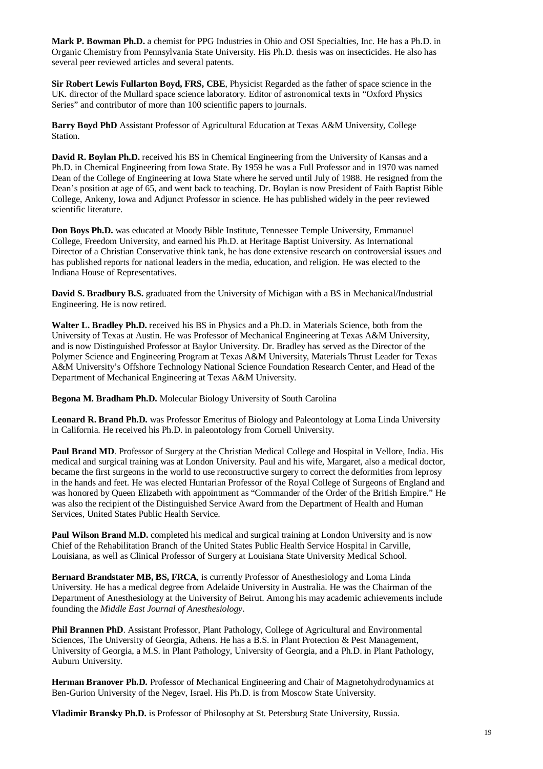**Mark P. Bowman Ph.D.** a chemist for PPG Industries in Ohio and OSI Specialties, Inc. He has a Ph.D. in Organic Chemistry from Pennsylvania State University. His Ph.D. thesis was on insecticides. He also has several peer reviewed articles and several patents.

**Sir Robert Lewis Fullarton Boyd, FRS, CBE**, Physicist Regarded as the father of space science in the UK. director of the Mullard space science laboratory. Editor of astronomical texts in "Oxford Physics Series" and contributor of more than 100 scientific papers to journals.

**Barry Boyd PhD** Assistant Professor of Agricultural Education at Texas A&M University, College Station.

**David R. Boylan Ph.D.** received his BS in Chemical Engineering from the University of Kansas and a Ph.D. in Chemical Engineering from Iowa State. By 1959 he was a Full Professor and in 1970 was named Dean of the College of Engineering at Iowa State where he served until July of 1988. He resigned from the Dean's position at age of 65, and went back to teaching. Dr. Boylan is now President of Faith Baptist Bible College, Ankeny, Iowa and Adjunct Professor in science. He has published widely in the peer reviewed scientific literature.

**Don Boys Ph.D.** was educated at Moody Bible Institute, Tennessee Temple University, Emmanuel College, Freedom University, and earned his Ph.D. at Heritage Baptist University. As International Director of a Christian Conservative think tank, he has done extensive research on controversial issues and has published reports for national leaders in the media, education, and religion. He was elected to the Indiana House of Representatives.

**David S. Bradbury B.S.** graduated from the University of Michigan with a BS in Mechanical/Industrial Engineering. He is now retired.

**Walter L. Bradley Ph.D.** received his BS in Physics and a Ph.D. in Materials Science, both from the University of Texas at Austin. He was Professor of Mechanical Engineering at Texas A&M University, and is now Distinguished Professor at Baylor University. Dr. Bradley has served as the Director of the Polymer Science and Engineering Program at Texas A&M University, Materials Thrust Leader for Texas A&M University's Offshore Technology National Science Foundation Research Center, and Head of the Department of Mechanical Engineering at Texas A&M University.

**Begona M. Bradham Ph.D.** Molecular Biology University of South Carolina

**Leonard R. Brand Ph.D.** was Professor Emeritus of Biology and Paleontology at Loma Linda University in California. He received his Ph.D. in paleontology from Cornell University.

**Paul Brand MD**. Professor of Surgery at the Christian Medical College and Hospital in Vellore, India. His medical and surgical training was at London University. Paul and his wife, Margaret, also a medical doctor, became the first surgeons in the world to use reconstructive surgery to correct the deformities from leprosy in the hands and feet. He was elected Huntarian Professor of the Royal College of Surgeons of England and was honored by Queen Elizabeth with appointment as "Commander of the Order of the British Empire." He was also the recipient of the Distinguished Service Award from the Department of Health and Human Services, United States Public Health Service.

**Paul Wilson Brand M.D.** completed his medical and surgical training at London University and is now Chief of the Rehabilitation Branch of the United States Public Health Service Hospital in Carville, Louisiana, as well as Clinical Professor of Surgery at Louisiana State University Medical School.

**Bernard Brandstater MB, BS, FRCA**, is currently Professor of Anesthesiology and Loma Linda University. He has a medical degree from Adelaide University in Australia. He was the Chairman of the Department of Anesthesiology at the University of Beirut. Among his may academic achievements include founding the *Middle East Journal of Anesthesiology*.

**Phil Brannen PhD**. Assistant Professor, Plant Pathology, College of Agricultural and Environmental Sciences, The University of Georgia, Athens. He has a B.S. in Plant Protection & Pest Management, University of Georgia, a M.S. in Plant Pathology, University of Georgia, and a Ph.D. in Plant Pathology, Auburn University.

**Herman Branover Ph.D.** Professor of Mechanical Engineering and Chair of Magnetohydrodynamics at Ben-Gurion University of the Negev, Israel. His Ph.D. is from Moscow State University.

**Vladimir Bransky Ph.D.** is Professor of Philosophy at St. Petersburg State University, Russia.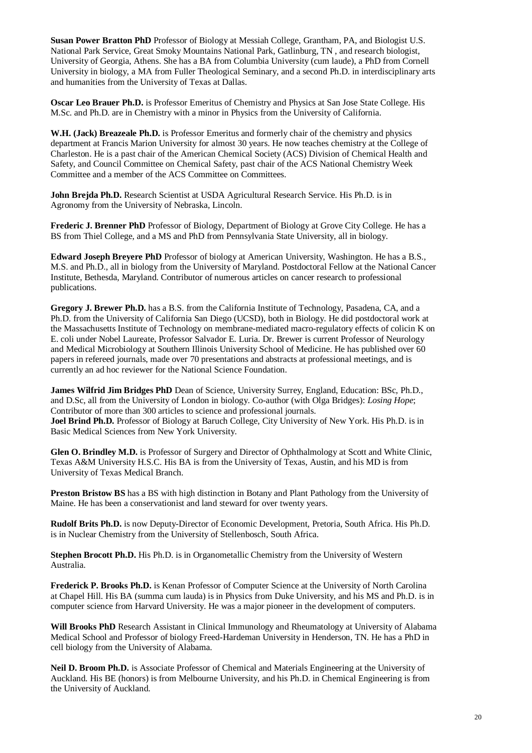**Susan Power Bratton PhD** Professor of Biology at Messiah College, Grantham, PA, and Biologist U.S. National Park Service, Great Smoky Mountains National Park, Gatlinburg, TN , and research biologist, University of Georgia, Athens. She has a BA from Columbia University (cum laude), a PhD from Cornell University in biology, a MA from Fuller Theological Seminary, and a second Ph.D. in interdisciplinary arts and humanities from the University of Texas at Dallas.

**Oscar Leo Brauer Ph.D.** is Professor Emeritus of Chemistry and Physics at San Jose State College. His M.Sc. and Ph.D. are in Chemistry with a minor in Physics from the University of California.

**W.H. (Jack) Breazeale Ph.D.** is Professor Emeritus and formerly chair of the chemistry and physics department at Francis Marion University for almost 30 years. He now teaches chemistry at the College of Charleston. He is a past chair of the American Chemical Society (ACS) Division of Chemical Health and Safety, and Council Committee on Chemical Safety, past chair of the ACS National Chemistry Week Committee and a member of the ACS Committee on Committees.

**John Brejda Ph.D.** Research Scientist at USDA Agricultural Research Service. His Ph.D. is in Agronomy from the University of Nebraska, Lincoln.

**Frederic J. Brenner PhD** Professor of Biology, Department of Biology at Grove City College. He has a BS from Thiel College, and a MS and PhD from Pennsylvania State University, all in biology.

**Edward Joseph Breyere PhD** Professor of biology at American University, Washington. He has a B.S., M.S. and Ph.D., all in biology from the University of Maryland. Postdoctoral Fellow at the National Cancer Institute, Bethesda, Maryland. Contributor of numerous articles on cancer research to professional publications.

**Gregory J. Brewer Ph.D.** has a B.S. from the California Institute of Technology, Pasadena, CA, and a Ph.D. from the University of California San Diego (UCSD), both in Biology. He did postdoctoral work at the Massachusetts Institute of Technology on membrane-mediated macro-regulatory effects of colicin K on E. coli under Nobel Laureate, Professor Salvador E. Luria. Dr. Brewer is current Professor of Neurology and Medical Microbiology at Southern Illinois University School of Medicine. He has published over 60 papers in refereed journals, made over 70 presentations and abstracts at professional meetings, and is currently an ad hoc reviewer for the National Science Foundation.

**James Wilfrid Jim Bridges PhD** Dean of Science, University Surrey, England, Education: BSc, Ph.D., and D.Sc, all from the University of London in biology. Co-author (with Olga Bridges): *Losing Hope*; Contributor of more than 300 articles to science and professional journals.
**Joel Brind Ph.D.** Professor of Biology at Baruch College, City University of New York. His Ph.D. is in Basic Medical Sciences from New York University.

**Glen O. Brindley M.D.** is Professor of Surgery and Director of Ophthalmology at Scott and White Clinic, Texas A&M University H.S.C. His BA is from the University of Texas, Austin, and his MD is from University of Texas Medical Branch.

**Preston Bristow BS** has a BS with high distinction in Botany and Plant Pathology from the University of Maine. He has been a conservationist and land steward for over twenty years.

**Rudolf Brits Ph.D.** is now Deputy-Director of Economic Development, Pretoria, South Africa. His Ph.D. is in Nuclear Chemistry from the University of Stellenbosch, South Africa.

**Stephen Brocott Ph.D.** His Ph.D. is in Organometallic Chemistry from the University of Western Australia.

**Frederick P. Brooks Ph.D.** is Kenan Professor of Computer Science at the University of North Carolina at Chapel Hill. His BA (summa cum lauda) is in Physics from Duke University, and his MS and Ph.D. is in computer science from Harvard University. He was a major pioneer in the development of computers.

**Will Brooks PhD** Research Assistant in Clinical Immunology and Rheumatology at University of Alabama Medical School and Professor of biology Freed-Hardeman University in Henderson, TN. He has a PhD in cell biology from the University of Alabama.

**Neil D. Broom Ph.D.** is Associate Professor of Chemical and Materials Engineering at the University of Auckland. His BE (honors) is from Melbourne University, and his Ph.D. in Chemical Engineering is from the University of Auckland.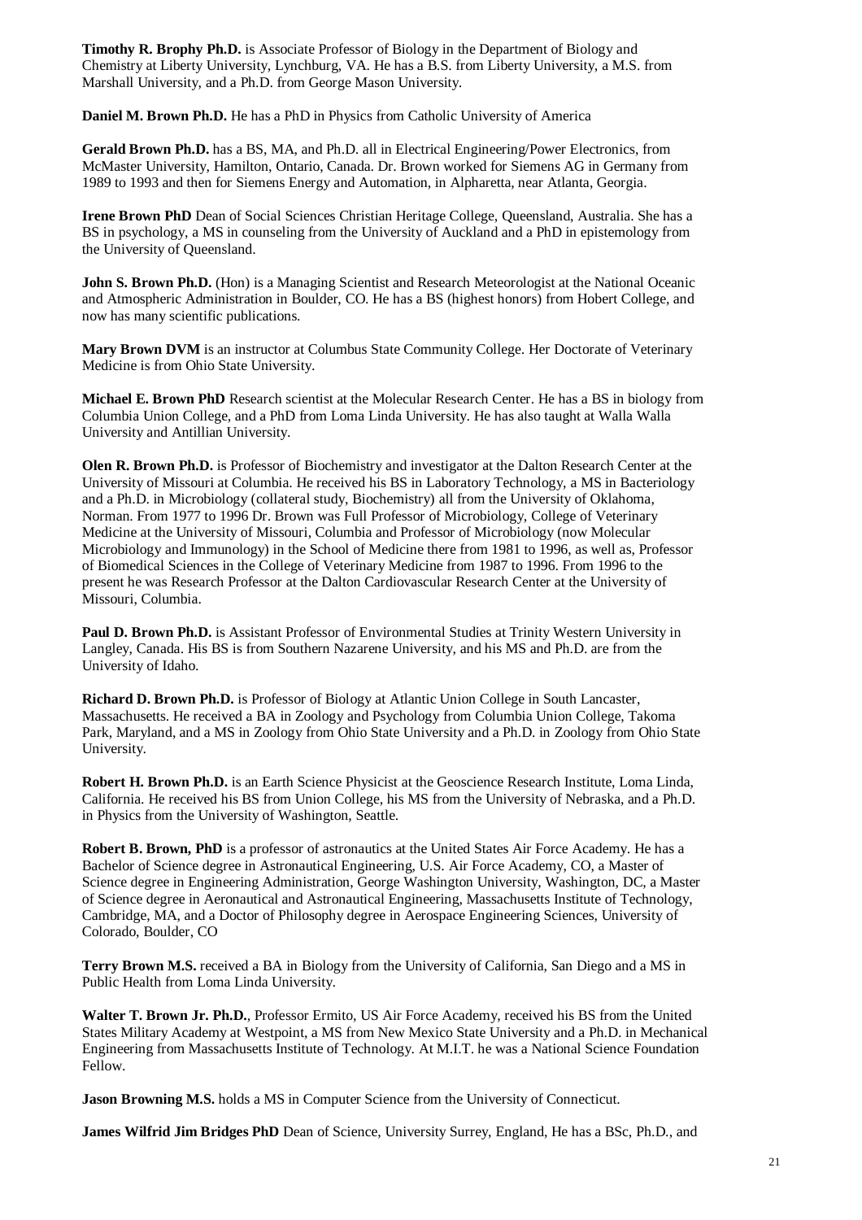**Timothy R. Brophy Ph.D.** is Associate Professor of Biology in the Department of Biology and Chemistry at Liberty University, Lynchburg, VA. He has a B.S. from Liberty University, a M.S. from Marshall University, and a Ph.D. from George Mason University.

**Daniel M. Brown Ph.D.** He has a PhD in Physics from Catholic University of America

**Gerald Brown Ph.D.** has a BS, MA, and Ph.D. all in Electrical Engineering/Power Electronics, from McMaster University, Hamilton, Ontario, Canada. Dr. Brown worked for Siemens AG in Germany from 1989 to 1993 and then for Siemens Energy and Automation, in Alpharetta, near Atlanta, Georgia.

**Irene Brown PhD** Dean of Social Sciences Christian Heritage College, Queensland, Australia. She has a BS in psychology, a MS in counseling from the University of Auckland and a PhD in epistemology from the University of Queensland.

**John S. Brown Ph.D.** (Hon) is a Managing Scientist and Research Meteorologist at the National Oceanic and Atmospheric Administration in Boulder, CO. He has a BS (highest honors) from Hobert College, and now has many scientific publications.

**Mary Brown DVM** is an instructor at Columbus State Community College. Her Doctorate of Veterinary Medicine is from Ohio State University.

**Michael E. Brown PhD** Research scientist at the Molecular Research Center. He has a BS in biology from Columbia Union College, and a PhD from Loma Linda University. He has also taught at Walla Walla University and Antillian University.

**Olen R. Brown Ph.D.** is Professor of Biochemistry and investigator at the Dalton Research Center at the University of Missouri at Columbia. He received his BS in Laboratory Technology, a MS in Bacteriology and a Ph.D. in Microbiology (collateral study, Biochemistry) all from the University of Oklahoma, Norman. From 1977 to 1996 Dr. Brown was Full Professor of Microbiology, College of Veterinary Medicine at the University of Missouri, Columbia and Professor of Microbiology (now Molecular Microbiology and Immunology) in the School of Medicine there from 1981 to 1996, as well as, Professor of Biomedical Sciences in the College of Veterinary Medicine from 1987 to 1996. From 1996 to the present he was Research Professor at the Dalton Cardiovascular Research Center at the University of Missouri, Columbia.

**Paul D. Brown Ph.D.** is Assistant Professor of Environmental Studies at Trinity Western University in Langley, Canada. His BS is from Southern Nazarene University, and his MS and Ph.D. are from the University of Idaho.

**Richard D. Brown Ph.D.** is Professor of Biology at Atlantic Union College in South Lancaster, Massachusetts. He received a BA in Zoology and Psychology from Columbia Union College, Takoma Park, Maryland, and a MS in Zoology from Ohio State University and a Ph.D. in Zoology from Ohio State University.

**Robert H. Brown Ph.D.** is an Earth Science Physicist at the Geoscience Research Institute, Loma Linda, California. He received his BS from Union College, his MS from the University of Nebraska, and a Ph.D. in Physics from the University of Washington, Seattle.

**Robert B. Brown, PhD** is a professor of astronautics at the United States Air Force Academy. He has a Bachelor of Science degree in Astronautical Engineering, U.S. Air Force Academy, CO, a Master of Science degree in Engineering Administration, George Washington University, Washington, DC, a Master of Science degree in Aeronautical and Astronautical Engineering, Massachusetts Institute of Technology, Cambridge, MA, and a Doctor of Philosophy degree in Aerospace Engineering Sciences, University of Colorado, Boulder, CO

**Terry Brown M.S.** received a BA in Biology from the University of California, San Diego and a MS in Public Health from Loma Linda University.

**Walter T. Brown Jr. Ph.D.**, Professor Ermito, US Air Force Academy, received his BS from the United States Military Academy at Westpoint, a MS from New Mexico State University and a Ph.D. in Mechanical Engineering from Massachusetts Institute of Technology. At M.I.T. he was a National Science Foundation Fellow.

**Jason Browning M.S.** holds a MS in Computer Science from the University of Connecticut.

**James Wilfrid Jim Bridges PhD** Dean of Science, University Surrey, England, He has a BSc, Ph.D., and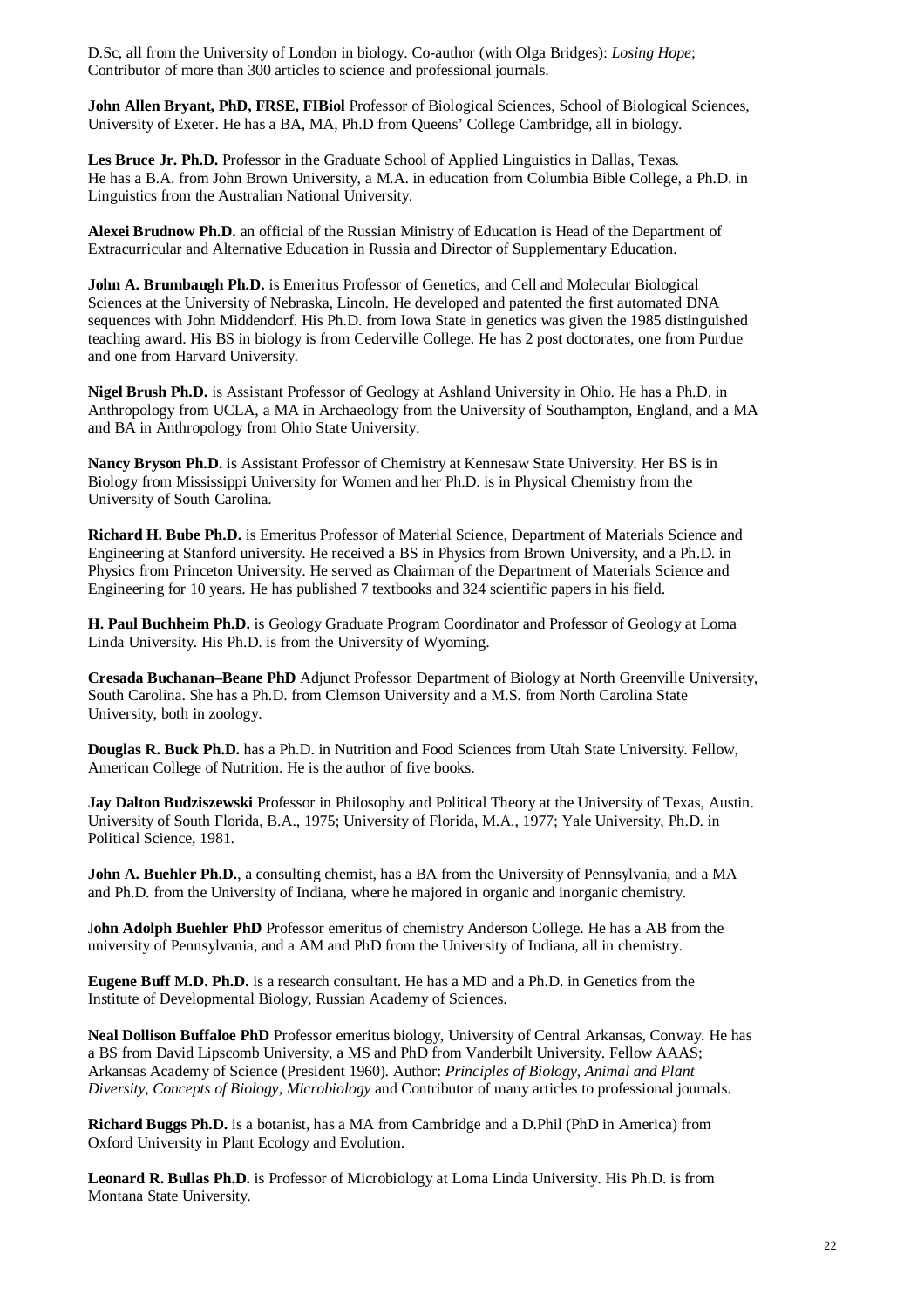D.Sc, all from the University of London in biology. Co-author (with Olga Bridges): *Losing Hope*; Contributor of more than 300 articles to science and professional journals.

**John Allen Bryant, PhD, FRSE, FIBiol** Professor of Biological Sciences, School of Biological Sciences, University of Exeter. He has a BA, MA, Ph.D from Queens' College Cambridge, all in biology.

**Les Bruce Jr. Ph.D.** Professor in the Graduate School of Applied Linguistics in Dallas, Texas. He has a B.A. from John Brown University, a M.A. in education from Columbia Bible College, a Ph.D. in Linguistics from the Australian National University.

**Alexei Brudnow Ph.D.** an official of the Russian Ministry of Education is Head of the Department of Extracurricular and Alternative Education in Russia and Director of Supplementary Education.

**John A. Brumbaugh Ph.D.** is Emeritus Professor of Genetics, and Cell and Molecular Biological Sciences at the University of Nebraska, Lincoln. He developed and patented the first automated DNA sequences with John Middendorf. His Ph.D. from Iowa State in genetics was given the 1985 distinguished teaching award. His BS in biology is from Cederville College. He has 2 post doctorates, one from Purdue and one from Harvard University.

**Nigel Brush Ph.D.** is Assistant Professor of Geology at Ashland University in Ohio. He has a Ph.D. in Anthropology from UCLA, a MA in Archaeology from the University of Southampton, England, and a MA and BA in Anthropology from Ohio State University.

**Nancy Bryson Ph.D.** is Assistant Professor of Chemistry at Kennesaw State University. Her BS is in Biology from Mississippi University for Women and her Ph.D. is in Physical Chemistry from the University of South Carolina.

**Richard H. Bube Ph.D.** is Emeritus Professor of Material Science, Department of Materials Science and Engineering at Stanford university. He received a BS in Physics from Brown University, and a Ph.D. in Physics from Princeton University. He served as Chairman of the Department of Materials Science and Engineering for 10 years. He has published 7 textbooks and 324 scientific papers in his field.

**H. Paul Buchheim Ph.D.** is Geology Graduate Program Coordinator and Professor of Geology at Loma Linda University. His Ph.D. is from the University of Wyoming.

**Cresada Buchanan–Beane PhD** Adjunct Professor Department of Biology at North Greenville University, South Carolina. She has a Ph.D. from Clemson University and a M.S. from North Carolina State University, both in zoology.

**Douglas R. Buck Ph.D.** has a Ph.D. in Nutrition and Food Sciences from Utah State University. Fellow, American College of Nutrition. He is the author of five books.

**Jay Dalton Budziszewski** Professor in Philosophy and Political Theory at the University of Texas, Austin. University of South Florida, B.A., 1975; University of Florida, M.A., 1977; Yale University, Ph.D. in Political Science, 1981.

**John A. Buehler Ph.D.**, a consulting chemist, has a BA from the University of Pennsylvania, and a MA and Ph.D. from the University of Indiana, where he majored in organic and inorganic chemistry.

**John Adolph Buehler PhD** Professor emeritus of chemistry Anderson College. He has a AB from the university of Pennsylvania, and a AM and PhD from the University of Indiana, all in chemistry.

**Eugene Buff M.D. Ph.D.** is a research consultant. He has a MD and a Ph.D. in Genetics from the Institute of Developmental Biology, Russian Academy of Sciences.

**Neal Dollison Buffaloe PhD** Professor emeritus biology, University of Central Arkansas, Conway. He has a BS from David Lipscomb University, a MS and PhD from Vanderbilt University. Fellow AAAS; Arkansas Academy of Science (President 1960). Author: *Principles of Biology*, *Animal and Plant Diversity*, *Concepts of Biology*, *Microbiology* and Contributor of many articles to professional journals.

**Richard Buggs Ph.D.** is a botanist, has a MA from Cambridge and a D.Phil (PhD in America) from Oxford University in Plant Ecology and Evolution.

**Leonard R. Bullas Ph.D.** is Professor of Microbiology at Loma Linda University. His Ph.D. is from Montana State University.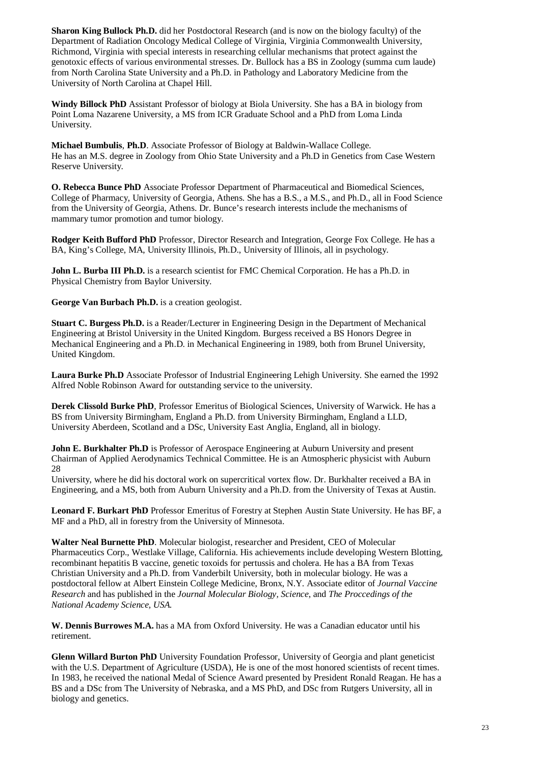**Sharon King Bullock Ph.D.** did her Postdoctoral Research (and is now on the biology faculty) of the Department of Radiation Oncology Medical College of Virginia, Virginia Commonwealth University, Richmond, Virginia with special interests in researching cellular mechanisms that protect against the genotoxic effects of various environmental stresses. Dr. Bullock has a BS in Zoology (summa cum laude) from North Carolina State University and a Ph.D. in Pathology and Laboratory Medicine from the University of North Carolina at Chapel Hill.

**Windy Billock PhD** Assistant Professor of biology at Biola University. She has a BA in biology from Point Loma Nazarene University, a MS from ICR Graduate School and a PhD from Loma Linda University.

**Michael Bumbulis**, **Ph.D**. Associate Professor of Biology at Baldwin-Wallace College. He has an M.S. degree in Zoology from Ohio State University and a Ph.D in Genetics from Case Western Reserve University.

**O. Rebecca Bunce PhD** Associate Professor Department of Pharmaceutical and Biomedical Sciences, College of Pharmacy, University of Georgia, Athens. She has a B.S., a M.S., and Ph.D., all in Food Science from the University of Georgia, Athens. Dr. Bunce's research interests include the mechanisms of mammary tumor promotion and tumor biology.

**Rodger Keith Bufford PhD** Professor, Director Research and Integration, George Fox College. He has a BA, King's College, MA, University Illinois, Ph.D., University of Illinois, all in psychology.

**John L. Burba III Ph.D.** is a research scientist for FMC Chemical Corporation. He has a Ph.D. in Physical Chemistry from Baylor University.

**George Van Burbach Ph.D.** is a creation geologist.

**Stuart C. Burgess Ph.D.** is a Reader/Lecturer in Engineering Design in the Department of Mechanical Engineering at Bristol University in the United Kingdom. Burgess received a BS Honors Degree in Mechanical Engineering and a Ph.D. in Mechanical Engineering in 1989, both from Brunel University, United Kingdom.

**Laura Burke Ph.D** Associate Professor of Industrial Engineering Lehigh University. She earned the 1992 Alfred Noble Robinson Award for outstanding service to the university.

**Derek Clissold Burke PhD**, Professor Emeritus of Biological Sciences, University of Warwick. He has a BS from University Birmingham, England a Ph.D. from University Birmingham, England a LLD, University Aberdeen, Scotland and a DSc, University East Anglia, England, all in biology.

**John E. Burkhalter Ph.D** is Professor of Aerospace Engineering at Auburn University and present Chairman of Applied Aerodynamics Technical Committee. He is an Atmospheric physicist with Auburn 28
University, where he did his doctoral work on supercritical vortex flow. Dr. Burkhalter received a BA in Engineering, and a MS, both from Auburn University and a Ph.D. from the University of Texas at Austin.

**Leonard F. Burkart PhD** Professor Emeritus of Forestry at Stephen Austin State University. He has BF, a MF and a PhD, all in forestry from the University of Minnesota.

**Walter Neal Burnette PhD**. Molecular biologist, researcher and President, CEO of Molecular Pharmaceutics Corp., Westlake Village, California. His achievements include developing Western Blotting, recombinant hepatitis B vaccine, genetic toxoids for pertussis and cholera. He has a BA from Texas Christian University and a Ph.D. from Vanderbilt University, both in molecular biology. He was a postdoctoral fellow at Albert Einstein College Medicine, Bronx, N.Y. Associate editor of *Journal Vaccine Research* and has published in the *Journal Molecular Biology*, *Science*, and *The Proccedings of the National Academy Science, USA*.

**W. Dennis Burrowes M.A.** has a MA from Oxford University. He was a Canadian educator until his retirement.

**Glenn Willard Burton PhD** University Foundation Professor, University of Georgia and plant geneticist with the U.S. Department of Agriculture (USDA), He is one of the most honored scientists of recent times. In 1983, he received the national Medal of Science Award presented by President Ronald Reagan. He has a BS and a DSc from The University of Nebraska, and a MS PhD, and DSc from Rutgers University, all in biology and genetics.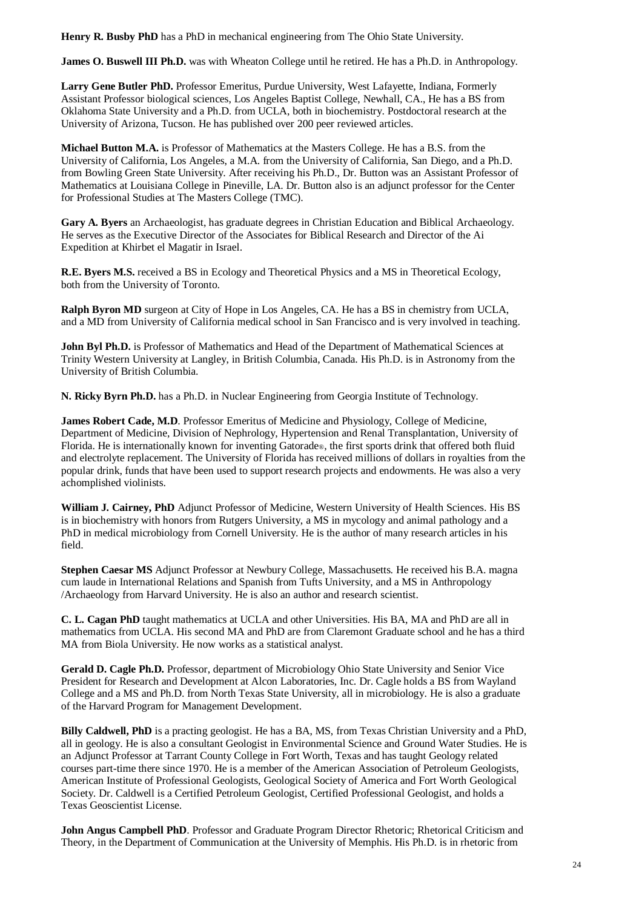**Henry R. Busby PhD** has a PhD in mechanical engineering from The Ohio State University.

**James O. Buswell III Ph.D.** was with Wheaton College until he retired. He has a Ph.D. in Anthropology.

**Larry Gene Butler PhD.** Professor Emeritus, Purdue University, West Lafayette, Indiana, Formerly Assistant Professor biological sciences, Los Angeles Baptist College, Newhall, CA., He has a BS from Oklahoma State University and a Ph.D. from UCLA, both in biochemistry. Postdoctoral research at the University of Arizona, Tucson. He has published over 200 peer reviewed articles.

**Michael Button M.A.** is Professor of Mathematics at the Masters College. He has a B.S. from the University of California, Los Angeles, a M.A. from the University of California, San Diego, and a Ph.D. from Bowling Green State University. After receiving his Ph.D., Dr. Button was an Assistant Professor of Mathematics at Louisiana College in Pineville, LA. Dr. Button also is an adjunct professor for the Center for Professional Studies at The Masters College (TMC).

**Gary A. Byers** an Archaeologist, has graduate degrees in Christian Education and Biblical Archaeology. He serves as the Executive Director of the Associates for Biblical Research and Director of the Ai Expedition at Khirbet el Magatir in Israel.

**R.E. Byers M.S.** received a BS in Ecology and Theoretical Physics and a MS in Theoretical Ecology, both from the University of Toronto.

**Ralph Byron MD** surgeon at City of Hope in Los Angeles, CA. He has a BS in chemistry from UCLA, and a MD from University of California medical school in San Francisco and is very involved in teaching.

**John Byl Ph.D.** is Professor of Mathematics and Head of the Department of Mathematical Sciences at Trinity Western University at Langley, in British Columbia, Canada. His Ph.D. is in Astronomy from the University of British Columbia.

**N. Ricky Byrn Ph.D.** has a Ph.D. in Nuclear Engineering from Georgia Institute of Technology.

**James Robert Cade, M.D**. Professor Emeritus of Medicine and Physiology, College of Medicine, Department of Medicine, Division of Nephrology, Hypertension and Renal Transplantation, University of Florida. He is internationally known for inventing Gatorade®, the first sports drink that offered both fluid and electrolyte replacement. The University of Florida has received millions of dollars in royalties from the popular drink, funds that have been used to support research projects and endowments. He was also a very achomplished violinists.

**William J. Cairney, PhD** Adjunct Professor of Medicine, Western University of Health Sciences. His BS is in biochemistry with honors from Rutgers University, a MS in mycology and animal pathology and a PhD in medical microbiology from Cornell University. He is the author of many research articles in his field.

**Stephen Caesar MS** Adjunct Professor at Newbury College, Massachusetts. He received his B.A. magna cum laude in International Relations and Spanish from Tufts University, and a MS in Anthropology /Archaeology from Harvard University. He is also an author and research scientist.

**C. L. Cagan PhD** taught mathematics at UCLA and other Universities. His BA, MA and PhD are all in mathematics from UCLA. His second MA and PhD are from Claremont Graduate school and he has a third MA from Biola University. He now works as a statistical analyst.

**Gerald D. Cagle Ph.D.** Professor, department of Microbiology Ohio State University and Senior Vice President for Research and Development at Alcon Laboratories, Inc. Dr. Cagle holds a BS from Wayland College and a MS and Ph.D. from North Texas State University, all in microbiology. He is also a graduate of the Harvard Program for Management Development.

**Billy Caldwell, PhD** is a practing geologist. He has a BA, MS, from Texas Christian University and a PhD, all in geology. He is also a consultant Geologist in Environmental Science and Ground Water Studies. He is an Adjunct Professor at Tarrant County College in Fort Worth, Texas and has taught Geology related courses part-time there since 1970. He is a member of the American Association of Petroleum Geologists, American Institute of Professional Geologists, Geological Society of America and Fort Worth Geological Society. Dr. Caldwell is a Certified Petroleum Geologist, Certified Professional Geologist, and holds a Texas Geoscientist License.

**John Angus Campbell PhD**. Professor and Graduate Program Director Rhetoric; Rhetorical Criticism and Theory, in the Department of Communication at the University of Memphis. His Ph.D. is in rhetoric from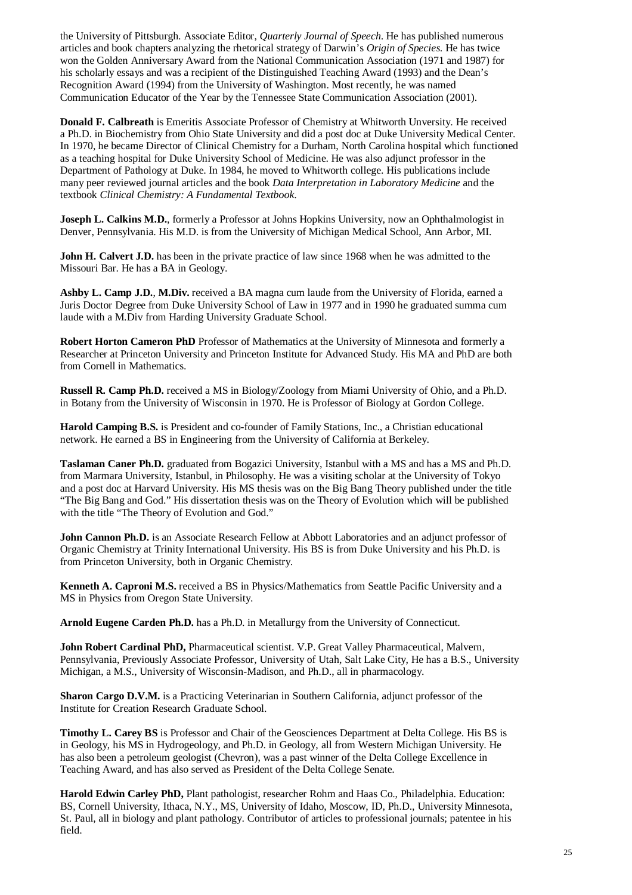the University of Pittsburgh. Associate Editor, *Quarterly Journal of Speech*. He has published numerous articles and book chapters analyzing the rhetorical strategy of Darwin's *Origin of Species.* He has twice won the Golden Anniversary Award from the National Communication Association (1971 and 1987) for his scholarly essays and was a recipient of the Distinguished Teaching Award (1993) and the Dean's Recognition Award (1994) from the University of Washington. Most recently, he was named Communication Educator of the Year by the Tennessee State Communication Association (2001).

**Donald F. Calbreath** is Emeritis Associate Professor of Chemistry at Whitworth Unversity. He received a Ph.D. in Biochemistry from Ohio State University and did a post doc at Duke University Medical Center. In 1970, he became Director of Clinical Chemistry for a Durham, North Carolina hospital which functioned as a teaching hospital for Duke University School of Medicine. He was also adjunct professor in the Department of Pathology at Duke. In 1984, he moved to Whitworth college. His publications include many peer reviewed journal articles and the book *Data Interpretation in Laboratory Medicine* and the textbook *Clinical Chemistry: A Fundamental Textbook*.

**Joseph L. Calkins M.D.**, formerly a Professor at Johns Hopkins University, now an Ophthalmologist in Denver, Pennsylvania. His M.D. is from the University of Michigan Medical School, Ann Arbor, MI.

**John H. Calvert J.D.** has been in the private practice of law since 1968 when he was admitted to the Missouri Bar. He has a BA in Geology.

**Ashby L. Camp J.D.**, **M.Div.** received a BA magna cum laude from the University of Florida, earned a Juris Doctor Degree from Duke University School of Law in 1977 and in 1990 he graduated summa cum laude with a M.Div from Harding University Graduate School.

**Robert Horton Cameron PhD** Professor of Mathematics at the University of Minnesota and formerly a Researcher at Princeton University and Princeton Institute for Advanced Study. His MA and PhD are both from Cornell in Mathematics.

**Russell R. Camp Ph.D.** received a MS in Biology/Zoology from Miami University of Ohio, and a Ph.D. in Botany from the University of Wisconsin in 1970. He is Professor of Biology at Gordon College.

**Harold Camping B.S.** is President and co-founder of Family Stations, Inc., a Christian educational network. He earned a BS in Engineering from the University of California at Berkeley.

**Taslaman Caner Ph.D.** graduated from Bogazici University, Istanbul with a MS and has a MS and Ph.D. from Marmara University, Istanbul, in Philosophy. He was a visiting scholar at the University of Tokyo and a post doc at Harvard University. His MS thesis was on the Big Bang Theory published under the title "The Big Bang and God." His dissertation thesis was on the Theory of Evolution which will be published with the title "The Theory of Evolution and God."

**John Cannon Ph.D.** is an Associate Research Fellow at Abbott Laboratories and an adjunct professor of Organic Chemistry at Trinity International University. His BS is from Duke University and his Ph.D. is from Princeton University, both in Organic Chemistry.

**Kenneth A. Caproni M.S.** received a BS in Physics/Mathematics from Seattle Pacific University and a MS in Physics from Oregon State University.

**Arnold Eugene Carden Ph.D.** has a Ph.D. in Metallurgy from the University of Connecticut.

**John Robert Cardinal PhD,** Pharmaceutical scientist. V.P. Great Valley Pharmaceutical, Malvern, Pennsylvania, Previously Associate Professor, University of Utah, Salt Lake City, He has a B.S., University Michigan, a M.S., University of Wisconsin-Madison, and Ph.D., all in pharmacology.

**Sharon Cargo D.V.M.** is a Practicing Veterinarian in Southern California, adjunct professor of the Institute for Creation Research Graduate School.

**Timothy L. Carey BS** is Professor and Chair of the Geosciences Department at Delta College. His BS is in Geology, his MS in Hydrogeology, and Ph.D. in Geology, all from Western Michigan University. He has also been a petroleum geologist (Chevron), was a past winner of the Delta College Excellence in Teaching Award, and has also served as President of the Delta College Senate.

**Harold Edwin Carley PhD,** Plant pathologist, researcher Rohm and Haas Co., Philadelphia. Education: BS, Cornell University, Ithaca, N.Y., MS, University of Idaho, Moscow, ID, Ph.D., University Minnesota, St. Paul, all in biology and plant pathology. Contributor of articles to professional journals; patentee in his field.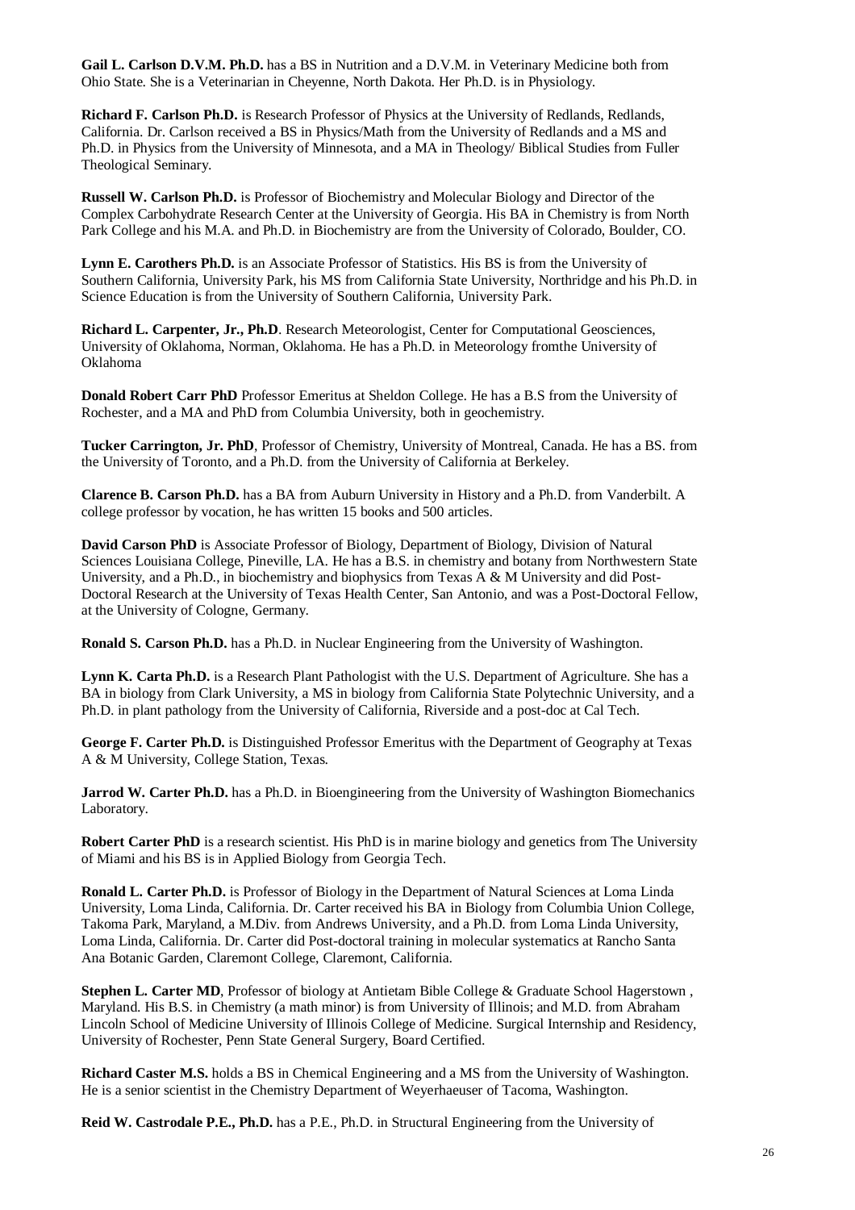**Gail L. Carlson D.V.M. Ph.D.** has a BS in Nutrition and a D.V.M. in Veterinary Medicine both from Ohio State. She is a Veterinarian in Cheyenne, North Dakota. Her Ph.D. is in Physiology.

**Richard F. Carlson Ph.D.** is Research Professor of Physics at the University of Redlands, Redlands, California. Dr. Carlson received a BS in Physics/Math from the University of Redlands and a MS and Ph.D. in Physics from the University of Minnesota, and a MA in Theology/ Biblical Studies from Fuller Theological Seminary.

**Russell W. Carlson Ph.D.** is Professor of Biochemistry and Molecular Biology and Director of the Complex Carbohydrate Research Center at the University of Georgia. His BA in Chemistry is from North Park College and his M.A. and Ph.D. in Biochemistry are from the University of Colorado, Boulder, CO.

**Lynn E. Carothers Ph.D.** is an Associate Professor of Statistics. His BS is from the University of Southern California, University Park, his MS from California State University, Northridge and his Ph.D. in Science Education is from the University of Southern California, University Park.

**Richard L. Carpenter, Jr., Ph.D**. Research Meteorologist, Center for Computational Geosciences, University of Oklahoma, Norman, Oklahoma. He has a Ph.D. in Meteorology fromthe University of Oklahoma

**Donald Robert Carr PhD** Professor Emeritus at Sheldon College. He has a B.S from the University of Rochester, and a MA and PhD from Columbia University, both in geochemistry.

**Tucker Carrington, Jr. PhD**, Professor of Chemistry, University of Montreal, Canada. He has a BS. from the University of Toronto, and a Ph.D. from the University of California at Berkeley.

**Clarence B. Carson Ph.D.** has a BA from Auburn University in History and a Ph.D. from Vanderbilt. A college professor by vocation, he has written 15 books and 500 articles.

**David Carson PhD** is Associate Professor of Biology, Department of Biology, Division of Natural Sciences Louisiana College, Pineville, LA. He has a B.S. in chemistry and botany from Northwestern State University, and a Ph.D., in biochemistry and biophysics from Texas A & M University and did Post-Doctoral Research at the University of Texas Health Center, San Antonio, and was a Post-Doctoral Fellow, at the University of Cologne, Germany.

**Ronald S. Carson Ph.D.** has a Ph.D. in Nuclear Engineering from the University of Washington.

**Lynn K. Carta Ph.D.** is a Research Plant Pathologist with the U.S. Department of Agriculture. She has a BA in biology from Clark University, a MS in biology from California State Polytechnic University, and a Ph.D. in plant pathology from the University of California, Riverside and a post-doc at Cal Tech.

**George F. Carter Ph.D.** is Distinguished Professor Emeritus with the Department of Geography at Texas A & M University, College Station, Texas.

**Jarrod W. Carter Ph.D.** has a Ph.D. in Bioengineering from the University of Washington Biomechanics Laboratory.

**Robert Carter PhD** is a research scientist. His PhD is in marine biology and genetics from The University of Miami and his BS is in Applied Biology from Georgia Tech.

**Ronald L. Carter Ph.D.** is Professor of Biology in the Department of Natural Sciences at Loma Linda University, Loma Linda, California. Dr. Carter received his BA in Biology from Columbia Union College, Takoma Park, Maryland, a M.Div. from Andrews University, and a Ph.D. from Loma Linda University, Loma Linda, California. Dr. Carter did Post-doctoral training in molecular systematics at Rancho Santa Ana Botanic Garden, Claremont College, Claremont, California.

**Stephen L. Carter MD**, Professor of biology at Antietam Bible College & Graduate School Hagerstown , Maryland. His B.S. in Chemistry (a math minor) is from University of Illinois; and M.D. from Abraham Lincoln School of Medicine University of Illinois College of Medicine. Surgical Internship and Residency, University of Rochester, Penn State General Surgery, Board Certified.

**Richard Caster M.S.** holds a BS in Chemical Engineering and a MS from the University of Washington. He is a senior scientist in the Chemistry Department of Weyerhaeuser of Tacoma, Washington.

**Reid W. Castrodale P.E., Ph.D.** has a P.E., Ph.D. in Structural Engineering from the University of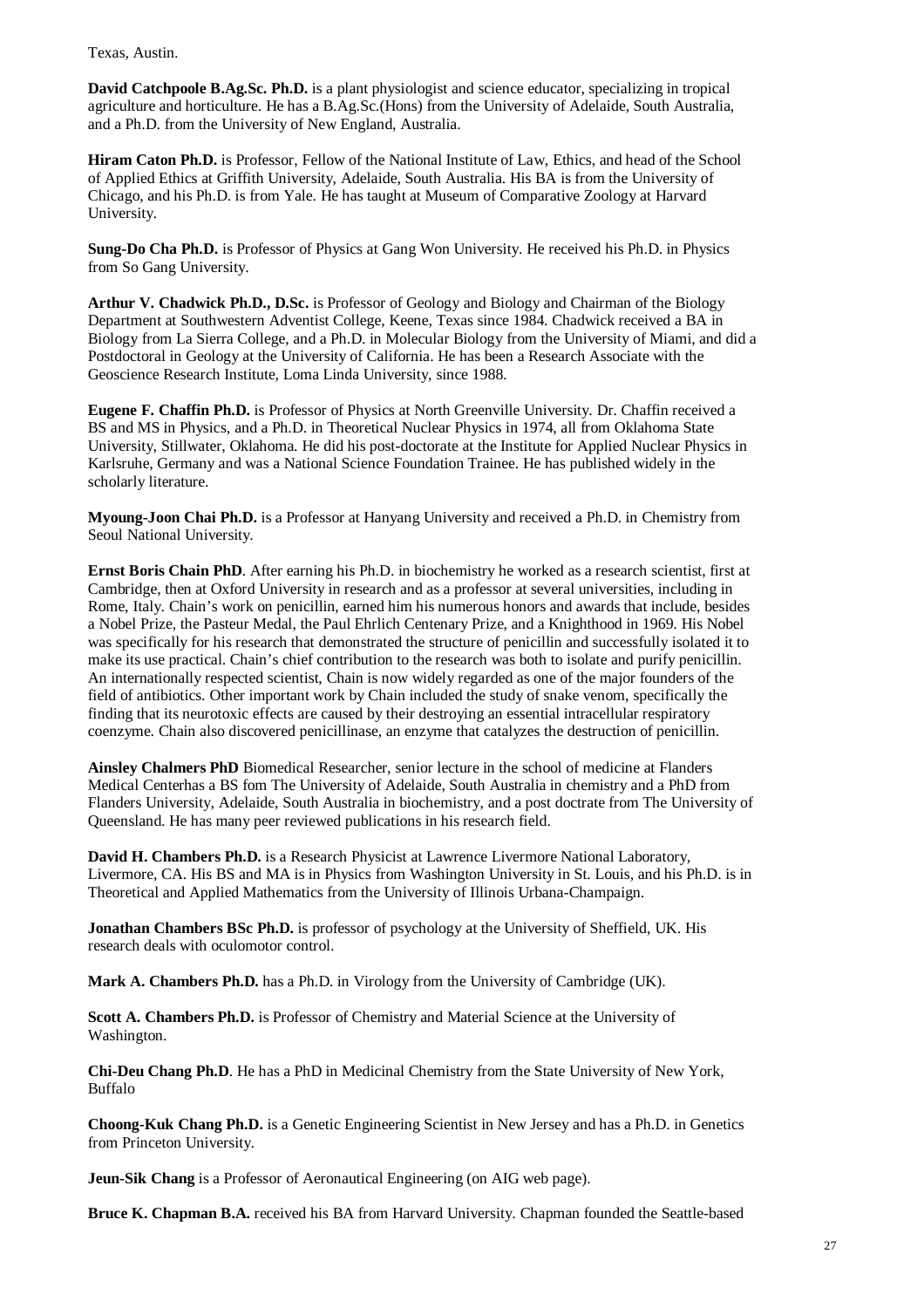Texas, Austin.

**David Catchpoole B.Ag.Sc. Ph.D.** is a plant physiologist and science educator, specializing in tropical agriculture and horticulture. He has a B.Ag.Sc.(Hons) from the University of Adelaide, South Australia, and a Ph.D. from the University of New England, Australia.

**Hiram Caton Ph.D.** is Professor, Fellow of the National Institute of Law, Ethics, and head of the School of Applied Ethics at Griffith University, Adelaide, South Australia. His BA is from the University of Chicago, and his Ph.D. is from Yale. He has taught at Museum of Comparative Zoology at Harvard University.

**Sung-Do Cha Ph.D.** is Professor of Physics at Gang Won University. He received his Ph.D. in Physics from So Gang University.

**Arthur V. Chadwick Ph.D., D.Sc.** is Professor of Geology and Biology and Chairman of the Biology Department at Southwestern Adventist College, Keene, Texas since 1984. Chadwick received a BA in Biology from La Sierra College, and a Ph.D. in Molecular Biology from the University of Miami, and did a Postdoctoral in Geology at the University of California. He has been a Research Associate with the Geoscience Research Institute, Loma Linda University, since 1988.

**Eugene F. Chaffin Ph.D.** is Professor of Physics at North Greenville University. Dr. Chaffin received a BS and MS in Physics, and a Ph.D. in Theoretical Nuclear Physics in 1974, all from Oklahoma State University, Stillwater, Oklahoma. He did his post-doctorate at the Institute for Applied Nuclear Physics in Karlsruhe, Germany and was a National Science Foundation Trainee. He has published widely in the scholarly literature.

**Myoung-Joon Chai Ph.D.** is a Professor at Hanyang University and received a Ph.D. in Chemistry from Seoul National University.

**Ernst Boris Chain PhD**. After earning his Ph.D. in biochemistry he worked as a research scientist, first at Cambridge, then at Oxford University in research and as a professor at several universities, including in Rome, Italy. Chain's work on penicillin, earned him his numerous honors and awards that include, besides a Nobel Prize, the Pasteur Medal, the Paul Ehrlich Centenary Prize, and a Knighthood in 1969. His Nobel was specifically for his research that demonstrated the structure of penicillin and successfully isolated it to make its use practical. Chain's chief contribution to the research was both to isolate and purify penicillin. An internationally respected scientist, Chain is now widely regarded as one of the major founders of the field of antibiotics. Other important work by Chain included the study of snake venom, specifically the finding that its neurotoxic effects are caused by their destroying an essential intracellular respiratory coenzyme. Chain also discovered penicillinase, an enzyme that catalyzes the destruction of penicillin.

**Ainsley Chalmers PhD** Biomedical Researcher, senior lecture in the school of medicine at Flanders Medical Centerhas a BS fom The University of Adelaide, South Australia in chemistry and a PhD from Flanders University, Adelaide, South Australia in biochemistry, and a post doctrate from The University of Queensland. He has many peer reviewed publications in his research field.

**David H. Chambers Ph.D.** is a Research Physicist at Lawrence Livermore National Laboratory, Livermore, CA. His BS and MA is in Physics from Washington University in St. Louis, and his Ph.D. is in Theoretical and Applied Mathematics from the University of Illinois Urbana-Champaign.

**Jonathan Chambers BSc Ph.D.** is professor of psychology at the University of Sheffield, UK. His research deals with oculomotor control.

**Mark A. Chambers Ph.D.** has a Ph.D. in Virology from the University of Cambridge (UK).

**Scott A. Chambers Ph.D.** is Professor of Chemistry and Material Science at the University of Washington.

**Chi-Deu Chang Ph.D**. He has a PhD in Medicinal Chemistry from the State University of New York, Buffalo

**Choong-Kuk Chang Ph.D.** is a Genetic Engineering Scientist in New Jersey and has a Ph.D. in Genetics from Princeton University.

**Jeun-Sik Chang** is a Professor of Aeronautical Engineering (on AIG web page).

**Bruce K. Chapman B.A.** received his BA from Harvard University. Chapman founded the Seattle-based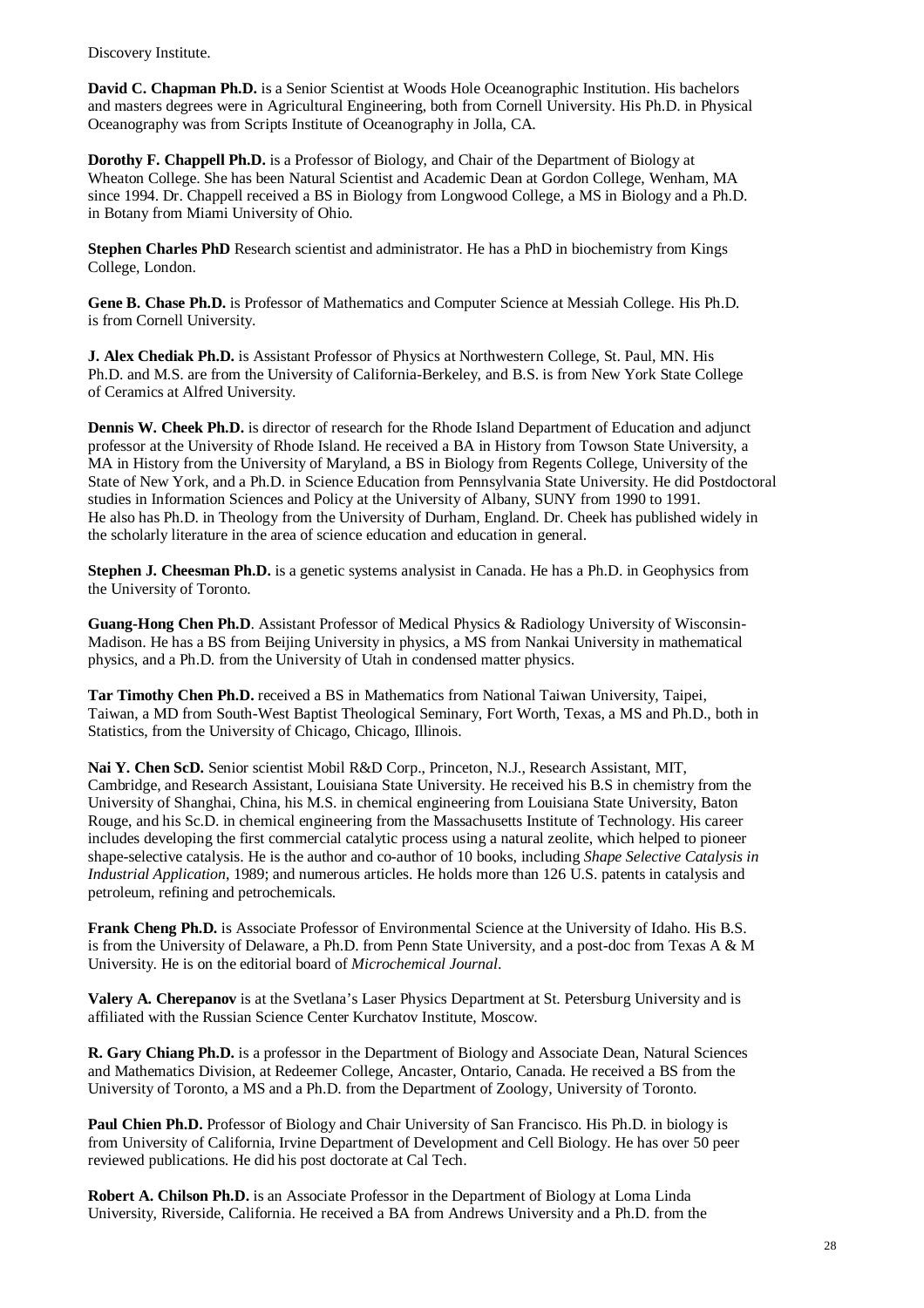Discovery Institute.

**David C. Chapman Ph.D.** is a Senior Scientist at Woods Hole Oceanographic Institution. His bachelors and masters degrees were in Agricultural Engineering, both from Cornell University. His Ph.D. in Physical Oceanography was from Scripts Institute of Oceanography in Jolla, CA.

**Dorothy F. Chappell Ph.D.** is a Professor of Biology, and Chair of the Department of Biology at Wheaton College. She has been Natural Scientist and Academic Dean at Gordon College, Wenham, MA since 1994. Dr. Chappell received a BS in Biology from Longwood College, a MS in Biology and a Ph.D. in Botany from Miami University of Ohio.

**Stephen Charles PhD** Research scientist and administrator. He has a PhD in biochemistry from Kings College, London.

**Gene B. Chase Ph.D.** is Professor of Mathematics and Computer Science at Messiah College. His Ph.D. is from Cornell University.

**J. Alex Chediak Ph.D.** is Assistant Professor of Physics at Northwestern College, St. Paul, MN. His Ph.D. and M.S. are from the University of California-Berkeley, and B.S. is from New York State College of Ceramics at Alfred University.

**Dennis W. Cheek Ph.D.** is director of research for the Rhode Island Department of Education and adjunct professor at the University of Rhode Island. He received a BA in History from Towson State University, a MA in History from the University of Maryland, a BS in Biology from Regents College, University of the State of New York, and a Ph.D. in Science Education from Pennsylvania State University. He did Postdoctoral studies in Information Sciences and Policy at the University of Albany, SUNY from 1990 to 1991. He also has Ph.D. in Theology from the University of Durham, England. Dr. Cheek has published widely in the scholarly literature in the area of science education and education in general.

**Stephen J. Cheesman Ph.D.** is a genetic systems analysist in Canada. He has a Ph.D. in Geophysics from the University of Toronto.

**Guang-Hong Chen Ph.D**. Assistant Professor of Medical Physics & Radiology University of Wisconsin-Madison. He has a BS from Beijing University in physics, a MS from Nankai University in mathematical physics, and a Ph.D. from the University of Utah in condensed matter physics.

**Tar Timothy Chen Ph.D.** received a BS in Mathematics from National Taiwan University, Taipei, Taiwan, a MD from South-West Baptist Theological Seminary, Fort Worth, Texas, a MS and Ph.D., both in Statistics, from the University of Chicago, Chicago, Illinois.

**Nai Y. Chen ScD.** Senior scientist Mobil R&D Corp., Princeton, N.J., Research Assistant, MIT, Cambridge, and Research Assistant, Louisiana State University. He received his B.S in chemistry from the University of Shanghai, China, his M.S. in chemical engineering from Louisiana State University, Baton Rouge, and his Sc.D. in chemical engineering from the Massachusetts Institute of Technology. His career includes developing the first commercial catalytic process using a natural zeolite, which helped to pioneer shape-selective catalysis. He is the author and co-author of 10 books, including *Shape Selective Catalysis in Industrial Application*, 1989; and numerous articles. He holds more than 126 U.S. patents in catalysis and petroleum, refining and petrochemicals.

**Frank Cheng Ph.D.** is Associate Professor of Environmental Science at the University of Idaho. His B.S. is from the University of Delaware, a Ph.D. from Penn State University, and a post-doc from Texas A & M University. He is on the editorial board of *Microchemical Journal*.

**Valery A. Cherepanov** is at the Svetlana's Laser Physics Department at St. Petersburg University and is affiliated with the Russian Science Center Kurchatov Institute, Moscow.

**R. Gary Chiang Ph.D.** is a professor in the Department of Biology and Associate Dean, Natural Sciences and Mathematics Division, at Redeemer College, Ancaster, Ontario, Canada. He received a BS from the University of Toronto, a MS and a Ph.D. from the Department of Zoology, University of Toronto.

**Paul Chien Ph.D.** Professor of Biology and Chair University of San Francisco. His Ph.D. in biology is from University of California, Irvine Department of Development and Cell Biology. He has over 50 peer reviewed publications. He did his post doctorate at Cal Tech.

**Robert A. Chilson Ph.D.** is an Associate Professor in the Department of Biology at Loma Linda University, Riverside, California. He received a BA from Andrews University and a Ph.D. from the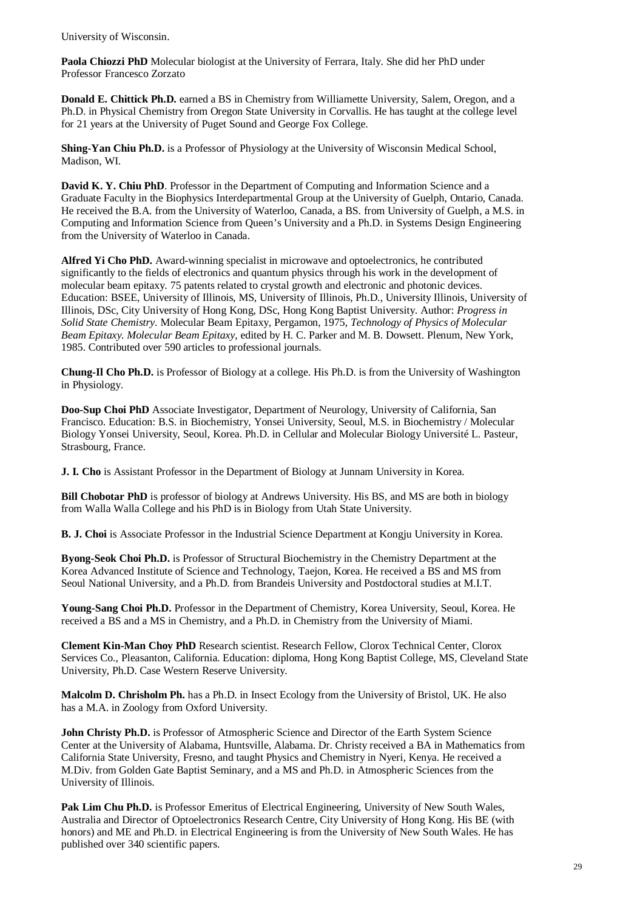University of Wisconsin.

**Paola Chiozzi PhD** Molecular biologist at the University of Ferrara, Italy. She did her PhD under Professor Francesco Zorzato

**Donald E. Chittick Ph.D.** earned a BS in Chemistry from Williamette University, Salem, Oregon, and a Ph.D. in Physical Chemistry from Oregon State University in Corvallis. He has taught at the college level for 21 years at the University of Puget Sound and George Fox College.

**Shing-Yan Chiu Ph.D.** is a Professor of Physiology at the University of Wisconsin Medical School, Madison, WI.

**David K. Y. Chiu PhD**. Professor in the Department of Computing and Information Science and a Graduate Faculty in the Biophysics Interdepartmental Group at the University of Guelph, Ontario, Canada. He received the B.A. from the University of Waterloo, Canada, a BS. from University of Guelph, a M.S. in Computing and Information Science from Queen's University and a Ph.D. in Systems Design Engineering from the University of Waterloo in Canada.

**Alfred Yi Cho PhD.** Award-winning specialist in microwave and optoelectronics, he contributed significantly to the fields of electronics and quantum physics through his work in the development of molecular beam epitaxy. 75 patents related to crystal growth and electronic and photonic devices. Education: BSEE, University of Illinois, MS, University of Illinois, Ph.D., University Illinois, University of Illinois, DSc, City University of Hong Kong, DSc, Hong Kong Baptist University. Author: *Progress in Solid State Chemistry*. Molecular Beam Epitaxy, Pergamon, 1975, *Technology of Physics of Molecular Beam Epitaxy. Molecular Beam Epitaxy*, edited by H. C. Parker and M. B. Dowsett. Plenum, New York, 1985. Contributed over 590 articles to professional journals.

**Chung-Il Cho Ph.D.** is Professor of Biology at a college. His Ph.D. is from the University of Washington in Physiology.

**Doo-Sup Choi PhD** Associate Investigator, Department of Neurology, University of California, San Francisco. Education: B.S. in Biochemistry, Yonsei University, Seoul, M.S. in Biochemistry / Molecular Biology Yonsei University, Seoul, Korea. Ph.D. in Cellular and Molecular Biology Université L. Pasteur, Strasbourg, France.

**J. I. Cho** is Assistant Professor in the Department of Biology at Junnam University in Korea.

**Bill Chobotar PhD** is professor of biology at Andrews University. His BS, and MS are both in biology from Walla Walla College and his PhD is in Biology from Utah State University.

**B. J. Choi** is Associate Professor in the Industrial Science Department at Kongju University in Korea.

**Byong-Seok Choi Ph.D.** is Professor of Structural Biochemistry in the Chemistry Department at the Korea Advanced Institute of Science and Technology, Taejon, Korea. He received a BS and MS from Seoul National University, and a Ph.D. from Brandeis University and Postdoctoral studies at M.I.T.

**Young-Sang Choi Ph.D.** Professor in the Department of Chemistry, Korea University, Seoul, Korea. He received a BS and a MS in Chemistry, and a Ph.D. in Chemistry from the University of Miami.

**Clement Kin-Man Choy PhD** Research scientist. Research Fellow, Clorox Technical Center, Clorox Services Co., Pleasanton, California. Education: diploma, Hong Kong Baptist College, MS, Cleveland State University, Ph.D. Case Western Reserve University.

**Malcolm D. Chrisholm Ph.** has a Ph.D. in Insect Ecology from the University of Bristol, UK. He also has a M.A. in Zoology from Oxford University.

**John Christy Ph.D.** is Professor of Atmospheric Science and Director of the Earth System Science Center at the University of Alabama, Huntsville, Alabama. Dr. Christy received a BA in Mathematics from California State University, Fresno, and taught Physics and Chemistry in Nyeri, Kenya. He received a M.Div. from Golden Gate Baptist Seminary, and a MS and Ph.D. in Atmospheric Sciences from the University of Illinois.

**Pak Lim Chu Ph.D.** is Professor Emeritus of Electrical Engineering, University of New South Wales, Australia and Director of Optoelectronics Research Centre, City University of Hong Kong. His BE (with honors) and ME and Ph.D. in Electrical Engineering is from the University of New South Wales. He has published over 340 scientific papers.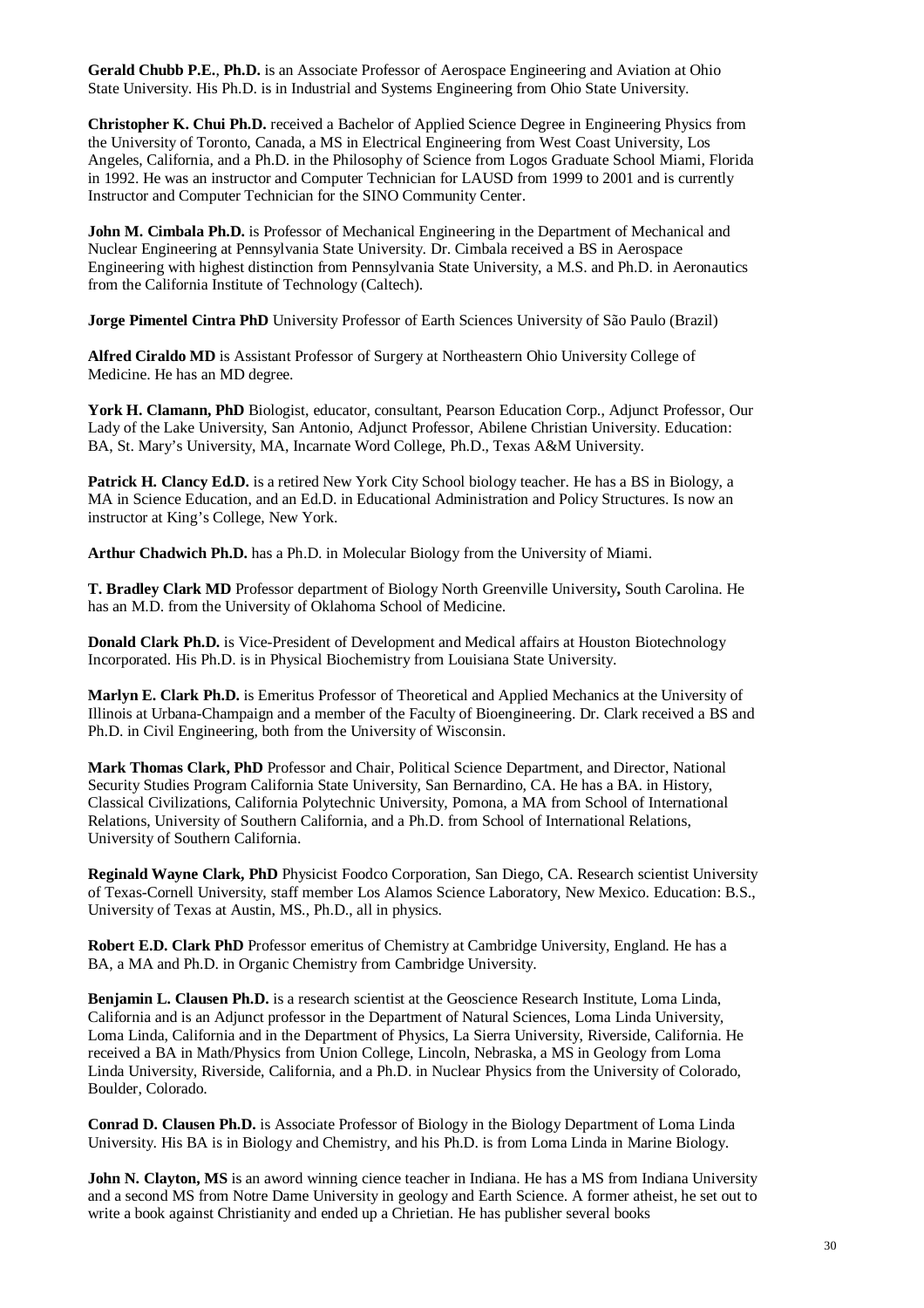**Gerald Chubb P.E.**, **Ph.D.** is an Associate Professor of Aerospace Engineering and Aviation at Ohio State University. His Ph.D. is in Industrial and Systems Engineering from Ohio State University.

**Christopher K. Chui Ph.D.** received a Bachelor of Applied Science Degree in Engineering Physics from the University of Toronto, Canada, a MS in Electrical Engineering from West Coast University, Los Angeles, California, and a Ph.D. in the Philosophy of Science from Logos Graduate School Miami, Florida in 1992. He was an instructor and Computer Technician for LAUSD from 1999 to 2001 and is currently Instructor and Computer Technician for the SINO Community Center.

**John M. Cimbala Ph.D.** is Professor of Mechanical Engineering in the Department of Mechanical and Nuclear Engineering at Pennsylvania State University. Dr. Cimbala received a BS in Aerospace Engineering with highest distinction from Pennsylvania State University, a M.S. and Ph.D. in Aeronautics from the California Institute of Technology (Caltech).

**Jorge Pimentel Cintra PhD** University Professor of Earth Sciences University of São Paulo (Brazil)

**Alfred Ciraldo MD** is Assistant Professor of Surgery at Northeastern Ohio University College of Medicine. He has an MD degree.

**York H. Clamann, PhD** Biologist, educator, consultant, Pearson Education Corp., Adjunct Professor, Our Lady of the Lake University, San Antonio, Adjunct Professor, Abilene Christian University. Education: BA, St. Mary's University, MA, Incarnate Word College, Ph.D., Texas A&M University.

**Patrick H. Clancy Ed.D.** is a retired New York City School biology teacher. He has a BS in Biology, a MA in Science Education, and an Ed.D. in Educational Administration and Policy Structures. Is now an instructor at King's College, New York.

**Arthur Chadwich Ph.D.** has a Ph.D. in Molecular Biology from the University of Miami.

**T. Bradley Clark MD** Professor department of Biology North Greenville University**,** South Carolina. He has an M.D. from the University of Oklahoma School of Medicine.

**Donald Clark Ph.D.** is Vice-President of Development and Medical affairs at Houston Biotechnology Incorporated. His Ph.D. is in Physical Biochemistry from Louisiana State University.

**Marlyn E. Clark Ph.D.** is Emeritus Professor of Theoretical and Applied Mechanics at the University of Illinois at Urbana-Champaign and a member of the Faculty of Bioengineering. Dr. Clark received a BS and Ph.D. in Civil Engineering, both from the University of Wisconsin.

**Mark Thomas Clark, PhD** Professor and Chair, Political Science Department, and Director, National Security Studies Program California State University, San Bernardino, CA. He has a BA. in History, Classical Civilizations, California Polytechnic University, Pomona, a MA from School of International Relations, University of Southern California, and a Ph.D. from School of International Relations, University of Southern California.

**Reginald Wayne Clark, PhD** Physicist Foodco Corporation, San Diego, CA. Research scientist University of Texas-Cornell University, staff member Los Alamos Science Laboratory, New Mexico. Education: B.S., University of Texas at Austin, MS., Ph.D., all in physics.

**Robert E.D. Clark PhD** Professor emeritus of Chemistry at Cambridge University, England. He has a BA, a MA and Ph.D. in Organic Chemistry from Cambridge University.

**Benjamin L. Clausen Ph.D.** is a research scientist at the Geoscience Research Institute, Loma Linda, California and is an Adjunct professor in the Department of Natural Sciences, Loma Linda University, Loma Linda, California and in the Department of Physics, La Sierra University, Riverside, California. He received a BA in Math/Physics from Union College, Lincoln, Nebraska, a MS in Geology from Loma Linda University, Riverside, California, and a Ph.D. in Nuclear Physics from the University of Colorado, Boulder, Colorado.

**Conrad D. Clausen Ph.D.** is Associate Professor of Biology in the Biology Department of Loma Linda University. His BA is in Biology and Chemistry, and his Ph.D. is from Loma Linda in Marine Biology.

**John N. Clayton, MS** is an aword winning cience teacher in Indiana. He has a MS from Indiana University and a second MS from Notre Dame University in geology and Earth Science. A former atheist, he set out to write a book against Christianity and ended up a Chrietian. He has publisher several books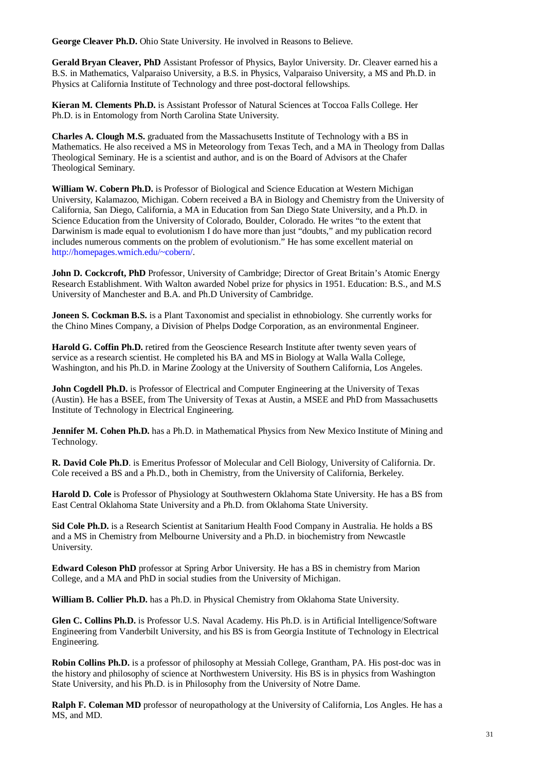**George Cleaver Ph.D.** Ohio State University. He involved in Reasons to Believe.

**Gerald Bryan Cleaver, PhD** Assistant Professor of Physics, Baylor University. Dr. Cleaver earned his a B.S. in Mathematics, Valparaiso University, a B.S. in Physics, Valparaiso University, a MS and Ph.D. in Physics at California Institute of Technology and three post-doctoral fellowships.

**Kieran M. Clements Ph.D.** is Assistant Professor of Natural Sciences at Toccoa Falls College. Her Ph.D. is in Entomology from North Carolina State University.

**Charles A. Clough M.S.** graduated from the Massachusetts Institute of Technology with a BS in Mathematics. He also received a MS in Meteorology from Texas Tech, and a MA in Theology from Dallas Theological Seminary. He is a scientist and author, and is on the Board of Advisors at the Chafer Theological Seminary.

**William W. Cobern Ph.D.** is Professor of Biological and Science Education at Western Michigan University, Kalamazoo, Michigan. Cobern received a BA in Biology and Chemistry from the University of California, San Diego, California, a MA in Education from San Diego State University, and a Ph.D. in Science Education from the University of Colorado, Boulder, Colorado. He writes "to the extent that Darwinism is made equal to evolutionism I do have more than just "doubts," and my publication record includes numerous comments on the problem of evolutionism." He has some excellent material on http://homepages.wmich.edu/~cobern/.

**John D. Cockcroft, PhD** Professor, University of Cambridge; Director of Great Britain's Atomic Energy Research Establishment. With Walton awarded Nobel prize for physics in 1951. Education: B.S., and M.S University of Manchester and B.A. and Ph.D University of Cambridge.

**Joneen S. Cockman B.S.** is a Plant Taxonomist and specialist in ethnobiology. She currently works for the Chino Mines Company, a Division of Phelps Dodge Corporation, as an environmental Engineer.

**Harold G. Coffin Ph.D.** retired from the Geoscience Research Institute after twenty seven years of service as a research scientist. He completed his BA and MS in Biology at Walla Walla College, Washington, and his Ph.D. in Marine Zoology at the University of Southern California, Los Angeles.

**John Cogdell Ph.D.** is Professor of Electrical and Computer Engineering at the University of Texas (Austin). He has a BSEE, from The University of Texas at Austin, a MSEE and PhD from Massachusetts Institute of Technology in Electrical Engineering.

**Jennifer M. Cohen Ph.D.** has a Ph.D. in Mathematical Physics from New Mexico Institute of Mining and Technology.

**R. David Cole Ph.D**. is Emeritus Professor of Molecular and Cell Biology, University of California. Dr. Cole received a BS and a Ph.D., both in Chemistry, from the University of California, Berkeley.

**Harold D. Cole** is Professor of Physiology at Southwestern Oklahoma State University. He has a BS from East Central Oklahoma State University and a Ph.D. from Oklahoma State University.

**Sid Cole Ph.D.** is a Research Scientist at Sanitarium Health Food Company in Australia. He holds a BS and a MS in Chemistry from Melbourne University and a Ph.D. in biochemistry from Newcastle University.

**Edward Coleson PhD** professor at Spring Arbor University. He has a BS in chemistry from Marion College, and a MA and PhD in social studies from the University of Michigan.

**William B. Collier Ph.D.** has a Ph.D. in Physical Chemistry from Oklahoma State University.

**Glen C. Collins Ph.D.** is Professor U.S. Naval Academy. His Ph.D. is in Artificial Intelligence/Software Engineering from Vanderbilt University, and his BS is from Georgia Institute of Technology in Electrical Engineering.

**Robin Collins Ph.D.** is a professor of philosophy at Messiah College, Grantham, PA. His post-doc was in the history and philosophy of science at Northwestern University. His BS is in physics from Washington State University, and his Ph.D. is in Philosophy from the University of Notre Dame.

**Ralph F. Coleman MD** professor of neuropathology at the University of California, Los Angles. He has a MS, and MD.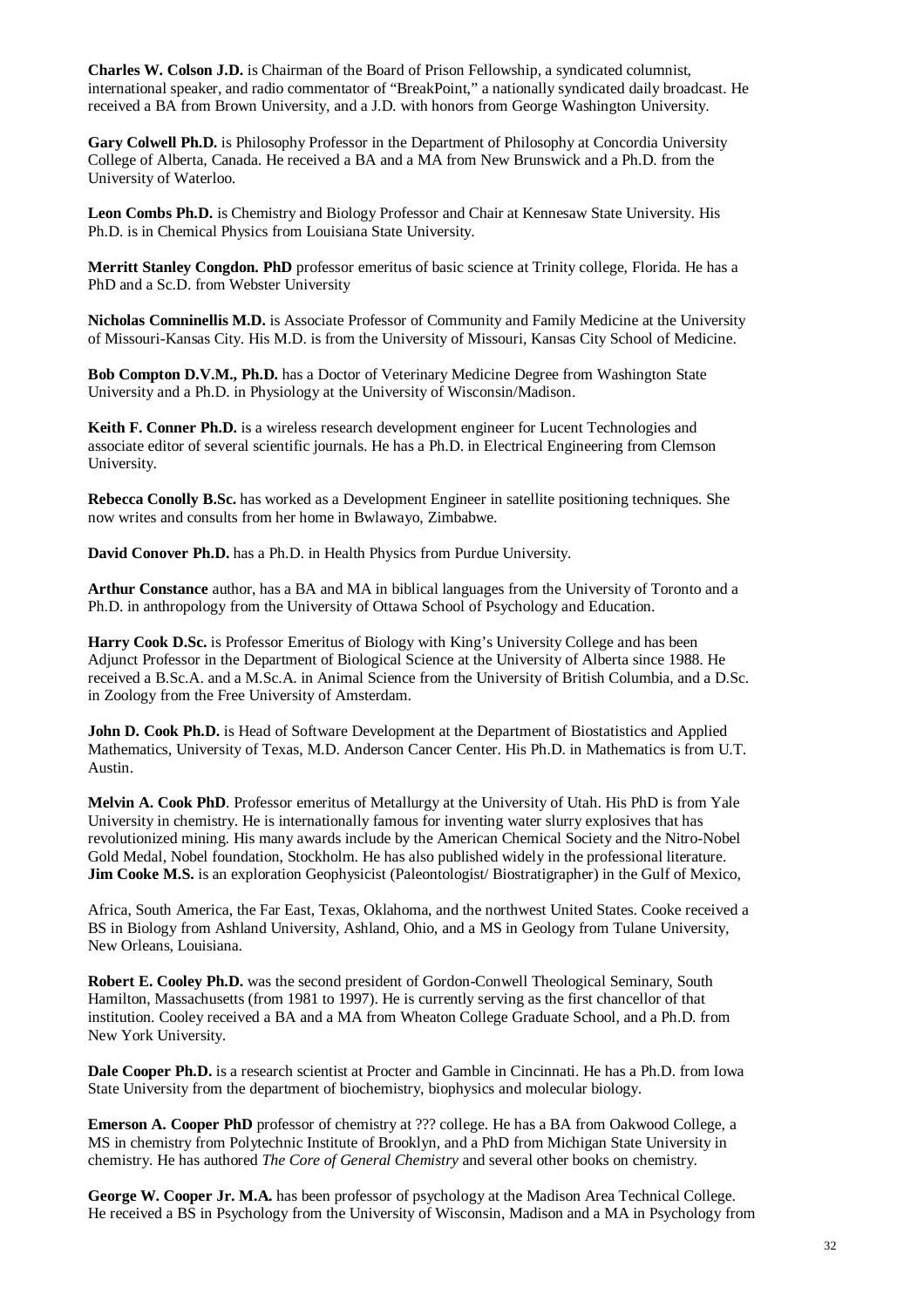**Charles W. Colson J.D.** is Chairman of the Board of Prison Fellowship, a syndicated columnist, international speaker, and radio commentator of "BreakPoint," a nationally syndicated daily broadcast. He received a BA from Brown University, and a J.D. with honors from George Washington University.

**Gary Colwell Ph.D.** is Philosophy Professor in the Department of Philosophy at Concordia University College of Alberta, Canada. He received a BA and a MA from New Brunswick and a Ph.D. from the University of Waterloo.

**Leon Combs Ph.D.** is Chemistry and Biology Professor and Chair at Kennesaw State University. His Ph.D. is in Chemical Physics from Louisiana State University.

**Merritt Stanley Congdon. PhD** professor emeritus of basic science at Trinity college, Florida. He has a PhD and a Sc.D. from Webster University

**Nicholas Comninellis M.D.** is Associate Professor of Community and Family Medicine at the University of Missouri-Kansas City. His M.D. is from the University of Missouri, Kansas City School of Medicine.

**Bob Compton D.V.M., Ph.D.** has a Doctor of Veterinary Medicine Degree from Washington State University and a Ph.D. in Physiology at the University of Wisconsin/Madison.

**Keith F. Conner Ph.D.** is a wireless research development engineer for Lucent Technologies and associate editor of several scientific journals. He has a Ph.D. in Electrical Engineering from Clemson University.

**Rebecca Conolly B.Sc.** has worked as a Development Engineer in satellite positioning techniques. She now writes and consults from her home in Bwlawayo, Zimbabwe.

**David Conover Ph.D.** has a Ph.D. in Health Physics from Purdue University.

**Arthur Constance** author, has a BA and MA in biblical languages from the University of Toronto and a Ph.D. in anthropology from the University of Ottawa School of Psychology and Education.

**Harry Cook D.Sc.** is Professor Emeritus of Biology with King's University College and has been Adjunct Professor in the Department of Biological Science at the University of Alberta since 1988. He received a B.Sc.A. and a M.Sc.A. in Animal Science from the University of British Columbia, and a D.Sc. in Zoology from the Free University of Amsterdam.

**John D. Cook Ph.D.** is Head of Software Development at the Department of Biostatistics and Applied Mathematics, University of Texas, M.D. Anderson Cancer Center. His Ph.D. in Mathematics is from U.T. Austin.

**Melvin A. Cook PhD**. Professor emeritus of Metallurgy at the University of Utah. His PhD is from Yale University in chemistry. He is internationally famous for inventing water slurry explosives that has revolutionized mining. His many awards include by the American Chemical Society and the Nitro-Nobel Gold Medal, Nobel foundation, Stockholm. He has also published widely in the professional literature.

**Jim Cooke M.S.** is an exploration Geophysicist (Paleontologist/ Biostratigrapher) in the Gulf of Mexico, Africa, South America, the Far East, Texas, Oklahoma, and the northwest United States. Cooke received a BS in Biology from Ashland University, Ashland, Ohio, and a MS in Geology from Tulane University, New Orleans, Louisiana.

**Robert E. Cooley Ph.D.** was the second president of Gordon-Conwell Theological Seminary, South Hamilton, Massachusetts (from 1981 to 1997). He is currently serving as the first chancellor of that institution. Cooley received a BA and a MA from Wheaton College Graduate School, and a Ph.D. from New York University.

**Dale Cooper Ph.D.** is a research scientist at Procter and Gamble in Cincinnati. He has a Ph.D. from Iowa State University from the department of biochemistry, biophysics and molecular biology.

**Emerson A. Cooper PhD** professor of chemistry at ??? college. He has a BA from Oakwood College, a MS in chemistry from Polytechnic Institute of Brooklyn, and a PhD from Michigan State University in chemistry. He has authored *The Core of General Chemistry* and several other books on chemistry.

**George W. Cooper Jr. M.A.** has been professor of psychology at the Madison Area Technical College. He received a BS in Psychology from the University of Wisconsin, Madison and a MA in Psychology from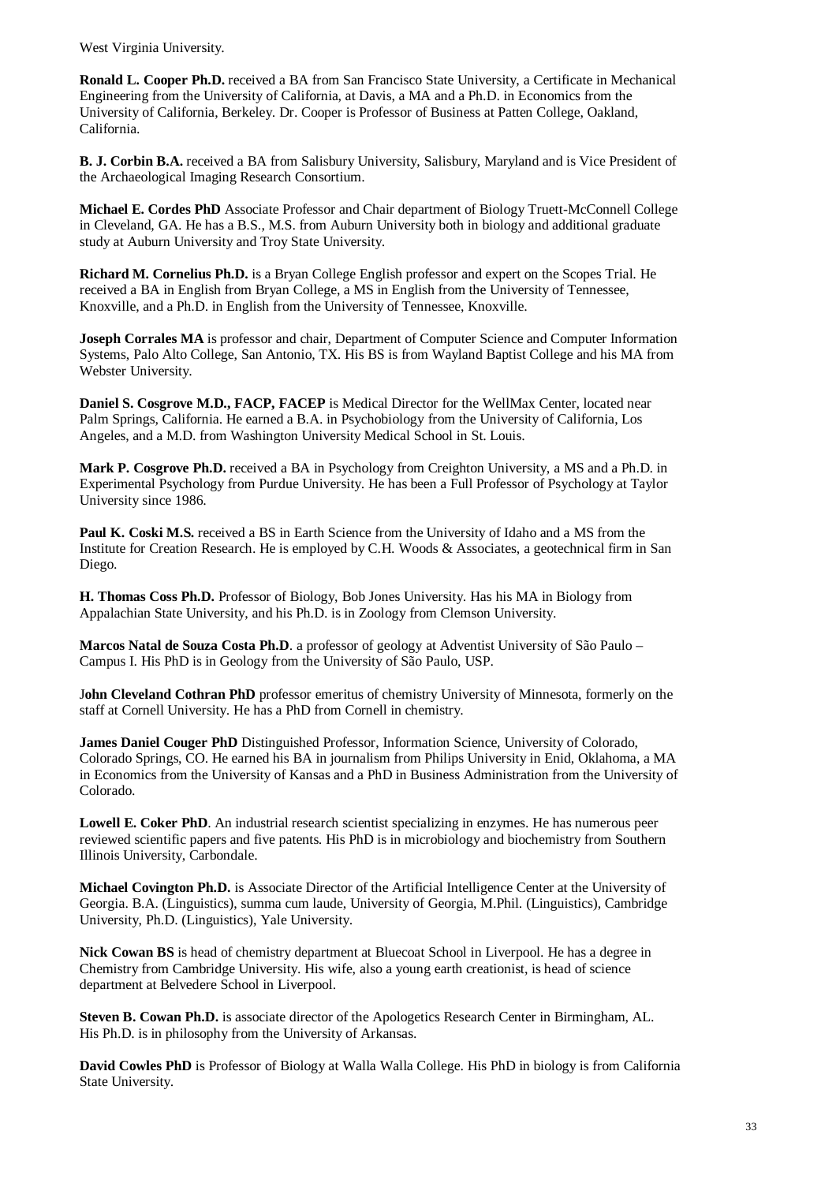West Virginia University.

**Ronald L. Cooper Ph.D.** received a BA from San Francisco State University, a Certificate in Mechanical Engineering from the University of California, at Davis, a MA and a Ph.D. in Economics from the University of California, Berkeley. Dr. Cooper is Professor of Business at Patten College, Oakland, California.

**B. J. Corbin B.A.** received a BA from Salisbury University, Salisbury, Maryland and is Vice President of the Archaeological Imaging Research Consortium.

**Michael E. Cordes PhD** Associate Professor and Chair department of Biology Truett-McConnell College in Cleveland, GA. He has a B.S., M.S. from Auburn University both in biology and additional graduate study at Auburn University and Troy State University.

**Richard M. Cornelius Ph.D.** is a Bryan College English professor and expert on the Scopes Trial. He received a BA in English from Bryan College, a MS in English from the University of Tennessee, Knoxville, and a Ph.D. in English from the University of Tennessee, Knoxville.

**Joseph Corrales MA** is professor and chair, Department of Computer Science and Computer Information Systems, Palo Alto College, San Antonio, TX. His BS is from Wayland Baptist College and his MA from Webster University.

**Daniel S. Cosgrove M.D., FACP, FACEP** is Medical Director for the WellMax Center, located near Palm Springs, California. He earned a B.A. in Psychobiology from the University of California, Los Angeles, and a M.D. from Washington University Medical School in St. Louis.

**Mark P. Cosgrove Ph.D.** received a BA in Psychology from Creighton University, a MS and a Ph.D. in Experimental Psychology from Purdue University. He has been a Full Professor of Psychology at Taylor University since 1986.

**Paul K. Coski M.S.** received a BS in Earth Science from the University of Idaho and a MS from the Institute for Creation Research. He is employed by C.H. Woods & Associates, a geotechnical firm in San Diego.

**H. Thomas Coss Ph.D.** Professor of Biology, Bob Jones University. Has his MA in Biology from Appalachian State University, and his Ph.D. is in Zoology from Clemson University.

**Marcos Natal de Souza Costa Ph.D**. a professor of geology at Adventist University of São Paulo – Campus I. His PhD is in Geology from the University of São Paulo, USP.

J**ohn Cleveland Cothran PhD** professor emeritus of chemistry University of Minnesota, formerly on the staff at Cornell University. He has a PhD from Cornell in chemistry.

**James Daniel Couger PhD** Distinguished Professor, Information Science, University of Colorado, Colorado Springs, CO. He earned his BA in journalism from Philips University in Enid, Oklahoma, a MA in Economics from the University of Kansas and a PhD in Business Administration from the University of Colorado.

**Lowell E. Coker PhD**. An industrial research scientist specializing in enzymes. He has numerous peer reviewed scientific papers and five patents. His PhD is in microbiology and biochemistry from Southern Illinois University, Carbondale.

**Michael Covington Ph.D.** is Associate Director of the Artificial Intelligence Center at the University of Georgia. B.A. (Linguistics), summa cum laude, University of Georgia, M.Phil. (Linguistics), Cambridge University, Ph.D. (Linguistics), Yale University.

**Nick Cowan BS** is head of chemistry department at Bluecoat School in Liverpool. He has a degree in Chemistry from Cambridge University. His wife, also a young earth creationist, is head of science department at Belvedere School in Liverpool.

**Steven B. Cowan Ph.D.** is associate director of the Apologetics Research Center in Birmingham, AL. His Ph.D. is in philosophy from the University of Arkansas.

**David Cowles PhD** is Professor of Biology at Walla Walla College. His PhD in biology is from California State University.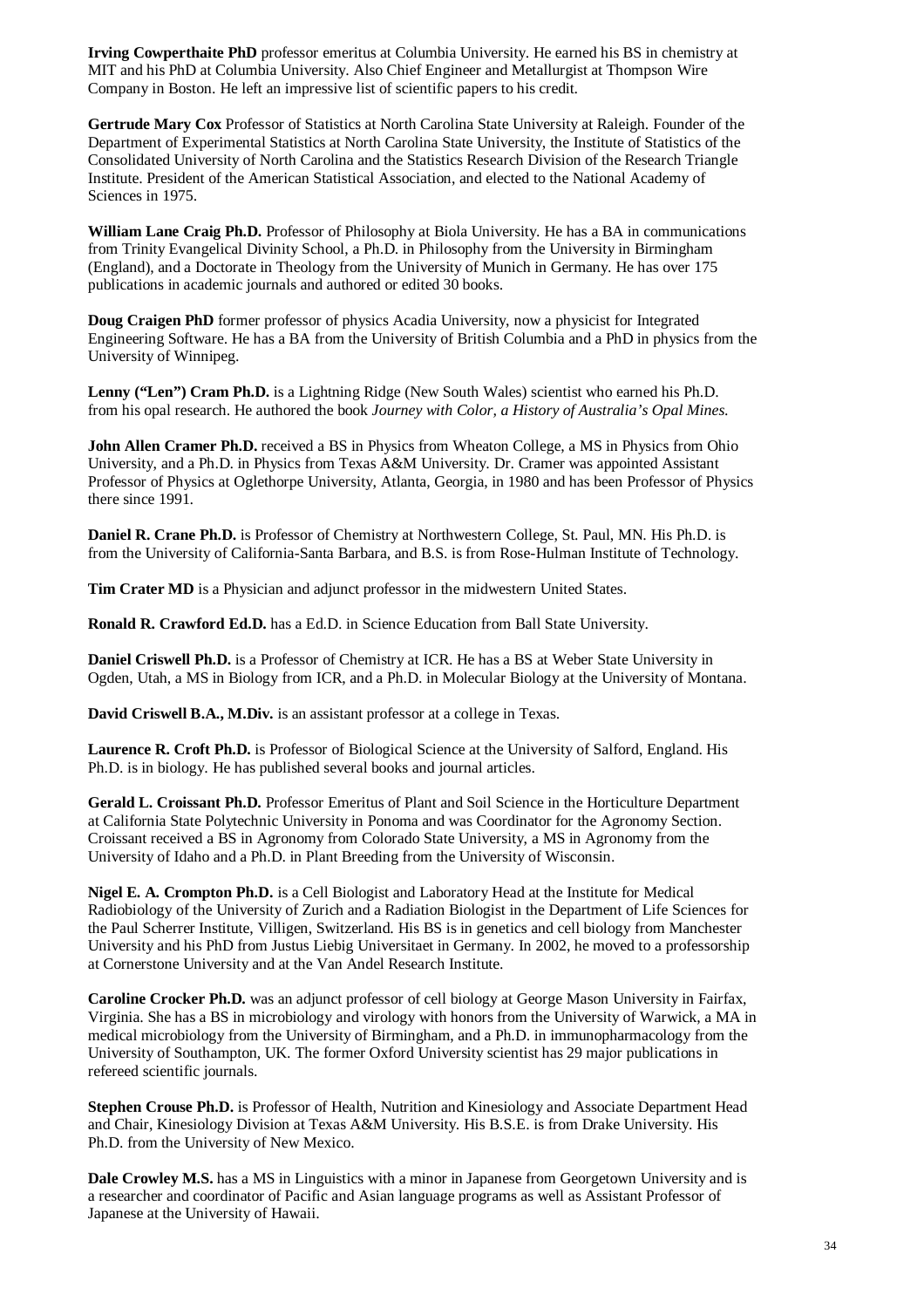**Irving Cowperthaite PhD** professor emeritus at Columbia University. He earned his BS in chemistry at MIT and his PhD at Columbia University. Also Chief Engineer and Metallurgist at Thompson Wire Company in Boston. He left an impressive list of scientific papers to his credit.

**Gertrude Mary Cox** Professor of Statistics at North Carolina State University at Raleigh. Founder of the Department of Experimental Statistics at North Carolina State University, the Institute of Statistics of the Consolidated University of North Carolina and the Statistics Research Division of the Research Triangle Institute. President of the American Statistical Association, and elected to the National Academy of Sciences in 1975.

**William Lane Craig Ph.D.** Professor of Philosophy at Biola University. He has a BA in communications from Trinity Evangelical Divinity School, a Ph.D. in Philosophy from the University in Birmingham (England), and a Doctorate in Theology from the University of Munich in Germany. He has over 175 publications in academic journals and authored or edited 30 books.

**Doug Craigen PhD** former professor of physics Acadia University, now a physicist for Integrated Engineering Software. He has a BA from the University of British Columbia and a PhD in physics from the University of Winnipeg.

**Lenny ("Len") Cram Ph.D.** is a Lightning Ridge (New South Wales) scientist who earned his Ph.D. from his opal research. He authored the book *Journey with Color, a History of Australia's Opal Mines.*

**John Allen Cramer Ph.D.** received a BS in Physics from Wheaton College, a MS in Physics from Ohio University, and a Ph.D. in Physics from Texas A&M University. Dr. Cramer was appointed Assistant Professor of Physics at Oglethorpe University, Atlanta, Georgia, in 1980 and has been Professor of Physics there since 1991.

**Daniel R. Crane Ph.D.** is Professor of Chemistry at Northwestern College, St. Paul, MN. His Ph.D. is from the University of California-Santa Barbara, and B.S. is from Rose-Hulman Institute of Technology.

**Tim Crater MD** is a Physician and adjunct professor in the midwestern United States.

**Ronald R. Crawford Ed.D.** has a Ed.D. in Science Education from Ball State University.

**Daniel Criswell Ph.D.** is a Professor of Chemistry at ICR. He has a BS at Weber State University in Ogden, Utah, a MS in Biology from ICR, and a Ph.D. in Molecular Biology at the University of Montana.

**David Criswell B.A., M.Div.** is an assistant professor at a college in Texas.

**Laurence R. Croft Ph.D.** is Professor of Biological Science at the University of Salford, England. His Ph.D. is in biology. He has published several books and journal articles.

**Gerald L. Croissant Ph.D.** Professor Emeritus of Plant and Soil Science in the Horticulture Department at California State Polytechnic University in Ponoma and was Coordinator for the Agronomy Section. Croissant received a BS in Agronomy from Colorado State University, a MS in Agronomy from the University of Idaho and a Ph.D. in Plant Breeding from the University of Wisconsin.

**Nigel E. A. Crompton Ph.D.** is a Cell Biologist and Laboratory Head at the Institute for Medical Radiobiology of the University of Zurich and a Radiation Biologist in the Department of Life Sciences for the Paul Scherrer Institute, Villigen, Switzerland. His BS is in genetics and cell biology from Manchester University and his PhD from Justus Liebig Universitaet in Germany. In 2002, he moved to a professorship at Cornerstone University and at the Van Andel Research Institute.

**Caroline Crocker Ph.D.** was an adjunct professor of cell biology at George Mason University in Fairfax, Virginia. She has a BS in microbiology and virology with honors from the University of Warwick, a MA in medical microbiology from the University of Birmingham, and a Ph.D. in immunopharmacology from the University of Southampton, UK. The former Oxford University scientist has 29 major publications in refereed scientific journals.

**Stephen Crouse Ph.D.** is Professor of Health, Nutrition and Kinesiology and Associate Department Head and Chair, Kinesiology Division at Texas A&M University. His B.S.E. is from Drake University. His Ph.D. from the University of New Mexico.

**Dale Crowley M.S.** has a MS in Linguistics with a minor in Japanese from Georgetown University and is a researcher and coordinator of Pacific and Asian language programs as well as Assistant Professor of Japanese at the University of Hawaii.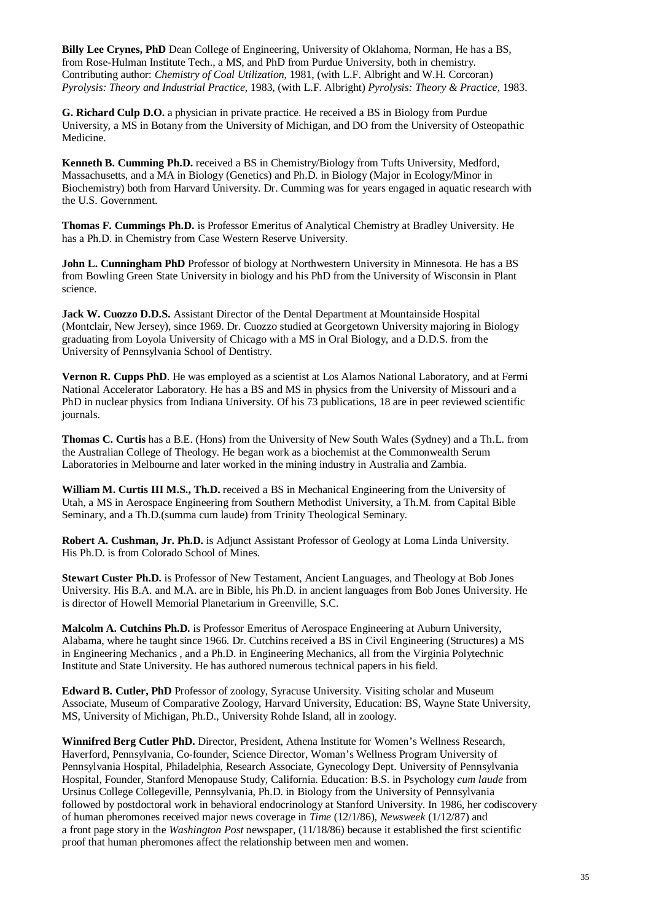**Billy Lee Crynes, PhD** Dean College of Engineering, University of Oklahoma, Norman, He has a BS, from Rose-Hulman Institute Tech., a MS, and PhD from Purdue University, both in chemistry. Contributing author: *Chemistry of Coal Utilization*, 1981, (with L.F. Albright and W.H. Corcoran) *Pyrolysis: Theory and Industrial Practice*, 1983, (with L.F. Albright) *Pyrolysis: Theory & Practice*, 1983.

**G. Richard Culp D.O.** a physician in private practice. He received a BS in Biology from Purdue University, a MS in Botany from the University of Michigan, and DO from the University of Osteopathic Medicine.

**Kenneth B. Cumming Ph.D.** received a BS in Chemistry/Biology from Tufts University, Medford, Massachusetts, and a MA in Biology (Genetics) and Ph.D. in Biology (Major in Ecology/Minor in Biochemistry) both from Harvard University. Dr. Cumming was for years engaged in aquatic research with the U.S. Government.

**Thomas F. Cummings Ph.D.** is Professor Emeritus of Analytical Chemistry at Bradley University. He has a Ph.D. in Chemistry from Case Western Reserve University.

**John L. Cunningham PhD** Professor of biology at Northwestern University in Minnesota. He has a BS from Bowling Green State University in biology and his PhD from the University of Wisconsin in Plant science.

**Jack W. Cuozzo D.D.S.** Assistant Director of the Dental Department at Mountainside Hospital (Montclair, New Jersey), since 1969. Dr. Cuozzo studied at Georgetown University majoring in Biology graduating from Loyola University of Chicago with a MS in Oral Biology, and a D.D.S. from the University of Pennsylvania School of Dentistry.

**Vernon R. Cupps PhD**. He was employed as a scientist at Los Alamos National Laboratory, and at Fermi National Accelerator Laboratory. He has a BS and MS in physics from the University of Missouri and a PhD in nuclear physics from Indiana University. Of his 73 publications, 18 are in peer reviewed scientific journals.

**Thomas C. Curtis** has a B.E. (Hons) from the University of New South Wales (Sydney) and a Th.L. from the Australian College of Theology. He began work as a biochemist at the Commonwealth Serum Laboratories in Melbourne and later worked in the mining industry in Australia and Zambia.

**William M. Curtis III M.S., Th.D.** received a BS in Mechanical Engineering from the University of Utah, a MS in Aerospace Engineering from Southern Methodist University, a Th.M. from Capital Bible Seminary, and a Th.D.(summa cum laude) from Trinity Theological Seminary.

**Robert A. Cushman, Jr. Ph.D.** is Adjunct Assistant Professor of Geology at Loma Linda University. His Ph.D. is from Colorado School of Mines.

**Stewart Custer Ph.D.** is Professor of New Testament, Ancient Languages, and Theology at Bob Jones University. His B.A. and M.A. are in Bible, his Ph.D. in ancient languages from Bob Jones University. He is director of Howell Memorial Planetarium in Greenville, S.C.

**Malcolm A. Cutchins Ph.D.** is Professor Emeritus of Aerospace Engineering at Auburn University, Alabama, where he taught since 1966. Dr. Cutchins received a BS in Civil Engineering (Structures) a MS in Engineering Mechanics , and a Ph.D. in Engineering Mechanics, all from the Virginia Polytechnic Institute and State University. He has authored numerous technical papers in his field.

**Edward B. Cutler, PhD** Professor of zoology, Syracuse University. Visiting scholar and Museum Associate, Museum of Comparative Zoology, Harvard University, Education: BS, Wayne State University, MS, University of Michigan, Ph.D., University Rohde Island, all in zoology.

**Winnifred Berg Cutler PhD.** Director, President, Athena Institute for Women's Wellness Research, Haverford, Pennsylvania, Co-founder, Science Director, Woman's Wellness Program University of Pennsylvania Hospital, Philadelphia, Research Associate, Gynecology Dept. University of Pennsylvania Hospital, Founder, Stanford Menopause Study, California. Education: B.S. in Psychology *cum laude* from Ursinus College Collegeville, Pennsylvania, Ph.D. in Biology from the University of Pennsylvania followed by postdoctoral work in behavioral endocrinology at Stanford University. In 1986, her codiscovery of human pheromones received major news coverage in *Time* (12/1/86), *Newsweek* (1/12/87) and a front page story in the *Washington Post* newspaper, (11/18/86) because it established the first scientific proof that human pheromones affect the relationship between men and women.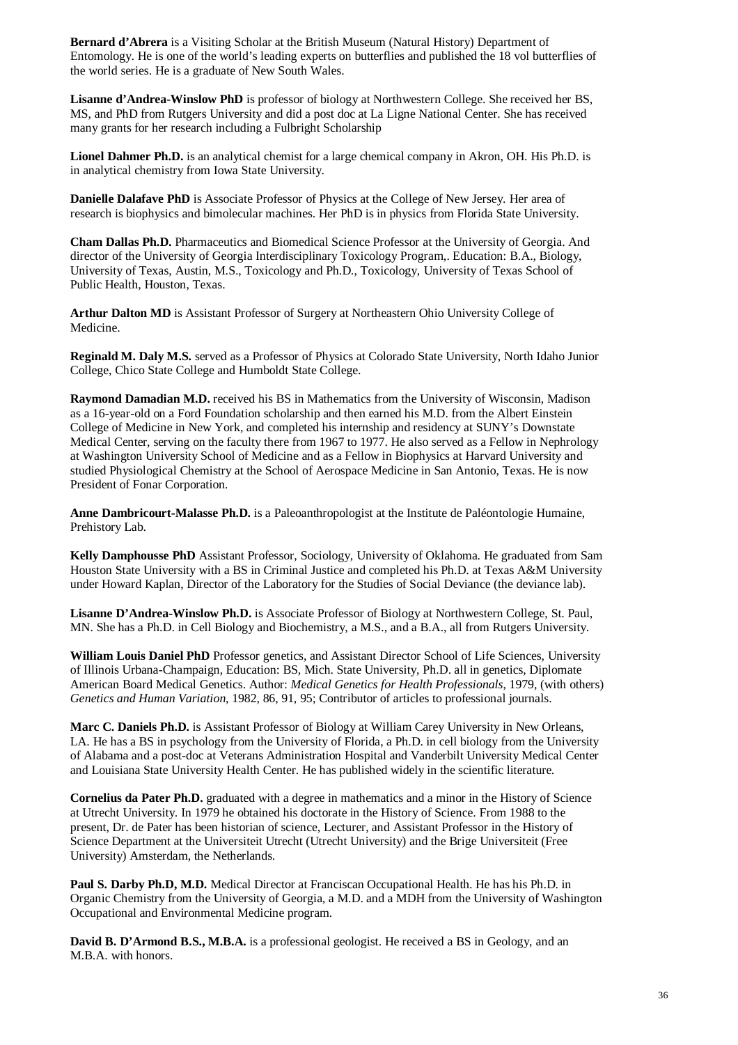**Bernard d'Abrera** is a Visiting Scholar at the British Museum (Natural History) Department of Entomology. He is one of the world's leading experts on butterflies and published the 18 vol butterflies of the world series. He is a graduate of New South Wales.

**Lisanne d'Andrea-Winslow PhD** is professor of biology at Northwestern College. She received her BS, MS, and PhD from Rutgers University and did a post doc at La Ligne National Center. She has received many grants for her research including a Fulbright Scholarship

**Lionel Dahmer Ph.D.** is an analytical chemist for a large chemical company in Akron, OH. His Ph.D. is in analytical chemistry from Iowa State University.

**Danielle Dalafave PhD** is Associate Professor of Physics at the College of New Jersey. Her area of research is biophysics and bimolecular machines. Her PhD is in physics from Florida State University.

**Cham Dallas Ph.D.** Pharmaceutics and Biomedical Science Professor at the University of Georgia. And director of the University of Georgia Interdisciplinary Toxicology Program,. Education: B.A., Biology, University of Texas, Austin, M.S., Toxicology and Ph.D., Toxicology, University of Texas School of Public Health, Houston, Texas.

**Arthur Dalton MD** is Assistant Professor of Surgery at Northeastern Ohio University College of Medicine.

**Reginald M. Daly M.S.** served as a Professor of Physics at Colorado State University, North Idaho Junior College, Chico State College and Humboldt State College.

**Raymond Damadian M.D.** received his BS in Mathematics from the University of Wisconsin, Madison as a 16-year-old on a Ford Foundation scholarship and then earned his M.D. from the Albert Einstein College of Medicine in New York, and completed his internship and residency at SUNY's Downstate Medical Center, serving on the faculty there from 1967 to 1977. He also served as a Fellow in Nephrology at Washington University School of Medicine and as a Fellow in Biophysics at Harvard University and studied Physiological Chemistry at the School of Aerospace Medicine in San Antonio, Texas. He is now President of Fonar Corporation.

**Anne Dambricourt-Malasse Ph.D.** is a Paleoanthropologist at the Institute de Paléontologie Humaine, Prehistory Lab.

**Kelly Damphousse PhD** Assistant Professor, Sociology, University of Oklahoma. He graduated from Sam Houston State University with a BS in Criminal Justice and completed his Ph.D. at Texas A&M University under Howard Kaplan, Director of the Laboratory for the Studies of Social Deviance (the deviance lab).

**Lisanne D'Andrea-Winslow Ph.D.** is Associate Professor of Biology at Northwestern College, St. Paul, MN. She has a Ph.D. in Cell Biology and Biochemistry, a M.S., and a B.A., all from Rutgers University.

**William Louis Daniel PhD** Professor genetics, and Assistant Director School of Life Sciences, University of Illinois Urbana-Champaign, Education: BS, Mich. State University, Ph.D. all in genetics, Diplomate American Board Medical Genetics. Author: *Medical Genetics for Health Professionals*, 1979, (with others) *Genetics and Human Variation*, 1982, 86, 91, 95; Contributor of articles to professional journals.

**Marc C. Daniels Ph.D.** is Assistant Professor of Biology at William Carey University in New Orleans, LA. He has a BS in psychology from the University of Florida, a Ph.D. in cell biology from the University of Alabama and a post-doc at Veterans Administration Hospital and Vanderbilt University Medical Center and Louisiana State University Health Center. He has published widely in the scientific literature.

**Cornelius da Pater Ph.D.** graduated with a degree in mathematics and a minor in the History of Science at Utrecht University. In 1979 he obtained his doctorate in the History of Science. From 1988 to the present, Dr. de Pater has been historian of science, Lecturer, and Assistant Professor in the History of Science Department at the Universiteit Utrecht (Utrecht University) and the Brige Universiteit (Free University) Amsterdam, the Netherlands.

**Paul S. Darby Ph.D, M.D.** Medical Director at Franciscan Occupational Health. He has his Ph.D. in Organic Chemistry from the University of Georgia, a M.D. and a MDH from the University of Washington Occupational and Environmental Medicine program.

**David B. D'Armond B.S., M.B.A.** is a professional geologist. He received a BS in Geology, and an M.B.A. with honors.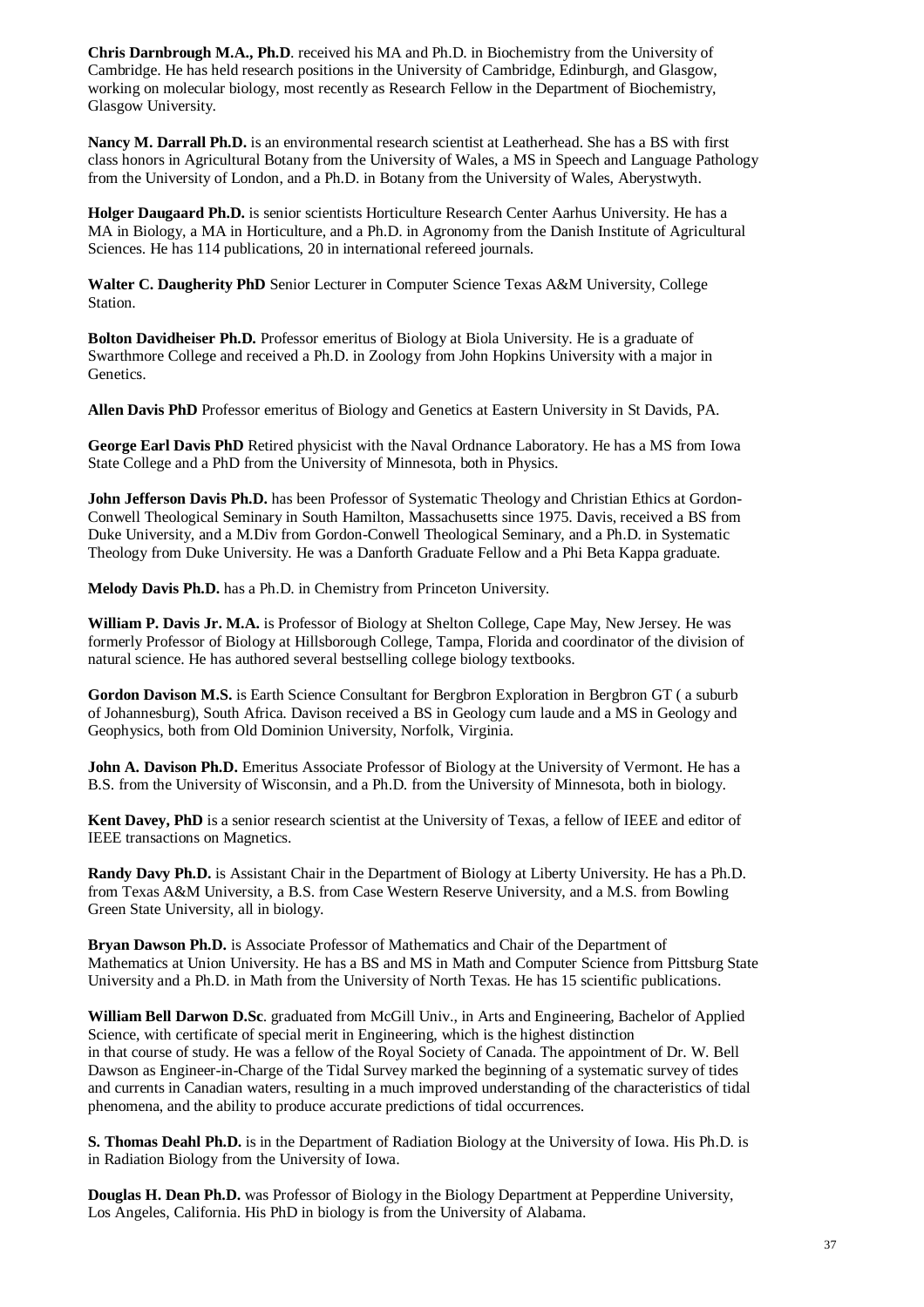**Chris Darnbrough M.A., Ph.D**. received his MA and Ph.D. in Biochemistry from the University of Cambridge. He has held research positions in the University of Cambridge, Edinburgh, and Glasgow, working on molecular biology, most recently as Research Fellow in the Department of Biochemistry, Glasgow University.

**Nancy M. Darrall Ph.D.** is an environmental research scientist at Leatherhead. She has a BS with first class honors in Agricultural Botany from the University of Wales, a MS in Speech and Language Pathology from the University of London, and a Ph.D. in Botany from the University of Wales, Aberystwyth.

**Holger Daugaard Ph.D.** is senior scientists Horticulture Research Center Aarhus University. He has a MA in Biology, a MA in Horticulture, and a Ph.D. in Agronomy from the Danish Institute of Agricultural Sciences. He has 114 publications, 20 in international refereed journals.

**Walter C. Daugherity PhD** Senior Lecturer in Computer Science Texas A&M University, College Station.

**Bolton Davidheiser Ph.D.** Professor emeritus of Biology at Biola University. He is a graduate of Swarthmore College and received a Ph.D. in Zoology from John Hopkins University with a major in Genetics.

**Allen Davis PhD** Professor emeritus of Biology and Genetics at Eastern University in St Davids, PA.

**George Earl Davis PhD** Retired physicist with the Naval Ordnance Laboratory. He has a MS from Iowa State College and a PhD from the University of Minnesota, both in Physics.

**John Jefferson Davis Ph.D.** has been Professor of Systematic Theology and Christian Ethics at Gordon-Conwell Theological Seminary in South Hamilton, Massachusetts since 1975. Davis, received a BS from Duke University, and a M.Div from Gordon-Conwell Theological Seminary, and a Ph.D. in Systematic Theology from Duke University. He was a Danforth Graduate Fellow and a Phi Beta Kappa graduate.

**Melody Davis Ph.D.** has a Ph.D. in Chemistry from Princeton University.

**William P. Davis Jr. M.A.** is Professor of Biology at Shelton College, Cape May, New Jersey. He was formerly Professor of Biology at Hillsborough College, Tampa, Florida and coordinator of the division of natural science. He has authored several bestselling college biology textbooks.

**Gordon Davison M.S.** is Earth Science Consultant for Bergbron Exploration in Bergbron GT ( a suburb of Johannesburg), South Africa. Davison received a BS in Geology cum laude and a MS in Geology and Geophysics, both from Old Dominion University, Norfolk, Virginia.

**John A. Davison Ph.D.** Emeritus Associate Professor of Biology at the University of Vermont. He has a B.S. from the University of Wisconsin, and a Ph.D. from the University of Minnesota, both in biology.

**Kent Davey, PhD** is a senior research scientist at the University of Texas, a fellow of IEEE and editor of IEEE transactions on Magnetics.

**Randy Davy Ph.D.** is Assistant Chair in the Department of Biology at Liberty University. He has a Ph.D. from Texas A&M University, a B.S. from Case Western Reserve University, and a M.S. from Bowling Green State University, all in biology.

**Bryan Dawson Ph.D.** is Associate Professor of Mathematics and Chair of the Department of Mathematics at Union University. He has a BS and MS in Math and Computer Science from Pittsburg State University and a Ph.D. in Math from the University of North Texas. He has 15 scientific publications.

**William Bell Darwon D.Sc**. graduated from McGill Univ., in Arts and Engineering, Bachelor of Applied Science, with certificate of special merit in Engineering, which is the highest distinction in that course of study. He was a fellow of the Royal Society of Canada. The appointment of Dr. W. Bell Dawson as Engineer-in-Charge of the Tidal Survey marked the beginning of a systematic survey of tides and currents in Canadian waters, resulting in a much improved understanding of the characteristics of tidal phenomena, and the ability to produce accurate predictions of tidal occurrences.

**S. Thomas Deahl Ph.D.** is in the Department of Radiation Biology at the University of Iowa. His Ph.D. is in Radiation Biology from the University of Iowa.

**Douglas H. Dean Ph.D.** was Professor of Biology in the Biology Department at Pepperdine University, Los Angeles, California. His PhD in biology is from the University of Alabama.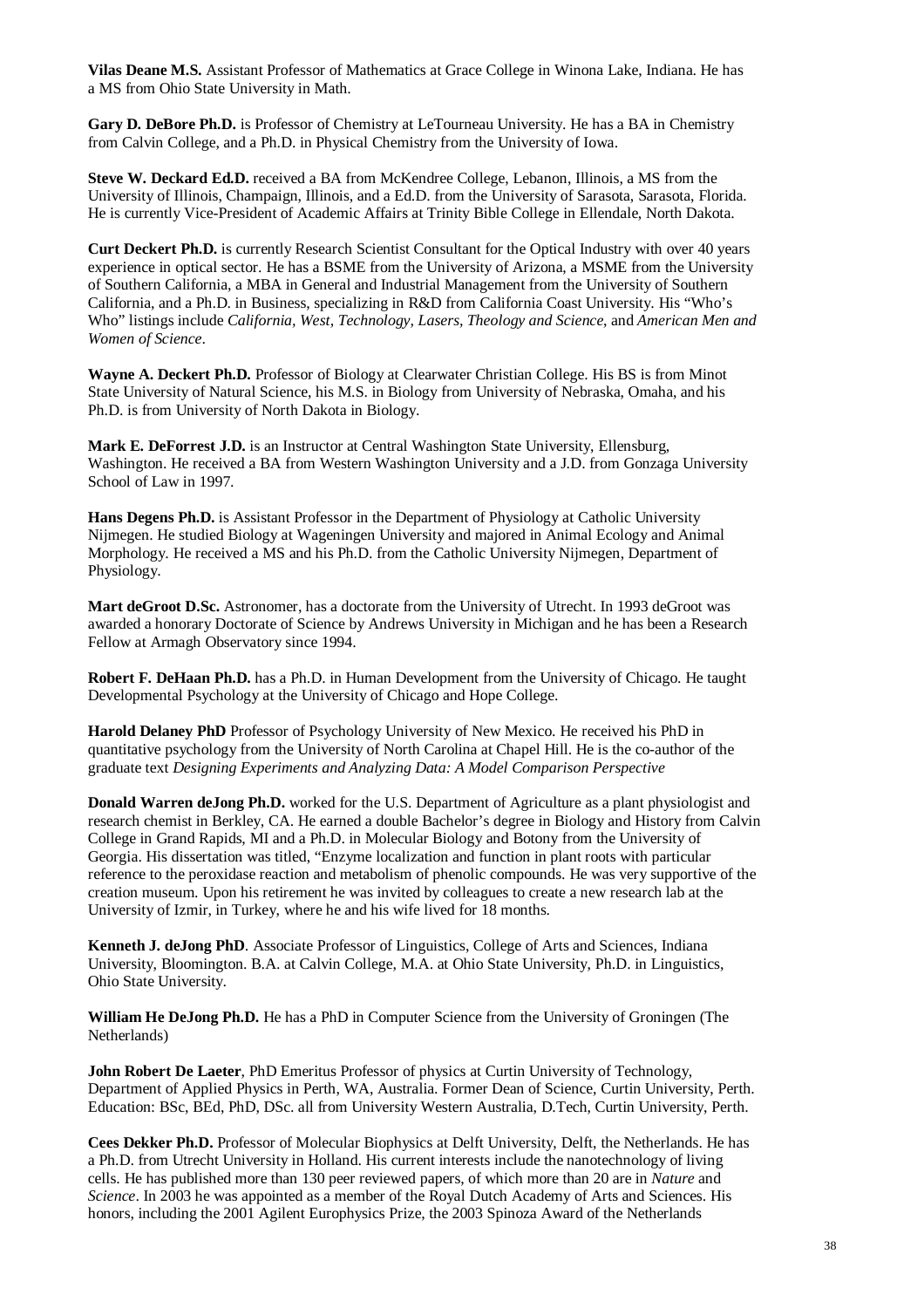**Vilas Deane M.S.** Assistant Professor of Mathematics at Grace College in Winona Lake, Indiana. He has a MS from Ohio State University in Math.

**Gary D. DeBore Ph.D.** is Professor of Chemistry at LeTourneau University. He has a BA in Chemistry from Calvin College, and a Ph.D. in Physical Chemistry from the University of Iowa.

**Steve W. Deckard Ed.D.** received a BA from McKendree College, Lebanon, Illinois, a MS from the University of Illinois, Champaign, Illinois, and a Ed.D. from the University of Sarasota, Sarasota, Florida. He is currently Vice-President of Academic Affairs at Trinity Bible College in Ellendale, North Dakota.

**Curt Deckert Ph.D.** is currently Research Scientist Consultant for the Optical Industry with over 40 years experience in optical sector. He has a BSME from the University of Arizona, a MSME from the University of Southern California, a MBA in General and Industrial Management from the University of Southern California, and a Ph.D. in Business, specializing in R&D from California Coast University. His "Who's Who" listings include *California, West, Technology, Lasers, Theology and Science*, and *American Men and Women of Science*.

**Wayne A. Deckert Ph.D.** Professor of Biology at Clearwater Christian College. His BS is from Minot State University of Natural Science, his M.S. in Biology from University of Nebraska, Omaha, and his Ph.D. is from University of North Dakota in Biology.

**Mark E. DeForrest J.D.** is an Instructor at Central Washington State University, Ellensburg, Washington. He received a BA from Western Washington University and a J.D. from Gonzaga University School of Law in 1997.

**Hans Degens Ph.D.** is Assistant Professor in the Department of Physiology at Catholic University Nijmegen. He studied Biology at Wageningen University and majored in Animal Ecology and Animal Morphology. He received a MS and his Ph.D. from the Catholic University Nijmegen, Department of Physiology.

**Mart deGroot D.Sc.** Astronomer, has a doctorate from the University of Utrecht. In 1993 deGroot was awarded a honorary Doctorate of Science by Andrews University in Michigan and he has been a Research Fellow at Armagh Observatory since 1994.

**Robert F. DeHaan Ph.D.** has a Ph.D. in Human Development from the University of Chicago. He taught Developmental Psychology at the University of Chicago and Hope College.

**Harold Delaney PhD** Professor of Psychology University of New Mexico. He received his PhD in quantitative psychology from the University of North Carolina at Chapel Hill. He is the co-author of the graduate text *Designing Experiments and Analyzing Data: A Model Comparison Perspective*

**Donald Warren deJong Ph.D.** worked for the U.S. Department of Agriculture as a plant physiologist and research chemist in Berkley, CA. He earned a double Bachelor's degree in Biology and History from Calvin College in Grand Rapids, MI and a Ph.D. in Molecular Biology and Botony from the University of Georgia. His dissertation was titled, "Enzyme localization and function in plant roots with particular reference to the peroxidase reaction and metabolism of phenolic compounds. He was very supportive of the creation museum. Upon his retirement he was invited by colleagues to create a new research lab at the University of Izmir, in Turkey, where he and his wife lived for 18 months.

**Kenneth J. deJong PhD**. Associate Professor of Linguistics, College of Arts and Sciences, Indiana University, Bloomington. B.A. at Calvin College, M.A. at Ohio State University, Ph.D. in Linguistics, Ohio State University.

**William He DeJong Ph.D.** He has a PhD in Computer Science from the University of Groningen (The Netherlands)

**John Robert De Laeter**, PhD Emeritus Professor of physics at Curtin University of Technology, Department of Applied Physics in Perth, WA, Australia. Former Dean of Science, Curtin University, Perth. Education: BSc, BEd, PhD, DSc. all from University Western Australia, D.Tech, Curtin University, Perth.

**Cees Dekker Ph.D.** Professor of Molecular Biophysics at Delft University, Delft, the Netherlands. He has a Ph.D. from Utrecht University in Holland. His current interests include the nanotechnology of living cells. He has published more than 130 peer reviewed papers, of which more than 20 are in *Nature* and *Science*. In 2003 he was appointed as a member of the Royal Dutch Academy of Arts and Sciences. His honors, including the 2001 Agilent Europhysics Prize, the 2003 Spinoza Award of the Netherlands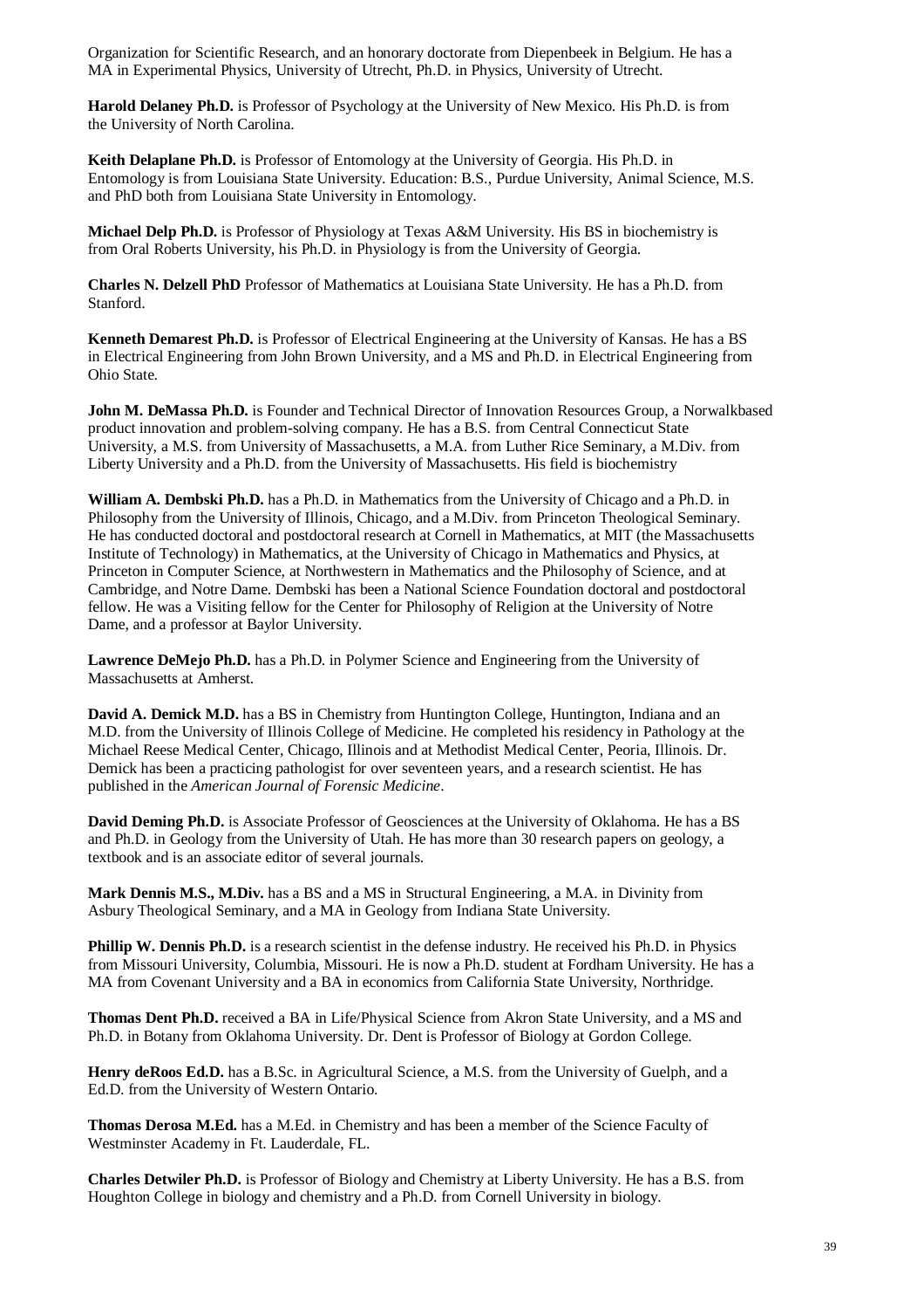Organization for Scientific Research, and an honorary doctorate from Diepenbeek in Belgium. He has a MA in Experimental Physics, University of Utrecht, Ph.D. in Physics, University of Utrecht.

**Harold Delaney Ph.D.** is Professor of Psychology at the University of New Mexico. His Ph.D. is from the University of North Carolina.

**Keith Delaplane Ph.D.** is Professor of Entomology at the University of Georgia. His Ph.D. in Entomology is from Louisiana State University. Education: B.S., Purdue University, Animal Science, M.S. and PhD both from Louisiana State University in Entomology.

**Michael Delp Ph.D.** is Professor of Physiology at Texas A&M University. His BS in biochemistry is from Oral Roberts University, his Ph.D. in Physiology is from the University of Georgia.

**Charles N. Delzell PhD** Professor of Mathematics at Louisiana State University. He has a Ph.D. from Stanford.

**Kenneth Demarest Ph.D.** is Professor of Electrical Engineering at the University of Kansas. He has a BS in Electrical Engineering from John Brown University, and a MS and Ph.D. in Electrical Engineering from Ohio State.

**John M. DeMassa Ph.D.** is Founder and Technical Director of Innovation Resources Group, a Norwalkbased product innovation and problem-solving company. He has a B.S. from Central Connecticut State University, a M.S. from University of Massachusetts, a M.A. from Luther Rice Seminary, a M.Div. from Liberty University and a Ph.D. from the University of Massachusetts. His field is biochemistry

**William A. Dembski Ph.D.** has a Ph.D. in Mathematics from the University of Chicago and a Ph.D. in Philosophy from the University of Illinois, Chicago, and a M.Div. from Princeton Theological Seminary. He has conducted doctoral and postdoctoral research at Cornell in Mathematics, at MIT (the Massachusetts Institute of Technology) in Mathematics, at the University of Chicago in Mathematics and Physics, at Princeton in Computer Science, at Northwestern in Mathematics and the Philosophy of Science, and at Cambridge, and Notre Dame. Dembski has been a National Science Foundation doctoral and postdoctoral fellow. He was a Visiting fellow for the Center for Philosophy of Religion at the University of Notre Dame, and a professor at Baylor University.

**Lawrence DeMejo Ph.D.** has a Ph.D. in Polymer Science and Engineering from the University of Massachusetts at Amherst.

**David A. Demick M.D.** has a BS in Chemistry from Huntington College, Huntington, Indiana and an M.D. from the University of Illinois College of Medicine. He completed his residency in Pathology at the Michael Reese Medical Center, Chicago, Illinois and at Methodist Medical Center, Peoria, Illinois. Dr. Demick has been a practicing pathologist for over seventeen years, and a research scientist. He has published in the *American Journal of Forensic Medicine*.

**David Deming Ph.D.** is Associate Professor of Geosciences at the University of Oklahoma. He has a BS and Ph.D. in Geology from the University of Utah. He has more than 30 research papers on geology, a textbook and is an associate editor of several journals.

**Mark Dennis M.S., M.Div.** has a BS and a MS in Structural Engineering, a M.A. in Divinity from Asbury Theological Seminary, and a MA in Geology from Indiana State University.

**Phillip W. Dennis Ph.D.** is a research scientist in the defense industry. He received his Ph.D. in Physics from Missouri University, Columbia, Missouri. He is now a Ph.D. student at Fordham University. He has a MA from Covenant University and a BA in economics from California State University, Northridge.

**Thomas Dent Ph.D.** received a BA in Life/Physical Science from Akron State University, and a MS and Ph.D. in Botany from Oklahoma University. Dr. Dent is Professor of Biology at Gordon College.

**Henry deRoos Ed.D.** has a B.Sc. in Agricultural Science, a M.S. from the University of Guelph, and a Ed.D. from the University of Western Ontario.

**Thomas Derosa M.Ed.** has a M.Ed. in Chemistry and has been a member of the Science Faculty of Westminster Academy in Ft. Lauderdale, FL.

**Charles Detwiler Ph.D.** is Professor of Biology and Chemistry at Liberty University. He has a B.S. from Houghton College in biology and chemistry and a Ph.D. from Cornell University in biology.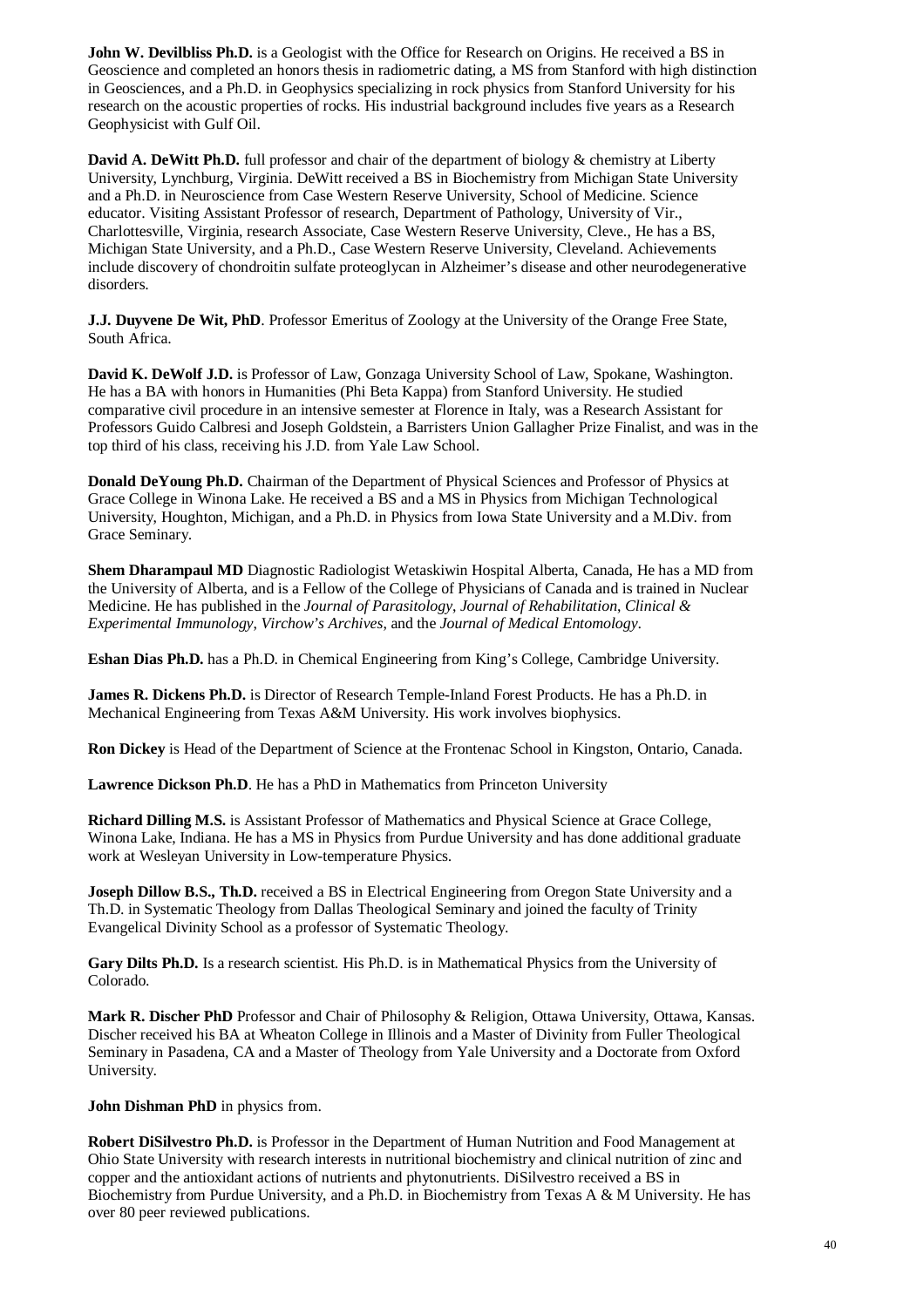**John W. Devilbliss Ph.D.** is a Geologist with the Office for Research on Origins. He received a BS in Geoscience and completed an honors thesis in radiometric dating, a MS from Stanford with high distinction in Geosciences, and a Ph.D. in Geophysics specializing in rock physics from Stanford University for his research on the acoustic properties of rocks. His industrial background includes five years as a Research Geophysicist with Gulf Oil.

**David A. DeWitt Ph.D.** full professor and chair of the department of biology & chemistry at Liberty University, Lynchburg, Virginia. DeWitt received a BS in Biochemistry from Michigan State University and a Ph.D. in Neuroscience from Case Western Reserve University, School of Medicine. Science educator. Visiting Assistant Professor of research, Department of Pathology, University of Vir., Charlottesville, Virginia, research Associate, Case Western Reserve University, Cleve., He has a BS, Michigan State University, and a Ph.D., Case Western Reserve University, Cleveland. Achievements include discovery of chondroitin sulfate proteoglycan in Alzheimer's disease and other neurodegenerative disorders.

**J.J. Duyvene De Wit, PhD**. Professor Emeritus of Zoology at the University of the Orange Free State, South Africa.

**David K. DeWolf J.D.** is Professor of Law, Gonzaga University School of Law, Spokane, Washington. He has a BA with honors in Humanities (Phi Beta Kappa) from Stanford University. He studied comparative civil procedure in an intensive semester at Florence in Italy, was a Research Assistant for Professors Guido Calbresi and Joseph Goldstein, a Barristers Union Gallagher Prize Finalist, and was in the top third of his class, receiving his J.D. from Yale Law School.

**Donald DeYoung Ph.D.** Chairman of the Department of Physical Sciences and Professor of Physics at Grace College in Winona Lake. He received a BS and a MS in Physics from Michigan Technological University, Houghton, Michigan, and a Ph.D. in Physics from Iowa State University and a M.Div. from Grace Seminary.

**Shem Dharampaul MD** Diagnostic Radiologist Wetaskiwin Hospital Alberta, Canada, He has a MD from the University of Alberta, and is a Fellow of the College of Physicians of Canada and is trained in Nuclear Medicine. He has published in the *Journal of Parasitology*, *Journal of Rehabilitation*, *Clinical & Experimental Immunology*, *Virchow's Archives*, and the *Journal of Medical Entomology*.

**Eshan Dias Ph.D.** has a Ph.D. in Chemical Engineering from King's College, Cambridge University.

**James R. Dickens Ph.D.** is Director of Research Temple-Inland Forest Products. He has a Ph.D. in Mechanical Engineering from Texas A&M University. His work involves biophysics.

**Ron Dickey** is Head of the Department of Science at the Frontenac School in Kingston, Ontario, Canada.

**Lawrence Dickson Ph.D**. He has a PhD in Mathematics from Princeton University

**Richard Dilling M.S.** is Assistant Professor of Mathematics and Physical Science at Grace College, Winona Lake, Indiana. He has a MS in Physics from Purdue University and has done additional graduate work at Wesleyan University in Low-temperature Physics.

**Joseph Dillow B.S., Th.D.** received a BS in Electrical Engineering from Oregon State University and a Th.D. in Systematic Theology from Dallas Theological Seminary and joined the faculty of Trinity Evangelical Divinity School as a professor of Systematic Theology.

**Gary Dilts Ph.D.** Is a research scientist. His Ph.D. is in Mathematical Physics from the University of Colorado.

**Mark R. Discher PhD** Professor and Chair of Philosophy & Religion, Ottawa University, Ottawa, Kansas. Discher received his BA at Wheaton College in Illinois and a Master of Divinity from Fuller Theological Seminary in Pasadena, CA and a Master of Theology from Yale University and a Doctorate from Oxford University.

**John Dishman PhD** in physics from.

**Robert DiSilvestro Ph.D.** is Professor in the Department of Human Nutrition and Food Management at Ohio State University with research interests in nutritional biochemistry and clinical nutrition of zinc and copper and the antioxidant actions of nutrients and phytonutrients. DiSilvestro received a BS in Biochemistry from Purdue University, and a Ph.D. in Biochemistry from Texas A & M University. He has over 80 peer reviewed publications.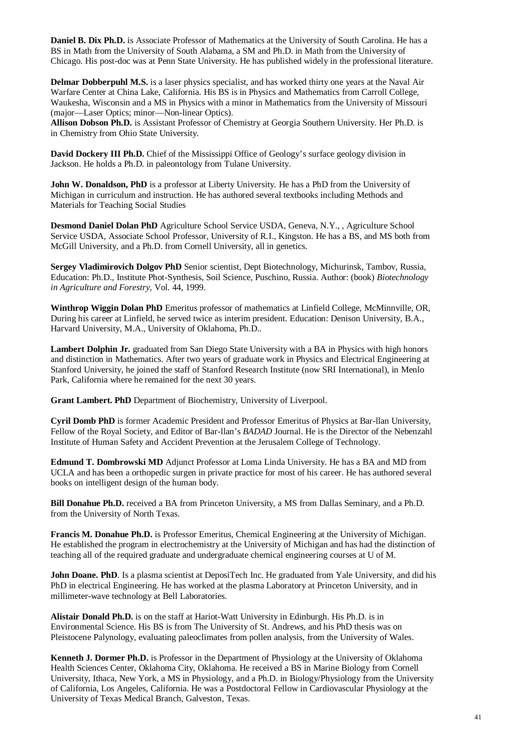**Daniel B. Dix Ph.D.** is Associate Professor of Mathematics at the University of South Carolina. He has a BS in Math from the University of South Alabama, a SM and Ph.D. in Math from the University of Chicago. His post-doc was at Penn State University. He has published widely in the professional literature.

**Delmar Dobberpuhl M.S.** is a laser physics specialist, and has worked thirty one years at the Naval Air Warfare Center at China Lake, California. His BS is in Physics and Mathematics from Carroll College, Waukesha, Wisconsin and a MS in Physics with a minor in Mathematics from the University of Missouri (major—Laser Optics; minor—Non-linear Optics).

**Allison Dobson Ph.D.** is Assistant Professor of Chemistry at Georgia Southern University. Her Ph.D. is in Chemistry from Ohio State University.

**David Dockery III Ph.D.** Chief of the Mississippi Office of Geology's surface geology division in Jackson. He holds a Ph.D. in paleontology from Tulane University.

**John W. Donaldson, PhD** is a professor at Liberty University. He has a PhD from the University of Michigan in curriculum and instruction. He has authored several textbooks including Methods and Materials for Teaching Social Studies

**Desmond Daniel Dolan PhD** Agriculture School Service USDA, Geneva, N.Y., , Agriculture School Service USDA, Associate School Professor, University of R.I., Kingston. He has a BS, and MS both from McGill University, and a Ph.D. from Cornell University, all in genetics.

**Sergey Vladimirovich Dolgov PhD** Senior scientist, Dept Biotechnology, Michurinsk, Tambov, Russia, Education: Ph.D., Institute Phot-Synthesis, Soil Science, Puschino, Russia. Author: (book) *Biotechnology in Agriculture and Forestry*, Vol. 44, 1999.

**Winthrop Wiggin Dolan PhD** Emeritus professor of mathematics at Linfield College, McMinnville, OR, During his career at Linfield, he served twice as interim president. Education: Denison University, B.A., Harvard University, M.A., University of Oklahoma, Ph.D..

**Lambert Dolphin Jr.** graduated from San Diego State University with a BA in Physics with high honors and distinction in Mathematics. After two years of graduate work in Physics and Electrical Engineering at Stanford University, he joined the staff of Stanford Research Institute (now SRI International), in Menlo Park, California where he remained for the next 30 years.

**Grant Lambert. PhD** Department of Biochemistry, University of Liverpool.

**Cyril Domb PhD** is former Academic President and Professor Emeritus of Physics at Bar-llan University, Fellow of the Royal Society, and Editor of Bar-llan's *BADAD* Journal. He is the Director of the Nebenzahl Institute of Human Safety and Accident Prevention at the Jerusalem College of Technology.

**Edmund T. Dombrowski MD** Adjunct Professor at Loma Linda University. He has a BA and MD from UCLA and has been a orthopedic surgen in private practice for most of his career. He has authored several books on intelligent design of the human body.

**Bill Donahue Ph.D.** received a BA from Princeton University, a MS from Dallas Seminary, and a Ph.D. from the University of North Texas.

**Francis M. Donahue Ph.D.** is Professor Emeritus, Chemical Engineering at the University of Michigan. He established the program in electrochemistry at the University of Michigan and has had the distinction of teaching all of the required graduate and undergraduate chemical engineering courses at U of M.

**John Doane. PhD**. Is a plasma scientist at DeposiTech Inc. He graduated from Yale University, and did his PhD in electrical Engineering. He has worked at the plasma Laboratory at Princeton University, and in millimeter-wave technology at Bell Laboratories.

**Alistair Donald Ph.D.** is on the staff at Hariot-Watt University in Edinburgh. His Ph.D. is in Environmental Science. His BS is from The University of St. Andrews, and his PhD thesis was on Pleistocene Palynology, evaluating paleoclimates from pollen analysis, from the University of Wales.

**Kenneth J. Dormer Ph.D.** is Professor in the Department of Physiology at the University of Oklahoma Health Sciences Center, Oklahoma City, Oklahoma. He received a BS in Marine Biology from Cornell University, Ithaca, New York, a MS in Physiology, and a Ph.D. in Biology/Physiology from the University of California, Los Angeles, California. He was a Postdoctoral Fellow in Cardiovascular Physiology at the University of Texas Medical Branch, Galveston, Texas.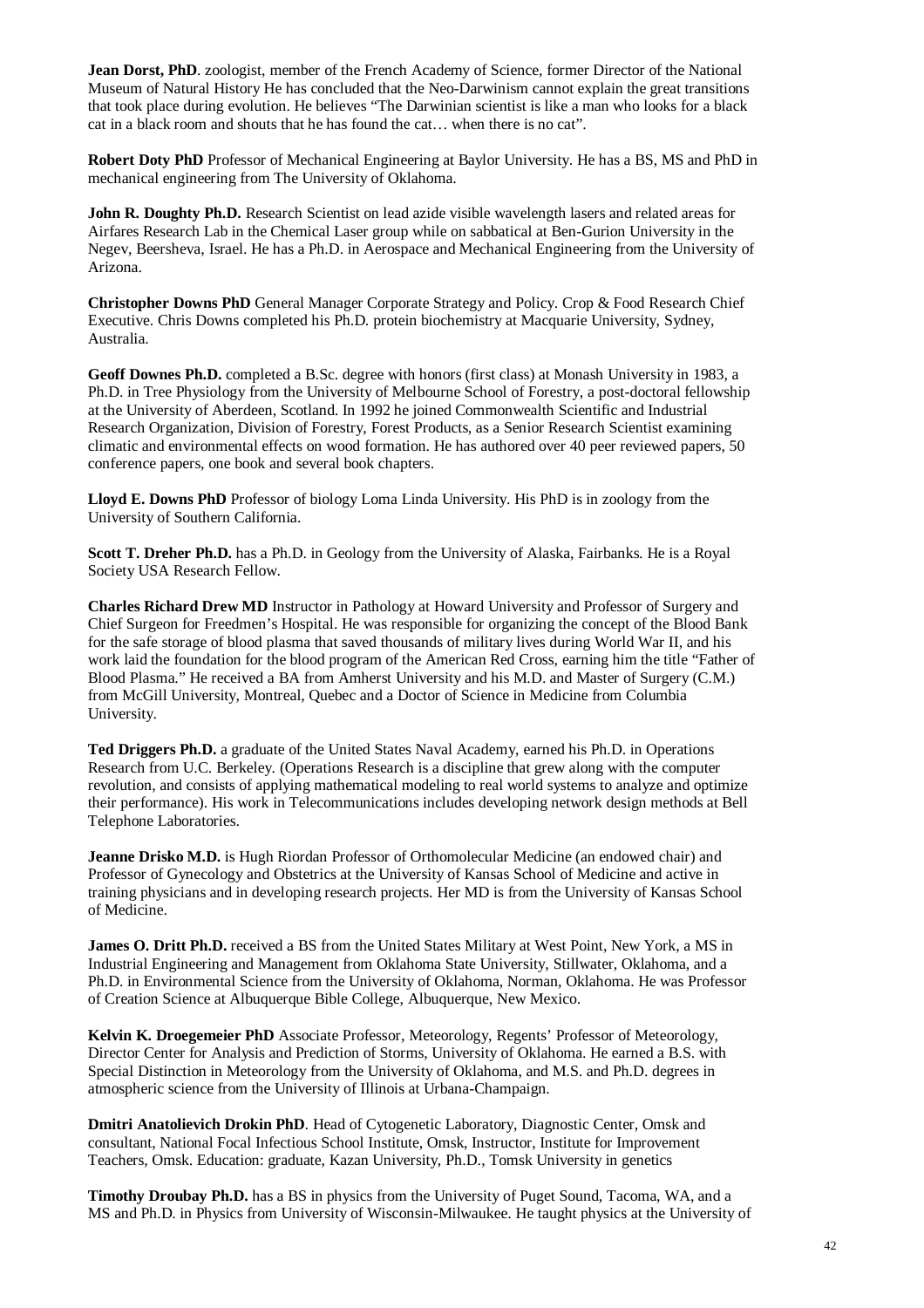**Jean Dorst, PhD**. zoologist, member of the French Academy of Science, former Director of the National Museum of Natural History He has concluded that the Neo-Darwinism cannot explain the great transitions that took place during evolution. He believes "The Darwinian scientist is like a man who looks for a black cat in a black room and shouts that he has found the cat… when there is no cat".

**Robert Doty PhD** Professor of Mechanical Engineering at Baylor University. He has a BS, MS and PhD in mechanical engineering from The University of Oklahoma.

**John R. Doughty Ph.D.** Research Scientist on lead azide visible wavelength lasers and related areas for Airfares Research Lab in the Chemical Laser group while on sabbatical at Ben-Gurion University in the Negev, Beersheva, Israel. He has a Ph.D. in Aerospace and Mechanical Engineering from the University of Arizona.

**Christopher Downs PhD** General Manager Corporate Strategy and Policy. Crop & Food Research Chief Executive. Chris Downs completed his Ph.D. protein biochemistry at Macquarie University, Sydney, Australia.

**Geoff Downes Ph.D.** completed a B.Sc. degree with honors (first class) at Monash University in 1983, a Ph.D. in Tree Physiology from the University of Melbourne School of Forestry, a post-doctoral fellowship at the University of Aberdeen, Scotland. In 1992 he joined Commonwealth Scientific and Industrial Research Organization, Division of Forestry, Forest Products, as a Senior Research Scientist examining climatic and environmental effects on wood formation. He has authored over 40 peer reviewed papers, 50 conference papers, one book and several book chapters.

**Lloyd E. Downs PhD** Professor of biology Loma Linda University. His PhD is in zoology from the University of Southern California.

**Scott T. Dreher Ph.D.** has a Ph.D. in Geology from the University of Alaska, Fairbanks. He is a Royal Society USA Research Fellow.

**Charles Richard Drew MD** Instructor in Pathology at Howard University and Professor of Surgery and Chief Surgeon for Freedmen's Hospital. He was responsible for organizing the concept of the Blood Bank for the safe storage of blood plasma that saved thousands of military lives during World War II, and his work laid the foundation for the blood program of the American Red Cross, earning him the title "Father of Blood Plasma." He received a BA from Amherst University and his M.D. and Master of Surgery (C.M.) from McGill University, Montreal, Quebec and a Doctor of Science in Medicine from Columbia University.

**Ted Driggers Ph.D.** a graduate of the United States Naval Academy, earned his Ph.D. in Operations Research from U.C. Berkeley. (Operations Research is a discipline that grew along with the computer revolution, and consists of applying mathematical modeling to real world systems to analyze and optimize their performance). His work in Telecommunications includes developing network design methods at Bell Telephone Laboratories.

**Jeanne Drisko M.D.** is Hugh Riordan Professor of Orthomolecular Medicine (an endowed chair) and Professor of Gynecology and Obstetrics at the University of Kansas School of Medicine and active in training physicians and in developing research projects. Her MD is from the University of Kansas School of Medicine.

**James O. Dritt Ph.D.** received a BS from the United States Military at West Point, New York, a MS in Industrial Engineering and Management from Oklahoma State University, Stillwater, Oklahoma, and a Ph.D. in Environmental Science from the University of Oklahoma, Norman, Oklahoma. He was Professor of Creation Science at Albuquerque Bible College, Albuquerque, New Mexico.

**Kelvin K. Droegemeier PhD** Associate Professor, Meteorology, Regents' Professor of Meteorology, Director Center for Analysis and Prediction of Storms, University of Oklahoma. He earned a B.S. with Special Distinction in Meteorology from the University of Oklahoma, and M.S. and Ph.D. degrees in atmospheric science from the University of Illinois at Urbana-Champaign.

**Dmitri Anatolievich Drokin PhD**. Head of Cytogenetic Laboratory, Diagnostic Center, Omsk and consultant, National Focal Infectious School Institute, Omsk, Instructor, Institute for Improvement Teachers, Omsk. Education: graduate, Kazan University, Ph.D., Tomsk University in genetics

**Timothy Droubay Ph.D.** has a BS in physics from the University of Puget Sound, Tacoma, WA, and a MS and Ph.D. in Physics from University of Wisconsin-Milwaukee. He taught physics at the University of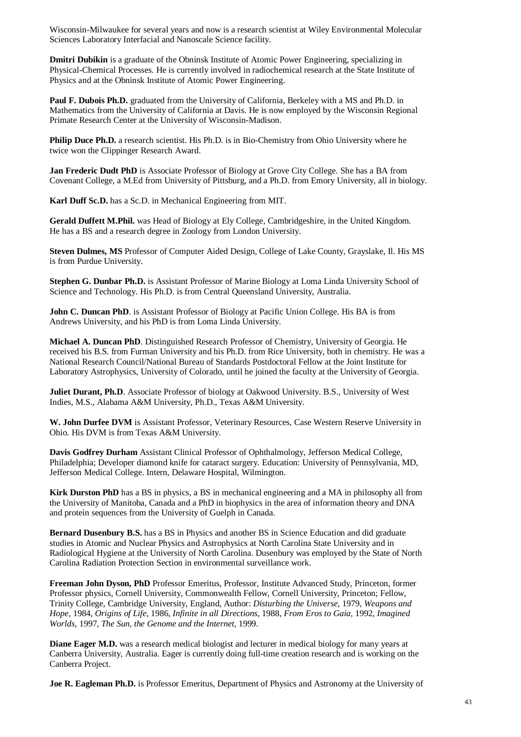Wisconsin-Milwaukee for several years and now is a research scientist at Wiley Environmental Molecular Sciences Laboratory Interfacial and Nanoscale Science facility.

**Dmitri Dubikin** is a graduate of the Obninsk Institute of Atomic Power Engineering, specializing in Physical-Chemical Processes. He is currently involved in radiochemical research at the State Institute of Physics and at the Obninsk Institute of Atomic Power Engineering.

**Paul F. Dubois Ph.D.** graduated from the University of California, Berkeley with a MS and Ph.D. in Mathematics from the University of California at Davis. He is now employed by the Wisconsin Regional Primate Research Center at the University of Wisconsin-Madison.

**Philip Duce Ph.D.** a research scientist. His Ph.D. is in Bio-Chemistry from Ohio University where he twice won the Clippinger Research Award.

**Jan Frederic Dudt PhD** is Associate Professor of Biology at Grove City College. She has a BA from Covenant College, a M.Ed from University of Pittsburg, and a Ph.D. from Emory University, all in biology.

**Karl Duff Sc.D.** has a Sc.D. in Mechanical Engineering from MIT.

**Gerald Duffett M.Phil.** was Head of Biology at Ely College, Cambridgeshire, in the United Kingdom. He has a BS and a research degree in Zoology from London University.

**Steven Dulmes, MS** Professor of Computer Aided Design, College of Lake County, Grayslake, Il. His MS is from Purdue University.

**Stephen G. Dunbar Ph.D.** is Assistant Professor of Marine Biology at Loma Linda University School of Science and Technology. His Ph.D. is from Central Queensland University, Australia.

**John C. Duncan PhD**. is Assistant Professor of Biology at Pacific Union College. His BA is from Andrews University, and his PhD is from Loma Linda University.

**Michael A. Duncan PhD**. Distinguished Research Professor of Chemistry, University of Georgia. He received his B.S. from Furman University and his Ph.D. from Rice University, both in chemistry. He was a National Research Council/National Bureau of Standards Postdoctoral Fellow at the Joint Institute for Laboratory Astrophysics, University of Colorado, until he joined the faculty at the University of Georgia.

**Juliet Durant, Ph.D**. Associate Professor of biology at Oakwood University. B.S., University of West Indies, M.S., Alabama A&M University, Ph.D., Texas A&M University.

**W. John Durfee DVM** is Assistant Professor, Veterinary Resources, Case Western Reserve University in Ohio. His DVM is from Texas A&M University.

**Davis Godfrey Durham** Assistant Clinical Professor of Ophthalmology, Jefferson Medical College, Philadelphia; Developer diamond knife for cataract surgery. Education: University of Pennsylvania, MD, Jefferson Medical College. Intern, Delaware Hospital, Wilmington.

**Kirk Durston PhD** has a BS in physics, a BS in mechanical engineering and a MA in philosophy all from the University of Manitoba, Canada and a PhD in biophysics in the area of information theory and DNA and protein sequences from the University of Guelph in Canada.

**Bernard Dusenbury B.S.** has a BS in Physics and another BS in Science Education and did graduate studies in Atomic and Nuclear Physics and Astrophysics at North Carolina State University and in Radiological Hygiene at the University of North Carolina. Dusenbury was employed by the State of North Carolina Radiation Protection Section in environmental surveillance work.

**Freeman John Dyson, PhD** Professor Emeritus, Professor, Institute Advanced Study, Princeton, former Professor physics, Cornell University, Commonwealth Fellow, Cornell University, Princeton; Fellow, Trinity College, Cambridge University, England, Author: *Disturbing the Universe*, 1979, *Weapons and Hope*, 1984, *Origins of Life*, 1986, *Infinite in all Directions*, 1988, *From Eros to Gaia*, 1992, *Imagined Worlds*, 1997, *The Sun, the Genome and the Internet*, 1999.

**Diane Eager M.D.** was a research medical biologist and lecturer in medical biology for many years at Canberra University, Australia. Eager is currently doing full-time creation research and is working on the Canberra Project.

**Joe R. Eagleman Ph.D.** is Professor Emeritus, Department of Physics and Astronomy at the University of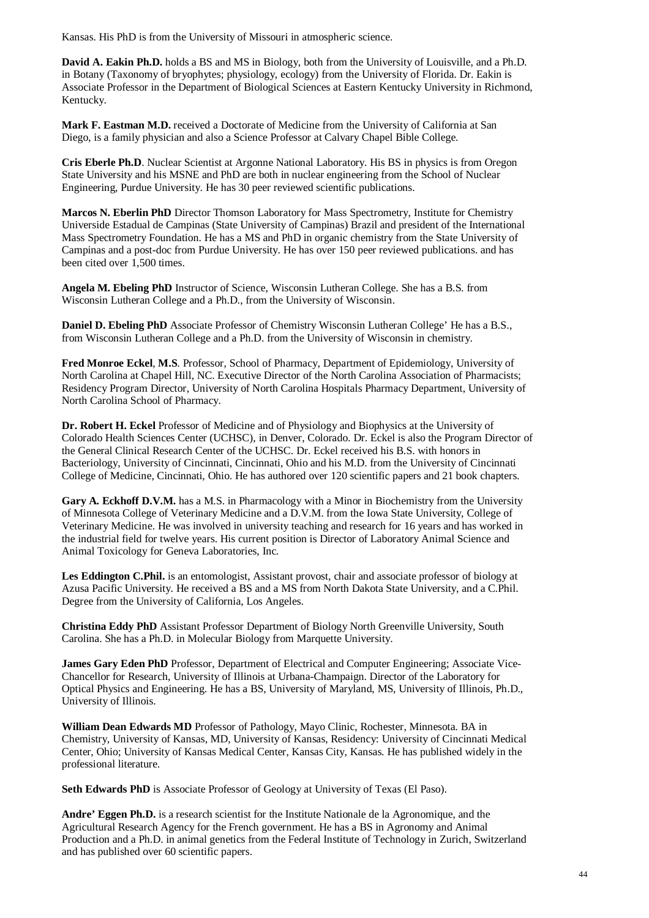Kansas. His PhD is from the University of Missouri in atmospheric science.

**David A. Eakin Ph.D.** holds a BS and MS in Biology, both from the University of Louisville, and a Ph.D. in Botany (Taxonomy of bryophytes; physiology, ecology) from the University of Florida. Dr. Eakin is Associate Professor in the Department of Biological Sciences at Eastern Kentucky University in Richmond, Kentucky.

**Mark F. Eastman M.D.** received a Doctorate of Medicine from the University of California at San Diego, is a family physician and also a Science Professor at Calvary Chapel Bible College.

**Cris Eberle Ph.D**. Nuclear Scientist at Argonne National Laboratory. His BS in physics is from Oregon State University and his MSNE and PhD are both in nuclear engineering from the School of Nuclear Engineering, Purdue University. He has 30 peer reviewed scientific publications.

**Marcos N. Eberlin PhD** Director Thomson Laboratory for Mass Spectrometry, Institute for Chemistry Universide Estadual de Campinas (State University of Campinas) Brazil and president of the International Mass Spectrometry Foundation. He has a MS and PhD in organic chemistry from the State University of Campinas and a post-doc from Purdue University. He has over 150 peer reviewed publications. and has been cited over 1,500 times.

**Angela M. Ebeling PhD** Instructor of Science, Wisconsin Lutheran College. She has a B.S. from Wisconsin Lutheran College and a Ph.D., from the University of Wisconsin.

**Daniel D. Ebeling PhD** Associate Professor of Chemistry Wisconsin Lutheran College' He has a B.S., from Wisconsin Lutheran College and a Ph.D. from the University of Wisconsin in chemistry.

**Fred Monroe Eckel**, **M.S**. Professor, School of Pharmacy, Department of Epidemiology, University of North Carolina at Chapel Hill, NC. Executive Director of the North Carolina Association of Pharmacists; Residency Program Director, University of North Carolina Hospitals Pharmacy Department, University of North Carolina School of Pharmacy.

**Dr. Robert H. Eckel** Professor of Medicine and of Physiology and Biophysics at the University of Colorado Health Sciences Center (UCHSC), in Denver, Colorado. Dr. Eckel is also the Program Director of the General Clinical Research Center of the UCHSC. Dr. Eckel received his B.S. with honors in Bacteriology, University of Cincinnati, Cincinnati, Ohio and his M.D. from the University of Cincinnati College of Medicine, Cincinnati, Ohio. He has authored over 120 scientific papers and 21 book chapters.

**Gary A. Eckhoff D.V.M.** has a M.S. in Pharmacology with a Minor in Biochemistry from the University of Minnesota College of Veterinary Medicine and a D.V.M. from the Iowa State University, College of Veterinary Medicine. He was involved in university teaching and research for 16 years and has worked in the industrial field for twelve years. His current position is Director of Laboratory Animal Science and Animal Toxicology for Geneva Laboratories, Inc.

**Les Eddington C.Phil.** is an entomologist, Assistant provost, chair and associate professor of biology at Azusa Pacific University. He received a BS and a MS from North Dakota State University, and a C.Phil. Degree from the University of California, Los Angeles.

**Christina Eddy PhD** Assistant Professor Department of Biology North Greenville University, South Carolina. She has a Ph.D. in Molecular Biology from Marquette University.

**James Gary Eden PhD** Professor, Department of Electrical and Computer Engineering; Associate Vice-Chancellor for Research, University of Illinois at Urbana-Champaign. Director of the Laboratory for Optical Physics and Engineering. He has a BS, University of Maryland, MS, University of Illinois, Ph.D., University of Illinois.

**William Dean Edwards MD** Professor of Pathology, Mayo Clinic, Rochester, Minnesota. BA in Chemistry, University of Kansas, MD, University of Kansas, Residency: University of Cincinnati Medical Center, Ohio; University of Kansas Medical Center, Kansas City, Kansas. He has published widely in the professional literature.

**Seth Edwards PhD** is Associate Professor of Geology at University of Texas (El Paso).

**Andre' Eggen Ph.D.** is a research scientist for the Institute Nationale de la Agronomique, and the Agricultural Research Agency for the French government. He has a BS in Agronomy and Animal Production and a Ph.D. in animal genetics from the Federal Institute of Technology in Zurich, Switzerland and has published over 60 scientific papers.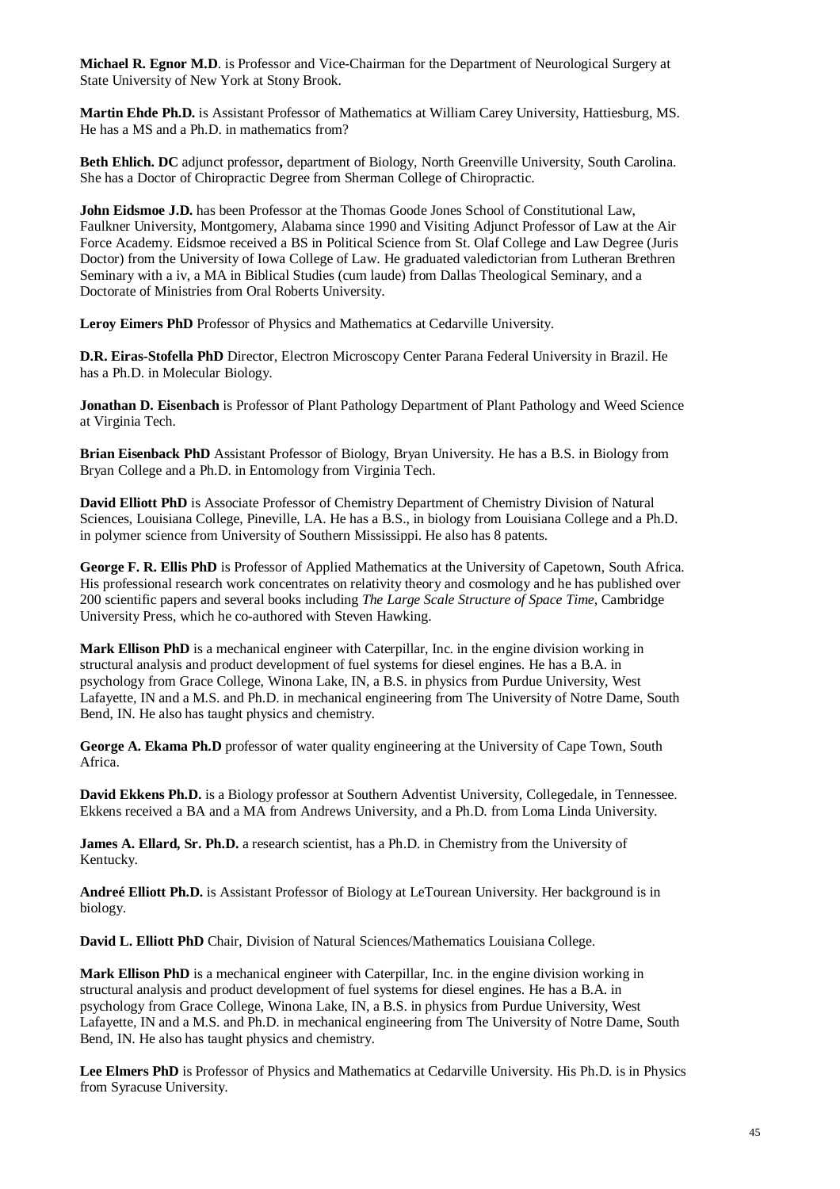**Michael R. Egnor M.D**. is Professor and Vice-Chairman for the Department of Neurological Surgery at State University of New York at Stony Brook.

**Martin Ehde Ph.D.** is Assistant Professor of Mathematics at William Carey University, Hattiesburg, MS. He has a MS and a Ph.D. in mathematics from?

**Beth Ehlich. DC** adjunct professor**,** department of Biology, North Greenville University, South Carolina. She has a Doctor of Chiropractic Degree from Sherman College of Chiropractic.

**John Eidsmoe J.D.** has been Professor at the Thomas Goode Jones School of Constitutional Law, Faulkner University, Montgomery, Alabama since 1990 and Visiting Adjunct Professor of Law at the Air Force Academy. Eidsmoe received a BS in Political Science from St. Olaf College and Law Degree (Juris Doctor) from the University of Iowa College of Law. He graduated valedictorian from Lutheran Brethren Seminary with a iv, a MA in Biblical Studies (cum laude) from Dallas Theological Seminary, and a Doctorate of Ministries from Oral Roberts University.

**Leroy Eimers PhD** Professor of Physics and Mathematics at Cedarville University.

**D.R. Eiras-Stofella PhD** Director, Electron Microscopy Center Parana Federal University in Brazil. He has a Ph.D. in Molecular Biology.

**Jonathan D. Eisenbach** is Professor of Plant Pathology Department of Plant Pathology and Weed Science at Virginia Tech.

**Brian Eisenback PhD** Assistant Professor of Biology, Bryan University. He has a B.S. in Biology from Bryan College and a Ph.D. in Entomology from Virginia Tech.

**David Elliott PhD** is Associate Professor of Chemistry Department of Chemistry Division of Natural Sciences, Louisiana College, Pineville, LA. He has a B.S., in biology from Louisiana College and a Ph.D. in polymer science from University of Southern Mississippi. He also has 8 patents.

**George F. R. Ellis PhD** is Professor of Applied Mathematics at the University of Capetown, South Africa. His professional research work concentrates on relativity theory and cosmology and he has published over 200 scientific papers and several books including *The Large Scale Structure of Space Time*, Cambridge University Press, which he co-authored with Steven Hawking.

**Mark Ellison PhD** is a mechanical engineer with Caterpillar, Inc. in the engine division working in structural analysis and product development of fuel systems for diesel engines. He has a B.A. in psychology from Grace College, Winona Lake, IN, a B.S. in physics from Purdue University, West Lafayette, IN and a M.S. and Ph.D. in mechanical engineering from The University of Notre Dame, South Bend, IN. He also has taught physics and chemistry.

**George A. Ekama Ph.D** professor of water quality engineering at the University of Cape Town, South Africa.

**David Ekkens Ph.D.** is a Biology professor at Southern Adventist University, Collegedale, in Tennessee. Ekkens received a BA and a MA from Andrews University, and a Ph.D. from Loma Linda University.

**James A. Ellard, Sr. Ph.D.** a research scientist, has a Ph.D. in Chemistry from the University of Kentucky.

**Andreé Elliott Ph.D.** is Assistant Professor of Biology at LeTourean University. Her background is in biology.

**David L. Elliott PhD** Chair, Division of Natural Sciences/Mathematics Louisiana College.

**Mark Ellison PhD** is a mechanical engineer with Caterpillar, Inc. in the engine division working in structural analysis and product development of fuel systems for diesel engines. He has a B.A. in psychology from Grace College, Winona Lake, IN, a B.S. in physics from Purdue University, West Lafayette, IN and a M.S. and Ph.D. in mechanical engineering from The University of Notre Dame, South Bend, IN. He also has taught physics and chemistry.

**Lee Elmers PhD** is Professor of Physics and Mathematics at Cedarville University. His Ph.D. is in Physics from Syracuse University.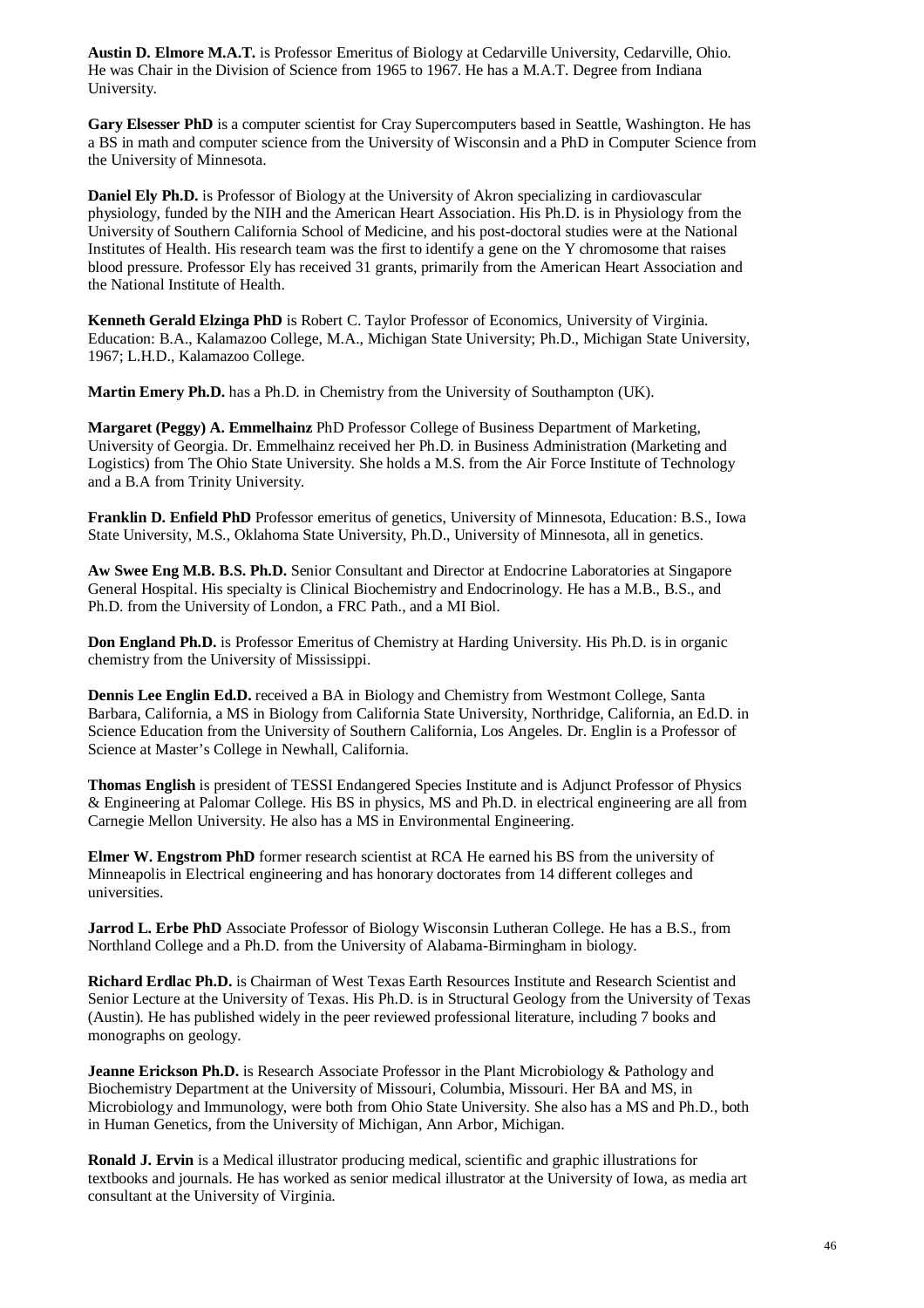**Austin D. Elmore M.A.T.** is Professor Emeritus of Biology at Cedarville University, Cedarville, Ohio. He was Chair in the Division of Science from 1965 to 1967. He has a M.A.T. Degree from Indiana University.

**Gary Elsesser PhD** is a computer scientist for Cray Supercomputers based in Seattle, Washington. He has a BS in math and computer science from the University of Wisconsin and a PhD in Computer Science from the University of Minnesota.

**Daniel Ely Ph.D.** is Professor of Biology at the University of Akron specializing in cardiovascular physiology, funded by the NIH and the American Heart Association. His Ph.D. is in Physiology from the University of Southern California School of Medicine, and his post-doctoral studies were at the National Institutes of Health. His research team was the first to identify a gene on the Y chromosome that raises blood pressure. Professor Ely has received 31 grants, primarily from the American Heart Association and the National Institute of Health.

**Kenneth Gerald Elzinga PhD** is Robert C. Taylor Professor of Economics, University of Virginia. Education: B.A., Kalamazoo College, M.A., Michigan State University; Ph.D., Michigan State University, 1967; L.H.D., Kalamazoo College.

**Martin Emery Ph.D.** has a Ph.D. in Chemistry from the University of Southampton (UK).

**Margaret (Peggy) A. Emmelhainz** PhD Professor College of Business Department of Marketing, University of Georgia. Dr. Emmelhainz received her Ph.D. in Business Administration (Marketing and Logistics) from The Ohio State University. She holds a M.S. from the Air Force Institute of Technology and a B.A from Trinity University.

**Franklin D. Enfield PhD** Professor emeritus of genetics, University of Minnesota, Education: B.S., Iowa State University, M.S., Oklahoma State University, Ph.D., University of Minnesota, all in genetics.

**Aw Swee Eng M.B. B.S. Ph.D.** Senior Consultant and Director at Endocrine Laboratories at Singapore General Hospital. His specialty is Clinical Biochemistry and Endocrinology. He has a M.B., B.S., and Ph.D. from the University of London, a FRC Path., and a MI Biol.

**Don England Ph.D.** is Professor Emeritus of Chemistry at Harding University. His Ph.D. is in organic chemistry from the University of Mississippi.

**Dennis Lee Englin Ed.D.** received a BA in Biology and Chemistry from Westmont College, Santa Barbara, California, a MS in Biology from California State University, Northridge, California, an Ed.D. in Science Education from the University of Southern California, Los Angeles. Dr. Englin is a Professor of Science at Master's College in Newhall, California.

**Thomas English** is president of TESSI Endangered Species Institute and is Adjunct Professor of Physics & Engineering at Palomar College. His BS in physics, MS and Ph.D. in electrical engineering are all from Carnegie Mellon University. He also has a MS in Environmental Engineering.

**Elmer W. Engstrom PhD** former research scientist at RCA He earned his BS from the university of Minneapolis in Electrical engineering and has honorary doctorates from 14 different colleges and universities.

**Jarrod L. Erbe PhD** Associate Professor of Biology Wisconsin Lutheran College. He has a B.S., from Northland College and a Ph.D. from the University of Alabama-Birmingham in biology.

**Richard Erdlac Ph.D.** is Chairman of West Texas Earth Resources Institute and Research Scientist and Senior Lecture at the University of Texas. His Ph.D. is in Structural Geology from the University of Texas (Austin). He has published widely in the peer reviewed professional literature, including 7 books and monographs on geology.

**Jeanne Erickson Ph.D.** is Research Associate Professor in the Plant Microbiology & Pathology and Biochemistry Department at the University of Missouri, Columbia, Missouri. Her BA and MS, in Microbiology and Immunology, were both from Ohio State University. She also has a MS and Ph.D., both in Human Genetics, from the University of Michigan, Ann Arbor, Michigan.

**Ronald J. Ervin** is a Medical illustrator producing medical, scientific and graphic illustrations for textbooks and journals. He has worked as senior medical illustrator at the University of Iowa, as media art consultant at the University of Virginia.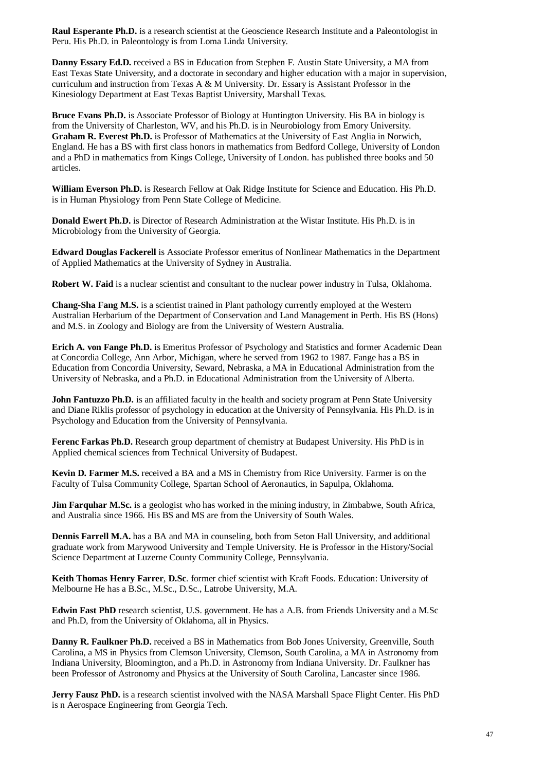**Raul Esperante Ph.D.** is a research scientist at the Geoscience Research Institute and a Paleontologist in Peru. His Ph.D. in Paleontology is from Loma Linda University.

**Danny Essary Ed.D.** received a BS in Education from Stephen F. Austin State University, a MA from East Texas State University, and a doctorate in secondary and higher education with a major in supervision, curriculum and instruction from Texas A & M University. Dr. Essary is Assistant Professor in the Kinesiology Department at East Texas Baptist University, Marshall Texas.

**Bruce Evans Ph.D.** is Associate Professor of Biology at Huntington University. His BA in biology is from the University of Charleston, WV, and his Ph.D. is in Neurobiology from Emory University.
**Graham R. Everest Ph.D.** is Professor of Mathematics at the University of East Anglia in Norwich, England. He has a BS with first class honors in mathematics from Bedford College, University of London and a PhD in mathematics from Kings College, University of London. has published three books and 50 articles.

**William Everson Ph.D.** is Research Fellow at Oak Ridge Institute for Science and Education. His Ph.D. is in Human Physiology from Penn State College of Medicine.

**Donald Ewert Ph.D.** is Director of Research Administration at the Wistar Institute. His Ph.D. is in Microbiology from the University of Georgia.

**Edward Douglas Fackerell** is Associate Professor emeritus of Nonlinear Mathematics in the Department of Applied Mathematics at the University of Sydney in Australia.

**Robert W. Faid** is a nuclear scientist and consultant to the nuclear power industry in Tulsa, Oklahoma.

**Chang-Sha Fang M.S.** is a scientist trained in Plant pathology currently employed at the Western Australian Herbarium of the Department of Conservation and Land Management in Perth. His BS (Hons) and M.S. in Zoology and Biology are from the University of Western Australia.

**Erich A. von Fange Ph.D.** is Emeritus Professor of Psychology and Statistics and former Academic Dean at Concordia College, Ann Arbor, Michigan, where he served from 1962 to 1987. Fange has a BS in Education from Concordia University, Seward, Nebraska, a MA in Educational Administration from the University of Nebraska, and a Ph.D. in Educational Administration from the University of Alberta.

**John Fantuzzo Ph.D.** is an affiliated faculty in the health and society program at Penn State University and Diane Riklis professor of psychology in education at the University of Pennsylvania. His Ph.D. is in Psychology and Education from the University of Pennsylvania.

**Ferenc Farkas Ph.D.** Research group department of chemistry at Budapest University. His PhD is in Applied chemical sciences from Technical University of Budapest.

**Kevin D. Farmer M.S.** received a BA and a MS in Chemistry from Rice University. Farmer is on the Faculty of Tulsa Community College, Spartan School of Aeronautics, in Sapulpa, Oklahoma.

**Jim Farquhar M.Sc.** is a geologist who has worked in the mining industry, in Zimbabwe, South Africa, and Australia since 1966. His BS and MS are from the University of South Wales.

**Dennis Farrell M.A.** has a BA and MA in counseling, both from Seton Hall University, and additional graduate work from Marywood University and Temple University. He is Professor in the History/Social Science Department at Luzerne County Community College, Pennsylvania.

**Keith Thomas Henry Farrer**, **D.Sc**. former chief scientist with Kraft Foods. Education: University of Melbourne He has a B.Sc., M.Sc., D.Sc., Latrobe University, M.A.

**Edwin Fast PhD** research scientist, U.S. government. He has a A.B. from Friends University and a M.Sc and Ph.D, from the University of Oklahoma, all in Physics.

**Danny R. Faulkner Ph.D.** received a BS in Mathematics from Bob Jones University, Greenville, South Carolina, a MS in Physics from Clemson University, Clemson, South Carolina, a MA in Astronomy from Indiana University, Bloomington, and a Ph.D. in Astronomy from Indiana University. Dr. Faulkner has been Professor of Astronomy and Physics at the University of South Carolina, Lancaster since 1986.

**Jerry Fausz PhD.** is a research scientist involved with the NASA Marshall Space Flight Center. His PhD is n Aerospace Engineering from Georgia Tech.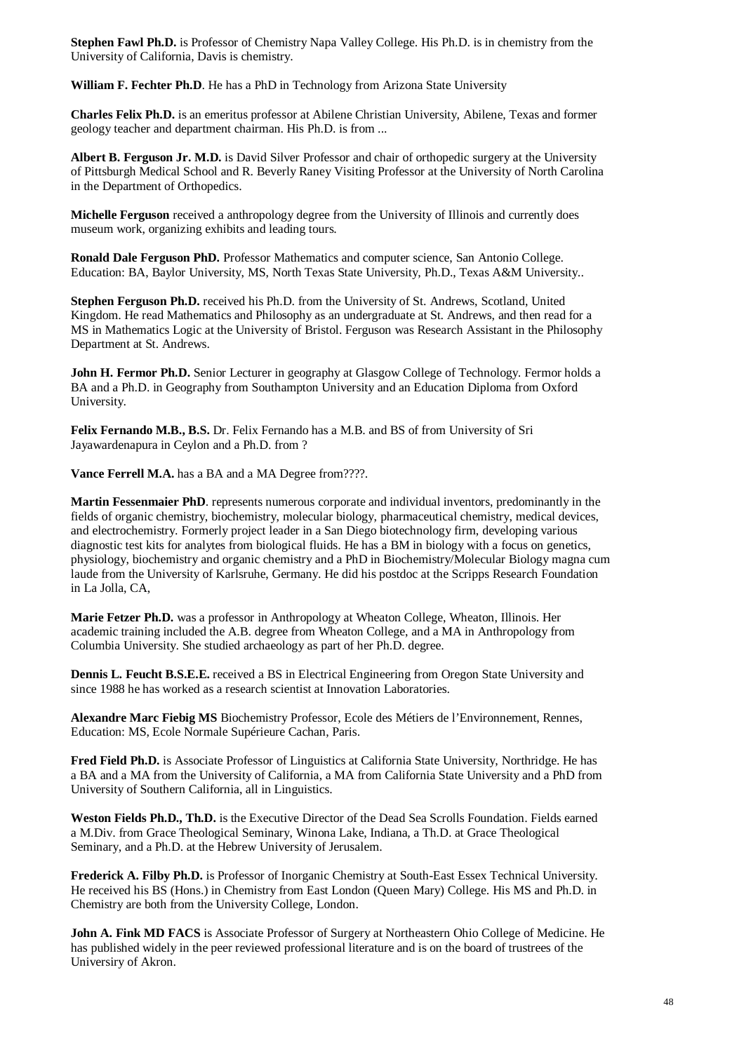**Stephen Fawl Ph.D.** is Professor of Chemistry Napa Valley College. His Ph.D. is in chemistry from the University of California, Davis is chemistry.

**William F. Fechter Ph.D**. He has a PhD in Technology from Arizona State University

**Charles Felix Ph.D.** is an emeritus professor at Abilene Christian University, Abilene, Texas and former geology teacher and department chairman. His Ph.D. is from ...

**Albert B. Ferguson Jr. M.D.** is David Silver Professor and chair of orthopedic surgery at the University of Pittsburgh Medical School and R. Beverly Raney Visiting Professor at the University of North Carolina in the Department of Orthopedics.

**Michelle Ferguson** received a anthropology degree from the University of Illinois and currently does museum work, organizing exhibits and leading tours.

**Ronald Dale Ferguson PhD.** Professor Mathematics and computer science, San Antonio College. Education: BA, Baylor University, MS, North Texas State University, Ph.D., Texas A&M University..

**Stephen Ferguson Ph.D.** received his Ph.D. from the University of St. Andrews, Scotland, United Kingdom. He read Mathematics and Philosophy as an undergraduate at St. Andrews, and then read for a MS in Mathematics Logic at the University of Bristol. Ferguson was Research Assistant in the Philosophy Department at St. Andrews.

**John H. Fermor Ph.D.** Senior Lecturer in geography at Glasgow College of Technology. Fermor holds a BA and a Ph.D. in Geography from Southampton University and an Education Diploma from Oxford University.

**Felix Fernando M.B., B.S.** Dr. Felix Fernando has a M.B. and BS of from University of Sri Jayawardenapura in Ceylon and a Ph.D. from ?

**Vance Ferrell M.A.** has a BA and a MA Degree from????.

**Martin Fessenmaier PhD**. represents numerous corporate and individual inventors, predominantly in the fields of organic chemistry, biochemistry, molecular biology, pharmaceutical chemistry, medical devices, and electrochemistry. Formerly project leader in a San Diego biotechnology firm, developing various diagnostic test kits for analytes from biological fluids. He has a BM in biology with a focus on genetics, physiology, biochemistry and organic chemistry and a PhD in Biochemistry/Molecular Biology magna cum laude from the University of Karlsruhe, Germany. He did his postdoc at the Scripps Research Foundation in La Jolla, CA,

**Marie Fetzer Ph.D.** was a professor in Anthropology at Wheaton College, Wheaton, Illinois. Her academic training included the A.B. degree from Wheaton College, and a MA in Anthropology from Columbia University. She studied archaeology as part of her Ph.D. degree.

**Dennis L. Feucht B.S.E.E.** received a BS in Electrical Engineering from Oregon State University and since 1988 he has worked as a research scientist at Innovation Laboratories.

**Alexandre Marc Fiebig MS** Biochemistry Professor, Ecole des Métiers de l'Environnement, Rennes, Education: MS, Ecole Normale Supérieure Cachan, Paris.

**Fred Field Ph.D.** is Associate Professor of Linguistics at California State University, Northridge. He has a BA and a MA from the University of California, a MA from California State University and a PhD from University of Southern California, all in Linguistics.

**Weston Fields Ph.D., Th.D.** is the Executive Director of the Dead Sea Scrolls Foundation. Fields earned a M.Div. from Grace Theological Seminary, Winona Lake, Indiana, a Th.D. at Grace Theological Seminary, and a Ph.D. at the Hebrew University of Jerusalem.

**Frederick A. Filby Ph.D.** is Professor of Inorganic Chemistry at South-East Essex Technical University. He received his BS (Hons.) in Chemistry from East London (Queen Mary) College. His MS and Ph.D. in Chemistry are both from the University College, London.

**John A. Fink MD FACS** is Associate Professor of Surgery at Northeastern Ohio College of Medicine. He has published widely in the peer reviewed professional literature and is on the board of trustees of the Universiry of Akron.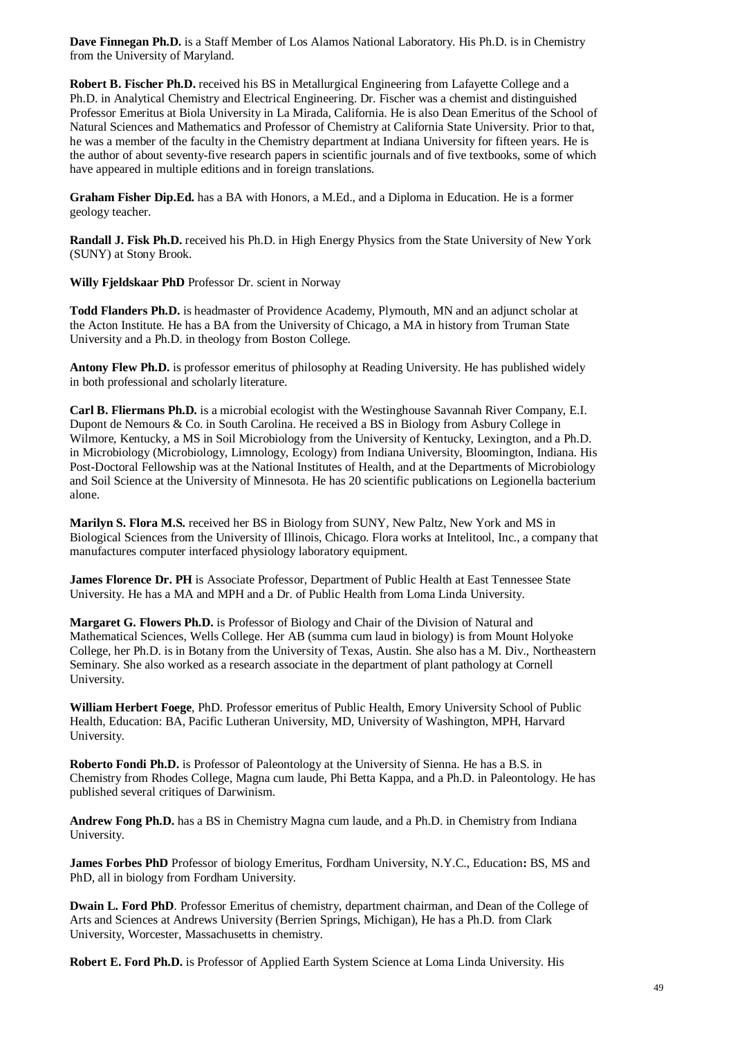**Dave Finnegan Ph.D.** is a Staff Member of Los Alamos National Laboratory. His Ph.D. is in Chemistry from the University of Maryland.

**Robert B. Fischer Ph.D.** received his BS in Metallurgical Engineering from Lafayette College and a Ph.D. in Analytical Chemistry and Electrical Engineering. Dr. Fischer was a chemist and distinguished Professor Emeritus at Biola University in La Mirada, California. He is also Dean Emeritus of the School of Natural Sciences and Mathematics and Professor of Chemistry at California State University. Prior to that, he was a member of the faculty in the Chemistry department at Indiana University for fifteen years. He is the author of about seventy-five research papers in scientific journals and of five textbooks, some of which have appeared in multiple editions and in foreign translations.

**Graham Fisher Dip.Ed.** has a BA with Honors, a M.Ed., and a Diploma in Education. He is a former geology teacher.

**Randall J. Fisk Ph.D.** received his Ph.D. in High Energy Physics from the State University of New York (SUNY) at Stony Brook.

**Willy Fjeldskaar PhD** Professor Dr. scient in Norway

**Todd Flanders Ph.D.** is headmaster of Providence Academy, Plymouth, MN and an adjunct scholar at the Acton Institute. He has a BA from the University of Chicago, a MA in history from Truman State University and a Ph.D. in theology from Boston College.

**Antony Flew Ph.D.** is professor emeritus of philosophy at Reading University. He has published widely in both professional and scholarly literature.

**Carl B. Fliermans Ph.D.** is a microbial ecologist with the Westinghouse Savannah River Company, E.I. Dupont de Nemours & Co. in South Carolina. He received a BS in Biology from Asbury College in Wilmore, Kentucky, a MS in Soil Microbiology from the University of Kentucky, Lexington, and a Ph.D. in Microbiology (Microbiology, Limnology, Ecology) from Indiana University, Bloomington, Indiana. His Post-Doctoral Fellowship was at the National Institutes of Health, and at the Departments of Microbiology and Soil Science at the University of Minnesota. He has 20 scientific publications on Legionella bacterium alone.

**Marilyn S. Flora M.S.** received her BS in Biology from SUNY, New Paltz, New York and MS in Biological Sciences from the University of Illinois, Chicago. Flora works at Intelitool, Inc., a company that manufactures computer interfaced physiology laboratory equipment.

**James Florence Dr. PH** is Associate Professor, Department of Public Health at East Tennessee State University. He has a MA and MPH and a Dr. of Public Health from Loma Linda University.

**Margaret G. Flowers Ph.D.** is Professor of Biology and Chair of the Division of Natural and Mathematical Sciences, Wells College. Her AB (summa cum laud in biology) is from Mount Holyoke College, her Ph.D. is in Botany from the University of Texas, Austin. She also has a M. Div., Northeastern Seminary. She also worked as a research associate in the department of plant pathology at Cornell University.

**William Herbert Foege**, PhD. Professor emeritus of Public Health, Emory University School of Public Health, Education: BA, Pacific Lutheran University, MD, University of Washington, MPH, Harvard University.

**Roberto Fondi Ph.D.** is Professor of Paleontology at the University of Sienna. He has a B.S. in Chemistry from Rhodes College, Magna cum laude, Phi Betta Kappa, and a Ph.D. in Paleontology. He has published several critiques of Darwinism.

**Andrew Fong Ph.D.** has a BS in Chemistry Magna cum laude, and a Ph.D. in Chemistry from Indiana University.

**James Forbes PhD** Professor of biology Emeritus, Fordham University, N.Y.C., Education**:** BS, MS and PhD, all in biology from Fordham University.

**Dwain L. Ford PhD**. Professor Emeritus of chemistry, department chairman, and Dean of the College of Arts and Sciences at Andrews University (Berrien Springs, Michigan), He has a Ph.D. from Clark University, Worcester, Massachusetts in chemistry.

**Robert E. Ford Ph.D.** is Professor of Applied Earth System Science at Loma Linda University. His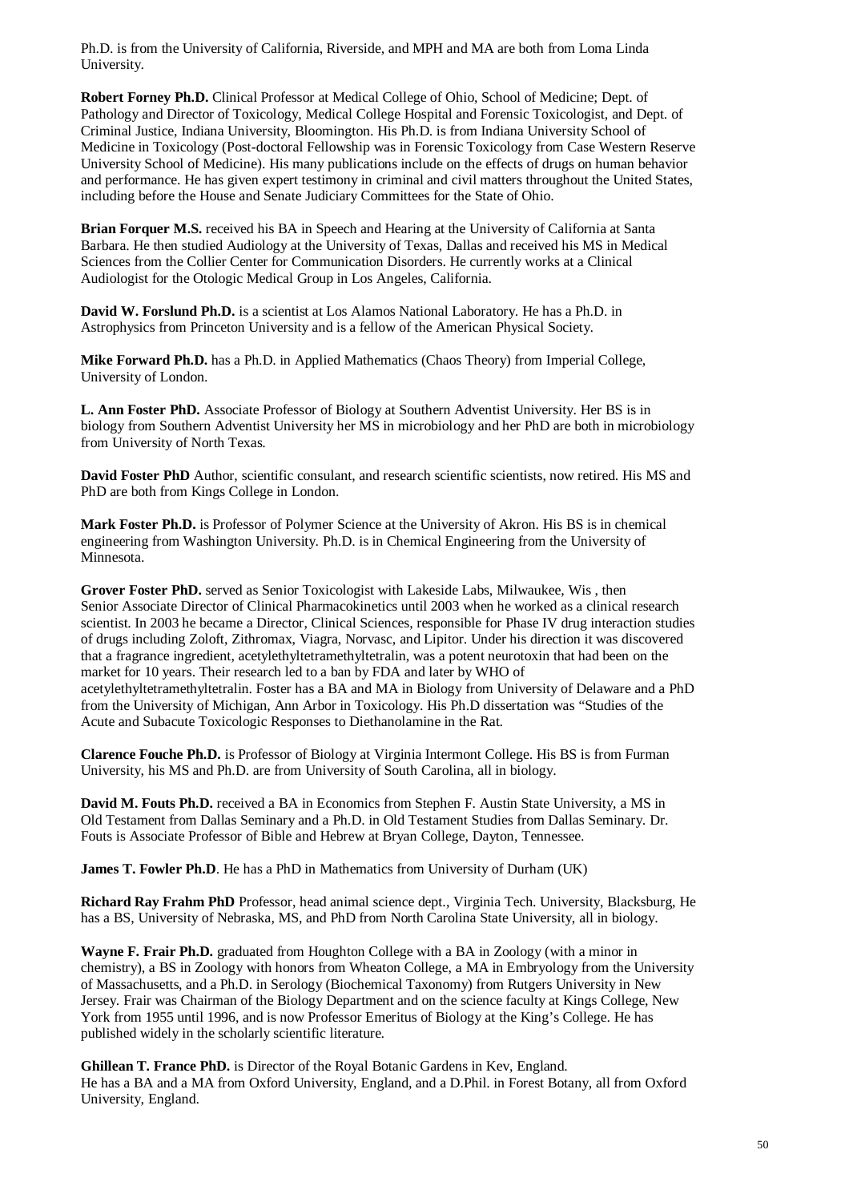Ph.D. is from the University of California, Riverside, and MPH and MA are both from Loma Linda University.

**Robert Forney Ph.D.** Clinical Professor at Medical College of Ohio, School of Medicine; Dept. of Pathology and Director of Toxicology, Medical College Hospital and Forensic Toxicologist, and Dept. of Criminal Justice, Indiana University, Bloomington. His Ph.D. is from Indiana University School of Medicine in Toxicology (Post-doctoral Fellowship was in Forensic Toxicology from Case Western Reserve University School of Medicine). His many publications include on the effects of drugs on human behavior and performance. He has given expert testimony in criminal and civil matters throughout the United States, including before the House and Senate Judiciary Committees for the State of Ohio.

**Brian Forquer M.S.** received his BA in Speech and Hearing at the University of California at Santa Barbara. He then studied Audiology at the University of Texas, Dallas and received his MS in Medical Sciences from the Collier Center for Communication Disorders. He currently works at a Clinical Audiologist for the Otologic Medical Group in Los Angeles, California.

**David W. Forslund Ph.D.** is a scientist at Los Alamos National Laboratory. He has a Ph.D. in Astrophysics from Princeton University and is a fellow of the American Physical Society.

**Mike Forward Ph.D.** has a Ph.D. in Applied Mathematics (Chaos Theory) from Imperial College, University of London.

**L. Ann Foster PhD.** Associate Professor of Biology at Southern Adventist University. Her BS is in biology from Southern Adventist University her MS in microbiology and her PhD are both in microbiology from University of North Texas.

**David Foster PhD** Author, scientific consulant, and research scientific scientists, now retired. His MS and PhD are both from Kings College in London.

**Mark Foster Ph.D.** is Professor of Polymer Science at the University of Akron. His BS is in chemical engineering from Washington University. Ph.D. is in Chemical Engineering from the University of Minnesota.

**Grover Foster PhD.** served as Senior Toxicologist with Lakeside Labs, Milwaukee, Wis , then Senior Associate Director of Clinical Pharmacokinetics until 2003 when he worked as a clinical research scientist. In 2003 he became a Director, Clinical Sciences, responsible for Phase IV drug interaction studies of drugs including Zoloft, Zithromax, Viagra, Norvasc, and Lipitor. Under his direction it was discovered that a fragrance ingredient, acetylethyltetramethyltetralin, was a potent neurotoxin that had been on the market for 10 years. Their research led to a ban by FDA and later by WHO of acetylethyltetramethyltetralin. Foster has a BA and MA in Biology from University of Delaware and a PhD from the University of Michigan, Ann Arbor in Toxicology. His Ph.D dissertation was "Studies of the Acute and Subacute Toxicologic Responses to Diethanolamine in the Rat.

**Clarence Fouche Ph.D.** is Professor of Biology at Virginia Intermont College. His BS is from Furman University, his MS and Ph.D. are from University of South Carolina, all in biology.

**David M. Fouts Ph.D.** received a BA in Economics from Stephen F. Austin State University, a MS in Old Testament from Dallas Seminary and a Ph.D. in Old Testament Studies from Dallas Seminary. Dr. Fouts is Associate Professor of Bible and Hebrew at Bryan College, Dayton, Tennessee.

**James T. Fowler Ph.D**. He has a PhD in Mathematics from University of Durham (UK)

**Richard Ray Frahm PhD** Professor, head animal science dept., Virginia Tech. University, Blacksburg, He has a BS, University of Nebraska, MS, and PhD from North Carolina State University, all in biology.

**Wayne F. Frair Ph.D.** graduated from Houghton College with a BA in Zoology (with a minor in chemistry), a BS in Zoology with honors from Wheaton College, a MA in Embryology from the University of Massachusetts, and a Ph.D. in Serology (Biochemical Taxonomy) from Rutgers University in New Jersey. Frair was Chairman of the Biology Department and on the science faculty at Kings College, New York from 1955 until 1996, and is now Professor Emeritus of Biology at the King's College. He has published widely in the scholarly scientific literature.

**Ghillean T. France PhD.** is Director of the Royal Botanic Gardens in Kev, England. He has a BA and a MA from Oxford University, England, and a D.Phil. in Forest Botany, all from Oxford University, England.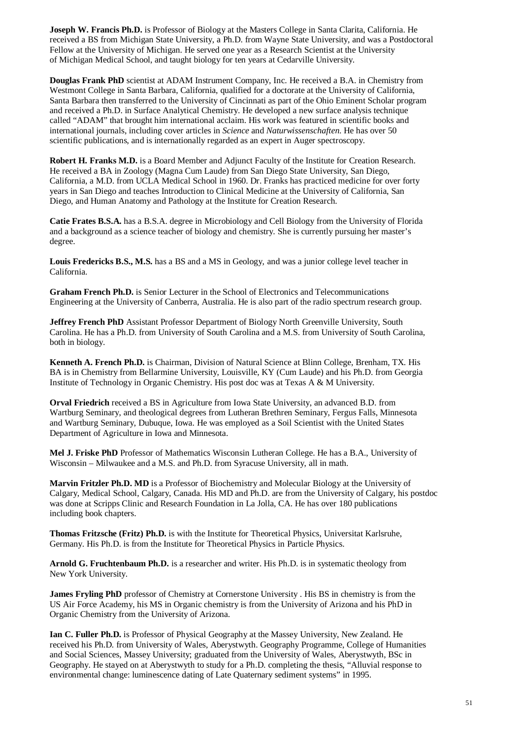**Joseph W. Francis Ph.D.** is Professor of Biology at the Masters College in Santa Clarita, California. He received a BS from Michigan State University, a Ph.D. from Wayne State University, and was a Postdoctoral Fellow at the University of Michigan. He served one year as a Research Scientist at the University of Michigan Medical School, and taught biology for ten years at Cedarville University.

**Douglas Frank PhD** scientist at ADAM Instrument Company, Inc. He received a B.A. in Chemistry from Westmont College in Santa Barbara, California, qualified for a doctorate at the University of California, Santa Barbara then transferred to the University of Cincinnati as part of the Ohio Eminent Scholar program and received a Ph.D. in Surface Analytical Chemistry. He developed a new surface analysis technique called "ADAM" that brought him international acclaim. His work was featured in scientific books and international journals, including cover articles in *Science* and *Naturwissenschaften.* He has over 50 scientific publications, and is internationally regarded as an expert in Auger spectroscopy.

**Robert H. Franks M.D.** is a Board Member and Adjunct Faculty of the Institute for Creation Research. He received a BA in Zoology (Magna Cum Laude) from San Diego State University, San Diego, California, a M.D. from UCLA Medical School in 1960. Dr. Franks has practiced medicine for over forty years in San Diego and teaches Introduction to Clinical Medicine at the University of California, San Diego, and Human Anatomy and Pathology at the Institute for Creation Research.

**Catie Frates B.S.A.** has a B.S.A. degree in Microbiology and Cell Biology from the University of Florida and a background as a science teacher of biology and chemistry. She is currently pursuing her master's degree.

**Louis Fredericks B.S., M.S.** has a BS and a MS in Geology, and was a junior college level teacher in California.

**Graham French Ph.D.** is Senior Lecturer in the School of Electronics and Telecommunications Engineering at the University of Canberra, Australia. He is also part of the radio spectrum research group.

**Jeffrey French PhD** Assistant Professor Department of Biology North Greenville University, South Carolina. He has a Ph.D. from University of South Carolina and a M.S. from University of South Carolina, both in biology.

**Kenneth A. French Ph.D.** is Chairman, Division of Natural Science at Blinn College, Brenham, TX. His BA is in Chemistry from Bellarmine University, Louisville, KY (Cum Laude) and his Ph.D. from Georgia Institute of Technology in Organic Chemistry. His post doc was at Texas A & M University.

**Orval Friedrich** received a BS in Agriculture from Iowa State University, an advanced B.D. from Wartburg Seminary, and theological degrees from Lutheran Brethren Seminary, Fergus Falls, Minnesota and Wartburg Seminary, Dubuque, Iowa. He was employed as a Soil Scientist with the United States Department of Agriculture in Iowa and Minnesota.

**Mel J. Friske PhD** Professor of Mathematics Wisconsin Lutheran College. He has a B.A., University of Wisconsin – Milwaukee and a M.S. and Ph.D. from Syracuse University, all in math.

**Marvin Fritzler Ph.D. MD** is a Professor of Biochemistry and Molecular Biology at the University of Calgary, Medical School, Calgary, Canada. His MD and Ph.D. are from the University of Calgary, his postdoc was done at Scripps Clinic and Research Foundation in La Jolla, CA. He has over 180 publications including book chapters.

**Thomas Fritzsche (Fritz) Ph.D.** is with the Institute for Theoretical Physics, Universitat Karlsruhe, Germany. His Ph.D. is from the Institute for Theoretical Physics in Particle Physics.

**Arnold G. Fruchtenbaum Ph.D.** is a researcher and writer. His Ph.D. is in systematic theology from New York University.

**James Fryling PhD** professor of Chemistry at Cornerstone University . His BS in chemistry is from the US Air Force Academy, his MS in Organic chemistry is from the University of Arizona and his PhD in Organic Chemistry from the University of Arizona.

**Ian C. Fuller Ph.D.** is Professor of Physical Geography at the Massey University, New Zealand. He received his Ph.D. from University of Wales, Aberystwyth. Geography Programme, College of Humanities and Social Sciences, Massey University; graduated from the University of Wales, Aberystwyth, BSc in Geography. He stayed on at Aberystwyth to study for a Ph.D. completing the thesis, "Alluvial response to environmental change: luminescence dating of Late Quaternary sediment systems" in 1995.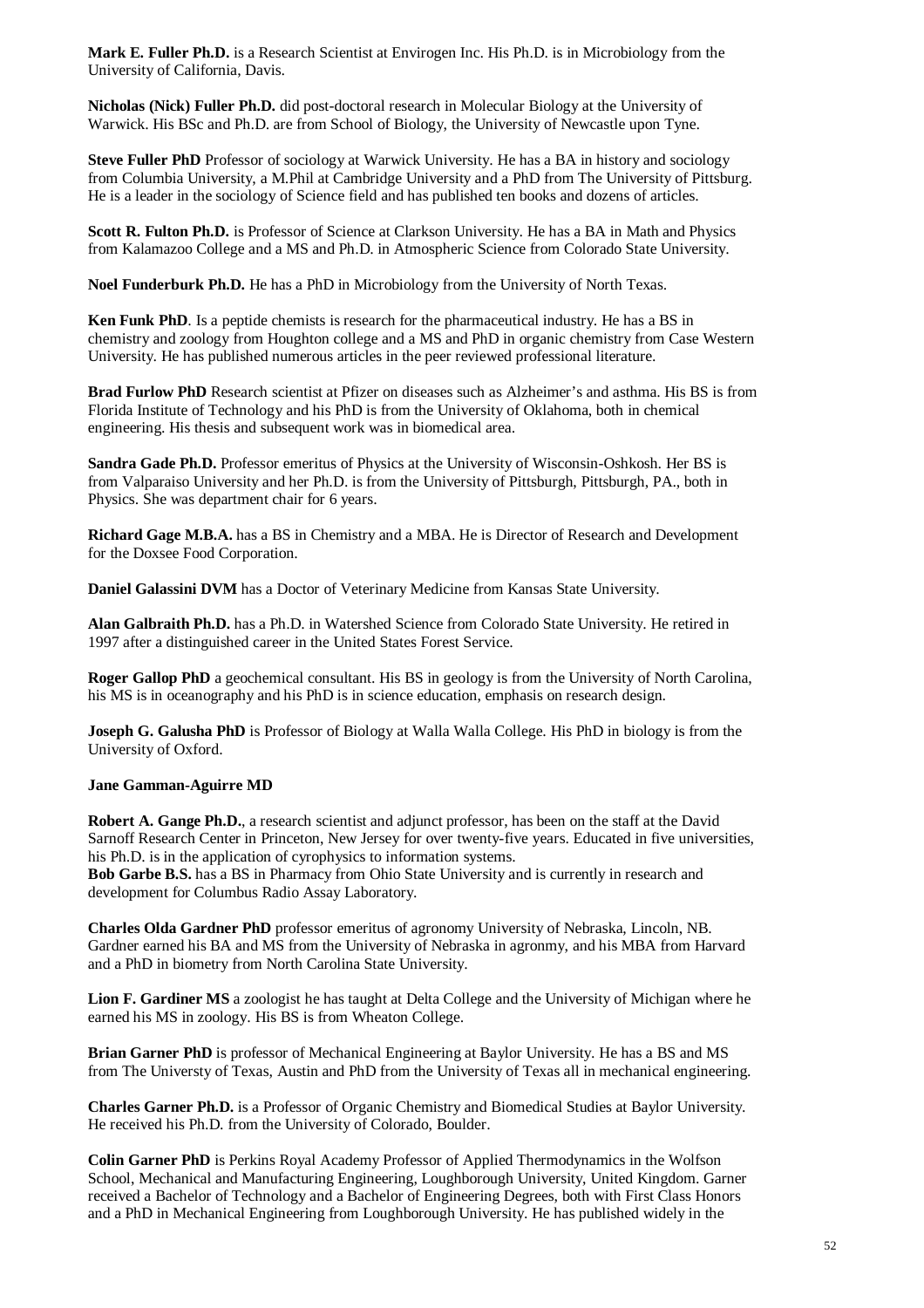**Mark E. Fuller Ph.D.** is a Research Scientist at Envirogen Inc. His Ph.D. is in Microbiology from the University of California, Davis.

**Nicholas (Nick) Fuller Ph.D.** did post-doctoral research in Molecular Biology at the University of Warwick. His BSc and Ph.D. are from School of Biology, the University of Newcastle upon Tyne.

**Steve Fuller PhD** Professor of sociology at Warwick University. He has a BA in history and sociology from Columbia University, a M.Phil at Cambridge University and a PhD from The University of Pittsburg. He is a leader in the sociology of Science field and has published ten books and dozens of articles.

**Scott R. Fulton Ph.D.** is Professor of Science at Clarkson University. He has a BA in Math and Physics from Kalamazoo College and a MS and Ph.D. in Atmospheric Science from Colorado State University.

**Noel Funderburk Ph.D.** He has a PhD in Microbiology from the University of North Texas.

**Ken Funk PhD**. Is a peptide chemists is research for the pharmaceutical industry. He has a BS in chemistry and zoology from Houghton college and a MS and PhD in organic chemistry from Case Western University. He has published numerous articles in the peer reviewed professional literature.

**Brad Furlow PhD** Research scientist at Pfizer on diseases such as Alzheimer's and asthma. His BS is from Florida Institute of Technology and his PhD is from the University of Oklahoma, both in chemical engineering. His thesis and subsequent work was in biomedical area.

**Sandra Gade Ph.D.** Professor emeritus of Physics at the University of Wisconsin-Oshkosh. Her BS is from Valparaiso University and her Ph.D. is from the University of Pittsburgh, Pittsburgh, PA., both in Physics. She was department chair for 6 years.

**Richard Gage M.B.A.** has a BS in Chemistry and a MBA. He is Director of Research and Development for the Doxsee Food Corporation.

**Daniel Galassini DVM** has a Doctor of Veterinary Medicine from Kansas State University.

**Alan Galbraith Ph.D.** has a Ph.D. in Watershed Science from Colorado State University. He retired in 1997 after a distinguished career in the United States Forest Service.

**Roger Gallop PhD** a geochemical consultant. His BS in geology is from the University of North Carolina, his MS is in oceanography and his PhD is in science education, emphasis on research design.

**Joseph G. Galusha PhD** is Professor of Biology at Walla Walla College. His PhD in biology is from the University of Oxford.

**Jane Gamman-Aguirre MD**

**Robert A. Gange Ph.D.**, a research scientist and adjunct professor, has been on the staff at the David Sarnoff Research Center in Princeton, New Jersey for over twenty-five years. Educated in five universities, his Ph.D. is in the application of cyrophysics to information systems.

**Bob Garbe B.S.** has a BS in Pharmacy from Ohio State University and is currently in research and development for Columbus Radio Assay Laboratory.

**Charles Olda Gardner PhD** professor emeritus of agronomy University of Nebraska, Lincoln, NB. Gardner earned his BA and MS from the University of Nebraska in agronmy, and his MBA from Harvard and a PhD in biometry from North Carolina State University.

**Lion F. Gardiner MS** a zoologist he has taught at Delta College and the University of Michigan where he earned his MS in zoology. His BS is from Wheaton College.

**Brian Garner PhD** is professor of Mechanical Engineering at Baylor University. He has a BS and MS from The Universty of Texas, Austin and PhD from the University of Texas all in mechanical engineering.

**Charles Garner Ph.D.** is a Professor of Organic Chemistry and Biomedical Studies at Baylor University. He received his Ph.D. from the University of Colorado, Boulder.

**Colin Garner PhD** is Perkins Royal Academy Professor of Applied Thermodynamics in the Wolfson School, Mechanical and Manufacturing Engineering, Loughborough University, United Kingdom. Garner received a Bachelor of Technology and a Bachelor of Engineering Degrees, both with First Class Honors and a PhD in Mechanical Engineering from Loughborough University. He has published widely in the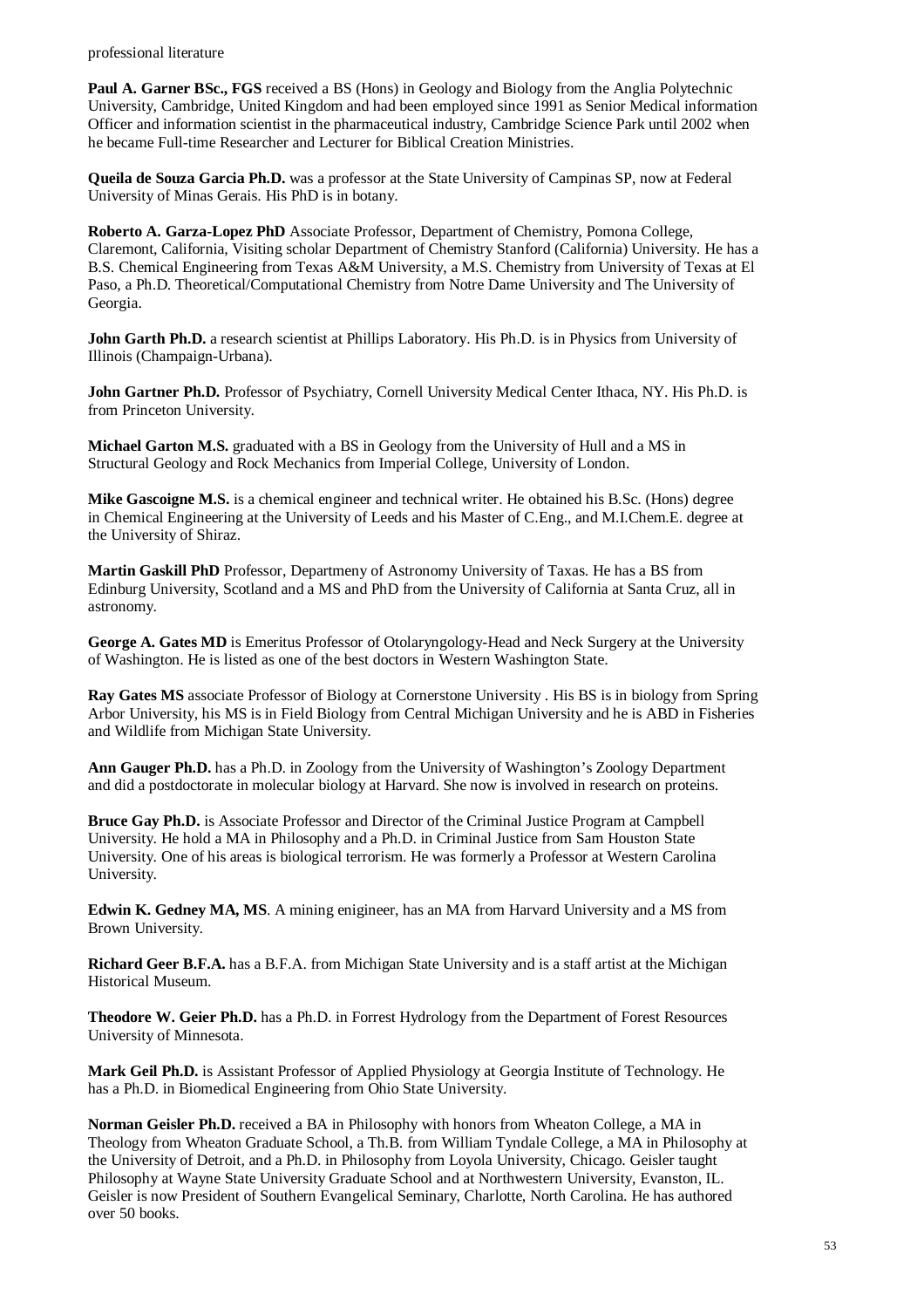professional literature

**Paul A. Garner BSc., FGS** received a BS (Hons) in Geology and Biology from the Anglia Polytechnic University, Cambridge, United Kingdom and had been employed since 1991 as Senior Medical information Officer and information scientist in the pharmaceutical industry, Cambridge Science Park until 2002 when he became Full-time Researcher and Lecturer for Biblical Creation Ministries.

**Queila de Souza Garcia Ph.D.** was a professor at the State University of Campinas SP, now at Federal University of Minas Gerais. His PhD is in botany.

**Roberto A. Garza-Lopez PhD** Associate Professor, Department of Chemistry, Pomona College, Claremont, California, Visiting scholar Department of Chemistry Stanford (California) University. He has a B.S. Chemical Engineering from Texas A&M University, a M.S. Chemistry from University of Texas at El Paso, a Ph.D. Theoretical/Computational Chemistry from Notre Dame University and The University of Georgia.

**John Garth Ph.D.** a research scientist at Phillips Laboratory. His Ph.D. is in Physics from University of Illinois (Champaign-Urbana).

**John Gartner Ph.D.** Professor of Psychiatry, Cornell University Medical Center Ithaca, NY. His Ph.D. is from Princeton University.

**Michael Garton M.S.** graduated with a BS in Geology from the University of Hull and a MS in Structural Geology and Rock Mechanics from Imperial College, University of London.

**Mike Gascoigne M.S.** is a chemical engineer and technical writer. He obtained his B.Sc. (Hons) degree in Chemical Engineering at the University of Leeds and his Master of C.Eng., and M.I.Chem.E. degree at the University of Shiraz.

**Martin Gaskill PhD** Professor, Departmeny of Astronomy University of Taxas. He has a BS from Edinburg University, Scotland and a MS and PhD from the University of California at Santa Cruz, all in astronomy.

**George A. Gates MD** is Emeritus Professor of Otolaryngology-Head and Neck Surgery at the University of Washington. He is listed as one of the best doctors in Western Washington State.

**Ray Gates MS** associate Professor of Biology at Cornerstone University . His BS is in biology from Spring Arbor University, his MS is in Field Biology from Central Michigan University and he is ABD in Fisheries and Wildlife from Michigan State University.

**Ann Gauger Ph.D.** has a Ph.D. in Zoology from the University of Washington's Zoology Department and did a postdoctorate in molecular biology at Harvard. She now is involved in research on proteins.

**Bruce Gay Ph.D.** is Associate Professor and Director of the Criminal Justice Program at Campbell University. He hold a MA in Philosophy and a Ph.D. in Criminal Justice from Sam Houston State University. One of his areas is biological terrorism. He was formerly a Professor at Western Carolina University.

**Edwin K. Gedney MA, MS**. A mining enigineer, has an MA from Harvard University and a MS from Brown University.

**Richard Geer B.F.A.** has a B.F.A. from Michigan State University and is a staff artist at the Michigan Historical Museum.

**Theodore W. Geier Ph.D.** has a Ph.D. in Forrest Hydrology from the Department of Forest Resources University of Minnesota.

**Mark Geil Ph.D.** is Assistant Professor of Applied Physiology at Georgia Institute of Technology. He has a Ph.D. in Biomedical Engineering from Ohio State University.

**Norman Geisler Ph.D.** received a BA in Philosophy with honors from Wheaton College, a MA in Theology from Wheaton Graduate School, a Th.B. from William Tyndale College, a MA in Philosophy at the University of Detroit, and a Ph.D. in Philosophy from Loyola University, Chicago. Geisler taught Philosophy at Wayne State University Graduate School and at Northwestern University, Evanston, IL. Geisler is now President of Southern Evangelical Seminary, Charlotte, North Carolina. He has authored over 50 books.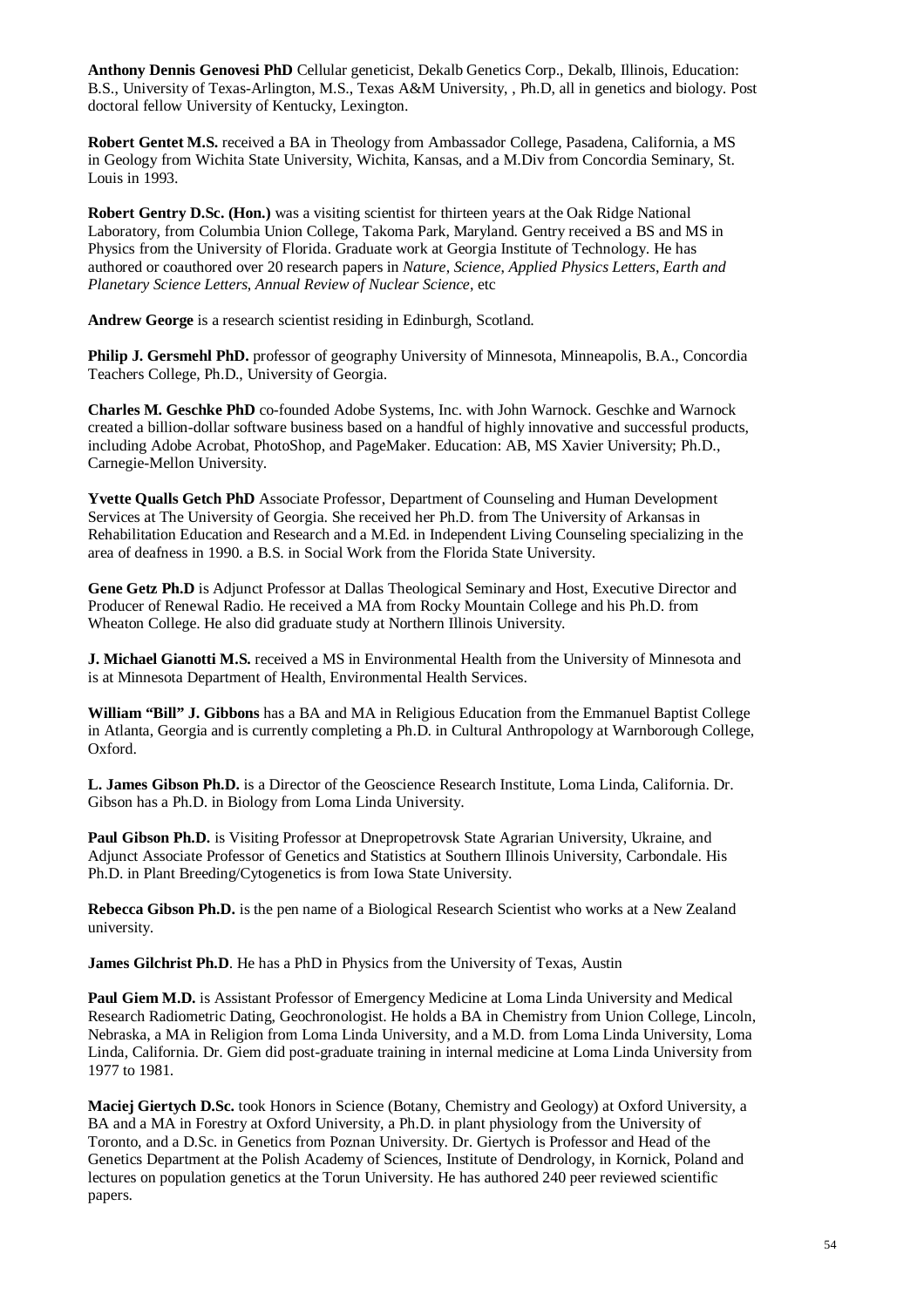**Anthony Dennis Genovesi PhD** Cellular geneticist, Dekalb Genetics Corp., Dekalb, Illinois, Education: B.S., University of Texas-Arlington, M.S., Texas A&M University, , Ph.D, all in genetics and biology. Post doctoral fellow University of Kentucky, Lexington.

**Robert Gentet M.S.** received a BA in Theology from Ambassador College, Pasadena, California, a MS in Geology from Wichita State University, Wichita, Kansas, and a M.Div from Concordia Seminary, St. Louis in 1993.

**Robert Gentry D.Sc. (Hon.)** was a visiting scientist for thirteen years at the Oak Ridge National Laboratory, from Columbia Union College, Takoma Park, Maryland. Gentry received a BS and MS in Physics from the University of Florida. Graduate work at Georgia Institute of Technology. He has authored or coauthored over 20 research papers in *Nature*, *Science*, *Applied Physics Letters*, *Earth and Planetary Science Letters*, *Annual Review of Nuclear Science*, etc

**Andrew George** is a research scientist residing in Edinburgh, Scotland.

**Philip J. Gersmehl PhD.** professor of geography University of Minnesota, Minneapolis, B.A., Concordia Teachers College, Ph.D., University of Georgia.

**Charles M. Geschke PhD** co-founded Adobe Systems, Inc. with John Warnock. Geschke and Warnock created a billion-dollar software business based on a handful of highly innovative and successful products, including Adobe Acrobat, PhotoShop, and PageMaker. Education: AB, MS Xavier University; Ph.D., Carnegie-Mellon University.

**Yvette Qualls Getch PhD** Associate Professor, Department of Counseling and Human Development Services at The University of Georgia. She received her Ph.D. from The University of Arkansas in Rehabilitation Education and Research and a M.Ed. in Independent Living Counseling specializing in the area of deafness in 1990. a B.S. in Social Work from the Florida State University.

**Gene Getz Ph.D** is Adjunct Professor at Dallas Theological Seminary and Host, Executive Director and Producer of Renewal Radio. He received a MA from Rocky Mountain College and his Ph.D. from Wheaton College. He also did graduate study at Northern Illinois University.

**J. Michael Gianotti M.S.** received a MS in Environmental Health from the University of Minnesota and is at Minnesota Department of Health, Environmental Health Services.

**William "Bill" J. Gibbons** has a BA and MA in Religious Education from the Emmanuel Baptist College in Atlanta, Georgia and is currently completing a Ph.D. in Cultural Anthropology at Warnborough College, Oxford.

**L. James Gibson Ph.D.** is a Director of the Geoscience Research Institute, Loma Linda, California. Dr. Gibson has a Ph.D. in Biology from Loma Linda University.

**Paul Gibson Ph.D.** is Visiting Professor at Dnepropetrovsk State Agrarian University, Ukraine, and Adjunct Associate Professor of Genetics and Statistics at Southern Illinois University, Carbondale. His Ph.D. in Plant Breeding/Cytogenetics is from Iowa State University.

**Rebecca Gibson Ph.D.** is the pen name of a Biological Research Scientist who works at a New Zealand university.

**James Gilchrist Ph.D**. He has a PhD in Physics from the University of Texas, Austin

**Paul Giem M.D.** is Assistant Professor of Emergency Medicine at Loma Linda University and Medical Research Radiometric Dating, Geochronologist. He holds a BA in Chemistry from Union College, Lincoln, Nebraska, a MA in Religion from Loma Linda University, and a M.D. from Loma Linda University, Loma Linda, California. Dr. Giem did post-graduate training in internal medicine at Loma Linda University from 1977 to 1981.

**Maciej Giertych D.Sc.** took Honors in Science (Botany, Chemistry and Geology) at Oxford University, a BA and a MA in Forestry at Oxford University, a Ph.D. in plant physiology from the University of Toronto, and a D.Sc. in Genetics from Poznan University. Dr. Giertych is Professor and Head of the Genetics Department at the Polish Academy of Sciences, Institute of Dendrology, in Kornick, Poland and lectures on population genetics at the Torun University. He has authored 240 peer reviewed scientific papers.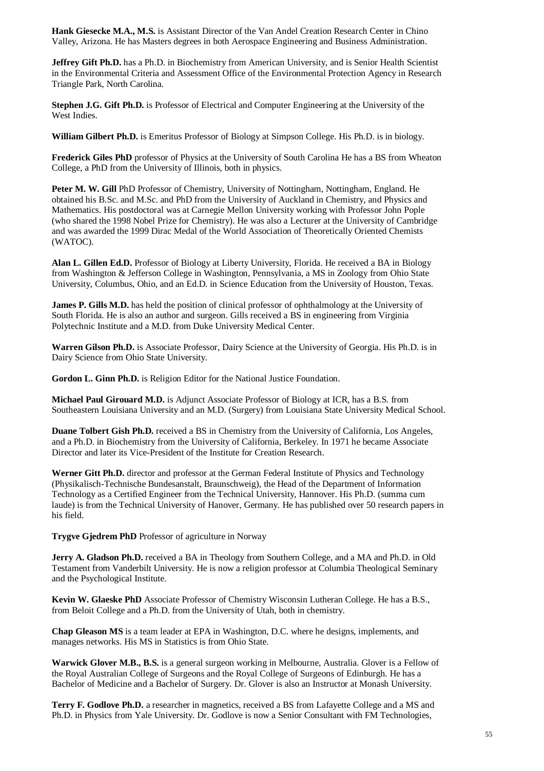**Hank Giesecke M.A., M.S.** is Assistant Director of the Van Andel Creation Research Center in Chino Valley, Arizona. He has Masters degrees in both Aerospace Engineering and Business Administration.

**Jeffrey Gift Ph.D.** has a Ph.D. in Biochemistry from American University, and is Senior Health Scientist in the Environmental Criteria and Assessment Office of the Environmental Protection Agency in Research Triangle Park, North Carolina.

**Stephen J.G. Gift Ph.D.** is Professor of Electrical and Computer Engineering at the University of the West Indies.

**William Gilbert Ph.D.** is Emeritus Professor of Biology at Simpson College. His Ph.D. is in biology.

**Frederick Giles PhD** professor of Physics at the University of South Carolina He has a BS from Wheaton College, a PhD from the University of Illinois, both in physics.

**Peter M. W. Gill** PhD Professor of Chemistry, University of Nottingham, Nottingham, England. He obtained his B.Sc. and M.Sc. and PhD from the University of Auckland in Chemistry, and Physics and Mathematics. His postdoctoral was at Carnegie Mellon University working with Professor John Pople (who shared the 1998 Nobel Prize for Chemistry). He was also a Lecturer at the University of Cambridge and was awarded the 1999 Dirac Medal of the World Association of Theoretically Oriented Chemists (WATOC).

**Alan L. Gillen Ed.D.** Professor of Biology at Liberty University, Florida. He received a BA in Biology from Washington & Jefferson College in Washington, Pennsylvania, a MS in Zoology from Ohio State University, Columbus, Ohio, and an Ed.D. in Science Education from the University of Houston, Texas.

**James P. Gills M.D.** has held the position of clinical professor of ophthalmology at the University of South Florida. He is also an author and surgeon. Gills received a BS in engineering from Virginia Polytechnic Institute and a M.D. from Duke University Medical Center.

**Warren Gilson Ph.D.** is Associate Professor, Dairy Science at the University of Georgia. His Ph.D. is in Dairy Science from Ohio State University.

**Gordon L. Ginn Ph.D.** is Religion Editor for the National Justice Foundation.

**Michael Paul Girouard M.D.** is Adjunct Associate Professor of Biology at ICR, has a B.S. from Southeastern Louisiana University and an M.D. (Surgery) from Louisiana State University Medical School.

**Duane Tolbert Gish Ph.D.** received a BS in Chemistry from the University of California, Los Angeles, and a Ph.D. in Biochemistry from the University of California, Berkeley. In 1971 he became Associate Director and later its Vice-President of the Institute for Creation Research.

**Werner Gitt Ph.D.** director and professor at the German Federal Institute of Physics and Technology (Physikalisch-Technische Bundesanstalt, Braunschweig), the Head of the Department of Information Technology as a Certified Engineer from the Technical University, Hannover. His Ph.D. (summa cum laude) is from the Technical University of Hanover, Germany. He has published over 50 research papers in his field.

**Trygve Gjedrem PhD** Professor of agriculture in Norway

**Jerry A. Gladson Ph.D.** received a BA in Theology from Southern College, and a MA and Ph.D. in Old Testament from Vanderbilt University. He is now a religion professor at Columbia Theological Seminary and the Psychological Institute.

**Kevin W. Glaeske PhD** Associate Professor of Chemistry Wisconsin Lutheran College. He has a B.S., from Beloit College and a Ph.D. from the University of Utah, both in chemistry.

**Chap Gleason MS** is a team leader at EPA in Washington, D.C. where he designs, implements, and manages networks. His MS in Statistics is from Ohio State.

**Warwick Glover M.B., B.S.** is a general surgeon working in Melbourne, Australia. Glover is a Fellow of the Royal Australian College of Surgeons and the Royal College of Surgeons of Edinburgh. He has a Bachelor of Medicine and a Bachelor of Surgery. Dr. Glover is also an Instructor at Monash University.

**Terry F. Godlove Ph.D.** a researcher in magnetics, received a BS from Lafayette College and a MS and Ph.D. in Physics from Yale University. Dr. Godlove is now a Senior Consultant with FM Technologies,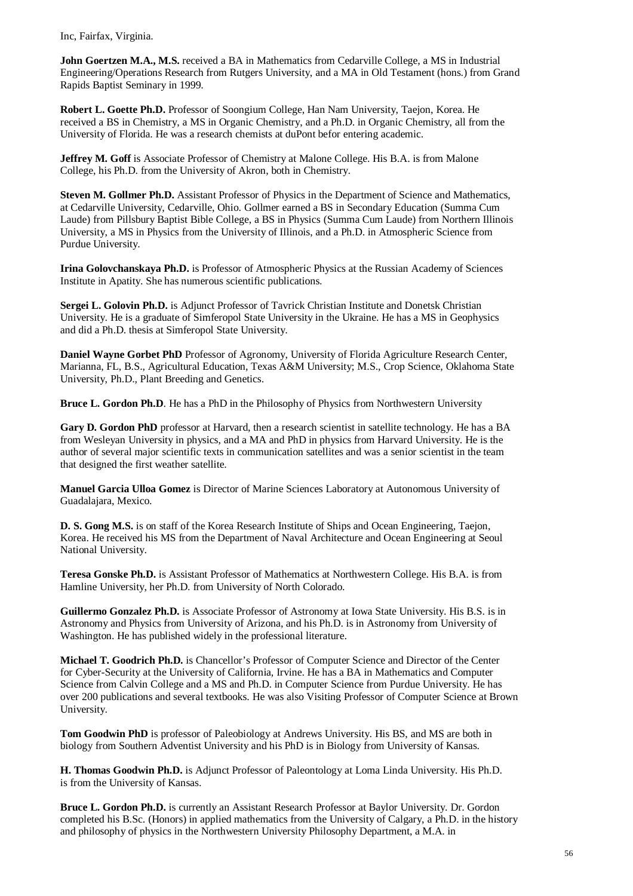Inc, Fairfax, Virginia.

**John Goertzen M.A., M.S.** received a BA in Mathematics from Cedarville College, a MS in Industrial Engineering/Operations Research from Rutgers University, and a MA in Old Testament (hons.) from Grand Rapids Baptist Seminary in 1999.

**Robert L. Goette Ph.D.** Professor of Soongium College, Han Nam University, Taejon, Korea. He received a BS in Chemistry, a MS in Organic Chemistry, and a Ph.D. in Organic Chemistry, all from the University of Florida. He was a research chemists at duPont befor entering academic.

**Jeffrey M. Goff** is Associate Professor of Chemistry at Malone College. His B.A. is from Malone College, his Ph.D. from the University of Akron, both in Chemistry.

**Steven M. Gollmer Ph.D.** Assistant Professor of Physics in the Department of Science and Mathematics, at Cedarville University, Cedarville, Ohio. Gollmer earned a BS in Secondary Education (Summa Cum Laude) from Pillsbury Baptist Bible College, a BS in Physics (Summa Cum Laude) from Northern Illinois University, a MS in Physics from the University of Illinois, and a Ph.D. in Atmospheric Science from Purdue University.

**Irina Golovchanskaya Ph.D.** is Professor of Atmospheric Physics at the Russian Academy of Sciences Institute in Apatity. She has numerous scientific publications.

**Sergei L. Golovin Ph.D.** is Adjunct Professor of Tavrick Christian Institute and Donetsk Christian University. He is a graduate of Simferopol State University in the Ukraine. He has a MS in Geophysics and did a Ph.D. thesis at Simferopol State University.

**Daniel Wayne Gorbet PhD** Professor of Agronomy, University of Florida Agriculture Research Center, Marianna, FL, B.S., Agricultural Education, Texas A&M University; M.S., Crop Science, Oklahoma State University, Ph.D., Plant Breeding and Genetics.

**Bruce L. Gordon Ph.D**. He has a PhD in the Philosophy of Physics from Northwestern University

**Gary D. Gordon PhD** professor at Harvard, then a research scientist in satellite technology. He has a BA from Wesleyan University in physics, and a MA and PhD in physics from Harvard University. He is the author of several major scientific texts in communication satellites and was a senior scientist in the team that designed the first weather satellite.

**Manuel Garcia Ulloa Gomez** is Director of Marine Sciences Laboratory at Autonomous University of Guadalajara, Mexico.

**D. S. Gong M.S.** is on staff of the Korea Research Institute of Ships and Ocean Engineering, Taejon, Korea. He received his MS from the Department of Naval Architecture and Ocean Engineering at Seoul National University.

**Teresa Gonske Ph.D.** is Assistant Professor of Mathematics at Northwestern College. His B.A. is from Hamline University, her Ph.D. from University of North Colorado.

**Guillermo Gonzalez Ph.D.** is Associate Professor of Astronomy at Iowa State University. His B.S. is in Astronomy and Physics from University of Arizona, and his Ph.D. is in Astronomy from University of Washington. He has published widely in the professional literature.

**Michael T. Goodrich Ph.D.** is Chancellor's Professor of Computer Science and Director of the Center for Cyber-Security at the University of California, Irvine. He has a BA in Mathematics and Computer Science from Calvin College and a MS and Ph.D. in Computer Science from Purdue University. He has over 200 publications and several textbooks. He was also Visiting Professor of Computer Science at Brown University.

**Tom Goodwin PhD** is professor of Paleobiology at Andrews University. His BS, and MS are both in biology from Southern Adventist University and his PhD is in Biology from University of Kansas.

**H. Thomas Goodwin Ph.D.** is Adjunct Professor of Paleontology at Loma Linda University. His Ph.D. is from the University of Kansas.

**Bruce L. Gordon Ph.D.** is currently an Assistant Research Professor at Baylor University. Dr. Gordon completed his B.Sc. (Honors) in applied mathematics from the University of Calgary, a Ph.D. in the history and philosophy of physics in the Northwestern University Philosophy Department, a M.A. in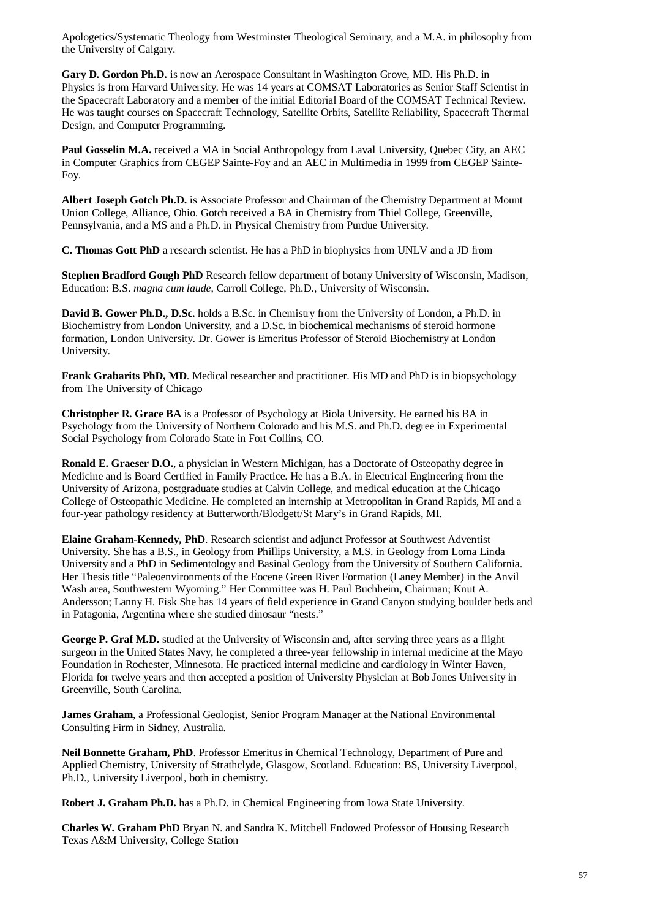Apologetics/Systematic Theology from Westminster Theological Seminary, and a M.A. in philosophy from the University of Calgary.

**Gary D. Gordon Ph.D.** is now an Aerospace Consultant in Washington Grove, MD. His Ph.D. in Physics is from Harvard University. He was 14 years at COMSAT Laboratories as Senior Staff Scientist in the Spacecraft Laboratory and a member of the initial Editorial Board of the COMSAT Technical Review. He was taught courses on Spacecraft Technology, Satellite Orbits, Satellite Reliability, Spacecraft Thermal Design, and Computer Programming.

**Paul Gosselin M.A.** received a MA in Social Anthropology from Laval University, Quebec City, an AEC in Computer Graphics from CEGEP Sainte-Foy and an AEC in Multimedia in 1999 from CEGEP Sainte-Foy.

**Albert Joseph Gotch Ph.D.** is Associate Professor and Chairman of the Chemistry Department at Mount Union College, Alliance, Ohio. Gotch received a BA in Chemistry from Thiel College, Greenville, Pennsylvania, and a MS and a Ph.D. in Physical Chemistry from Purdue University.

**C. Thomas Gott PhD** a research scientist. He has a PhD in biophysics from UNLV and a JD from

**Stephen Bradford Gough PhD** Research fellow department of botany University of Wisconsin, Madison, Education: B.S. *magna cum laude*, Carroll College, Ph.D., University of Wisconsin.

**David B. Gower Ph.D., D.Sc.** holds a B.Sc. in Chemistry from the University of London, a Ph.D. in Biochemistry from London University, and a D.Sc. in biochemical mechanisms of steroid hormone formation, London University. Dr. Gower is Emeritus Professor of Steroid Biochemistry at London University.

**Frank Grabarits PhD, MD**. Medical researcher and practitioner. His MD and PhD is in biopsychology from The University of Chicago

**Christopher R. Grace BA** is a Professor of Psychology at Biola University. He earned his BA in Psychology from the University of Northern Colorado and his M.S. and Ph.D. degree in Experimental Social Psychology from Colorado State in Fort Collins, CO.

**Ronald E. Graeser D.O.**, a physician in Western Michigan, has a Doctorate of Osteopathy degree in Medicine and is Board Certified in Family Practice. He has a B.A. in Electrical Engineering from the University of Arizona, postgraduate studies at Calvin College, and medical education at the Chicago College of Osteopathic Medicine. He completed an internship at Metropolitan in Grand Rapids, MI and a four-year pathology residency at Butterworth/Blodgett/St Mary's in Grand Rapids, MI.

**Elaine Graham-Kennedy, PhD**. Research scientist and adjunct Professor at Southwest Adventist University. She has a B.S., in Geology from Phillips University, a M.S. in Geology from Loma Linda University and a PhD in Sedimentology and Basinal Geology from the University of Southern California. Her Thesis title "Paleoenvironments of the Eocene Green River Formation (Laney Member) in the Anvil Wash area, Southwestern Wyoming." Her Committee was H. Paul Buchheim, Chairman; Knut A. Andersson; Lanny H. Fisk She has 14 years of field experience in Grand Canyon studying boulder beds and in Patagonia, Argentina where she studied dinosaur "nests."

**George P. Graf M.D.** studied at the University of Wisconsin and, after serving three years as a flight surgeon in the United States Navy, he completed a three-year fellowship in internal medicine at the Mayo Foundation in Rochester, Minnesota. He practiced internal medicine and cardiology in Winter Haven, Florida for twelve years and then accepted a position of University Physician at Bob Jones University in Greenville, South Carolina.

**James Graham**, a Professional Geologist, Senior Program Manager at the National Environmental Consulting Firm in Sidney, Australia.

**Neil Bonnette Graham, PhD**. Professor Emeritus in Chemical Technology, Department of Pure and Applied Chemistry, University of Strathclyde, Glasgow, Scotland. Education: BS, University Liverpool, Ph.D., University Liverpool, both in chemistry.

**Robert J. Graham Ph.D.** has a Ph.D. in Chemical Engineering from Iowa State University.

**Charles W. Graham PhD** Bryan N. and Sandra K. Mitchell Endowed Professor of Housing Research Texas A&M University, College Station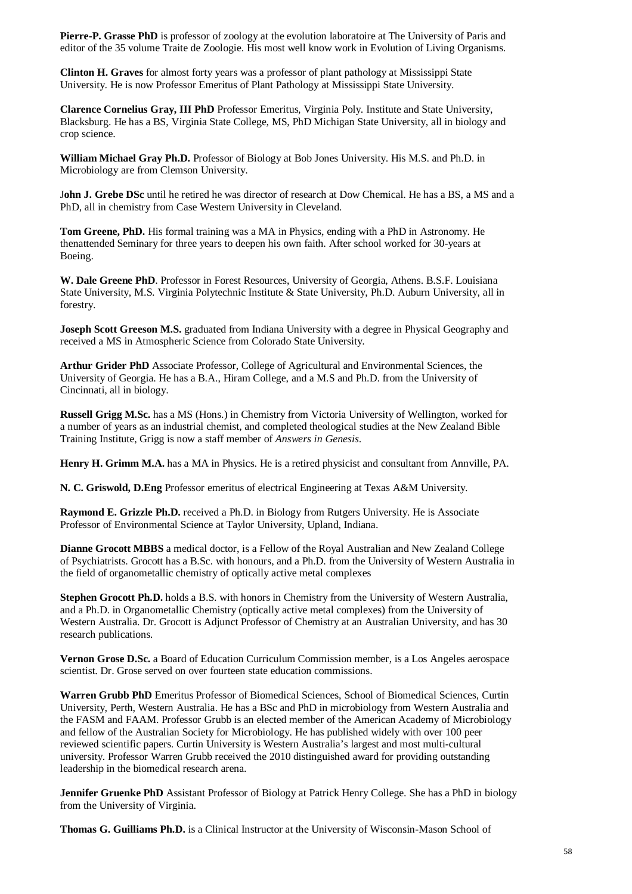**Pierre-P. Grasse PhD** is professor of zoology at the evolution laboratoire at The University of Paris and editor of the 35 volume Traite de Zoologie. His most well know work in Evolution of Living Organisms.

**Clinton H. Graves** for almost forty years was a professor of plant pathology at Mississippi State University. He is now Professor Emeritus of Plant Pathology at Mississippi State University.

**Clarence Cornelius Gray, III PhD** Professor Emeritus, Virginia Poly. Institute and State University, Blacksburg. He has a BS, Virginia State College, MS, PhD Michigan State University, all in biology and crop science.

**William Michael Gray Ph.D.** Professor of Biology at Bob Jones University. His M.S. and Ph.D. in Microbiology are from Clemson University.

J**ohn J. Grebe DSc** until he retired he was director of research at Dow Chemical. He has a BS, a MS and a PhD, all in chemistry from Case Western University in Cleveland.

**Tom Greene, PhD.** His formal training was a MA in Physics, ending with a PhD in Astronomy. He thenattended Seminary for three years to deepen his own faith. After school worked for 30-years at Boeing.

**W. Dale Greene PhD**. Professor in Forest Resources, University of Georgia, Athens. B.S.F. Louisiana State University, M.S. Virginia Polytechnic Institute & State University, Ph.D. Auburn University, all in forestry.

**Joseph Scott Greeson M.S.** graduated from Indiana University with a degree in Physical Geography and received a MS in Atmospheric Science from Colorado State University.

**Arthur Grider PhD** Associate Professor, College of Agricultural and Environmental Sciences, the University of Georgia. He has a B.A., Hiram College, and a M.S and Ph.D. from the University of Cincinnati, all in biology.

**Russell Grigg M.Sc.** has a MS (Hons.) in Chemistry from Victoria University of Wellington, worked for a number of years as an industrial chemist, and completed theological studies at the New Zealand Bible Training Institute, Grigg is now a staff member of *Answers in Genesis*.

**Henry H. Grimm M.A.** has a MA in Physics. He is a retired physicist and consultant from Annville, PA.

**N. C. Griswold, D.Eng** Professor emeritus of electrical Engineering at Texas A&M University.

**Raymond E. Grizzle Ph.D.** received a Ph.D. in Biology from Rutgers University. He is Associate Professor of Environmental Science at Taylor University, Upland, Indiana.

**Dianne Grocott MBBS** a medical doctor, is a Fellow of the Royal Australian and New Zealand College of Psychiatrists. Grocott has a B.Sc. with honours, and a Ph.D. from the University of Western Australia in the field of organometallic chemistry of optically active metal complexes

**Stephen Grocott Ph.D.** holds a B.S. with honors in Chemistry from the University of Western Australia, and a Ph.D. in Organometallic Chemistry (optically active metal complexes) from the University of Western Australia. Dr. Grocott is Adjunct Professor of Chemistry at an Australian University, and has 30 research publications.

**Vernon Grose D.Sc.** a Board of Education Curriculum Commission member, is a Los Angeles aerospace scientist. Dr. Grose served on over fourteen state education commissions.

**Warren Grubb PhD** Emeritus Professor of Biomedical Sciences, School of Biomedical Sciences, Curtin University, Perth, Western Australia. He has a BSc and PhD in microbiology from Western Australia and the FASM and FAAM. Professor Grubb is an elected member of the American Academy of Microbiology and fellow of the Australian Society for Microbiology. He has published widely with over 100 peer reviewed scientific papers. Curtin University is Western Australia's largest and most multi-cultural university. Professor Warren Grubb received the 2010 distinguished award for providing outstanding leadership in the biomedical research arena.

**Jennifer Gruenke PhD** Assistant Professor of Biology at Patrick Henry College. She has a PhD in biology from the University of Virginia.

**Thomas G. Guilliams Ph.D.** is a Clinical Instructor at the University of Wisconsin-Mason School of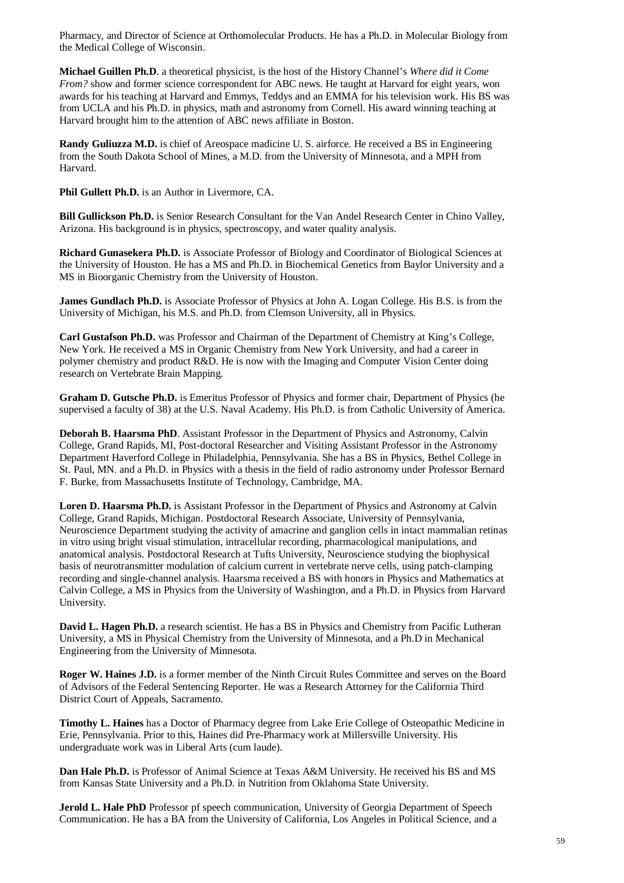Pharmacy, and Director of Science at Orthomolecular Products. He has a Ph.D. in Molecular Biology from the Medical College of Wisconsin.

**Michael Guillen Ph.D**. a theoretical physicist, is the host of the History Channel's *Where did it Come From?* show and former science correspondent for ABC news. He taught at Harvard for eight years, won awards for his teaching at Harvard and Emmys, Teddys and an EMMA for his television work. His BS was from UCLA and his Ph.D. in physics, math and astronomy from Cornell. His award winning teaching at Harvard brought him to the attention of ABC news affiliate in Boston.

**Randy Guliuzza M.D.** is chief of Areospace madicine U. S. airforce. He received a BS in Engineering from the South Dakota School of Mines, a M.D. from the University of Minnesota, and a MPH from Harvard.

**Phil Gullett Ph.D.** is an Author in Livermore, CA.

**Bill Gullickson Ph.D.** is Senior Research Consultant for the Van Andel Research Center in Chino Valley, Arizona. His background is in physics, spectroscopy, and water quality analysis.

**Richard Gunasekera Ph.D.** is Associate Professor of Biology and Coordinator of Biological Sciences at the University of Houston. He has a MS and Ph.D. in Biochemical Genetics from Baylor University and a MS in Bioorganic Chemistry from the University of Houston.

**James Gundlach Ph.D.** is Associate Professor of Physics at John A. Logan College. His B.S. is from the University of Michigan, his M.S. and Ph.D. from Clemson University, all in Physics.

**Carl Gustafson Ph.D.** was Professor and Chairman of the Department of Chemistry at King's College, New York. He received a MS in Organic Chemistry from New York University, and had a career in polymer chemistry and product R&D. He is now with the Imaging and Computer Vision Center doing research on Vertebrate Brain Mapping.

**Graham D. Gutsche Ph.D.** is Emeritus Professor of Physics and former chair, Department of Physics (he supervised a faculty of 38) at the U.S. Naval Academy. His Ph.D. is from Catholic University of America.

**Deborah B. Haarsma PhD**. Assistant Professor in the Department of Physics and Astronomy, Calvin College, Grand Rapids, MI, Post-doctoral Researcher and Visiting Assistant Professor in the Astronomy Department Haverford College in Philadelphia, Pennsylvania. She has a BS in Physics, Bethel College in St. Paul, MN. and a Ph.D. in Physics with a thesis in the field of radio astronomy under Professor Bernard F. Burke, from Massachusetts Institute of Technology, Cambridge, MA.

**Loren D. Haarsma Ph.D.** is Assistant Professor in the Department of Physics and Astronomy at Calvin College, Grand Rapids, Michigan. Postdoctoral Research Associate, University of Pennsylvania, Neuroscience Department studying the activity of amacrine and ganglion cells in intact mammalian retinas in vitro using bright visual stimulation, intracellular recording, pharmacological manipulations, and anatomical analysis. Postdoctoral Research at Tufts University, Neuroscience studying the biophysical basis of neurotransmitter modulation of calcium current in vertebrate nerve cells, using patch-clamping recording and single-channel analysis. Haarsma received a BS with honors in Physics and Mathematics at Calvin College, a MS in Physics from the University of Washington, and a Ph.D. in Physics from Harvard University.

**David L. Hagen Ph.D.** a research scientist. He has a BS in Physics and Chemistry from Pacific Lutheran University, a MS in Physical Chemistry from the University of Minnesota, and a Ph.D in Mechanical Engineering from the University of Minnesota.

**Roger W. Haines J.D.** is a former member of the Ninth Circuit Rules Committee and serves on the Board of Advisors of the Federal Sentencing Reporter. He was a Research Attorney for the California Third District Court of Appeals, Sacramento.

**Timothy L. Haines** has a Doctor of Pharmacy degree from Lake Erie College of Osteopathic Medicine in Erie, Pennsylvania. Prior to this, Haines did Pre-Pharmacy work at Millersville University. His undergraduate work was in Liberal Arts (cum laude).

**Dan Hale Ph.D.** is Professor of Animal Science at Texas A&M University. He received his BS and MS from Kansas State University and a Ph.D. in Nutrition from Oklahoma State University.

**Jerold L. Hale PhD** Professor pf speech communication, University of Georgia Department of Speech Communication. He has a BA from the University of California, Los Angeles in Political Science, and a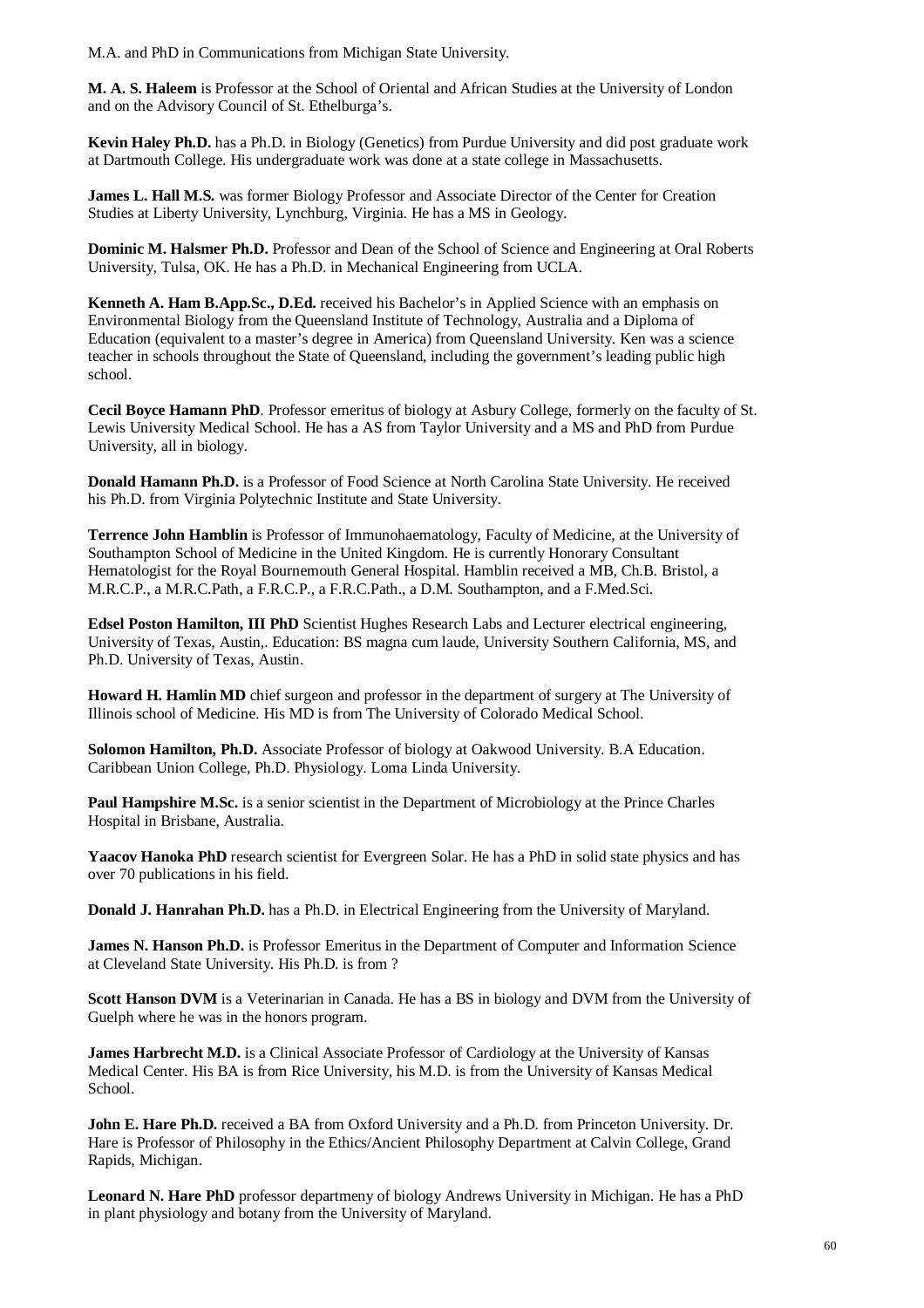M.A. and PhD in Communications from Michigan State University.

**M. A. S. Haleem** is Professor at the School of Oriental and African Studies at the University of London and on the Advisory Council of St. Ethelburga's.

**Kevin Haley Ph.D.** has a Ph.D. in Biology (Genetics) from Purdue University and did post graduate work at Dartmouth College. His undergraduate work was done at a state college in Massachusetts.

**James L. Hall M.S.** was former Biology Professor and Associate Director of the Center for Creation Studies at Liberty University, Lynchburg, Virginia. He has a MS in Geology.

**Dominic M. Halsmer Ph.D.** Professor and Dean of the School of Science and Engineering at Oral Roberts University, Tulsa, OK. He has a Ph.D. in Mechanical Engineering from UCLA.

**Kenneth A. Ham B.App.Sc., D.Ed.** received his Bachelor's in Applied Science with an emphasis on Environmental Biology from the Queensland Institute of Technology, Australia and a Diploma of Education (equivalent to a master's degree in America) from Queensland University. Ken was a science teacher in schools throughout the State of Queensland, including the government's leading public high school.

**Cecil Boyce Hamann PhD**. Professor emeritus of biology at Asbury College, formerly on the faculty of St. Lewis University Medical School. He has a AS from Taylor University and a MS and PhD from Purdue University, all in biology.

**Donald Hamann Ph.D.** is a Professor of Food Science at North Carolina State University. He received his Ph.D. from Virginia Polytechnic Institute and State University.

**Terrence John Hamblin** is Professor of Immunohaematology, Faculty of Medicine, at the University of Southampton School of Medicine in the United Kingdom. He is currently Honorary Consultant Hematologist for the Royal Bournemouth General Hospital. Hamblin received a MB, Ch.B. Bristol, a M.R.C.P., a M.R.C.Path, a F.R.C.P., a F.R.C.Path., a D.M. Southampton, and a F.Med.Sci.

**Edsel Poston Hamilton, III PhD** Scientist Hughes Research Labs and Lecturer electrical engineering, University of Texas, Austin,. Education: BS magna cum laude, University Southern California, MS, and Ph.D. University of Texas, Austin.

**Howard H. Hamlin MD** chief surgeon and professor in the department of surgery at The University of Illinois school of Medicine. His MD is from The University of Colorado Medical School.

**Solomon Hamilton, Ph.D.** Associate Professor of biology at Oakwood University. B.A Education. Caribbean Union College, Ph.D. Physiology. Loma Linda University.

**Paul Hampshire M.Sc.** is a senior scientist in the Department of Microbiology at the Prince Charles Hospital in Brisbane, Australia.

**Yaacov Hanoka PhD** research scientist for Evergreen Solar. He has a PhD in solid state physics and has over 70 publications in his field.

**Donald J. Hanrahan Ph.D.** has a Ph.D. in Electrical Engineering from the University of Maryland.

**James N. Hanson Ph.D.** is Professor Emeritus in the Department of Computer and Information Science at Cleveland State University. His Ph.D. is from ?

**Scott Hanson DVM** is a Veterinarian in Canada. He has a BS in biology and DVM from the University of Guelph where he was in the honors program.

**James Harbrecht M.D.** is a Clinical Associate Professor of Cardiology at the University of Kansas Medical Center. His BA is from Rice University, his M.D. is from the University of Kansas Medical School.

**John E. Hare Ph.D.** received a BA from Oxford University and a Ph.D. from Princeton University. Dr. Hare is Professor of Philosophy in the Ethics/Ancient Philosophy Department at Calvin College, Grand Rapids, Michigan.

**Leonard N. Hare PhD** professor departmeny of biology Andrews University in Michigan. He has a PhD in plant physiology and botany from the University of Maryland.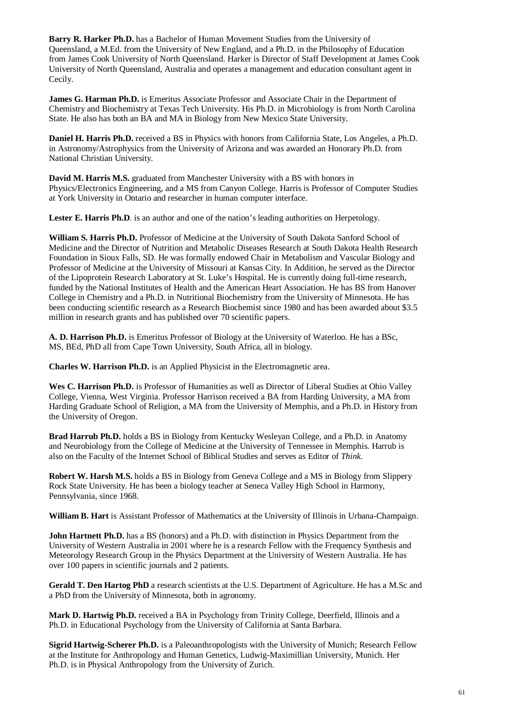**Barry R. Harker Ph.D.** has a Bachelor of Human Movement Studies from the University of Queensland, a M.Ed. from the University of New England, and a Ph.D. in the Philosophy of Education from James Cook University of North Queensland. Harker is Director of Staff Development at James Cook University of North Queensland, Australia and operates a management and education consultant agent in Cecily.

**James G. Harman Ph.D.** is Emeritus Associate Professor and Associate Chair in the Department of Chemistry and Biochemistry at Texas Tech University. His Ph.D. in Microbiology is from North Carolina State. He also has both an BA and MA in Biology from New Mexico State University.

**Daniel H. Harris Ph.D.** received a BS in Physics with honors from California State, Los Angeles, a Ph.D. in Astronomy/Astrophysics from the University of Arizona and was awarded an Honorary Ph.D. from National Christian University.

**David M. Harris M.S.** graduated from Manchester University with a BS with honors in Physics/Electronics Engineering, and a MS from Canyon College. Harris is Professor of Computer Studies at York University in Ontario and researcher in human computer interface.

**Lester E. Harris Ph.D**. is an author and one of the nation's leading authorities on Herpetology.

**William S. Harris Ph.D.** Professor of Medicine at the University of South Dakota Sanford School of Medicine and the Director of Nutrition and Metabolic Diseases Research at South Dakota Health Research Foundation in Sioux Falls, SD. He was formally endowed Chair in Metabolism and Vascular Biology and Professor of Medicine at the University of Missouri at Kansas City. In Addition, he served as the Director of the Lipoprotein Research Laboratory at St. Luke's Hospital. He is currently doing full-time research, funded by the National Institutes of Health and the American Heart Association. He has BS from Hanover College in Chemistry and a Ph.D. in Nutritional Biochemistry from the University of Minnesota. He has been conducting scientific research as a Research Biochemist since 1980 and has been awarded about $3.5 million in research grants and has published over 70 scientific papers.

**A. D. Harrison Ph.D.** is Emeritus Professor of Biology at the University of Waterloo. He has a BSc, MS, BEd, PhD all from Cape Town University, South Africa, all in biology.

**Charles W. Harrison Ph.D.** is an Applied Physicist in the Electromagnetic area.

**Wes C. Harrison Ph.D.** is Professor of Humanities as well as Director of Liberal Studies at Ohio Valley College, Vienna, West Virginia. Professor Harrison received a BA from Harding University, a MA from Harding Graduate School of Religion, a MA from the University of Memphis, and a Ph.D. in History from the University of Oregon.

**Brad Harrub Ph.D.** holds a BS in Biology from Kentucky Wesleyan College, and a Ph.D. in Anatomy and Neurobiology from the College of Medicine at the University of Tennessee in Memphis. Harrub is also on the Faculty of the Internet School of Biblical Studies and serves as Editor of *Think*.

**Robert W. Harsh M.S.** holds a BS in Biology from Geneva College and a MS in Biology from Slippery Rock State University. He has been a biology teacher at Seneca Valley High School in Harmony, Pennsylvania, since 1968.

**William B. Hart** is Assistant Professor of Mathematics at the University of Illinois in Urbana-Champaign.

**John Hartnett Ph.D.** has a BS (honors) and a Ph.D. with distinction in Physics Department from the University of Western Australia in 2001 where he is a research Fellow with the Frequency Synthesis and Meteorology Research Group in the Physics Department at the University of Western Australia. He has over 100 papers in scientific journals and 2 patients.

**Gerald T. Den Hartog PhD** a research scientists at the U.S. Department of Agriculture. He has a M.Sc and a PhD from the University of Minnesota, both in agronomy.

**Mark D. Hartwig Ph.D.** received a BA in Psychology from Trinity College, Deerfield, Illinois and a Ph.D. in Educational Psychology from the University of California at Santa Barbara.

**Sigrid Hartwig-Scherer Ph.D.** is a Paleoanthropologists with the University of Munich; Research Fellow at the Institute for Anthropology and Human Genetics, Ludwig-Maximillian University, Munich. Her Ph.D. is in Physical Anthropology from the University of Zurich.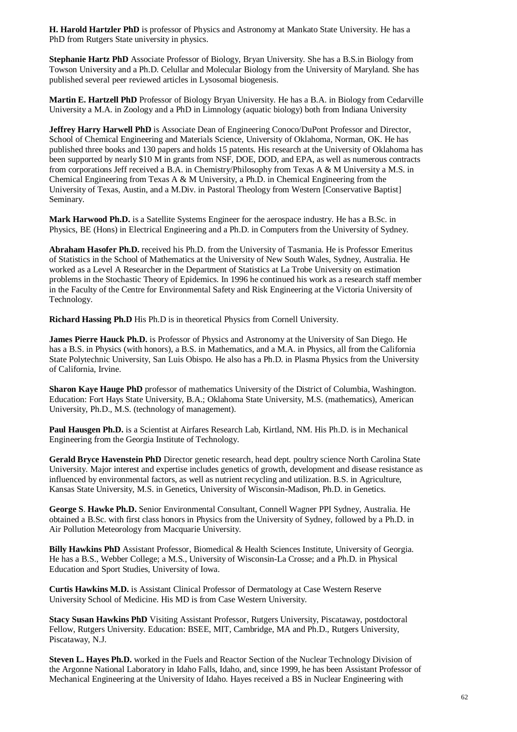**H. Harold Hartzler PhD** is professor of Physics and Astronomy at Mankato State University. He has a PhD from Rutgers State university in physics.

**Stephanie Hartz PhD** Associate Professor of Biology, Bryan University. She has a B.S.in Biology from Towson University and a Ph.D. Celullar and Molecular Biology from the University of Maryland. She has published several peer reviewed articles in Lysosomal biogenesis.

**Martin E. Hartzell PhD** Professor of Biology Bryan University. He has a B.A. in Biology from Cedarville University a M.A. in Zoology and a PhD in Limnology (aquatic biology) both from Indiana University

**Jeffrey Harry Harwell PhD** is Associate Dean of Engineering Conoco/DuPont Professor and Director, School of Chemical Engineering and Materials Science, University of Oklahoma, Norman, OK. He has published three books and 130 papers and holds 15 patents. His research at the University of Oklahoma has been supported by nearly $10 M in grants from NSF, DOE, DOD, and EPA, as well as numerous contracts from corporations Jeff received a B.A. in Chemistry/Philosophy from Texas A & M University a M.S. in Chemical Engineering from Texas A & M University, a Ph.D. in Chemical Engineering from the University of Texas, Austin, and a M.Div. in Pastoral Theology from Western [Conservative Baptist] Seminary.

**Mark Harwood Ph.D.** is a Satellite Systems Engineer for the aerospace industry. He has a B.Sc. in Physics, BE (Hons) in Electrical Engineering and a Ph.D. in Computers from the University of Sydney.

**Abraham Hasofer Ph.D.** received his Ph.D. from the University of Tasmania. He is Professor Emeritus of Statistics in the School of Mathematics at the University of New South Wales, Sydney, Australia. He worked as a Level A Researcher in the Department of Statistics at La Trobe University on estimation problems in the Stochastic Theory of Epidemics. In 1996 he continued his work as a research staff member in the Faculty of the Centre for Environmental Safety and Risk Engineering at the Victoria University of Technology.

**Richard Hassing Ph.D** His Ph.D is in theoretical Physics from Cornell University.

**James Pierre Hauck Ph.D.** is Professor of Physics and Astronomy at the University of San Diego. He has a B.S. in Physics (with honors), a B.S. in Mathematics, and a M.A. in Physics, all from the California State Polytechnic University, San Luis Obispo. He also has a Ph.D. in Plasma Physics from the University of California, Irvine.

**Sharon Kaye Hauge PhD** professor of mathematics University of the District of Columbia, Washington. Education: Fort Hays State University, B.A.; Oklahoma State University, M.S. (mathematics), American University, Ph.D., M.S. (technology of management).

**Paul Hausgen Ph.D.** is a Scientist at Airfares Research Lab, Kirtland, NM. His Ph.D. is in Mechanical Engineering from the Georgia Institute of Technology.

**Gerald Bryce Havenstein PhD** Director genetic research, head dept. poultry science North Carolina State University. Major interest and expertise includes genetics of growth, development and disease resistance as influenced by environmental factors, as well as nutrient recycling and utilization. B.S. in Agriculture, Kansas State University, M.S. in Genetics, University of Wisconsin-Madison, Ph.D. in Genetics.

**George S**. **Hawke Ph.D.** Senior Environmental Consultant, Connell Wagner PPI Sydney, Australia. He obtained a B.Sc. with first class honors in Physics from the University of Sydney, followed by a Ph.D. in Air Pollution Meteorology from Macquarie University.

**Billy Hawkins PhD** Assistant Professor, Biomedical & Health Sciences Institute, University of Georgia. He has a B.S., Webber College; a M.S., University of Wisconsin-La Crosse; and a Ph.D. in Physical Education and Sport Studies, University of Iowa.

**Curtis Hawkins M.D.** is Assistant Clinical Professor of Dermatology at Case Western Reserve University School of Medicine. His MD is from Case Western University.

**Stacy Susan Hawkins PhD** Visiting Assistant Professor, Rutgers University, Piscataway, postdoctoral Fellow, Rutgers University. Education: BSEE, MIT, Cambridge, MA and Ph.D., Rutgers University, Piscataway, N.J.

**Steven L. Hayes Ph.D.** worked in the Fuels and Reactor Section of the Nuclear Technology Division of the Argonne National Laboratory in Idaho Falls, Idaho, and, since 1999, he has been Assistant Professor of Mechanical Engineering at the University of Idaho. Hayes received a BS in Nuclear Engineering with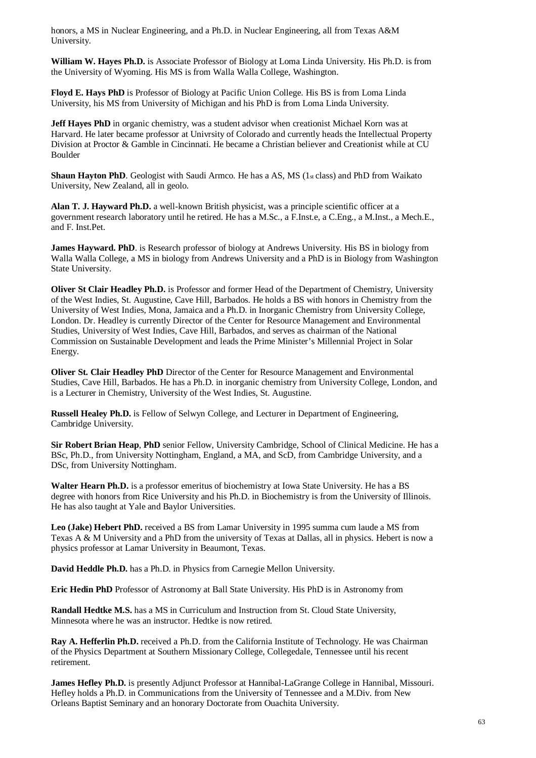honors, a MS in Nuclear Engineering, and a Ph.D. in Nuclear Engineering, all from Texas A&M University.

**William W. Hayes Ph.D.** is Associate Professor of Biology at Loma Linda University. His Ph.D. is from the University of Wyoming. His MS is from Walla Walla College, Washington.

**Floyd E. Hays PhD** is Professor of Biology at Pacific Union College. His BS is from Loma Linda University, his MS from University of Michigan and his PhD is from Loma Linda University.

**Jeff Hayes PhD** in organic chemistry, was a student advisor when creationist Michael Korn was at Harvard. He later became professor at Univrsity of Colorado and currently heads the Intellectual Property Division at Proctor & Gamble in Cincinnati. He became a Christian believer and Creationist while at CU Boulder

**Shaun Hayton PhD**. Geologist with Saudi Armco. He has a AS, MS (1st class) and PhD from Waikato University, New Zealand, all in geolo.

**Alan T. J. Hayward Ph.D.** a well-known British physicist, was a principle scientific officer at a government research laboratory until he retired. He has a M.Sc., a F.Inst.e, a C.Eng., a M.Inst., a Mech.E., and F. Inst.Pet.

**James Hayward. PhD**. is Research professor of biology at Andrews University. His BS in biology from Walla Walla College, a MS in biology from Andrews University and a PhD is in Biology from Washington State University.

**Oliver St Clair Headley Ph.D.** is Professor and former Head of the Department of Chemistry, University of the West Indies, St. Augustine, Cave Hill, Barbados. He holds a BS with honors in Chemistry from the University of West Indies, Mona, Jamaica and a Ph.D. in Inorganic Chemistry from University College, London. Dr. Headley is currently Director of the Center for Resource Management and Environmental Studies, University of West Indies, Cave Hill, Barbados, and serves as chairman of the National Commission on Sustainable Development and leads the Prime Minister's Millennial Project in Solar Energy.

**Oliver St. Clair Headley PhD** Director of the Center for Resource Management and Environmental Studies, Cave Hill, Barbados. He has a Ph.D. in inorganic chemistry from University College, London, and is a Lecturer in Chemistry, University of the West Indies, St. Augustine.

**Russell Healey Ph.D.** is Fellow of Selwyn College, and Lecturer in Department of Engineering, Cambridge University.

**Sir Robert Brian Heap**, **PhD** senior Fellow, University Cambridge, School of Clinical Medicine. He has a BSc, Ph.D., from University Nottingham, England, a MA, and ScD, from Cambridge University, and a DSc, from University Nottingham.

**Walter Hearn Ph.D.** is a professor emeritus of biochemistry at Iowa State University. He has a BS degree with honors from Rice University and his Ph.D. in Biochemistry is from the University of Illinois. He has also taught at Yale and Baylor Universities.

**Leo (Jake) Hebert PhD.** received a BS from Lamar University in 1995 summa cum laude a MS from Texas A & M University and a PhD from the university of Texas at Dallas, all in physics. Hebert is now a physics professor at Lamar University in Beaumont, Texas.

**David Heddle Ph.D.** has a Ph.D. in Physics from Carnegie Mellon University.

**Eric Hedin PhD** Professor of Astronomy at Ball State University. His PhD is in Astronomy from

**Randall Hedtke M.S.** has a MS in Curriculum and Instruction from St. Cloud State University, Minnesota where he was an instructor. Hedtke is now retired.

**Ray A. Hefferlin Ph.D.** received a Ph.D. from the California Institute of Technology. He was Chairman of the Physics Department at Southern Missionary College, Collegedale, Tennessee until his recent retirement.

**James Hefley Ph.D.** is presently Adjunct Professor at Hannibal-LaGrange College in Hannibal, Missouri. Hefley holds a Ph.D. in Communications from the University of Tennessee and a M.Div. from New Orleans Baptist Seminary and an honorary Doctorate from Ouachita University.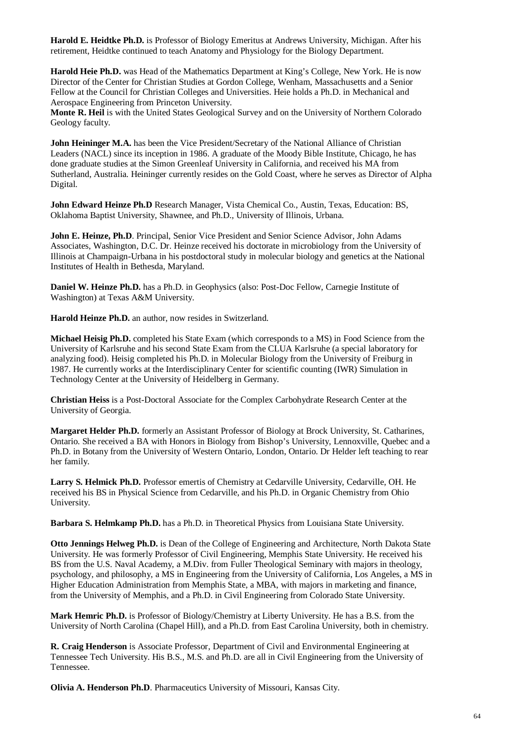**Harold E. Heidtke Ph.D.** is Professor of Biology Emeritus at Andrews University, Michigan. After his retirement, Heidtke continued to teach Anatomy and Physiology for the Biology Department.

**Harold Heie Ph.D.** was Head of the Mathematics Department at King's College, New York. He is now Director of the Center for Christian Studies at Gordon College, Wenham, Massachusetts and a Senior Fellow at the Council for Christian Colleges and Universities. Heie holds a Ph.D. in Mechanical and Aerospace Engineering from Princeton University.

**Monte R. Heil** is with the United States Geological Survey and on the University of Northern Colorado Geology faculty.

**John Heininger M.A.** has been the Vice President/Secretary of the National Alliance of Christian Leaders (NACL) since its inception in 1986. A graduate of the Moody Bible Institute, Chicago, he has done graduate studies at the Simon Greenleaf University in California, and received his MA from Sutherland, Australia. Heininger currently resides on the Gold Coast, where he serves as Director of Alpha Digital.

**John Edward Heinze Ph.D** Research Manager, Vista Chemical Co., Austin, Texas, Education: BS, Oklahoma Baptist University, Shawnee, and Ph.D., University of Illinois, Urbana.

**John E. Heinze, Ph.D**. Principal, Senior Vice President and Senior Science Advisor, John Adams Associates, Washington, D.C. Dr. Heinze received his doctorate in microbiology from the University of Illinois at Champaign-Urbana in his postdoctoral study in molecular biology and genetics at the National Institutes of Health in Bethesda, Maryland.

**Daniel W. Heinze Ph.D.** has a Ph.D. in Geophysics (also: Post-Doc Fellow, Carnegie Institute of Washington) at Texas A&M University.

**Harold Heinze Ph.D.** an author, now resides in Switzerland.

**Michael Heisig Ph.D.** completed his State Exam (which corresponds to a MS) in Food Science from the University of Karlsruhe and his second State Exam from the CLUA Karlsruhe (a special laboratory for analyzing food). Heisig completed his Ph.D. in Molecular Biology from the University of Freiburg in 1987. He currently works at the Interdisciplinary Center for scientific counting (IWR) Simulation in Technology Center at the University of Heidelberg in Germany.

**Christian Heiss** is a Post-Doctoral Associate for the Complex Carbohydrate Research Center at the University of Georgia.

**Margaret Helder Ph.D.** formerly an Assistant Professor of Biology at Brock University, St. Catharines, Ontario. She received a BA with Honors in Biology from Bishop's University, Lennoxville, Quebec and a Ph.D. in Botany from the University of Western Ontario, London, Ontario. Dr Helder left teaching to rear her family.

**Larry S. Helmick Ph.D.** Professor emertis of Chemistry at Cedarville University, Cedarville, OH. He received his BS in Physical Science from Cedarville, and his Ph.D. in Organic Chemistry from Ohio University.

**Barbara S. Helmkamp Ph.D.** has a Ph.D. in Theoretical Physics from Louisiana State University.

**Otto Jennings Helweg Ph.D.** is Dean of the College of Engineering and Architecture, North Dakota State University. He was formerly Professor of Civil Engineering, Memphis State University. He received his BS from the U.S. Naval Academy, a M.Div. from Fuller Theological Seminary with majors in theology, psychology, and philosophy, a MS in Engineering from the University of California, Los Angeles, a MS in Higher Education Administration from Memphis State, a MBA, with majors in marketing and finance, from the University of Memphis, and a Ph.D. in Civil Engineering from Colorado State University.

**Mark Hemric Ph.D.** is Professor of Biology/Chemistry at Liberty University. He has a B.S. from the University of North Carolina (Chapel Hill), and a Ph.D. from East Carolina University, both in chemistry.

**R. Craig Henderson** is Associate Professor, Department of Civil and Environmental Engineering at Tennessee Tech University. His B.S., M.S. and Ph.D. are all in Civil Engineering from the University of Tennessee.

**Olivia A. Henderson Ph.D**. Pharmaceutics University of Missouri, Kansas City.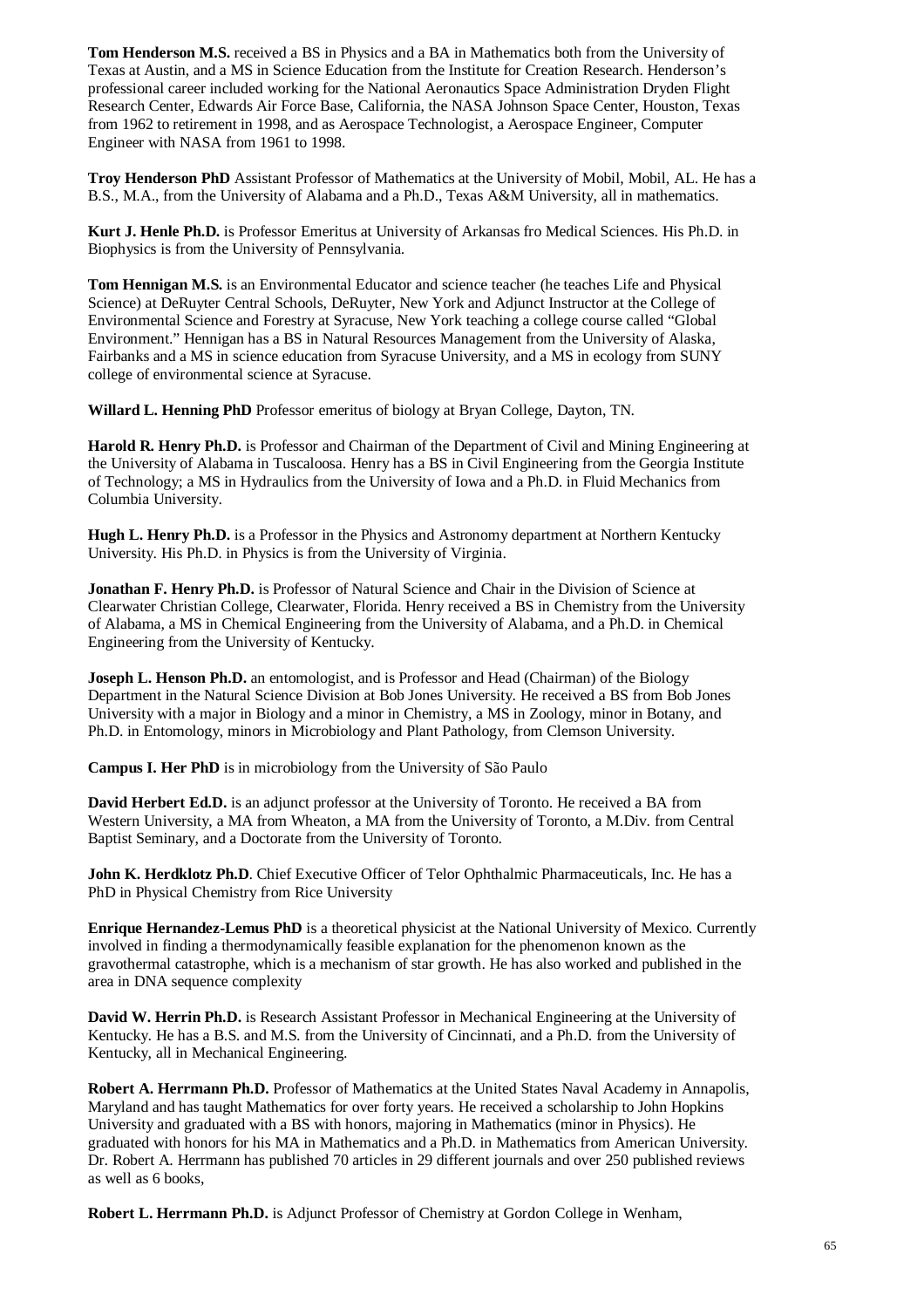**Tom Henderson M.S.** received a BS in Physics and a BA in Mathematics both from the University of Texas at Austin, and a MS in Science Education from the Institute for Creation Research. Henderson's professional career included working for the National Aeronautics Space Administration Dryden Flight Research Center, Edwards Air Force Base, California, the NASA Johnson Space Center, Houston, Texas from 1962 to retirement in 1998, and as Aerospace Technologist, a Aerospace Engineer, Computer Engineer with NASA from 1961 to 1998.

**Troy Henderson PhD** Assistant Professor of Mathematics at the University of Mobil, Mobil, AL. He has a B.S., M.A., from the University of Alabama and a Ph.D., Texas A&M University, all in mathematics.

**Kurt J. Henle Ph.D.** is Professor Emeritus at University of Arkansas fro Medical Sciences. His Ph.D. in Biophysics is from the University of Pennsylvania.

**Tom Hennigan M.S.** is an Environmental Educator and science teacher (he teaches Life and Physical Science) at DeRuyter Central Schools, DeRuyter, New York and Adjunct Instructor at the College of Environmental Science and Forestry at Syracuse, New York teaching a college course called "Global Environment." Hennigan has a BS in Natural Resources Management from the University of Alaska, Fairbanks and a MS in science education from Syracuse University, and a MS in ecology from SUNY college of environmental science at Syracuse.

**Willard L. Henning PhD** Professor emeritus of biology at Bryan College, Dayton, TN.

**Harold R. Henry Ph.D.** is Professor and Chairman of the Department of Civil and Mining Engineering at the University of Alabama in Tuscaloosa. Henry has a BS in Civil Engineering from the Georgia Institute of Technology; a MS in Hydraulics from the University of Iowa and a Ph.D. in Fluid Mechanics from Columbia University.

**Hugh L. Henry Ph.D.** is a Professor in the Physics and Astronomy department at Northern Kentucky University. His Ph.D. in Physics is from the University of Virginia.

**Jonathan F. Henry Ph.D.** is Professor of Natural Science and Chair in the Division of Science at Clearwater Christian College, Clearwater, Florida. Henry received a BS in Chemistry from the University of Alabama, a MS in Chemical Engineering from the University of Alabama, and a Ph.D. in Chemical Engineering from the University of Kentucky.

**Joseph L. Henson Ph.D.** an entomologist, and is Professor and Head (Chairman) of the Biology Department in the Natural Science Division at Bob Jones University. He received a BS from Bob Jones University with a major in Biology and a minor in Chemistry, a MS in Zoology, minor in Botany, and Ph.D. in Entomology, minors in Microbiology and Plant Pathology, from Clemson University.

**Campus I. Her PhD** is in microbiology from the University of São Paulo

**David Herbert Ed.D.** is an adjunct professor at the University of Toronto. He received a BA from Western University, a MA from Wheaton, a MA from the University of Toronto, a M.Div. from Central Baptist Seminary, and a Doctorate from the University of Toronto.

**John K. Herdklotz Ph.D**. Chief Executive Officer of Telor Ophthalmic Pharmaceuticals, Inc. He has a PhD in Physical Chemistry from Rice University

**Enrique Hernandez-Lemus PhD** is a theoretical physicist at the National University of Mexico. Currently involved in finding a thermodynamically feasible explanation for the phenomenon known as the gravothermal catastrophe, which is a mechanism of star growth. He has also worked and published in the area in DNA sequence complexity

**David W. Herrin Ph.D.** is Research Assistant Professor in Mechanical Engineering at the University of Kentucky. He has a B.S. and M.S. from the University of Cincinnati, and a Ph.D. from the University of Kentucky, all in Mechanical Engineering.

**Robert A. Herrmann Ph.D.** Professor of Mathematics at the United States Naval Academy in Annapolis, Maryland and has taught Mathematics for over forty years. He received a scholarship to John Hopkins University and graduated with a BS with honors, majoring in Mathematics (minor in Physics). He graduated with honors for his MA in Mathematics and a Ph.D. in Mathematics from American University. Dr. Robert A. Herrmann has published 70 articles in 29 different journals and over 250 published reviews as well as 6 books,

**Robert L. Herrmann Ph.D.** is Adjunct Professor of Chemistry at Gordon College in Wenham,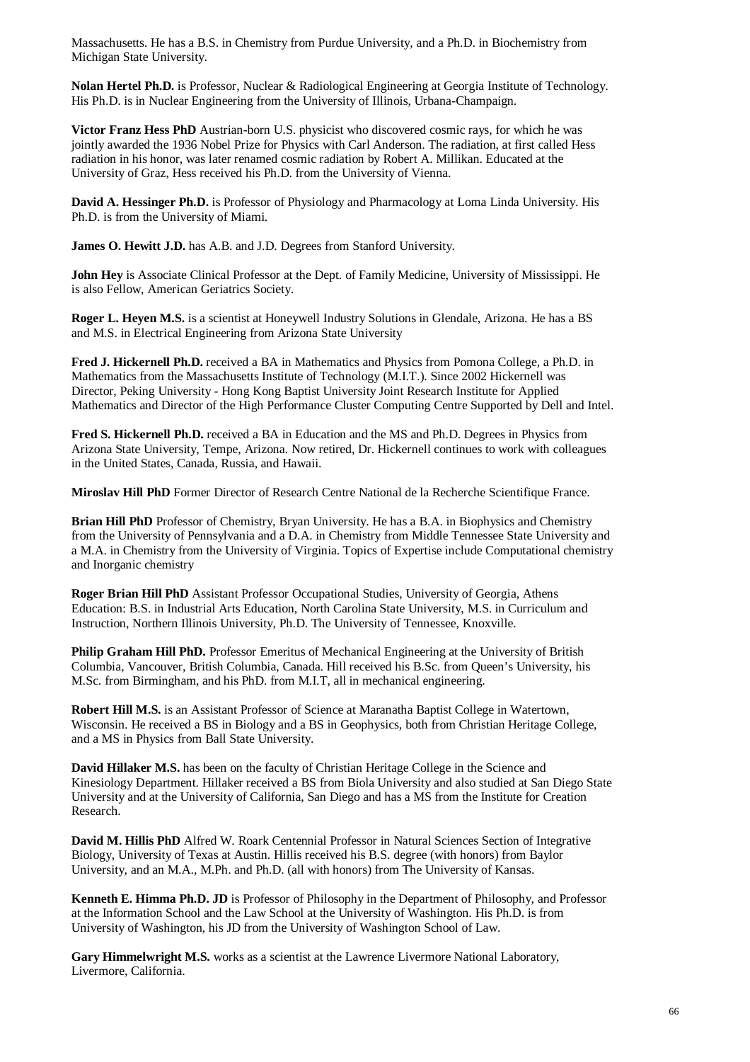Massachusetts. He has a B.S. in Chemistry from Purdue University, and a Ph.D. in Biochemistry from Michigan State University.

**Nolan Hertel Ph.D.** is Professor, Nuclear & Radiological Engineering at Georgia Institute of Technology. His Ph.D. is in Nuclear Engineering from the University of Illinois, Urbana-Champaign.

**Victor Franz Hess PhD** Austrian-born U.S. physicist who discovered cosmic rays, for which he was jointly awarded the 1936 Nobel Prize for Physics with Carl Anderson. The radiation, at first called Hess radiation in his honor, was later renamed cosmic radiation by Robert A. Millikan. Educated at the University of Graz, Hess received his Ph.D. from the University of Vienna.

**David A. Hessinger Ph.D.** is Professor of Physiology and Pharmacology at Loma Linda University. His Ph.D. is from the University of Miami.

**James O. Hewitt J.D.** has A.B. and J.D. Degrees from Stanford University.

**John Hey** is Associate Clinical Professor at the Dept. of Family Medicine, University of Mississippi. He is also Fellow, American Geriatrics Society.

**Roger L. Heyen M.S.** is a scientist at Honeywell Industry Solutions in Glendale, Arizona. He has a BS and M.S. in Electrical Engineering from Arizona State University

**Fred J. Hickernell Ph.D.** received a BA in Mathematics and Physics from Pomona College, a Ph.D. in Mathematics from the Massachusetts Institute of Technology (M.I.T.). Since 2002 Hickernell was Director, Peking University - Hong Kong Baptist University Joint Research Institute for Applied Mathematics and Director of the High Performance Cluster Computing Centre Supported by Dell and Intel.

**Fred S. Hickernell Ph.D.** received a BA in Education and the MS and Ph.D. Degrees in Physics from Arizona State University, Tempe, Arizona. Now retired, Dr. Hickernell continues to work with colleagues in the United States, Canada, Russia, and Hawaii.

**Miroslav Hill PhD** Former Director of Research Centre National de la Recherche Scientifique France.

**Brian Hill PhD** Professor of Chemistry, Bryan University. He has a B.A. in Biophysics and Chemistry from the University of Pennsylvania and a D.A. in Chemistry from Middle Tennessee State University and a M.A. in Chemistry from the University of Virginia. Topics of Expertise include Computational chemistry and Inorganic chemistry

**Roger Brian Hill PhD** Assistant Professor Occupational Studies, University of Georgia, Athens Education: B.S. in Industrial Arts Education, North Carolina State University, M.S. in Curriculum and Instruction, Northern Illinois University, Ph.D. The University of Tennessee, Knoxville.

**Philip Graham Hill PhD.** Professor Emeritus of Mechanical Engineering at the University of British Columbia, Vancouver, British Columbia, Canada. Hill received his B.Sc. from Queen's University, his M.Sc. from Birmingham, and his PhD. from M.I.T, all in mechanical engineering.

**Robert Hill M.S.** is an Assistant Professor of Science at Maranatha Baptist College in Watertown, Wisconsin. He received a BS in Biology and a BS in Geophysics, both from Christian Heritage College, and a MS in Physics from Ball State University.

**David Hillaker M.S.** has been on the faculty of Christian Heritage College in the Science and Kinesiology Department. Hillaker received a BS from Biola University and also studied at San Diego State University and at the University of California, San Diego and has a MS from the Institute for Creation Research.

**David M. Hillis PhD** Alfred W. Roark Centennial Professor in Natural Sciences Section of Integrative Biology, University of Texas at Austin. Hillis received his B.S. degree (with honors) from Baylor University, and an M.A., M.Ph. and Ph.D. (all with honors) from The University of Kansas.

**Kenneth E. Himma Ph.D. JD** is Professor of Philosophy in the Department of Philosophy, and Professor at the Information School and the Law School at the University of Washington. His Ph.D. is from University of Washington, his JD from the University of Washington School of Law.

**Gary Himmelwright M.S.** works as a scientist at the Lawrence Livermore National Laboratory, Livermore, California.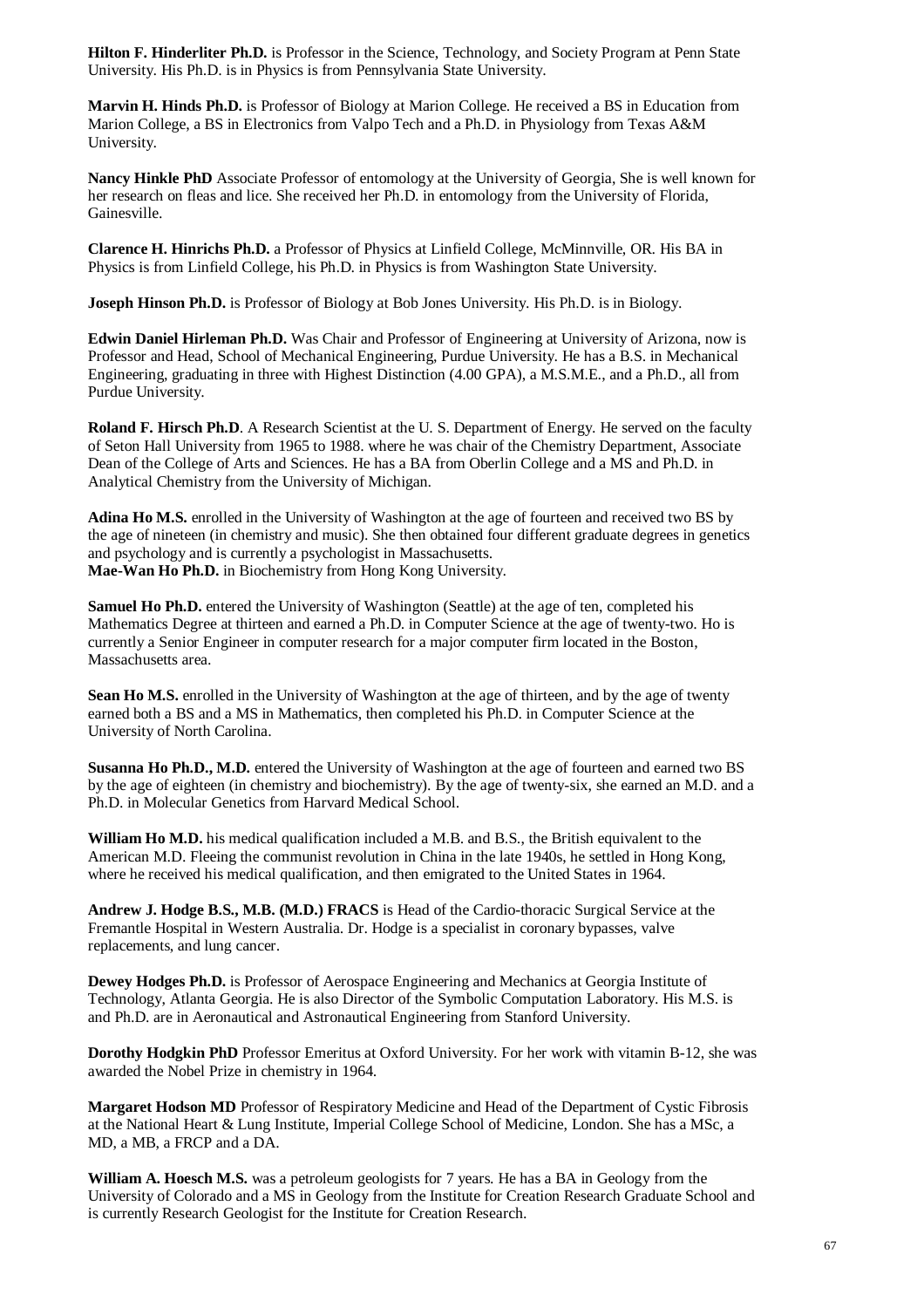**Hilton F. Hinderliter Ph.D.** is Professor in the Science, Technology, and Society Program at Penn State University. His Ph.D. is in Physics is from Pennsylvania State University.

**Marvin H. Hinds Ph.D.** is Professor of Biology at Marion College. He received a BS in Education from Marion College, a BS in Electronics from Valpo Tech and a Ph.D. in Physiology from Texas A&M University.

**Nancy Hinkle PhD** Associate Professor of entomology at the University of Georgia, She is well known for her research on fleas and lice. She received her Ph.D. in entomology from the University of Florida, Gainesville.

**Clarence H. Hinrichs Ph.D.** a Professor of Physics at Linfield College, McMinnville, OR. His BA in Physics is from Linfield College, his Ph.D. in Physics is from Washington State University.

**Joseph Hinson Ph.D.** is Professor of Biology at Bob Jones University. His Ph.D. is in Biology.

**Edwin Daniel Hirleman Ph.D.** Was Chair and Professor of Engineering at University of Arizona, now is Professor and Head, School of Mechanical Engineering, Purdue University. He has a B.S. in Mechanical Engineering, graduating in three with Highest Distinction (4.00 GPA), a M.S.M.E., and a Ph.D., all from Purdue University.

**Roland F. Hirsch Ph.D**. A Research Scientist at the U. S. Department of Energy. He served on the faculty of Seton Hall University from 1965 to 1988. where he was chair of the Chemistry Department, Associate Dean of the College of Arts and Sciences. He has a BA from Oberlin College and a MS and Ph.D. in Analytical Chemistry from the University of Michigan.

**Adina Ho M.S.** enrolled in the University of Washington at the age of fourteen and received two BS by the age of nineteen (in chemistry and music). She then obtained four different graduate degrees in genetics and psychology and is currently a psychologist in Massachusetts.
**Mae-Wan Ho Ph.D.** in Biochemistry from Hong Kong University.

**Samuel Ho Ph.D.** entered the University of Washington (Seattle) at the age of ten, completed his Mathematics Degree at thirteen and earned a Ph.D. in Computer Science at the age of twenty-two. Ho is currently a Senior Engineer in computer research for a major computer firm located in the Boston, Massachusetts area.

**Sean Ho M.S.** enrolled in the University of Washington at the age of thirteen, and by the age of twenty earned both a BS and a MS in Mathematics, then completed his Ph.D. in Computer Science at the University of North Carolina.

**Susanna Ho Ph.D., M.D.** entered the University of Washington at the age of fourteen and earned two BS by the age of eighteen (in chemistry and biochemistry). By the age of twenty-six, she earned an M.D. and a Ph.D. in Molecular Genetics from Harvard Medical School.

**William Ho M.D.** his medical qualification included a M.B. and B.S., the British equivalent to the American M.D. Fleeing the communist revolution in China in the late 1940s, he settled in Hong Kong, where he received his medical qualification, and then emigrated to the United States in 1964.

**Andrew J. Hodge B.S., M.B. (M.D.) FRACS** is Head of the Cardio-thoracic Surgical Service at the Fremantle Hospital in Western Australia. Dr. Hodge is a specialist in coronary bypasses, valve replacements, and lung cancer.

**Dewey Hodges Ph.D.** is Professor of Aerospace Engineering and Mechanics at Georgia Institute of Technology, Atlanta Georgia. He is also Director of the Symbolic Computation Laboratory. His M.S. is and Ph.D. are in Aeronautical and Astronautical Engineering from Stanford University.

**Dorothy Hodgkin PhD** Professor Emeritus at Oxford University. For her work with vitamin B-12, she was awarded the Nobel Prize in chemistry in 1964.

**Margaret Hodson MD** Professor of Respiratory Medicine and Head of the Department of Cystic Fibrosis at the National Heart & Lung Institute, Imperial College School of Medicine, London. She has a MSc, a MD, a MB, a FRCP and a DA.

**William A. Hoesch M.S.** was a petroleum geologists for 7 years. He has a BA in Geology from the University of Colorado and a MS in Geology from the Institute for Creation Research Graduate School and is currently Research Geologist for the Institute for Creation Research.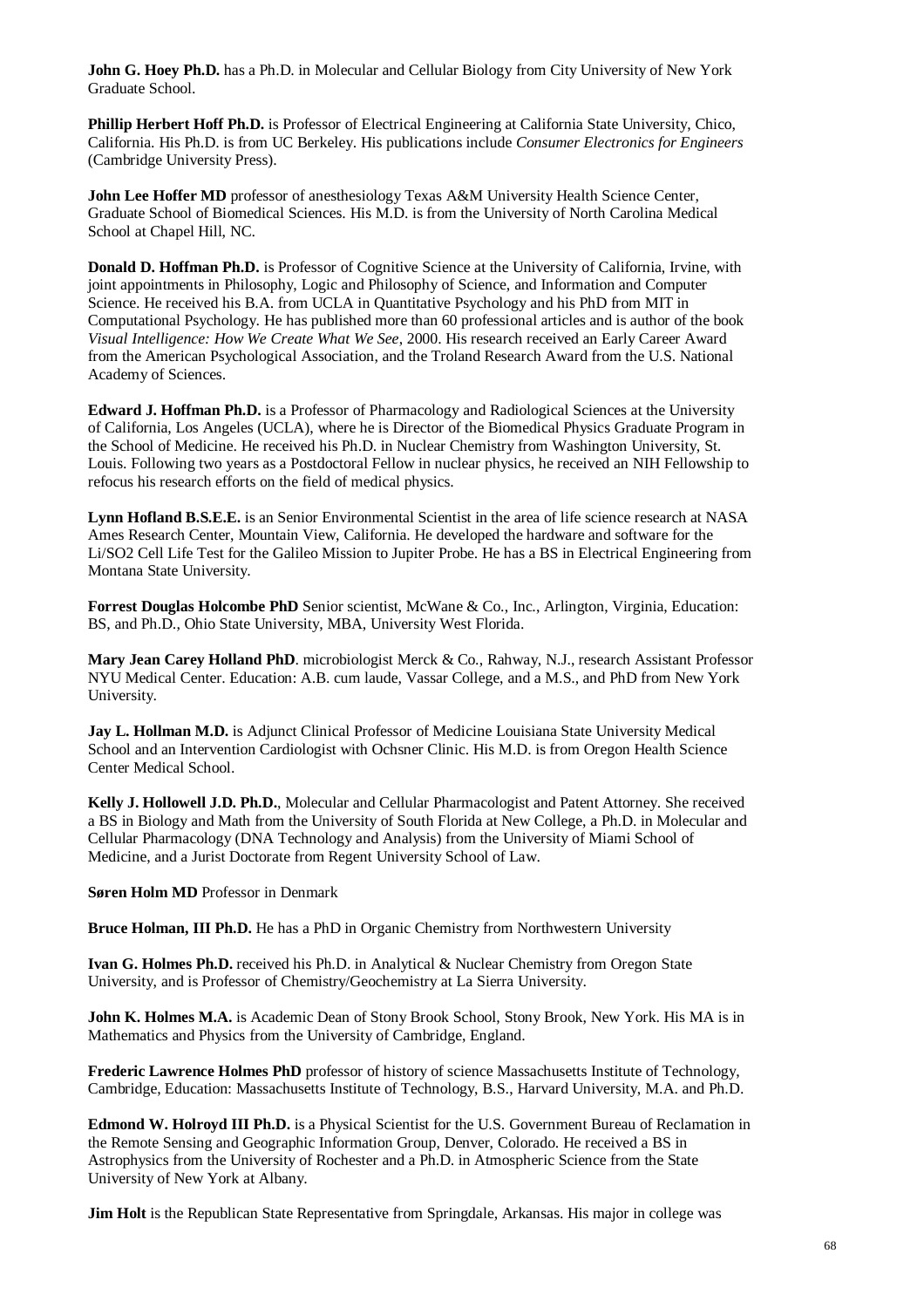**John G. Hoey Ph.D.** has a Ph.D. in Molecular and Cellular Biology from City University of New York Graduate School.

**Phillip Herbert Hoff Ph.D.** is Professor of Electrical Engineering at California State University, Chico, California. His Ph.D. is from UC Berkeley. His publications include *Consumer Electronics for Engineers* (Cambridge University Press).

**John Lee Hoffer MD** professor of anesthesiology Texas A&M University Health Science Center, Graduate School of Biomedical Sciences. His M.D. is from the University of North Carolina Medical School at Chapel Hill, NC.

**Donald D. Hoffman Ph.D.** is Professor of Cognitive Science at the University of California, Irvine, with joint appointments in Philosophy, Logic and Philosophy of Science, and Information and Computer Science. He received his B.A. from UCLA in Quantitative Psychology and his PhD from MIT in Computational Psychology. He has published more than 60 professional articles and is author of the book *Visual Intelligence: How We Create What We See*, 2000. His research received an Early Career Award from the American Psychological Association, and the Troland Research Award from the U.S. National Academy of Sciences.

**Edward J. Hoffman Ph.D.** is a Professor of Pharmacology and Radiological Sciences at the University of California, Los Angeles (UCLA), where he is Director of the Biomedical Physics Graduate Program in the School of Medicine. He received his Ph.D. in Nuclear Chemistry from Washington University, St. Louis. Following two years as a Postdoctoral Fellow in nuclear physics, he received an NIH Fellowship to refocus his research efforts on the field of medical physics.

**Lynn Hofland B.S.E.E.** is an Senior Environmental Scientist in the area of life science research at NASA Ames Research Center, Mountain View, California. He developed the hardware and software for the Li/SO2 Cell Life Test for the Galileo Mission to Jupiter Probe. He has a BS in Electrical Engineering from Montana State University.

**Forrest Douglas Holcombe PhD** Senior scientist, McWane & Co., Inc., Arlington, Virginia, Education: BS, and Ph.D., Ohio State University, MBA, University West Florida.

**Mary Jean Carey Holland PhD**. microbiologist Merck & Co., Rahway, N.J., research Assistant Professor NYU Medical Center. Education: A.B. cum laude, Vassar College, and a M.S., and PhD from New York University.

**Jay L. Hollman M.D.** is Adjunct Clinical Professor of Medicine Louisiana State University Medical School and an Intervention Cardiologist with Ochsner Clinic. His M.D. is from Oregon Health Science Center Medical School.

**Kelly J. Hollowell J.D. Ph.D.**, Molecular and Cellular Pharmacologist and Patent Attorney. She received a BS in Biology and Math from the University of South Florida at New College, a Ph.D. in Molecular and Cellular Pharmacology (DNA Technology and Analysis) from the University of Miami School of Medicine, and a Jurist Doctorate from Regent University School of Law.

**Søren Holm MD** Professor in Denmark

**Bruce Holman, III Ph.D.** He has a PhD in Organic Chemistry from Northwestern University

**Ivan G. Holmes Ph.D.** received his Ph.D. in Analytical & Nuclear Chemistry from Oregon State University, and is Professor of Chemistry/Geochemistry at La Sierra University.

**John K. Holmes M.A.** is Academic Dean of Stony Brook School, Stony Brook, New York. His MA is in Mathematics and Physics from the University of Cambridge, England.

**Frederic Lawrence Holmes PhD** professor of history of science Massachusetts Institute of Technology, Cambridge, Education: Massachusetts Institute of Technology, B.S., Harvard University, M.A. and Ph.D.

**Edmond W. Holroyd III Ph.D.** is a Physical Scientist for the U.S. Government Bureau of Reclamation in the Remote Sensing and Geographic Information Group, Denver, Colorado. He received a BS in Astrophysics from the University of Rochester and a Ph.D. in Atmospheric Science from the State University of New York at Albany.

**Jim Holt** is the Republican State Representative from Springdale, Arkansas. His major in college was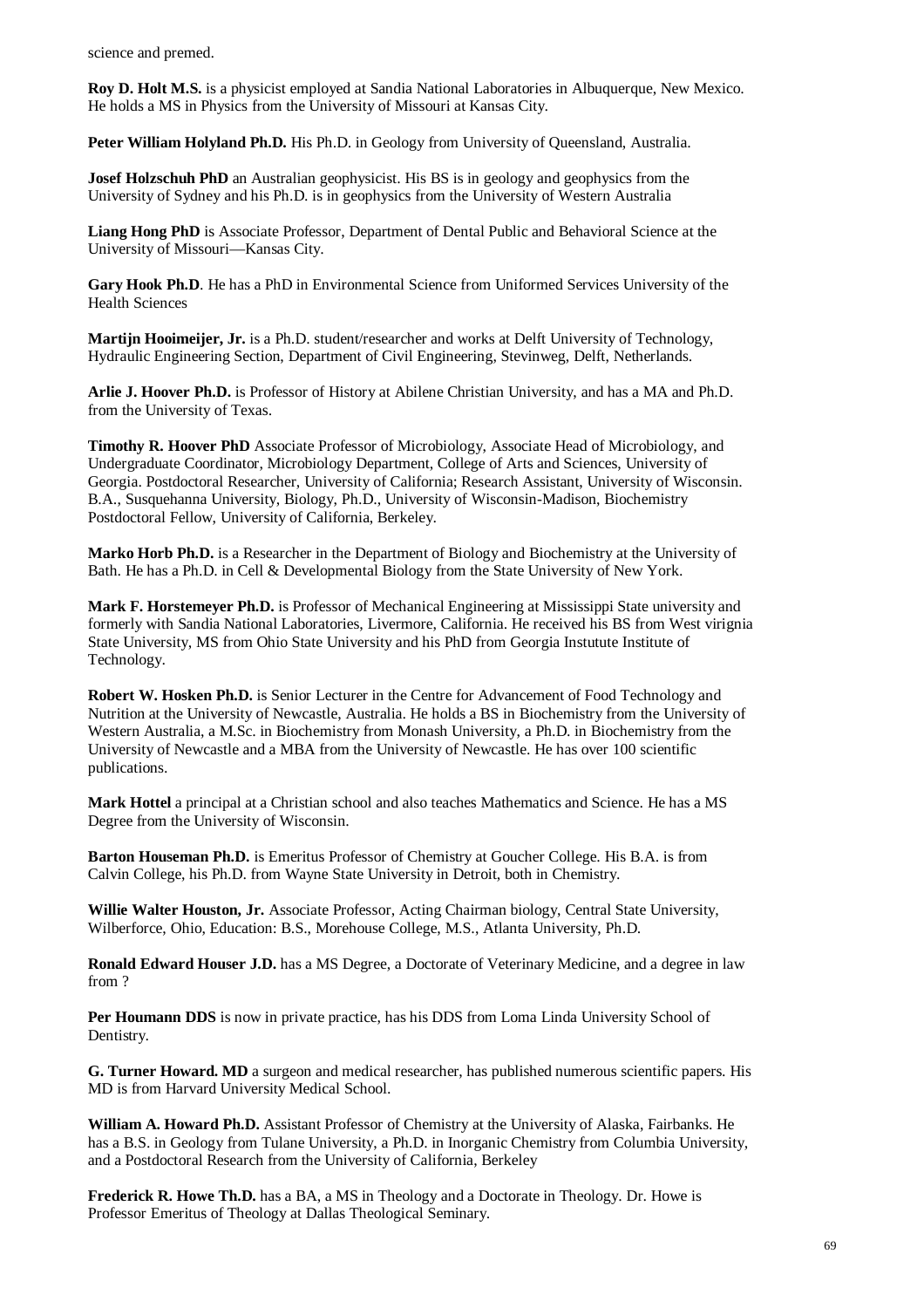science and premed.

**Roy D. Holt M.S.** is a physicist employed at Sandia National Laboratories in Albuquerque, New Mexico. He holds a MS in Physics from the University of Missouri at Kansas City.

**Peter William Holyland Ph.D.** His Ph.D. in Geology from University of Queensland, Australia.

**Josef Holzschuh PhD** an Australian geophysicist. His BS is in geology and geophysics from the University of Sydney and his Ph.D. is in geophysics from the University of Western Australia

**Liang Hong PhD** is Associate Professor, Department of Dental Public and Behavioral Science at the University of Missouri—Kansas City.

**Gary Hook Ph.D**. He has a PhD in Environmental Science from Uniformed Services University of the Health Sciences

**Martijn Hooimeijer, Jr.** is a Ph.D. student/researcher and works at Delft University of Technology, Hydraulic Engineering Section, Department of Civil Engineering, Stevinweg, Delft, Netherlands.

**Arlie J. Hoover Ph.D.** is Professor of History at Abilene Christian University, and has a MA and Ph.D. from the University of Texas.

**Timothy R. Hoover PhD** Associate Professor of Microbiology, Associate Head of Microbiology, and Undergraduate Coordinator, Microbiology Department, College of Arts and Sciences, University of Georgia. Postdoctoral Researcher, University of California; Research Assistant, University of Wisconsin. B.A., Susquehanna University, Biology, Ph.D., University of Wisconsin-Madison, Biochemistry Postdoctoral Fellow, University of California, Berkeley.

**Marko Horb Ph.D.** is a Researcher in the Department of Biology and Biochemistry at the University of Bath. He has a Ph.D. in Cell & Developmental Biology from the State University of New York.

**Mark F. Horstemeyer Ph.D.** is Professor of Mechanical Engineering at Mississippi State university and formerly with Sandia National Laboratories, Livermore, California. He received his BS from West virignia State University, MS from Ohio State University and his PhD from Georgia Instutute Institute of Technology.

**Robert W. Hosken Ph.D.** is Senior Lecturer in the Centre for Advancement of Food Technology and Nutrition at the University of Newcastle, Australia. He holds a BS in Biochemistry from the University of Western Australia, a M.Sc. in Biochemistry from Monash University, a Ph.D. in Biochemistry from the University of Newcastle and a MBA from the University of Newcastle. He has over 100 scientific publications.

**Mark Hottel** a principal at a Christian school and also teaches Mathematics and Science. He has a MS Degree from the University of Wisconsin.

**Barton Houseman Ph.D.** is Emeritus Professor of Chemistry at Goucher College. His B.A. is from Calvin College, his Ph.D. from Wayne State University in Detroit, both in Chemistry.

**Willie Walter Houston, Jr.** Associate Professor, Acting Chairman biology, Central State University, Wilberforce, Ohio, Education: B.S., Morehouse College, M.S., Atlanta University, Ph.D.

**Ronald Edward Houser J.D.** has a MS Degree, a Doctorate of Veterinary Medicine, and a degree in law from ?

**Per Houmann DDS** is now in private practice, has his DDS from Loma Linda University School of Dentistry.

**G. Turner Howard. MD** a surgeon and medical researcher, has published numerous scientific papers. His MD is from Harvard University Medical School.

**William A. Howard Ph.D.** Assistant Professor of Chemistry at the University of Alaska, Fairbanks. He has a B.S. in Geology from Tulane University, a Ph.D. in Inorganic Chemistry from Columbia University, and a Postdoctoral Research from the University of California, Berkeley

**Frederick R. Howe Th.D.** has a BA, a MS in Theology and a Doctorate in Theology. Dr. Howe is Professor Emeritus of Theology at Dallas Theological Seminary.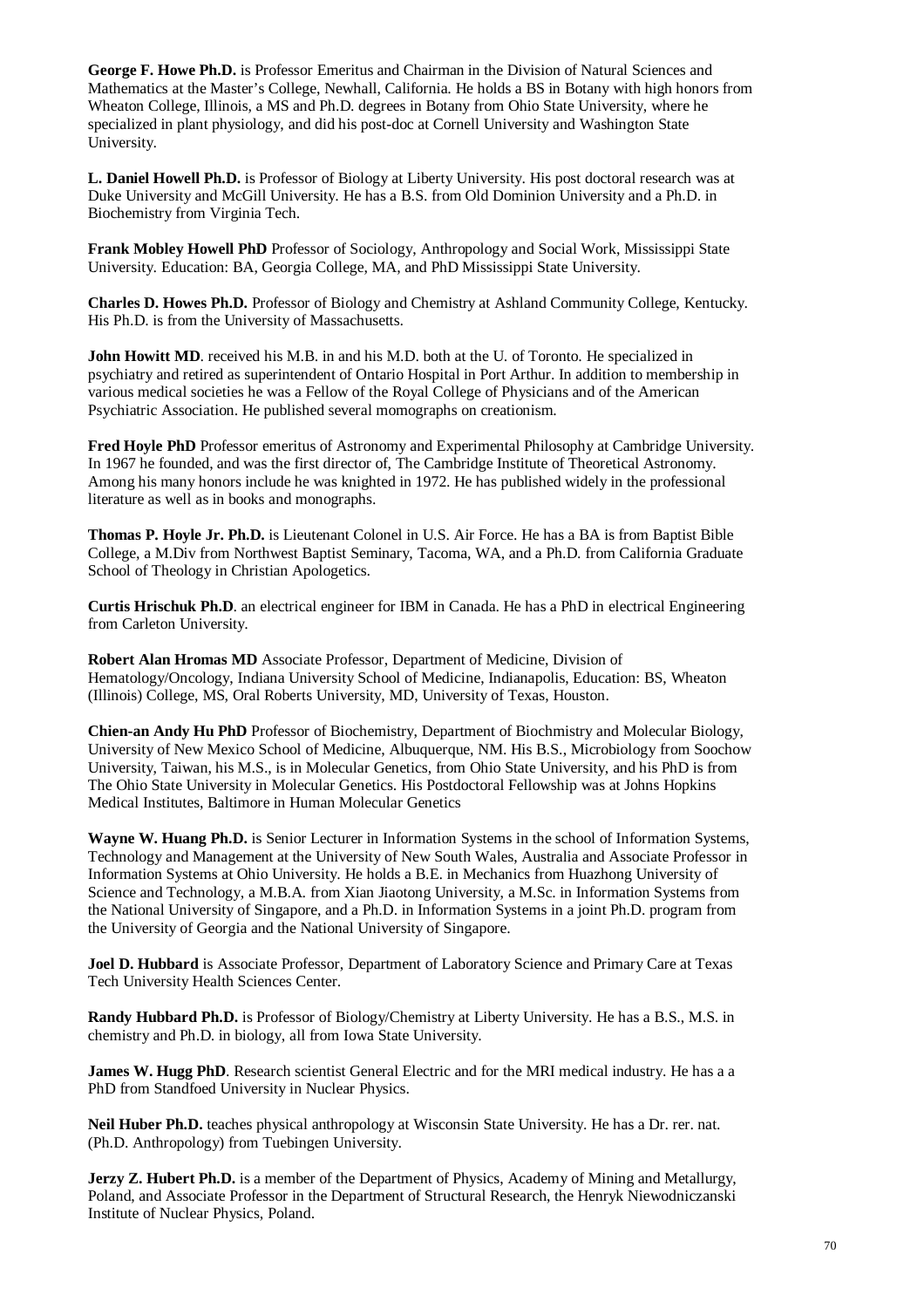**George F. Howe Ph.D.** is Professor Emeritus and Chairman in the Division of Natural Sciences and Mathematics at the Master's College, Newhall, California. He holds a BS in Botany with high honors from Wheaton College, Illinois, a MS and Ph.D. degrees in Botany from Ohio State University, where he specialized in plant physiology, and did his post-doc at Cornell University and Washington State University.

**L. Daniel Howell Ph.D.** is Professor of Biology at Liberty University. His post doctoral research was at Duke University and McGill University. He has a B.S. from Old Dominion University and a Ph.D. in Biochemistry from Virginia Tech.

**Frank Mobley Howell PhD** Professor of Sociology, Anthropology and Social Work, Mississippi State University. Education: BA, Georgia College, MA, and PhD Mississippi State University.

**Charles D. Howes Ph.D.** Professor of Biology and Chemistry at Ashland Community College, Kentucky. His Ph.D. is from the University of Massachusetts.

**John Howitt MD**. received his M.B. in and his M.D. both at the U. of Toronto. He specialized in psychiatry and retired as superintendent of Ontario Hospital in Port Arthur. In addition to membership in various medical societies he was a Fellow of the Royal College of Physicians and of the American Psychiatric Association. He published several momographs on creationism.

**Fred Hoyle PhD** Professor emeritus of Astronomy and Experimental Philosophy at Cambridge University. In 1967 he founded, and was the first director of, The Cambridge Institute of Theoretical Astronomy. Among his many honors include he was knighted in 1972. He has published widely in the professional literature as well as in books and monographs.

**Thomas P. Hoyle Jr. Ph.D.** is Lieutenant Colonel in U.S. Air Force. He has a BA is from Baptist Bible College, a M.Div from Northwest Baptist Seminary, Tacoma, WA, and a Ph.D. from California Graduate School of Theology in Christian Apologetics.

**Curtis Hrischuk Ph.D**. an electrical engineer for IBM in Canada. He has a PhD in electrical Engineering from Carleton University.

**Robert Alan Hromas MD** Associate Professor, Department of Medicine, Division of Hematology/Oncology, Indiana University School of Medicine, Indianapolis, Education: BS, Wheaton (Illinois) College, MS, Oral Roberts University, MD, University of Texas, Houston.

**Chien-an Andy Hu PhD** Professor of Biochemistry, Department of Biochmistry and Molecular Biology, University of New Mexico School of Medicine, Albuquerque, NM. His B.S., Microbiology from Soochow University, Taiwan, his M.S., is in Molecular Genetics, from Ohio State University, and his PhD is from The Ohio State University in Molecular Genetics. His Postdoctoral Fellowship was at Johns Hopkins Medical Institutes, Baltimore in Human Molecular Genetics

**Wayne W. Huang Ph.D.** is Senior Lecturer in Information Systems in the school of Information Systems, Technology and Management at the University of New South Wales, Australia and Associate Professor in Information Systems at Ohio University. He holds a B.E. in Mechanics from Huazhong University of Science and Technology, a M.B.A. from Xian Jiaotong University, a M.Sc. in Information Systems from the National University of Singapore, and a Ph.D. in Information Systems in a joint Ph.D. program from the University of Georgia and the National University of Singapore.

**Joel D. Hubbard** is Associate Professor, Department of Laboratory Science and Primary Care at Texas Tech University Health Sciences Center.

**Randy Hubbard Ph.D.** is Professor of Biology/Chemistry at Liberty University. He has a B.S., M.S. in chemistry and Ph.D. in biology, all from Iowa State University.

**James W. Hugg PhD**. Research scientist General Electric and for the MRI medical industry. He has a a PhD from Standfoed University in Nuclear Physics.

**Neil Huber Ph.D.** teaches physical anthropology at Wisconsin State University. He has a Dr. rer. nat. (Ph.D. Anthropology) from Tuebingen University.

**Jerzy Z. Hubert Ph.D.** is a member of the Department of Physics, Academy of Mining and Metallurgy, Poland, and Associate Professor in the Department of Structural Research, the Henryk Niewodniczanski Institute of Nuclear Physics, Poland.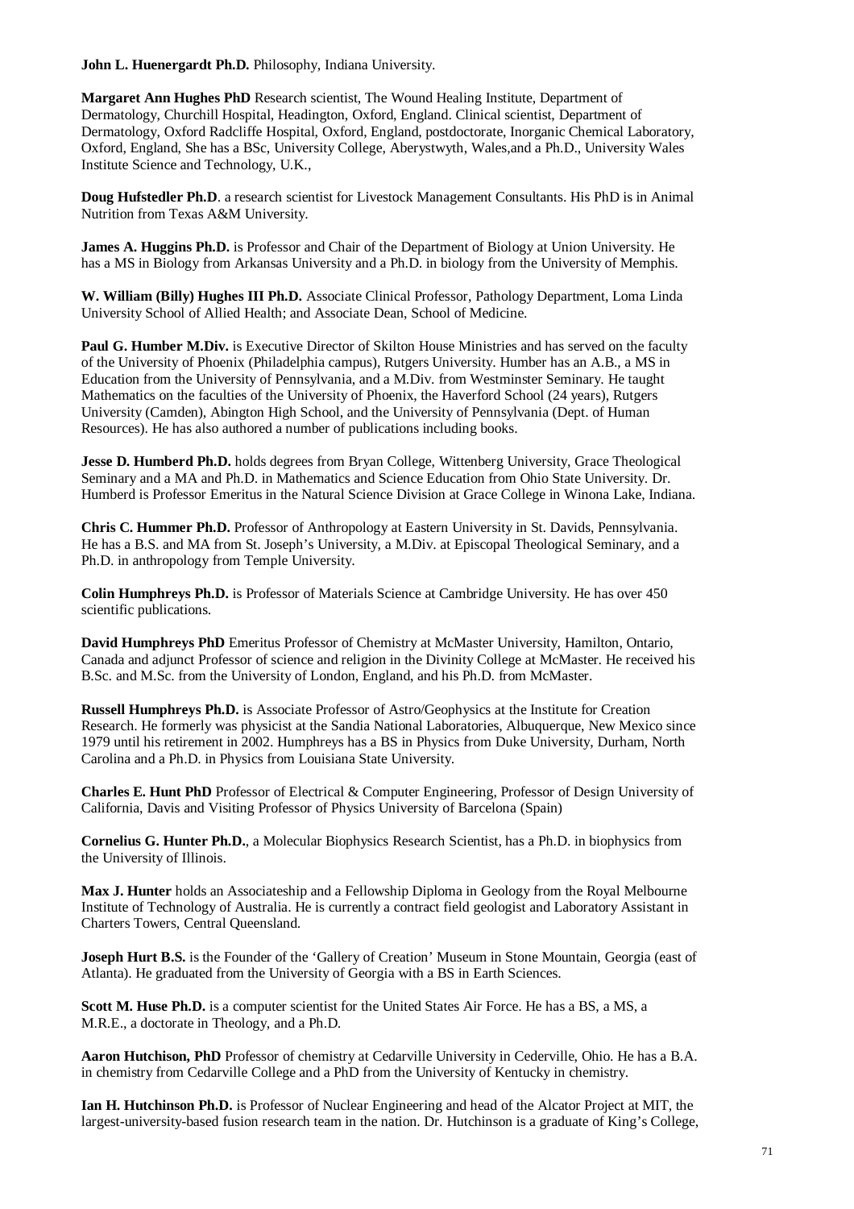**John L. Huenergardt Ph.D.** Philosophy, Indiana University.

**Margaret Ann Hughes PhD** Research scientist, The Wound Healing Institute, Department of Dermatology, Churchill Hospital, Headington, Oxford, England. Clinical scientist, Department of Dermatology, Oxford Radcliffe Hospital, Oxford, England, postdoctorate, Inorganic Chemical Laboratory, Oxford, England, She has a BSc, University College, Aberystwyth, Wales,and a Ph.D., University Wales Institute Science and Technology, U.K.,

**Doug Hufstedler Ph.D**. a research scientist for Livestock Management Consultants. His PhD is in Animal Nutrition from Texas A&M University.

**James A. Huggins Ph.D.** is Professor and Chair of the Department of Biology at Union University. He has a MS in Biology from Arkansas University and a Ph.D. in biology from the University of Memphis.

**W. William (Billy) Hughes III Ph.D.** Associate Clinical Professor, Pathology Department, Loma Linda University School of Allied Health; and Associate Dean, School of Medicine.

**Paul G. Humber M.Div.** is Executive Director of Skilton House Ministries and has served on the faculty of the University of Phoenix (Philadelphia campus), Rutgers University. Humber has an A.B., a MS in Education from the University of Pennsylvania, and a M.Div. from Westminster Seminary. He taught Mathematics on the faculties of the University of Phoenix, the Haverford School (24 years), Rutgers University (Camden), Abington High School, and the University of Pennsylvania (Dept. of Human Resources). He has also authored a number of publications including books.

**Jesse D. Humberd Ph.D.** holds degrees from Bryan College, Wittenberg University, Grace Theological Seminary and a MA and Ph.D. in Mathematics and Science Education from Ohio State University. Dr. Humberd is Professor Emeritus in the Natural Science Division at Grace College in Winona Lake, Indiana.

**Chris C. Hummer Ph.D.** Professor of Anthropology at Eastern University in St. Davids, Pennsylvania. He has a B.S. and MA from St. Joseph's University, a M.Div. at Episcopal Theological Seminary, and a Ph.D. in anthropology from Temple University.

**Colin Humphreys Ph.D.** is Professor of Materials Science at Cambridge University. He has over 450 scientific publications.

**David Humphreys PhD** Emeritus Professor of Chemistry at McMaster University, Hamilton, Ontario, Canada and adjunct Professor of science and religion in the Divinity College at McMaster. He received his B.Sc. and M.Sc. from the University of London, England, and his Ph.D. from McMaster.

**Russell Humphreys Ph.D.** is Associate Professor of Astro/Geophysics at the Institute for Creation Research. He formerly was physicist at the Sandia National Laboratories, Albuquerque, New Mexico since 1979 until his retirement in 2002. Humphreys has a BS in Physics from Duke University, Durham, North Carolina and a Ph.D. in Physics from Louisiana State University.

**Charles E. Hunt PhD** Professor of Electrical & Computer Engineering, Professor of Design University of California, Davis and Visiting Professor of Physics University of Barcelona (Spain)

**Cornelius G. Hunter Ph.D.**, a Molecular Biophysics Research Scientist, has a Ph.D. in biophysics from the University of Illinois.

**Max J. Hunter** holds an Associateship and a Fellowship Diploma in Geology from the Royal Melbourne Institute of Technology of Australia. He is currently a contract field geologist and Laboratory Assistant in Charters Towers, Central Queensland.

**Joseph Hurt B.S.** is the Founder of the 'Gallery of Creation' Museum in Stone Mountain, Georgia (east of Atlanta). He graduated from the University of Georgia with a BS in Earth Sciences.

**Scott M. Huse Ph.D.** is a computer scientist for the United States Air Force. He has a BS, a MS, a M.R.E., a doctorate in Theology, and a Ph.D.

**Aaron Hutchison, PhD** Professor of chemistry at Cedarville University in Cederville, Ohio. He has a B.A. in chemistry from Cedarville College and a PhD from the University of Kentucky in chemistry.

**Ian H. Hutchinson Ph.D.** is Professor of Nuclear Engineering and head of the Alcator Project at MIT, the largest-university-based fusion research team in the nation. Dr. Hutchinson is a graduate of King's College,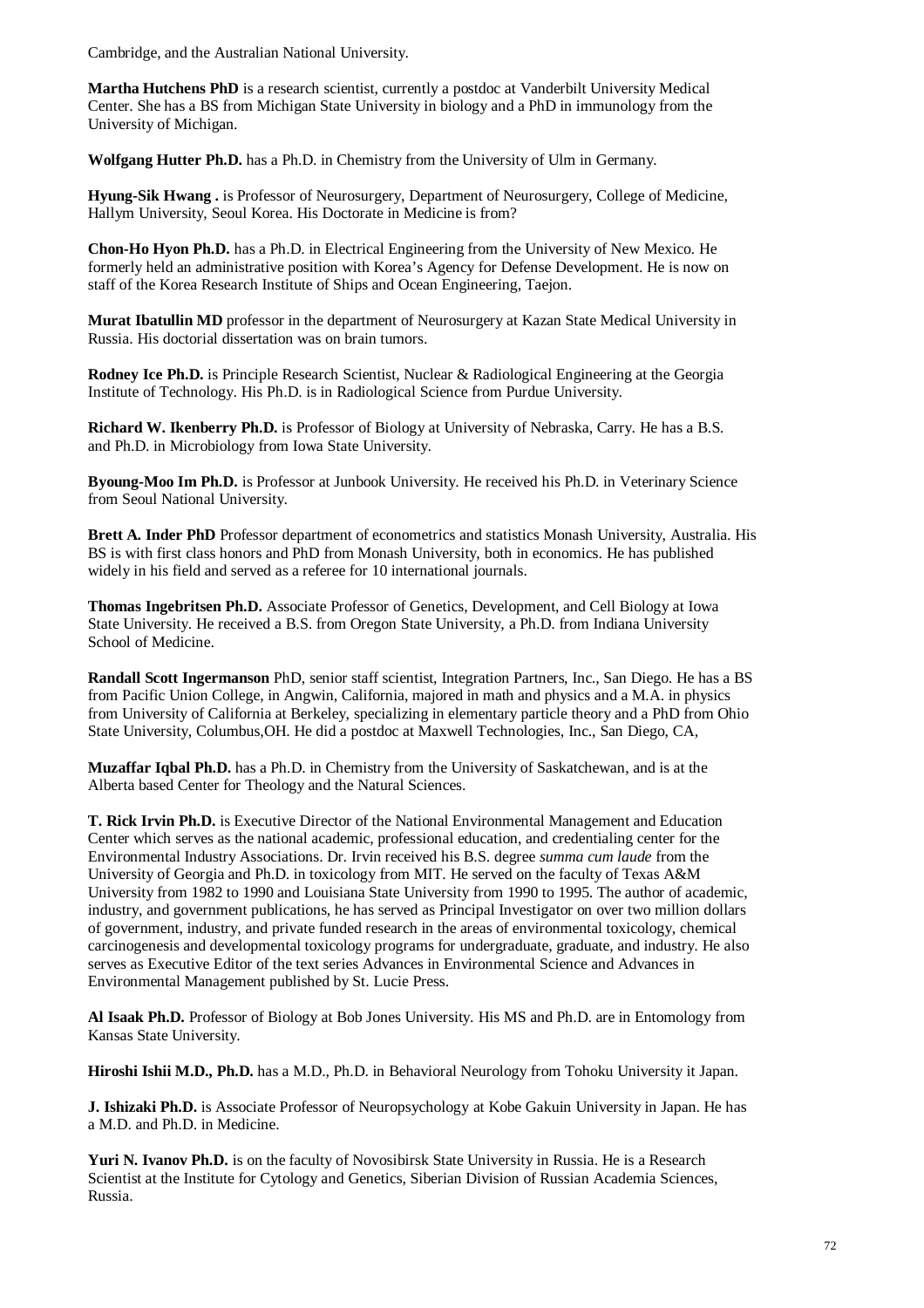Cambridge, and the Australian National University.

**Martha Hutchens PhD** is a research scientist, currently a postdoc at Vanderbilt University Medical Center. She has a BS from Michigan State University in biology and a PhD in immunology from the University of Michigan.

**Wolfgang Hutter Ph.D.** has a Ph.D. in Chemistry from the University of Ulm in Germany.

**Hyung-Sik Hwang .** is Professor of Neurosurgery, Department of Neurosurgery, College of Medicine, Hallym University, Seoul Korea. His Doctorate in Medicine is from?

**Chon-Ho Hyon Ph.D.** has a Ph.D. in Electrical Engineering from the University of New Mexico. He formerly held an administrative position with Korea's Agency for Defense Development. He is now on staff of the Korea Research Institute of Ships and Ocean Engineering, Taejon.

**Murat Ibatullin MD** professor in the department of Neurosurgery at Kazan State Medical University in Russia. His doctorial dissertation was on brain tumors.

**Rodney Ice Ph.D.** is Principle Research Scientist, Nuclear & Radiological Engineering at the Georgia Institute of Technology. His Ph.D. is in Radiological Science from Purdue University.

**Richard W. Ikenberry Ph.D.** is Professor of Biology at University of Nebraska, Carry. He has a B.S. and Ph.D. in Microbiology from Iowa State University.

**Byoung-Moo Im Ph.D.** is Professor at Junbook University. He received his Ph.D. in Veterinary Science from Seoul National University.

**Brett A. Inder PhD** Professor department of econometrics and statistics Monash University, Australia. His BS is with first class honors and PhD from Monash University, both in economics. He has published widely in his field and served as a referee for 10 international journals.

**Thomas Ingebritsen Ph.D.** Associate Professor of Genetics, Development, and Cell Biology at Iowa State University. He received a B.S. from Oregon State University, a Ph.D. from Indiana University School of Medicine.

**Randall Scott Ingermanson** PhD, senior staff scientist, Integration Partners, Inc., San Diego. He has a BS from Pacific Union College, in Angwin, California, majored in math and physics and a M.A. in physics from University of California at Berkeley, specializing in elementary particle theory and a PhD from Ohio State University, Columbus,OH. He did a postdoc at Maxwell Technologies, Inc., San Diego, CA,

**Muzaffar Iqbal Ph.D.** has a Ph.D. in Chemistry from the University of Saskatchewan, and is at the Alberta based Center for Theology and the Natural Sciences.

**T. Rick Irvin Ph.D.** is Executive Director of the National Environmental Management and Education Center which serves as the national academic, professional education, and credentialing center for the Environmental Industry Associations. Dr. Irvin received his B.S. degree *summa cum laude* from the University of Georgia and Ph.D. in toxicology from MIT. He served on the faculty of Texas A&M University from 1982 to 1990 and Louisiana State University from 1990 to 1995. The author of academic, industry, and government publications, he has served as Principal Investigator on over two million dollars of government, industry, and private funded research in the areas of environmental toxicology, chemical carcinogenesis and developmental toxicology programs for undergraduate, graduate, and industry. He also serves as Executive Editor of the text series Advances in Environmental Science and Advances in Environmental Management published by St. Lucie Press.

**Al Isaak Ph.D.** Professor of Biology at Bob Jones University. His MS and Ph.D. are in Entomology from Kansas State University.

**Hiroshi Ishii M.D., Ph.D.** has a M.D., Ph.D. in Behavioral Neurology from Tohoku University it Japan.

**J. Ishizaki Ph.D.** is Associate Professor of Neuropsychology at Kobe Gakuin University in Japan. He has a M.D. and Ph.D. in Medicine.

**Yuri N. Ivanov Ph.D.** is on the faculty of Novosibirsk State University in Russia. He is a Research Scientist at the Institute for Cytology and Genetics, Siberian Division of Russian Academia Sciences, Russia.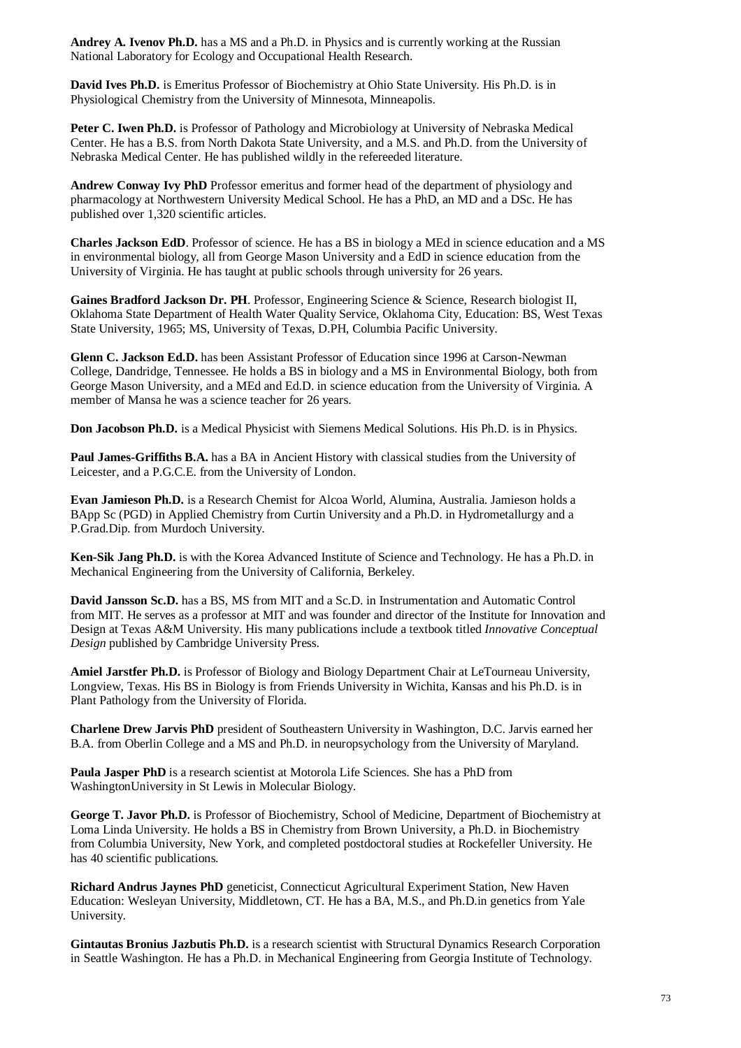**Andrey A. Ivenov Ph.D.** has a MS and a Ph.D. in Physics and is currently working at the Russian National Laboratory for Ecology and Occupational Health Research.

**David Ives Ph.D.** is Emeritus Professor of Biochemistry at Ohio State University. His Ph.D. is in Physiological Chemistry from the University of Minnesota, Minneapolis.

**Peter C. Iwen Ph.D.** is Professor of Pathology and Microbiology at University of Nebraska Medical Center. He has a B.S. from North Dakota State University, and a M.S. and Ph.D. from the University of Nebraska Medical Center. He has published wildly in the refereeded literature.

**Andrew Conway Ivy PhD** Professor emeritus and former head of the department of physiology and pharmacology at Northwestern University Medical School. He has a PhD, an MD and a DSc. He has published over 1,320 scientific articles.

**Charles Jackson EdD**. Professor of science. He has a BS in biology a MEd in science education and a MS in environmental biology, all from George Mason University and a EdD in science education from the University of Virginia. He has taught at public schools through university for 26 years.

**Gaines Bradford Jackson Dr. PH**. Professor, Engineering Science & Science, Research biologist II, Oklahoma State Department of Health Water Quality Service, Oklahoma City, Education: BS, West Texas State University, 1965; MS, University of Texas, D.PH, Columbia Pacific University.

**Glenn C. Jackson Ed.D.** has been Assistant Professor of Education since 1996 at Carson-Newman College, Dandridge, Tennessee. He holds a BS in biology and a MS in Environmental Biology, both from George Mason University, and a MEd and Ed.D. in science education from the University of Virginia. A member of Mansa he was a science teacher for 26 years.

**Don Jacobson Ph.D.** is a Medical Physicist with Siemens Medical Solutions. His Ph.D. is in Physics.

**Paul James-Griffiths B.A.** has a BA in Ancient History with classical studies from the University of Leicester, and a P.G.C.E. from the University of London.

**Evan Jamieson Ph.D.** is a Research Chemist for Alcoa World, Alumina, Australia. Jamieson holds a BApp Sc (PGD) in Applied Chemistry from Curtin University and a Ph.D. in Hydrometallurgy and a P.Grad.Dip. from Murdoch University.

**Ken-Sik Jang Ph.D.** is with the Korea Advanced Institute of Science and Technology. He has a Ph.D. in Mechanical Engineering from the University of California, Berkeley.

**David Jansson Sc.D.** has a BS, MS from MIT and a Sc.D. in Instrumentation and Automatic Control from MIT. He serves as a professor at MIT and was founder and director of the Institute for Innovation and Design at Texas A&M University. His many publications include a textbook titled *Innovative Conceptual Design* published by Cambridge University Press.

**Amiel Jarstfer Ph.D.** is Professor of Biology and Biology Department Chair at LeTourneau University, Longview, Texas. His BS in Biology is from Friends University in Wichita, Kansas and his Ph.D. is in Plant Pathology from the University of Florida.

**Charlene Drew Jarvis PhD** president of Southeastern University in Washington, D.C. Jarvis earned her B.A. from Oberlin College and a MS and Ph.D. in neuropsychology from the University of Maryland.

**Paula Jasper PhD** is a research scientist at Motorola Life Sciences. She has a PhD from WashingtonUniversity in St Lewis in Molecular Biology.

**George T. Javor Ph.D.** is Professor of Biochemistry, School of Medicine, Department of Biochemistry at Loma Linda University. He holds a BS in Chemistry from Brown University, a Ph.D. in Biochemistry from Columbia University, New York, and completed postdoctoral studies at Rockefeller University. He has 40 scientific publications.

**Richard Andrus Jaynes PhD** geneticist, Connecticut Agricultural Experiment Station, New Haven Education: Wesleyan University, Middletown, CT. He has a BA, M.S., and Ph.D.in genetics from Yale University.

**Gintautas Bronius Jazbutis Ph.D.** is a research scientist with Structural Dynamics Research Corporation in Seattle Washington. He has a Ph.D. in Mechanical Engineering from Georgia Institute of Technology.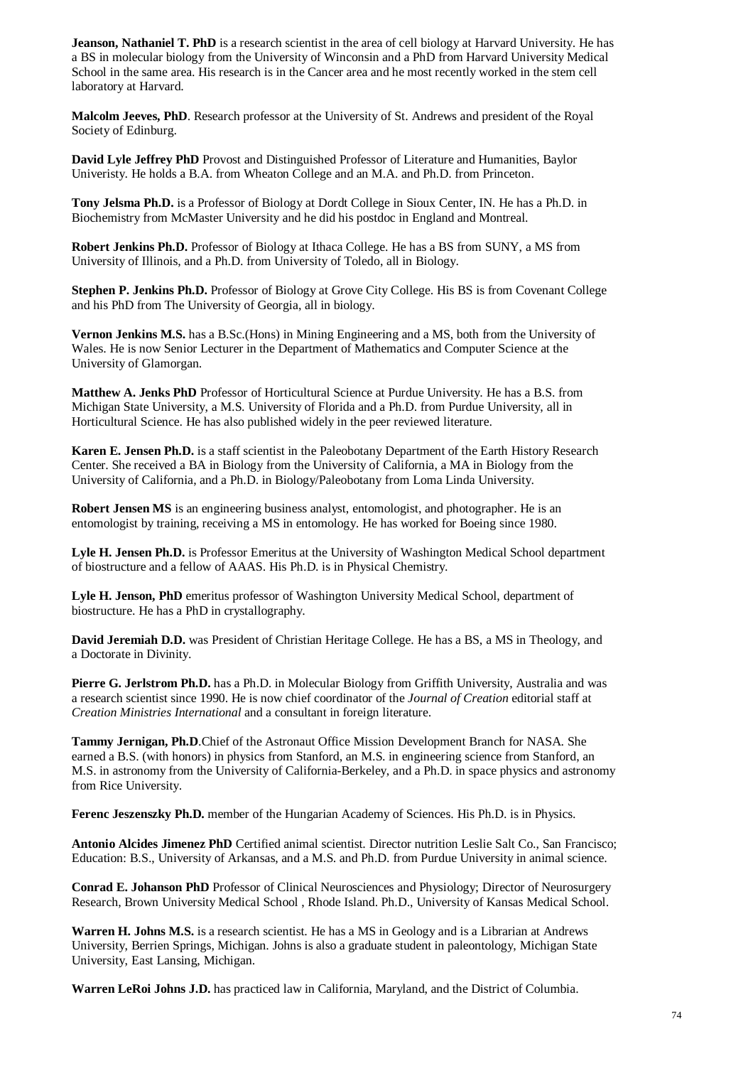**Jeanson, Nathaniel T. PhD** is a research scientist in the area of cell biology at Harvard University. He has a BS in molecular biology from the University of Winconsin and a PhD from Harvard University Medical School in the same area. His research is in the Cancer area and he most recently worked in the stem cell laboratory at Harvard.

**Malcolm Jeeves, PhD**. Research professor at the University of St. Andrews and president of the Royal Society of Edinburg.

**David Lyle Jeffrey PhD** Provost and Distinguished Professor of Literature and Humanities, Baylor Univeristy. He holds a B.A. from Wheaton College and an M.A. and Ph.D. from Princeton.

**Tony Jelsma Ph.D.** is a Professor of Biology at Dordt College in Sioux Center, IN. He has a Ph.D. in Biochemistry from McMaster University and he did his postdoc in England and Montreal.

**Robert Jenkins Ph.D.** Professor of Biology at Ithaca College. He has a BS from SUNY, a MS from University of Illinois, and a Ph.D. from University of Toledo, all in Biology.

**Stephen P. Jenkins Ph.D.** Professor of Biology at Grove City College. His BS is from Covenant College and his PhD from The University of Georgia, all in biology.

**Vernon Jenkins M.S.** has a B.Sc.(Hons) in Mining Engineering and a MS, both from the University of Wales. He is now Senior Lecturer in the Department of Mathematics and Computer Science at the University of Glamorgan.

**Matthew A. Jenks PhD** Professor of Horticultural Science at Purdue University. He has a B.S. from Michigan State University, a M.S. University of Florida and a Ph.D. from Purdue University, all in Horticultural Science. He has also published widely in the peer reviewed literature.

**Karen E. Jensen Ph.D.** is a staff scientist in the Paleobotany Department of the Earth History Research Center. She received a BA in Biology from the University of California, a MA in Biology from the University of California, and a Ph.D. in Biology/Paleobotany from Loma Linda University.

**Robert Jensen MS** is an engineering business analyst, entomologist, and photographer. He is an entomologist by training, receiving a MS in entomology. He has worked for Boeing since 1980.

**Lyle H. Jensen Ph.D.** is Professor Emeritus at the University of Washington Medical School department of biostructure and a fellow of AAAS. His Ph.D. is in Physical Chemistry.

**Lyle H. Jenson, PhD** emeritus professor of Washington University Medical School, department of biostructure. He has a PhD in crystallography.

**David Jeremiah D.D.** was President of Christian Heritage College. He has a BS, a MS in Theology, and a Doctorate in Divinity.

**Pierre G. Jerlstrom Ph.D.** has a Ph.D. in Molecular Biology from Griffith University, Australia and was a research scientist since 1990. He is now chief coordinator of the *Journal of Creation* editorial staff at *Creation Ministries International* and a consultant in foreign literature.

**Tammy Jernigan, Ph.D**.Chief of the Astronaut Office Mission Development Branch for NASA. She earned a B.S. (with honors) in physics from Stanford, an M.S. in engineering science from Stanford, an M.S. in astronomy from the University of California-Berkeley, and a Ph.D. in space physics and astronomy from Rice University.

**Ferenc Jeszenszky Ph.D.** member of the Hungarian Academy of Sciences. His Ph.D. is in Physics.

**Antonio Alcides Jimenez PhD** Certified animal scientist. Director nutrition Leslie Salt Co., San Francisco; Education: B.S., University of Arkansas, and a M.S. and Ph.D. from Purdue University in animal science.

**Conrad E. Johanson PhD** Professor of Clinical Neurosciences and Physiology; Director of Neurosurgery Research, Brown University Medical School , Rhode Island. Ph.D., University of Kansas Medical School.

**Warren H. Johns M.S.** is a research scientist. He has a MS in Geology and is a Librarian at Andrews University, Berrien Springs, Michigan. Johns is also a graduate student in paleontology, Michigan State University, East Lansing, Michigan.

**Warren LeRoi Johns J.D.** has practiced law in California, Maryland, and the District of Columbia.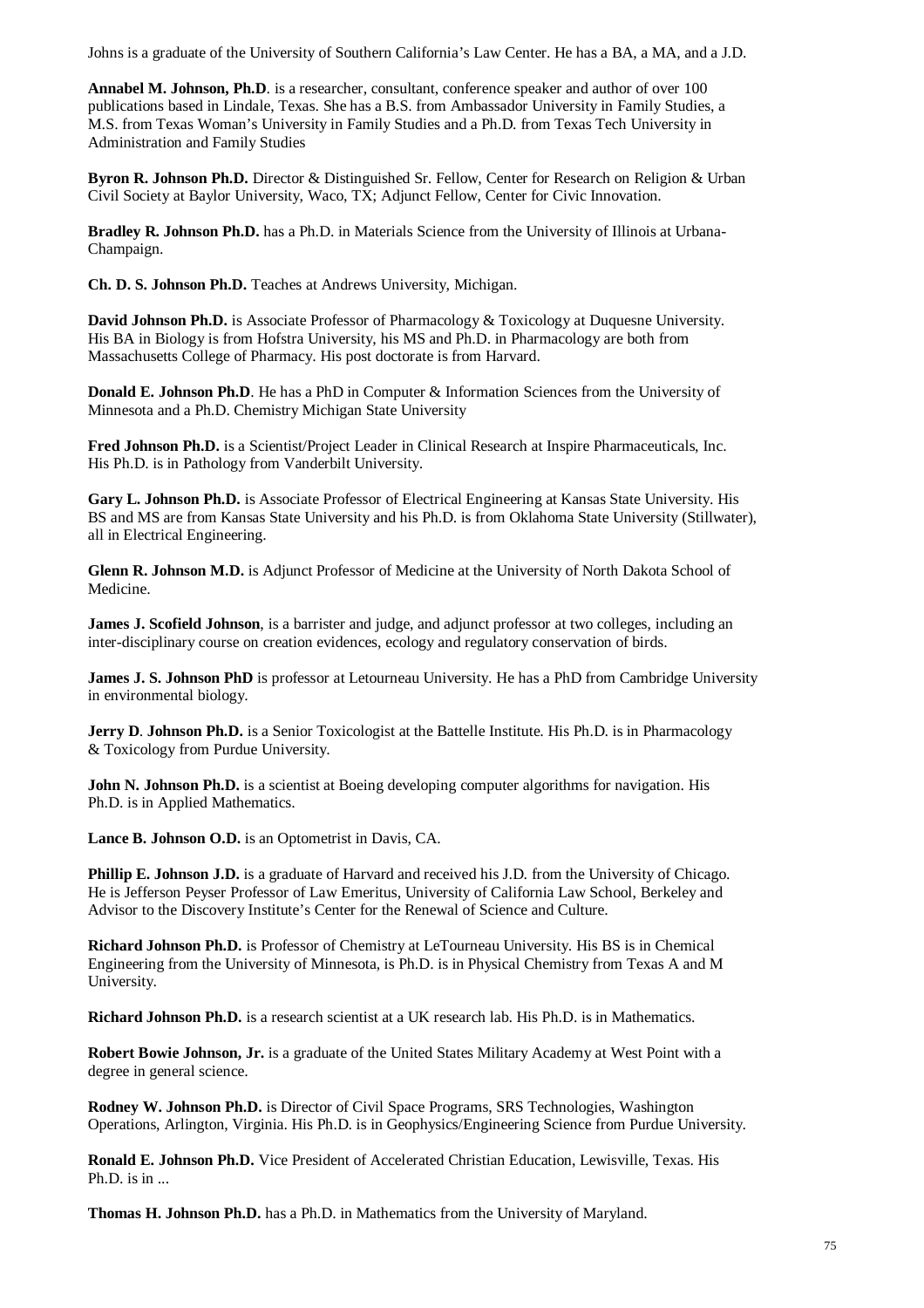Johns is a graduate of the University of Southern California's Law Center. He has a BA, a MA, and a J.D.

**Annabel M. Johnson, Ph.D**. is a researcher, consultant, conference speaker and author of over 100 publications based in Lindale, Texas. She has a B.S. from Ambassador University in Family Studies, a M.S. from Texas Woman's University in Family Studies and a Ph.D. from Texas Tech University in Administration and Family Studies

**Byron R. Johnson Ph.D.** Director & Distinguished Sr. Fellow, Center for Research on Religion & Urban Civil Society at Baylor University, Waco, TX; Adjunct Fellow, Center for Civic Innovation.

**Bradley R. Johnson Ph.D.** has a Ph.D. in Materials Science from the University of Illinois at Urbana-Champaign.

**Ch. D. S. Johnson Ph.D.** Teaches at Andrews University, Michigan.

**David Johnson Ph.D.** is Associate Professor of Pharmacology & Toxicology at Duquesne University. His BA in Biology is from Hofstra University, his MS and Ph.D. in Pharmacology are both from Massachusetts College of Pharmacy. His post doctorate is from Harvard.

**Donald E. Johnson Ph.D**. He has a PhD in Computer & Information Sciences from the University of Minnesota and a Ph.D. Chemistry Michigan State University

**Fred Johnson Ph.D.** is a Scientist/Project Leader in Clinical Research at Inspire Pharmaceuticals, Inc. His Ph.D. is in Pathology from Vanderbilt University.

**Gary L. Johnson Ph.D.** is Associate Professor of Electrical Engineering at Kansas State University. His BS and MS are from Kansas State University and his Ph.D. is from Oklahoma State University (Stillwater), all in Electrical Engineering.

**Glenn R. Johnson M.D.** is Adjunct Professor of Medicine at the University of North Dakota School of Medicine.

**James J. Scofield Johnson**, is a barrister and judge, and adjunct professor at two colleges, including an inter-disciplinary course on creation evidences, ecology and regulatory conservation of birds.

**James J. S. Johnson PhD** is professor at Letourneau University. He has a PhD from Cambridge University in environmental biology.

**Jerry D**. **Johnson Ph.D.** is a Senior Toxicologist at the Battelle Institute. His Ph.D. is in Pharmacology & Toxicology from Purdue University.

**John N. Johnson Ph.D.** is a scientist at Boeing developing computer algorithms for navigation. His Ph.D. is in Applied Mathematics.

**Lance B. Johnson O.D.** is an Optometrist in Davis, CA.

**Phillip E. Johnson J.D.** is a graduate of Harvard and received his J.D. from the University of Chicago. He is Jefferson Peyser Professor of Law Emeritus, University of California Law School, Berkeley and Advisor to the Discovery Institute's Center for the Renewal of Science and Culture.

**Richard Johnson Ph.D.** is Professor of Chemistry at LeTourneau University. His BS is in Chemical Engineering from the University of Minnesota, is Ph.D. is in Physical Chemistry from Texas A and M University.

**Richard Johnson Ph.D.** is a research scientist at a UK research lab. His Ph.D. is in Mathematics.

**Robert Bowie Johnson, Jr.** is a graduate of the United States Military Academy at West Point with a degree in general science.

**Rodney W. Johnson Ph.D.** is Director of Civil Space Programs, SRS Technologies, Washington Operations, Arlington, Virginia. His Ph.D. is in Geophysics/Engineering Science from Purdue University.

**Ronald E. Johnson Ph.D.** Vice President of Accelerated Christian Education, Lewisville, Texas. His Ph.D. is in ...

**Thomas H. Johnson Ph.D.** has a Ph.D. in Mathematics from the University of Maryland.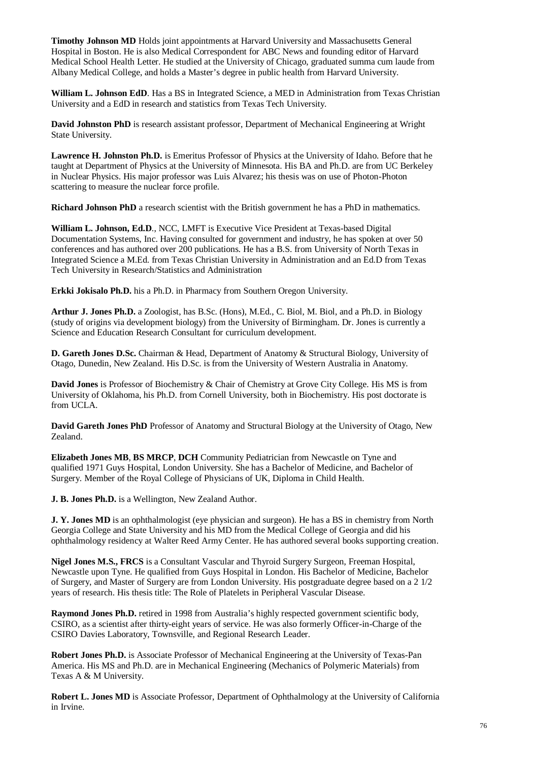**Timothy Johnson MD** Holds joint appointments at Harvard University and Massachusetts General Hospital in Boston. He is also Medical Correspondent for ABC News and founding editor of Harvard Medical School Health Letter. He studied at the University of Chicago, graduated summa cum laude from Albany Medical College, and holds a Master's degree in public health from Harvard University.

**William L. Johnson EdD**. Has a BS in Integrated Science, a MED in Administration from Texas Christian University and a EdD in research and statistics from Texas Tech University.

**David Johnston PhD** is research assistant professor, Department of Mechanical Engineering at Wright State University.

**Lawrence H. Johnston Ph.D.** is Emeritus Professor of Physics at the University of Idaho. Before that he taught at Department of Physics at the University of Minnesota. His BA and Ph.D. are from UC Berkeley in Nuclear Physics. His major professor was Luis Alvarez; his thesis was on use of Photon-Photon scattering to measure the nuclear force profile.

**Richard Johnson PhD** a research scientist with the British government he has a PhD in mathematics.

**William L. Johnson, Ed.D**., NCC, LMFT is Executive Vice President at Texas-based Digital Documentation Systems, Inc. Having consulted for government and industry, he has spoken at over 50 conferences and has authored over 200 publications. He has a B.S. from University of North Texas in Integrated Science a M.Ed. from Texas Christian University in Administration and an Ed.D from Texas Tech University in Research/Statistics and Administration

**Erkki Jokisalo Ph.D.** his a Ph.D. in Pharmacy from Southern Oregon University.

**Arthur J. Jones Ph.D.** a Zoologist, has B.Sc. (Hons), M.Ed., C. Biol, M. Biol, and a Ph.D. in Biology (study of origins via development biology) from the University of Birmingham. Dr. Jones is currently a Science and Education Research Consultant for curriculum development.

**D. Gareth Jones D.Sc.** Chairman & Head, Department of Anatomy & Structural Biology, University of Otago, Dunedin, New Zealand. His D.Sc. is from the University of Western Australia in Anatomy.

**David Jones** is Professor of Biochemistry & Chair of Chemistry at Grove City College. His MS is from University of Oklahoma, his Ph.D. from Cornell University, both in Biochemistry. His post doctorate is from UCLA.

**David Gareth Jones PhD** Professor of Anatomy and Structural Biology at the University of Otago, New Zealand.

**Elizabeth Jones MB**, **BS MRCP**, **DCH** Community Pediatrician from Newcastle on Tyne and qualified 1971 Guys Hospital, London University. She has a Bachelor of Medicine, and Bachelor of Surgery. Member of the Royal College of Physicians of UK, Diploma in Child Health.

**J. B. Jones Ph.D.** is a Wellington, New Zealand Author.

**J. Y. Jones MD** is an ophthalmologist (eye physician and surgeon). He has a BS in chemistry from North Georgia College and State University and his MD from the Medical College of Georgia and did his ophthalmology residency at Walter Reed Army Center. He has authored several books supporting creation.

**Nigel Jones M.S., FRCS** is a Consultant Vascular and Thyroid Surgery Surgeon, Freeman Hospital, Newcastle upon Tyne. He qualified from Guys Hospital in London. His Bachelor of Medicine, Bachelor of Surgery, and Master of Surgery are from London University. His postgraduate degree based on a 2 1/2 years of research. His thesis title: The Role of Platelets in Peripheral Vascular Disease.

**Raymond Jones Ph.D.** retired in 1998 from Australia's highly respected government scientific body, CSIRO, as a scientist after thirty-eight years of service. He was also formerly Officer-in-Charge of the CSIRO Davies Laboratory, Townsville, and Regional Research Leader.

**Robert Jones Ph.D.** is Associate Professor of Mechanical Engineering at the University of Texas-Pan America. His MS and Ph.D. are in Mechanical Engineering (Mechanics of Polymeric Materials) from Texas A & M University.

**Robert L. Jones MD** is Associate Professor, Department of Ophthalmology at the University of California in Irvine.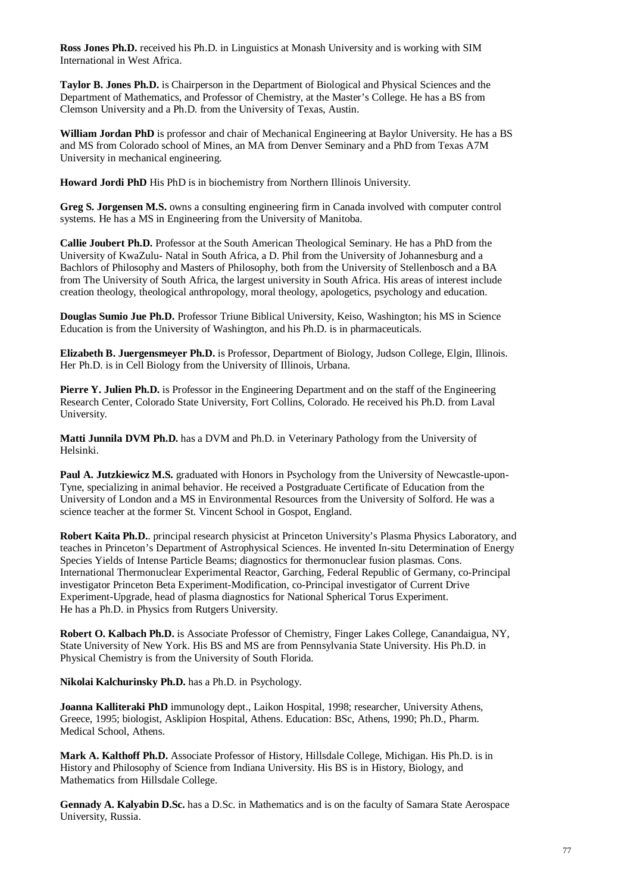**Ross Jones Ph.D.** received his Ph.D. in Linguistics at Monash University and is working with SIM International in West Africa.

**Taylor B. Jones Ph.D.** is Chairperson in the Department of Biological and Physical Sciences and the Department of Mathematics, and Professor of Chemistry, at the Master's College. He has a BS from Clemson University and a Ph.D. from the University of Texas, Austin.

**William Jordan PhD** is professor and chair of Mechanical Engineering at Baylor University. He has a BS and MS from Colorado school of Mines, an MA from Denver Seminary and a PhD from Texas A7M University in mechanical engineering.

**Howard Jordi PhD** His PhD is in biochemistry from Northern Illinois University.

**Greg S. Jorgensen M.S.** owns a consulting engineering firm in Canada involved with computer control systems. He has a MS in Engineering from the University of Manitoba.

**Callie Joubert Ph.D.** Professor at the South American Theological Seminary. He has a PhD from the University of KwaZulu- Natal in South Africa, a D. Phil from the University of Johannesburg and a Bachlors of Philosophy and Masters of Philosophy, both from the University of Stellenbosch and a BA from The University of South Africa, the largest university in South Africa. His areas of interest include creation theology, theological anthropology, moral theology, apologetics, psychology and education.

**Douglas Sumio Jue Ph.D.** Professor Triune Biblical University, Keiso, Washington; his MS in Science Education is from the University of Washington, and his Ph.D. is in pharmaceuticals.

**Elizabeth B. Juergensmeyer Ph.D.** is Professor, Department of Biology, Judson College, Elgin, Illinois. Her Ph.D. is in Cell Biology from the University of Illinois, Urbana.

**Pierre Y. Julien Ph.D.** is Professor in the Engineering Department and on the staff of the Engineering Research Center, Colorado State University, Fort Collins, Colorado. He received his Ph.D. from Laval University.

**Matti Junnila DVM Ph.D.** has a DVM and Ph.D. in Veterinary Pathology from the University of Helsinki.

**Paul A. Jutzkiewicz M.S.** graduated with Honors in Psychology from the University of Newcastle-upon-Tyne, specializing in animal behavior. He received a Postgraduate Certificate of Education from the University of London and a MS in Environmental Resources from the University of Solford. He was a science teacher at the former St. Vincent School in Gospot, England.

**Robert Kaita Ph.D.**. principal research physicist at Princeton University's Plasma Physics Laboratory, and teaches in Princeton's Department of Astrophysical Sciences. He invented In-situ Determination of Energy Species Yields of Intense Particle Beams; diagnostics for thermonuclear fusion plasmas. Cons. International Thermonuclear Experimental Reactor, Garching, Federal Republic of Germany, co-Principal investigator Princeton Beta Experiment-Modification, co-Principal investigator of Current Drive Experiment-Upgrade, head of plasma diagnostics for National Spherical Torus Experiment. He has a Ph.D. in Physics from Rutgers University.

**Robert O. Kalbach Ph.D.** is Associate Professor of Chemistry, Finger Lakes College, Canandaigua, NY, State University of New York. His BS and MS are from Pennsylvania State University. His Ph.D. in Physical Chemistry is from the University of South Florida.

**Nikolai Kalchurinsky Ph.D.** has a Ph.D. in Psychology.

**Joanna Kalliteraki PhD** immunology dept., Laikon Hospital, 1998; researcher, University Athens, Greece, 1995; biologist, Asklipion Hospital, Athens. Education: BSc, Athens, 1990; Ph.D., Pharm. Medical School, Athens.

**Mark A. Kalthoff Ph.D.** Associate Professor of History, Hillsdale College, Michigan. His Ph.D. is in History and Philosophy of Science from Indiana University. His BS is in History, Biology, and Mathematics from Hillsdale College.

**Gennady A. Kalyabin D.Sc.** has a D.Sc. in Mathematics and is on the faculty of Samara State Aerospace University, Russia.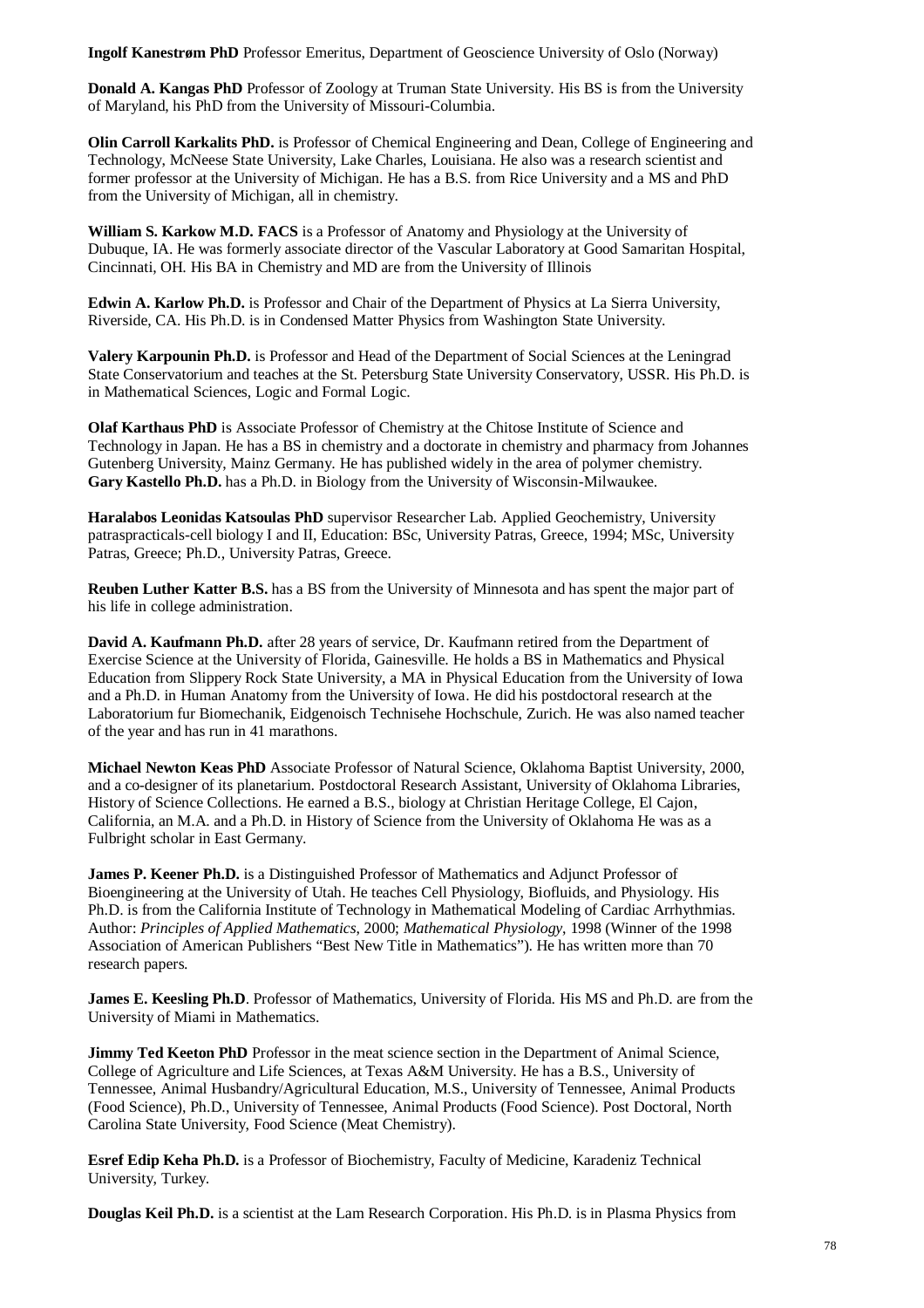**Ingolf Kanestrøm PhD** Professor Emeritus, Department of Geoscience University of Oslo (Norway)

**Donald A. Kangas PhD** Professor of Zoology at Truman State University. His BS is from the University of Maryland, his PhD from the University of Missouri-Columbia.

**Olin Carroll Karkalits PhD.** is Professor of Chemical Engineering and Dean, College of Engineering and Technology, McNeese State University, Lake Charles, Louisiana. He also was a research scientist and former professor at the University of Michigan. He has a B.S. from Rice University and a MS and PhD from the University of Michigan, all in chemistry.

**William S. Karkow M.D. FACS** is a Professor of Anatomy and Physiology at the University of Dubuque, IA. He was formerly associate director of the Vascular Laboratory at Good Samaritan Hospital, Cincinnati, OH. His BA in Chemistry and MD are from the University of Illinois

**Edwin A. Karlow Ph.D.** is Professor and Chair of the Department of Physics at La Sierra University, Riverside, CA. His Ph.D. is in Condensed Matter Physics from Washington State University.

**Valery Karpounin Ph.D.** is Professor and Head of the Department of Social Sciences at the Leningrad State Conservatorium and teaches at the St. Petersburg State University Conservatory, USSR. His Ph.D. is in Mathematical Sciences, Logic and Formal Logic.

**Olaf Karthaus PhD** is Associate Professor of Chemistry at the Chitose Institute of Science and Technology in Japan. He has a BS in chemistry and a doctorate in chemistry and pharmacy from Johannes Gutenberg University, Mainz Germany. He has published widely in the area of polymer chemistry.
**Gary Kastello Ph.D.** has a Ph.D. in Biology from the University of Wisconsin-Milwaukee.

**Haralabos Leonidas Katsoulas PhD** supervisor Researcher Lab. Applied Geochemistry, University patraspracticals-cell biology I and II, Education: BSc, University Patras, Greece, 1994; MSc, University Patras, Greece; Ph.D., University Patras, Greece.

**Reuben Luther Katter B.S.** has a BS from the University of Minnesota and has spent the major part of his life in college administration.

**David A. Kaufmann Ph.D.** after 28 years of service, Dr. Kaufmann retired from the Department of Exercise Science at the University of Florida, Gainesville. He holds a BS in Mathematics and Physical Education from Slippery Rock State University, a MA in Physical Education from the University of Iowa and a Ph.D. in Human Anatomy from the University of Iowa. He did his postdoctoral research at the Laboratorium fur Biomechanik, Eidgenoisch Technisehe Hochschule, Zurich. He was also named teacher of the year and has run in 41 marathons.

**Michael Newton Keas PhD** Associate Professor of Natural Science, Oklahoma Baptist University, 2000, and a co-designer of its planetarium. Postdoctoral Research Assistant, University of Oklahoma Libraries, History of Science Collections. He earned a B.S., biology at Christian Heritage College, El Cajon, California, an M.A. and a Ph.D. in History of Science from the University of Oklahoma He was as a Fulbright scholar in East Germany.

**James P. Keener Ph.D.** is a Distinguished Professor of Mathematics and Adjunct Professor of Bioengineering at the University of Utah. He teaches Cell Physiology, Biofluids, and Physiology. His Ph.D. is from the California Institute of Technology in Mathematical Modeling of Cardiac Arrhythmias. Author: *Principles of Applied Mathematics*, 2000; *Mathematical Physiology*, 1998 (Winner of the 1998 Association of American Publishers "Best New Title in Mathematics"). He has written more than 70 research papers.

**James E. Keesling Ph.D**. Professor of Mathematics, University of Florida. His MS and Ph.D. are from the University of Miami in Mathematics.

**Jimmy Ted Keeton PhD** Professor in the meat science section in the Department of Animal Science, College of Agriculture and Life Sciences, at Texas A&M University. He has a B.S., University of Tennessee, Animal Husbandry/Agricultural Education, M.S., University of Tennessee, Animal Products (Food Science), Ph.D., University of Tennessee, Animal Products (Food Science). Post Doctoral, North Carolina State University, Food Science (Meat Chemistry).

**Esref Edip Keha Ph.D.** is a Professor of Biochemistry, Faculty of Medicine, Karadeniz Technical University, Turkey.

**Douglas Keil Ph.D.** is a scientist at the Lam Research Corporation. His Ph.D. is in Plasma Physics from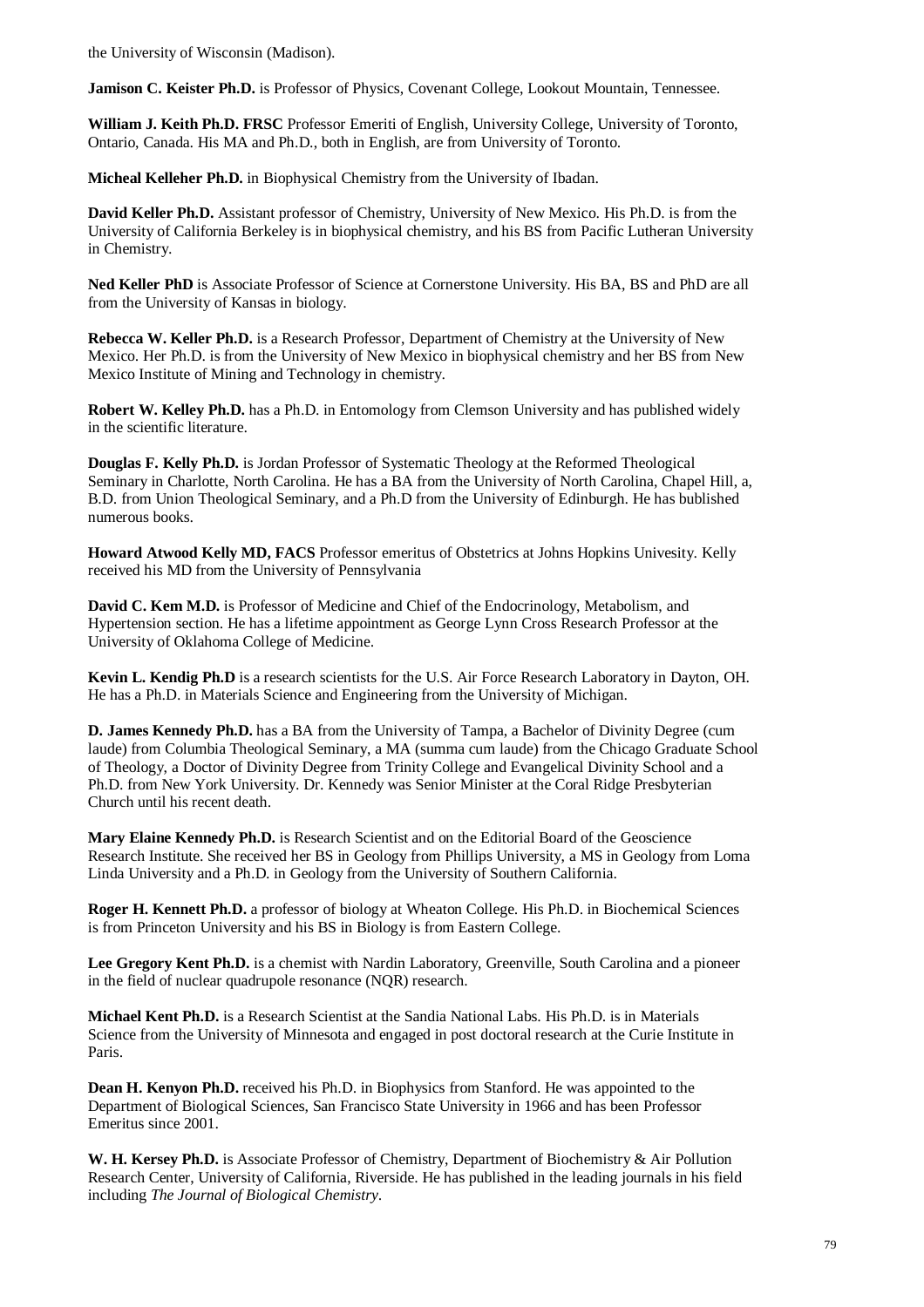the University of Wisconsin (Madison).

**Jamison C. Keister Ph.D.** is Professor of Physics, Covenant College, Lookout Mountain, Tennessee.

**William J. Keith Ph.D. FRSC** Professor Emeriti of English, University College, University of Toronto, Ontario, Canada. His MA and Ph.D., both in English, are from University of Toronto.

**Micheal Kelleher Ph.D.** in Biophysical Chemistry from the University of Ibadan.

**David Keller Ph.D.** Assistant professor of Chemistry, University of New Mexico. His Ph.D. is from the University of California Berkeley is in biophysical chemistry, and his BS from Pacific Lutheran University in Chemistry.

**Ned Keller PhD** is Associate Professor of Science at Cornerstone University. His BA, BS and PhD are all from the University of Kansas in biology.

**Rebecca W. Keller Ph.D.** is a Research Professor, Department of Chemistry at the University of New Mexico. Her Ph.D. is from the University of New Mexico in biophysical chemistry and her BS from New Mexico Institute of Mining and Technology in chemistry.

**Robert W. Kelley Ph.D.** has a Ph.D. in Entomology from Clemson University and has published widely in the scientific literature.

**Douglas F. Kelly Ph.D.** is Jordan Professor of Systematic Theology at the Reformed Theological Seminary in Charlotte, North Carolina. He has a BA from the University of North Carolina, Chapel Hill, a, B.D. from Union Theological Seminary, and a Ph.D from the University of Edinburgh. He has bublished numerous books.

**Howard Atwood Kelly MD, FACS** Professor emeritus of Obstetrics at Johns Hopkins Univesity. Kelly received his MD from the University of Pennsylvania

**David C. Kem M.D.** is Professor of Medicine and Chief of the Endocrinology, Metabolism, and Hypertension section. He has a lifetime appointment as George Lynn Cross Research Professor at the University of Oklahoma College of Medicine.

**Kevin L. Kendig Ph.D** is a research scientists for the U.S. Air Force Research Laboratory in Dayton, OH. He has a Ph.D. in Materials Science and Engineering from the University of Michigan.

**D. James Kennedy Ph.D.** has a BA from the University of Tampa, a Bachelor of Divinity Degree (cum laude) from Columbia Theological Seminary, a MA (summa cum laude) from the Chicago Graduate School of Theology, a Doctor of Divinity Degree from Trinity College and Evangelical Divinity School and a Ph.D. from New York University. Dr. Kennedy was Senior Minister at the Coral Ridge Presbyterian Church until his recent death.

**Mary Elaine Kennedy Ph.D.** is Research Scientist and on the Editorial Board of the Geoscience Research Institute. She received her BS in Geology from Phillips University, a MS in Geology from Loma Linda University and a Ph.D. in Geology from the University of Southern California.

**Roger H. Kennett Ph.D.** a professor of biology at Wheaton College. His Ph.D. in Biochemical Sciences is from Princeton University and his BS in Biology is from Eastern College.

**Lee Gregory Kent Ph.D.** is a chemist with Nardin Laboratory, Greenville, South Carolina and a pioneer in the field of nuclear quadrupole resonance (NQR) research.

**Michael Kent Ph.D.** is a Research Scientist at the Sandia National Labs. His Ph.D. is in Materials Science from the University of Minnesota and engaged in post doctoral research at the Curie Institute in Paris.

**Dean H. Kenyon Ph.D.** received his Ph.D. in Biophysics from Stanford. He was appointed to the Department of Biological Sciences, San Francisco State University in 1966 and has been Professor Emeritus since 2001.

**W. H. Kersey Ph.D.** is Associate Professor of Chemistry, Department of Biochemistry & Air Pollution Research Center, University of California, Riverside. He has published in the leading journals in his field including *The Journal of Biological Chemistry*.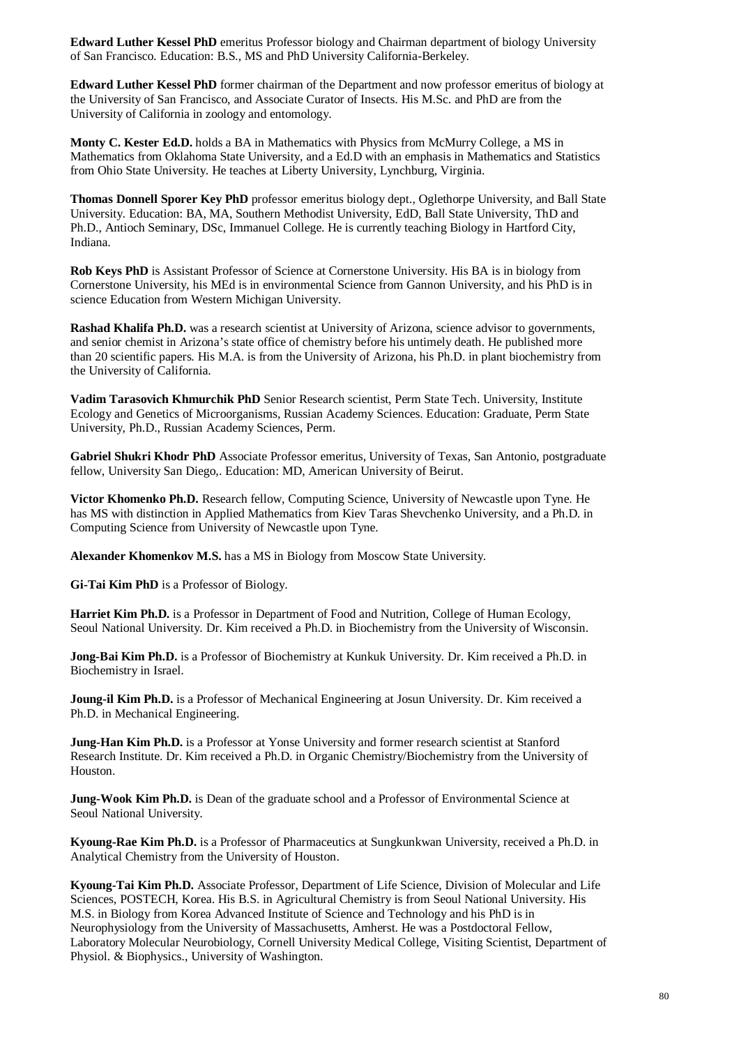**Edward Luther Kessel PhD** emeritus Professor biology and Chairman department of biology University of San Francisco. Education: B.S., MS and PhD University California-Berkeley.

**Edward Luther Kessel PhD** former chairman of the Department and now professor emeritus of biology at the University of San Francisco, and Associate Curator of Insects. His M.Sc. and PhD are from the University of California in zoology and entomology.

**Monty C. Kester Ed.D.** holds a BA in Mathematics with Physics from McMurry College, a MS in Mathematics from Oklahoma State University, and a Ed.D with an emphasis in Mathematics and Statistics from Ohio State University. He teaches at Liberty University, Lynchburg, Virginia.

**Thomas Donnell Sporer Key PhD** professor emeritus biology dept., Oglethorpe University, and Ball State University. Education: BA, MA, Southern Methodist University, EdD, Ball State University, ThD and Ph.D., Antioch Seminary, DSc, Immanuel College. He is currently teaching Biology in Hartford City, Indiana.

**Rob Keys PhD** is Assistant Professor of Science at Cornerstone University. His BA is in biology from Cornerstone University, his MEd is in environmental Science from Gannon University, and his PhD is in science Education from Western Michigan University.

**Rashad Khalifa Ph.D.** was a research scientist at University of Arizona, science advisor to governments, and senior chemist in Arizona's state office of chemistry before his untimely death. He published more than 20 scientific papers. His M.A. is from the University of Arizona, his Ph.D. in plant biochemistry from the University of California.

**Vadim Tarasovich Khmurchik PhD** Senior Research scientist, Perm State Tech. University, Institute Ecology and Genetics of Microorganisms, Russian Academy Sciences. Education: Graduate, Perm State University, Ph.D., Russian Academy Sciences, Perm.

**Gabriel Shukri Khodr PhD** Associate Professor emeritus, University of Texas, San Antonio, postgraduate fellow, University San Diego,. Education: MD, American University of Beirut.

**Victor Khomenko Ph.D.** Research fellow, Computing Science, University of Newcastle upon Tyne. He has MS with distinction in Applied Mathematics from Kiev Taras Shevchenko University, and a Ph.D. in Computing Science from University of Newcastle upon Tyne.

**Alexander Khomenkov M.S.** has a MS in Biology from Moscow State University.

**Gi-Tai Kim PhD** is a Professor of Biology.

**Harriet Kim Ph.D.** is a Professor in Department of Food and Nutrition, College of Human Ecology, Seoul National University. Dr. Kim received a Ph.D. in Biochemistry from the University of Wisconsin.

**Jong-Bai Kim Ph.D.** is a Professor of Biochemistry at Kunkuk University. Dr. Kim received a Ph.D. in Biochemistry in Israel.

**Joung-il Kim Ph.D.** is a Professor of Mechanical Engineering at Josun University. Dr. Kim received a Ph.D. in Mechanical Engineering.

**Jung-Han Kim Ph.D.** is a Professor at Yonse University and former research scientist at Stanford Research Institute. Dr. Kim received a Ph.D. in Organic Chemistry/Biochemistry from the University of Houston.

**Jung-Wook Kim Ph.D.** is Dean of the graduate school and a Professor of Environmental Science at Seoul National University.

**Kyoung-Rae Kim Ph.D.** is a Professor of Pharmaceutics at Sungkunkwan University, received a Ph.D. in Analytical Chemistry from the University of Houston.

**Kyoung-Tai Kim Ph.D.** Associate Professor, Department of Life Science, Division of Molecular and Life Sciences, POSTECH, Korea. His B.S. in Agricultural Chemistry is from Seoul National University. His M.S. in Biology from Korea Advanced Institute of Science and Technology and his PhD is in Neurophysiology from the University of Massachusetts, Amherst. He was a Postdoctoral Fellow, Laboratory Molecular Neurobiology, Cornell University Medical College, Visiting Scientist, Department of Physiol. & Biophysics., University of Washington.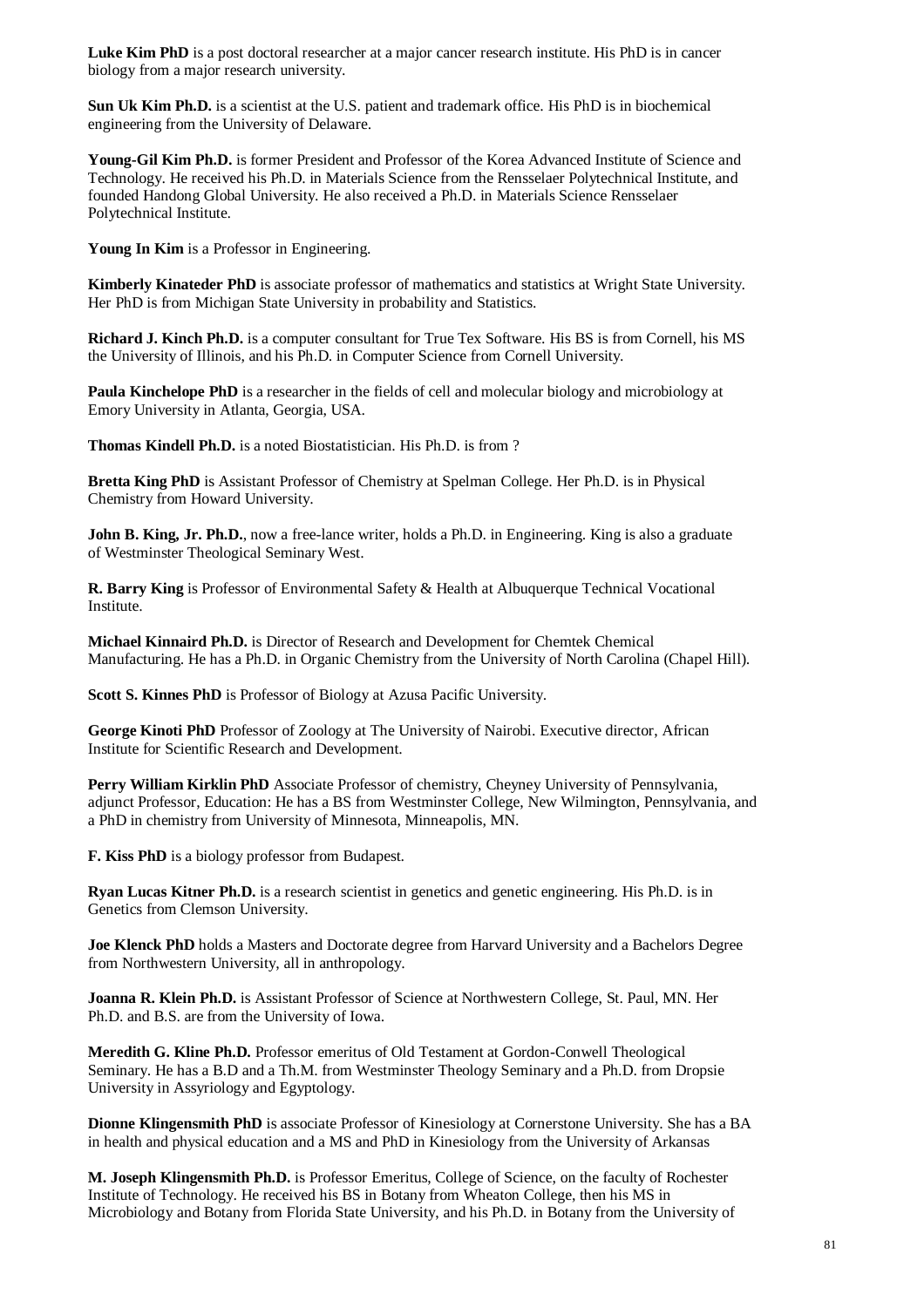**Luke Kim PhD** is a post doctoral researcher at a major cancer research institute. His PhD is in cancer biology from a major research university.

**Sun Uk Kim Ph.D.** is a scientist at the U.S. patient and trademark office. His PhD is in biochemical engineering from the University of Delaware.

**Young-Gil Kim Ph.D.** is former President and Professor of the Korea Advanced Institute of Science and Technology. He received his Ph.D. in Materials Science from the Rensselaer Polytechnical Institute, and founded Handong Global University. He also received a Ph.D. in Materials Science Rensselaer Polytechnical Institute.

**Young In Kim** is a Professor in Engineering.

**Kimberly Kinateder PhD** is associate professor of mathematics and statistics at Wright State University. Her PhD is from Michigan State University in probability and Statistics.

**Richard J. Kinch Ph.D.** is a computer consultant for True Tex Software. His BS is from Cornell, his MS the University of Illinois, and his Ph.D. in Computer Science from Cornell University.

**Paula Kinchelope PhD** is a researcher in the fields of cell and molecular biology and microbiology at Emory University in Atlanta, Georgia, USA.

**Thomas Kindell Ph.D.** is a noted Biostatistician. His Ph.D. is from ?

**Bretta King PhD** is Assistant Professor of Chemistry at Spelman College. Her Ph.D. is in Physical Chemistry from Howard University.

**John B. King, Jr. Ph.D.**, now a free-lance writer, holds a Ph.D. in Engineering. King is also a graduate of Westminster Theological Seminary West.

**R. Barry King** is Professor of Environmental Safety & Health at Albuquerque Technical Vocational Institute.

**Michael Kinnaird Ph.D.** is Director of Research and Development for Chemtek Chemical Manufacturing. He has a Ph.D. in Organic Chemistry from the University of North Carolina (Chapel Hill).

**Scott S. Kinnes PhD** is Professor of Biology at Azusa Pacific University.

**George Kinoti PhD** Professor of Zoology at The University of Nairobi. Executive director, African Institute for Scientific Research and Development.

**Perry William Kirklin PhD** Associate Professor of chemistry, Cheyney University of Pennsylvania, adjunct Professor, Education: He has a BS from Westminster College, New Wilmington, Pennsylvania, and a PhD in chemistry from University of Minnesota, Minneapolis, MN.

**F. Kiss PhD** is a biology professor from Budapest.

**Ryan Lucas Kitner Ph.D.** is a research scientist in genetics and genetic engineering. His Ph.D. is in Genetics from Clemson University.

**Joe Klenck PhD** holds a Masters and Doctorate degree from Harvard University and a Bachelors Degree from Northwestern University, all in anthropology.

**Joanna R. Klein Ph.D.** is Assistant Professor of Science at Northwestern College, St. Paul, MN. Her Ph.D. and B.S. are from the University of Iowa.

**Meredith G. Kline Ph.D.** Professor emeritus of Old Testament at Gordon-Conwell Theological Seminary. He has a B.D and a Th.M. from Westminster Theology Seminary and a Ph.D. from Dropsie University in Assyriology and Egyptology.

**Dionne Klingensmith PhD** is associate Professor of Kinesiology at Cornerstone University. She has a BA in health and physical education and a MS and PhD in Kinesiology from the University of Arkansas

**M. Joseph Klingensmith Ph.D.** is Professor Emeritus, College of Science, on the faculty of Rochester Institute of Technology. He received his BS in Botany from Wheaton College, then his MS in Microbiology and Botany from Florida State University, and his Ph.D. in Botany from the University of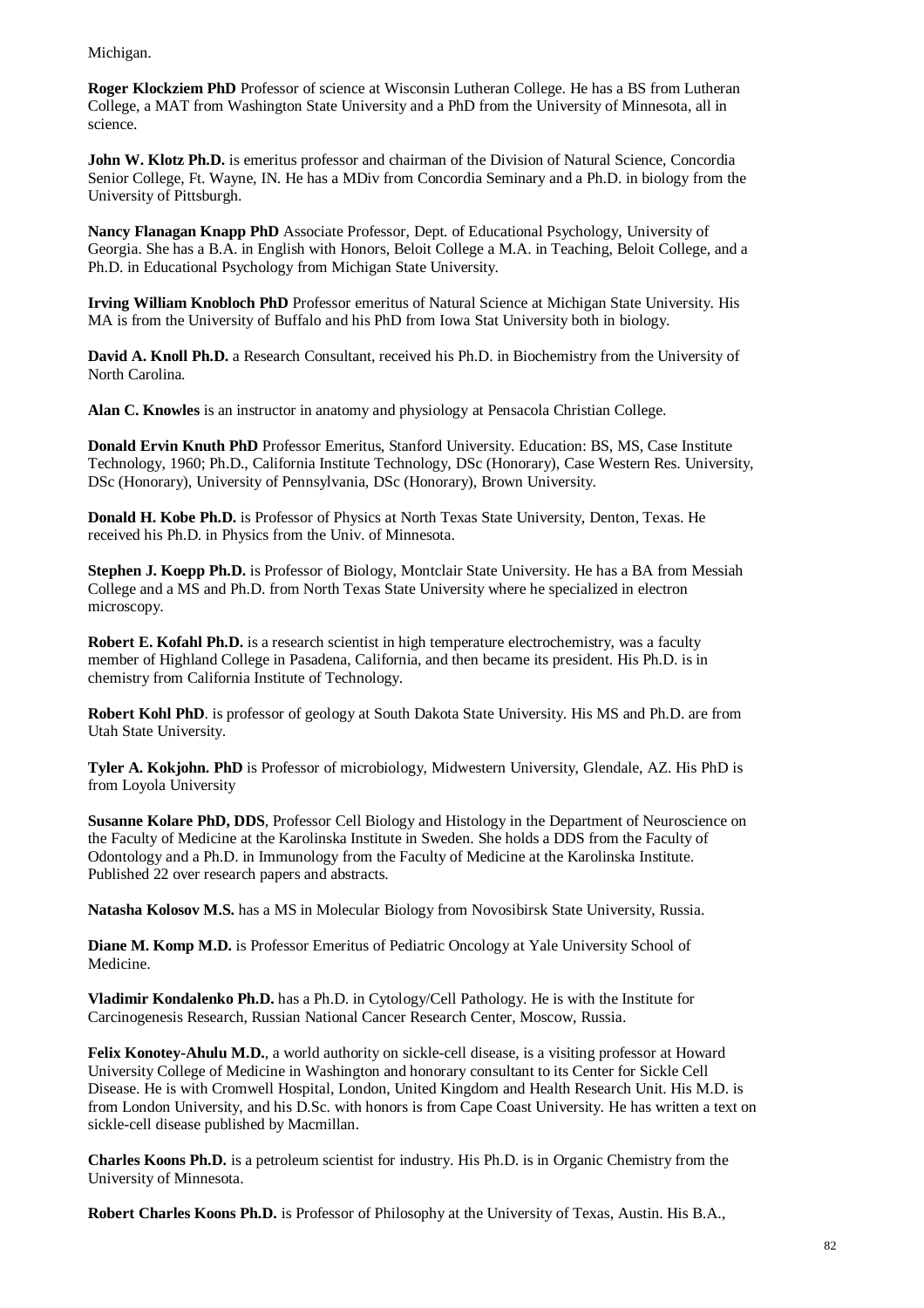Michigan.

**Roger Klockziem PhD** Professor of science at Wisconsin Lutheran College. He has a BS from Lutheran College, a MAT from Washington State University and a PhD from the University of Minnesota, all in science.

**John W. Klotz Ph.D.** is emeritus professor and chairman of the Division of Natural Science, Concordia Senior College, Ft. Wayne, IN. He has a MDiv from Concordia Seminary and a Ph.D. in biology from the University of Pittsburgh.

**Nancy Flanagan Knapp PhD** Associate Professor, Dept. of Educational Psychology, University of Georgia. She has a B.A. in English with Honors, Beloit College a M.A. in Teaching, Beloit College, and a Ph.D. in Educational Psychology from Michigan State University.

**Irving William Knobloch PhD** Professor emeritus of Natural Science at Michigan State University. His MA is from the University of Buffalo and his PhD from Iowa Stat University both in biology.

**David A. Knoll Ph.D.** a Research Consultant, received his Ph.D. in Biochemistry from the University of North Carolina.

**Alan C. Knowles** is an instructor in anatomy and physiology at Pensacola Christian College.

**Donald Ervin Knuth PhD** Professor Emeritus, Stanford University. Education: BS, MS, Case Institute Technology, 1960; Ph.D., California Institute Technology, DSc (Honorary), Case Western Res. University, DSc (Honorary), University of Pennsylvania, DSc (Honorary), Brown University.

**Donald H. Kobe Ph.D.** is Professor of Physics at North Texas State University, Denton, Texas. He received his Ph.D. in Physics from the Univ. of Minnesota.

**Stephen J. Koepp Ph.D.** is Professor of Biology, Montclair State University. He has a BA from Messiah College and a MS and Ph.D. from North Texas State University where he specialized in electron microscopy.

**Robert E. Kofahl Ph.D.** is a research scientist in high temperature electrochemistry, was a faculty member of Highland College in Pasadena, California, and then became its president. His Ph.D. is in chemistry from California Institute of Technology.

**Robert Kohl PhD**. is professor of geology at South Dakota State University. His MS and Ph.D. are from Utah State University.

**Tyler A. Kokjohn. PhD** is Professor of microbiology, Midwestern University, Glendale, AZ. His PhD is from Loyola University

**Susanne Kolare PhD, DDS**, Professor Cell Biology and Histology in the Department of Neuroscience on the Faculty of Medicine at the Karolinska Institute in Sweden. She holds a DDS from the Faculty of Odontology and a Ph.D. in Immunology from the Faculty of Medicine at the Karolinska Institute. Published 22 over research papers and abstracts.

**Natasha Kolosov M.S.** has a MS in Molecular Biology from Novosibirsk State University, Russia.

**Diane M. Komp M.D.** is Professor Emeritus of Pediatric Oncology at Yale University School of Medicine.

**Vladimir Kondalenko Ph.D.** has a Ph.D. in Cytology/Cell Pathology. He is with the Institute for Carcinogenesis Research, Russian National Cancer Research Center, Moscow, Russia.

**Felix Konotey-Ahulu M.D.**, a world authority on sickle-cell disease, is a visiting professor at Howard University College of Medicine in Washington and honorary consultant to its Center for Sickle Cell Disease. He is with Cromwell Hospital, London, United Kingdom and Health Research Unit. His M.D. is from London University, and his D.Sc. with honors is from Cape Coast University. He has written a text on sickle-cell disease published by Macmillan.

**Charles Koons Ph.D.** is a petroleum scientist for industry. His Ph.D. is in Organic Chemistry from the University of Minnesota.

**Robert Charles Koons Ph.D.** is Professor of Philosophy at the University of Texas, Austin. His B.A.,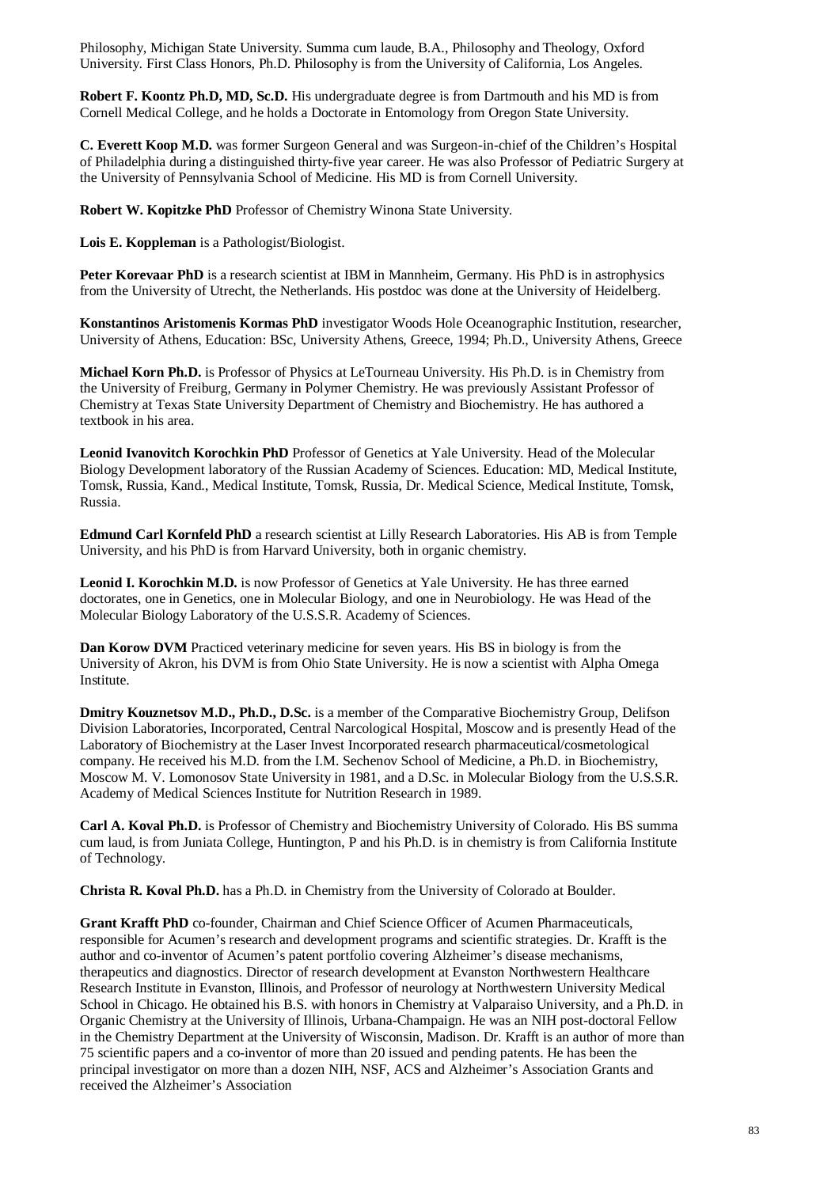Philosophy, Michigan State University. Summa cum laude, B.A., Philosophy and Theology, Oxford University. First Class Honors, Ph.D. Philosophy is from the University of California, Los Angeles.

**Robert F. Koontz Ph.D, MD, Sc.D.** His undergraduate degree is from Dartmouth and his MD is from Cornell Medical College, and he holds a Doctorate in Entomology from Oregon State University.

**C. Everett Koop M.D.** was former Surgeon General and was Surgeon-in-chief of the Children's Hospital of Philadelphia during a distinguished thirty-five year career. He was also Professor of Pediatric Surgery at the University of Pennsylvania School of Medicine. His MD is from Cornell University.

**Robert W. Kopitzke PhD** Professor of Chemistry Winona State University.

**Lois E. Koppleman** is a Pathologist/Biologist.

**Peter Korevaar PhD** is a research scientist at IBM in Mannheim, Germany. His PhD is in astrophysics from the University of Utrecht, the Netherlands. His postdoc was done at the University of Heidelberg.

**Konstantinos Aristomenis Kormas PhD** investigator Woods Hole Oceanographic Institution, researcher, University of Athens, Education: BSc, University Athens, Greece, 1994; Ph.D., University Athens, Greece

**Michael Korn Ph.D.** is Professor of Physics at LeTourneau University. His Ph.D. is in Chemistry from the University of Freiburg, Germany in Polymer Chemistry. He was previously Assistant Professor of Chemistry at Texas State University Department of Chemistry and Biochemistry. He has authored a textbook in his area.

**Leonid Ivanovitch Korochkin PhD** Professor of Genetics at Yale University. Head of the Molecular Biology Development laboratory of the Russian Academy of Sciences. Education: MD, Medical Institute, Tomsk, Russia, Kand., Medical Institute, Tomsk, Russia, Dr. Medical Science, Medical Institute, Tomsk, Russia.

**Edmund Carl Kornfeld PhD** a research scientist at Lilly Research Laboratories. His AB is from Temple University, and his PhD is from Harvard University, both in organic chemistry.

**Leonid I. Korochkin M.D.** is now Professor of Genetics at Yale University. He has three earned doctorates, one in Genetics, one in Molecular Biology, and one in Neurobiology. He was Head of the Molecular Biology Laboratory of the U.S.S.R. Academy of Sciences.

**Dan Korow DVM** Practiced veterinary medicine for seven years. His BS in biology is from the University of Akron, his DVM is from Ohio State University. He is now a scientist with Alpha Omega Institute.

**Dmitry Kouznetsov M.D., Ph.D., D.Sc.** is a member of the Comparative Biochemistry Group, Delifson Division Laboratories, Incorporated, Central Narcological Hospital, Moscow and is presently Head of the Laboratory of Biochemistry at the Laser Invest Incorporated research pharmaceutical/cosmetological company. He received his M.D. from the I.M. Sechenov School of Medicine, a Ph.D. in Biochemistry, Moscow M. V. Lomonosov State University in 1981, and a D.Sc. in Molecular Biology from the U.S.S.R. Academy of Medical Sciences Institute for Nutrition Research in 1989.

**Carl A. Koval Ph.D.** is Professor of Chemistry and Biochemistry University of Colorado. His BS summa cum laud, is from Juniata College, Huntington, P and his Ph.D. is in chemistry is from California Institute of Technology.

**Christa R. Koval Ph.D.** has a Ph.D. in Chemistry from the University of Colorado at Boulder.

**Grant Krafft PhD** co-founder, Chairman and Chief Science Officer of Acumen Pharmaceuticals, responsible for Acumen's research and development programs and scientific strategies. Dr. Krafft is the author and co-inventor of Acumen's patent portfolio covering Alzheimer's disease mechanisms, therapeutics and diagnostics. Director of research development at Evanston Northwestern Healthcare Research Institute in Evanston, Illinois, and Professor of neurology at Northwestern University Medical School in Chicago. He obtained his B.S. with honors in Chemistry at Valparaiso University, and a Ph.D. in Organic Chemistry at the University of Illinois, Urbana-Champaign. He was an NIH post-doctoral Fellow in the Chemistry Department at the University of Wisconsin, Madison. Dr. Krafft is an author of more than 75 scientific papers and a co-inventor of more than 20 issued and pending patents. He has been the principal investigator on more than a dozen NIH, NSF, ACS and Alzheimer's Association Grants and received the Alzheimer's Association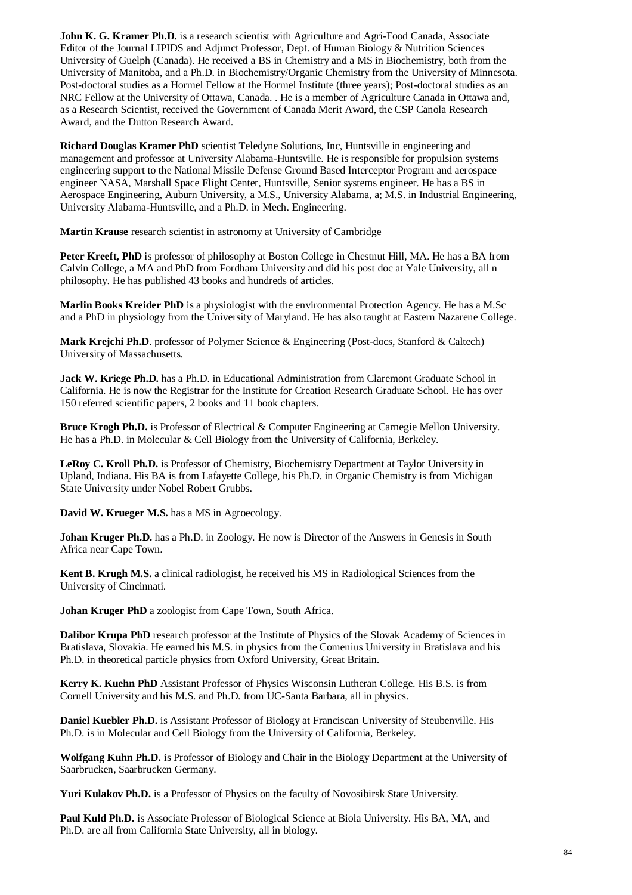**John K. G. Kramer Ph.D.** is a research scientist with Agriculture and Agri-Food Canada, Associate Editor of the Journal LIPIDS and Adjunct Professor, Dept. of Human Biology & Nutrition Sciences University of Guelph (Canada). He received a BS in Chemistry and a MS in Biochemistry, both from the University of Manitoba, and a Ph.D. in Biochemistry/Organic Chemistry from the University of Minnesota. Post-doctoral studies as a Hormel Fellow at the Hormel Institute (three years); Post-doctoral studies as an NRC Fellow at the University of Ottawa, Canada. . He is a member of Agriculture Canada in Ottawa and, as a Research Scientist, received the Government of Canada Merit Award, the CSP Canola Research Award, and the Dutton Research Award.

**Richard Douglas Kramer PhD** scientist Teledyne Solutions, Inc, Huntsville in engineering and management and professor at University Alabama-Huntsville. He is responsible for propulsion systems engineering support to the National Missile Defense Ground Based Interceptor Program and aerospace engineer NASA, Marshall Space Flight Center, Huntsville, Senior systems engineer. He has a BS in Aerospace Engineering, Auburn University, a M.S., University Alabama, a; M.S. in Industrial Engineering, University Alabama-Huntsville, and a Ph.D. in Mech. Engineering.

**Martin Krause** research scientist in astronomy at University of Cambridge

**Peter Kreeft, PhD** is professor of philosophy at Boston College in Chestnut Hill, MA. He has a BA from Calvin College, a MA and PhD from Fordham University and did his post doc at Yale University, all n philosophy. He has published 43 books and hundreds of articles.

**Marlin Books Kreider PhD** is a physiologist with the environmental Protection Agency. He has a M.Sc and a PhD in physiology from the University of Maryland. He has also taught at Eastern Nazarene College.

**Mark Krejchi Ph.D**. professor of Polymer Science & Engineering (Post-docs, Stanford & Caltech) University of Massachusetts.

**Jack W. Kriege Ph.D.** has a Ph.D. in Educational Administration from Claremont Graduate School in California. He is now the Registrar for the Institute for Creation Research Graduate School. He has over 150 referred scientific papers, 2 books and 11 book chapters.

**Bruce Krogh Ph.D.** is Professor of Electrical & Computer Engineering at Carnegie Mellon University. He has a Ph.D. in Molecular & Cell Biology from the University of California, Berkeley.

**LeRoy C. Kroll Ph.D.** is Professor of Chemistry, Biochemistry Department at Taylor University in Upland, Indiana. His BA is from Lafayette College, his Ph.D. in Organic Chemistry is from Michigan State University under Nobel Robert Grubbs.

**David W. Krueger M.S.** has a MS in Agroecology.

**Johan Kruger Ph.D.** has a Ph.D. in Zoology. He now is Director of the Answers in Genesis in South Africa near Cape Town.

**Kent B. Krugh M.S.** a clinical radiologist, he received his MS in Radiological Sciences from the University of Cincinnati.

**Johan Kruger PhD** a zoologist from Cape Town, South Africa.

**Dalibor Krupa PhD** research professor at the Institute of Physics of the Slovak Academy of Sciences in Bratislava, Slovakia. He earned his M.S. in physics from the Comenius University in Bratislava and his Ph.D. in theoretical particle physics from Oxford University, Great Britain.

**Kerry K. Kuehn PhD** Assistant Professor of Physics Wisconsin Lutheran College. His B.S. is from Cornell University and his M.S. and Ph.D. from UC-Santa Barbara, all in physics.

**Daniel Kuebler Ph.D.** is Assistant Professor of Biology at Franciscan University of Steubenville. His Ph.D. is in Molecular and Cell Biology from the University of California, Berkeley.

**Wolfgang Kuhn Ph.D.** is Professor of Biology and Chair in the Biology Department at the University of Saarbrucken, Saarbrucken Germany.

**Yuri Kulakov Ph.D.** is a Professor of Physics on the faculty of Novosibirsk State University.

**Paul Kuld Ph.D.** is Associate Professor of Biological Science at Biola University. His BA, MA, and Ph.D. are all from California State University, all in biology.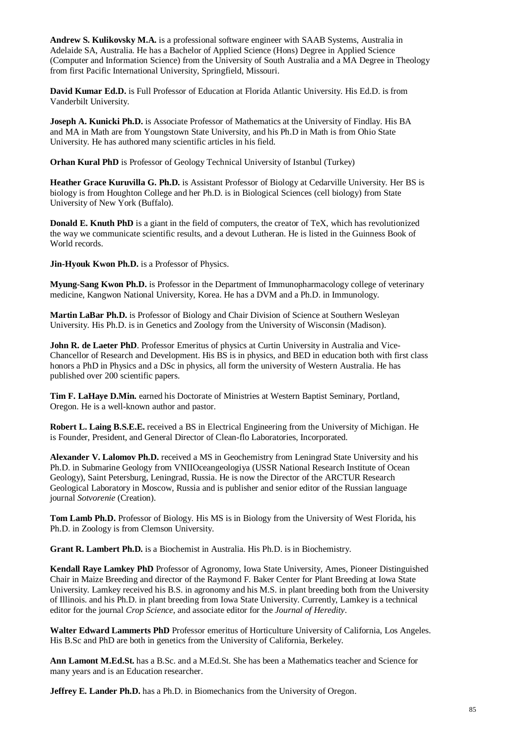**Andrew S. Kulikovsky M.A.** is a professional software engineer with SAAB Systems, Australia in Adelaide SA, Australia. He has a Bachelor of Applied Science (Hons) Degree in Applied Science (Computer and Information Science) from the University of South Australia and a MA Degree in Theology from first Pacific International University, Springfield, Missouri.

**David Kumar Ed.D.** is Full Professor of Education at Florida Atlantic University. His Ed.D. is from Vanderbilt University.

**Joseph A. Kunicki Ph.D.** is Associate Professor of Mathematics at the University of Findlay. His BA and MA in Math are from Youngstown State University, and his Ph.D in Math is from Ohio State University. He has authored many scientific articles in his field.

**Orhan Kural PhD** is Professor of Geology Technical University of Istanbul (Turkey)

**Heather Grace Kuruvilla G. Ph.D.** is Assistant Professor of Biology at Cedarville University. Her BS is biology is from Houghton College and her Ph.D. is in Biological Sciences (cell biology) from State University of New York (Buffalo).

**Donald E. Knuth PhD** is a giant in the field of computers, the creator of TeX, which has revolutionized the way we communicate scientific results, and a devout Lutheran. He is listed in the Guinness Book of World records.

**Jin-Hyouk Kwon Ph.D.** is a Professor of Physics.

**Myung-Sang Kwon Ph.D.** is Professor in the Department of Immunopharmacology college of veterinary medicine, Kangwon National University, Korea. He has a DVM and a Ph.D. in Immunology.

**Martin LaBar Ph.D.** is Professor of Biology and Chair Division of Science at Southern Wesleyan University. His Ph.D. is in Genetics and Zoology from the University of Wisconsin (Madison).

**John R. de Laeter PhD**. Professor Emeritus of physics at Curtin University in Australia and Vice-Chancellor of Research and Development. His BS is in physics, and BED in education both with first class honors a PhD in Physics and a DSc in physics, all form the university of Western Australia. He has published over 200 scientific papers.

**Tim F. LaHaye D.Min.** earned his Doctorate of Ministries at Western Baptist Seminary, Portland, Oregon. He is a well-known author and pastor.

**Robert L. Laing B.S.E.E.** received a BS in Electrical Engineering from the University of Michigan. He is Founder, President, and General Director of Clean-flo Laboratories, Incorporated.

**Alexander V. Lalomov Ph.D.** received a MS in Geochemistry from Leningrad State University and his Ph.D. in Submarine Geology from VNIIOceangeologiya (USSR National Research Institute of Ocean Geology), Saint Petersburg, Leningrad, Russia. He is now the Director of the ARCTUR Research Geological Laboratory in Moscow, Russia and is publisher and senior editor of the Russian language journal *Sotvorenie* (Creation).

**Tom Lamb Ph.D.** Professor of Biology. His MS is in Biology from the University of West Florida, his Ph.D. in Zoology is from Clemson University.

**Grant R. Lambert Ph.D.** is a Biochemist in Australia. His Ph.D. is in Biochemistry.

**Kendall Raye Lamkey PhD** Professor of Agronomy, Iowa State University, Ames, Pioneer Distinguished Chair in Maize Breeding and director of the Raymond F. Baker Center for Plant Breeding at Iowa State University. Lamkey received his B.S. in agronomy and his M.S. in plant breeding both from the University of Illinois. and his Ph.D. in plant breeding from Iowa State University. Currently, Lamkey is a technical editor for the journal *Crop Science*, and associate editor for the *Journal of Heredity*.

**Walter Edward Lammerts PhD** Professor emeritus of Horticulture University of California, Los Angeles. His B.Sc and PhD are both in genetics from the University of California, Berkeley.

**Ann Lamont M.Ed.St.** has a B.Sc. and a M.Ed.St. She has been a Mathematics teacher and Science for many years and is an Education researcher.

**Jeffrey E. Lander Ph.D.** has a Ph.D. in Biomechanics from the University of Oregon.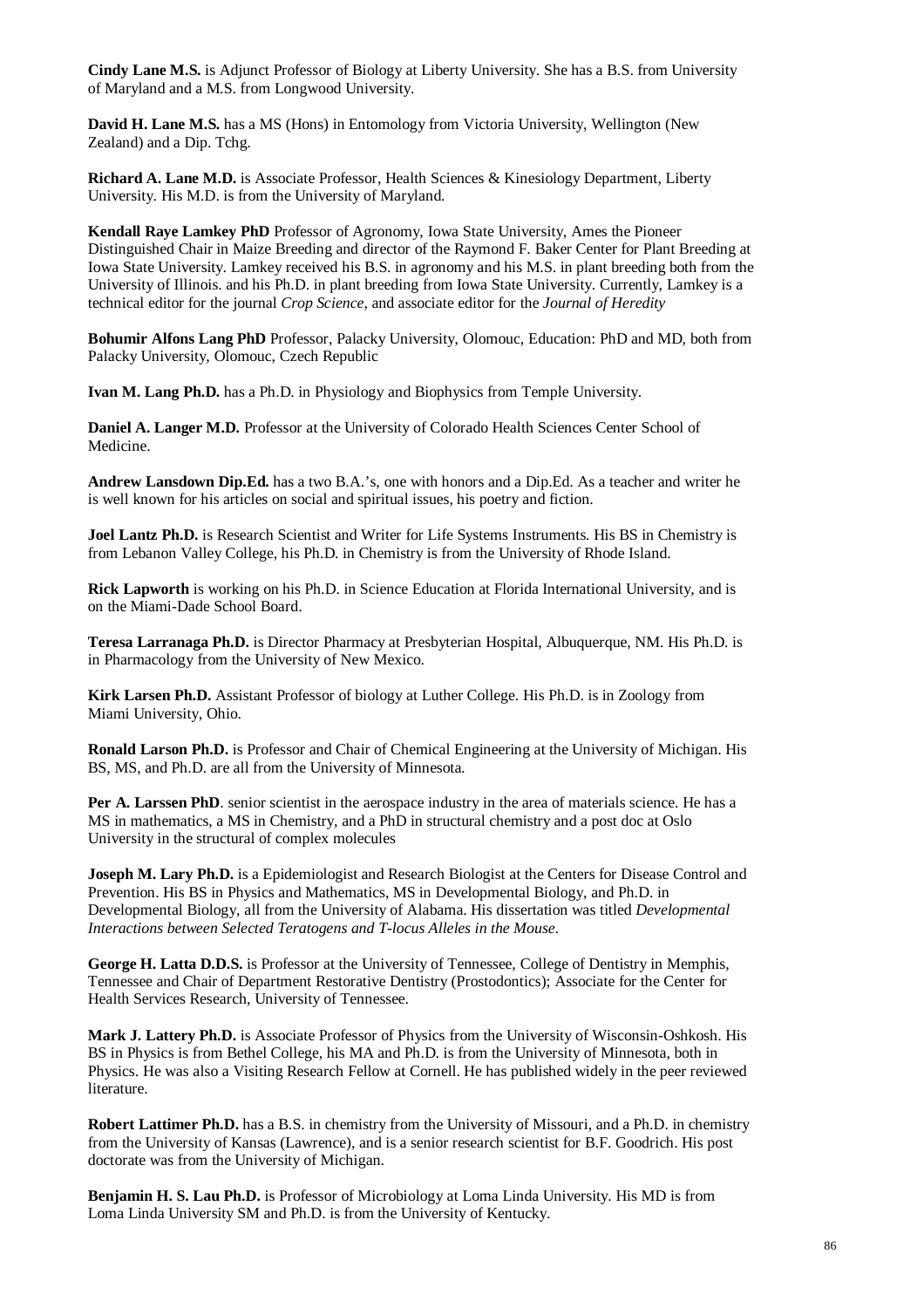**Cindy Lane M.S.** is Adjunct Professor of Biology at Liberty University. She has a B.S. from University of Maryland and a M.S. from Longwood University.

**David H. Lane M.S.** has a MS (Hons) in Entomology from Victoria University, Wellington (New Zealand) and a Dip. Tchg.

**Richard A. Lane M.D.** is Associate Professor, Health Sciences & Kinesiology Department, Liberty University. His M.D. is from the University of Maryland.

**Kendall Raye Lamkey PhD** Professor of Agronomy, Iowa State University, Ames the Pioneer Distinguished Chair in Maize Breeding and director of the Raymond F. Baker Center for Plant Breeding at Iowa State University. Lamkey received his B.S. in agronomy and his M.S. in plant breeding both from the University of Illinois. and his Ph.D. in plant breeding from Iowa State University. Currently, Lamkey is a technical editor for the journal *Crop Science*, and associate editor for the *Journal of Heredity*

**Bohumir Alfons Lang PhD** Professor, Palacky University, Olomouc, Education: PhD and MD, both from Palacky University, Olomouc, Czech Republic

**Ivan M. Lang Ph.D.** has a Ph.D. in Physiology and Biophysics from Temple University.

**Daniel A. Langer M.D.** Professor at the University of Colorado Health Sciences Center School of Medicine.

**Andrew Lansdown Dip.Ed.** has a two B.A.'s, one with honors and a Dip.Ed. As a teacher and writer he is well known for his articles on social and spiritual issues, his poetry and fiction.

**Joel Lantz Ph.D.** is Research Scientist and Writer for Life Systems Instruments. His BS in Chemistry is from Lebanon Valley College, his Ph.D. in Chemistry is from the University of Rhode Island.

**Rick Lapworth** is working on his Ph.D. in Science Education at Florida International University, and is on the Miami-Dade School Board.

**Teresa Larranaga Ph.D.** is Director Pharmacy at Presbyterian Hospital, Albuquerque, NM. His Ph.D. is in Pharmacology from the University of New Mexico.

**Kirk Larsen Ph.D.** Assistant Professor of biology at Luther College. His Ph.D. is in Zoology from Miami University, Ohio.

**Ronald Larson Ph.D.** is Professor and Chair of Chemical Engineering at the University of Michigan. His BS, MS, and Ph.D. are all from the University of Minnesota.

**Per A. Larssen PhD**. senior scientist in the aerospace industry in the area of materials science. He has a MS in mathematics, a MS in Chemistry, and a PhD in structural chemistry and a post doc at Oslo University in the structural of complex molecules

**Joseph M. Lary Ph.D.** is a Epidemiologist and Research Biologist at the Centers for Disease Control and Prevention. His BS in Physics and Mathematics, MS in Developmental Biology, and Ph.D. in Developmental Biology, all from the University of Alabama. His dissertation was titled *Developmental Interactions between Selected Teratogens and T-locus Alleles in the Mouse*.

**George H. Latta D.D.S.** is Professor at the University of Tennessee, College of Dentistry in Memphis, Tennessee and Chair of Department Restorative Dentistry (Prostodontics); Associate for the Center for Health Services Research, University of Tennessee.

**Mark J. Lattery Ph.D.** is Associate Professor of Physics from the University of Wisconsin-Oshkosh. His BS in Physics is from Bethel College, his MA and Ph.D. is from the University of Minnesota, both in Physics. He was also a Visiting Research Fellow at Cornell. He has published widely in the peer reviewed literature.

**Robert Lattimer Ph.D.** has a B.S. in chemistry from the University of Missouri, and a Ph.D. in chemistry from the University of Kansas (Lawrence), and is a senior research scientist for B.F. Goodrich. His post doctorate was from the University of Michigan.

**Benjamin H. S. Lau Ph.D.** is Professor of Microbiology at Loma Linda University. His MD is from Loma Linda University SM and Ph.D. is from the University of Kentucky.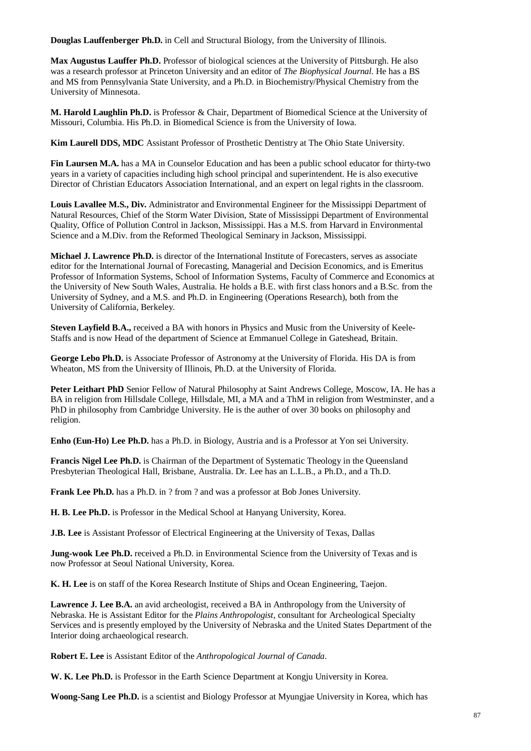**Douglas Lauffenberger Ph.D.** in Cell and Structural Biology, from the University of Illinois.

**Max Augustus Lauffer Ph.D.** Professor of biological sciences at the University of Pittsburgh. He also was a research professor at Princeton University and an editor of *The Biophysical Journal*. He has a BS and MS from Pennsylvania State University, and a Ph.D. in Biochemistry/Physical Chemistry from the University of Minnesota.

**M. Harold Laughlin Ph.D.** is Professor & Chair, Department of Biomedical Science at the University of Missouri, Columbia. His Ph.D. in Biomedical Science is from the University of Iowa.

**Kim Laurell DDS, MDC** Assistant Professor of Prosthetic Dentistry at The Ohio State University.

**Fin Laursen M.A.** has a MA in Counselor Education and has been a public school educator for thirty-two years in a variety of capacities including high school principal and superintendent. He is also executive Director of Christian Educators Association International, and an expert on legal rights in the classroom.

**Louis Lavallee M.S., Div.** Administrator and Environmental Engineer for the Mississippi Department of Natural Resources, Chief of the Storm Water Division, State of Mississippi Department of Environmental Quality, Office of Pollution Control in Jackson, Mississippi. Has a M.S. from Harvard in Environmental Science and a M.Div. from the Reformed Theological Seminary in Jackson, Mississippi.

**Michael J. Lawrence Ph.D.** is director of the International Institute of Forecasters, serves as associate editor for the International Journal of Forecasting, Managerial and Decision Economics, and is Emeritus Professor of Information Systems, School of Information Systems, Faculty of Commerce and Economics at the University of New South Wales, Australia. He holds a B.E. with first class honors and a B.Sc. from the University of Sydney, and a M.S. and Ph.D. in Engineering (Operations Research), both from the University of California, Berkeley.

**Steven Layfield B.A.,** received a BA with honors in Physics and Music from the University of Keele-Staffs and is now Head of the department of Science at Emmanuel College in Gateshead, Britain.

**George Lebo Ph.D.** is Associate Professor of Astronomy at the University of Florida. His DA is from Wheaton, MS from the University of Illinois, Ph.D. at the University of Florida.

**Peter Leithart PhD** Senior Fellow of Natural Philosophy at Saint Andrews College, Moscow, IA. He has a BA in religion from Hillsdale College, Hillsdale, MI, a MA and a ThM in religion from Westminster, and a PhD in philosophy from Cambridge University. He is the auther of over 30 books on philosophy and religion.

**Enho (Eun-Ho) Lee Ph.D.** has a Ph.D. in Biology, Austria and is a Professor at Yon sei University.

**Francis Nigel Lee Ph.D.** is Chairman of the Department of Systematic Theology in the Queensland Presbyterian Theological Hall, Brisbane, Australia. Dr. Lee has an L.L.B., a Ph.D., and a Th.D.

**Frank Lee Ph.D.** has a Ph.D. in ? from ? and was a professor at Bob Jones University.

**H. B. Lee Ph.D.** is Professor in the Medical School at Hanyang University, Korea.

**J.B. Lee** is Assistant Professor of Electrical Engineering at the University of Texas, Dallas

**Jung-wook Lee Ph.D.** received a Ph.D. in Environmental Science from the University of Texas and is now Professor at Seoul National University, Korea.

**K. H. Lee** is on staff of the Korea Research Institute of Ships and Ocean Engineering, Taejon.

**Lawrence J. Lee B.A.** an avid archeologist, received a BA in Anthropology from the University of Nebraska. He is Assistant Editor for the *Plains Anthropologist*, consultant for Archeological Specialty Services and is presently employed by the University of Nebraska and the United States Department of the Interior doing archaeological research.

**Robert E. Lee** is Assistant Editor of the *Anthropological Journal of Canada*.

**W. K. Lee Ph.D.** is Professor in the Earth Science Department at Kongju University in Korea.

**Woong-Sang Lee Ph.D.** is a scientist and Biology Professor at Myungjae University in Korea, which has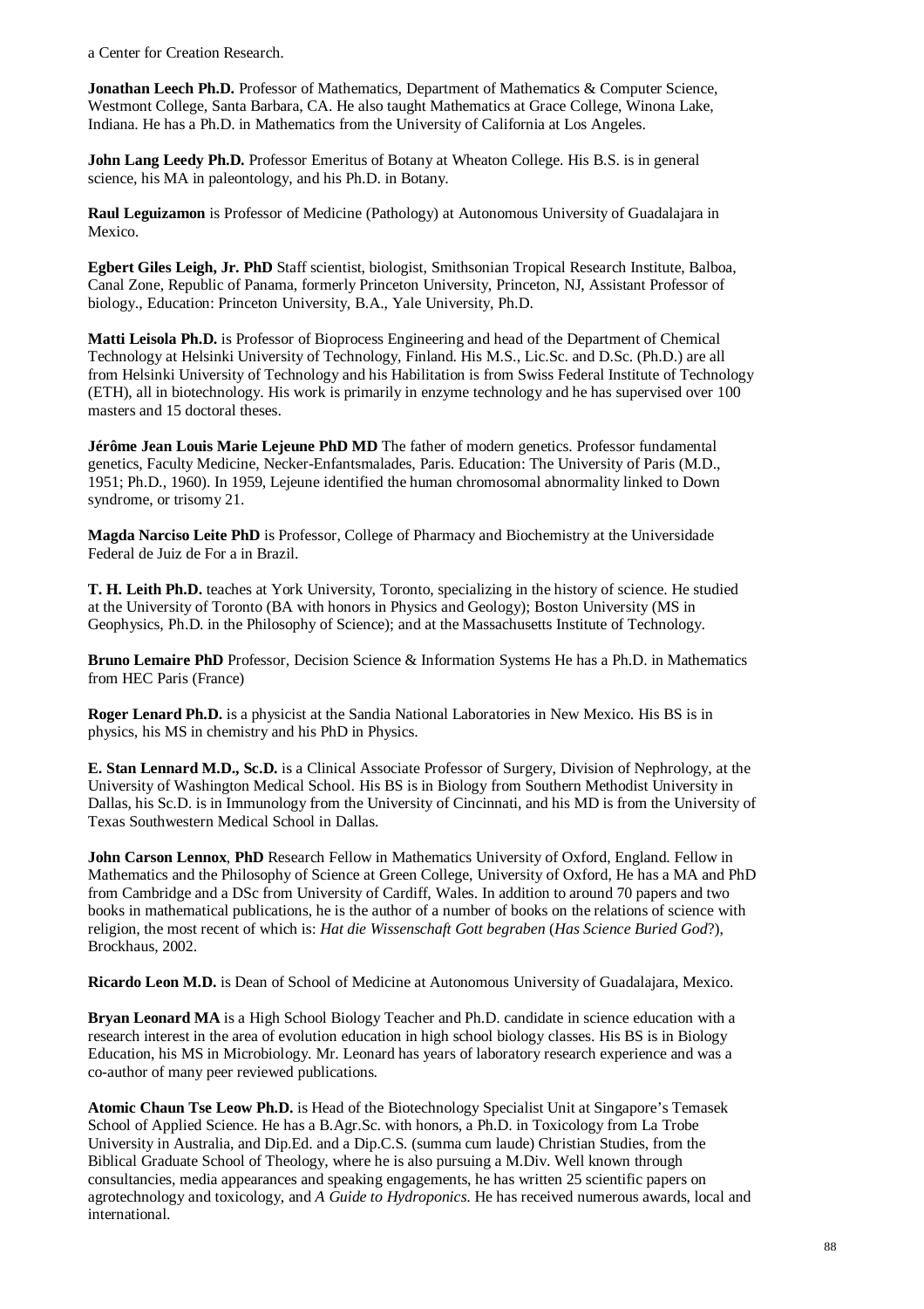a Center for Creation Research.

**Jonathan Leech Ph.D.** Professor of Mathematics, Department of Mathematics & Computer Science, Westmont College, Santa Barbara, CA. He also taught Mathematics at Grace College, Winona Lake, Indiana. He has a Ph.D. in Mathematics from the University of California at Los Angeles.

**John Lang Leedy Ph.D.** Professor Emeritus of Botany at Wheaton College. His B.S. is in general science, his MA in paleontology, and his Ph.D. in Botany.

**Raul Leguizamon** is Professor of Medicine (Pathology) at Autonomous University of Guadalajara in Mexico.

**Egbert Giles Leigh, Jr. PhD** Staff scientist, biologist, Smithsonian Tropical Research Institute, Balboa, Canal Zone, Republic of Panama, formerly Princeton University, Princeton, NJ, Assistant Professor of biology., Education: Princeton University, B.A., Yale University, Ph.D.

**Matti Leisola Ph.D.** is Professor of Bioprocess Engineering and head of the Department of Chemical Technology at Helsinki University of Technology, Finland. His M.S., Lic.Sc. and D.Sc. (Ph.D.) are all from Helsinki University of Technology and his Habilitation is from Swiss Federal Institute of Technology (ETH), all in biotechnology. His work is primarily in enzyme technology and he has supervised over 100 masters and 15 doctoral theses.

**Jérôme Jean Louis Marie Lejeune PhD MD** The father of modern genetics. Professor fundamental genetics, Faculty Medicine, Necker-Enfantsmalades, Paris. Education: The University of Paris (M.D., 1951; Ph.D., 1960). In 1959, Lejeune identified the human chromosomal abnormality linked to Down syndrome, or trisomy 21.

**Magda Narciso Leite PhD** is Professor, College of Pharmacy and Biochemistry at the Universidade Federal de Juiz de For a in Brazil.

**T. H. Leith Ph.D.** teaches at York University, Toronto, specializing in the history of science. He studied at the University of Toronto (BA with honors in Physics and Geology); Boston University (MS in Geophysics, Ph.D. in the Philosophy of Science); and at the Massachusetts Institute of Technology.

**Bruno Lemaire PhD** Professor, Decision Science & Information Systems He has a Ph.D. in Mathematics from HEC Paris (France)

**Roger Lenard Ph.D.** is a physicist at the Sandia National Laboratories in New Mexico. His BS is in physics, his MS in chemistry and his PhD in Physics.

**E. Stan Lennard M.D., Sc.D.** is a Clinical Associate Professor of Surgery, Division of Nephrology, at the University of Washington Medical School. His BS is in Biology from Southern Methodist University in Dallas, his Sc.D. is in Immunology from the University of Cincinnati, and his MD is from the University of Texas Southwestern Medical School in Dallas.

**John Carson Lennox**, **PhD** Research Fellow in Mathematics University of Oxford, England. Fellow in Mathematics and the Philosophy of Science at Green College, University of Oxford, He has a MA and PhD from Cambridge and a DSc from University of Cardiff, Wales. In addition to around 70 papers and two books in mathematical publications, he is the author of a number of books on the relations of science with religion, the most recent of which is: *Hat die Wissenschaft Gott begraben* (*Has Science Buried God*?), Brockhaus, 2002.

**Ricardo Leon M.D.** is Dean of School of Medicine at Autonomous University of Guadalajara, Mexico.

**Bryan Leonard MA** is a High School Biology Teacher and Ph.D. candidate in science education with a research interest in the area of evolution education in high school biology classes. His BS is in Biology Education, his MS in Microbiology. Mr. Leonard has years of laboratory research experience and was a co-author of many peer reviewed publications.

**Atomic Chaun Tse Leow Ph.D.** is Head of the Biotechnology Specialist Unit at Singapore's Temasek School of Applied Science. He has a B.Agr.Sc. with honors, a Ph.D. in Toxicology from La Trobe University in Australia, and Dip.Ed. and a Dip.C.S. (summa cum laude) Christian Studies, from the Biblical Graduate School of Theology, where he is also pursuing a M.Div. Well known through consultancies, media appearances and speaking engagements, he has written 25 scientific papers on agrotechnology and toxicology, and *A Guide to Hydroponics.* He has received numerous awards, local and international.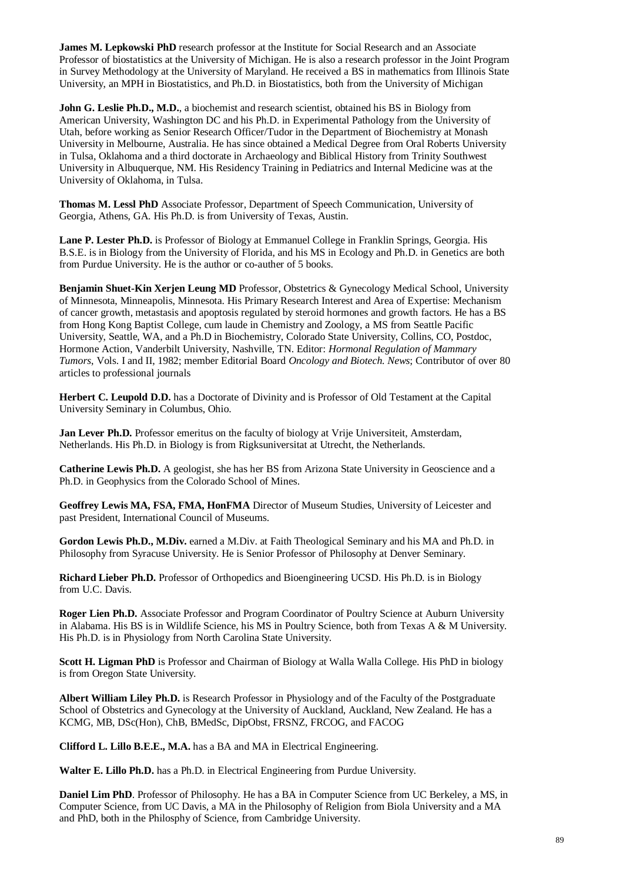**James M. Lepkowski PhD** research professor at the Institute for Social Research and an Associate Professor of biostatistics at the University of Michigan. He is also a research professor in the Joint Program in Survey Methodology at the University of Maryland. He received a BS in mathematics from Illinois State University, an MPH in Biostatistics, and Ph.D. in Biostatistics, both from the University of Michigan

**John G. Leslie Ph.D., M.D.**, a biochemist and research scientist, obtained his BS in Biology from American University, Washington DC and his Ph.D. in Experimental Pathology from the University of Utah, before working as Senior Research Officer/Tudor in the Department of Biochemistry at Monash University in Melbourne, Australia. He has since obtained a Medical Degree from Oral Roberts University in Tulsa, Oklahoma and a third doctorate in Archaeology and Biblical History from Trinity Southwest University in Albuquerque, NM. His Residency Training in Pediatrics and Internal Medicine was at the University of Oklahoma, in Tulsa.

**Thomas M. Lessl PhD** Associate Professor, Department of Speech Communication, University of Georgia, Athens, GA. His Ph.D. is from University of Texas, Austin.

**Lane P. Lester Ph.D.** is Professor of Biology at Emmanuel College in Franklin Springs, Georgia. His B.S.E. is in Biology from the University of Florida, and his MS in Ecology and Ph.D. in Genetics are both from Purdue University. He is the author or co-auther of 5 books.

**Benjamin Shuet-Kin Xerjen Leung MD** Professor, Obstetrics & Gynecology Medical School, University of Minnesota, Minneapolis, Minnesota. His Primary Research Interest and Area of Expertise: Mechanism of cancer growth, metastasis and apoptosis regulated by steroid hormones and growth factors. He has a BS from Hong Kong Baptist College, cum laude in Chemistry and Zoology, a MS from Seattle Pacific University, Seattle, WA, and a Ph.D in Biochemistry, Colorado State University, Collins, CO, Postdoc, Hormone Action, Vanderbilt University, Nashville, TN. Editor: *Hormonal Regulation of Mammary Tumors*, Vols. I and II, 1982; member Editorial Board *Oncology and Biotech. News*; Contributor of over 80 articles to professional journals

**Herbert C. Leupold D.D.** has a Doctorate of Divinity and is Professor of Old Testament at the Capital University Seminary in Columbus, Ohio.

**Jan Lever Ph.D.** Professor emeritus on the faculty of biology at Vrije Universiteit, Amsterdam, Netherlands. His Ph.D. in Biology is from Rigksuniversitat at Utrecht, the Netherlands.

**Catherine Lewis Ph.D.** A geologist, she has her BS from Arizona State University in Geoscience and a Ph.D. in Geophysics from the Colorado School of Mines.

**Geoffrey Lewis MA, FSA, FMA, HonFMA** Director of Museum Studies, University of Leicester and past President, International Council of Museums.

**Gordon Lewis Ph.D., M.Div.** earned a M.Div. at Faith Theological Seminary and his MA and Ph.D. in Philosophy from Syracuse University. He is Senior Professor of Philosophy at Denver Seminary.

**Richard Lieber Ph.D.** Professor of Orthopedics and Bioengineering UCSD. His Ph.D. is in Biology from U.C. Davis.

**Roger Lien Ph.D.** Associate Professor and Program Coordinator of Poultry Science at Auburn University in Alabama. His BS is in Wildlife Science, his MS in Poultry Science, both from Texas A & M University. His Ph.D. is in Physiology from North Carolina State University.

**Scott H. Ligman PhD** is Professor and Chairman of Biology at Walla Walla College. His PhD in biology is from Oregon State University.

**Albert William Liley Ph.D.** is Research Professor in Physiology and of the Faculty of the Postgraduate School of Obstetrics and Gynecology at the University of Auckland, Auckland, New Zealand. He has a KCMG, MB, DSc(Hon), ChB, BMedSc, DipObst, FRSNZ, FRCOG, and FACOG

**Clifford L. Lillo B.E.E., M.A.** has a BA and MA in Electrical Engineering.

**Walter E. Lillo Ph.D.** has a Ph.D. in Electrical Engineering from Purdue University.

**Daniel Lim PhD**. Professor of Philosophy. He has a BA in Computer Science from UC Berkeley, a MS, in Computer Science, from UC Davis, a MA in the Philosophy of Religion from Biola University and a MA and PhD, both in the Philosphy of Science, from Cambridge University.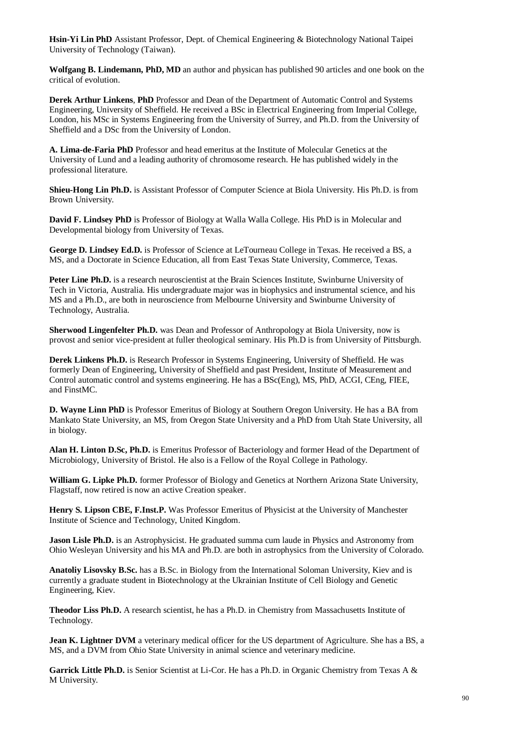**Hsin-Yi Lin PhD** Assistant Professor, Dept. of Chemical Engineering & Biotechnology National Taipei University of Technology (Taiwan).

**Wolfgang B. Lindemann, PhD, MD** an author and physican has published 90 articles and one book on the critical of evolution.

**Derek Arthur Linkens**, **PhD** Professor and Dean of the Department of Automatic Control and Systems Engineering, University of Sheffield. He received a BSc in Electrical Engineering from Imperial College, London, his MSc in Systems Engineering from the University of Surrey, and Ph.D. from the University of Sheffield and a DSc from the University of London.

**A. Lima-de-Faria PhD** Professor and head emeritus at the Institute of Molecular Genetics at the University of Lund and a leading authority of chromosome research. He has published widely in the professional literature.

**Shieu-Hong Lin Ph.D.** is Assistant Professor of Computer Science at Biola University. His Ph.D. is from Brown University.

**David F. Lindsey PhD** is Professor of Biology at Walla Walla College. His PhD is in Molecular and Developmental biology from University of Texas.

**George D. Lindsey Ed.D.** is Professor of Science at LeTourneau College in Texas. He received a BS, a MS, and a Doctorate in Science Education, all from East Texas State University, Commerce, Texas.

**Peter Line Ph.D.** is a research neuroscientist at the Brain Sciences Institute, Swinburne University of Tech in Victoria, Australia. His undergraduate major was in biophysics and instrumental science, and his MS and a Ph.D., are both in neuroscience from Melbourne University and Swinburne University of Technology, Australia.

**Sherwood Lingenfelter Ph.D.** was Dean and Professor of Anthropology at Biola University, now is provost and senior vice-president at fuller theological seminary. His Ph.D is from University of Pittsburgh.

**Derek Linkens Ph.D.** is Research Professor in Systems Engineering, University of Sheffield. He was formerly Dean of Engineering, University of Sheffield and past President, Institute of Measurement and Control automatic control and systems engineering. He has a BSc(Eng), MS, PhD, ACGI, CEng, FIEE, and FInstMC.

**D. Wayne Linn PhD** is Professor Emeritus of Biology at Southern Oregon University. He has a BA from Mankato State University, an MS, from Oregon State University and a PhD from Utah State University, all in biology.

**Alan H. Linton D.Sc, Ph.D.** is Emeritus Professor of Bacteriology and former Head of the Department of Microbiology, University of Bristol. He also is a Fellow of the Royal College in Pathology.

**William G. Lipke Ph.D.** former Professor of Biology and Genetics at Northern Arizona State University, Flagstaff, now retired is now an active Creation speaker.

**Henry S. Lipson CBE, F.Inst.P.** Was Professor Emeritus of Physicist at the University of Manchester Institute of Science and Technology, United Kingdom.

**Jason Lisle Ph.D.** is an Astrophysicist. He graduated summa cum laude in Physics and Astronomy from Ohio Wesleyan University and his MA and Ph.D. are both in astrophysics from the University of Colorado.

**Anatoliy Lisovsky B.Sc.** has a B.Sc. in Biology from the International Soloman University, Kiev and is currently a graduate student in Biotechnology at the Ukrainian Institute of Cell Biology and Genetic Engineering, Kiev.

**Theodor Liss Ph.D.** A research scientist, he has a Ph.D. in Chemistry from Massachusetts Institute of Technology.

**Jean K. Lightner DVM** a veterinary medical officer for the US department of Agriculture. She has a BS, a MS, and a DVM from Ohio State University in animal science and veterinary medicine.

**Garrick Little Ph.D.** is Senior Scientist at Li-Cor. He has a Ph.D. in Organic Chemistry from Texas A & M University.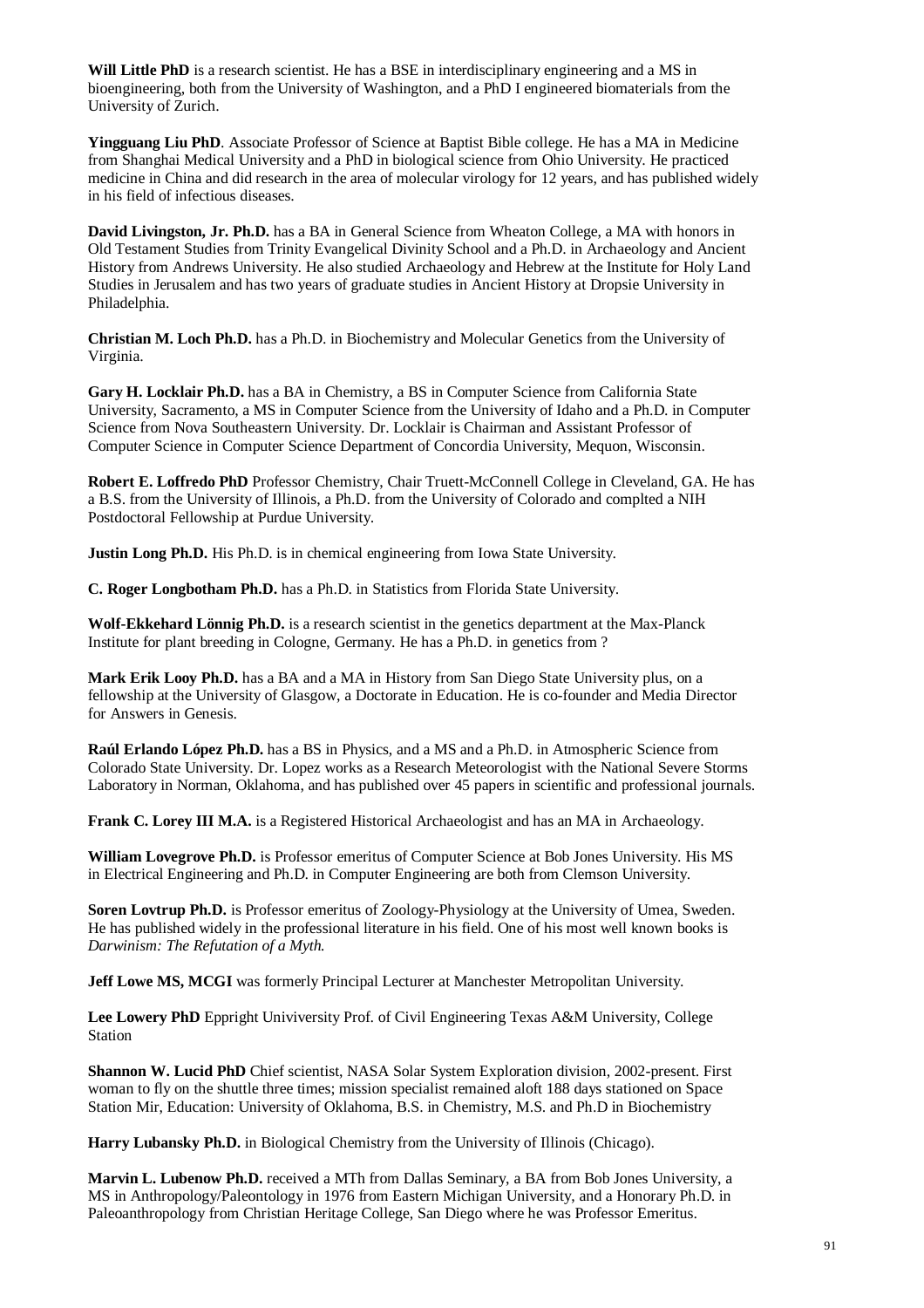**Will Little PhD** is a research scientist. He has a BSE in interdisciplinary engineering and a MS in bioengineering, both from the University of Washington, and a PhD I engineered biomaterials from the University of Zurich.

**Yingguang Liu PhD**. Associate Professor of Science at Baptist Bible college. He has a MA in Medicine from Shanghai Medical University and a PhD in biological science from Ohio University. He practiced medicine in China and did research in the area of molecular virology for 12 years, and has published widely in his field of infectious diseases.

**David Livingston, Jr. Ph.D.** has a BA in General Science from Wheaton College, a MA with honors in Old Testament Studies from Trinity Evangelical Divinity School and a Ph.D. in Archaeology and Ancient History from Andrews University. He also studied Archaeology and Hebrew at the Institute for Holy Land Studies in Jerusalem and has two years of graduate studies in Ancient History at Dropsie University in Philadelphia.

**Christian M. Loch Ph.D.** has a Ph.D. in Biochemistry and Molecular Genetics from the University of Virginia.

**Gary H. Locklair Ph.D.** has a BA in Chemistry, a BS in Computer Science from California State University, Sacramento, a MS in Computer Science from the University of Idaho and a Ph.D. in Computer Science from Nova Southeastern University. Dr. Locklair is Chairman and Assistant Professor of Computer Science in Computer Science Department of Concordia University, Mequon, Wisconsin.

**Robert E. Loffredo PhD** Professor Chemistry, Chair Truett-McConnell College in Cleveland, GA. He has a B.S. from the University of Illinois, a Ph.D. from the University of Colorado and complted a NIH Postdoctoral Fellowship at Purdue University.

**Justin Long Ph.D.** His Ph.D. is in chemical engineering from Iowa State University.

**C. Roger Longbotham Ph.D.** has a Ph.D. in Statistics from Florida State University.

**Wolf-Ekkehard Lönnig Ph.D.** is a research scientist in the genetics department at the Max-Planck Institute for plant breeding in Cologne, Germany. He has a Ph.D. in genetics from ?

**Mark Erik Looy Ph.D.** has a BA and a MA in History from San Diego State University plus, on a fellowship at the University of Glasgow, a Doctorate in Education. He is co-founder and Media Director for Answers in Genesis.

**Raúl Erlando López Ph.D.** has a BS in Physics, and a MS and a Ph.D. in Atmospheric Science from Colorado State University. Dr. Lopez works as a Research Meteorologist with the National Severe Storms Laboratory in Norman, Oklahoma, and has published over 45 papers in scientific and professional journals.

**Frank C. Lorey III M.A.** is a Registered Historical Archaeologist and has an MA in Archaeology.

**William Lovegrove Ph.D.** is Professor emeritus of Computer Science at Bob Jones University. His MS in Electrical Engineering and Ph.D. in Computer Engineering are both from Clemson University.

**Soren Lovtrup Ph.D.** is Professor emeritus of Zoology-Physiology at the University of Umea, Sweden. He has published widely in the professional literature in his field. One of his most well known books is *Darwinism: The Refutation of a Myth.*

**Jeff Lowe MS, MCGI** was formerly Principal Lecturer at Manchester Metropolitan University.

**Lee Lowery PhD** Eppright Univiversity Prof. of Civil Engineering Texas A&M University, College Station

**Shannon W. Lucid PhD** Chief scientist, NASA Solar System Exploration division, 2002-present. First woman to fly on the shuttle three times; mission specialist remained aloft 188 days stationed on Space Station Mir, Education: University of Oklahoma, B.S. in Chemistry, M.S. and Ph.D in Biochemistry

**Harry Lubansky Ph.D.** in Biological Chemistry from the University of Illinois (Chicago).

**Marvin L. Lubenow Ph.D.** received a MTh from Dallas Seminary, a BA from Bob Jones University, a MS in Anthropology/Paleontology in 1976 from Eastern Michigan University, and a Honorary Ph.D. in Paleoanthropology from Christian Heritage College, San Diego where he was Professor Emeritus.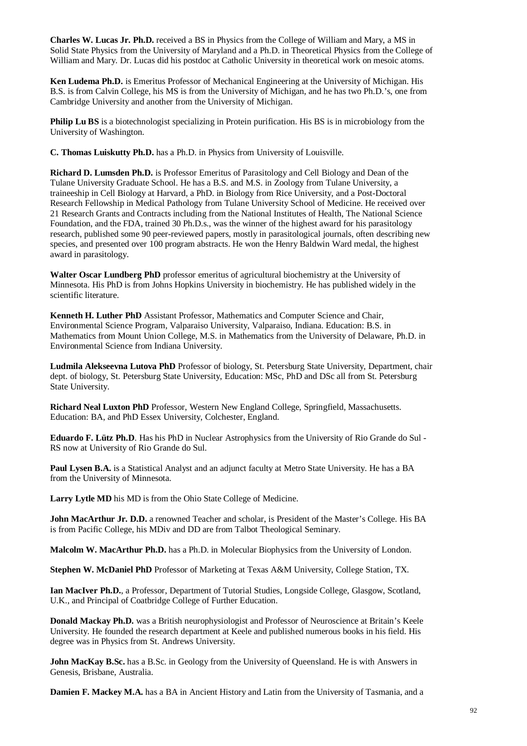**Charles W. Lucas Jr. Ph.D.** received a BS in Physics from the College of William and Mary, a MS in Solid State Physics from the University of Maryland and a Ph.D. in Theoretical Physics from the College of William and Mary. Dr. Lucas did his postdoc at Catholic University in theoretical work on mesoic atoms.

**Ken Ludema Ph.D.** is Emeritus Professor of Mechanical Engineering at the University of Michigan. His B.S. is from Calvin College, his MS is from the University of Michigan, and he has two Ph.D.'s, one from Cambridge University and another from the University of Michigan.

**Philip Lu BS** is a biotechnologist specializing in Protein purification. His BS is in microbiology from the University of Washington.

**C. Thomas Luiskutty Ph.D.** has a Ph.D. in Physics from University of Louisville.

**Richard D. Lumsden Ph.D.** is Professor Emeritus of Parasitology and Cell Biology and Dean of the Tulane University Graduate School. He has a B.S. and M.S. in Zoology from Tulane University, a traineeship in Cell Biology at Harvard, a PhD. in Biology from Rice University, and a Post-Doctoral Research Fellowship in Medical Pathology from Tulane University School of Medicine. He received over 21 Research Grants and Contracts including from the National Institutes of Health, The National Science Foundation, and the FDA, trained 30 Ph.D.s., was the winner of the highest award for his parasitology research, published some 90 peer-reviewed papers, mostly in parasitological journals, often describing new species, and presented over 100 program abstracts. He won the Henry Baldwin Ward medal, the highest award in parasitology.

**Walter Oscar Lundberg PhD** professor emeritus of agricultural biochemistry at the University of Minnesota. His PhD is from Johns Hopkins University in biochemistry. He has published widely in the scientific literature.

**Kenneth H. Luther PhD** Assistant Professor, Mathematics and Computer Science and Chair, Environmental Science Program, Valparaiso University, Valparaiso, Indiana. Education: B.S. in Mathematics from Mount Union College, M.S. in Mathematics from the University of Delaware, Ph.D. in Environmental Science from Indiana University.

**Ludmila Alekseevna Lutova PhD** Professor of biology, St. Petersburg State University, Department, chair dept. of biology, St. Petersburg State University, Education: MSc, PhD and DSc all from St. Petersburg State University.

**Richard Neal Luxton PhD** Professor, Western New England College, Springfield, Massachusetts. Education: BA, and PhD Essex University, Colchester, England.

**Eduardo F. Lütz Ph.D**. Has his PhD in Nuclear Astrophysics from the University of Rio Grande do Sul - RS now at University of Rio Grande do Sul.

**Paul Lysen B.A.** is a Statistical Analyst and an adjunct faculty at Metro State University. He has a BA from the University of Minnesota.

**Larry Lytle MD** his MD is from the Ohio State College of Medicine.

**John MacArthur Jr. D.D.** a renowned Teacher and scholar, is President of the Master's College. His BA is from Pacific College, his MDiv and DD are from Talbot Theological Seminary.

**Malcolm W. MacArthur Ph.D.** has a Ph.D. in Molecular Biophysics from the University of London.

**Stephen W. McDaniel PhD** Professor of Marketing at Texas A&M University, College Station, TX.

**Ian MacIver Ph.D.**, a Professor, Department of Tutorial Studies, Longside College, Glasgow, Scotland, U.K., and Principal of Coatbridge College of Further Education.

**Donald Mackay Ph.D.** was a British neurophysiologist and Professor of Neuroscience at Britain's Keele University. He founded the research department at Keele and published numerous books in his field. His degree was in Physics from St. Andrews University.

**John MacKay B.Sc.** has a B.Sc. in Geology from the University of Queensland. He is with Answers in Genesis, Brisbane, Australia.

**Damien F. Mackey M.A.** has a BA in Ancient History and Latin from the University of Tasmania, and a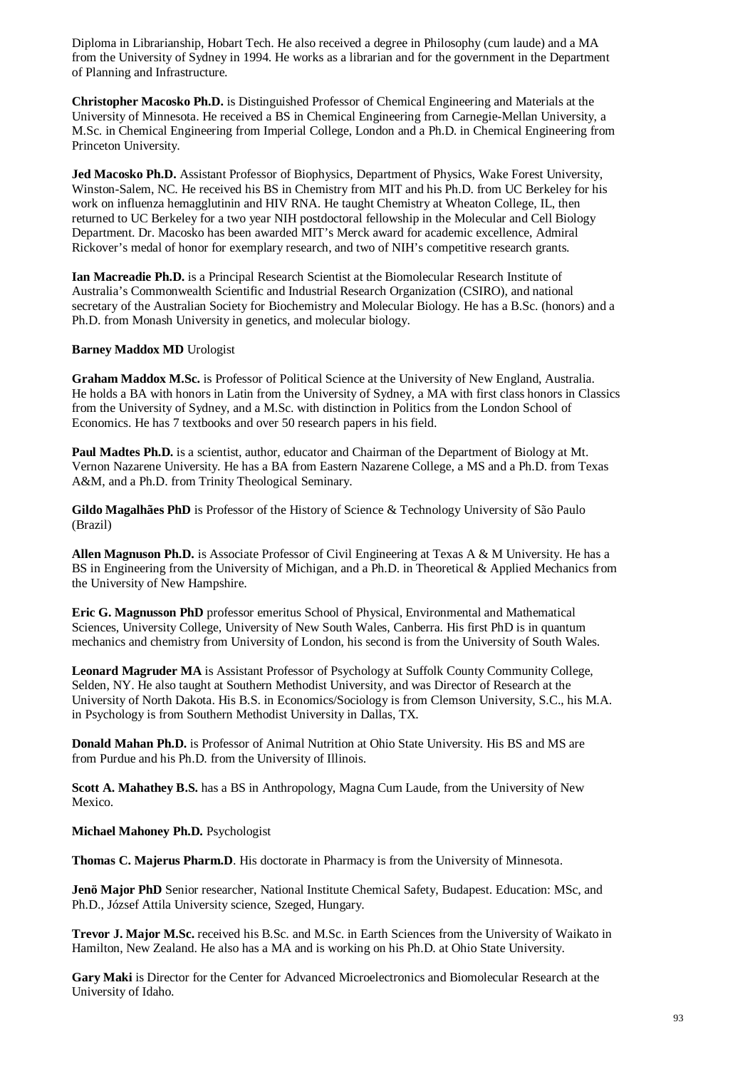Diploma in Librarianship, Hobart Tech. He also received a degree in Philosophy (cum laude) and a MA from the University of Sydney in 1994. He works as a librarian and for the government in the Department of Planning and Infrastructure.

**Christopher Macosko Ph.D.** is Distinguished Professor of Chemical Engineering and Materials at the University of Minnesota. He received a BS in Chemical Engineering from Carnegie-Mellan University, a M.Sc. in Chemical Engineering from Imperial College, London and a Ph.D. in Chemical Engineering from Princeton University.

**Jed Macosko Ph.D.** Assistant Professor of Biophysics, Department of Physics, Wake Forest University, Winston-Salem, NC. He received his BS in Chemistry from MIT and his Ph.D. from UC Berkeley for his work on influenza hemagglutinin and HIV RNA. He taught Chemistry at Wheaton College, IL, then returned to UC Berkeley for a two year NIH postdoctoral fellowship in the Molecular and Cell Biology Department. Dr. Macosko has been awarded MIT's Merck award for academic excellence, Admiral Rickover's medal of honor for exemplary research, and two of NIH's competitive research grants.

**Ian Macreadie Ph.D.** is a Principal Research Scientist at the Biomolecular Research Institute of Australia's Commonwealth Scientific and Industrial Research Organization (CSIRO), and national secretary of the Australian Society for Biochemistry and Molecular Biology. He has a B.Sc. (honors) and a Ph.D. from Monash University in genetics, and molecular biology.

**Barney Maddox MD** Urologist

**Graham Maddox M.Sc.** is Professor of Political Science at the University of New England, Australia. He holds a BA with honors in Latin from the University of Sydney, a MA with first class honors in Classics from the University of Sydney, and a M.Sc. with distinction in Politics from the London School of Economics. He has 7 textbooks and over 50 research papers in his field.

**Paul Madtes Ph.D.** is a scientist, author, educator and Chairman of the Department of Biology at Mt. Vernon Nazarene University. He has a BA from Eastern Nazarene College, a MS and a Ph.D. from Texas A&M, and a Ph.D. from Trinity Theological Seminary.

**Gildo Magalhães PhD** is Professor of the History of Science & Technology University of São Paulo (Brazil)

**Allen Magnuson Ph.D.** is Associate Professor of Civil Engineering at Texas A & M University. He has a BS in Engineering from the University of Michigan, and a Ph.D. in Theoretical & Applied Mechanics from the University of New Hampshire.

**Eric G. Magnusson PhD** professor emeritus School of Physical, Environmental and Mathematical Sciences, University College, University of New South Wales, Canberra. His first PhD is in quantum mechanics and chemistry from University of London, his second is from the University of South Wales.

**Leonard Magruder MA** is Assistant Professor of Psychology at Suffolk County Community College, Selden, NY. He also taught at Southern Methodist University, and was Director of Research at the University of North Dakota. His B.S. in Economics/Sociology is from Clemson University, S.C., his M.A. in Psychology is from Southern Methodist University in Dallas, TX.

**Donald Mahan Ph.D.** is Professor of Animal Nutrition at Ohio State University. His BS and MS are from Purdue and his Ph.D. from the University of Illinois.

**Scott A. Mahathey B.S.** has a BS in Anthropology, Magna Cum Laude, from the University of New Mexico.

**Michael Mahoney Ph.D.** Psychologist

**Thomas C. Majerus Pharm.D**. His doctorate in Pharmacy is from the University of Minnesota.

**Jenö Major PhD** Senior researcher, National Institute Chemical Safety, Budapest. Education: MSc, and Ph.D., József Attila University science, Szeged, Hungary.

**Trevor J. Major M.Sc.** received his B.Sc. and M.Sc. in Earth Sciences from the University of Waikato in Hamilton, New Zealand. He also has a MA and is working on his Ph.D. at Ohio State University.

**Gary Maki** is Director for the Center for Advanced Microelectronics and Biomolecular Research at the University of Idaho.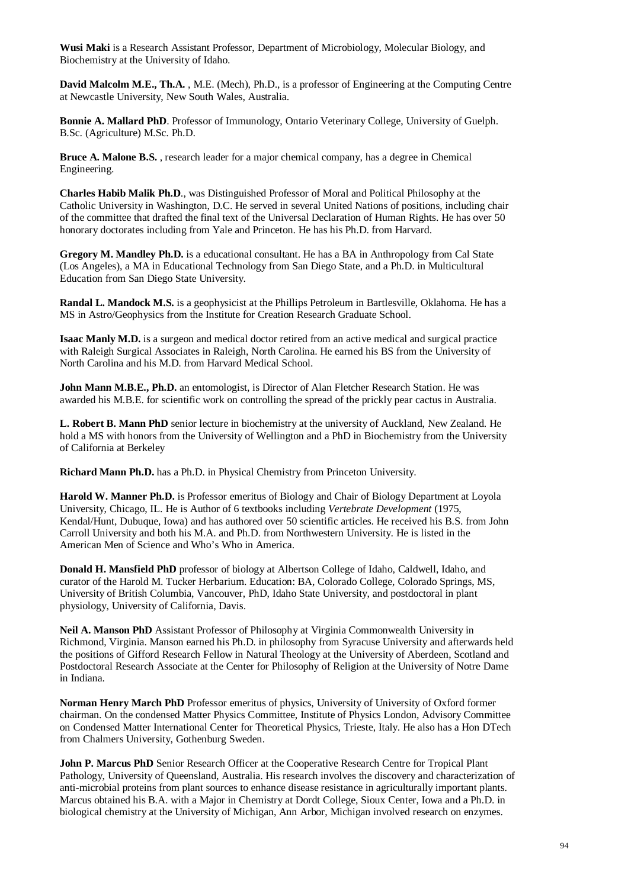**Wusi Maki** is a Research Assistant Professor, Department of Microbiology, Molecular Biology, and Biochemistry at the University of Idaho.

**David Malcolm M.E., Th.A.** , M.E. (Mech), Ph.D., is a professor of Engineering at the Computing Centre at Newcastle University, New South Wales, Australia.

**Bonnie A. Mallard PhD**. Professor of Immunology, Ontario Veterinary College, University of Guelph. B.Sc. (Agriculture) M.Sc. Ph.D.

**Bruce A. Malone B.S.** , research leader for a major chemical company, has a degree in Chemical Engineering.

**Charles Habib Malik Ph.D**., was Distinguished Professor of Moral and Political Philosophy at the Catholic University in Washington, D.C. He served in several United Nations of positions, including chair of the committee that drafted the final text of the Universal Declaration of Human Rights. He has over 50 honorary doctorates including from Yale and Princeton. He has his Ph.D. from Harvard.

**Gregory M. Mandley Ph.D.** is a educational consultant. He has a BA in Anthropology from Cal State (Los Angeles), a MA in Educational Technology from San Diego State, and a Ph.D. in Multicultural Education from San Diego State University.

**Randal L. Mandock M.S.** is a geophysicist at the Phillips Petroleum in Bartlesville, Oklahoma. He has a MS in Astro/Geophysics from the Institute for Creation Research Graduate School.

**Isaac Manly M.D.** is a surgeon and medical doctor retired from an active medical and surgical practice with Raleigh Surgical Associates in Raleigh, North Carolina. He earned his BS from the University of North Carolina and his M.D. from Harvard Medical School.

**John Mann M.B.E., Ph.D.** an entomologist, is Director of Alan Fletcher Research Station. He was awarded his M.B.E. for scientific work on controlling the spread of the prickly pear cactus in Australia.

**L. Robert B. Mann PhD** senior lecture in biochemistry at the university of Auckland, New Zealand. He hold a MS with honors from the University of Wellington and a PhD in Biochemistry from the University of California at Berkeley

**Richard Mann Ph.D.** has a Ph.D. in Physical Chemistry from Princeton University.

**Harold W. Manner Ph.D.** is Professor emeritus of Biology and Chair of Biology Department at Loyola University, Chicago, IL. He is Author of 6 textbooks including *Vertebrate Development* (1975, Kendal/Hunt, Dubuque, Iowa) and has authored over 50 scientific articles. He received his B.S. from John Carroll University and both his M.A. and Ph.D. from Northwestern University. He is listed in the American Men of Science and Who's Who in America.

**Donald H. Mansfield PhD** professor of biology at Albertson College of Idaho, Caldwell, Idaho, and curator of the Harold M. Tucker Herbarium. Education: BA, Colorado College, Colorado Springs, MS, University of British Columbia, Vancouver, PhD, Idaho State University, and postdoctoral in plant physiology, University of California, Davis.

**Neil A. Manson PhD** Assistant Professor of Philosophy at Virginia Commonwealth University in Richmond, Virginia. Manson earned his Ph.D. in philosophy from Syracuse University and afterwards held the positions of Gifford Research Fellow in Natural Theology at the University of Aberdeen, Scotland and Postdoctoral Research Associate at the Center for Philosophy of Religion at the University of Notre Dame in Indiana.

**Norman Henry March PhD** Professor emeritus of physics, University of University of Oxford former chairman. On the condensed Matter Physics Committee, Institute of Physics London, Advisory Committee on Condensed Matter International Center for Theoretical Physics, Trieste, Italy. He also has a Hon DTech from Chalmers University, Gothenburg Sweden.

**John P. Marcus PhD** Senior Research Officer at the Cooperative Research Centre for Tropical Plant Pathology, University of Queensland, Australia. His research involves the discovery and characterization of anti-microbial proteins from plant sources to enhance disease resistance in agriculturally important plants. Marcus obtained his B.A. with a Major in Chemistry at Dordt College, Sioux Center, Iowa and a Ph.D. in biological chemistry at the University of Michigan, Ann Arbor, Michigan involved research on enzymes.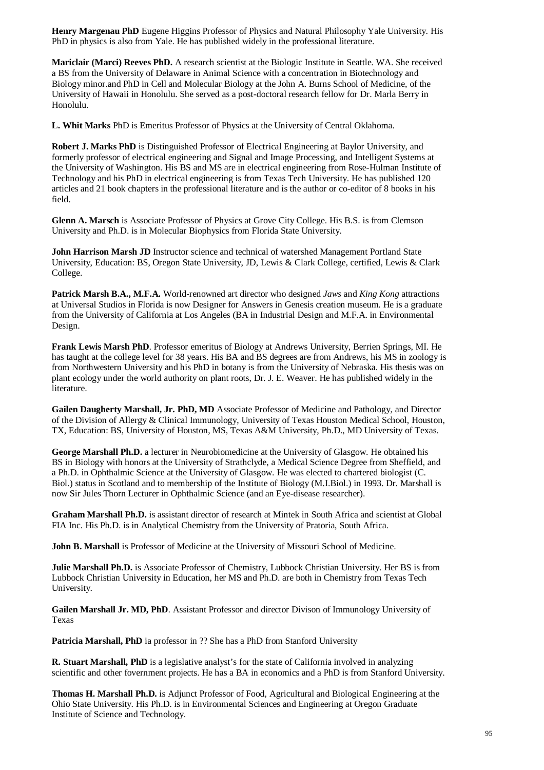**Henry Margenau PhD** Eugene Higgins Professor of Physics and Natural Philosophy Yale University. His PhD in physics is also from Yale. He has published widely in the professional literature.

**Mariclair (Marci) Reeves PhD.** A research scientist at the Biologic Institute in Seattle. WA. She received a BS from the University of Delaware in Animal Science with a concentration in Biotechnology and Biology minor.and PhD in Cell and Molecular Biology at the John A. Burns School of Medicine, of the University of Hawaii in Honolulu. She served as a post-doctoral research fellow for Dr. Marla Berry in Honolulu.

**L. Whit Marks** PhD is Emeritus Professor of Physics at the University of Central Oklahoma.

**Robert J. Marks PhD** is Distinguished Professor of Electrical Engineering at Baylor University, and formerly professor of electrical engineering and Signal and Image Processing, and Intelligent Systems at the University of Washington. His BS and MS are in electrical engineering from Rose-Hulman Institute of Technology and his PhD in electrical engineering is from Texas Tech University. He has published 120 articles and 21 book chapters in the professional literature and is the author or co-editor of 8 books in his field.

**Glenn A. Marsch** is Associate Professor of Physics at Grove City College. His B.S. is from Clemson University and Ph.D. is in Molecular Biophysics from Florida State University.

**John Harrison Marsh JD** Instructor science and technical of watershed Management Portland State University, Education: BS, Oregon State University, JD, Lewis & Clark College, certified, Lewis & Clark College.

**Patrick Marsh B.A., M.F.A.** World-renowned art director who designed *Jaws* and *King Kong* attractions at Universal Studios in Florida is now Designer for Answers in Genesis creation museum. He is a graduate from the University of California at Los Angeles (BA in Industrial Design and M.F.A. in Environmental Design.

**Frank Lewis Marsh PhD**. Professor emeritus of Biology at Andrews University, Berrien Springs, MI. He has taught at the college level for 38 years. His BA and BS degrees are from Andrews, his MS in zoology is from Northwestern University and his PhD in botany is from the University of Nebraska. His thesis was on plant ecology under the world authority on plant roots, Dr. J. E. Weaver. He has published widely in the literature.

**Gailen Daugherty Marshall, Jr. PhD, MD** Associate Professor of Medicine and Pathology, and Director of the Division of Allergy & Clinical Immunology, University of Texas Houston Medical School, Houston, TX, Education: BS, University of Houston, MS, Texas A&M University, Ph.D., MD University of Texas.

**George Marshall Ph.D.** a lecturer in Neurobiomedicine at the University of Glasgow. He obtained his BS in Biology with honors at the University of Strathclyde, a Medical Science Degree from Sheffield, and a Ph.D. in Ophthalmic Science at the University of Glasgow. He was elected to chartered biologist (C. Biol.) status in Scotland and to membership of the Institute of Biology (M.I.Biol.) in 1993. Dr. Marshall is now Sir Jules Thorn Lecturer in Ophthalmic Science (and an Eye-disease researcher).

**Graham Marshall Ph.D.** is assistant director of research at Mintek in South Africa and scientist at Global FIA Inc. His Ph.D. is in Analytical Chemistry from the University of Pratoria, South Africa.

**John B. Marshall** is Professor of Medicine at the University of Missouri School of Medicine.

**Julie Marshall Ph.D.** is Associate Professor of Chemistry, Lubbock Christian University. Her BS is from Lubbock Christian University in Education, her MS and Ph.D. are both in Chemistry from Texas Tech University.

**Gailen Marshall Jr. MD, PhD**. Assistant Professor and director Divison of Immunology University of Texas

**Patricia Marshall, PhD** ia professor in ?? She has a PhD from Stanford University

**R. Stuart Marshall, PhD** is a legislative analyst's for the state of California involved in analyzing scientific and other fovernment projects. He has a BA in economics and a PhD is from Stanford University.

**Thomas H. Marshall Ph.D.** is Adjunct Professor of Food, Agricultural and Biological Engineering at the Ohio State University. His Ph.D. is in Environmental Sciences and Engineering at Oregon Graduate Institute of Science and Technology.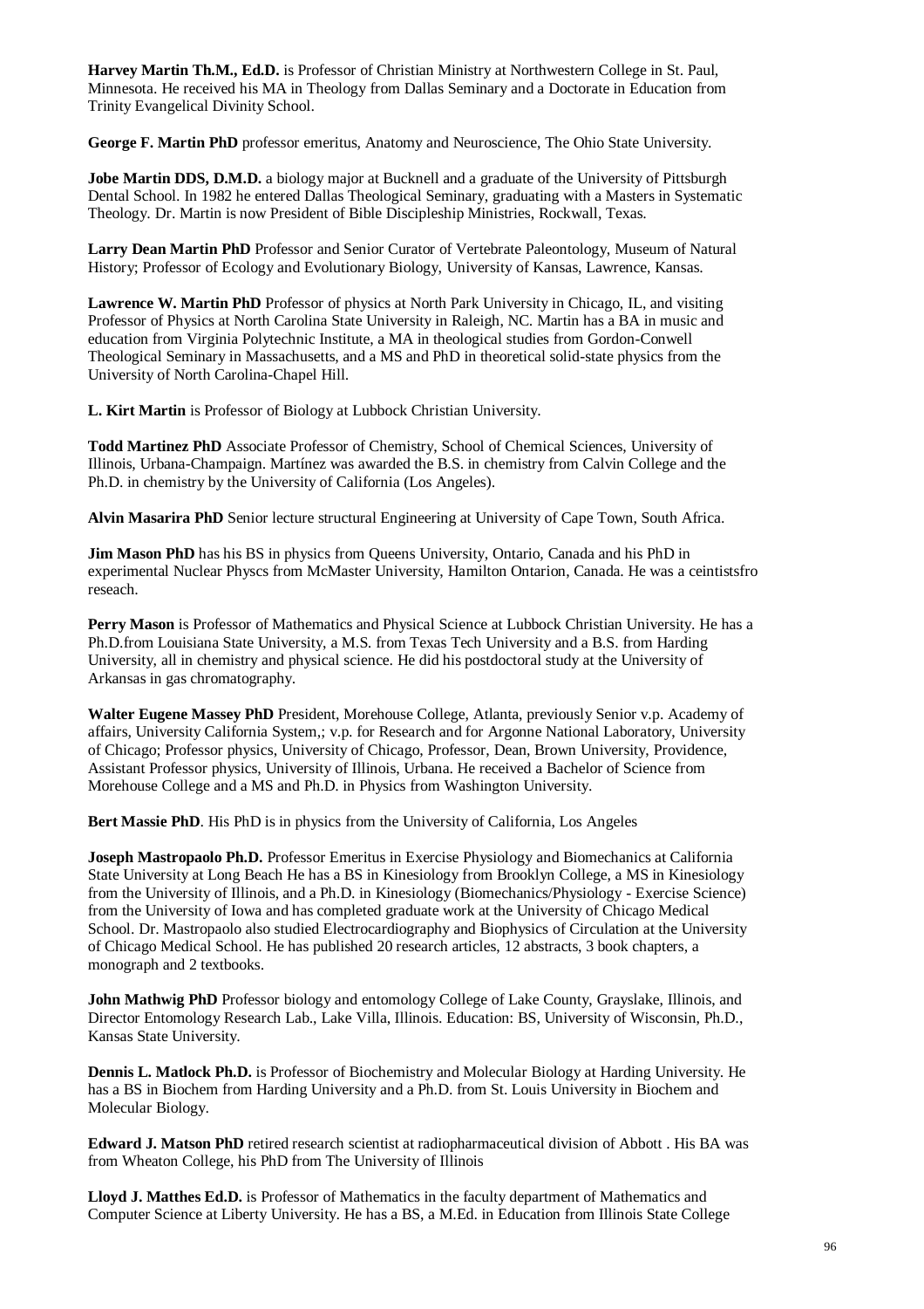**Harvey Martin Th.M., Ed.D.** is Professor of Christian Ministry at Northwestern College in St. Paul, Minnesota. He received his MA in Theology from Dallas Seminary and a Doctorate in Education from Trinity Evangelical Divinity School.

**George F. Martin PhD** professor emeritus, Anatomy and Neuroscience, The Ohio State University.

**Jobe Martin DDS, D.M.D.** a biology major at Bucknell and a graduate of the University of Pittsburgh Dental School. In 1982 he entered Dallas Theological Seminary, graduating with a Masters in Systematic Theology. Dr. Martin is now President of Bible Discipleship Ministries, Rockwall, Texas.

**Larry Dean Martin PhD** Professor and Senior Curator of Vertebrate Paleontology, Museum of Natural History; Professor of Ecology and Evolutionary Biology, University of Kansas, Lawrence, Kansas.

**Lawrence W. Martin PhD** Professor of physics at North Park University in Chicago, IL, and visiting Professor of Physics at North Carolina State University in Raleigh, NC. Martin has a BA in music and education from Virginia Polytechnic Institute, a MA in theological studies from Gordon-Conwell Theological Seminary in Massachusetts, and a MS and PhD in theoretical solid-state physics from the University of North Carolina-Chapel Hill.

**L. Kirt Martin** is Professor of Biology at Lubbock Christian University.

**Todd Martinez PhD** Associate Professor of Chemistry, School of Chemical Sciences, University of Illinois, Urbana-Champaign. Martínez was awarded the B.S. in chemistry from Calvin College and the Ph.D. in chemistry by the University of California (Los Angeles).

**Alvin Masarira PhD** Senior lecture structural Engineering at University of Cape Town, South Africa.

**Jim Mason PhD** has his BS in physics from Queens University, Ontario, Canada and his PhD in experimental Nuclear Physcs from McMaster University, Hamilton Ontarion, Canada. He was a ceintistsfro reseach.

**Perry Mason** is Professor of Mathematics and Physical Science at Lubbock Christian University. He has a Ph.D.from Louisiana State University, a M.S. from Texas Tech University and a B.S. from Harding University, all in chemistry and physical science. He did his postdoctoral study at the University of Arkansas in gas chromatography.

**Walter Eugene Massey PhD** President, Morehouse College, Atlanta, previously Senior v.p. Academy of affairs, University California System,; v.p. for Research and for Argonne National Laboratory, University of Chicago; Professor physics, University of Chicago, Professor, Dean, Brown University, Providence, Assistant Professor physics, University of Illinois, Urbana. He received a Bachelor of Science from Morehouse College and a MS and Ph.D. in Physics from Washington University.

**Bert Massie PhD**. His PhD is in physics from the University of California, Los Angeles

**Joseph Mastropaolo Ph.D.** Professor Emeritus in Exercise Physiology and Biomechanics at California State University at Long Beach He has a BS in Kinesiology from Brooklyn College, a MS in Kinesiology from the University of Illinois, and a Ph.D. in Kinesiology (Biomechanics/Physiology - Exercise Science) from the University of Iowa and has completed graduate work at the University of Chicago Medical School. Dr. Mastropaolo also studied Electrocardiography and Biophysics of Circulation at the University of Chicago Medical School. He has published 20 research articles, 12 abstracts, 3 book chapters, a monograph and 2 textbooks.

**John Mathwig PhD** Professor biology and entomology College of Lake County, Grayslake, Illinois, and Director Entomology Research Lab., Lake Villa, Illinois. Education: BS, University of Wisconsin, Ph.D., Kansas State University.

**Dennis L. Matlock Ph.D.** is Professor of Biochemistry and Molecular Biology at Harding University. He has a BS in Biochem from Harding University and a Ph.D. from St. Louis University in Biochem and Molecular Biology.

**Edward J. Matson PhD** retired research scientist at radiopharmaceutical division of Abbott . His BA was from Wheaton College, his PhD from The University of Illinois

**Lloyd J. Matthes Ed.D.** is Professor of Mathematics in the faculty department of Mathematics and Computer Science at Liberty University. He has a BS, a M.Ed. in Education from Illinois State College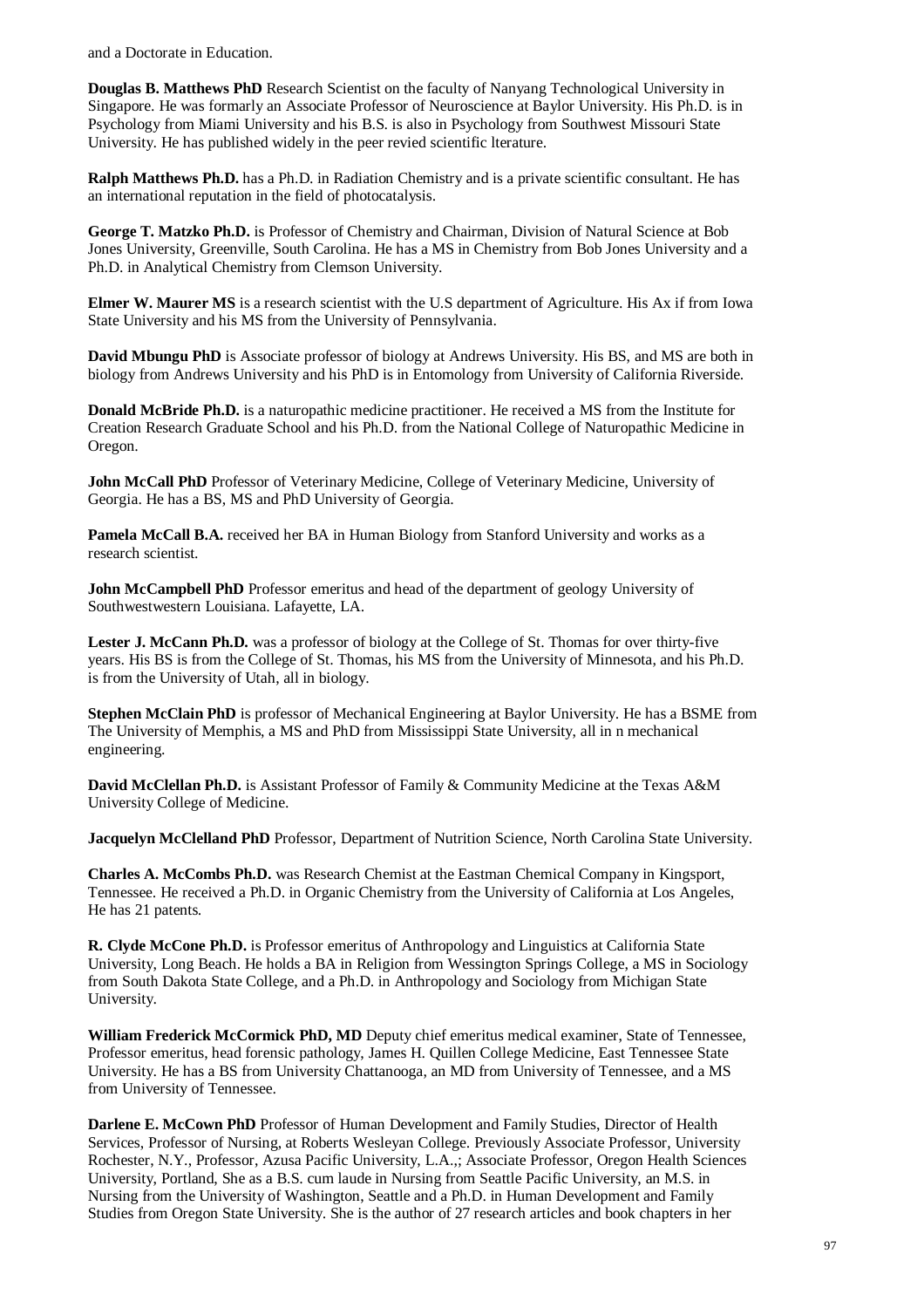and a Doctorate in Education.

**Douglas B. Matthews PhD** Research Scientist on the faculty of Nanyang Technological University in Singapore. He was formarly an Associate Professor of Neuroscience at Baylor University. His Ph.D. is in Psychology from Miami University and his B.S. is also in Psychology from Southwest Missouri State University. He has published widely in the peer revied scientific lterature.

**Ralph Matthews Ph.D.** has a Ph.D. in Radiation Chemistry and is a private scientific consultant. He has an international reputation in the field of photocatalysis.

**George T. Matzko Ph.D.** is Professor of Chemistry and Chairman, Division of Natural Science at Bob Jones University, Greenville, South Carolina. He has a MS in Chemistry from Bob Jones University and a Ph.D. in Analytical Chemistry from Clemson University.

**Elmer W. Maurer MS** is a research scientist with the U.S department of Agriculture. His Ax if from Iowa State University and his MS from the University of Pennsylvania.

**David Mbungu PhD** is Associate professor of biology at Andrews University. His BS, and MS are both in biology from Andrews University and his PhD is in Entomology from University of California Riverside.

**Donald McBride Ph.D.** is a naturopathic medicine practitioner. He received a MS from the Institute for Creation Research Graduate School and his Ph.D. from the National College of Naturopathic Medicine in Oregon.

**John McCall PhD** Professor of Veterinary Medicine, College of Veterinary Medicine, University of Georgia. He has a BS, MS and PhD University of Georgia.

**Pamela McCall B.A.** received her BA in Human Biology from Stanford University and works as a research scientist.

**John McCampbell PhD** Professor emeritus and head of the department of geology University of Southwestwestern Louisiana. Lafayette, LA.

**Lester J. McCann Ph.D.** was a professor of biology at the College of St. Thomas for over thirty-five years. His BS is from the College of St. Thomas, his MS from the University of Minnesota, and his Ph.D. is from the University of Utah, all in biology.

**Stephen McClain PhD** is professor of Mechanical Engineering at Baylor University. He has a BSME from The University of Memphis, a MS and PhD from Mississippi State University, all in n mechanical engineering.

**David McClellan Ph.D.** is Assistant Professor of Family & Community Medicine at the Texas A&M University College of Medicine.

**Jacquelyn McClelland PhD** Professor, Department of Nutrition Science, North Carolina State University.

**Charles A. McCombs Ph.D.** was Research Chemist at the Eastman Chemical Company in Kingsport, Tennessee. He received a Ph.D. in Organic Chemistry from the University of California at Los Angeles, He has 21 patents.

**R. Clyde McCone Ph.D.** is Professor emeritus of Anthropology and Linguistics at California State University, Long Beach. He holds a BA in Religion from Wessington Springs College, a MS in Sociology from South Dakota State College, and a Ph.D. in Anthropology and Sociology from Michigan State University.

**William Frederick McCormick PhD, MD** Deputy chief emeritus medical examiner, State of Tennessee, Professor emeritus, head forensic pathology, James H. Quillen College Medicine, East Tennessee State University. He has a BS from University Chattanooga, an MD from University of Tennessee, and a MS from University of Tennessee.

**Darlene E. McCown PhD** Professor of Human Development and Family Studies, Director of Health Services, Professor of Nursing, at Roberts Wesleyan College. Previously Associate Professor, University Rochester, N.Y., Professor, Azusa Pacific University, L.A.,; Associate Professor, Oregon Health Sciences University, Portland, She as a B.S. cum laude in Nursing from Seattle Pacific University, an M.S. in Nursing from the University of Washington, Seattle and a Ph.D. in Human Development and Family Studies from Oregon State University. She is the author of 27 research articles and book chapters in her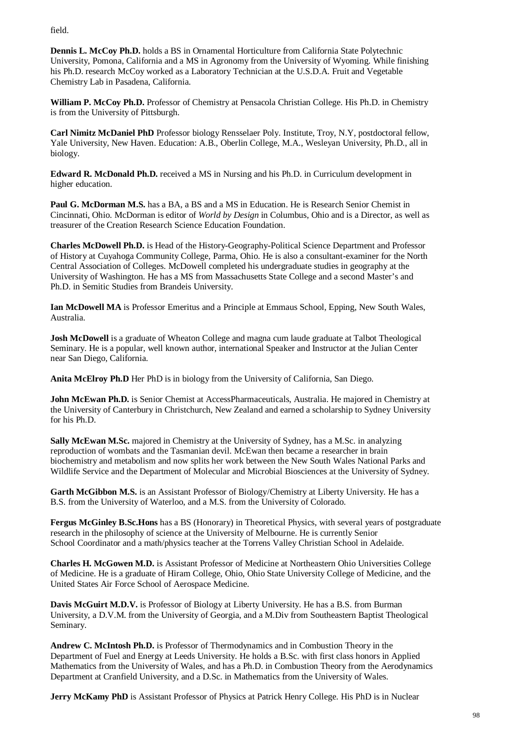field.

**Dennis L. McCoy Ph.D.** holds a BS in Ornamental Horticulture from California State Polytechnic University, Pomona, California and a MS in Agronomy from the University of Wyoming. While finishing his Ph.D. research McCoy worked as a Laboratory Technician at the U.S.D.A. Fruit and Vegetable Chemistry Lab in Pasadena, California.

**William P. McCoy Ph.D.** Professor of Chemistry at Pensacola Christian College. His Ph.D. in Chemistry is from the University of Pittsburgh.

**Carl Nimitz McDaniel PhD** Professor biology Rensselaer Poly. Institute, Troy, N.Y, postdoctoral fellow, Yale University, New Haven. Education: A.B., Oberlin College, M.A., Wesleyan University, Ph.D., all in biology.

**Edward R. McDonald Ph.D.** received a MS in Nursing and his Ph.D. in Curriculum development in higher education.

**Paul G. McDorman M.S.** has a BA, a BS and a MS in Education. He is Research Senior Chemist in Cincinnati, Ohio. McDorman is editor of *World by Design* in Columbus, Ohio and is a Director, as well as treasurer of the Creation Research Science Education Foundation.

**Charles McDowell Ph.D.** is Head of the History-Geography-Political Science Department and Professor of History at Cuyahoga Community College, Parma, Ohio. He is also a consultant-examiner for the North Central Association of Colleges. McDowell completed his undergraduate studies in geography at the University of Washington. He has a MS from Massachusetts State College and a second Master's and Ph.D. in Semitic Studies from Brandeis University.

**Ian McDowell MA** is Professor Emeritus and a Principle at Emmaus School, Epping, New South Wales, Australia.

**Josh McDowell** is a graduate of Wheaton College and magna cum laude graduate at Talbot Theological Seminary. He is a popular, well known author, international Speaker and Instructor at the Julian Center near San Diego, California.

**Anita McElroy Ph.D** Her PhD is in biology from the University of California, San Diego.

**John McEwan Ph.D.** is Senior Chemist at AccessPharmaceuticals, Australia. He majored in Chemistry at the University of Canterbury in Christchurch, New Zealand and earned a scholarship to Sydney University for his Ph.D.

**Sally McEwan M.Sc.** majored in Chemistry at the University of Sydney, has a M.Sc. in analyzing reproduction of wombats and the Tasmanian devil. McEwan then became a researcher in brain biochemistry and metabolism and now splits her work between the New South Wales National Parks and Wildlife Service and the Department of Molecular and Microbial Biosciences at the University of Sydney.

**Garth McGibbon M.S.** is an Assistant Professor of Biology/Chemistry at Liberty University. He has a B.S. from the University of Waterloo, and a M.S. from the University of Colorado.

**Fergus McGinley B.Sc.Hons** has a BS (Honorary) in Theoretical Physics, with several years of postgraduate research in the philosophy of science at the University of Melbourne. He is currently Senior School Coordinator and a math/physics teacher at the Torrens Valley Christian School in Adelaide.

**Charles H. McGowen M.D.** is Assistant Professor of Medicine at Northeastern Ohio Universities College of Medicine. He is a graduate of Hiram College, Ohio, Ohio State University College of Medicine, and the United States Air Force School of Aerospace Medicine.

**Davis McGuirt M.D.V.** is Professor of Biology at Liberty University. He has a B.S. from Burman University, a D.V.M. from the University of Georgia, and a M.Div from Southeastern Baptist Theological Seminary.

**Andrew C. McIntosh Ph.D.** is Professor of Thermodynamics and in Combustion Theory in the Department of Fuel and Energy at Leeds University. He holds a B.Sc. with first class honors in Applied Mathematics from the University of Wales, and has a Ph.D. in Combustion Theory from the Aerodynamics Department at Cranfield University, and a D.Sc. in Mathematics from the University of Wales.

**Jerry McKamy PhD** is Assistant Professor of Physics at Patrick Henry College. His PhD is in Nuclear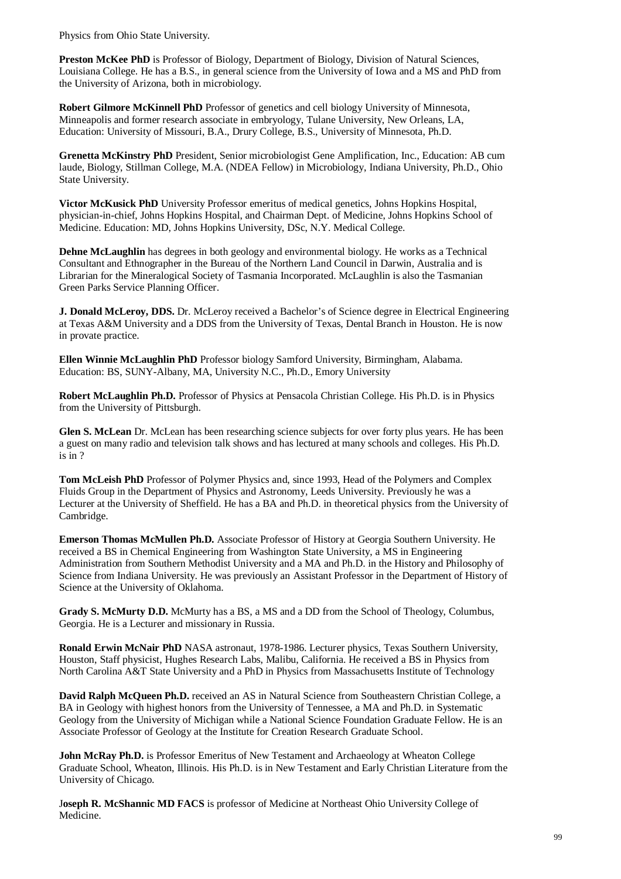Physics from Ohio State University.

**Preston McKee PhD** is Professor of Biology, Department of Biology, Division of Natural Sciences, Louisiana College. He has a B.S., in general science from the University of Iowa and a MS and PhD from the University of Arizona, both in microbiology.

**Robert Gilmore McKinnell PhD** Professor of genetics and cell biology University of Minnesota, Minneapolis and former research associate in embryology, Tulane University, New Orleans, LA, Education: University of Missouri, B.A., Drury College, B.S., University of Minnesota, Ph.D.

**Grenetta McKinstry PhD** President, Senior microbiologist Gene Amplification, Inc., Education: AB cum laude, Biology, Stillman College, M.A. (NDEA Fellow) in Microbiology, Indiana University, Ph.D., Ohio State University.

**Victor McKusick PhD** University Professor emeritus of medical genetics, Johns Hopkins Hospital, physician-in-chief, Johns Hopkins Hospital, and Chairman Dept. of Medicine, Johns Hopkins School of Medicine. Education: MD, Johns Hopkins University, DSc, N.Y. Medical College.

**Dehne McLaughlin** has degrees in both geology and environmental biology. He works as a Technical Consultant and Ethnographer in the Bureau of the Northern Land Council in Darwin, Australia and is Librarian for the Mineralogical Society of Tasmania Incorporated. McLaughlin is also the Tasmanian Green Parks Service Planning Officer.

**J. Donald McLeroy, DDS.** Dr. McLeroy received a Bachelor's of Science degree in Electrical Engineering at Texas A&M University and a DDS from the University of Texas, Dental Branch in Houston. He is now in provate practice.

**Ellen Winnie McLaughlin PhD** Professor biology Samford University, Birmingham, Alabama. Education: BS, SUNY-Albany, MA, University N.C., Ph.D., Emory University

**Robert McLaughlin Ph.D.** Professor of Physics at Pensacola Christian College. His Ph.D. is in Physics from the University of Pittsburgh.

**Glen S. McLean** Dr. McLean has been researching science subjects for over forty plus years. He has been a guest on many radio and television talk shows and has lectured at many schools and colleges. His Ph.D. is in ?

**Tom McLeish PhD** Professor of Polymer Physics and, since 1993, Head of the Polymers and Complex Fluids Group in the Department of Physics and Astronomy, Leeds University. Previously he was a Lecturer at the University of Sheffield. He has a BA and Ph.D. in theoretical physics from the University of Cambridge.

**Emerson Thomas McMullen Ph.D.** Associate Professor of History at Georgia Southern University. He received a BS in Chemical Engineering from Washington State University, a MS in Engineering Administration from Southern Methodist University and a MA and Ph.D. in the History and Philosophy of Science from Indiana University. He was previously an Assistant Professor in the Department of History of Science at the University of Oklahoma.

**Grady S. McMurty D.D.** McMurty has a BS, a MS and a DD from the School of Theology, Columbus, Georgia. He is a Lecturer and missionary in Russia.

**Ronald Erwin McNair PhD** NASA astronaut, 1978-1986. Lecturer physics, Texas Southern University, Houston, Staff physicist, Hughes Research Labs, Malibu, California. He received a BS in Physics from North Carolina A&T State University and a PhD in Physics from Massachusetts Institute of Technology

**David Ralph McQueen Ph.D.** received an AS in Natural Science from Southeastern Christian College, a BA in Geology with highest honors from the University of Tennessee, a MA and Ph.D. in Systematic Geology from the University of Michigan while a National Science Foundation Graduate Fellow. He is an Associate Professor of Geology at the Institute for Creation Research Graduate School.

**John McRay Ph.D.** is Professor Emeritus of New Testament and Archaeology at Wheaton College Graduate School, Wheaton, Illinois. His Ph.D. is in New Testament and Early Christian Literature from the University of Chicago.

**Joseph R. McShannic MD FACS** is professor of Medicine at Northeast Ohio University College of Medicine.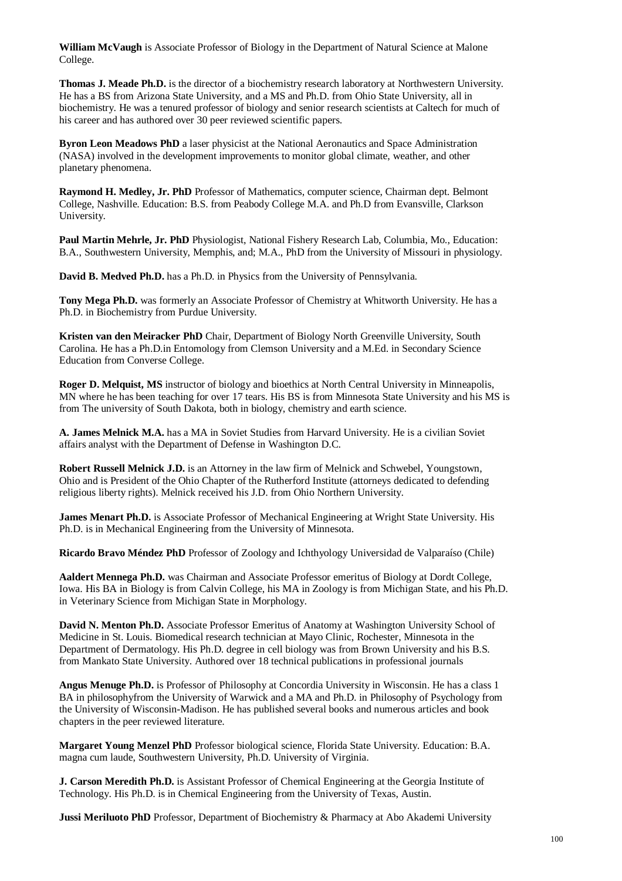**William McVaugh** is Associate Professor of Biology in the Department of Natural Science at Malone College.

**Thomas J. Meade Ph.D.** is the director of a biochemistry research laboratory at Northwestern University. He has a BS from Arizona State University, and a MS and Ph.D. from Ohio State University, all in biochemistry. He was a tenured professor of biology and senior research scientists at Caltech for much of his career and has authored over 30 peer reviewed scientific papers.

**Byron Leon Meadows PhD** a laser physicist at the National Aeronautics and Space Administration (NASA) involved in the development improvements to monitor global climate, weather, and other planetary phenomena.

**Raymond H. Medley, Jr. PhD** Professor of Mathematics, computer science, Chairman dept. Belmont College, Nashville. Education: B.S. from Peabody College M.A. and Ph.D from Evansville, Clarkson University.

**Paul Martin Mehrle, Jr. PhD** Physiologist, National Fishery Research Lab, Columbia, Mo., Education: B.A., Southwestern University, Memphis, and; M.A., PhD from the University of Missouri in physiology.

**David B. Medved Ph.D.** has a Ph.D. in Physics from the University of Pennsylvania.

**Tony Mega Ph.D.** was formerly an Associate Professor of Chemistry at Whitworth University. He has a Ph.D. in Biochemistry from Purdue University.

**Kristen van den Meiracker PhD** Chair, Department of Biology North Greenville University, South Carolina. He has a Ph.D.in Entomology from Clemson University and a M.Ed. in Secondary Science Education from Converse College.

**Roger D. Melquist, MS** instructor of biology and bioethics at North Central University in Minneapolis, MN where he has been teaching for over 17 tears. His BS is from Minnesota State University and his MS is from The university of South Dakota, both in biology, chemistry and earth science.

**A. James Melnick M.A.** has a MA in Soviet Studies from Harvard University. He is a civilian Soviet affairs analyst with the Department of Defense in Washington D.C.

**Robert Russell Melnick J.D.** is an Attorney in the law firm of Melnick and Schwebel, Youngstown, Ohio and is President of the Ohio Chapter of the Rutherford Institute (attorneys dedicated to defending religious liberty rights). Melnick received his J.D. from Ohio Northern University.

**James Menart Ph.D.** is Associate Professor of Mechanical Engineering at Wright State University. His Ph.D. is in Mechanical Engineering from the University of Minnesota.

**Ricardo Bravo Méndez PhD** Professor of Zoology and Ichthyology Universidad de Valparaíso (Chile)

**Aaldert Mennega Ph.D.** was Chairman and Associate Professor emeritus of Biology at Dordt College, Iowa. His BA in Biology is from Calvin College, his MA in Zoology is from Michigan State, and his Ph.D. in Veterinary Science from Michigan State in Morphology.

**David N. Menton Ph.D.** Associate Professor Emeritus of Anatomy at Washington University School of Medicine in St. Louis. Biomedical research technician at Mayo Clinic, Rochester, Minnesota in the Department of Dermatology. His Ph.D. degree in cell biology was from Brown University and his B.S. from Mankato State University. Authored over 18 technical publications in professional journals

**Angus Menuge Ph.D.** is Professor of Philosophy at Concordia University in Wisconsin. He has a class 1 BA in philosophyfrom the University of Warwick and a MA and Ph.D. in Philosophy of Psychology from the University of Wisconsin-Madison. He has published several books and numerous articles and book chapters in the peer reviewed literature.

**Margaret Young Menzel PhD** Professor biological science, Florida State University. Education: B.A. magna cum laude, Southwestern University, Ph.D. University of Virginia.

**J. Carson Meredith Ph.D.** is Assistant Professor of Chemical Engineering at the Georgia Institute of Technology. His Ph.D. is in Chemical Engineering from the University of Texas, Austin.

**Jussi Meriluoto PhD** Professor, Department of Biochemistry & Pharmacy at Abo Akademi University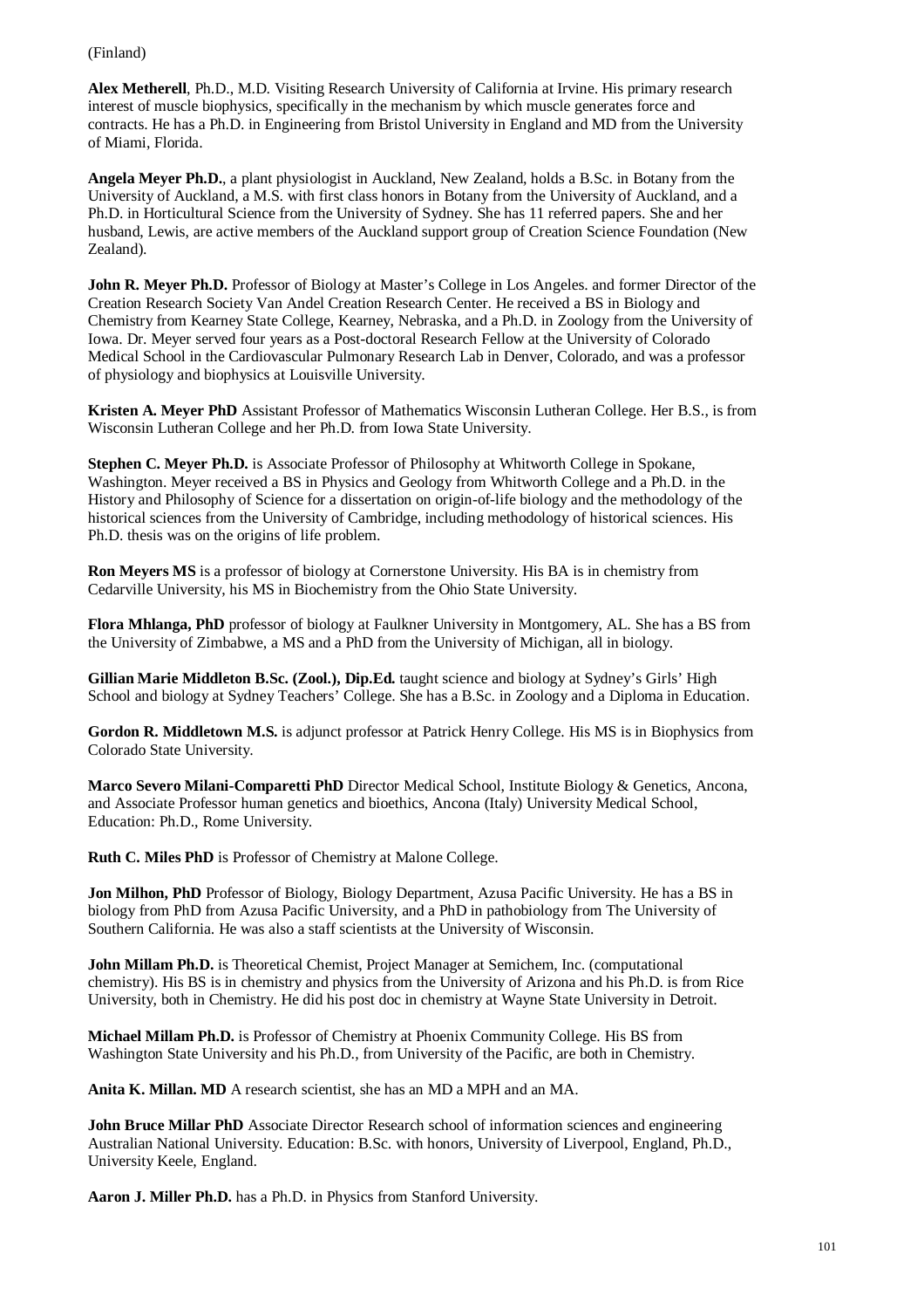(Finland)

**Alex Metherell**, Ph.D., M.D. Visiting Research University of California at Irvine. His primary research interest of muscle biophysics, specifically in the mechanism by which muscle generates force and contracts. He has a Ph.D. in Engineering from Bristol University in England and MD from the University of Miami, Florida.

**Angela Meyer Ph.D.**, a plant physiologist in Auckland, New Zealand, holds a B.Sc. in Botany from the University of Auckland, a M.S. with first class honors in Botany from the University of Auckland, and a Ph.D. in Horticultural Science from the University of Sydney. She has 11 referred papers. She and her husband, Lewis, are active members of the Auckland support group of Creation Science Foundation (New Zealand).

**John R. Meyer Ph.D.** Professor of Biology at Master's College in Los Angeles. and former Director of the Creation Research Society Van Andel Creation Research Center. He received a BS in Biology and Chemistry from Kearney State College, Kearney, Nebraska, and a Ph.D. in Zoology from the University of Iowa. Dr. Meyer served four years as a Post-doctoral Research Fellow at the University of Colorado Medical School in the Cardiovascular Pulmonary Research Lab in Denver, Colorado, and was a professor of physiology and biophysics at Louisville University.

**Kristen A. Meyer PhD** Assistant Professor of Mathematics Wisconsin Lutheran College. Her B.S., is from Wisconsin Lutheran College and her Ph.D. from Iowa State University.

**Stephen C. Meyer Ph.D.** is Associate Professor of Philosophy at Whitworth College in Spokane, Washington. Meyer received a BS in Physics and Geology from Whitworth College and a Ph.D. in the History and Philosophy of Science for a dissertation on origin-of-life biology and the methodology of the historical sciences from the University of Cambridge, including methodology of historical sciences. His Ph.D. thesis was on the origins of life problem.

**Ron Meyers MS** is a professor of biology at Cornerstone University. His BA is in chemistry from Cedarville University, his MS in Biochemistry from the Ohio State University.

**Flora Mhlanga, PhD** professor of biology at Faulkner University in Montgomery, AL. She has a BS from the University of Zimbabwe, a MS and a PhD from the University of Michigan, all in biology.

**Gillian Marie Middleton B.Sc. (Zool.), Dip.Ed.** taught science and biology at Sydney's Girls' High School and biology at Sydney Teachers' College. She has a B.Sc. in Zoology and a Diploma in Education.

**Gordon R. Middletown M.S.** is adjunct professor at Patrick Henry College. His MS is in Biophysics from Colorado State University.

**Marco Severo Milani-Comparetti PhD** Director Medical School, Institute Biology & Genetics, Ancona, and Associate Professor human genetics and bioethics, Ancona (Italy) University Medical School, Education: Ph.D., Rome University.

**Ruth C. Miles PhD** is Professor of Chemistry at Malone College.

**Jon Milhon, PhD** Professor of Biology, Biology Department, Azusa Pacific University. He has a BS in biology from PhD from Azusa Pacific University, and a PhD in pathobiology from The University of Southern California. He was also a staff scientists at the University of Wisconsin.

**John Millam Ph.D.** is Theoretical Chemist, Project Manager at Semichem, Inc. (computational chemistry). His BS is in chemistry and physics from the University of Arizona and his Ph.D. is from Rice University, both in Chemistry. He did his post doc in chemistry at Wayne State University in Detroit.

**Michael Millam Ph.D.** is Professor of Chemistry at Phoenix Community College. His BS from Washington State University and his Ph.D., from University of the Pacific, are both in Chemistry.

**Anita K. Millan. MD** A research scientist, she has an MD a MPH and an MA.

**John Bruce Millar PhD** Associate Director Research school of information sciences and engineering Australian National University. Education: B.Sc. with honors, University of Liverpool, England, Ph.D., University Keele, England.

**Aaron J. Miller Ph.D.** has a Ph.D. in Physics from Stanford University.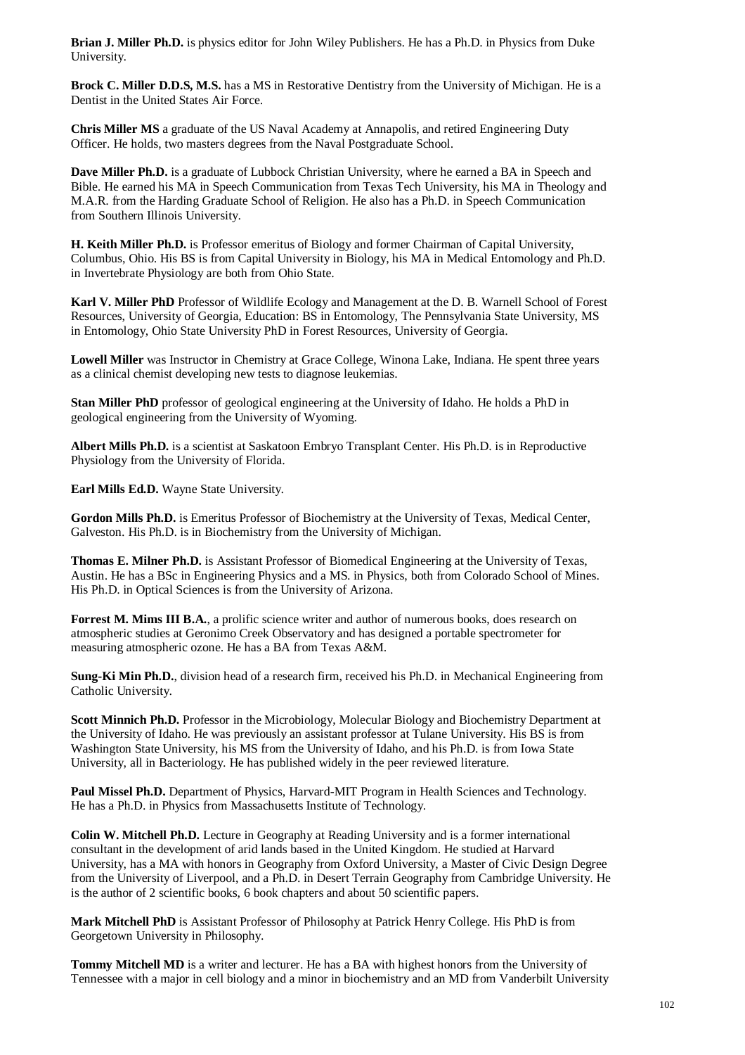**Brian J. Miller Ph.D.** is physics editor for John Wiley Publishers. He has a Ph.D. in Physics from Duke University.

**Brock C. Miller D.D.S, M.S.** has a MS in Restorative Dentistry from the University of Michigan. He is a Dentist in the United States Air Force.

**Chris Miller MS** a graduate of the US Naval Academy at Annapolis, and retired Engineering Duty Officer. He holds, two masters degrees from the Naval Postgraduate School.

**Dave Miller Ph.D.** is a graduate of Lubbock Christian University, where he earned a BA in Speech and Bible. He earned his MA in Speech Communication from Texas Tech University, his MA in Theology and M.A.R. from the Harding Graduate School of Religion. He also has a Ph.D. in Speech Communication from Southern Illinois University.

**H. Keith Miller Ph.D.** is Professor emeritus of Biology and former Chairman of Capital University, Columbus, Ohio. His BS is from Capital University in Biology, his MA in Medical Entomology and Ph.D. in Invertebrate Physiology are both from Ohio State.

**Karl V. Miller PhD** Professor of Wildlife Ecology and Management at the D. B. Warnell School of Forest Resources, University of Georgia, Education: BS in Entomology, The Pennsylvania State University, MS in Entomology, Ohio State University PhD in Forest Resources, University of Georgia.

**Lowell Miller** was Instructor in Chemistry at Grace College, Winona Lake, Indiana. He spent three years as a clinical chemist developing new tests to diagnose leukemias.

**Stan Miller PhD** professor of geological engineering at the University of Idaho. He holds a PhD in geological engineering from the University of Wyoming.

**Albert Mills Ph.D.** is a scientist at Saskatoon Embryo Transplant Center. His Ph.D. is in Reproductive Physiology from the University of Florida.

**Earl Mills Ed.D.** Wayne State University.

**Gordon Mills Ph.D.** is Emeritus Professor of Biochemistry at the University of Texas, Medical Center, Galveston. His Ph.D. is in Biochemistry from the University of Michigan.

**Thomas E. Milner Ph.D.** is Assistant Professor of Biomedical Engineering at the University of Texas, Austin. He has a BSc in Engineering Physics and a MS. in Physics, both from Colorado School of Mines. His Ph.D. in Optical Sciences is from the University of Arizona.

**Forrest M. Mims III B.A.**, a prolific science writer and author of numerous books, does research on atmospheric studies at Geronimo Creek Observatory and has designed a portable spectrometer for measuring atmospheric ozone. He has a BA from Texas A&M.

**Sung-Ki Min Ph.D.**, division head of a research firm, received his Ph.D. in Mechanical Engineering from Catholic University.

**Scott Minnich Ph.D.** Professor in the Microbiology, Molecular Biology and Biochemistry Department at the University of Idaho. He was previously an assistant professor at Tulane University. His BS is from Washington State University, his MS from the University of Idaho, and his Ph.D. is from Iowa State University, all in Bacteriology. He has published widely in the peer reviewed literature.

**Paul Missel Ph.D.** Department of Physics, Harvard-MIT Program in Health Sciences and Technology. He has a Ph.D. in Physics from Massachusetts Institute of Technology.

**Colin W. Mitchell Ph.D.** Lecture in Geography at Reading University and is a former international consultant in the development of arid lands based in the United Kingdom. He studied at Harvard University, has a MA with honors in Geography from Oxford University, a Master of Civic Design Degree from the University of Liverpool, and a Ph.D. in Desert Terrain Geography from Cambridge University. He is the author of 2 scientific books, 6 book chapters and about 50 scientific papers.

**Mark Mitchell PhD** is Assistant Professor of Philosophy at Patrick Henry College. His PhD is from Georgetown University in Philosophy.

**Tommy Mitchell MD** is a writer and lecturer. He has a BA with highest honors from the University of Tennessee with a major in cell biology and a minor in biochemistry and an MD from Vanderbilt University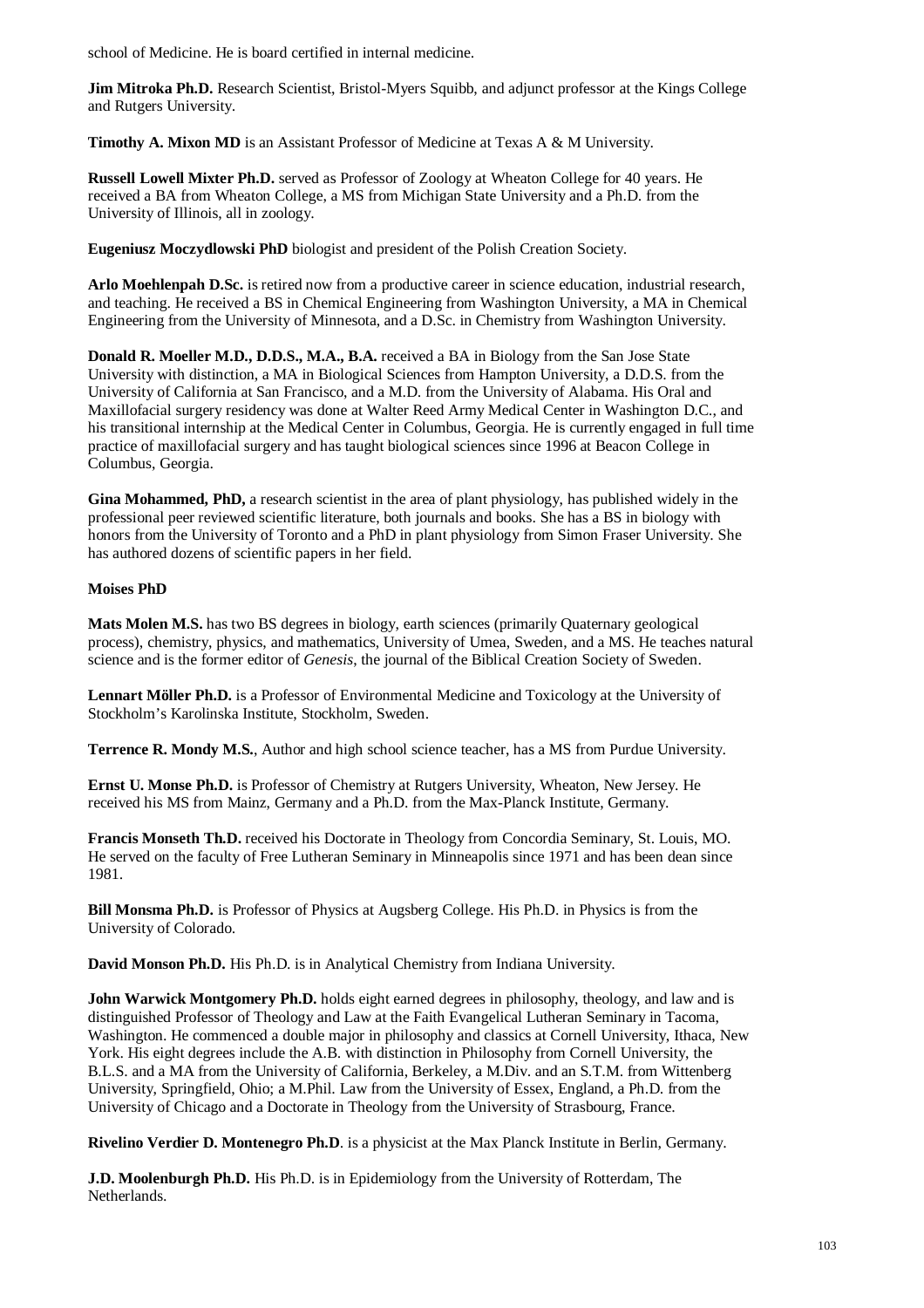school of Medicine. He is board certified in internal medicine.

**Jim Mitroka Ph.D.** Research Scientist, Bristol-Myers Squibb, and adjunct professor at the Kings College and Rutgers University.

**Timothy A. Mixon MD** is an Assistant Professor of Medicine at Texas A & M University.

**Russell Lowell Mixter Ph.D.** served as Professor of Zoology at Wheaton College for 40 years. He received a BA from Wheaton College, a MS from Michigan State University and a Ph.D. from the University of Illinois, all in zoology.

**Eugeniusz Moczydlowski PhD** biologist and president of the Polish Creation Society.

**Arlo Moehlenpah D.Sc.** is retired now from a productive career in science education, industrial research, and teaching. He received a BS in Chemical Engineering from Washington University, a MA in Chemical Engineering from the University of Minnesota, and a D.Sc. in Chemistry from Washington University.

**Donald R. Moeller M.D., D.D.S., M.A., B.A.** received a BA in Biology from the San Jose State University with distinction, a MA in Biological Sciences from Hampton University, a D.D.S. from the University of California at San Francisco, and a M.D. from the University of Alabama. His Oral and Maxillofacial surgery residency was done at Walter Reed Army Medical Center in Washington D.C., and his transitional internship at the Medical Center in Columbus, Georgia. He is currently engaged in full time practice of maxillofacial surgery and has taught biological sciences since 1996 at Beacon College in Columbus, Georgia.

**Gina Mohammed, PhD,** a research scientist in the area of plant physiology, has published widely in the professional peer reviewed scientific literature, both journals and books. She has a BS in biology with honors from the University of Toronto and a PhD in plant physiology from Simon Fraser University. She has authored dozens of scientific papers in her field.

**Moises PhD**

**Mats Molen M.S.** has two BS degrees in biology, earth sciences (primarily Quaternary geological process), chemistry, physics, and mathematics, University of Umea, Sweden, and a MS. He teaches natural science and is the former editor of *Genesis*, the journal of the Biblical Creation Society of Sweden.

**Lennart Möller Ph.D.** is a Professor of Environmental Medicine and Toxicology at the University of Stockholm's Karolinska Institute, Stockholm, Sweden.

**Terrence R. Mondy M.S.**, Author and high school science teacher, has a MS from Purdue University.

**Ernst U. Monse Ph.D.** is Professor of Chemistry at Rutgers University, Wheaton, New Jersey. He received his MS from Mainz, Germany and a Ph.D. from the Max-Planck Institute, Germany.

**Francis Monseth Th.D.** received his Doctorate in Theology from Concordia Seminary, St. Louis, MO. He served on the faculty of Free Lutheran Seminary in Minneapolis since 1971 and has been dean since 1981.

**Bill Monsma Ph.D.** is Professor of Physics at Augsberg College. His Ph.D. in Physics is from the University of Colorado.

**David Monson Ph.D.** His Ph.D. is in Analytical Chemistry from Indiana University.

**John Warwick Montgomery Ph.D.** holds eight earned degrees in philosophy, theology, and law and is distinguished Professor of Theology and Law at the Faith Evangelical Lutheran Seminary in Tacoma, Washington. He commenced a double major in philosophy and classics at Cornell University, Ithaca, New York. His eight degrees include the A.B. with distinction in Philosophy from Cornell University, the B.L.S. and a MA from the University of California, Berkeley, a M.Div. and an S.T.M. from Wittenberg University, Springfield, Ohio; a M.Phil. Law from the University of Essex, England, a Ph.D. from the University of Chicago and a Doctorate in Theology from the University of Strasbourg, France.

**Rivelino Verdier D. Montenegro Ph.D**. is a physicist at the Max Planck Institute in Berlin, Germany.

**J.D. Moolenburgh Ph.D.** His Ph.D. is in Epidemiology from the University of Rotterdam, The Netherlands.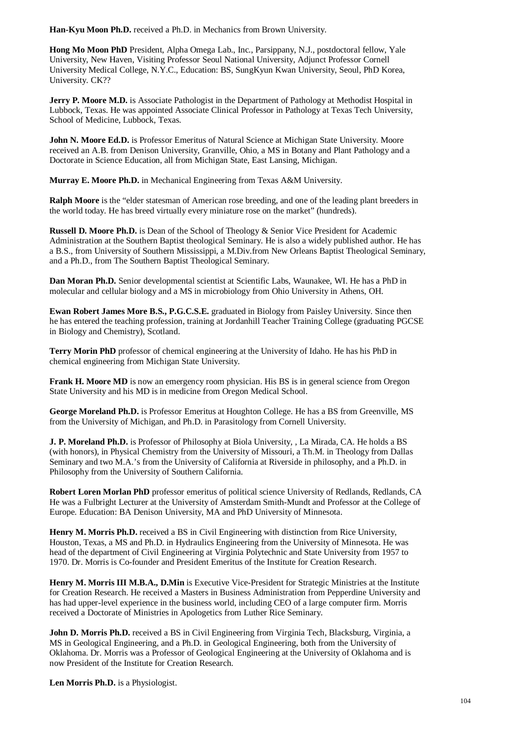**Han-Kyu Moon Ph.D.** received a Ph.D. in Mechanics from Brown University.

**Hong Mo Moon PhD** President, Alpha Omega Lab., Inc., Parsippany, N.J., postdoctoral fellow, Yale University, New Haven, Visiting Professor Seoul National University, Adjunct Professor Cornell University Medical College, N.Y.C., Education: BS, SungKyun Kwan University, Seoul, PhD Korea, University. CK??

**Jerry P. Moore M.D.** is Associate Pathologist in the Department of Pathology at Methodist Hospital in Lubbock, Texas. He was appointed Associate Clinical Professor in Pathology at Texas Tech University, School of Medicine, Lubbock, Texas.

**John N. Moore Ed.D.** is Professor Emeritus of Natural Science at Michigan State University. Moore received an A.B. from Denison University, Granville, Ohio, a MS in Botany and Plant Pathology and a Doctorate in Science Education, all from Michigan State, East Lansing, Michigan.

**Murray E. Moore Ph.D.** in Mechanical Engineering from Texas A&M University.

**Ralph Moore** is the "elder statesman of American rose breeding, and one of the leading plant breeders in the world today. He has breed virtually every miniature rose on the market" (hundreds).

**Russell D. Moore Ph.D.** is Dean of the School of Theology & Senior Vice President for Academic Administration at the Southern Baptist theological Seminary. He is also a widely published author. He has a B.S., from University of Southern Mississippi, a M.Div.from New Orleans Baptist Theological Seminary, and a Ph.D., from The Southern Baptist Theological Seminary.

**Dan Moran Ph.D.** Senior developmental scientist at Scientific Labs, Waunakee, WI. He has a PhD in molecular and cellular biology and a MS in microbiology from Ohio University in Athens, OH.

**Ewan Robert James More B.S., P.G.C.S.E.** graduated in Biology from Paisley University. Since then he has entered the teaching profession, training at Jordanhill Teacher Training College (graduating PGCSE in Biology and Chemistry), Scotland.

**Terry Morin PhD** professor of chemical engineering at the University of Idaho. He has his PhD in chemical engineering from Michigan State University.

**Frank H. Moore MD** is now an emergency room physician. His BS is in general science from Oregon State University and his MD is in medicine from Oregon Medical School.

**George Moreland Ph.D.** is Professor Emeritus at Houghton College. He has a BS from Greenville, MS from the University of Michigan, and Ph.D. in Parasitology from Cornell University.

**J. P. Moreland Ph.D.** is Professor of Philosophy at Biola University, , La Mirada, CA. He holds a BS (with honors), in Physical Chemistry from the University of Missouri, a Th.M. in Theology from Dallas Seminary and two M.A.'s from the University of California at Riverside in philosophy, and a Ph.D. in Philosophy from the University of Southern California.

**Robert Loren Morlan PhD** professor emeritus of political science University of Redlands, Redlands, CA He was a Fulbright Lecturer at the University of Amsterdam Smith-Mundt and Professor at the College of Europe. Education: BA Denison University, MA and PhD University of Minnesota.

**Henry M. Morris Ph.D.** received a BS in Civil Engineering with distinction from Rice University, Houston, Texas, a MS and Ph.D. in Hydraulics Engineering from the University of Minnesota. He was head of the department of Civil Engineering at Virginia Polytechnic and State University from 1957 to 1970. Dr. Morris is Co-founder and President Emeritus of the Institute for Creation Research.

**Henry M. Morris III M.B.A., D.Min** is Executive Vice-President for Strategic Ministries at the Institute for Creation Research. He received a Masters in Business Administration from Pepperdine University and has had upper-level experience in the business world, including CEO of a large computer firm. Morris received a Doctorate of Ministries in Apologetics from Luther Rice Seminary.

**John D. Morris Ph.D.** received a BS in Civil Engineering from Virginia Tech, Blacksburg, Virginia, a MS in Geological Engineering, and a Ph.D. in Geological Engineering, both from the University of Oklahoma. Dr. Morris was a Professor of Geological Engineering at the University of Oklahoma and is now President of the Institute for Creation Research.

**Len Morris Ph.D.** is a Physiologist.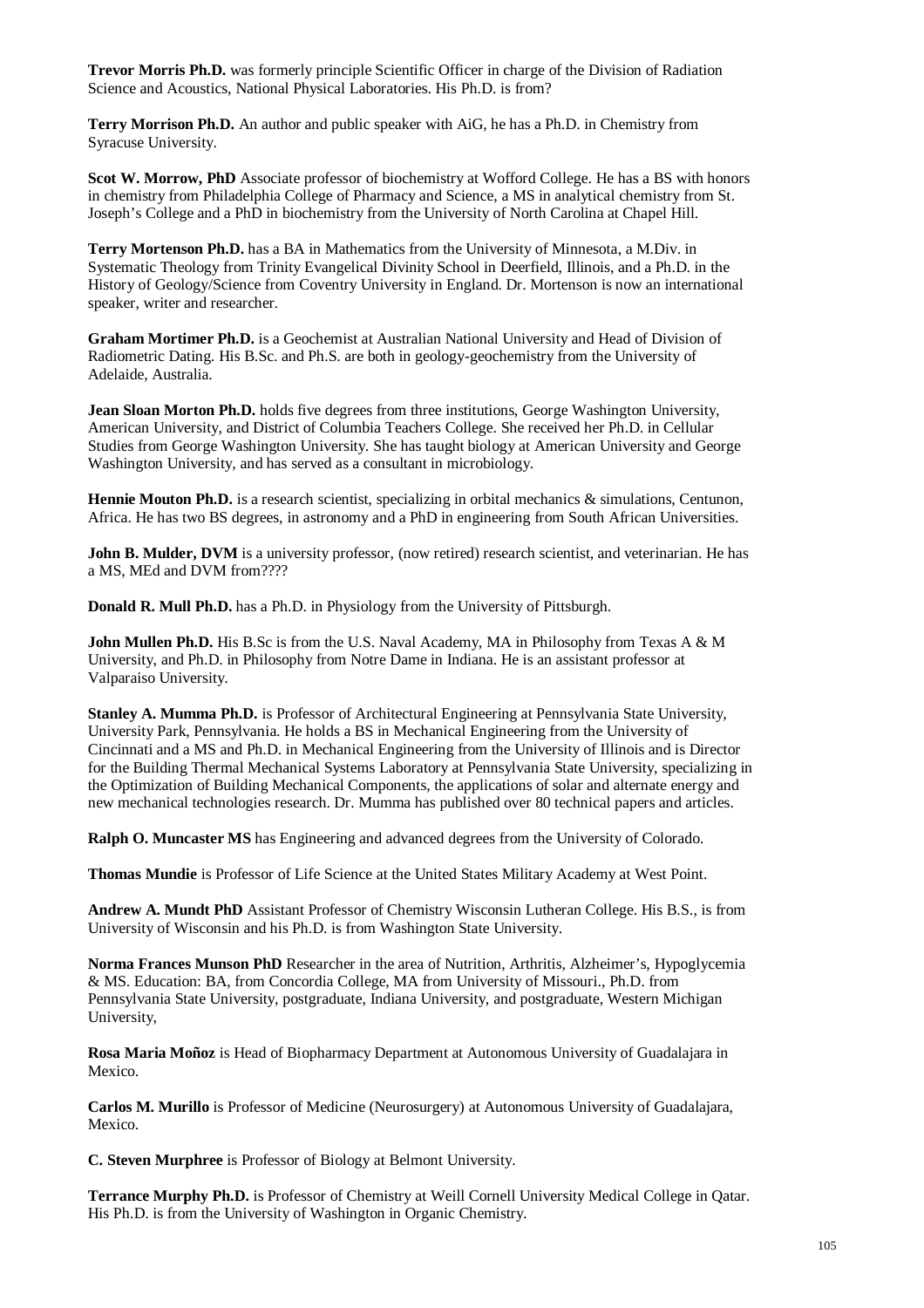**Trevor Morris Ph.D.** was formerly principle Scientific Officer in charge of the Division of Radiation Science and Acoustics, National Physical Laboratories. His Ph.D. is from?

**Terry Morrison Ph.D.** An author and public speaker with AiG, he has a Ph.D. in Chemistry from Syracuse University.

**Scot W. Morrow, PhD** Associate professor of biochemistry at Wofford College. He has a BS with honors in chemistry from Philadelphia College of Pharmacy and Science, a MS in analytical chemistry from St. Joseph's College and a PhD in biochemistry from the University of North Carolina at Chapel Hill.

**Terry Mortenson Ph.D.** has a BA in Mathematics from the University of Minnesota, a M.Div. in Systematic Theology from Trinity Evangelical Divinity School in Deerfield, Illinois, and a Ph.D. in the History of Geology/Science from Coventry University in England. Dr. Mortenson is now an international speaker, writer and researcher.

**Graham Mortimer Ph.D.** is a Geochemist at Australian National University and Head of Division of Radiometric Dating. His B.Sc. and Ph.S. are both in geology-geochemistry from the University of Adelaide, Australia.

**Jean Sloan Morton Ph.D.** holds five degrees from three institutions, George Washington University, American University, and District of Columbia Teachers College. She received her Ph.D. in Cellular Studies from George Washington University. She has taught biology at American University and George Washington University, and has served as a consultant in microbiology.

**Hennie Mouton Ph.D.** is a research scientist, specializing in orbital mechanics & simulations, Centunon, Africa. He has two BS degrees, in astronomy and a PhD in engineering from South African Universities.

**John B. Mulder, DVM** is a university professor, (now retired) research scientist, and veterinarian. He has a MS, MEd and DVM from????

**Donald R. Mull Ph.D.** has a Ph.D. in Physiology from the University of Pittsburgh.

**John Mullen Ph.D.** His B.Sc is from the U.S. Naval Academy, MA in Philosophy from Texas A & M University, and Ph.D. in Philosophy from Notre Dame in Indiana. He is an assistant professor at Valparaiso University.

**Stanley A. Mumma Ph.D.** is Professor of Architectural Engineering at Pennsylvania State University, University Park, Pennsylvania. He holds a BS in Mechanical Engineering from the University of Cincinnati and a MS and Ph.D. in Mechanical Engineering from the University of Illinois and is Director for the Building Thermal Mechanical Systems Laboratory at Pennsylvania State University, specializing in the Optimization of Building Mechanical Components, the applications of solar and alternate energy and new mechanical technologies research. Dr. Mumma has published over 80 technical papers and articles.

**Ralph O. Muncaster MS** has Engineering and advanced degrees from the University of Colorado.

**Thomas Mundie** is Professor of Life Science at the United States Military Academy at West Point.

**Andrew A. Mundt PhD** Assistant Professor of Chemistry Wisconsin Lutheran College. His B.S., is from University of Wisconsin and his Ph.D. is from Washington State University.

**Norma Frances Munson PhD** Researcher in the area of Nutrition, Arthritis, Alzheimer's, Hypoglycemia & MS. Education: BA, from Concordia College, MA from University of Missouri., Ph.D. from Pennsylvania State University, postgraduate, Indiana University, and postgraduate, Western Michigan University,

**Rosa Maria Moñoz** is Head of Biopharmacy Department at Autonomous University of Guadalajara in Mexico.

**Carlos M. Murillo** is Professor of Medicine (Neurosurgery) at Autonomous University of Guadalajara, Mexico.

**C. Steven Murphree** is Professor of Biology at Belmont University.

**Terrance Murphy Ph.D.** is Professor of Chemistry at Weill Cornell University Medical College in Qatar. His Ph.D. is from the University of Washington in Organic Chemistry.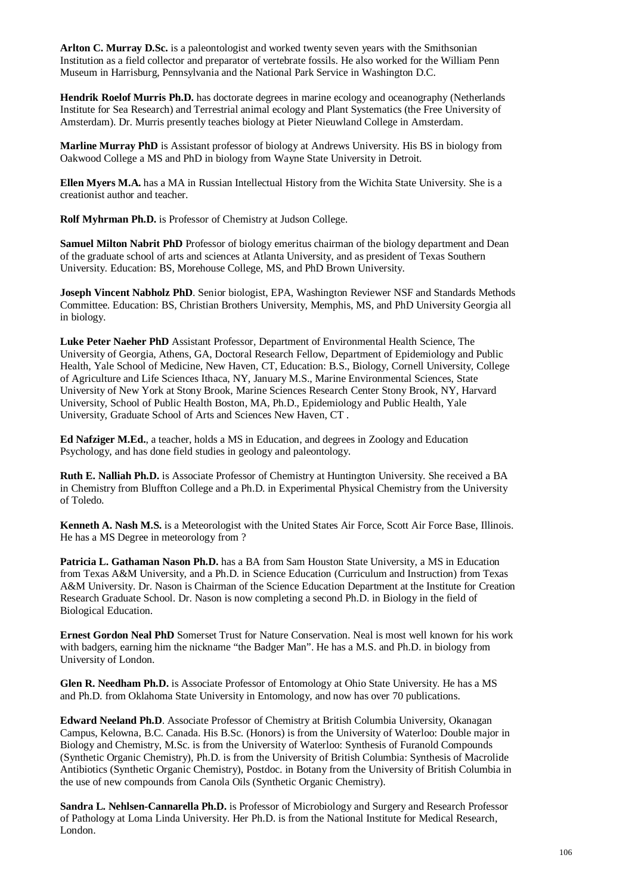**Arlton C. Murray D.Sc.** is a paleontologist and worked twenty seven years with the Smithsonian Institution as a field collector and preparator of vertebrate fossils. He also worked for the William Penn Museum in Harrisburg, Pennsylvania and the National Park Service in Washington D.C.

**Hendrik Roelof Murris Ph.D.** has doctorate degrees in marine ecology and oceanography (Netherlands Institute for Sea Research) and Terrestrial animal ecology and Plant Systematics (the Free University of Amsterdam). Dr. Murris presently teaches biology at Pieter Nieuwland College in Amsterdam.

**Marline Murray PhD** is Assistant professor of biology at Andrews University. His BS in biology from Oakwood College a MS and PhD in biology from Wayne State University in Detroit.

**Ellen Myers M.A.** has a MA in Russian Intellectual History from the Wichita State University. She is a creationist author and teacher.

**Rolf Myhrman Ph.D.** is Professor of Chemistry at Judson College.

**Samuel Milton Nabrit PhD** Professor of biology emeritus chairman of the biology department and Dean of the graduate school of arts and sciences at Atlanta University, and as president of Texas Southern University. Education: BS, Morehouse College, MS, and PhD Brown University.

**Joseph Vincent Nabholz PhD**. Senior biologist, EPA, Washington Reviewer NSF and Standards Methods Committee. Education: BS, Christian Brothers University, Memphis, MS, and PhD University Georgia all in biology.

**Luke Peter Naeher PhD** Assistant Professor, Department of Environmental Health Science, The University of Georgia, Athens, GA, Doctoral Research Fellow, Department of Epidemiology and Public Health, Yale School of Medicine, New Haven, CT, Education: B.S., Biology, Cornell University, College of Agriculture and Life Sciences Ithaca, NY, January M.S., Marine Environmental Sciences, State University of New York at Stony Brook, Marine Sciences Research Center Stony Brook, NY, Harvard University, School of Public Health Boston, MA, Ph.D., Epidemiology and Public Health, Yale University, Graduate School of Arts and Sciences New Haven, CT .

**Ed Nafziger M.Ed.**, a teacher, holds a MS in Education, and degrees in Zoology and Education Psychology, and has done field studies in geology and paleontology.

**Ruth E. Nalliah Ph.D.** is Associate Professor of Chemistry at Huntington University. She received a BA in Chemistry from Bluffton College and a Ph.D. in Experimental Physical Chemistry from the University of Toledo.

**Kenneth A. Nash M.S.** is a Meteorologist with the United States Air Force, Scott Air Force Base, Illinois. He has a MS Degree in meteorology from ?

**Patricia L. Gathaman Nason Ph.D.** has a BA from Sam Houston State University, a MS in Education from Texas A&M University, and a Ph.D. in Science Education (Curriculum and Instruction) from Texas A&M University. Dr. Nason is Chairman of the Science Education Department at the Institute for Creation Research Graduate School. Dr. Nason is now completing a second Ph.D. in Biology in the field of Biological Education.

**Ernest Gordon Neal PhD** Somerset Trust for Nature Conservation. Neal is most well known for his work with badgers, earning him the nickname "the Badger Man". He has a M.S. and Ph.D. in biology from University of London.

**Glen R. Needham Ph.D.** is Associate Professor of Entomology at Ohio State University. He has a MS and Ph.D. from Oklahoma State University in Entomology, and now has over 70 publications.

**Edward Neeland Ph.D**. Associate Professor of Chemistry at British Columbia University, Okanagan Campus, Kelowna, B.C. Canada. His B.Sc. (Honors) is from the University of Waterloo: Double major in Biology and Chemistry, M.Sc. is from the University of Waterloo: Synthesis of Furanold Compounds (Synthetic Organic Chemistry), Ph.D. is from the University of British Columbia: Synthesis of Macrolide Antibiotics (Synthetic Organic Chemistry), Postdoc. in Botany from the University of British Columbia in the use of new compounds from Canola Oils (Synthetic Organic Chemistry).

**Sandra L. Nehlsen-Cannarella Ph.D.** is Professor of Microbiology and Surgery and Research Professor of Pathology at Loma Linda University. Her Ph.D. is from the National Institute for Medical Research, London.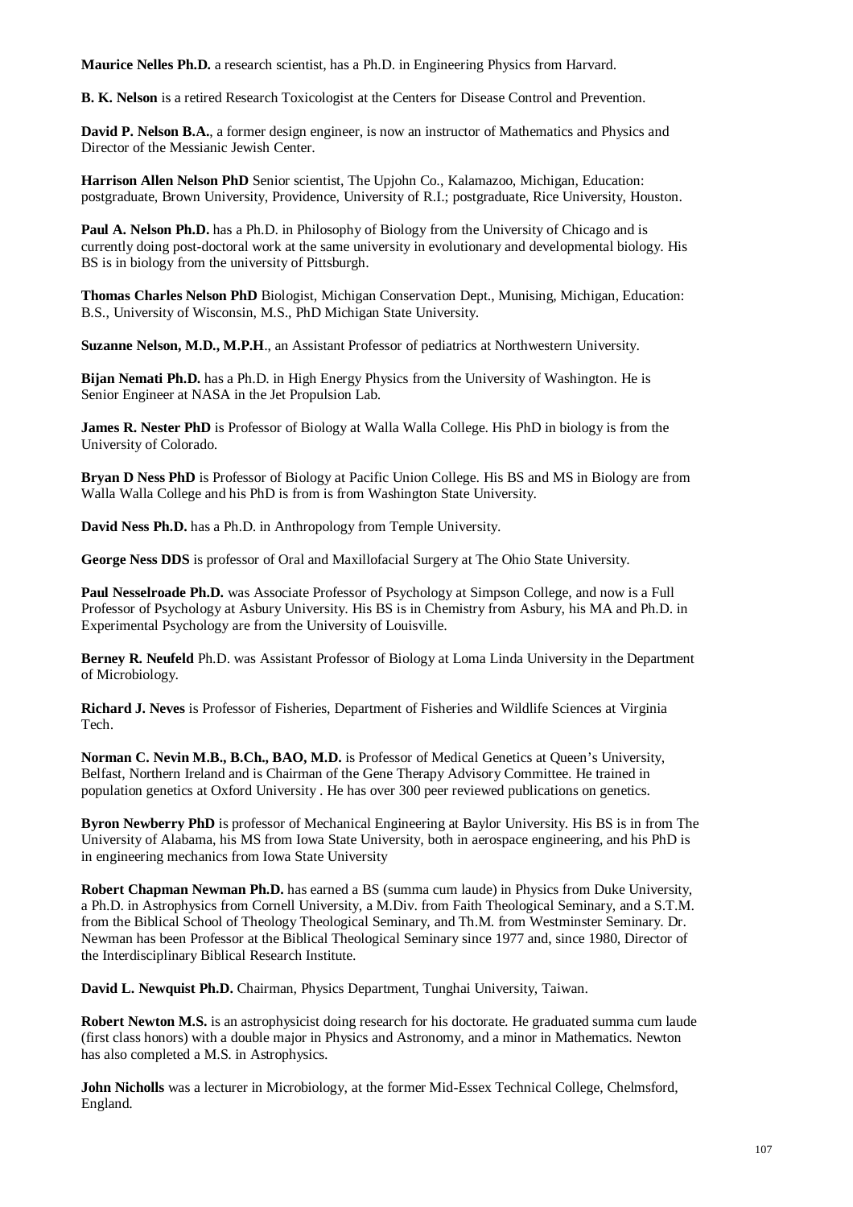**Maurice Nelles Ph.D.** a research scientist, has a Ph.D. in Engineering Physics from Harvard.

**B. K. Nelson** is a retired Research Toxicologist at the Centers for Disease Control and Prevention.

**David P. Nelson B.A.**, a former design engineer, is now an instructor of Mathematics and Physics and Director of the Messianic Jewish Center.

**Harrison Allen Nelson PhD** Senior scientist, The Upjohn Co., Kalamazoo, Michigan, Education: postgraduate, Brown University, Providence, University of R.I.; postgraduate, Rice University, Houston.

**Paul A. Nelson Ph.D.** has a Ph.D. in Philosophy of Biology from the University of Chicago and is currently doing post-doctoral work at the same university in evolutionary and developmental biology. His BS is in biology from the university of Pittsburgh.

**Thomas Charles Nelson PhD** Biologist, Michigan Conservation Dept., Munising, Michigan, Education: B.S., University of Wisconsin, M.S., PhD Michigan State University.

**Suzanne Nelson, M.D., M.P.H**., an Assistant Professor of pediatrics at Northwestern University.

**Bijan Nemati Ph.D.** has a Ph.D. in High Energy Physics from the University of Washington. He is Senior Engineer at NASA in the Jet Propulsion Lab.

**James R. Nester PhD** is Professor of Biology at Walla Walla College. His PhD in biology is from the University of Colorado.

**Bryan D Ness PhD** is Professor of Biology at Pacific Union College. His BS and MS in Biology are from Walla Walla College and his PhD is from is from Washington State University.

**David Ness Ph.D.** has a Ph.D. in Anthropology from Temple University.

**George Ness DDS** is professor of Oral and Maxillofacial Surgery at The Ohio State University.

**Paul Nesselroade Ph.D.** was Associate Professor of Psychology at Simpson College, and now is a Full Professor of Psychology at Asbury University. His BS is in Chemistry from Asbury, his MA and Ph.D. in Experimental Psychology are from the University of Louisville.

**Berney R. Neufeld** Ph.D. was Assistant Professor of Biology at Loma Linda University in the Department of Microbiology.

**Richard J. Neves** is Professor of Fisheries, Department of Fisheries and Wildlife Sciences at Virginia Tech.

**Norman C. Nevin M.B., B.Ch., BAO, M.D.** is Professor of Medical Genetics at Queen's University, Belfast, Northern Ireland and is Chairman of the Gene Therapy Advisory Committee. He trained in population genetics at Oxford University . He has over 300 peer reviewed publications on genetics.

**Byron Newberry PhD** is professor of Mechanical Engineering at Baylor University. His BS is in from The University of Alabama, his MS from Iowa State University, both in aerospace engineering, and his PhD is in engineering mechanics from Iowa State University

**Robert Chapman Newman Ph.D.** has earned a BS (summa cum laude) in Physics from Duke University, a Ph.D. in Astrophysics from Cornell University, a M.Div. from Faith Theological Seminary, and a S.T.M. from the Biblical School of Theology Theological Seminary, and Th.M. from Westminster Seminary. Dr. Newman has been Professor at the Biblical Theological Seminary since 1977 and, since 1980, Director of the Interdisciplinary Biblical Research Institute.

**David L. Newquist Ph.D.** Chairman, Physics Department, Tunghai University, Taiwan.

**Robert Newton M.S.** is an astrophysicist doing research for his doctorate. He graduated summa cum laude (first class honors) with a double major in Physics and Astronomy, and a minor in Mathematics. Newton has also completed a M.S. in Astrophysics.

**John Nicholls** was a lecturer in Microbiology, at the former Mid-Essex Technical College, Chelmsford, England.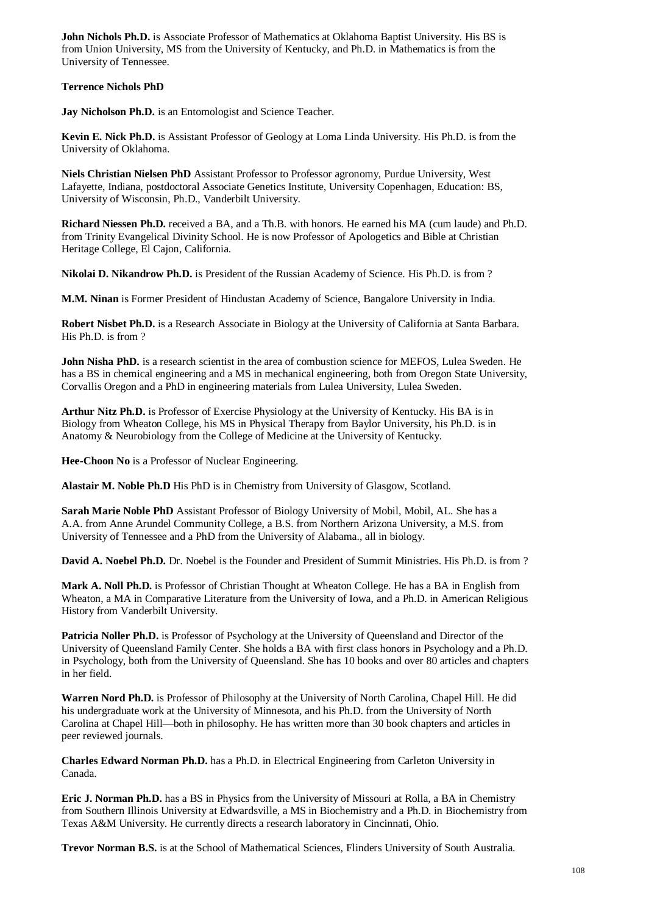**John Nichols Ph.D.** is Associate Professor of Mathematics at Oklahoma Baptist University. His BS is from Union University, MS from the University of Kentucky, and Ph.D. in Mathematics is from the University of Tennessee.

**Terrence Nichols PhD**

**Jay Nicholson Ph.D.** is an Entomologist and Science Teacher.

**Kevin E. Nick Ph.D.** is Assistant Professor of Geology at Loma Linda University. His Ph.D. is from the University of Oklahoma.

**Niels Christian Nielsen PhD** Assistant Professor to Professor agronomy, Purdue University, West Lafayette, Indiana, postdoctoral Associate Genetics Institute, University Copenhagen, Education: BS, University of Wisconsin, Ph.D., Vanderbilt University.

**Richard Niessen Ph.D.** received a BA, and a Th.B. with honors. He earned his MA (cum laude) and Ph.D. from Trinity Evangelical Divinity School. He is now Professor of Apologetics and Bible at Christian Heritage College, El Cajon, California.

**Nikolai D. Nikandrow Ph.D.** is President of the Russian Academy of Science. His Ph.D. is from ?

**M.M. Ninan** is Former President of Hindustan Academy of Science, Bangalore University in India.

**Robert Nisbet Ph.D.** is a Research Associate in Biology at the University of California at Santa Barbara. His Ph.D. is from ?

**John Nisha PhD.** is a research scientist in the area of combustion science for MEFOS, Lulea Sweden. He has a BS in chemical engineering and a MS in mechanical engineering, both from Oregon State University, Corvallis Oregon and a PhD in engineering materials from Lulea University, Lulea Sweden.

**Arthur Nitz Ph.D.** is Professor of Exercise Physiology at the University of Kentucky. His BA is in Biology from Wheaton College, his MS in Physical Therapy from Baylor University, his Ph.D. is in Anatomy & Neurobiology from the College of Medicine at the University of Kentucky.

**Hee-Choon No** is a Professor of Nuclear Engineering.

**Alastair M. Noble Ph.D** His PhD is in Chemistry from University of Glasgow, Scotland.

**Sarah Marie Noble PhD** Assistant Professor of Biology University of Mobil, Mobil, AL. She has a A.A. from Anne Arundel Community College, a B.S. from Northern Arizona University, a M.S. from University of Tennessee and a PhD from the University of Alabama., all in biology.

**David A. Noebel Ph.D.** Dr. Noebel is the Founder and President of Summit Ministries. His Ph.D. is from ?

**Mark A. Noll Ph.D.** is Professor of Christian Thought at Wheaton College. He has a BA in English from Wheaton, a MA in Comparative Literature from the University of Iowa, and a Ph.D. in American Religious History from Vanderbilt University.

**Patricia Noller Ph.D.** is Professor of Psychology at the University of Queensland and Director of the University of Queensland Family Center. She holds a BA with first class honors in Psychology and a Ph.D. in Psychology, both from the University of Queensland. She has 10 books and over 80 articles and chapters in her field.

**Warren Nord Ph.D.** is Professor of Philosophy at the University of North Carolina, Chapel Hill. He did his undergraduate work at the University of Minnesota, and his Ph.D. from the University of North Carolina at Chapel Hill—both in philosophy. He has written more than 30 book chapters and articles in peer reviewed journals.

**Charles Edward Norman Ph.D.** has a Ph.D. in Electrical Engineering from Carleton University in Canada.

**Eric J. Norman Ph.D.** has a BS in Physics from the University of Missouri at Rolla, a BA in Chemistry from Southern Illinois University at Edwardsville, a MS in Biochemistry and a Ph.D. in Biochemistry from Texas A&M University. He currently directs a research laboratory in Cincinnati, Ohio.

**Trevor Norman B.S.** is at the School of Mathematical Sciences, Flinders University of South Australia.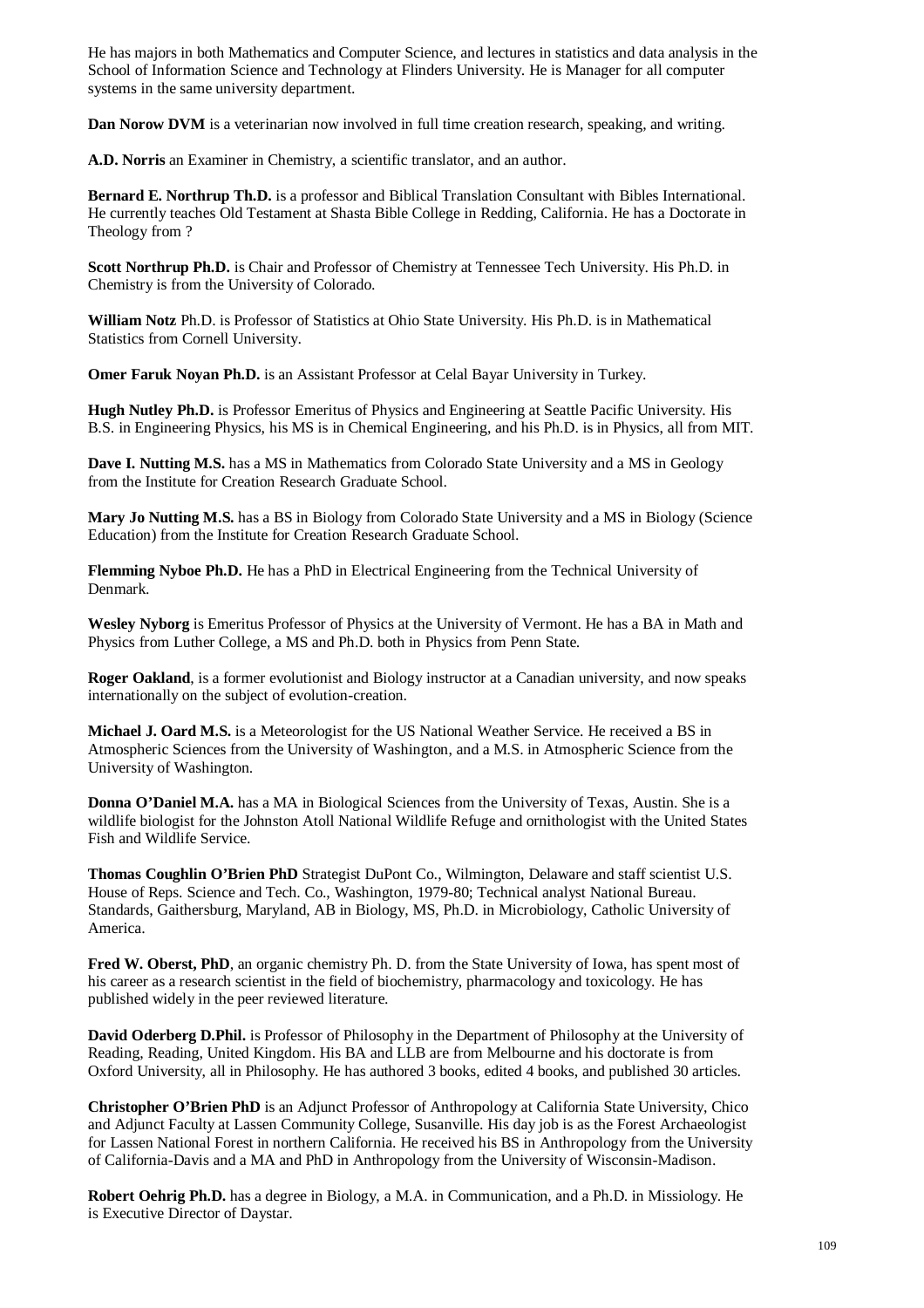He has majors in both Mathematics and Computer Science, and lectures in statistics and data analysis in the School of Information Science and Technology at Flinders University. He is Manager for all computer systems in the same university department.

**Dan Norow DVM** is a veterinarian now involved in full time creation research, speaking, and writing.

**A.D. Norris** an Examiner in Chemistry, a scientific translator, and an author.

**Bernard E. Northrup Th.D.** is a professor and Biblical Translation Consultant with Bibles International. He currently teaches Old Testament at Shasta Bible College in Redding, California. He has a Doctorate in Theology from ?

**Scott Northrup Ph.D.** is Chair and Professor of Chemistry at Tennessee Tech University. His Ph.D. in Chemistry is from the University of Colorado.

**William Notz** Ph.D. is Professor of Statistics at Ohio State University. His Ph.D. is in Mathematical Statistics from Cornell University.

**Omer Faruk Noyan Ph.D.** is an Assistant Professor at Celal Bayar University in Turkey.

**Hugh Nutley Ph.D.** is Professor Emeritus of Physics and Engineering at Seattle Pacific University. His B.S. in Engineering Physics, his MS is in Chemical Engineering, and his Ph.D. is in Physics, all from MIT.

**Dave I. Nutting M.S.** has a MS in Mathematics from Colorado State University and a MS in Geology from the Institute for Creation Research Graduate School.

**Mary Jo Nutting M.S.** has a BS in Biology from Colorado State University and a MS in Biology (Science Education) from the Institute for Creation Research Graduate School.

**Flemming Nyboe Ph.D.** He has a PhD in Electrical Engineering from the Technical University of Denmark.

**Wesley Nyborg** is Emeritus Professor of Physics at the University of Vermont. He has a BA in Math and Physics from Luther College, a MS and Ph.D. both in Physics from Penn State.

**Roger Oakland**, is a former evolutionist and Biology instructor at a Canadian university, and now speaks internationally on the subject of evolution-creation.

**Michael J. Oard M.S.** is a Meteorologist for the US National Weather Service. He received a BS in Atmospheric Sciences from the University of Washington, and a M.S. in Atmospheric Science from the University of Washington.

**Donna O'Daniel M.A.** has a MA in Biological Sciences from the University of Texas, Austin. She is a wildlife biologist for the Johnston Atoll National Wildlife Refuge and ornithologist with the United States Fish and Wildlife Service.

**Thomas Coughlin O'Brien PhD** Strategist DuPont Co., Wilmington, Delaware and staff scientist U.S. House of Reps. Science and Tech. Co., Washington, 1979-80; Technical analyst National Bureau. Standards, Gaithersburg, Maryland, AB in Biology, MS, Ph.D. in Microbiology, Catholic University of America.

**Fred W. Oberst, PhD**, an organic chemistry Ph. D. from the State University of Iowa, has spent most of his career as a research scientist in the field of biochemistry, pharmacology and toxicology. He has published widely in the peer reviewed literature.

**David Oderberg D.Phil.** is Professor of Philosophy in the Department of Philosophy at the University of Reading, Reading, United Kingdom. His BA and LLB are from Melbourne and his doctorate is from Oxford University, all in Philosophy. He has authored 3 books, edited 4 books, and published 30 articles.

**Christopher O'Brien PhD** is an Adjunct Professor of Anthropology at California State University, Chico and Adjunct Faculty at Lassen Community College, Susanville. His day job is as the Forest Archaeologist for Lassen National Forest in northern California. He received his BS in Anthropology from the University of California-Davis and a MA and PhD in Anthropology from the University of Wisconsin-Madison.

**Robert Oehrig Ph.D.** has a degree in Biology, a M.A. in Communication, and a Ph.D. in Missiology. He is Executive Director of Daystar.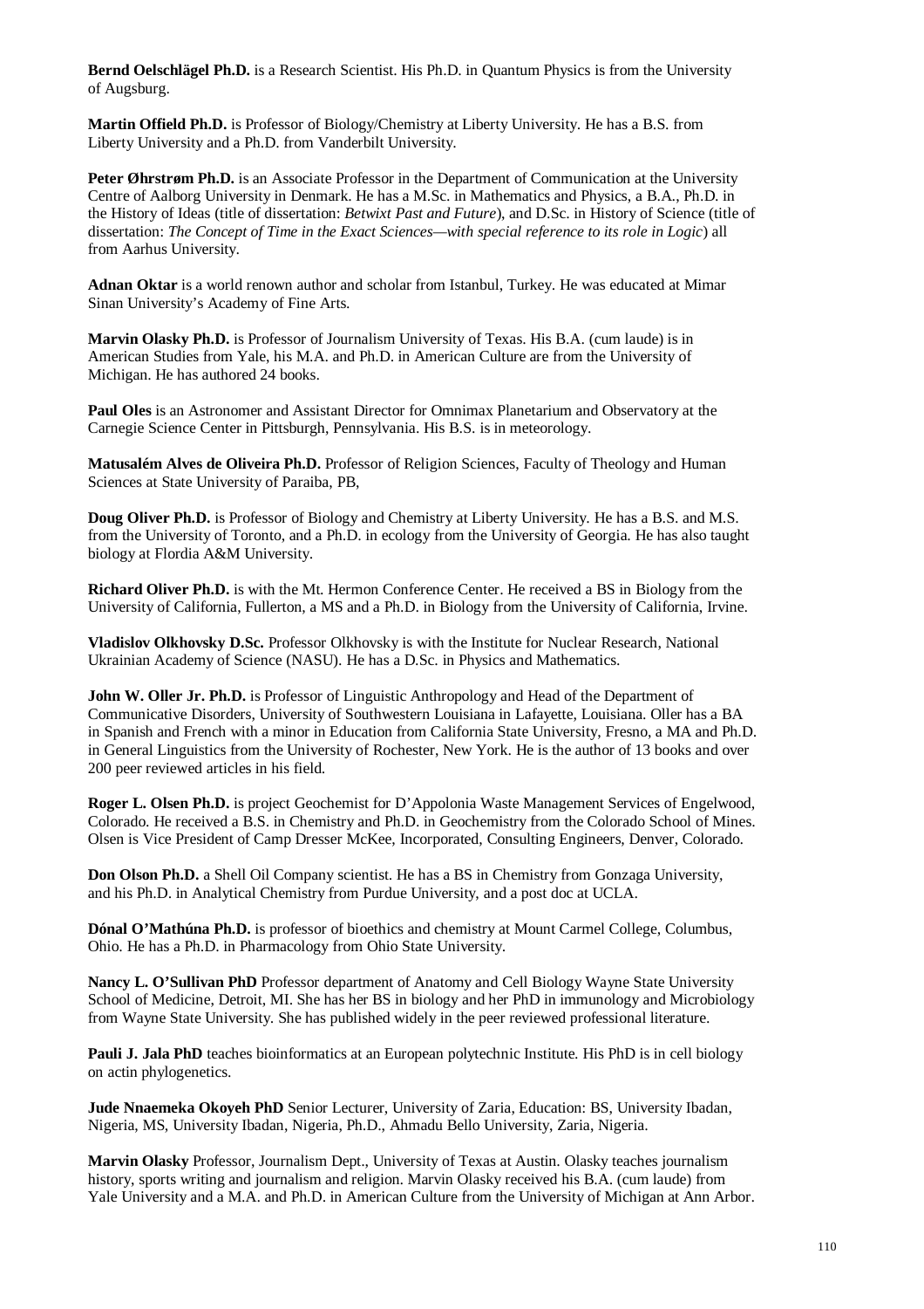**Bernd Oelschlägel Ph.D.** is a Research Scientist. His Ph.D. in Quantum Physics is from the University of Augsburg.

**Martin Offield Ph.D.** is Professor of Biology/Chemistry at Liberty University. He has a B.S. from Liberty University and a Ph.D. from Vanderbilt University.

**Peter Øhrstrøm Ph.D.** is an Associate Professor in the Department of Communication at the University Centre of Aalborg University in Denmark. He has a M.Sc. in Mathematics and Physics, a B.A., Ph.D. in the History of Ideas (title of dissertation: *Betwixt Past and Future*), and D.Sc. in History of Science (title of dissertation: *The Concept of Time in the Exact Sciences—with special reference to its role in Logic*) all from Aarhus University.

**Adnan Oktar** is a world renown author and scholar from Istanbul, Turkey. He was educated at Mimar Sinan University's Academy of Fine Arts.

**Marvin Olasky Ph.D.** is Professor of Journalism University of Texas. His B.A. (cum laude) is in American Studies from Yale, his M.A. and Ph.D. in American Culture are from the University of Michigan. He has authored 24 books.

**Paul Oles** is an Astronomer and Assistant Director for Omnimax Planetarium and Observatory at the Carnegie Science Center in Pittsburgh, Pennsylvania. His B.S. is in meteorology.

**Matusalém Alves de Oliveira Ph.D.** Professor of Religion Sciences, Faculty of Theology and Human Sciences at State University of Paraiba, PB,

**Doug Oliver Ph.D.** is Professor of Biology and Chemistry at Liberty University. He has a B.S. and M.S. from the University of Toronto, and a Ph.D. in ecology from the University of Georgia. He has also taught biology at Flordia A&M University.

**Richard Oliver Ph.D.** is with the Mt. Hermon Conference Center. He received a BS in Biology from the University of California, Fullerton, a MS and a Ph.D. in Biology from the University of California, Irvine.

**Vladislov Olkhovsky D.Sc.** Professor Olkhovsky is with the Institute for Nuclear Research, National Ukrainian Academy of Science (NASU). He has a D.Sc. in Physics and Mathematics.

**John W. Oller Jr. Ph.D.** is Professor of Linguistic Anthropology and Head of the Department of Communicative Disorders, University of Southwestern Louisiana in Lafayette, Louisiana. Oller has a BA in Spanish and French with a minor in Education from California State University, Fresno, a MA and Ph.D. in General Linguistics from the University of Rochester, New York. He is the author of 13 books and over 200 peer reviewed articles in his field.

**Roger L. Olsen Ph.D.** is project Geochemist for D'Appolonia Waste Management Services of Engelwood, Colorado. He received a B.S. in Chemistry and Ph.D. in Geochemistry from the Colorado School of Mines. Olsen is Vice President of Camp Dresser McKee, Incorporated, Consulting Engineers, Denver, Colorado.

**Don Olson Ph.D.** a Shell Oil Company scientist. He has a BS in Chemistry from Gonzaga University, and his Ph.D. in Analytical Chemistry from Purdue University, and a post doc at UCLA.

**Dónal O'Mathúna Ph.D.** is professor of bioethics and chemistry at Mount Carmel College, Columbus, Ohio. He has a Ph.D. in Pharmacology from Ohio State University.

**Nancy L. O'Sullivan PhD** Professor department of Anatomy and Cell Biology Wayne State University School of Medicine, Detroit, MI. She has her BS in biology and her PhD in immunology and Microbiology from Wayne State University. She has published widely in the peer reviewed professional literature.

**Pauli J. Jala PhD** teaches bioinformatics at an European polytechnic Institute. His PhD is in cell biology on actin phylogenetics.

**Jude Nnaemeka Okoyeh PhD** Senior Lecturer, University of Zaria, Education: BS, University Ibadan, Nigeria, MS, University Ibadan, Nigeria, Ph.D., Ahmadu Bello University, Zaria, Nigeria.

**Marvin Olasky** Professor, Journalism Dept., University of Texas at Austin. Olasky teaches journalism history, sports writing and journalism and religion. Marvin Olasky received his B.A. (cum laude) from Yale University and a M.A. and Ph.D. in American Culture from the University of Michigan at Ann Arbor.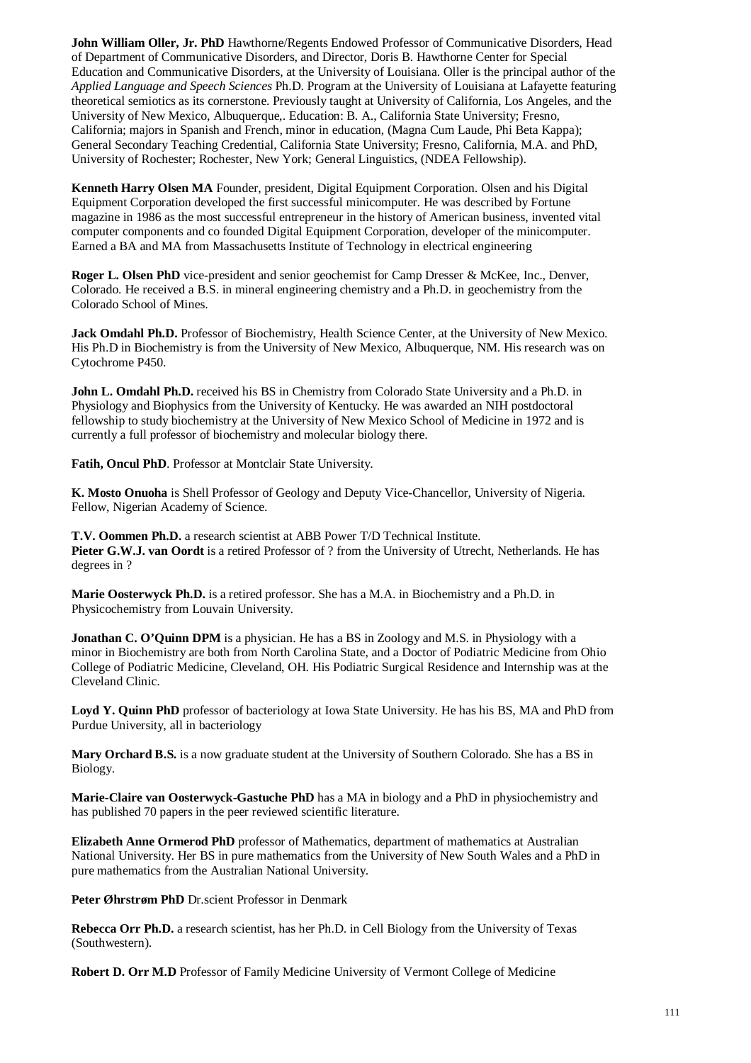**John William Oller, Jr. PhD** Hawthorne/Regents Endowed Professor of Communicative Disorders, Head of Department of Communicative Disorders, and Director, Doris B. Hawthorne Center for Special Education and Communicative Disorders, at the University of Louisiana. Oller is the principal author of the *Applied Language and Speech Sciences* Ph.D. Program at the University of Louisiana at Lafayette featuring theoretical semiotics as its cornerstone. Previously taught at University of California, Los Angeles, and the University of New Mexico, Albuquerque,. Education: B. A., California State University; Fresno, California; majors in Spanish and French, minor in education, (Magna Cum Laude, Phi Beta Kappa); General Secondary Teaching Credential, California State University; Fresno, California, M.A. and PhD, University of Rochester; Rochester, New York; General Linguistics, (NDEA Fellowship).

**Kenneth Harry Olsen MA** Founder, president, Digital Equipment Corporation. Olsen and his Digital Equipment Corporation developed the first successful minicomputer. He was described by Fortune magazine in 1986 as the most successful entrepreneur in the history of American business, invented vital computer components and co founded Digital Equipment Corporation, developer of the minicomputer. Earned a BA and MA from Massachusetts Institute of Technology in electrical engineering

**Roger L. Olsen PhD** vice-president and senior geochemist for Camp Dresser & McKee, Inc., Denver, Colorado. He received a B.S. in mineral engineering chemistry and a Ph.D. in geochemistry from the Colorado School of Mines.

**Jack Omdahl Ph.D.** Professor of Biochemistry, Health Science Center, at the University of New Mexico. His Ph.D in Biochemistry is from the University of New Mexico, Albuquerque, NM. His research was on Cytochrome P450.

**John L. Omdahl Ph.D.** received his BS in Chemistry from Colorado State University and a Ph.D. in Physiology and Biophysics from the University of Kentucky. He was awarded an NIH postdoctoral fellowship to study biochemistry at the University of New Mexico School of Medicine in 1972 and is currently a full professor of biochemistry and molecular biology there.

**Fatih, Oncul PhD**. Professor at Montclair State University.

**K. Mosto Onuoha** is Shell Professor of Geology and Deputy Vice-Chancellor, University of Nigeria. Fellow, Nigerian Academy of Science.

**T.V. Oommen Ph.D.** a research scientist at ABB Power T/D Technical Institute.
**Pieter G.W.J. van Oordt** is a retired Professor of ? from the University of Utrecht, Netherlands. He has degrees in ?

**Marie Oosterwyck Ph.D.** is a retired professor. She has a M.A. in Biochemistry and a Ph.D. in Physicochemistry from Louvain University.

**Jonathan C. O'Quinn DPM** is a physician. He has a BS in Zoology and M.S. in Physiology with a minor in Biochemistry are both from North Carolina State, and a Doctor of Podiatric Medicine from Ohio College of Podiatric Medicine, Cleveland, OH. His Podiatric Surgical Residence and Internship was at the Cleveland Clinic.

**Loyd Y. Quinn PhD** professor of bacteriology at Iowa State University. He has his BS, MA and PhD from Purdue University, all in bacteriology

**Mary Orchard B.S.** is a now graduate student at the University of Southern Colorado. She has a BS in Biology.

**Marie-Claire van Oosterwyck-Gastuche PhD** has a MA in biology and a PhD in physiochemistry and has published 70 papers in the peer reviewed scientific literature.

**Elizabeth Anne Ormerod PhD** professor of Mathematics, department of mathematics at Australian National University. Her BS in pure mathematics from the University of New South Wales and a PhD in pure mathematics from the Australian National University.

**Peter Øhrstrøm PhD** Dr.scient Professor in Denmark

**Rebecca Orr Ph.D.** a research scientist, has her Ph.D. in Cell Biology from the University of Texas (Southwestern).

**Robert D. Orr M.D** Professor of Family Medicine University of Vermont College of Medicine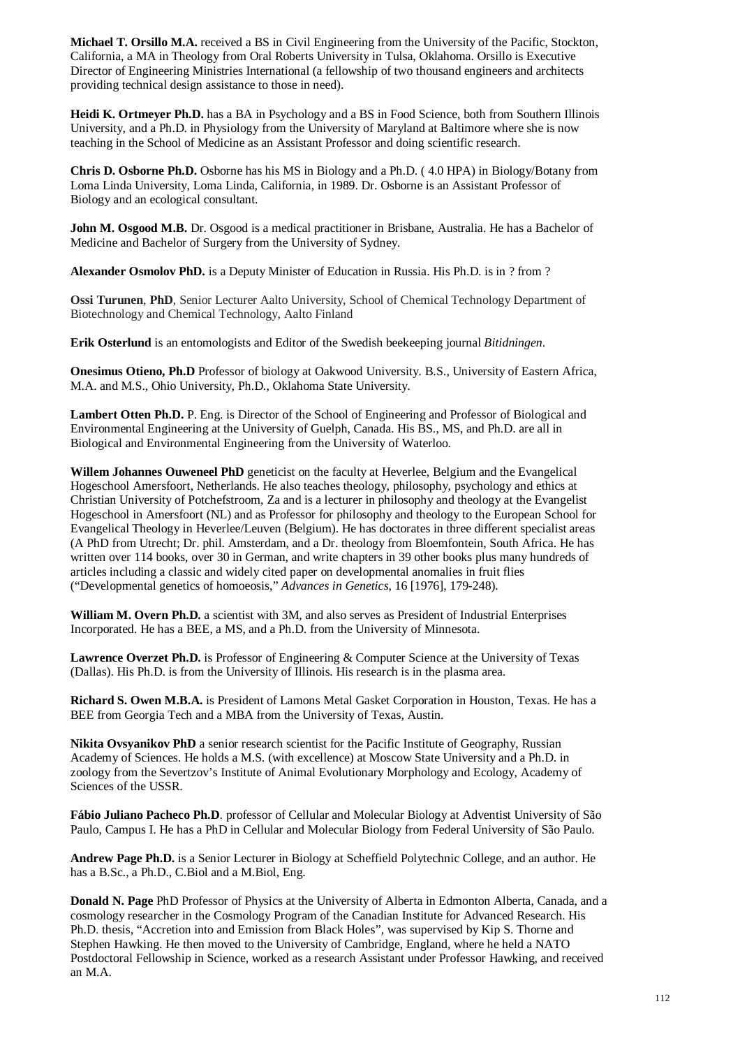**Michael T. Orsillo M.A.** received a BS in Civil Engineering from the University of the Pacific, Stockton, California, a MA in Theology from Oral Roberts University in Tulsa, Oklahoma. Orsillo is Executive Director of Engineering Ministries International (a fellowship of two thousand engineers and architects providing technical design assistance to those in need).

**Heidi K. Ortmeyer Ph.D.** has a BA in Psychology and a BS in Food Science, both from Southern Illinois University, and a Ph.D. in Physiology from the University of Maryland at Baltimore where she is now teaching in the School of Medicine as an Assistant Professor and doing scientific research.

**Chris D. Osborne Ph.D.** Osborne has his MS in Biology and a Ph.D. ( 4.0 HPA) in Biology/Botany from Loma Linda University, Loma Linda, California, in 1989. Dr. Osborne is an Assistant Professor of Biology and an ecological consultant.

**John M. Osgood M.B.** Dr. Osgood is a medical practitioner in Brisbane, Australia. He has a Bachelor of Medicine and Bachelor of Surgery from the University of Sydney.

**Alexander Osmolov PhD.** is a Deputy Minister of Education in Russia. His Ph.D. is in ? from ?

**Ossi Turunen**, **PhD**, Senior Lecturer Aalto University, School of Chemical Technology Department of Biotechnology and Chemical Technology, Aalto Finland

**Erik Osterlund** is an entomologists and Editor of the Swedish beekeeping journal *Bitidningen*.

**Onesimus Otieno, Ph.D** Professor of biology at Oakwood University. B.S., University of Eastern Africa, M.A. and M.S., Ohio University, Ph.D., Oklahoma State University.

**Lambert Otten Ph.D.** P. Eng. is Director of the School of Engineering and Professor of Biological and Environmental Engineering at the University of Guelph, Canada. His BS., MS, and Ph.D. are all in Biological and Environmental Engineering from the University of Waterloo.

**Willem Johannes Ouweneel PhD** geneticist on the faculty at Heverlee, Belgium and the Evangelical Hogeschool Amersfoort, Netherlands. He also teaches theology, philosophy, psychology and ethics at Christian University of Potchefstroom, Za and is a lecturer in philosophy and theology at the Evangelist Hogeschool in Amersfoort (NL) and as Professor for philosophy and theology to the European School for Evangelical Theology in Heverlee/Leuven (Belgium). He has doctorates in three different specialist areas (A PhD from Utrecht; Dr. phil. Amsterdam, and a Dr. theology from Bloemfontein, South Africa. He has written over 114 books, over 30 in German, and write chapters in 39 other books plus many hundreds of articles including a classic and widely cited paper on developmental anomalies in fruit flies ("Developmental genetics of homoeosis," *Advances in Genetics*, 16 [1976], 179-248).

**William M. Overn Ph.D.** a scientist with 3M, and also serves as President of Industrial Enterprises Incorporated. He has a BEE, a MS, and a Ph.D. from the University of Minnesota.

**Lawrence Overzet Ph.D.** is Professor of Engineering & Computer Science at the University of Texas (Dallas). His Ph.D. is from the University of Illinois. His research is in the plasma area.

**Richard S. Owen M.B.A.** is President of Lamons Metal Gasket Corporation in Houston, Texas. He has a BEE from Georgia Tech and a MBA from the University of Texas, Austin.

**Nikita Ovsyanikov PhD** a senior research scientist for the Pacific Institute of Geography, Russian Academy of Sciences. He holds a M.S. (with excellence) at Moscow State University and a Ph.D. in zoology from the Severtzov's Institute of Animal Evolutionary Morphology and Ecology, Academy of Sciences of the USSR.

**Fábio Juliano Pacheco Ph.D**. professor of Cellular and Molecular Biology at Adventist University of São Paulo, Campus I. He has a PhD in Cellular and Molecular Biology from Federal University of São Paulo.

**Andrew Page Ph.D.** is a Senior Lecturer in Biology at Scheffield Polytechnic College, and an author. He has a B.Sc., a Ph.D., C.Biol and a M.Biol, Eng.

**Donald N. Page** PhD Professor of Physics at the University of Alberta in Edmonton Alberta, Canada, and a cosmology researcher in the Cosmology Program of the Canadian Institute for Advanced Research. His Ph.D. thesis, "Accretion into and Emission from Black Holes", was supervised by Kip S. Thorne and Stephen Hawking. He then moved to the University of Cambridge, England, where he held a NATO Postdoctoral Fellowship in Science, worked as a research Assistant under Professor Hawking, and received an M.A.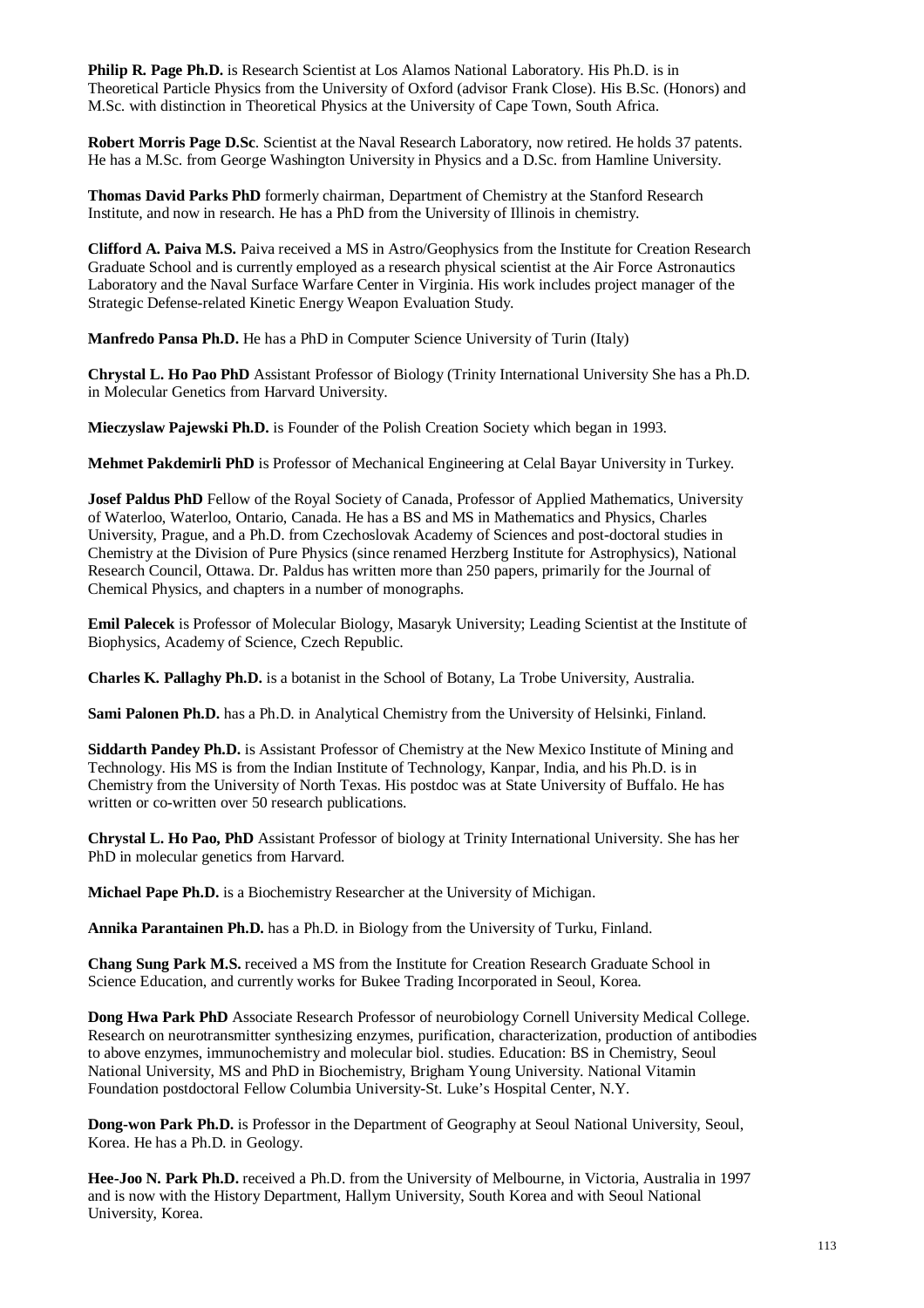**Philip R. Page Ph.D.** is Research Scientist at Los Alamos National Laboratory. His Ph.D. is in Theoretical Particle Physics from the University of Oxford (advisor Frank Close). His B.Sc. (Honors) and M.Sc. with distinction in Theoretical Physics at the University of Cape Town, South Africa.

**Robert Morris Page D.Sc**. Scientist at the Naval Research Laboratory, now retired. He holds 37 patents. He has a M.Sc. from George Washington University in Physics and a D.Sc. from Hamline University.

**Thomas David Parks PhD** formerly chairman, Department of Chemistry at the Stanford Research Institute, and now in research. He has a PhD from the University of Illinois in chemistry.

**Clifford A. Paiva M.S.** Paiva received a MS in Astro/Geophysics from the Institute for Creation Research Graduate School and is currently employed as a research physical scientist at the Air Force Astronautics Laboratory and the Naval Surface Warfare Center in Virginia. His work includes project manager of the Strategic Defense-related Kinetic Energy Weapon Evaluation Study.

**Manfredo Pansa Ph.D.** He has a PhD in Computer Science University of Turin (Italy)

**Chrystal L. Ho Pao PhD** Assistant Professor of Biology (Trinity International University She has a Ph.D. in Molecular Genetics from Harvard University.

**Mieczyslaw Pajewski Ph.D.** is Founder of the Polish Creation Society which began in 1993.

**Mehmet Pakdemirli PhD** is Professor of Mechanical Engineering at Celal Bayar University in Turkey.

**Josef Paldus PhD** Fellow of the Royal Society of Canada, Professor of Applied Mathematics, University of Waterloo, Waterloo, Ontario, Canada. He has a BS and MS in Mathematics and Physics, Charles University, Prague, and a Ph.D. from Czechoslovak Academy of Sciences and post-doctoral studies in Chemistry at the Division of Pure Physics (since renamed Herzberg Institute for Astrophysics), National Research Council, Ottawa. Dr. Paldus has written more than 250 papers, primarily for the Journal of Chemical Physics, and chapters in a number of monographs.

**Emil Palecek** is Professor of Molecular Biology, Masaryk University; Leading Scientist at the Institute of Biophysics, Academy of Science, Czech Republic.

**Charles K. Pallaghy Ph.D.** is a botanist in the School of Botany, La Trobe University, Australia.

**Sami Palonen Ph.D.** has a Ph.D. in Analytical Chemistry from the University of Helsinki, Finland.

**Siddarth Pandey Ph.D.** is Assistant Professor of Chemistry at the New Mexico Institute of Mining and Technology. His MS is from the Indian Institute of Technology, Kanpar, India, and his Ph.D. is in Chemistry from the University of North Texas. His postdoc was at State University of Buffalo. He has written or co-written over 50 research publications.

**Chrystal L. Ho Pao, PhD** Assistant Professor of biology at Trinity International University. She has her PhD in molecular genetics from Harvard.

**Michael Pape Ph.D.** is a Biochemistry Researcher at the University of Michigan.

**Annika Parantainen Ph.D.** has a Ph.D. in Biology from the University of Turku, Finland.

**Chang Sung Park M.S.** received a MS from the Institute for Creation Research Graduate School in Science Education, and currently works for Bukee Trading Incorporated in Seoul, Korea.

**Dong Hwa Park PhD** Associate Research Professor of neurobiology Cornell University Medical College. Research on neurotransmitter synthesizing enzymes, purification, characterization, production of antibodies to above enzymes, immunochemistry and molecular biol. studies. Education: BS in Chemistry, Seoul National University, MS and PhD in Biochemistry, Brigham Young University. National Vitamin Foundation postdoctoral Fellow Columbia University-St. Luke's Hospital Center, N.Y.

**Dong-won Park Ph.D.** is Professor in the Department of Geography at Seoul National University, Seoul, Korea. He has a Ph.D. in Geology.

**Hee-Joo N. Park Ph.D.** received a Ph.D. from the University of Melbourne, in Victoria, Australia in 1997 and is now with the History Department, Hallym University, South Korea and with Seoul National University, Korea.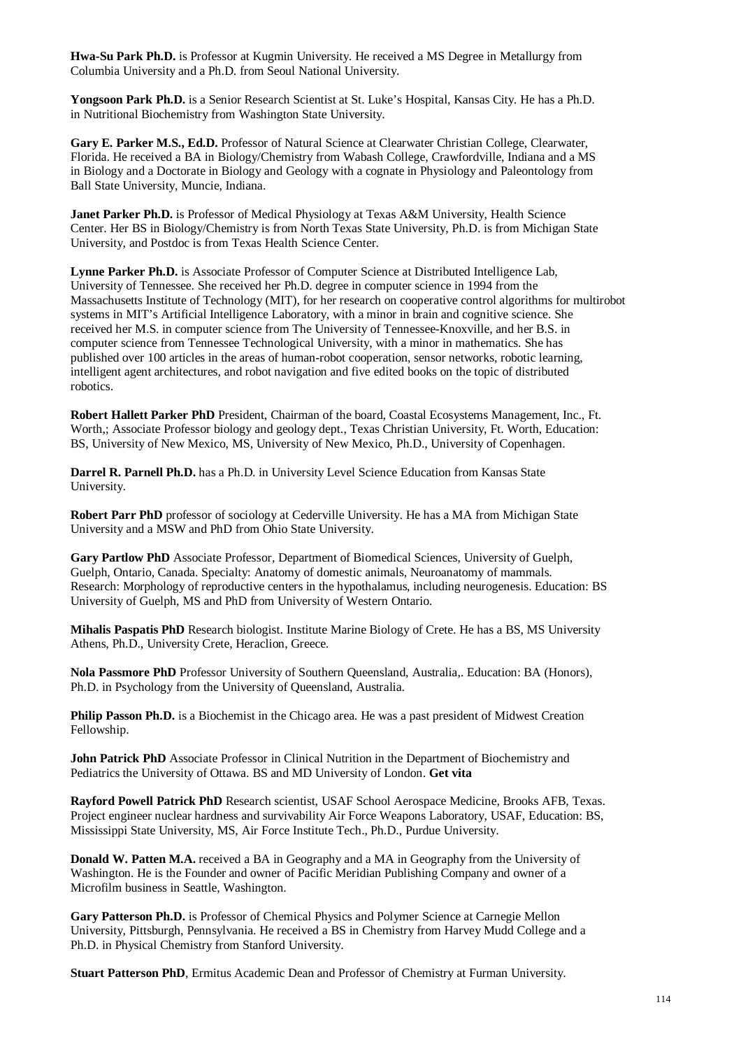**Hwa-Su Park Ph.D.** is Professor at Kugmin University. He received a MS Degree in Metallurgy from Columbia University and a Ph.D. from Seoul National University.

**Yongsoon Park Ph.D.** is a Senior Research Scientist at St. Luke's Hospital, Kansas City. He has a Ph.D. in Nutritional Biochemistry from Washington State University.

**Gary E. Parker M.S., Ed.D.** Professor of Natural Science at Clearwater Christian College, Clearwater, Florida. He received a BA in Biology/Chemistry from Wabash College, Crawfordville, Indiana and a MS in Biology and a Doctorate in Biology and Geology with a cognate in Physiology and Paleontology from Ball State University, Muncie, Indiana.

**Janet Parker Ph.D.** is Professor of Medical Physiology at Texas A&M University, Health Science Center. Her BS in Biology/Chemistry is from North Texas State University, Ph.D. is from Michigan State University, and Postdoc is from Texas Health Science Center.

**Lynne Parker Ph.D.** is Associate Professor of Computer Science at Distributed Intelligence Lab, University of Tennessee. She received her Ph.D. degree in computer science in 1994 from the Massachusetts Institute of Technology (MIT), for her research on cooperative control algorithms for multirobot systems in MIT's Artificial Intelligence Laboratory, with a minor in brain and cognitive science. She received her M.S. in computer science from The University of Tennessee-Knoxville, and her B.S. in computer science from Tennessee Technological University, with a minor in mathematics. She has published over 100 articles in the areas of human-robot cooperation, sensor networks, robotic learning, intelligent agent architectures, and robot navigation and five edited books on the topic of distributed robotics.

**Robert Hallett Parker PhD** President, Chairman of the board, Coastal Ecosystems Management, Inc., Ft. Worth,; Associate Professor biology and geology dept., Texas Christian University, Ft. Worth, Education: BS, University of New Mexico, MS, University of New Mexico, Ph.D., University of Copenhagen.

**Darrel R. Parnell Ph.D.** has a Ph.D. in University Level Science Education from Kansas State University.

**Robert Parr PhD** professor of sociology at Cederville University. He has a MA from Michigan State University and a MSW and PhD from Ohio State University.

**Gary Partlow PhD** Associate Professor, Department of Biomedical Sciences, University of Guelph, Guelph, Ontario, Canada. Specialty: Anatomy of domestic animals, Neuroanatomy of mammals. Research: Morphology of reproductive centers in the hypothalamus, including neurogenesis. Education: BS University of Guelph, MS and PhD from University of Western Ontario.

**Mihalis Paspatis PhD** Research biologist. Institute Marine Biology of Crete. He has a BS, MS University Athens, Ph.D., University Crete, Heraclion, Greece.

**Nola Passmore PhD** Professor University of Southern Queensland, Australia,. Education: BA (Honors), Ph.D. in Psychology from the University of Queensland, Australia.

**Philip Passon Ph.D.** is a Biochemist in the Chicago area. He was a past president of Midwest Creation Fellowship.

**John Patrick PhD** Associate Professor in Clinical Nutrition in the Department of Biochemistry and Pediatrics the University of Ottawa. BS and MD University of London. **Get vita**

**Rayford Powell Patrick PhD** Research scientist, USAF School Aerospace Medicine, Brooks AFB, Texas. Project engineer nuclear hardness and survivability Air Force Weapons Laboratory, USAF, Education: BS, Mississippi State University, MS, Air Force Institute Tech., Ph.D., Purdue University.

**Donald W. Patten M.A.** received a BA in Geography and a MA in Geography from the University of Washington. He is the Founder and owner of Pacific Meridian Publishing Company and owner of a Microfilm business in Seattle, Washington.

**Gary Patterson Ph.D.** is Professor of Chemical Physics and Polymer Science at Carnegie Mellon University, Pittsburgh, Pennsylvania. He received a BS in Chemistry from Harvey Mudd College and a Ph.D. in Physical Chemistry from Stanford University.

**Stuart Patterson PhD**, Ermitus Academic Dean and Professor of Chemistry at Furman University.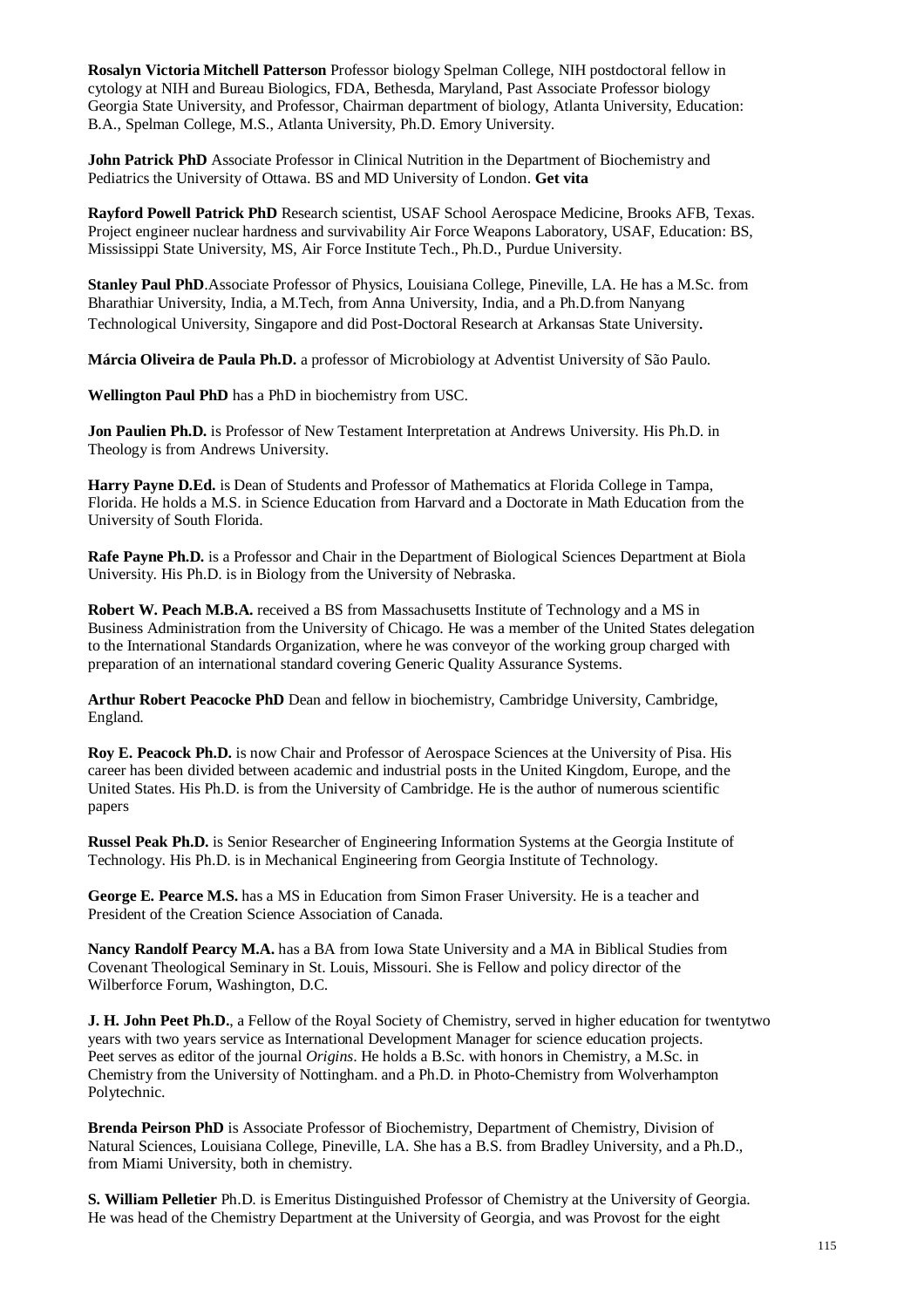**Rosalyn Victoria Mitchell Patterson** Professor biology Spelman College, NIH postdoctoral fellow in cytology at NIH and Bureau Biologics, FDA, Bethesda, Maryland, Past Associate Professor biology Georgia State University, and Professor, Chairman department of biology, Atlanta University, Education: B.A., Spelman College, M.S., Atlanta University, Ph.D. Emory University.

**John Patrick PhD** Associate Professor in Clinical Nutrition in the Department of Biochemistry and Pediatrics the University of Ottawa. BS and MD University of London. **Get vita**

**Rayford Powell Patrick PhD** Research scientist, USAF School Aerospace Medicine, Brooks AFB, Texas. Project engineer nuclear hardness and survivability Air Force Weapons Laboratory, USAF, Education: BS, Mississippi State University, MS, Air Force Institute Tech., Ph.D., Purdue University.

**Stanley Paul PhD**.Associate Professor of Physics, Louisiana College, Pineville, LA. He has a M.Sc. from Bharathiar University, India, a M.Tech, from Anna University, India, and a Ph.D.from Nanyang Technological University, Singapore and did Post-Doctoral Research at Arkansas State University.

**Márcia Oliveira de Paula Ph.D.** a professor of Microbiology at Adventist University of São Paulo.

**Wellington Paul PhD** has a PhD in biochemistry from USC.

**Jon Paulien Ph.D.** is Professor of New Testament Interpretation at Andrews University. His Ph.D. in Theology is from Andrews University.

**Harry Payne D.Ed.** is Dean of Students and Professor of Mathematics at Florida College in Tampa, Florida. He holds a M.S. in Science Education from Harvard and a Doctorate in Math Education from the University of South Florida.

**Rafe Payne Ph.D.** is a Professor and Chair in the Department of Biological Sciences Department at Biola University. His Ph.D. is in Biology from the University of Nebraska.

**Robert W. Peach M.B.A.** received a BS from Massachusetts Institute of Technology and a MS in Business Administration from the University of Chicago. He was a member of the United States delegation to the International Standards Organization, where he was conveyor of the working group charged with preparation of an international standard covering Generic Quality Assurance Systems.

**Arthur Robert Peacocke PhD** Dean and fellow in biochemistry, Cambridge University, Cambridge, England.

**Roy E. Peacock Ph.D.** is now Chair and Professor of Aerospace Sciences at the University of Pisa. His career has been divided between academic and industrial posts in the United Kingdom, Europe, and the United States. His Ph.D. is from the University of Cambridge. He is the author of numerous scientific papers

**Russel Peak Ph.D.** is Senior Researcher of Engineering Information Systems at the Georgia Institute of Technology. His Ph.D. is in Mechanical Engineering from Georgia Institute of Technology.

**George E. Pearce M.S.** has a MS in Education from Simon Fraser University. He is a teacher and President of the Creation Science Association of Canada.

**Nancy Randolf Pearcy M.A.** has a BA from Iowa State University and a MA in Biblical Studies from Covenant Theological Seminary in St. Louis, Missouri. She is Fellow and policy director of the Wilberforce Forum, Washington, D.C.

**J. H. John Peet Ph.D.**, a Fellow of the Royal Society of Chemistry, served in higher education for twentytwo years with two years service as International Development Manager for science education projects. Peet serves as editor of the journal *Origins*. He holds a B.Sc. with honors in Chemistry, a M.Sc. in Chemistry from the University of Nottingham. and a Ph.D. in Photo-Chemistry from Wolverhampton Polytechnic.

**Brenda Peirson PhD** is Associate Professor of Biochemistry, Department of Chemistry, Division of Natural Sciences, Louisiana College, Pineville, LA. She has a B.S. from Bradley University, and a Ph.D., from Miami University, both in chemistry.

**S. William Pelletier** Ph.D. is Emeritus Distinguished Professor of Chemistry at the University of Georgia. He was head of the Chemistry Department at the University of Georgia, and was Provost for the eight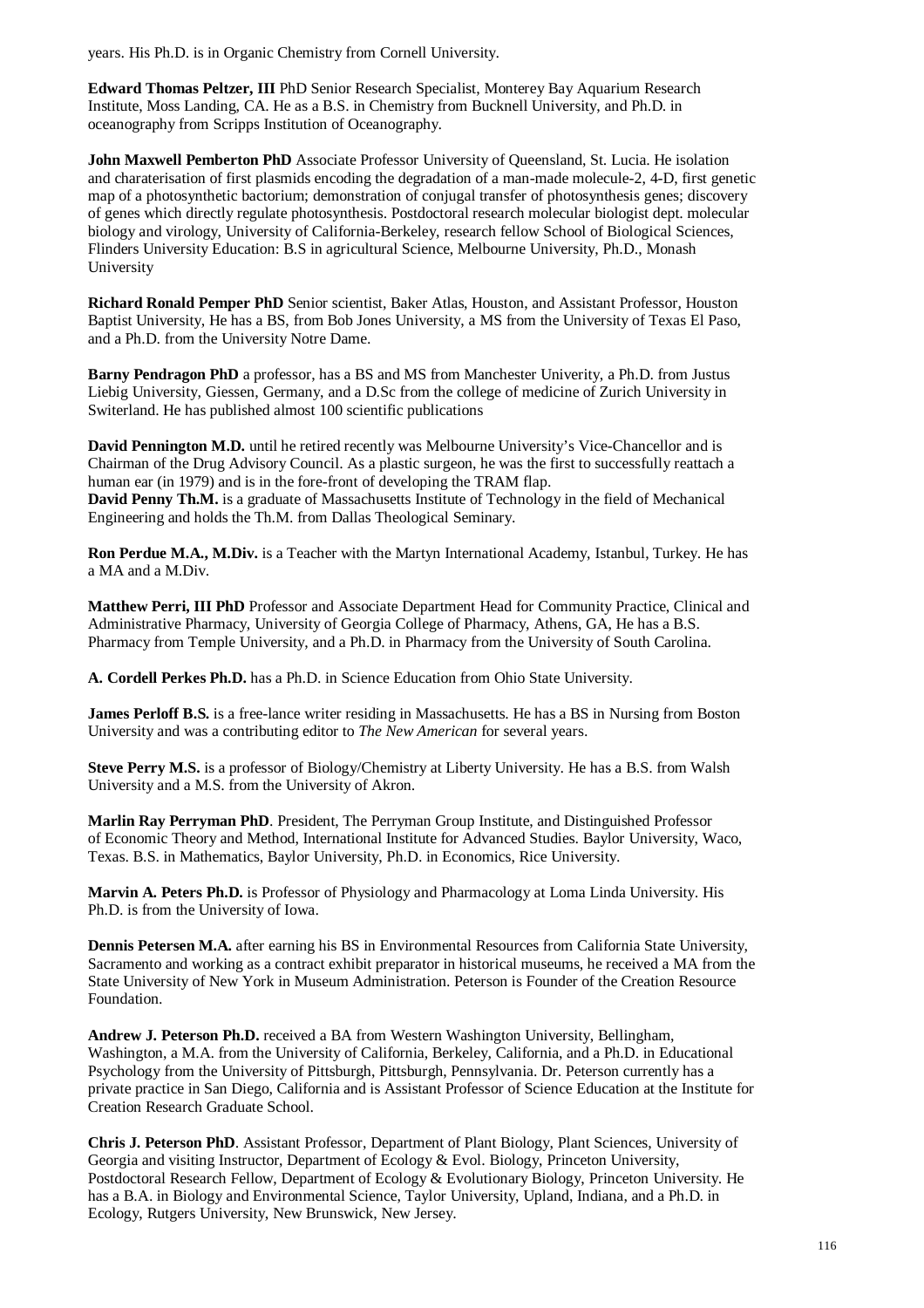years. His Ph.D. is in Organic Chemistry from Cornell University.

**Edward Thomas Peltzer, III** PhD Senior Research Specialist, Monterey Bay Aquarium Research Institute, Moss Landing, CA. He as a B.S. in Chemistry from Bucknell University, and Ph.D. in oceanography from Scripps Institution of Oceanography.

**John Maxwell Pemberton PhD** Associate Professor University of Queensland, St. Lucia. He isolation and charaterisation of first plasmids encoding the degradation of a man-made molecule-2, 4-D, first genetic map of a photosynthetic bactorium; demonstration of conjugal transfer of photosynthesis genes; discovery of genes which directly regulate photosynthesis. Postdoctoral research molecular biologist dept. molecular biology and virology, University of California-Berkeley, research fellow School of Biological Sciences, Flinders University Education: B.S in agricultural Science, Melbourne University, Ph.D., Monash University

**Richard Ronald Pemper PhD** Senior scientist, Baker Atlas, Houston, and Assistant Professor, Houston Baptist University, He has a BS, from Bob Jones University, a MS from the University of Texas El Paso, and a Ph.D. from the University Notre Dame.

**Barny Pendragon PhD** a professor, has a BS and MS from Manchester Univerity, a Ph.D. from Justus Liebig University, Giessen, Germany, and a D.Sc from the college of medicine of Zurich University in Switerland. He has published almost 100 scientific publications

**David Pennington M.D.** until he retired recently was Melbourne University's Vice-Chancellor and is Chairman of the Drug Advisory Council. As a plastic surgeon, he was the first to successfully reattach a human ear (in 1979) and is in the fore-front of developing the TRAM flap.
**David Penny Th.M.** is a graduate of Massachusetts Institute of Technology in the field of Mechanical Engineering and holds the Th.M. from Dallas Theological Seminary.

**Ron Perdue M.A., M.Div.** is a Teacher with the Martyn International Academy, Istanbul, Turkey. He has a MA and a M.Div.

**Matthew Perri, III PhD** Professor and Associate Department Head for Community Practice, Clinical and Administrative Pharmacy, University of Georgia College of Pharmacy, Athens, GA, He has a B.S. Pharmacy from Temple University, and a Ph.D. in Pharmacy from the University of South Carolina.

**A. Cordell Perkes Ph.D.** has a Ph.D. in Science Education from Ohio State University.

**James Perloff B.S.** is a free-lance writer residing in Massachusetts. He has a BS in Nursing from Boston University and was a contributing editor to *The New American* for several years.

**Steve Perry M.S.** is a professor of Biology/Chemistry at Liberty University. He has a B.S. from Walsh University and a M.S. from the University of Akron.

**Marlin Ray Perryman PhD**. President, The Perryman Group Institute, and Distinguished Professor of Economic Theory and Method, International Institute for Advanced Studies. Baylor University, Waco, Texas. B.S. in Mathematics, Baylor University, Ph.D. in Economics, Rice University.

**Marvin A. Peters Ph.D.** is Professor of Physiology and Pharmacology at Loma Linda University. His Ph.D. is from the University of Iowa.

**Dennis Petersen M.A.** after earning his BS in Environmental Resources from California State University, Sacramento and working as a contract exhibit preparator in historical museums, he received a MA from the State University of New York in Museum Administration. Peterson is Founder of the Creation Resource Foundation.

**Andrew J. Peterson Ph.D.** received a BA from Western Washington University, Bellingham, Washington, a M.A. from the University of California, Berkeley, California, and a Ph.D. in Educational Psychology from the University of Pittsburgh, Pittsburgh, Pennsylvania. Dr. Peterson currently has a private practice in San Diego, California and is Assistant Professor of Science Education at the Institute for Creation Research Graduate School.

**Chris J. Peterson PhD**. Assistant Professor, Department of Plant Biology, Plant Sciences, University of Georgia and visiting Instructor, Department of Ecology & Evol. Biology, Princeton University, Postdoctoral Research Fellow, Department of Ecology & Evolutionary Biology, Princeton University. He has a B.A. in Biology and Environmental Science, Taylor University, Upland, Indiana, and a Ph.D. in Ecology, Rutgers University, New Brunswick, New Jersey.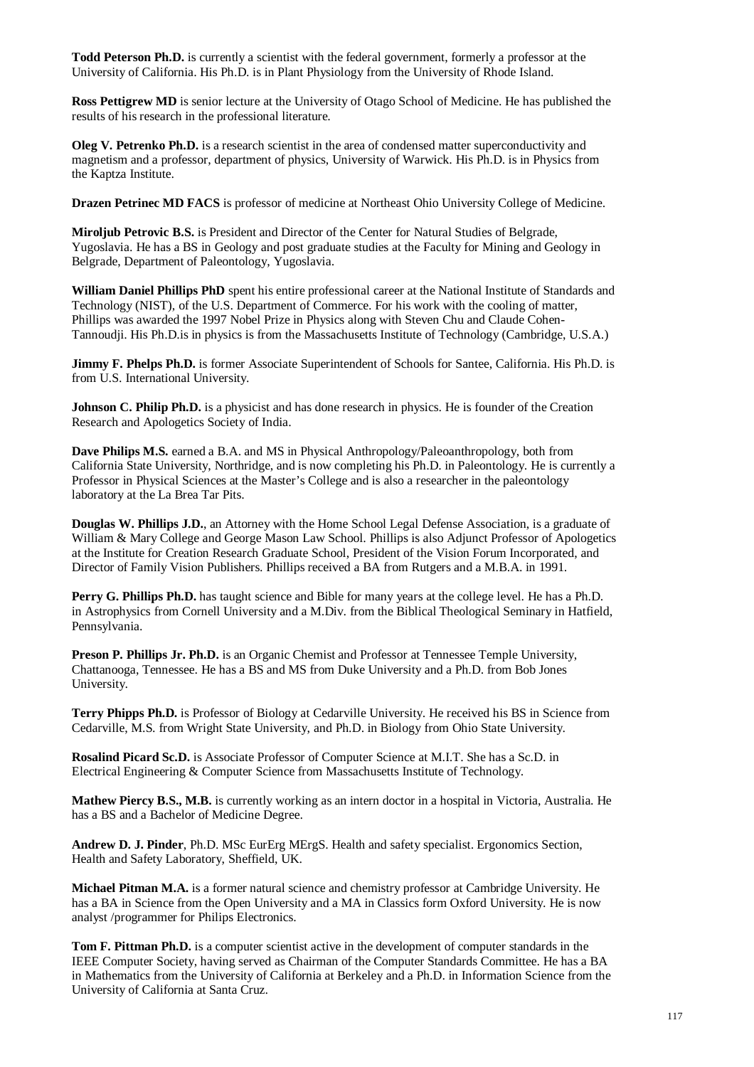**Todd Peterson Ph.D.** is currently a scientist with the federal government, formerly a professor at the University of California. His Ph.D. is in Plant Physiology from the University of Rhode Island.

**Ross Pettigrew MD** is senior lecture at the University of Otago School of Medicine. He has published the results of his research in the professional literature.

**Oleg V. Petrenko Ph.D.** is a research scientist in the area of condensed matter superconductivity and magnetism and a professor, department of physics, University of Warwick. His Ph.D. is in Physics from the Kaptza Institute.

**Drazen Petrinec MD FACS** is professor of medicine at Northeast Ohio University College of Medicine.

**Miroljub Petrovic B.S.** is President and Director of the Center for Natural Studies of Belgrade, Yugoslavia. He has a BS in Geology and post graduate studies at the Faculty for Mining and Geology in Belgrade, Department of Paleontology, Yugoslavia.

**William Daniel Phillips PhD** spent his entire professional career at the National Institute of Standards and Technology (NIST), of the U.S. Department of Commerce. For his work with the cooling of matter, Phillips was awarded the 1997 Nobel Prize in Physics along with Steven Chu and Claude Cohen-Tannoudji. His Ph.D.is in physics is from the Massachusetts Institute of Technology (Cambridge, U.S.A.)

**Jimmy F. Phelps Ph.D.** is former Associate Superintendent of Schools for Santee, California. His Ph.D. is from U.S. International University.

**Johnson C. Philip Ph.D.** is a physicist and has done research in physics. He is founder of the Creation Research and Apologetics Society of India.

**Dave Philips M.S.** earned a B.A. and MS in Physical Anthropology/Paleoanthropology, both from California State University, Northridge, and is now completing his Ph.D. in Paleontology. He is currently a Professor in Physical Sciences at the Master's College and is also a researcher in the paleontology laboratory at the La Brea Tar Pits.

**Douglas W. Phillips J.D.**, an Attorney with the Home School Legal Defense Association, is a graduate of William & Mary College and George Mason Law School. Phillips is also Adjunct Professor of Apologetics at the Institute for Creation Research Graduate School, President of the Vision Forum Incorporated, and Director of Family Vision Publishers. Phillips received a BA from Rutgers and a M.B.A. in 1991.

**Perry G. Phillips Ph.D.** has taught science and Bible for many years at the college level. He has a Ph.D. in Astrophysics from Cornell University and a M.Div. from the Biblical Theological Seminary in Hatfield, Pennsylvania.

**Preson P. Phillips Jr. Ph.D.** is an Organic Chemist and Professor at Tennessee Temple University, Chattanooga, Tennessee. He has a BS and MS from Duke University and a Ph.D. from Bob Jones University.

**Terry Phipps Ph.D.** is Professor of Biology at Cedarville University. He received his BS in Science from Cedarville, M.S. from Wright State University, and Ph.D. in Biology from Ohio State University.

**Rosalind Picard Sc.D.** is Associate Professor of Computer Science at M.I.T. She has a Sc.D. in Electrical Engineering & Computer Science from Massachusetts Institute of Technology.

**Mathew Piercy B.S., M.B.** is currently working as an intern doctor in a hospital in Victoria, Australia. He has a BS and a Bachelor of Medicine Degree.

**Andrew D. J. Pinder**, Ph.D. MSc EurErg MErgS. Health and safety specialist. Ergonomics Section, Health and Safety Laboratory, Sheffield, UK.

**Michael Pitman M.A.** is a former natural science and chemistry professor at Cambridge University. He has a BA in Science from the Open University and a MA in Classics form Oxford University. He is now analyst /programmer for Philips Electronics.

**Tom F. Pittman Ph.D.** is a computer scientist active in the development of computer standards in the IEEE Computer Society, having served as Chairman of the Computer Standards Committee. He has a BA in Mathematics from the University of California at Berkeley and a Ph.D. in Information Science from the University of California at Santa Cruz.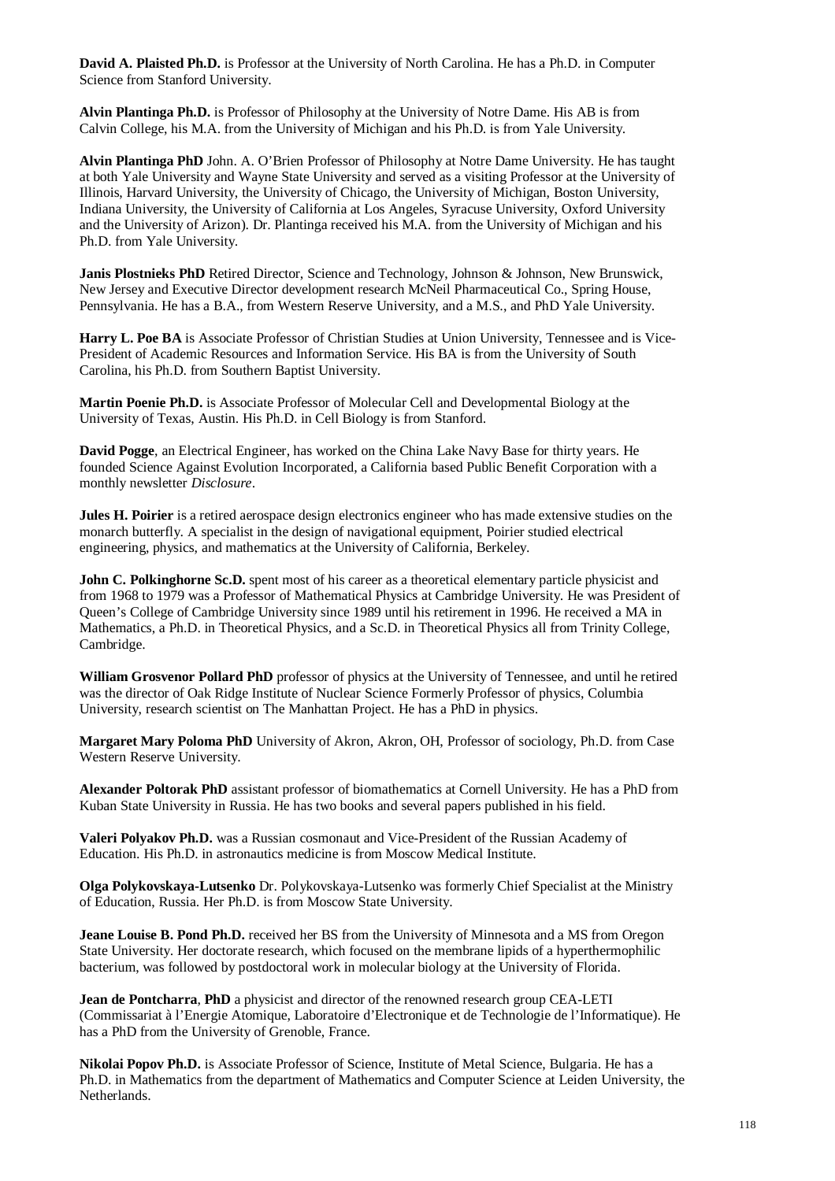**David A. Plaisted Ph.D.** is Professor at the University of North Carolina. He has a Ph.D. in Computer Science from Stanford University.

**Alvin Plantinga Ph.D.** is Professor of Philosophy at the University of Notre Dame. His AB is from Calvin College, his M.A. from the University of Michigan and his Ph.D. is from Yale University.

**Alvin Plantinga PhD** John. A. O'Brien Professor of Philosophy at Notre Dame University. He has taught at both Yale University and Wayne State University and served as a visiting Professor at the University of Illinois, Harvard University, the University of Chicago, the University of Michigan, Boston University, Indiana University, the University of California at Los Angeles, Syracuse University, Oxford University and the University of Arizon). Dr. Plantinga received his M.A. from the University of Michigan and his Ph.D. from Yale University.

**Janis Plostnieks PhD** Retired Director, Science and Technology, Johnson & Johnson, New Brunswick, New Jersey and Executive Director development research McNeil Pharmaceutical Co., Spring House, Pennsylvania. He has a B.A., from Western Reserve University, and a M.S., and PhD Yale University.

**Harry L. Poe BA** is Associate Professor of Christian Studies at Union University, Tennessee and is Vice-President of Academic Resources and Information Service. His BA is from the University of South Carolina, his Ph.D. from Southern Baptist University.

**Martin Poenie Ph.D.** is Associate Professor of Molecular Cell and Developmental Biology at the University of Texas, Austin. His Ph.D. in Cell Biology is from Stanford.

**David Pogge**, an Electrical Engineer, has worked on the China Lake Navy Base for thirty years. He founded Science Against Evolution Incorporated, a California based Public Benefit Corporation with a monthly newsletter *Disclosure*.

**Jules H. Poirier** is a retired aerospace design electronics engineer who has made extensive studies on the monarch butterfly. A specialist in the design of navigational equipment, Poirier studied electrical engineering, physics, and mathematics at the University of California, Berkeley.

**John C. Polkinghorne Sc.D.** spent most of his career as a theoretical elementary particle physicist and from 1968 to 1979 was a Professor of Mathematical Physics at Cambridge University. He was President of Queen's College of Cambridge University since 1989 until his retirement in 1996. He received a MA in Mathematics, a Ph.D. in Theoretical Physics, and a Sc.D. in Theoretical Physics all from Trinity College, Cambridge.

**William Grosvenor Pollard PhD** professor of physics at the University of Tennessee, and until he retired was the director of Oak Ridge Institute of Nuclear Science Formerly Professor of physics, Columbia University, research scientist on The Manhattan Project. He has a PhD in physics.

**Margaret Mary Poloma PhD** University of Akron, Akron, OH, Professor of sociology, Ph.D. from Case Western Reserve University.

**Alexander Poltorak PhD** assistant professor of biomathematics at Cornell University. He has a PhD from Kuban State University in Russia. He has two books and several papers published in his field.

**Valeri Polyakov Ph.D.** was a Russian cosmonaut and Vice-President of the Russian Academy of Education. His Ph.D. in astronautics medicine is from Moscow Medical Institute.

**Olga Polykovskaya-Lutsenko** Dr. Polykovskaya-Lutsenko was formerly Chief Specialist at the Ministry of Education, Russia. Her Ph.D. is from Moscow State University.

**Jeane Louise B. Pond Ph.D.** received her BS from the University of Minnesota and a MS from Oregon State University. Her doctorate research, which focused on the membrane lipids of a hyperthermophilic bacterium, was followed by postdoctoral work in molecular biology at the University of Florida.

**Jean de Pontcharra**, **PhD** a physicist and director of the renowned research group CEA-LETI (Commissariat à l'Energie Atomique, Laboratoire d'Electronique et de Technologie de l'Informatique). He has a PhD from the University of Grenoble, France.

**Nikolai Popov Ph.D.** is Associate Professor of Science, Institute of Metal Science, Bulgaria. He has a Ph.D. in Mathematics from the department of Mathematics and Computer Science at Leiden University, the Netherlands.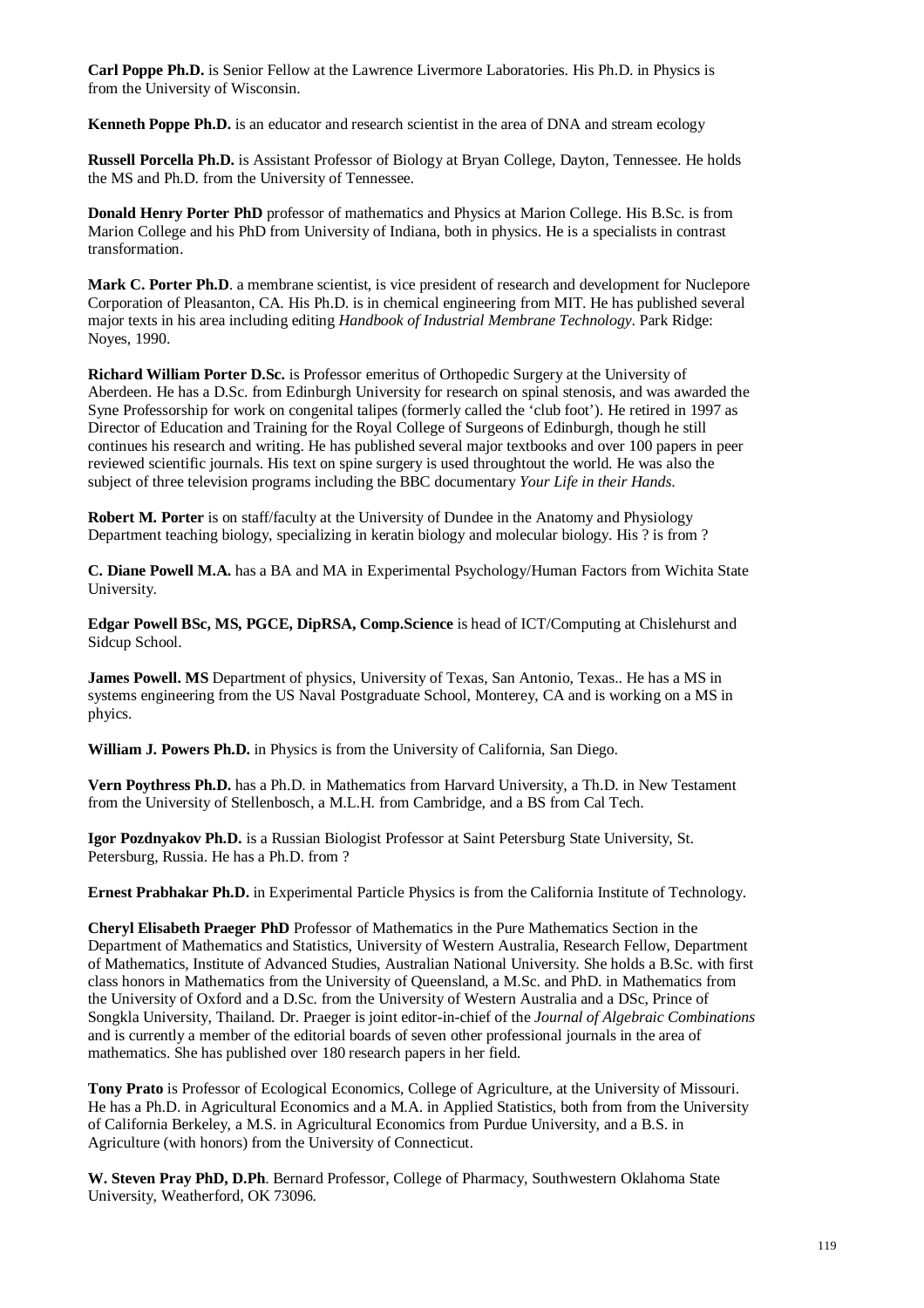**Carl Poppe Ph.D.** is Senior Fellow at the Lawrence Livermore Laboratories. His Ph.D. in Physics is from the University of Wisconsin.

**Kenneth Poppe Ph.D.** is an educator and research scientist in the area of DNA and stream ecology

**Russell Porcella Ph.D.** is Assistant Professor of Biology at Bryan College, Dayton, Tennessee. He holds the MS and Ph.D. from the University of Tennessee.

**Donald Henry Porter PhD** professor of mathematics and Physics at Marion College. His B.Sc. is from Marion College and his PhD from University of Indiana, both in physics. He is a specialists in contrast transformation.

**Mark C. Porter Ph.D**. a membrane scientist, is vice president of research and development for Nuclepore Corporation of Pleasanton, CA. His Ph.D. is in chemical engineering from MIT. He has published several major texts in his area including editing *Handbook of Industrial Membrane Technology*. Park Ridge: Noyes, 1990.

**Richard William Porter D.Sc.** is Professor emeritus of Orthopedic Surgery at the University of Aberdeen. He has a D.Sc. from Edinburgh University for research on spinal stenosis, and was awarded the Syne Professorship for work on congenital talipes (formerly called the 'club foot'). He retired in 1997 as Director of Education and Training for the Royal College of Surgeons of Edinburgh, though he still continues his research and writing. He has published several major textbooks and over 100 papers in peer reviewed scientific journals. His text on spine surgery is used throughtout the world. He was also the subject of three television programs including the BBC documentary *Your Life in their Hands*.

**Robert M. Porter** is on staff/faculty at the University of Dundee in the Anatomy and Physiology Department teaching biology, specializing in keratin biology and molecular biology. His ? is from ?

**C. Diane Powell M.A.** has a BA and MA in Experimental Psychology/Human Factors from Wichita State University.

**Edgar Powell BSc, MS, PGCE, DipRSA, Comp.Science** is head of ICT/Computing at Chislehurst and Sidcup School.

**James Powell. MS** Department of physics, University of Texas, San Antonio, Texas.. He has a MS in systems engineering from the US Naval Postgraduate School, Monterey, CA and is working on a MS in phyics.

**William J. Powers Ph.D.** in Physics is from the University of California, San Diego.

**Vern Poythress Ph.D.** has a Ph.D. in Mathematics from Harvard University, a Th.D. in New Testament from the University of Stellenbosch, a M.L.H. from Cambridge, and a BS from Cal Tech.

**Igor Pozdnyakov Ph.D.** is a Russian Biologist Professor at Saint Petersburg State University, St. Petersburg, Russia. He has a Ph.D. from ?

**Ernest Prabhakar Ph.D.** in Experimental Particle Physics is from the California Institute of Technology.

**Cheryl Elisabeth Praeger PhD** Professor of Mathematics in the Pure Mathematics Section in the Department of Mathematics and Statistics, University of Western Australia, Research Fellow, Department of Mathematics, Institute of Advanced Studies, Australian National University. She holds a B.Sc. with first class honors in Mathematics from the University of Queensland, a M.Sc. and PhD. in Mathematics from the University of Oxford and a D.Sc. from the University of Western Australia and a DSc, Prince of Songkla University, Thailand. Dr. Praeger is joint editor-in-chief of the *Journal of Algebraic Combinations* and is currently a member of the editorial boards of seven other professional journals in the area of mathematics. She has published over 180 research papers in her field.

**Tony Prato** is Professor of Ecological Economics, College of Agriculture, at the University of Missouri. He has a Ph.D. in Agricultural Economics and a M.A. in Applied Statistics, both from from the University of California Berkeley, a M.S. in Agricultural Economics from Purdue University, and a B.S. in Agriculture (with honors) from the University of Connecticut.

**W. Steven Pray PhD, D.Ph**. Bernard Professor, College of Pharmacy, Southwestern Oklahoma State University, Weatherford, OK 73096.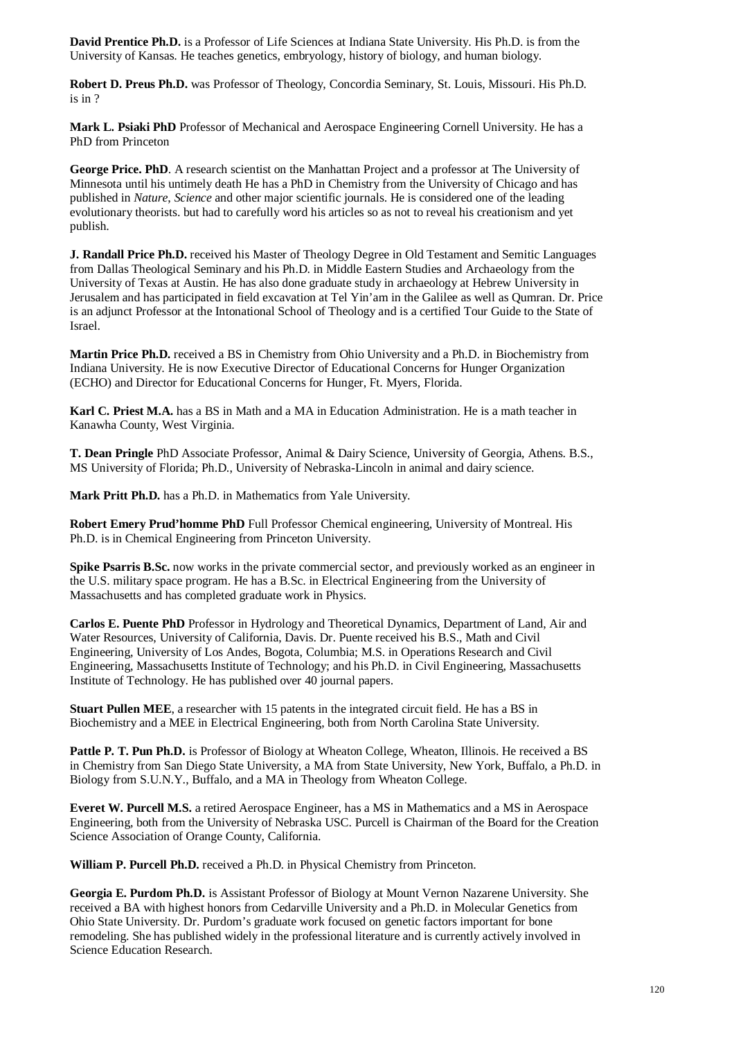**David Prentice Ph.D.** is a Professor of Life Sciences at Indiana State University. His Ph.D. is from the University of Kansas. He teaches genetics, embryology, history of biology, and human biology.

**Robert D. Preus Ph.D.** was Professor of Theology, Concordia Seminary, St. Louis, Missouri. His Ph.D. is in ?

**Mark L. Psiaki PhD** Professor of Mechanical and Aerospace Engineering Cornell University. He has a PhD from Princeton

**George Price. PhD**. A research scientist on the Manhattan Project and a professor at The University of Minnesota until his untimely death He has a PhD in Chemistry from the University of Chicago and has published in *Nature, Science* and other major scientific journals. He is considered one of the leading evolutionary theorists. but had to carefully word his articles so as not to reveal his creationism and yet publish.

**J. Randall Price Ph.D.** received his Master of Theology Degree in Old Testament and Semitic Languages from Dallas Theological Seminary and his Ph.D. in Middle Eastern Studies and Archaeology from the University of Texas at Austin. He has also done graduate study in archaeology at Hebrew University in Jerusalem and has participated in field excavation at Tel Yin'am in the Galilee as well as Qumran. Dr. Price is an adjunct Professor at the Intonational School of Theology and is a certified Tour Guide to the State of Israel.

**Martin Price Ph.D.** received a BS in Chemistry from Ohio University and a Ph.D. in Biochemistry from Indiana University. He is now Executive Director of Educational Concerns for Hunger Organization (ECHO) and Director for Educational Concerns for Hunger, Ft. Myers, Florida.

**Karl C. Priest M.A.** has a BS in Math and a MA in Education Administration. He is a math teacher in Kanawha County, West Virginia.

**T. Dean Pringle** PhD Associate Professor, Animal & Dairy Science, University of Georgia, Athens. B.S., MS University of Florida; Ph.D., University of Nebraska-Lincoln in animal and dairy science.

**Mark Pritt Ph.D.** has a Ph.D. in Mathematics from Yale University.

**Robert Emery Prud'homme PhD** Full Professor Chemical engineering, University of Montreal. His Ph.D. is in Chemical Engineering from Princeton University.

**Spike Psarris B.Sc.** now works in the private commercial sector, and previously worked as an engineer in the U.S. military space program. He has a B.Sc. in Electrical Engineering from the University of Massachusetts and has completed graduate work in Physics.

**Carlos E. Puente PhD** Professor in Hydrology and Theoretical Dynamics, Department of Land, Air and Water Resources, University of California, Davis. Dr. Puente received his B.S., Math and Civil Engineering, University of Los Andes, Bogota, Columbia; M.S. in Operations Research and Civil Engineering, Massachusetts Institute of Technology; and his Ph.D. in Civil Engineering, Massachusetts Institute of Technology. He has published over 40 journal papers.

**Stuart Pullen MEE**, a researcher with 15 patents in the integrated circuit field. He has a BS in Biochemistry and a MEE in Electrical Engineering, both from North Carolina State University.

**Pattle P. T. Pun Ph.D.** is Professor of Biology at Wheaton College, Wheaton, Illinois. He received a BS in Chemistry from San Diego State University, a MA from State University, New York, Buffalo, a Ph.D. in Biology from S.U.N.Y., Buffalo, and a MA in Theology from Wheaton College.

**Everet W. Purcell M.S.** a retired Aerospace Engineer, has a MS in Mathematics and a MS in Aerospace Engineering, both from the University of Nebraska USC. Purcell is Chairman of the Board for the Creation Science Association of Orange County, California.

**William P. Purcell Ph.D.** received a Ph.D. in Physical Chemistry from Princeton.

**Georgia E. Purdom Ph.D.** is Assistant Professor of Biology at Mount Vernon Nazarene University. She received a BA with highest honors from Cedarville University and a Ph.D. in Molecular Genetics from Ohio State University. Dr. Purdom's graduate work focused on genetic factors important for bone remodeling. She has published widely in the professional literature and is currently actively involved in Science Education Research.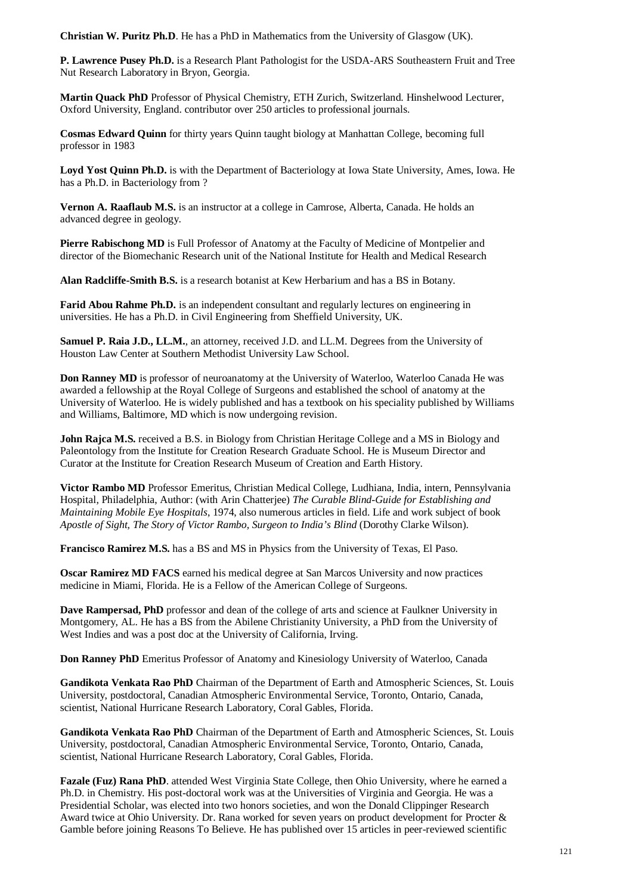**Christian W. Puritz Ph.D**. He has a PhD in Mathematics from the University of Glasgow (UK).

**P. Lawrence Pusey Ph.D.** is a Research Plant Pathologist for the USDA-ARS Southeastern Fruit and Tree Nut Research Laboratory in Bryon, Georgia.

**Martin Quack PhD** Professor of Physical Chemistry, ETH Zurich, Switzerland. Hinshelwood Lecturer, Oxford University, England. contributor over 250 articles to professional journals.

**Cosmas Edward Quinn** for thirty years Quinn taught biology at Manhattan College, becoming full professor in 1983

**Loyd Yost Quinn Ph.D.** is with the Department of Bacteriology at Iowa State University, Ames, Iowa. He has a Ph.D. in Bacteriology from ?

**Vernon A. Raaflaub M.S.** is an instructor at a college in Camrose, Alberta, Canada. He holds an advanced degree in geology.

**Pierre Rabischong MD** is Full Professor of Anatomy at the Faculty of Medicine of Montpelier and director of the Biomechanic Research unit of the National Institute for Health and Medical Research

**Alan Radcliffe-Smith B.S.** is a research botanist at Kew Herbarium and has a BS in Botany.

**Farid Abou Rahme Ph.D.** is an independent consultant and regularly lectures on engineering in universities. He has a Ph.D. in Civil Engineering from Sheffield University, UK.

**Samuel P. Raia J.D., LL.M.**, an attorney, received J.D. and LL.M. Degrees from the University of Houston Law Center at Southern Methodist University Law School.

**Don Ranney MD** is professor of neuroanatomy at the University of Waterloo, Waterloo Canada He was awarded a fellowship at the Royal College of Surgeons and established the school of anatomy at the University of Waterloo. He is widely published and has a textbook on his speciality published by Williams and Williams, Baltimore, MD which is now undergoing revision.

**John Rajca M.S.** received a B.S. in Biology from Christian Heritage College and a MS in Biology and Paleontology from the Institute for Creation Research Graduate School. He is Museum Director and Curator at the Institute for Creation Research Museum of Creation and Earth History.

**Victor Rambo MD** Professor Emeritus, Christian Medical College, Ludhiana, India, intern, Pennsylvania Hospital, Philadelphia, Author: (with Arin Chatterjee) *The Curable Blind-Guide for Establishing and Maintaining Mobile Eye Hospitals*, 1974, also numerous articles in field. Life and work subject of book *Apostle of Sight, The Story of Victor Rambo, Surgeon to India's Blind* (Dorothy Clarke Wilson).

**Francisco Ramirez M.S.** has a BS and MS in Physics from the University of Texas, El Paso.

**Oscar Ramirez MD FACS** earned his medical degree at San Marcos University and now practices medicine in Miami, Florida. He is a Fellow of the American College of Surgeons.

**Dave Rampersad, PhD** professor and dean of the college of arts and science at Faulkner University in Montgomery, AL. He has a BS from the Abilene Christianity University, a PhD from the University of West Indies and was a post doc at the University of California, Irving.

**Don Ranney PhD** Emeritus Professor of Anatomy and Kinesiology University of Waterloo, Canada

**Gandikota Venkata Rao PhD** Chairman of the Department of Earth and Atmospheric Sciences, St. Louis University, postdoctoral, Canadian Atmospheric Environmental Service, Toronto, Ontario, Canada, scientist, National Hurricane Research Laboratory, Coral Gables, Florida.

**Gandikota Venkata Rao PhD** Chairman of the Department of Earth and Atmospheric Sciences, St. Louis University, postdoctoral, Canadian Atmospheric Environmental Service, Toronto, Ontario, Canada, scientist, National Hurricane Research Laboratory, Coral Gables, Florida.

**Fazale (Fuz) Rana PhD**. attended West Virginia State College, then Ohio University, where he earned a Ph.D. in Chemistry. His post-doctoral work was at the Universities of Virginia and Georgia. He was a Presidential Scholar, was elected into two honors societies, and won the Donald Clippinger Research Award twice at Ohio University. Dr. Rana worked for seven years on product development for Procter & Gamble before joining Reasons To Believe. He has published over 15 articles in peer-reviewed scientific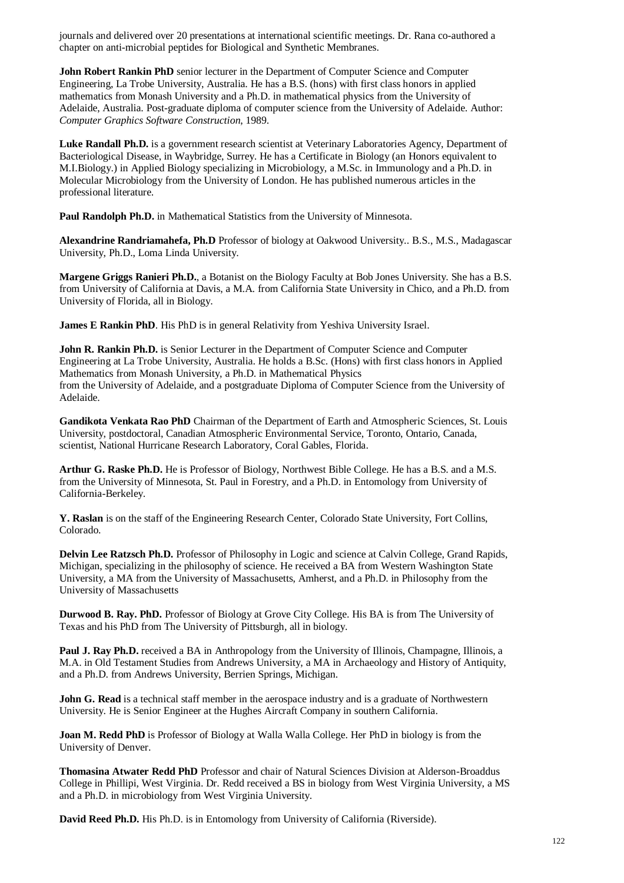journals and delivered over 20 presentations at international scientific meetings. Dr. Rana co-authored a chapter on anti-microbial peptides for Biological and Synthetic Membranes.

**John Robert Rankin PhD** senior lecturer in the Department of Computer Science and Computer Engineering, La Trobe University, Australia. He has a B.S. (hons) with first class honors in applied mathematics from Monash University and a Ph.D. in mathematical physics from the University of Adelaide, Australia. Post-graduate diploma of computer science from the University of Adelaide. Author: *Computer Graphics Software Construction*, 1989.

**Luke Randall Ph.D.** is a government research scientist at Veterinary Laboratories Agency, Department of Bacteriological Disease, in Waybridge, Surrey. He has a Certificate in Biology (an Honors equivalent to M.I.Biology.) in Applied Biology specializing in Microbiology, a M.Sc. in Immunology and a Ph.D. in Molecular Microbiology from the University of London. He has published numerous articles in the professional literature.

**Paul Randolph Ph.D.** in Mathematical Statistics from the University of Minnesota.

**Alexandrine Randriamahefa, Ph.D** Professor of biology at Oakwood University.. B.S., M.S., Madagascar University, Ph.D., Loma Linda University.

**Margene Griggs Ranieri Ph.D.**, a Botanist on the Biology Faculty at Bob Jones University. She has a B.S. from University of California at Davis, a M.A. from California State University in Chico, and a Ph.D. from University of Florida, all in Biology.

**James E Rankin PhD**. His PhD is in general Relativity from Yeshiva University Israel.

**John R. Rankin Ph.D.** is Senior Lecturer in the Department of Computer Science and Computer Engineering at La Trobe University, Australia. He holds a B.Sc. (Hons) with first class honors in Applied Mathematics from Monash University, a Ph.D. in Mathematical Physics from the University of Adelaide, and a postgraduate Diploma of Computer Science from the University of Adelaide.

**Gandikota Venkata Rao PhD** Chairman of the Department of Earth and Atmospheric Sciences, St. Louis University, postdoctoral, Canadian Atmospheric Environmental Service, Toronto, Ontario, Canada, scientist, National Hurricane Research Laboratory, Coral Gables, Florida.

**Arthur G. Raske Ph.D.** He is Professor of Biology, Northwest Bible College. He has a B.S. and a M.S. from the University of Minnesota, St. Paul in Forestry, and a Ph.D. in Entomology from University of California-Berkeley.

**Y. Raslan** is on the staff of the Engineering Research Center, Colorado State University, Fort Collins, Colorado.

**Delvin Lee Ratzsch Ph.D.** Professor of Philosophy in Logic and science at Calvin College, Grand Rapids, Michigan, specializing in the philosophy of science. He received a BA from Western Washington State University, a MA from the University of Massachusetts, Amherst, and a Ph.D. in Philosophy from the University of Massachusetts

**Durwood B. Ray. PhD.** Professor of Biology at Grove City College. His BA is from The University of Texas and his PhD from The University of Pittsburgh, all in biology.

**Paul J. Ray Ph.D.** received a BA in Anthropology from the University of Illinois, Champagne, Illinois, a M.A. in Old Testament Studies from Andrews University, a MA in Archaeology and History of Antiquity, and a Ph.D. from Andrews University, Berrien Springs, Michigan.

**John G. Read** is a technical staff member in the aerospace industry and is a graduate of Northwestern University. He is Senior Engineer at the Hughes Aircraft Company in southern California.

**Joan M. Redd PhD** is Professor of Biology at Walla Walla College. Her PhD in biology is from the University of Denver.

**Thomasina Atwater Redd PhD** Professor and chair of Natural Sciences Division at Alderson-Broaddus College in Phillipi, West Virginia. Dr. Redd received a BS in biology from West Virginia University, a MS and a Ph.D. in microbiology from West Virginia University.

**David Reed Ph.D.** His Ph.D. is in Entomology from University of California (Riverside).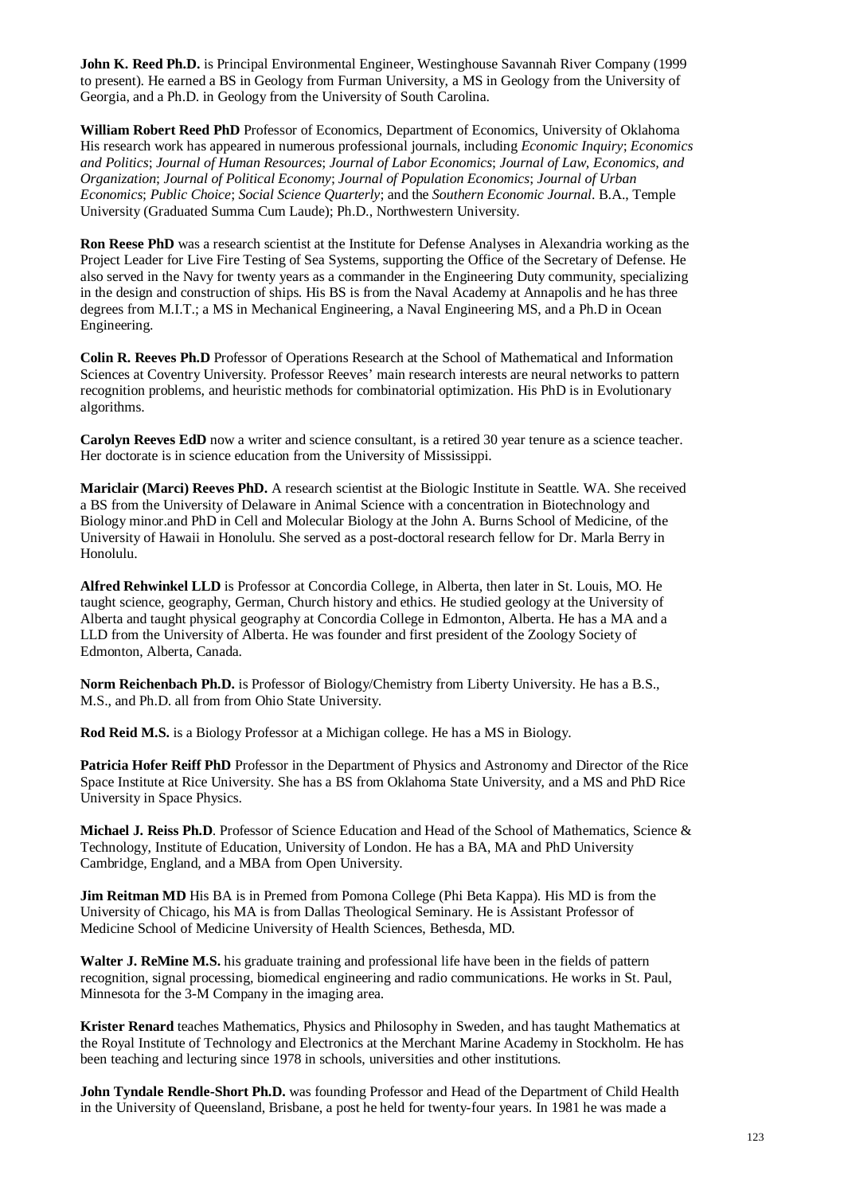**John K. Reed Ph.D.** is Principal Environmental Engineer, Westinghouse Savannah River Company (1999 to present). He earned a BS in Geology from Furman University, a MS in Geology from the University of Georgia, and a Ph.D. in Geology from the University of South Carolina.

**William Robert Reed PhD** Professor of Economics, Department of Economics, University of Oklahoma His research work has appeared in numerous professional journals, including *Economic Inquiry*; *Economics and Politics*; *Journal of Human Resources*; *Journal of Labor Economics*; *Journal of Law, Economics, and Organization*; *Journal of Political Economy*; *Journal of Population Economics*; *Journal of Urban Economics*; *Public Choice*; *Social Science Quarterly*; and the *Southern Economic Journal*. B.A., Temple University (Graduated Summa Cum Laude); Ph.D., Northwestern University.

**Ron Reese PhD** was a research scientist at the Institute for Defense Analyses in Alexandria working as the Project Leader for Live Fire Testing of Sea Systems, supporting the Office of the Secretary of Defense. He also served in the Navy for twenty years as a commander in the Engineering Duty community, specializing in the design and construction of ships. His BS is from the Naval Academy at Annapolis and he has three degrees from M.I.T.; a MS in Mechanical Engineering, a Naval Engineering MS, and a Ph.D in Ocean Engineering.

**Colin R. Reeves Ph.D** Professor of Operations Research at the School of Mathematical and Information Sciences at Coventry University. Professor Reeves' main research interests are neural networks to pattern recognition problems, and heuristic methods for combinatorial optimization. His PhD is in Evolutionary algorithms.

**Carolyn Reeves EdD** now a writer and science consultant, is a retired 30 year tenure as a science teacher. Her doctorate is in science education from the University of Mississippi.

**Mariclair (Marci) Reeves PhD.** A research scientist at the Biologic Institute in Seattle. WA. She received a BS from the University of Delaware in Animal Science with a concentration in Biotechnology and Biology minor.and PhD in Cell and Molecular Biology at the John A. Burns School of Medicine, of the University of Hawaii in Honolulu. She served as a post-doctoral research fellow for Dr. Marla Berry in Honolulu.

**Alfred Rehwinkel LLD** is Professor at Concordia College, in Alberta, then later in St. Louis, MO. He taught science, geography, German, Church history and ethics. He studied geology at the University of Alberta and taught physical geography at Concordia College in Edmonton, Alberta. He has a MA and a LLD from the University of Alberta. He was founder and first president of the Zoology Society of Edmonton, Alberta, Canada.

**Norm Reichenbach Ph.D.** is Professor of Biology/Chemistry from Liberty University. He has a B.S., M.S., and Ph.D. all from from Ohio State University.

**Rod Reid M.S.** is a Biology Professor at a Michigan college. He has a MS in Biology.

**Patricia Hofer Reiff PhD** Professor in the Department of Physics and Astronomy and Director of the Rice Space Institute at Rice University. She has a BS from Oklahoma State University, and a MS and PhD Rice University in Space Physics.

**Michael J. Reiss Ph.D**. Professor of Science Education and Head of the School of Mathematics, Science & Technology, Institute of Education, University of London. He has a BA, MA and PhD University Cambridge, England, and a MBA from Open University.

**Jim Reitman MD** His BA is in Premed from Pomona College (Phi Beta Kappa). His MD is from the University of Chicago, his MA is from Dallas Theological Seminary. He is Assistant Professor of Medicine School of Medicine University of Health Sciences, Bethesda, MD.

**Walter J. ReMine M.S.** his graduate training and professional life have been in the fields of pattern recognition, signal processing, biomedical engineering and radio communications. He works in St. Paul, Minnesota for the 3-M Company in the imaging area.

**Krister Renard** teaches Mathematics, Physics and Philosophy in Sweden, and has taught Mathematics at the Royal Institute of Technology and Electronics at the Merchant Marine Academy in Stockholm. He has been teaching and lecturing since 1978 in schools, universities and other institutions.

**John Tyndale Rendle-Short Ph.D.** was founding Professor and Head of the Department of Child Health in the University of Queensland, Brisbane, a post he held for twenty-four years. In 1981 he was made a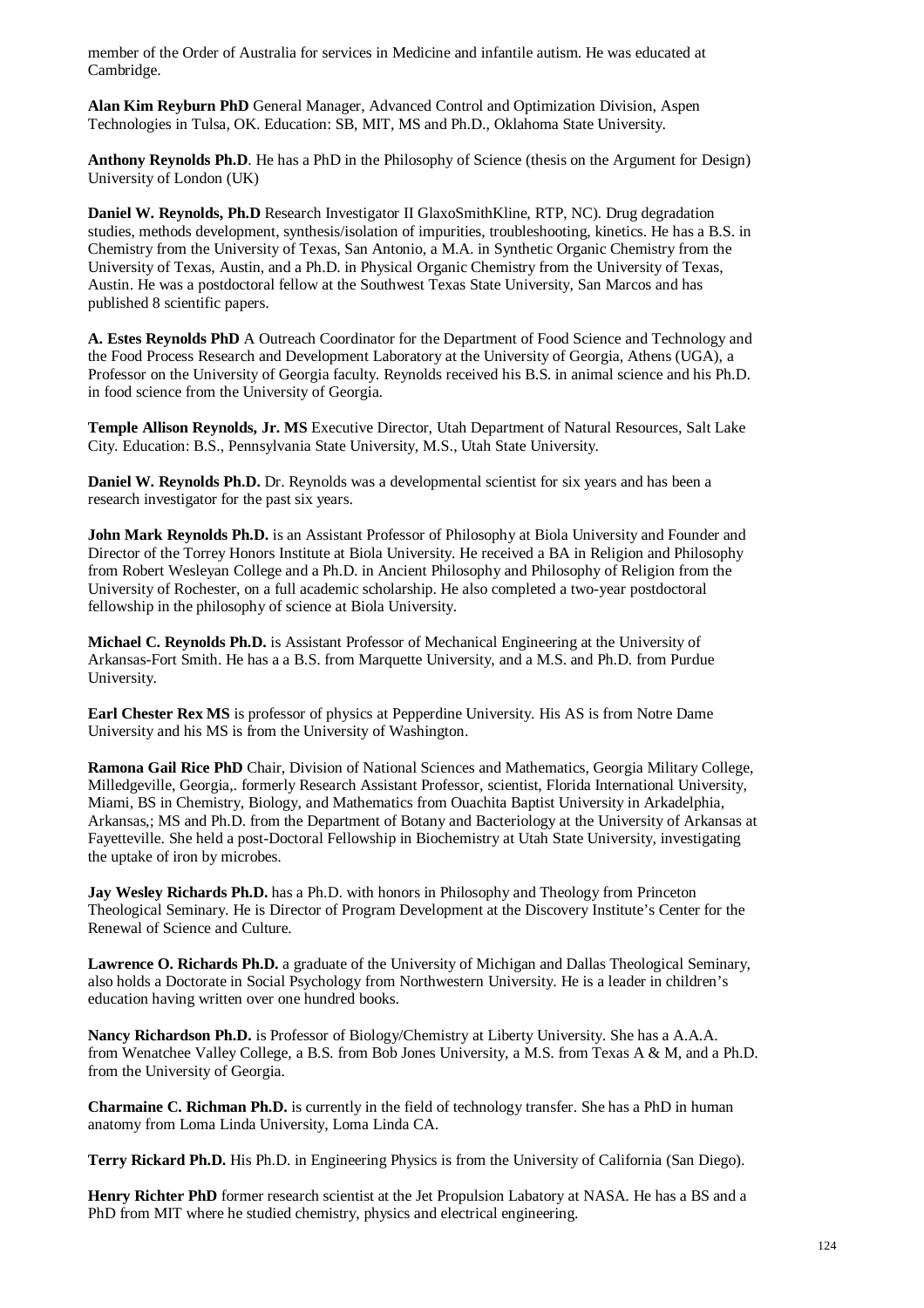member of the Order of Australia for services in Medicine and infantile autism. He was educated at Cambridge.

**Alan Kim Reyburn PhD** General Manager, Advanced Control and Optimization Division, Aspen Technologies in Tulsa, OK. Education: SB, MIT, MS and Ph.D., Oklahoma State University.

**Anthony Reynolds Ph.D**. He has a PhD in the Philosophy of Science (thesis on the Argument for Design) University of London (UK)

**Daniel W. Reynolds, Ph.D** Research Investigator II GlaxoSmithKline, RTP, NC). Drug degradation studies, methods development, synthesis/isolation of impurities, troubleshooting, kinetics. He has a B.S. in Chemistry from the University of Texas, San Antonio, a M.A. in Synthetic Organic Chemistry from the University of Texas, Austin, and a Ph.D. in Physical Organic Chemistry from the University of Texas, Austin. He was a postdoctoral fellow at the Southwest Texas State University, San Marcos and has published 8 scientific papers.

**A. Estes Reynolds PhD** A Outreach Coordinator for the Department of Food Science and Technology and the Food Process Research and Development Laboratory at the University of Georgia, Athens (UGA), a Professor on the University of Georgia faculty. Reynolds received his B.S. in animal science and his Ph.D. in food science from the University of Georgia.

**Temple Allison Reynolds, Jr. MS** Executive Director, Utah Department of Natural Resources, Salt Lake City. Education: B.S., Pennsylvania State University, M.S., Utah State University.

**Daniel W. Reynolds Ph.D.** Dr. Reynolds was a developmental scientist for six years and has been a research investigator for the past six years.

**John Mark Reynolds Ph.D.** is an Assistant Professor of Philosophy at Biola University and Founder and Director of the Torrey Honors Institute at Biola University. He received a BA in Religion and Philosophy from Robert Wesleyan College and a Ph.D. in Ancient Philosophy and Philosophy of Religion from the University of Rochester, on a full academic scholarship. He also completed a two-year postdoctoral fellowship in the philosophy of science at Biola University.

**Michael C. Reynolds Ph.D.** is Assistant Professor of Mechanical Engineering at the University of Arkansas-Fort Smith. He has a a B.S. from Marquette University, and a M.S. and Ph.D. from Purdue University.

**Earl Chester Rex MS** is professor of physics at Pepperdine University. His AS is from Notre Dame University and his MS is from the University of Washington.

**Ramona Gail Rice PhD** Chair, Division of National Sciences and Mathematics, Georgia Military College, Milledgeville, Georgia,. formerly Research Assistant Professor, scientist, Florida International University, Miami, BS in Chemistry, Biology, and Mathematics from Ouachita Baptist University in Arkadelphia, Arkansas,; MS and Ph.D. from the Department of Botany and Bacteriology at the University of Arkansas at Fayetteville. She held a post-Doctoral Fellowship in Biochemistry at Utah State University, investigating the uptake of iron by microbes.

**Jay Wesley Richards Ph.D.** has a Ph.D. with honors in Philosophy and Theology from Princeton Theological Seminary. He is Director of Program Development at the Discovery Institute's Center for the Renewal of Science and Culture.

**Lawrence O. Richards Ph.D.** a graduate of the University of Michigan and Dallas Theological Seminary, also holds a Doctorate in Social Psychology from Northwestern University. He is a leader in children's education having written over one hundred books.

**Nancy Richardson Ph.D.** is Professor of Biology/Chemistry at Liberty University. She has a A.A.A. from Wenatchee Valley College, a B.S. from Bob Jones University, a M.S. from Texas A & M, and a Ph.D. from the University of Georgia.

**Charmaine C. Richman Ph.D.** is currently in the field of technology transfer. She has a PhD in human anatomy from Loma Linda University, Loma Linda CA.

**Terry Rickard Ph.D.** His Ph.D. in Engineering Physics is from the University of California (San Diego).

**Henry Richter PhD** former research scientist at the Jet Propulsion Labatory at NASA. He has a BS and a PhD from MIT where he studied chemistry, physics and electrical engineering.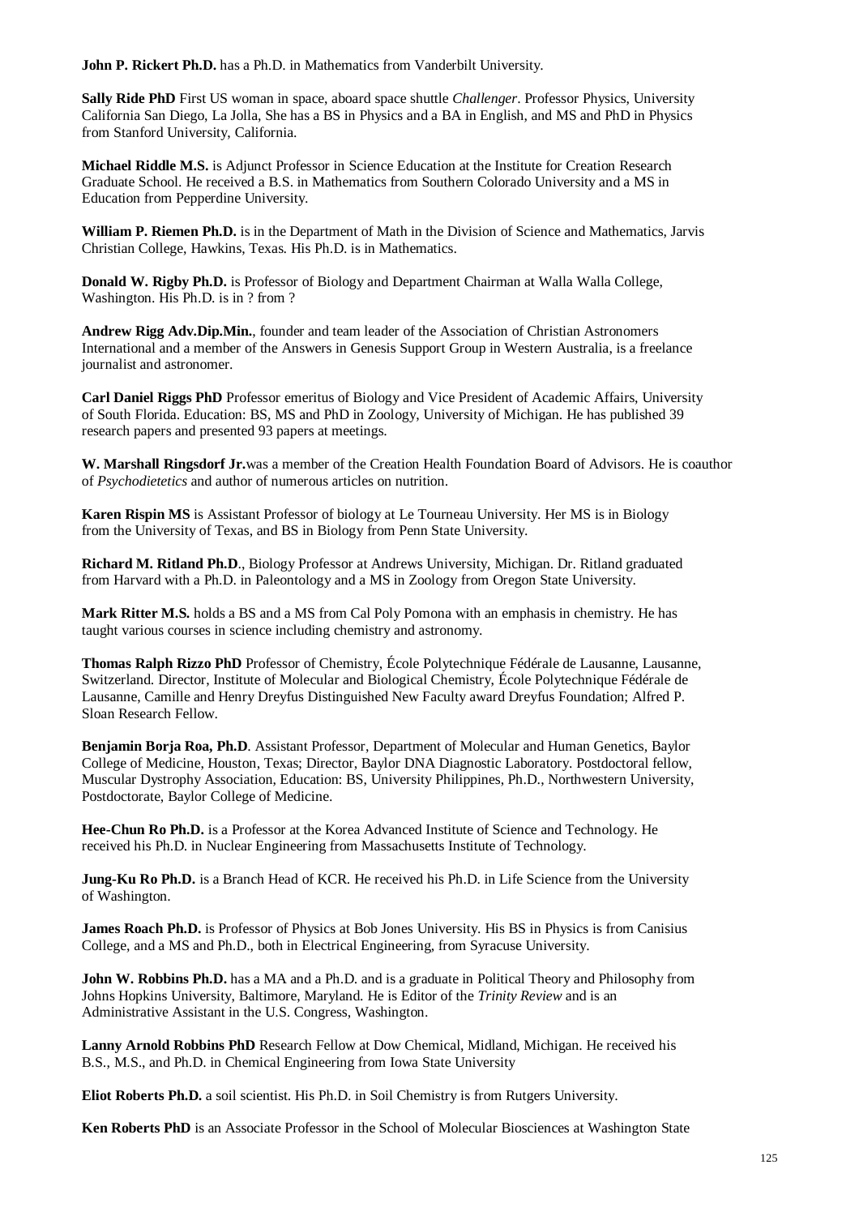**John P. Rickert Ph.D.** has a Ph.D. in Mathematics from Vanderbilt University.

**Sally Ride PhD** First US woman in space, aboard space shuttle *Challenger*. Professor Physics, University California San Diego, La Jolla, She has a BS in Physics and a BA in English, and MS and PhD in Physics from Stanford University, California.

**Michael Riddle M.S.** is Adjunct Professor in Science Education at the Institute for Creation Research Graduate School. He received a B.S. in Mathematics from Southern Colorado University and a MS in Education from Pepperdine University.

**William P. Riemen Ph.D.** is in the Department of Math in the Division of Science and Mathematics, Jarvis Christian College, Hawkins, Texas. His Ph.D. is in Mathematics.

**Donald W. Rigby Ph.D.** is Professor of Biology and Department Chairman at Walla Walla College, Washington. His Ph.D. is in ? from ?

**Andrew Rigg Adv.Dip.Min.**, founder and team leader of the Association of Christian Astronomers International and a member of the Answers in Genesis Support Group in Western Australia, is a freelance journalist and astronomer.

**Carl Daniel Riggs PhD** Professor emeritus of Biology and Vice President of Academic Affairs, University of South Florida. Education: BS, MS and PhD in Zoology, University of Michigan. He has published 39 research papers and presented 93 papers at meetings.

**W. Marshall Ringsdorf Jr.**was a member of the Creation Health Foundation Board of Advisors. He is coauthor of *Psychodietetics* and author of numerous articles on nutrition.

**Karen Rispin MS** is Assistant Professor of biology at Le Tourneau University. Her MS is in Biology from the University of Texas, and BS in Biology from Penn State University.

**Richard M. Ritland Ph.D**., Biology Professor at Andrews University, Michigan. Dr. Ritland graduated from Harvard with a Ph.D. in Paleontology and a MS in Zoology from Oregon State University.

**Mark Ritter M.S.** holds a BS and a MS from Cal Poly Pomona with an emphasis in chemistry. He has taught various courses in science including chemistry and astronomy.

**Thomas Ralph Rizzo PhD** Professor of Chemistry, École Polytechnique Fédérale de Lausanne, Lausanne, Switzerland. Director, Institute of Molecular and Biological Chemistry, École Polytechnique Fédérale de Lausanne, Camille and Henry Dreyfus Distinguished New Faculty award Dreyfus Foundation; Alfred P. Sloan Research Fellow.

**Benjamin Borja Roa, Ph.D**. Assistant Professor, Department of Molecular and Human Genetics, Baylor College of Medicine, Houston, Texas; Director, Baylor DNA Diagnostic Laboratory. Postdoctoral fellow, Muscular Dystrophy Association, Education: BS, University Philippines, Ph.D., Northwestern University, Postdoctorate, Baylor College of Medicine.

**Hee-Chun Ro Ph.D.** is a Professor at the Korea Advanced Institute of Science and Technology. He received his Ph.D. in Nuclear Engineering from Massachusetts Institute of Technology.

**Jung-Ku Ro Ph.D.** is a Branch Head of KCR. He received his Ph.D. in Life Science from the University of Washington.

**James Roach Ph.D.** is Professor of Physics at Bob Jones University. His BS in Physics is from Canisius College, and a MS and Ph.D., both in Electrical Engineering, from Syracuse University.

**John W. Robbins Ph.D.** has a MA and a Ph.D. and is a graduate in Political Theory and Philosophy from Johns Hopkins University, Baltimore, Maryland. He is Editor of the *Trinity Review* and is an Administrative Assistant in the U.S. Congress, Washington.

**Lanny Arnold Robbins PhD** Research Fellow at Dow Chemical, Midland, Michigan. He received his B.S., M.S., and Ph.D. in Chemical Engineering from Iowa State University

**Eliot Roberts Ph.D.** a soil scientist. His Ph.D. in Soil Chemistry is from Rutgers University.

**Ken Roberts PhD** is an Associate Professor in the School of Molecular Biosciences at Washington State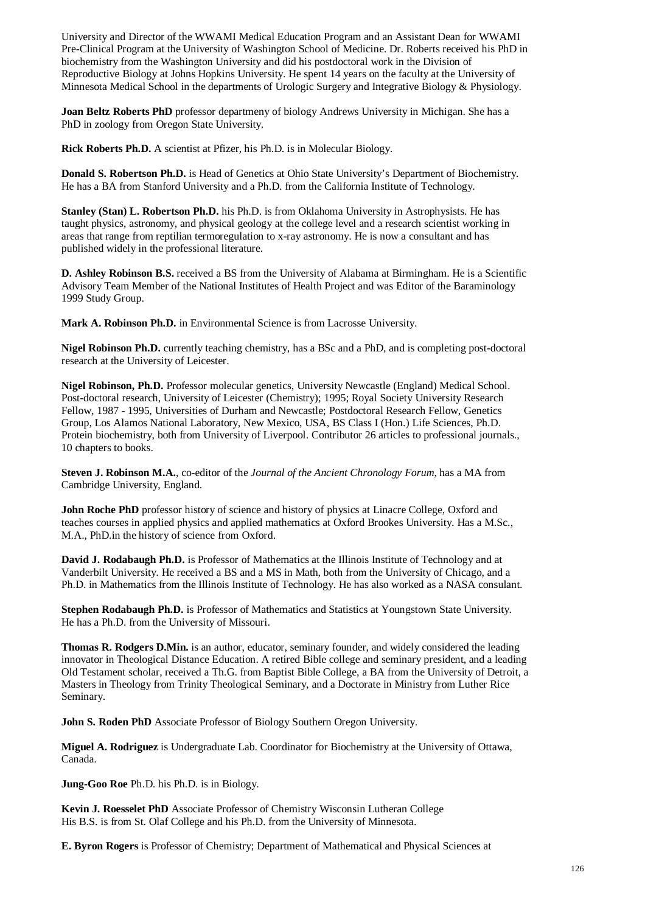University and Director of the WWAMI Medical Education Program and an Assistant Dean for WWAMI Pre-Clinical Program at the University of Washington School of Medicine. Dr. Roberts received his PhD in biochemistry from the Washington University and did his postdoctoral work in the Division of Reproductive Biology at Johns Hopkins University. He spent 14 years on the faculty at the University of Minnesota Medical School in the departments of Urologic Surgery and Integrative Biology & Physiology.

**Joan Beltz Roberts PhD** professor departmeny of biology Andrews University in Michigan. She has a PhD in zoology from Oregon State University.

**Rick Roberts Ph.D.** A scientist at Pfizer, his Ph.D. is in Molecular Biology.

**Donald S. Robertson Ph.D.** is Head of Genetics at Ohio State University's Department of Biochemistry. He has a BA from Stanford University and a Ph.D. from the California Institute of Technology.

**Stanley (Stan) L. Robertson Ph.D.** his Ph.D. is from Oklahoma University in Astrophysists. He has taught physics, astronomy, and physical geology at the college level and a research scientist working in areas that range from reptilian termoregulation to x-ray astronomy. He is now a consultant and has published widely in the professional literature.

**D. Ashley Robinson B.S.** received a BS from the University of Alabama at Birmingham. He is a Scientific Advisory Team Member of the National Institutes of Health Project and was Editor of the Baraminology 1999 Study Group.

**Mark A. Robinson Ph.D.** in Environmental Science is from Lacrosse University.

**Nigel Robinson Ph.D.** currently teaching chemistry, has a BSc and a PhD, and is completing post-doctoral research at the University of Leicester.

**Nigel Robinson, Ph.D.** Professor molecular genetics, University Newcastle (England) Medical School. Post-doctoral research, University of Leicester (Chemistry); 1995; Royal Society University Research Fellow, 1987 - 1995, Universities of Durham and Newcastle; Postdoctoral Research Fellow, Genetics Group, Los Alamos National Laboratory, New Mexico, USA, BS Class I (Hon.) Life Sciences, Ph.D. Protein biochemistry, both from University of Liverpool. Contributor 26 articles to professional journals., 10 chapters to books.

**Steven J. Robinson M.A.**, co-editor of the *Journal of the Ancient Chronology Forum*, has a MA from Cambridge University, England.

**John Roche PhD** professor history of science and history of physics at Linacre College, Oxford and teaches courses in applied physics and applied mathematics at Oxford Brookes University. Has a M.Sc., M.A., PhD.in the history of science from Oxford.

**David J. Rodabaugh Ph.D.** is Professor of Mathematics at the Illinois Institute of Technology and at Vanderbilt University. He received a BS and a MS in Math, both from the University of Chicago, and a Ph.D. in Mathematics from the Illinois Institute of Technology. He has also worked as a NASA consulant.

**Stephen Rodabaugh Ph.D.** is Professor of Mathematics and Statistics at Youngstown State University. He has a Ph.D. from the University of Missouri.

**Thomas R. Rodgers D.Min.** is an author, educator, seminary founder, and widely considered the leading innovator in Theological Distance Education. A retired Bible college and seminary president, and a leading Old Testament scholar, received a Th.G. from Baptist Bible College, a BA from the University of Detroit, a Masters in Theology from Trinity Theological Seminary, and a Doctorate in Ministry from Luther Rice Seminary.

**John S. Roden PhD** Associate Professor of Biology Southern Oregon University.

**Miguel A. Rodriguez** is Undergraduate Lab. Coordinator for Biochemistry at the University of Ottawa, Canada.

**Jung-Goo Roe** Ph.D. his Ph.D. is in Biology.

**Kevin J. Roesselet PhD** Associate Professor of Chemistry Wisconsin Lutheran College
His B.S. is from St. Olaf College and his Ph.D. from the University of Minnesota.

**E. Byron Rogers** is Professor of Chemistry; Department of Mathematical and Physical Sciences at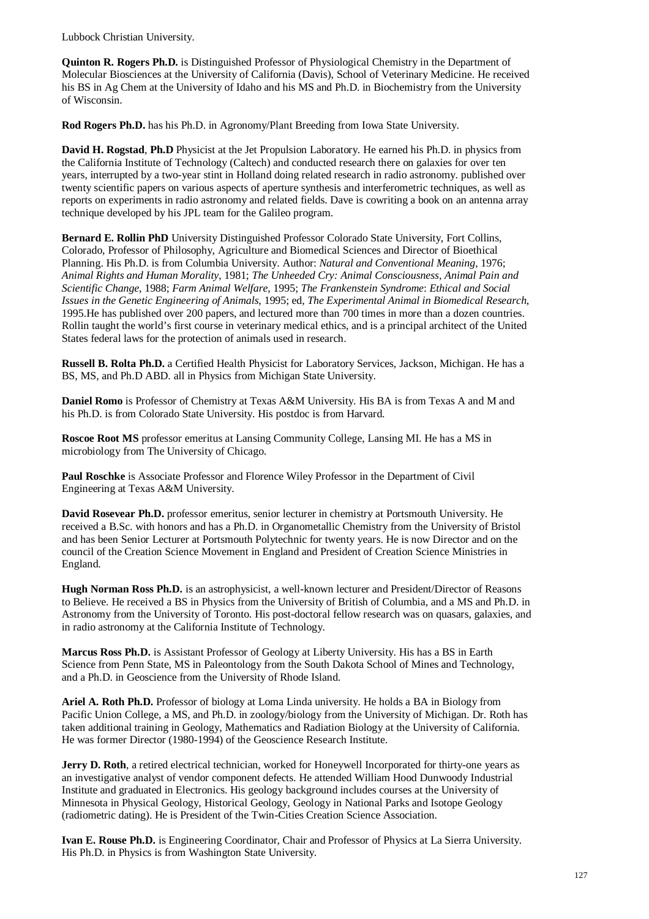Lubbock Christian University.

**Quinton R. Rogers Ph.D.** is Distinguished Professor of Physiological Chemistry in the Department of Molecular Biosciences at the University of California (Davis), School of Veterinary Medicine. He received his BS in Ag Chem at the University of Idaho and his MS and Ph.D. in Biochemistry from the University of Wisconsin.

**Rod Rogers Ph.D.** has his Ph.D. in Agronomy/Plant Breeding from Iowa State University.

**David H. Rogstad**, **Ph.D** Physicist at the Jet Propulsion Laboratory. He earned his Ph.D. in physics from the California Institute of Technology (Caltech) and conducted research there on galaxies for over ten years, interrupted by a two-year stint in Holland doing related research in radio astronomy. published over twenty scientific papers on various aspects of aperture synthesis and interferometric techniques, as well as reports on experiments in radio astronomy and related fields. Dave is cowriting a book on an antenna array technique developed by his JPL team for the Galileo program.

**Bernard E. Rollin PhD** University Distinguished Professor Colorado State University, Fort Collins, Colorado, Professor of Philosophy, Agriculture and Biomedical Sciences and Director of Bioethical Planning. His Ph.D. is from Columbia University. Author: *Natural and Conventional Meaning*, 1976; *Animal Rights and Human Morality*, 1981; *The Unheeded Cry: Animal Consciousness, Animal Pain and Scientific Change*, 1988; *Farm Animal Welfare*, 1995; *The Frankenstein Syndrome*: *Ethical and Social Issues in the Genetic Engineering of Animals*, 1995; ed, *The Experimental Animal in Biomedical Research*, 1995.He has published over 200 papers, and lectured more than 700 times in more than a dozen countries. Rollin taught the world's first course in veterinary medical ethics, and is a principal architect of the United States federal laws for the protection of animals used in research.

**Russell B. Rolta Ph.D.** a Certified Health Physicist for Laboratory Services, Jackson, Michigan. He has a BS, MS, and Ph.D ABD. all in Physics from Michigan State University.

**Daniel Romo** is Professor of Chemistry at Texas A&M University. His BA is from Texas A and M and his Ph.D. is from Colorado State University. His postdoc is from Harvard.

**Roscoe Root MS** professor emeritus at Lansing Community College, Lansing MI. He has a MS in microbiology from The University of Chicago.

**Paul Roschke** is Associate Professor and Florence Wiley Professor in the Department of Civil Engineering at Texas A&M University.

**David Rosevear Ph.D.** professor emeritus, senior lecturer in chemistry at Portsmouth University. He received a B.Sc. with honors and has a Ph.D. in Organometallic Chemistry from the University of Bristol and has been Senior Lecturer at Portsmouth Polytechnic for twenty years. He is now Director and on the council of the Creation Science Movement in England and President of Creation Science Ministries in England.

**Hugh Norman Ross Ph.D.** is an astrophysicist, a well-known lecturer and President/Director of Reasons to Believe. He received a BS in Physics from the University of British of Columbia, and a MS and Ph.D. in Astronomy from the University of Toronto. His post-doctoral fellow research was on quasars, galaxies, and in radio astronomy at the California Institute of Technology.

**Marcus Ross Ph.D.** is Assistant Professor of Geology at Liberty University. His has a BS in Earth Science from Penn State, MS in Paleontology from the South Dakota School of Mines and Technology, and a Ph.D. in Geoscience from the University of Rhode Island.

**Ariel A. Roth Ph.D.** Professor of biology at Loma Linda university. He holds a BA in Biology from Pacific Union College, a MS, and Ph.D. in zoology/biology from the University of Michigan. Dr. Roth has taken additional training in Geology, Mathematics and Radiation Biology at the University of California. He was former Director (1980-1994) of the Geoscience Research Institute.

**Jerry D. Roth**, a retired electrical technician, worked for Honeywell Incorporated for thirty-one years as an investigative analyst of vendor component defects. He attended William Hood Dunwoody Industrial Institute and graduated in Electronics. His geology background includes courses at the University of Minnesota in Physical Geology, Historical Geology, Geology in National Parks and Isotope Geology (radiometric dating). He is President of the Twin-Cities Creation Science Association.

**Ivan E. Rouse Ph.D.** is Engineering Coordinator, Chair and Professor of Physics at La Sierra University. His Ph.D. in Physics is from Washington State University.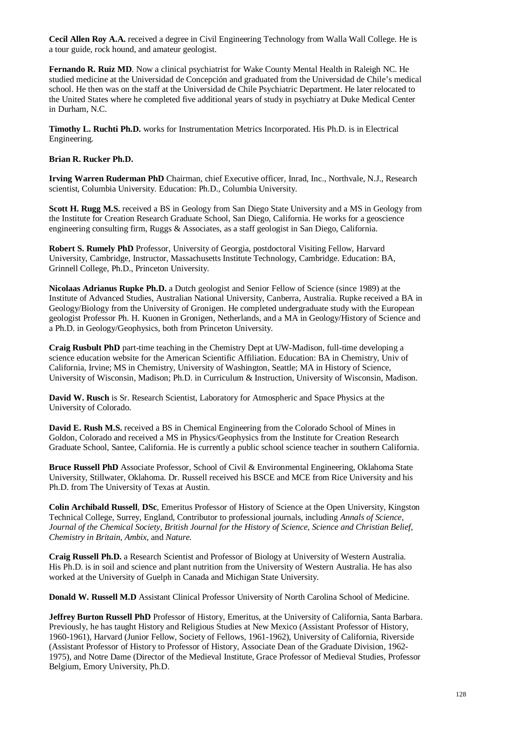**Cecil Allen Roy A.A.** received a degree in Civil Engineering Technology from Walla Wall College. He is a tour guide, rock hound, and amateur geologist.

**Fernando R. Ruiz MD**. Now a clinical psychiatrist for Wake County Mental Health in Raleigh NC. He studied medicine at the Universidad de Concepción and graduated from the Universidad de Chile's medical school. He then was on the staff at the Universidad de Chile Psychiatric Department. He later relocated to the United States where he completed five additional years of study in psychiatry at Duke Medical Center in Durham, N.C.

**Timothy L. Ruchti Ph.D.** works for Instrumentation Metrics Incorporated. His Ph.D. is in Electrical Engineering.

**Brian R. Rucker Ph.D.**

**Irving Warren Ruderman PhD** Chairman, chief Executive officer, Inrad, Inc., Northvale, N.J., Research scientist, Columbia University. Education: Ph.D., Columbia University.

**Scott H. Rugg M.S.** received a BS in Geology from San Diego State University and a MS in Geology from the Institute for Creation Research Graduate School, San Diego, California. He works for a geoscience engineering consulting firm, Ruggs & Associates, as a staff geologist in San Diego, California.

**Robert S. Rumely PhD** Professor, University of Georgia, postdoctoral Visiting Fellow, Harvard University, Cambridge, Instructor, Massachusetts Institute Technology, Cambridge. Education: BA, Grinnell College, Ph.D., Princeton University.

**Nicolaas Adrianus Rupke Ph.D.** a Dutch geologist and Senior Fellow of Science (since 1989) at the Institute of Advanced Studies, Australian National University, Canberra, Australia. Rupke received a BA in Geology/Biology from the University of Gronigen. He completed undergraduate study with the European geologist Professor Ph. H. Kuonen in Gronigen, Netherlands, and a MA in Geology/History of Science and a Ph.D. in Geology/Geophysics, both from Princeton University.

**Craig Rusbult PhD** part-time teaching in the Chemistry Dept at UW-Madison, full-time developing a science education website for the American Scientific Affiliation. Education: BA in Chemistry, Univ of California, Irvine; MS in Chemistry, University of Washington, Seattle; MA in History of Science, University of Wisconsin, Madison; Ph.D. in Curriculum & Instruction, University of Wisconsin, Madison.

**David W. Rusch** is Sr. Research Scientist, Laboratory for Atmospheric and Space Physics at the University of Colorado.

**David E. Rush M.S.** received a BS in Chemical Engineering from the Colorado School of Mines in Goldon, Colorado and received a MS in Physics/Geophysics from the Institute for Creation Research Graduate School, Santee, California. He is currently a public school science teacher in southern California.

**Bruce Russell PhD** Associate Professor, School of Civil & Environmental Engineering, Oklahoma State University, Stillwater, Oklahoma. Dr. Russell received his BSCE and MCE from Rice University and his Ph.D. from The University of Texas at Austin.

**Colin Archibald Russell**, **DSc**, Emeritus Professor of History of Science at the Open University, Kingston Technical College, Surrey, England, Contributor to professional journals, including *Annals of Science, Journal of the Chemical Society, British Journal for the History of Science, Science and Christian Belief, Chemistry in Britain, Ambix,* and *Nature.*

**Craig Russell Ph.D.** a Research Scientist and Professor of Biology at University of Western Australia. His Ph.D. is in soil and science and plant nutrition from the University of Western Australia. He has also worked at the University of Guelph in Canada and Michigan State University.

**Donald W. Russell M.D** Assistant Clinical Professor University of North Carolina School of Medicine.

**Jeffrey Burton Russell PhD** Professor of History, Emeritus, at the University of California, Santa Barbara. Previously, he has taught History and Religious Studies at New Mexico (Assistant Professor of History, 1960-1961), Harvard (Junior Fellow, Society of Fellows, 1961-1962), University of California, Riverside (Assistant Professor of History to Professor of History, Associate Dean of the Graduate Division, 1962-1975), and Notre Dame (Director of the Medieval Institute, Grace Professor of Medieval Studies, Professor Belgium, Emory University, Ph.D.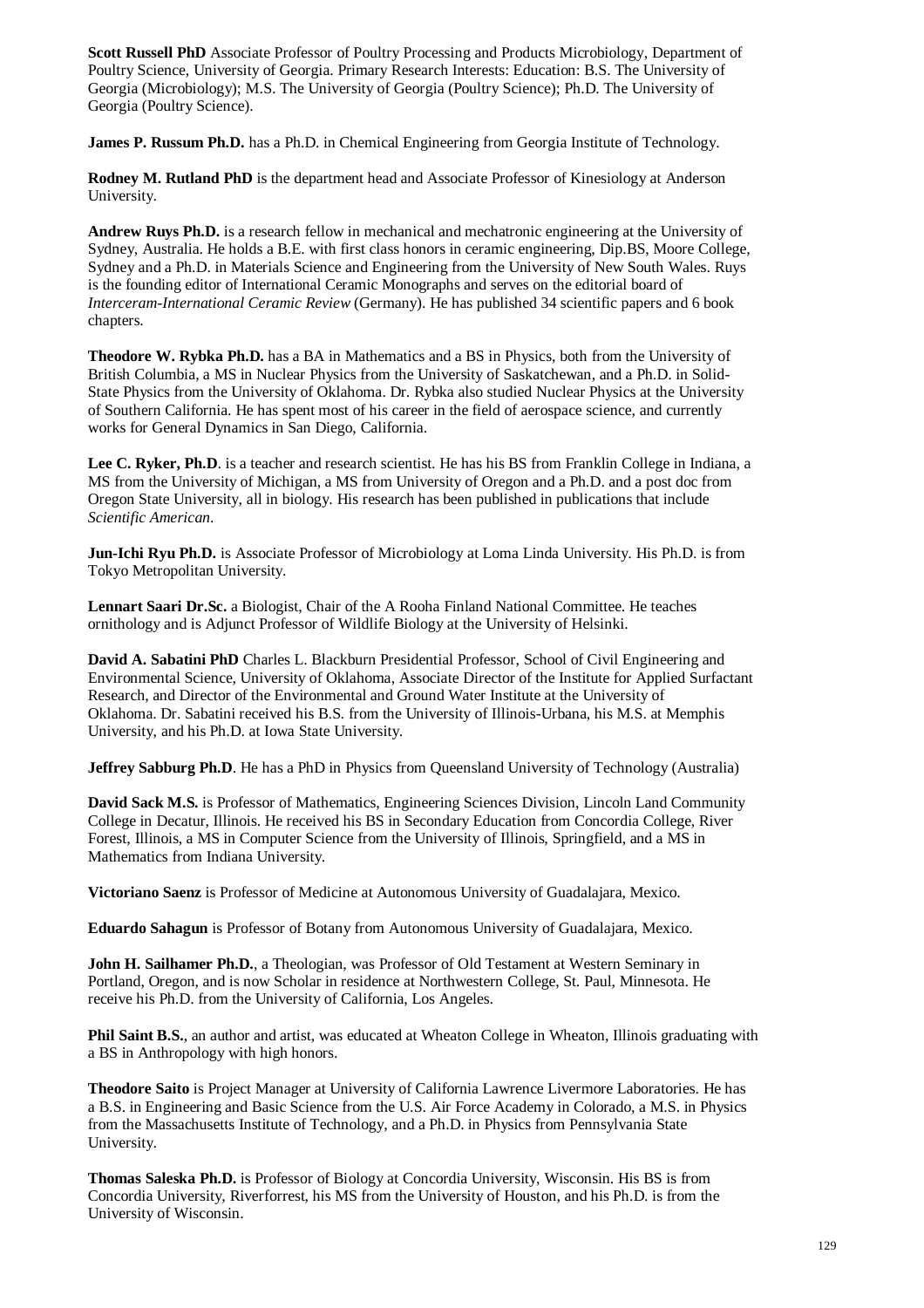**Scott Russell PhD** Associate Professor of Poultry Processing and Products Microbiology, Department of Poultry Science, University of Georgia. Primary Research Interests: Education: B.S. The University of Georgia (Microbiology); M.S. The University of Georgia (Poultry Science); Ph.D. The University of Georgia (Poultry Science).

**James P. Russum Ph.D.** has a Ph.D. in Chemical Engineering from Georgia Institute of Technology.

**Rodney M. Rutland PhD** is the department head and Associate Professor of Kinesiology at Anderson University.

**Andrew Ruys Ph.D.** is a research fellow in mechanical and mechatronic engineering at the University of Sydney, Australia. He holds a B.E. with first class honors in ceramic engineering, Dip.BS, Moore College, Sydney and a Ph.D. in Materials Science and Engineering from the University of New South Wales. Ruys is the founding editor of International Ceramic Monographs and serves on the editorial board of *Interceram-International Ceramic Review* (Germany). He has published 34 scientific papers and 6 book chapters.

**Theodore W. Rybka Ph.D.** has a BA in Mathematics and a BS in Physics, both from the University of British Columbia, a MS in Nuclear Physics from the University of Saskatchewan, and a Ph.D. in Solid-State Physics from the University of Oklahoma. Dr. Rybka also studied Nuclear Physics at the University of Southern California. He has spent most of his career in the field of aerospace science, and currently works for General Dynamics in San Diego, California.

**Lee C. Ryker, Ph.D**. is a teacher and research scientist. He has his BS from Franklin College in Indiana, a MS from the University of Michigan, a MS from University of Oregon and a Ph.D. and a post doc from Oregon State University, all in biology. His research has been published in publications that include *Scientific American*.

**Jun-Ichi Ryu Ph.D.** is Associate Professor of Microbiology at Loma Linda University. His Ph.D. is from Tokyo Metropolitan University.

**Lennart Saari Dr.Sc.** a Biologist, Chair of the A Rooha Finland National Committee. He teaches ornithology and is Adjunct Professor of Wildlife Biology at the University of Helsinki.

**David A. Sabatini PhD** Charles L. Blackburn Presidential Professor, School of Civil Engineering and Environmental Science, University of Oklahoma, Associate Director of the Institute for Applied Surfactant Research, and Director of the Environmental and Ground Water Institute at the University of Oklahoma. Dr. Sabatini received his B.S. from the University of Illinois-Urbana, his M.S. at Memphis University, and his Ph.D. at Iowa State University.

**Jeffrey Sabburg Ph.D**. He has a PhD in Physics from Queensland University of Technology (Australia)

**David Sack M.S.** is Professor of Mathematics, Engineering Sciences Division, Lincoln Land Community College in Decatur, Illinois. He received his BS in Secondary Education from Concordia College, River Forest, Illinois, a MS in Computer Science from the University of Illinois, Springfield, and a MS in Mathematics from Indiana University.

**Victoriano Saenz** is Professor of Medicine at Autonomous University of Guadalajara, Mexico.

**Eduardo Sahagun** is Professor of Botany from Autonomous University of Guadalajara, Mexico.

**John H. Sailhamer Ph.D.**, a Theologian, was Professor of Old Testament at Western Seminary in Portland, Oregon, and is now Scholar in residence at Northwestern College, St. Paul, Minnesota. He receive his Ph.D. from the University of California, Los Angeles.

**Phil Saint B.S.**, an author and artist, was educated at Wheaton College in Wheaton, Illinois graduating with a BS in Anthropology with high honors.

**Theodore Saito** is Project Manager at University of California Lawrence Livermore Laboratories. He has a B.S. in Engineering and Basic Science from the U.S. Air Force Academy in Colorado, a M.S. in Physics from the Massachusetts Institute of Technology, and a Ph.D. in Physics from Pennsylvania State University.

**Thomas Saleska Ph.D.** is Professor of Biology at Concordia University, Wisconsin. His BS is from Concordia University, Riverforrest, his MS from the University of Houston, and his Ph.D. is from the University of Wisconsin.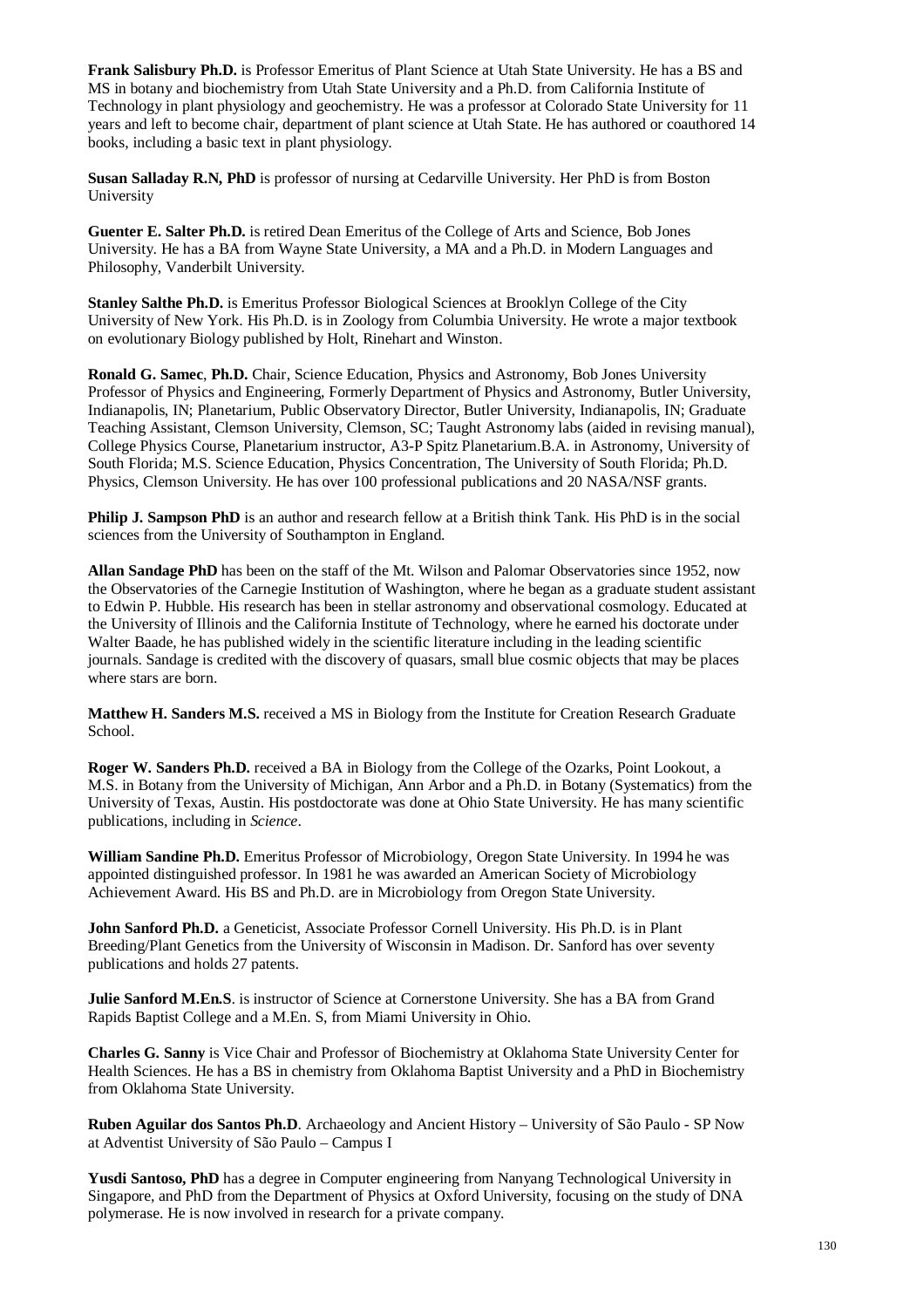**Frank Salisbury Ph.D.** is Professor Emeritus of Plant Science at Utah State University. He has a BS and MS in botany and biochemistry from Utah State University and a Ph.D. from California Institute of Technology in plant physiology and geochemistry. He was a professor at Colorado State University for 11 years and left to become chair, department of plant science at Utah State. He has authored or coauthored 14 books, including a basic text in plant physiology.

**Susan Salladay R.N, PhD** is professor of nursing at Cedarville University. Her PhD is from Boston University

**Guenter E. Salter Ph.D.** is retired Dean Emeritus of the College of Arts and Science, Bob Jones University. He has a BA from Wayne State University, a MA and a Ph.D. in Modern Languages and Philosophy, Vanderbilt University.

**Stanley Salthe Ph.D.** is Emeritus Professor Biological Sciences at Brooklyn College of the City University of New York. His Ph.D. is in Zoology from Columbia University. He wrote a major textbook on evolutionary Biology published by Holt, Rinehart and Winston.

**Ronald G. Samec**, **Ph.D.** Chair, Science Education, Physics and Astronomy, Bob Jones University Professor of Physics and Engineering, Formerly Department of Physics and Astronomy, Butler University, Indianapolis, IN; Planetarium, Public Observatory Director, Butler University, Indianapolis, IN; Graduate Teaching Assistant, Clemson University, Clemson, SC; Taught Astronomy labs (aided in revising manual), College Physics Course, Planetarium instructor, A3-P Spitz Planetarium.B.A. in Astronomy, University of South Florida; M.S. Science Education, Physics Concentration, The University of South Florida; Ph.D. Physics, Clemson University. He has over 100 professional publications and 20 NASA/NSF grants.

**Philip J. Sampson PhD** is an author and research fellow at a British think Tank. His PhD is in the social sciences from the University of Southampton in England.

**Allan Sandage PhD** has been on the staff of the Mt. Wilson and Palomar Observatories since 1952, now the Observatories of the Carnegie Institution of Washington, where he began as a graduate student assistant to Edwin P. Hubble. His research has been in stellar astronomy and observational cosmology. Educated at the University of Illinois and the California Institute of Technology, where he earned his doctorate under Walter Baade, he has published widely in the scientific literature including in the leading scientific journals. Sandage is credited with the discovery of quasars, small blue cosmic objects that may be places where stars are born.

**Matthew H. Sanders M.S.** received a MS in Biology from the Institute for Creation Research Graduate School.

**Roger W. Sanders Ph.D.** received a BA in Biology from the College of the Ozarks, Point Lookout, a M.S. in Botany from the University of Michigan, Ann Arbor and a Ph.D. in Botany (Systematics) from the University of Texas, Austin. His postdoctorate was done at Ohio State University. He has many scientific publications, including in *Science*.

**William Sandine Ph.D.** Emeritus Professor of Microbiology, Oregon State University. In 1994 he was appointed distinguished professor. In 1981 he was awarded an American Society of Microbiology Achievement Award. His BS and Ph.D. are in Microbiology from Oregon State University.

**John Sanford Ph.D.** a Geneticist, Associate Professor Cornell University. His Ph.D. is in Plant Breeding/Plant Genetics from the University of Wisconsin in Madison. Dr. Sanford has over seventy publications and holds 27 patents.

**Julie Sanford M.En.S**. is instructor of Science at Cornerstone University. She has a BA from Grand Rapids Baptist College and a M.En. S, from Miami University in Ohio.

**Charles G. Sanny** is Vice Chair and Professor of Biochemistry at Oklahoma State University Center for Health Sciences. He has a BS in chemistry from Oklahoma Baptist University and a PhD in Biochemistry from Oklahoma State University.

**Ruben Aguilar dos Santos Ph.D**. Archaeology and Ancient History – University of São Paulo - SP Now at Adventist University of São Paulo – Campus I

**Yusdi Santoso, PhD** has a degree in Computer engineering from Nanyang Technological University in Singapore, and PhD from the Department of Physics at Oxford University, focusing on the study of DNA polymerase. He is now involved in research for a private company.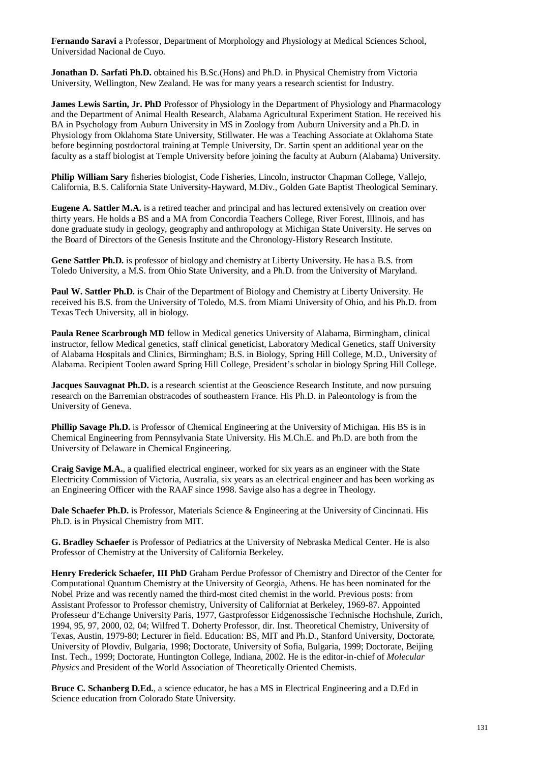**Fernando Saravi** a Professor, Department of Morphology and Physiology at Medical Sciences School, Universidad Nacional de Cuyo.

**Jonathan D. Sarfati Ph.D.** obtained his B.Sc.(Hons) and Ph.D. in Physical Chemistry from Victoria University, Wellington, New Zealand. He was for many years a research scientist for Industry.

**James Lewis Sartin, Jr. PhD** Professor of Physiology in the Department of Physiology and Pharmacology and the Department of Animal Health Research, Alabama Agricultural Experiment Station. He received his BA in Psychology from Auburn University in MS in Zoology from Auburn University and a Ph.D. in Physiology from Oklahoma State University, Stillwater. He was a Teaching Associate at Oklahoma State before beginning postdoctoral training at Temple University, Dr. Sartin spent an additional year on the faculty as a staff biologist at Temple University before joining the faculty at Auburn (Alabama) University.

**Philip William Sary** fisheries biologist, Code Fisheries, Lincoln, instructor Chapman College, Vallejo, California, B.S. California State University-Hayward, M.Div., Golden Gate Baptist Theological Seminary.

**Eugene A. Sattler M.A.** is a retired teacher and principal and has lectured extensively on creation over thirty years. He holds a BS and a MA from Concordia Teachers College, River Forest, Illinois, and has done graduate study in geology, geography and anthropology at Michigan State University. He serves on the Board of Directors of the Genesis Institute and the Chronology-History Research Institute.

**Gene Sattler Ph.D.** is professor of biology and chemistry at Liberty University. He has a B.S. from Toledo University, a M.S. from Ohio State University, and a Ph.D. from the University of Maryland.

**Paul W. Sattler Ph.D.** is Chair of the Department of Biology and Chemistry at Liberty University. He received his B.S. from the University of Toledo, M.S. from Miami University of Ohio, and his Ph.D. from Texas Tech University, all in biology.

**Paula Renee Scarbrough MD** fellow in Medical genetics University of Alabama, Birmingham, clinical instructor, fellow Medical genetics, staff clinical geneticist, Laboratory Medical Genetics, staff University of Alabama Hospitals and Clinics, Birmingham; B.S. in Biology, Spring Hill College, M.D., University of Alabama. Recipient Toolen award Spring Hill College, President's scholar in biology Spring Hill College.

**Jacques Sauvagnat Ph.D.** is a research scientist at the Geoscience Research Institute, and now pursuing research on the Barremian obstracodes of southeastern France. His Ph.D. in Paleontology is from the University of Geneva.

**Phillip Savage Ph.D.** is Professor of Chemical Engineering at the University of Michigan. His BS is in Chemical Engineering from Pennsylvania State University. His M.Ch.E. and Ph.D. are both from the University of Delaware in Chemical Engineering.

**Craig Savige M.A.**, a qualified electrical engineer, worked for six years as an engineer with the State Electricity Commission of Victoria, Australia, six years as an electrical engineer and has been working as an Engineering Officer with the RAAF since 1998. Savige also has a degree in Theology.

**Dale Schaefer Ph.D.** is Professor, Materials Science & Engineering at the University of Cincinnati. His Ph.D. is in Physical Chemistry from MIT.

**G. Bradley Schaefer** is Professor of Pediatrics at the University of Nebraska Medical Center. He is also Professor of Chemistry at the University of California Berkeley.

**Henry Frederick Schaefer, III PhD** Graham Perdue Professor of Chemistry and Director of the Center for Computational Quantum Chemistry at the University of Georgia, Athens. He has been nominated for the Nobel Prize and was recently named the third-most cited chemist in the world. Previous posts: from Assistant Professor to Professor chemistry, University of Californiat at Berkeley, 1969-87. Appointed Professeur d'Echange University Paris, 1977, Gastprofessor Eidgenossische Technische Hochshule, Zurich, 1994, 95, 97, 2000, 02, 04; Wilfred T. Doherty Professor, dir. Inst. Theoretical Chemistry, University of Texas, Austin, 1979-80; Lecturer in field. Education: BS, MIT and Ph.D., Stanford University, Doctorate, University of Plovdiv, Bulgaria, 1998; Doctorate, University of Sofia, Bulgaria, 1999; Doctorate, Beijing Inst. Tech., 1999; Doctorate, Huntington College, Indiana, 2002. He is the editor-in-chief of *Molecular Physics* and President of the World Association of Theoretically Oriented Chemists.

**Bruce C. Schanberg D.Ed.**, a science educator, he has a MS in Electrical Engineering and a D.Ed in Science education from Colorado State University.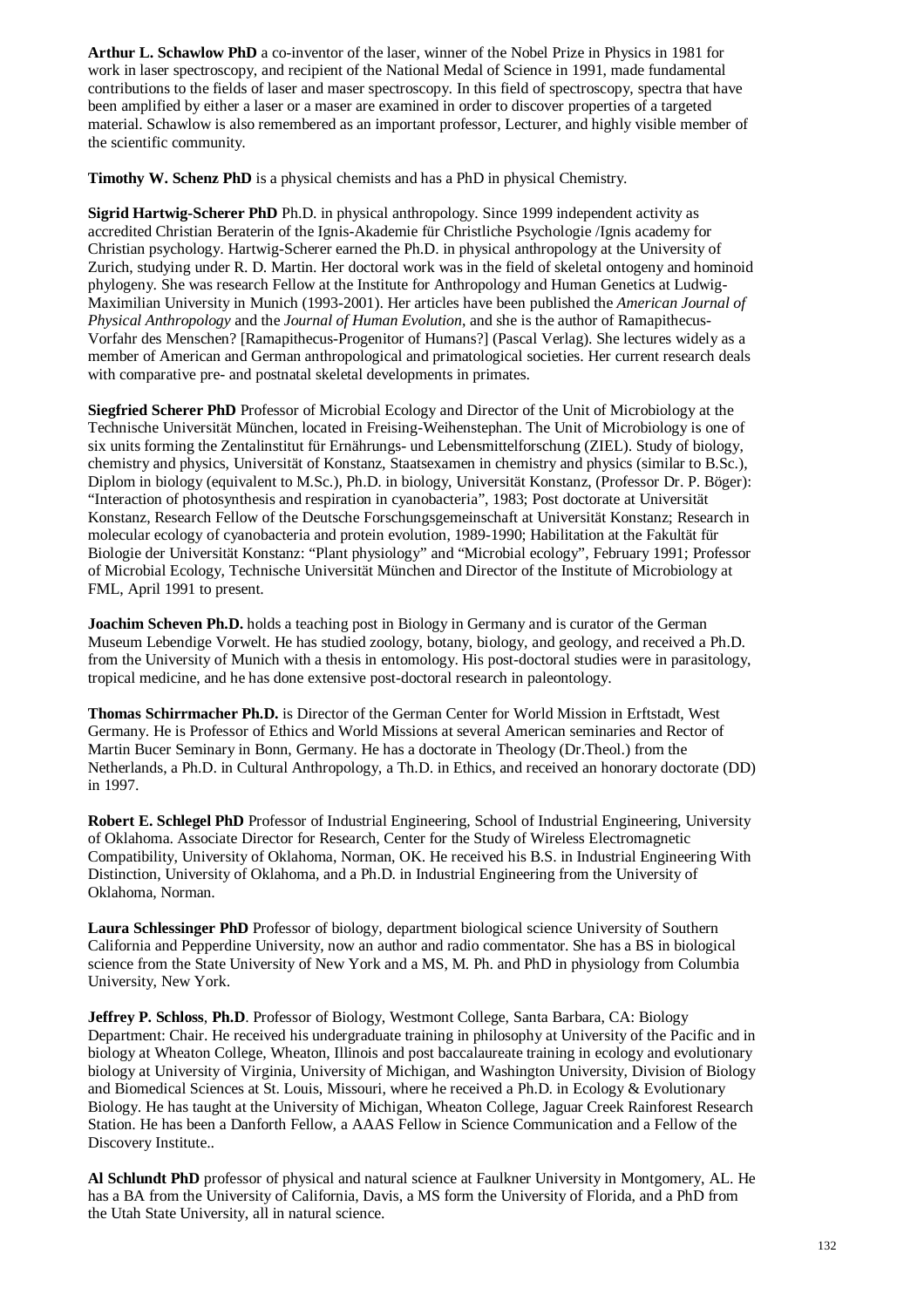**Arthur L. Schawlow PhD** a co-inventor of the laser, winner of the Nobel Prize in Physics in 1981 for work in laser spectroscopy, and recipient of the National Medal of Science in 1991, made fundamental contributions to the fields of laser and maser spectroscopy. In this field of spectroscopy, spectra that have been amplified by either a laser or a maser are examined in order to discover properties of a targeted material. Schawlow is also remembered as an important professor, Lecturer, and highly visible member of the scientific community.

**Timothy W. Schenz PhD** is a physical chemists and has a PhD in physical Chemistry.

**Sigrid Hartwig-Scherer PhD** Ph.D. in physical anthropology. Since 1999 independent activity as accredited Christian Beraterin of the Ignis-Akademie für Christliche Psychologie /Ignis academy for Christian psychology. Hartwig-Scherer earned the Ph.D. in physical anthropology at the University of Zurich, studying under R. D. Martin. Her doctoral work was in the field of skeletal ontogeny and hominoid phylogeny. She was research Fellow at the Institute for Anthropology and Human Genetics at Ludwig-Maximilian University in Munich (1993-2001). Her articles have been published the *American Journal of Physical Anthropology* and the *Journal of Human Evolution*, and she is the author of Ramapithecus-Vorfahr des Menschen? [Ramapithecus-Progenitor of Humans?] (Pascal Verlag). She lectures widely as a member of American and German anthropological and primatological societies. Her current research deals with comparative pre- and postnatal skeletal developments in primates.

**Siegfried Scherer PhD** Professor of Microbial Ecology and Director of the Unit of Microbiology at the Technische Universität München, located in Freising-Weihenstephan. The Unit of Microbiology is one of six units forming the Zentalinstitut für Ernährungs- und Lebensmittelforschung (ZIEL). Study of biology, chemistry and physics, Universität of Konstanz, Staatsexamen in chemistry and physics (similar to B.Sc.), Diplom in biology (equivalent to M.Sc.), Ph.D. in biology, Universität Konstanz, (Professor Dr. P. Böger): "Interaction of photosynthesis and respiration in cyanobacteria", 1983; Post doctorate at Universität Konstanz, Research Fellow of the Deutsche Forschungsgemeinschaft at Universität Konstanz; Research in molecular ecology of cyanobacteria and protein evolution, 1989-1990; Habilitation at the Fakultät für Biologie der Universität Konstanz: "Plant physiology" and "Microbial ecology", February 1991; Professor of Microbial Ecology, Technische Universität München and Director of the Institute of Microbiology at FML, April 1991 to present.

**Joachim Scheven Ph.D.** holds a teaching post in Biology in Germany and is curator of the German Museum Lebendige Vorwelt. He has studied zoology, botany, biology, and geology, and received a Ph.D. from the University of Munich with a thesis in entomology. His post-doctoral studies were in parasitology, tropical medicine, and he has done extensive post-doctoral research in paleontology.

**Thomas Schirrmacher Ph.D.** is Director of the German Center for World Mission in Erftstadt, West Germany. He is Professor of Ethics and World Missions at several American seminaries and Rector of Martin Bucer Seminary in Bonn, Germany. He has a doctorate in Theology (Dr.Theol.) from the Netherlands, a Ph.D. in Cultural Anthropology, a Th.D. in Ethics, and received an honorary doctorate (DD) in 1997.

**Robert E. Schlegel PhD** Professor of Industrial Engineering, School of Industrial Engineering, University of Oklahoma. Associate Director for Research, Center for the Study of Wireless Electromagnetic Compatibility, University of Oklahoma, Norman, OK. He received his B.S. in Industrial Engineering With Distinction, University of Oklahoma, and a Ph.D. in Industrial Engineering from the University of Oklahoma, Norman.

**Laura Schlessinger PhD** Professor of biology, department biological science University of Southern California and Pepperdine University, now an author and radio commentator. She has a BS in biological science from the State University of New York and a MS, M. Ph. and PhD in physiology from Columbia University, New York.

**Jeffrey P. Schloss**, **Ph.D**. Professor of Biology, Westmont College, Santa Barbara, CA: Biology Department: Chair. He received his undergraduate training in philosophy at University of the Pacific and in biology at Wheaton College, Wheaton, Illinois and post baccalaureate training in ecology and evolutionary biology at University of Virginia, University of Michigan, and Washington University, Division of Biology and Biomedical Sciences at St. Louis, Missouri, where he received a Ph.D. in Ecology & Evolutionary Biology. He has taught at the University of Michigan, Wheaton College, Jaguar Creek Rainforest Research Station. He has been a Danforth Fellow, a AAAS Fellow in Science Communication and a Fellow of the Discovery Institute..

**Al Schlundt PhD** professor of physical and natural science at Faulkner University in Montgomery, AL. He has a BA from the University of California, Davis, a MS form the University of Florida, and a PhD from the Utah State University, all in natural science.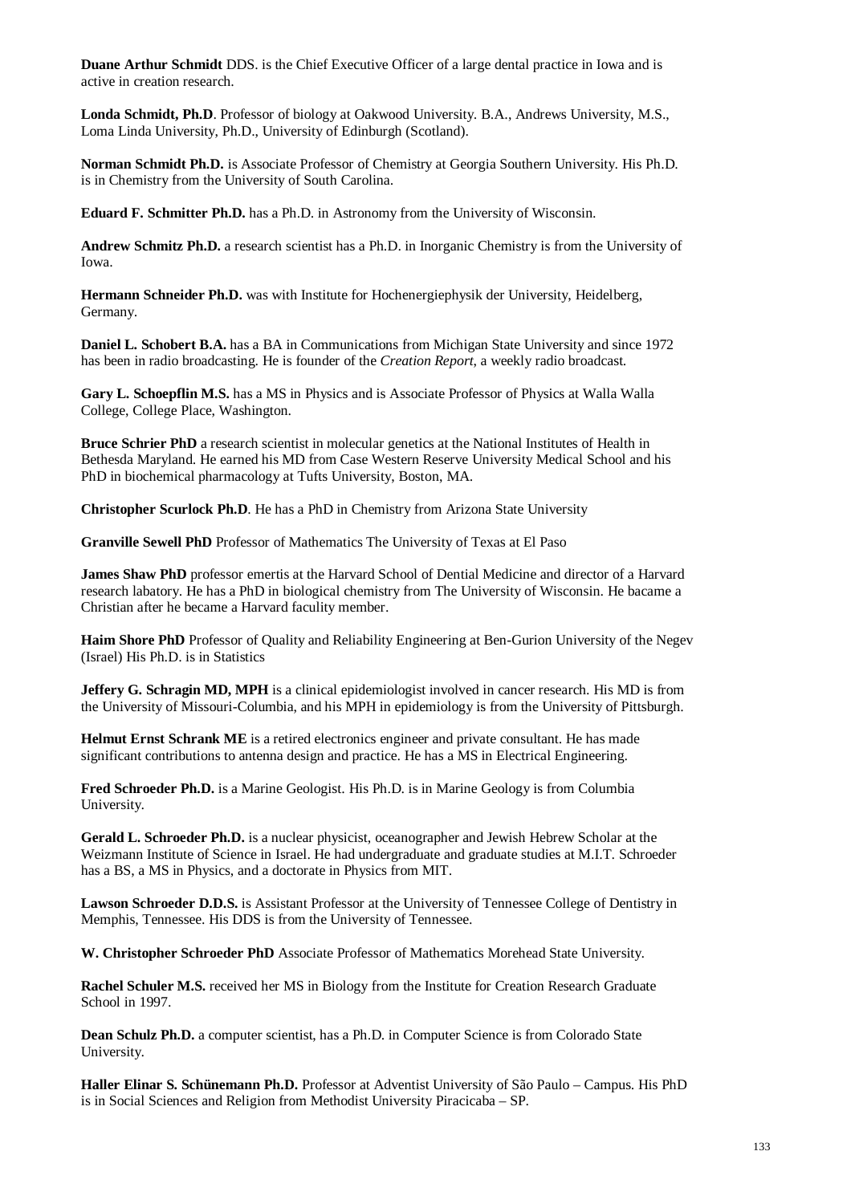**Duane Arthur Schmidt** DDS. is the Chief Executive Officer of a large dental practice in Iowa and is active in creation research.

**Londa Schmidt, Ph.D**. Professor of biology at Oakwood University. B.A., Andrews University, M.S., Loma Linda University, Ph.D., University of Edinburgh (Scotland).

**Norman Schmidt Ph.D.** is Associate Professor of Chemistry at Georgia Southern University. His Ph.D. is in Chemistry from the University of South Carolina.

**Eduard F. Schmitter Ph.D.** has a Ph.D. in Astronomy from the University of Wisconsin.

**Andrew Schmitz Ph.D.** a research scientist has a Ph.D. in Inorganic Chemistry is from the University of Iowa.

**Hermann Schneider Ph.D.** was with Institute for Hochenergiephysik der University, Heidelberg, Germany.

**Daniel L. Schobert B.A.** has a BA in Communications from Michigan State University and since 1972 has been in radio broadcasting. He is founder of the *Creation Report*, a weekly radio broadcast.

**Gary L. Schoepflin M.S.** has a MS in Physics and is Associate Professor of Physics at Walla Walla College, College Place, Washington.

**Bruce Schrier PhD** a research scientist in molecular genetics at the National Institutes of Health in Bethesda Maryland. He earned his MD from Case Western Reserve University Medical School and his PhD in biochemical pharmacology at Tufts University, Boston, MA.

**Christopher Scurlock Ph.D**. He has a PhD in Chemistry from Arizona State University

**Granville Sewell PhD** Professor of Mathematics The University of Texas at El Paso

**James Shaw PhD** professor emertis at the Harvard School of Dential Medicine and director of a Harvard research labatory. He has a PhD in biological chemistry from The University of Wisconsin. He bacame a Christian after he became a Harvard faculty member.

**Haim Shore PhD** Professor of Quality and Reliability Engineering at Ben-Gurion University of the Negev (Israel) His Ph.D. is in Statistics

**Jeffery G. Schragin MD, MPH** is a clinical epidemiologist involved in cancer research. His MD is from the University of Missouri-Columbia, and his MPH in epidemiology is from the University of Pittsburgh.

**Helmut Ernst Schrank ME** is a retired electronics engineer and private consultant. He has made significant contributions to antenna design and practice. He has a MS in Electrical Engineering.

**Fred Schroeder Ph.D.** is a Marine Geologist. His Ph.D. is in Marine Geology is from Columbia University.

**Gerald L. Schroeder Ph.D.** is a nuclear physicist, oceanographer and Jewish Hebrew Scholar at the Weizmann Institute of Science in Israel. He had undergraduate and graduate studies at M.I.T. Schroeder has a BS, a MS in Physics, and a doctorate in Physics from MIT.

**Lawson Schroeder D.D.S.** is Assistant Professor at the University of Tennessee College of Dentistry in Memphis, Tennessee. His DDS is from the University of Tennessee.

**W. Christopher Schroeder PhD** Associate Professor of Mathematics Morehead State University.

**Rachel Schuler M.S.** received her MS in Biology from the Institute for Creation Research Graduate School in 1997.

**Dean Schulz Ph.D.** a computer scientist, has a Ph.D. in Computer Science is from Colorado State University.

**Haller Elinar S. Schünemann Ph.D.** Professor at Adventist University of São Paulo – Campus. His PhD is in Social Sciences and Religion from Methodist University Piracicaba – SP.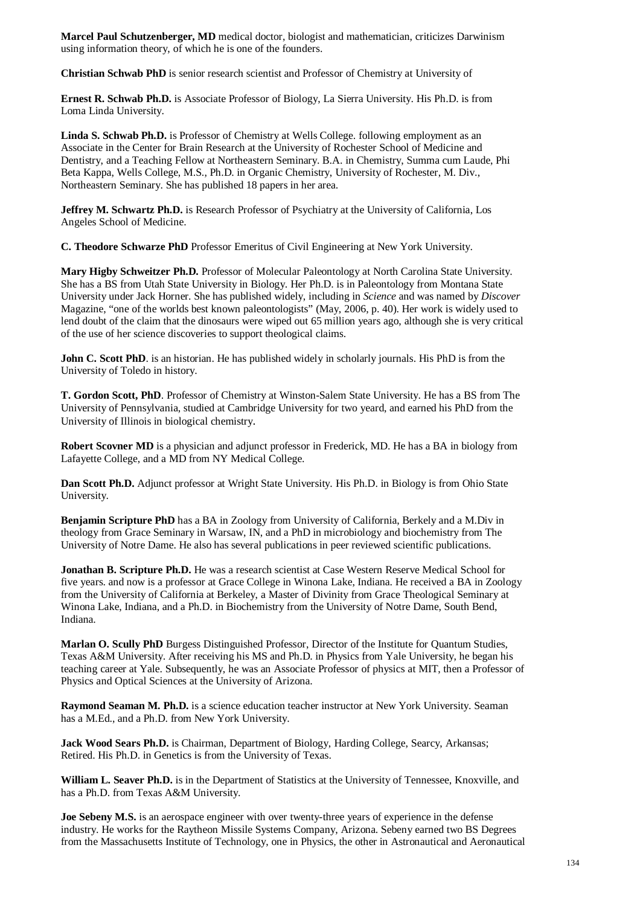**Marcel Paul Schutzenberger, MD** medical doctor, biologist and mathematician, criticizes Darwinism using information theory, of which he is one of the founders.

**Christian Schwab PhD** is senior research scientist and Professor of Chemistry at University of

**Ernest R. Schwab Ph.D.** is Associate Professor of Biology, La Sierra University. His Ph.D. is from Loma Linda University.

**Linda S. Schwab Ph.D.** is Professor of Chemistry at Wells College. following employment as an Associate in the Center for Brain Research at the University of Rochester School of Medicine and Dentistry, and a Teaching Fellow at Northeastern Seminary. B.A. in Chemistry, Summa cum Laude, Phi Beta Kappa, Wells College, M.S., Ph.D. in Organic Chemistry, University of Rochester, M. Div., Northeastern Seminary. She has published 18 papers in her area.

**Jeffrey M. Schwartz Ph.D.** is Research Professor of Psychiatry at the University of California, Los Angeles School of Medicine.

**C. Theodore Schwarze PhD** Professor Emeritus of Civil Engineering at New York University.

**Mary Higby Schweitzer Ph.D.** Professor of Molecular Paleontology at North Carolina State University. She has a BS from Utah State University in Biology. Her Ph.D. is in Paleontology from Montana State University under Jack Horner. She has published widely, including in *Science* and was named by *Discover* Magazine, "one of the worlds best known paleontologists" (May, 2006, p. 40). Her work is widely used to lend doubt of the claim that the dinosaurs were wiped out 65 million years ago, although she is very critical of the use of her science discoveries to support theological claims.

**John C. Scott PhD**. is an historian. He has published widely in scholarly journals. His PhD is from the University of Toledo in history.

**T. Gordon Scott, PhD**. Professor of Chemistry at Winston-Salem State University. He has a BS from The University of Pennsylvania, studied at Cambridge University for two yeard, and earned his PhD from the University of Illinois in biological chemistry.

**Robert Scovner MD** is a physician and adjunct professor in Frederick, MD. He has a BA in biology from Lafayette College, and a MD from NY Medical College.

**Dan Scott Ph.D.** Adjunct professor at Wright State University. His Ph.D. in Biology is from Ohio State University.

**Benjamin Scripture PhD** has a BA in Zoology from University of California, Berkely and a M.Div in theology from Grace Seminary in Warsaw, IN, and a PhD in microbiology and biochemistry from The University of Notre Dame. He also has several publications in peer reviewed scientific publications.

**Jonathan B. Scripture Ph.D.** He was a research scientist at Case Western Reserve Medical School for five years. and now is a professor at Grace College in Winona Lake, Indiana. He received a BA in Zoology from the University of California at Berkeley, a Master of Divinity from Grace Theological Seminary at Winona Lake, Indiana, and a Ph.D. in Biochemistry from the University of Notre Dame, South Bend, Indiana.

**Marlan O. Scully PhD** Burgess Distinguished Professor, Director of the Institute for Quantum Studies, Texas A&M University. After receiving his MS and Ph.D. in Physics from Yale University, he began his teaching career at Yale. Subsequently, he was an Associate Professor of physics at MIT, then a Professor of Physics and Optical Sciences at the University of Arizona.

**Raymond Seaman M. Ph.D.** is a science education teacher instructor at New York University. Seaman has a M.Ed., and a Ph.D. from New York University.

**Jack Wood Sears Ph.D.** is Chairman, Department of Biology, Harding College, Searcy, Arkansas; Retired. His Ph.D. in Genetics is from the University of Texas.

**William L. Seaver Ph.D.** is in the Department of Statistics at the University of Tennessee, Knoxville, and has a Ph.D. from Texas A&M University.

**Joe Sebeny M.S.** is an aerospace engineer with over twenty-three years of experience in the defense industry. He works for the Raytheon Missile Systems Company, Arizona. Sebeny earned two BS Degrees from the Massachusetts Institute of Technology, one in Physics, the other in Astronautical and Aeronautical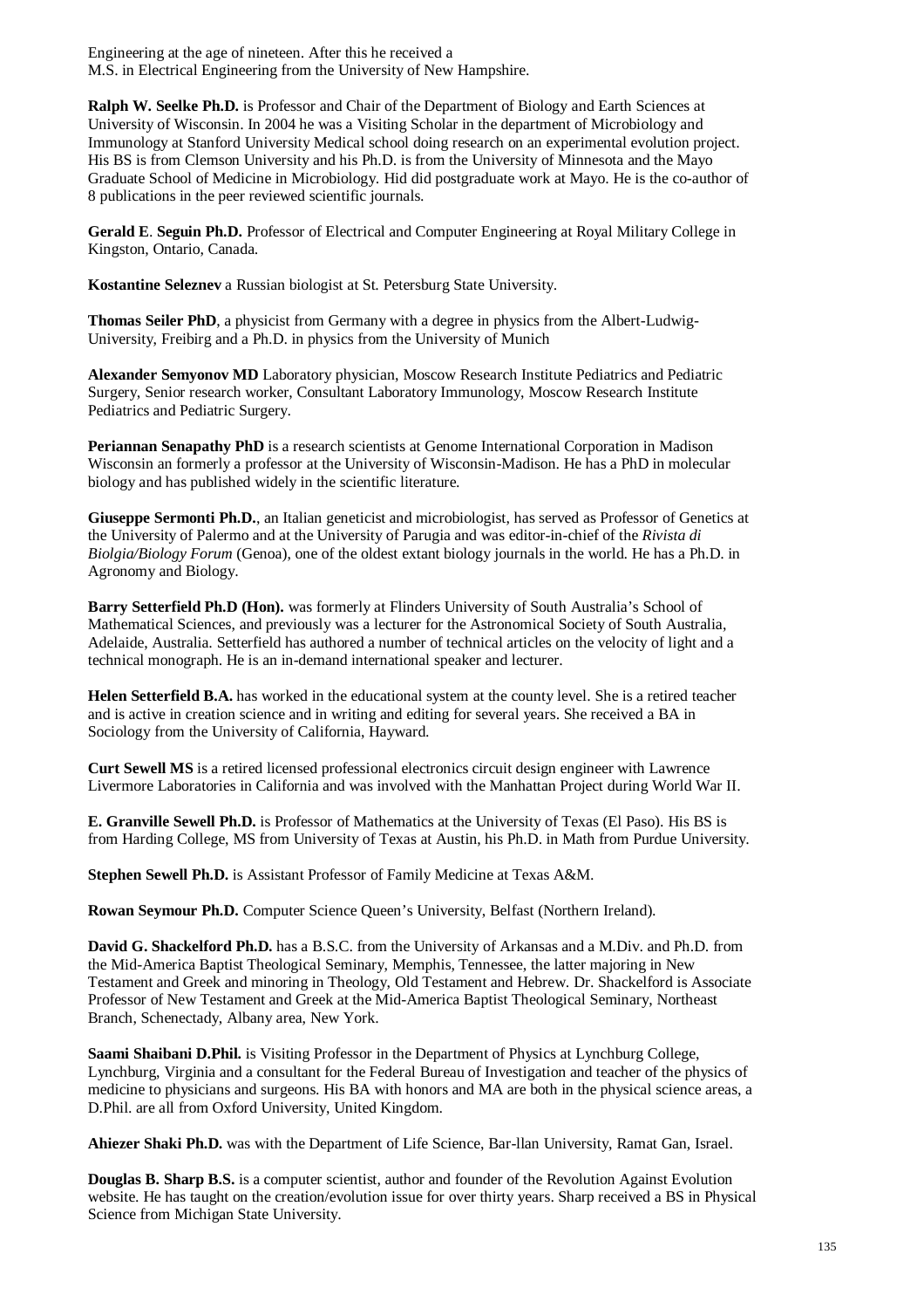Engineering at the age of nineteen. After this he received a M.S. in Electrical Engineering from the University of New Hampshire.

**Ralph W. Seelke Ph.D.** is Professor and Chair of the Department of Biology and Earth Sciences at University of Wisconsin. In 2004 he was a Visiting Scholar in the department of Microbiology and Immunology at Stanford University Medical school doing research on an experimental evolution project. His BS is from Clemson University and his Ph.D. is from the University of Minnesota and the Mayo Graduate School of Medicine in Microbiology. Hid did postgraduate work at Mayo. He is the co-author of 8 publications in the peer reviewed scientific journals.

**Gerald E. Seguin Ph.D.** Professor of Electrical and Computer Engineering at Royal Military College in Kingston, Ontario, Canada.

**Kostantine Seleznev** a Russian biologist at St. Petersburg State University.

**Thomas Seiler PhD**, a physicist from Germany with a degree in physics from the Albert-Ludwig-University, Freibirg and a Ph.D. in physics from the University of Munich

**Alexander Semyonov MD** Laboratory physician, Moscow Research Institute Pediatrics and Pediatric Surgery, Senior research worker, Consultant Laboratory Immunology, Moscow Research Institute Pediatrics and Pediatric Surgery.

**Periannan Senapathy PhD** is a research scientists at Genome International Corporation in Madison Wisconsin an formerly a professor at the University of Wisconsin-Madison. He has a PhD in molecular biology and has published widely in the scientific literature.

**Giuseppe Sermonti Ph.D.**, an Italian geneticist and microbiologist, has served as Professor of Genetics at the University of Palermo and at the University of Parugia and was editor-in-chief of the *Rivista di Biolgia/Biology Forum* (Genoa), one of the oldest extant biology journals in the world. He has a Ph.D. in Agronomy and Biology.

**Barry Setterfield Ph.D (Hon).** was formerly at Flinders University of South Australia's School of Mathematical Sciences, and previously was a lecturer for the Astronomical Society of South Australia, Adelaide, Australia. Setterfield has authored a number of technical articles on the velocity of light and a technical monograph. He is an in-demand international speaker and lecturer.

**Helen Setterfield B.A.** has worked in the educational system at the county level. She is a retired teacher and is active in creation science and in writing and editing for several years. She received a BA in Sociology from the University of California, Hayward.

**Curt Sewell MS** is a retired licensed professional electronics circuit design engineer with Lawrence Livermore Laboratories in California and was involved with the Manhattan Project during World War II.

**E. Granville Sewell Ph.D.** is Professor of Mathematics at the University of Texas (El Paso). His BS is from Harding College, MS from University of Texas at Austin, his Ph.D. in Math from Purdue University.

**Stephen Sewell Ph.D.** is Assistant Professor of Family Medicine at Texas A&M.

**Rowan Seymour Ph.D.** Computer Science Queen's University, Belfast (Northern Ireland).

**David G. Shackelford Ph.D.** has a B.S.C. from the University of Arkansas and a M.Div. and Ph.D. from the Mid-America Baptist Theological Seminary, Memphis, Tennessee, the latter majoring in New Testament and Greek and minoring in Theology, Old Testament and Hebrew. Dr. Shackelford is Associate Professor of New Testament and Greek at the Mid-America Baptist Theological Seminary, Northeast Branch, Schenectady, Albany area, New York.

**Saami Shaibani D.Phil.** is Visiting Professor in the Department of Physics at Lynchburg College, Lynchburg, Virginia and a consultant for the Federal Bureau of Investigation and teacher of the physics of medicine to physicians and surgeons. His BA with honors and MA are both in the physical science areas, a D.Phil. are all from Oxford University, United Kingdom.

**Ahiezer Shaki Ph.D.** was with the Department of Life Science, Bar-llan University, Ramat Gan, Israel.

**Douglas B. Sharp B.S.** is a computer scientist, author and founder of the Revolution Against Evolution website. He has taught on the creation/evolution issue for over thirty years. Sharp received a BS in Physical Science from Michigan State University.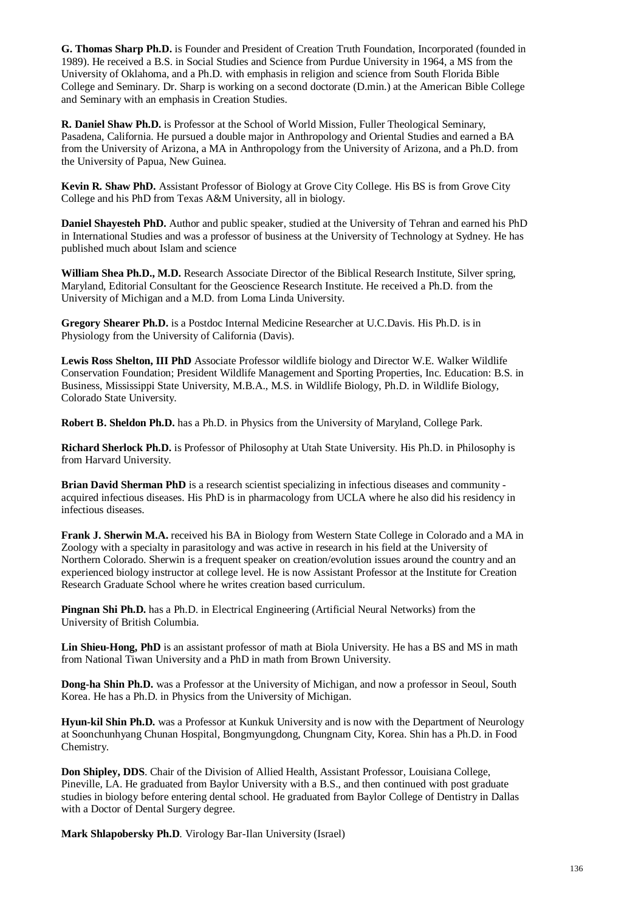**G. Thomas Sharp Ph.D.** is Founder and President of Creation Truth Foundation, Incorporated (founded in 1989). He received a B.S. in Social Studies and Science from Purdue University in 1964, a MS from the University of Oklahoma, and a Ph.D. with emphasis in religion and science from South Florida Bible College and Seminary. Dr. Sharp is working on a second doctorate (D.min.) at the American Bible College and Seminary with an emphasis in Creation Studies.

**R. Daniel Shaw Ph.D.** is Professor at the School of World Mission, Fuller Theological Seminary, Pasadena, California. He pursued a double major in Anthropology and Oriental Studies and earned a BA from the University of Arizona, a MA in Anthropology from the University of Arizona, and a Ph.D. from the University of Papua, New Guinea.

**Kevin R. Shaw PhD.** Assistant Professor of Biology at Grove City College. His BS is from Grove City College and his PhD from Texas A&M University, all in biology.

**Daniel Shayesteh PhD.** Author and public speaker, studied at the University of Tehran and earned his PhD in International Studies and was a professor of business at the University of Technology at Sydney. He has published much about Islam and science

**William Shea Ph.D., M.D.** Research Associate Director of the Biblical Research Institute, Silver spring, Maryland, Editorial Consultant for the Geoscience Research Institute. He received a Ph.D. from the University of Michigan and a M.D. from Loma Linda University.

**Gregory Shearer Ph.D.** is a Postdoc Internal Medicine Researcher at U.C.Davis. His Ph.D. is in Physiology from the University of California (Davis).

**Lewis Ross Shelton, III PhD** Associate Professor wildlife biology and Director W.E. Walker Wildlife Conservation Foundation; President Wildlife Management and Sporting Properties, Inc. Education: B.S. in Business, Mississippi State University, M.B.A., M.S. in Wildlife Biology, Ph.D. in Wildlife Biology, Colorado State University.

**Robert B. Sheldon Ph.D.** has a Ph.D. in Physics from the University of Maryland, College Park.

**Richard Sherlock Ph.D.** is Professor of Philosophy at Utah State University. His Ph.D. in Philosophy is from Harvard University.

**Brian David Sherman PhD** is a research scientist specializing in infectious diseases and community - acquired infectious diseases. His PhD is in pharmacology from UCLA where he also did his residency in infectious diseases.

**Frank J. Sherwin M.A.** received his BA in Biology from Western State College in Colorado and a MA in Zoology with a specialty in parasitology and was active in research in his field at the University of Northern Colorado. Sherwin is a frequent speaker on creation/evolution issues around the country and an experienced biology instructor at college level. He is now Assistant Professor at the Institute for Creation Research Graduate School where he writes creation based curriculum.

**Pingnan Shi Ph.D.** has a Ph.D. in Electrical Engineering (Artificial Neural Networks) from the University of British Columbia.

**Lin Shieu-Hong, PhD** is an assistant professor of math at Biola University. He has a BS and MS in math from National Tiwan University and a PhD in math from Brown University.

**Dong-ha Shin Ph.D.** was a Professor at the University of Michigan, and now a professor in Seoul, South Korea. He has a Ph.D. in Physics from the University of Michigan.

**Hyun-kil Shin Ph.D.** was a Professor at Kunkuk University and is now with the Department of Neurology at Soonchunhyang Chunan Hospital, Bongmyungdong, Chungnam City, Korea. Shin has a Ph.D. in Food Chemistry.

**Don Shipley, DDS**. Chair of the Division of Allied Health, Assistant Professor, Louisiana College, Pineville, LA. He graduated from Baylor University with a B.S., and then continued with post graduate studies in biology before entering dental school. He graduated from Baylor College of Dentistry in Dallas with a Doctor of Dental Surgery degree.

**Mark Shlapobersky Ph.D**. Virology Bar-Ilan University (Israel)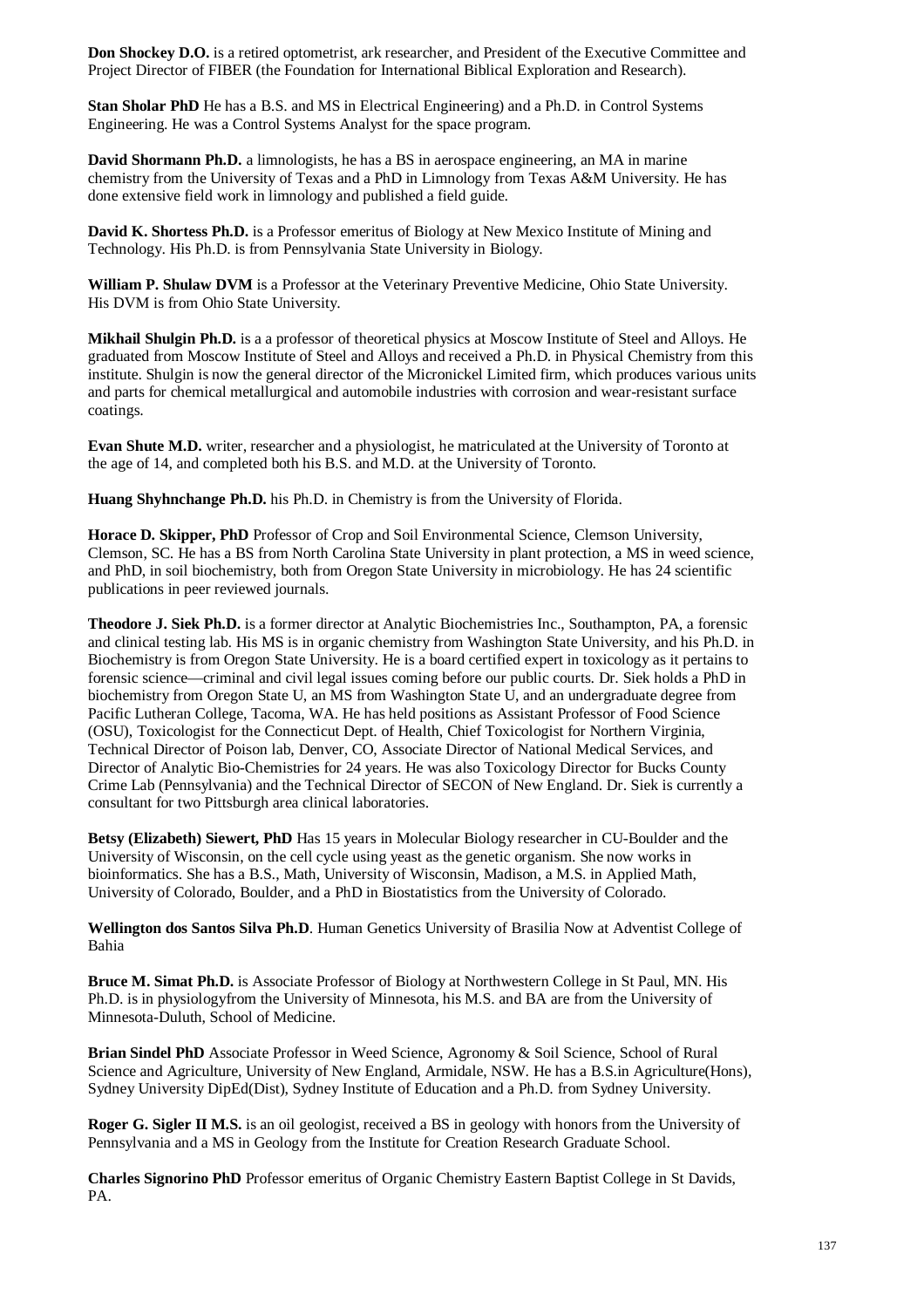**Don Shockey D.O.** is a retired optometrist, ark researcher, and President of the Executive Committee and Project Director of FIBER (the Foundation for International Biblical Exploration and Research).

**Stan Sholar PhD** He has a B.S. and MS in Electrical Engineering) and a Ph.D. in Control Systems Engineering. He was a Control Systems Analyst for the space program.

**David Shormann Ph.D.** a limnologists, he has a BS in aerospace engineering, an MA in marine chemistry from the University of Texas and a PhD in Limnology from Texas A&M University. He has done extensive field work in limnology and published a field guide.

**David K. Shortess Ph.D.** is a Professor emeritus of Biology at New Mexico Institute of Mining and Technology. His Ph.D. is from Pennsylvania State University in Biology.

**William P. Shulaw DVM** is a Professor at the Veterinary Preventive Medicine, Ohio State University. His DVM is from Ohio State University.

**Mikhail Shulgin Ph.D.** is a a professor of theoretical physics at Moscow Institute of Steel and Alloys. He graduated from Moscow Institute of Steel and Alloys and received a Ph.D. in Physical Chemistry from this institute. Shulgin is now the general director of the Micronickel Limited firm, which produces various units and parts for chemical metallurgical and automobile industries with corrosion and wear-resistant surface coatings.

**Evan Shute M.D.** writer, researcher and a physiologist, he matriculated at the University of Toronto at the age of 14, and completed both his B.S. and M.D. at the University of Toronto.

**Huang Shyhnchange Ph.D.** his Ph.D. in Chemistry is from the University of Florida.

**Horace D. Skipper, PhD** Professor of Crop and Soil Environmental Science, Clemson University, Clemson, SC. He has a BS from North Carolina State University in plant protection, a MS in weed science, and PhD, in soil biochemistry, both from Oregon State University in microbiology. He has 24 scientific publications in peer reviewed journals.

**Theodore J. Siek Ph.D.** is a former director at Analytic Biochemistries Inc., Southampton, PA, a forensic and clinical testing lab. His MS is in organic chemistry from Washington State University, and his Ph.D. in Biochemistry is from Oregon State University. He is a board certified expert in toxicology as it pertains to forensic science—criminal and civil legal issues coming before our public courts. Dr. Siek holds a PhD in biochemistry from Oregon State U, an MS from Washington State U, and an undergraduate degree from Pacific Lutheran College, Tacoma, WA. He has held positions as Assistant Professor of Food Science (OSU), Toxicologist for the Connecticut Dept. of Health, Chief Toxicologist for Northern Virginia, Technical Director of Poison lab, Denver, CO, Associate Director of National Medical Services, and Director of Analytic Bio-Chemistries for 24 years. He was also Toxicology Director for Bucks County Crime Lab (Pennsylvania) and the Technical Director of SECON of New England. Dr. Siek is currently a consultant for two Pittsburgh area clinical laboratories.

**Betsy (Elizabeth) Siewert, PhD** Has 15 years in Molecular Biology researcher in CU-Boulder and the University of Wisconsin, on the cell cycle using yeast as the genetic organism. She now works in bioinformatics. She has a B.S., Math, University of Wisconsin, Madison, a M.S. in Applied Math, University of Colorado, Boulder, and a PhD in Biostatistics from the University of Colorado.

**Wellington dos Santos Silva Ph.D**. Human Genetics University of Brasilia Now at Adventist College of Bahia

**Bruce M. Simat Ph.D.** is Associate Professor of Biology at Northwestern College in St Paul, MN. His Ph.D. is in physiologyfrom the University of Minnesota, his M.S. and BA are from the University of Minnesota-Duluth, School of Medicine.

**Brian Sindel PhD** Associate Professor in Weed Science, Agronomy & Soil Science, School of Rural Science and Agriculture, University of New England, Armidale, NSW. He has a B.S.in Agriculture(Hons), Sydney University DipEd(Dist), Sydney Institute of Education and a Ph.D. from Sydney University.

**Roger G. Sigler II M.S.** is an oil geologist, received a BS in geology with honors from the University of Pennsylvania and a MS in Geology from the Institute for Creation Research Graduate School.

**Charles Signorino PhD** Professor emeritus of Organic Chemistry Eastern Baptist College in St Davids, PA.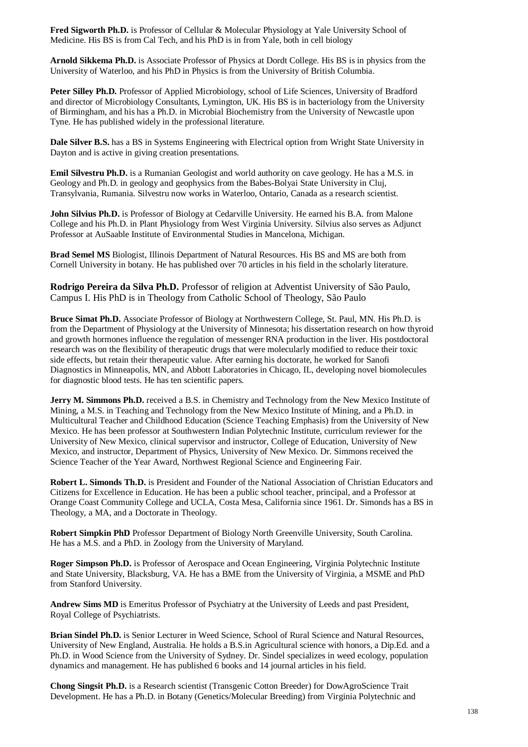**Fred Sigworth Ph.D.** is Professor of Cellular & Molecular Physiology at Yale University School of Medicine. His BS is from Cal Tech, and his PhD is in from Yale, both in cell biology

**Arnold Sikkema Ph.D.** is Associate Professor of Physics at Dordt College. His BS is in physics from the University of Waterloo, and his PhD in Physics is from the University of British Columbia.

**Peter Silley Ph.D.** Professor of Applied Microbiology, school of Life Sciences, University of Bradford and director of Microbiology Consultants, Lymington, UK. His BS is in bacteriology from the University of Birmingham, and his has a Ph.D. in Microbial Biochemistry from the University of Newcastle upon Tyne. He has published widely in the professional literature.

**Dale Silver B.S.** has a BS in Systems Engineering with Electrical option from Wright State University in Dayton and is active in giving creation presentations.

**Emil Silvestru Ph.D.** is a Rumanian Geologist and world authority on cave geology. He has a M.S. in Geology and Ph.D. in geology and geophysics from the Babes-Bolyai State University in Cluj, Transylvania, Rumania. Silvestru now works in Waterloo, Ontario, Canada as a research scientist.

**John Silvius Ph.D.** is Professor of Biology at Cedarville University. He earned his B.A. from Malone College and his Ph.D. in Plant Physiology from West Virginia University. Silvius also serves as Adjunct Professor at AuSaable Institute of Environmental Studies in Mancelona, Michigan.

**Brad Semel MS** Biologist, Illinois Department of Natural Resources. His BS and MS are both from Cornell University in botany. He has published over 70 articles in his field in the scholarly literature.

**Rodrigo Pereira da Silva Ph.D.** Professor of religion at Adventist University of São Paulo, Campus I. His PhD is in Theology from Catholic School of Theology, São Paulo

**Bruce Simat Ph.D.** Associate Professor of Biology at Northwestern College, St. Paul, MN. His Ph.D. is from the Department of Physiology at the University of Minnesota; his dissertation research on how thyroid and growth hormones influence the regulation of messenger RNA production in the liver. His postdoctoral research was on the flexibility of therapeutic drugs that were molecularly modified to reduce their toxic side effects, but retain their therapeutic value. After earning his doctorate, he worked for Sanofi Diagnostics in Minneapolis, MN, and Abbott Laboratories in Chicago, IL, developing novel biomolecules for diagnostic blood tests. He has ten scientific papers.

**Jerry M. Simmons Ph.D.** received a B.S. in Chemistry and Technology from the New Mexico Institute of Mining, a M.S. in Teaching and Technology from the New Mexico Institute of Mining, and a Ph.D. in Multicultural Teacher and Childhood Education (Science Teaching Emphasis) from the University of New Mexico. He has been professor at Southwestern Indian Polytechnic Institute, curriculum reviewer for the University of New Mexico, clinical supervisor and instructor, College of Education, University of New Mexico, and instructor, Department of Physics, University of New Mexico. Dr. Simmons received the Science Teacher of the Year Award, Northwest Regional Science and Engineering Fair.

**Robert L. Simonds Th.D.** is President and Founder of the National Association of Christian Educators and Citizens for Excellence in Education. He has been a public school teacher, principal, and a Professor at Orange Coast Community College and UCLA, Costa Mesa, California since 1961. Dr. Simonds has a BS in Theology, a MA, and a Doctorate in Theology.

**Robert Simpkin PhD** Professor Department of Biology North Greenville University, South Carolina. He has a M.S. and a PhD. in Zoology from the University of Maryland.

**Roger Simpson Ph.D.** is Professor of Aerospace and Ocean Engineering, Virginia Polytechnic Institute and State University, Blacksburg, VA. He has a BME from the University of Virginia, a MSME and PhD from Stanford University.

**Andrew Sims MD** is Emeritus Professor of Psychiatry at the University of Leeds and past President, Royal College of Psychiatrists.

**Brian Sindel Ph.D.** is Senior Lecturer in Weed Science, School of Rural Science and Natural Resources, University of New England, Australia. He holds a B.S.in Agricultural science with honors, a Dip.Ed. and a Ph.D. in Wood Science from the University of Sydney. Dr. Sindel specializes in weed ecology, population dynamics and management. He has published 6 books and 14 journal articles in his field.

**Chong Singsit Ph.D.** is a Research scientist (Transgenic Cotton Breeder) for DowAgroScience Trait Development. He has a Ph.D. in Botany (Genetics/Molecular Breeding) from Virginia Polytechnic and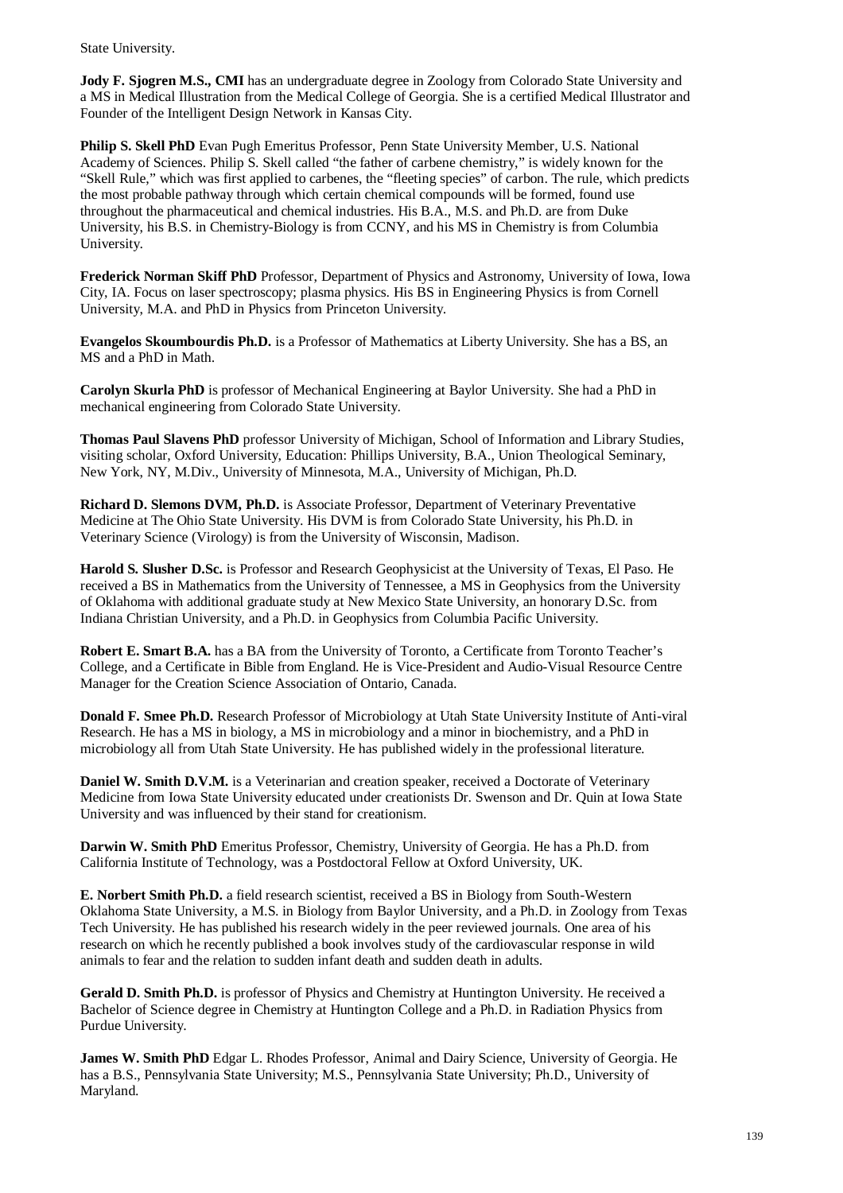State University.

**Jody F. Sjogren M.S., CMI** has an undergraduate degree in Zoology from Colorado State University and a MS in Medical Illustration from the Medical College of Georgia. She is a certified Medical Illustrator and Founder of the Intelligent Design Network in Kansas City.

**Philip S. Skell PhD** Evan Pugh Emeritus Professor, Penn State University Member, U.S. National Academy of Sciences. Philip S. Skell called "the father of carbene chemistry," is widely known for the "Skell Rule," which was first applied to carbenes, the "fleeting species" of carbon. The rule, which predicts the most probable pathway through which certain chemical compounds will be formed, found use throughout the pharmaceutical and chemical industries. His B.A., M.S. and Ph.D. are from Duke University, his B.S. in Chemistry-Biology is from CCNY, and his MS in Chemistry is from Columbia University.

**Frederick Norman Skiff PhD** Professor, Department of Physics and Astronomy, University of Iowa, Iowa City, IA. Focus on laser spectroscopy; plasma physics. His BS in Engineering Physics is from Cornell University, M.A. and PhD in Physics from Princeton University.

**Evangelos Skoumbourdis Ph.D.** is a Professor of Mathematics at Liberty University. She has a BS, an MS and a PhD in Math.

**Carolyn Skurla PhD** is professor of Mechanical Engineering at Baylor University. She had a PhD in mechanical engineering from Colorado State University.

**Thomas Paul Slavens PhD** professor University of Michigan, School of Information and Library Studies, visiting scholar, Oxford University, Education: Phillips University, B.A., Union Theological Seminary, New York, NY, M.Div., University of Minnesota, M.A., University of Michigan, Ph.D.

**Richard D. Slemons DVM, Ph.D.** is Associate Professor, Department of Veterinary Preventative Medicine at The Ohio State University. His DVM is from Colorado State University, his Ph.D. in Veterinary Science (Virology) is from the University of Wisconsin, Madison.

**Harold S. Slusher D.Sc.** is Professor and Research Geophysicist at the University of Texas, El Paso. He received a BS in Mathematics from the University of Tennessee, a MS in Geophysics from the University of Oklahoma with additional graduate study at New Mexico State University, an honorary D.Sc. from Indiana Christian University, and a Ph.D. in Geophysics from Columbia Pacific University.

**Robert E. Smart B.A.** has a BA from the University of Toronto, a Certificate from Toronto Teacher's College, and a Certificate in Bible from England. He is Vice-President and Audio-Visual Resource Centre Manager for the Creation Science Association of Ontario, Canada.

**Donald F. Smee Ph.D.** Research Professor of Microbiology at Utah State University Institute of Anti-viral Research. He has a MS in biology, a MS in microbiology and a minor in biochemistry, and a PhD in microbiology all from Utah State University. He has published widely in the professional literature.

**Daniel W. Smith D.V.M.** is a Veterinarian and creation speaker, received a Doctorate of Veterinary Medicine from Iowa State University educated under creationists Dr. Swenson and Dr. Quin at Iowa State University and was influenced by their stand for creationism.

**Darwin W. Smith PhD** Emeritus Professor, Chemistry, University of Georgia. He has a Ph.D. from California Institute of Technology, was a Postdoctoral Fellow at Oxford University, UK.

**E. Norbert Smith Ph.D.** a field research scientist, received a BS in Biology from South-Western Oklahoma State University, a M.S. in Biology from Baylor University, and a Ph.D. in Zoology from Texas Tech University. He has published his research widely in the peer reviewed journals. One area of his research on which he recently published a book involves study of the cardiovascular response in wild animals to fear and the relation to sudden infant death and sudden death in adults.

**Gerald D. Smith Ph.D.** is professor of Physics and Chemistry at Huntington University. He received a Bachelor of Science degree in Chemistry at Huntington College and a Ph.D. in Radiation Physics from Purdue University.

**James W. Smith PhD** Edgar L. Rhodes Professor, Animal and Dairy Science, University of Georgia. He has a B.S., Pennsylvania State University; M.S., Pennsylvania State University; Ph.D., University of Maryland.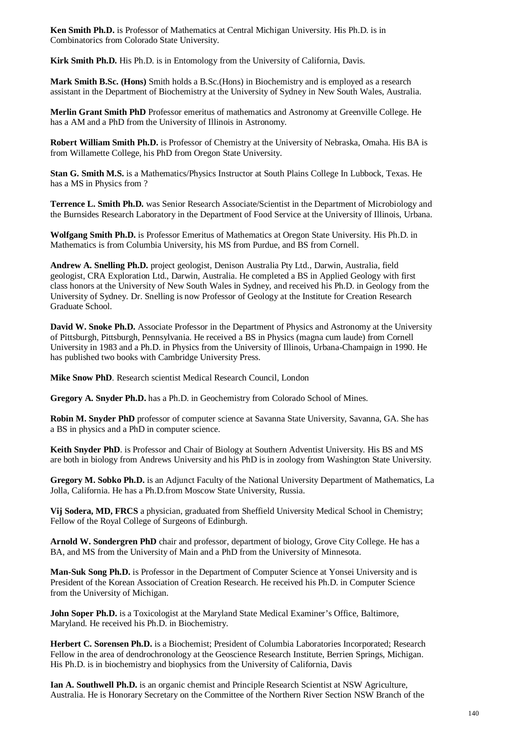**Ken Smith Ph.D.** is Professor of Mathematics at Central Michigan University. His Ph.D. is in Combinatorics from Colorado State University.

**Kirk Smith Ph.D.** His Ph.D. is in Entomology from the University of California, Davis.

**Mark Smith B.Sc. (Hons)** Smith holds a B.Sc.(Hons) in Biochemistry and is employed as a research assistant in the Department of Biochemistry at the University of Sydney in New South Wales, Australia.

**Merlin Grant Smith PhD** Professor emeritus of mathematics and Astronomy at Greenville College. He has a AM and a PhD from the University of Illinois in Astronomy.

**Robert William Smith Ph.D.** is Professor of Chemistry at the University of Nebraska, Omaha. His BA is from Willamette College, his PhD from Oregon State University.

**Stan G. Smith M.S.** is a Mathematics/Physics Instructor at South Plains College In Lubbock, Texas. He has a MS in Physics from ?

**Terrence L. Smith Ph.D.** was Senior Research Associate/Scientist in the Department of Microbiology and the Burnsides Research Laboratory in the Department of Food Service at the University of Illinois, Urbana.

**Wolfgang Smith Ph.D.** is Professor Emeritus of Mathematics at Oregon State University. His Ph.D. in Mathematics is from Columbia University, his MS from Purdue, and BS from Cornell.

**Andrew A. Snelling Ph.D.** project geologist, Denison Australia Pty Ltd., Darwin, Australia, field geologist, CRA Exploration Ltd., Darwin, Australia. He completed a BS in Applied Geology with first class honors at the University of New South Wales in Sydney, and received his Ph.D. in Geology from the University of Sydney. Dr. Snelling is now Professor of Geology at the Institute for Creation Research Graduate School.

**David W. Snoke Ph.D.** Associate Professor in the Department of Physics and Astronomy at the University of Pittsburgh, Pittsburgh, Pennsylvania. He received a BS in Physics (magna cum laude) from Cornell University in 1983 and a Ph.D. in Physics from the University of Illinois, Urbana-Champaign in 1990. He has published two books with Cambridge University Press.

**Mike Snow PhD**. Research scientist Medical Research Council, London

**Gregory A. Snyder Ph.D.** has a Ph.D. in Geochemistry from Colorado School of Mines.

**Robin M. Snyder PhD** professor of computer science at Savanna State University, Savanna, GA. She has a BS in physics and a PhD in computer science.

**Keith Snyder PhD**. is Professor and Chair of Biology at Southern Adventist University. His BS and MS are both in biology from Andrews University and his PhD is in zoology from Washington State University.

**Gregory M. Sobko Ph.D.** is an Adjunct Faculty of the National University Department of Mathematics, La Jolla, California. He has a Ph.D.from Moscow State University, Russia.

**Vij Sodera, MD, FRCS** a physician, graduated from Sheffield University Medical School in Chemistry; Fellow of the Royal College of Surgeons of Edinburgh.

**Arnold W. Sondergren PhD** chair and professor, department of biology, Grove City College. He has a BA, and MS from the University of Main and a PhD from the University of Minnesota.

**Man-Suk Song Ph.D.** is Professor in the Department of Computer Science at Yonsei University and is President of the Korean Association of Creation Research. He received his Ph.D. in Computer Science from the University of Michigan.

**John Soper Ph.D.** is a Toxicologist at the Maryland State Medical Examiner's Office, Baltimore, Maryland. He received his Ph.D. in Biochemistry.

**Herbert C. Sorensen Ph.D.** is a Biochemist; President of Columbia Laboratories Incorporated; Research Fellow in the area of dendrochronology at the Geoscience Research Institute, Berrien Springs, Michigan. His Ph.D. is in biochemistry and biophysics from the University of California, Davis

**Ian A. Southwell Ph.D.** is an organic chemist and Principle Research Scientist at NSW Agriculture, Australia. He is Honorary Secretary on the Committee of the Northern River Section NSW Branch of the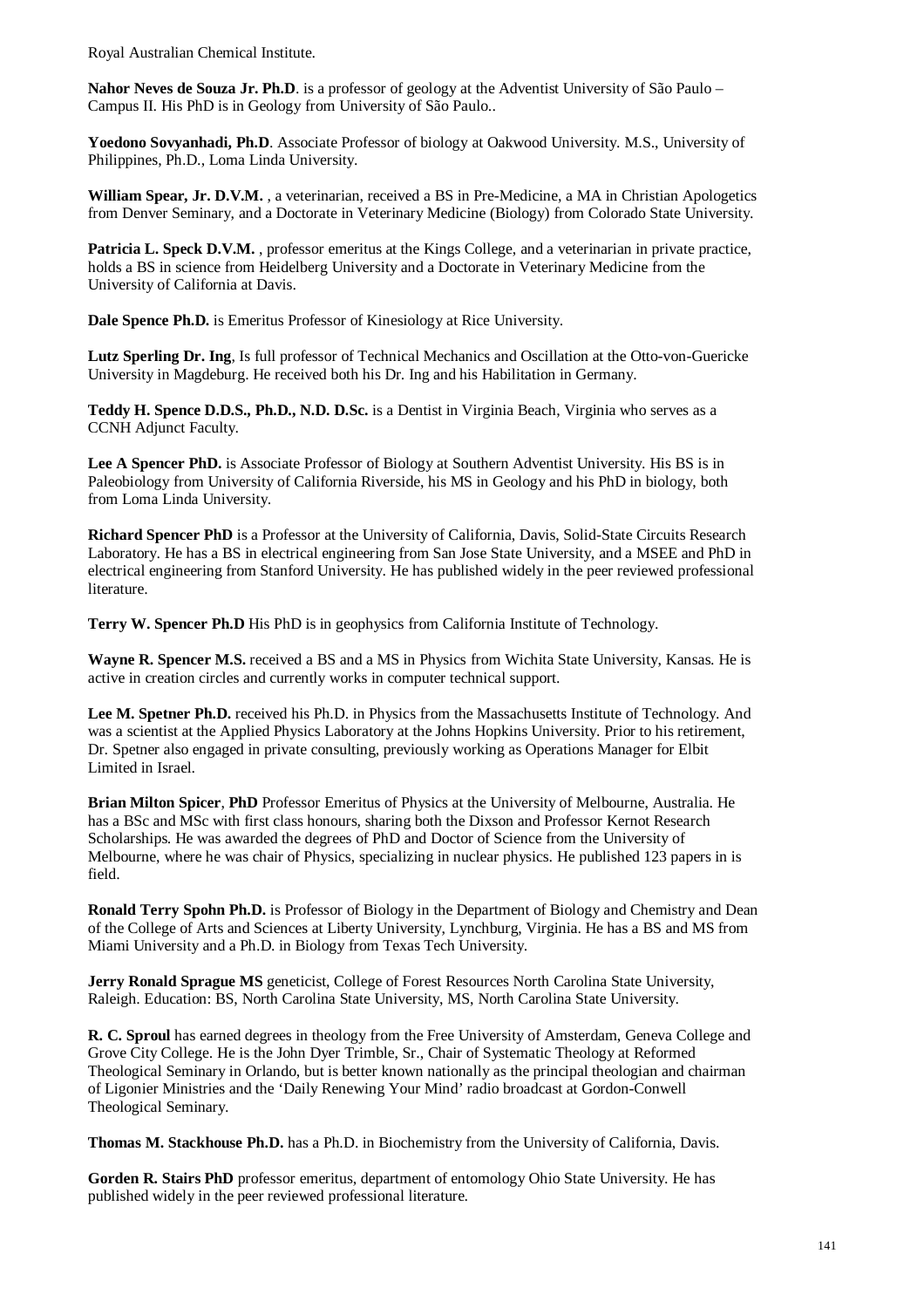Royal Australian Chemical Institute.

**Nahor Neves de Souza Jr. Ph.D**. is a professor of geology at the Adventist University of São Paulo – Campus II. His PhD is in Geology from University of São Paulo..

**Yoedono Sovyanhadi, Ph.D**. Associate Professor of biology at Oakwood University. M.S., University of Philippines, Ph.D., Loma Linda University.

**William Spear, Jr. D.V.M.** , a veterinarian, received a BS in Pre-Medicine, a MA in Christian Apologetics from Denver Seminary, and a Doctorate in Veterinary Medicine (Biology) from Colorado State University.

**Patricia L. Speck D.V.M.** , professor emeritus at the Kings College, and a veterinarian in private practice, holds a BS in science from Heidelberg University and a Doctorate in Veterinary Medicine from the University of California at Davis.

**Dale Spence Ph.D.** is Emeritus Professor of Kinesiology at Rice University.

**Lutz Sperling Dr. Ing**, Is full professor of Technical Mechanics and Oscillation at the Otto-von-Guericke University in Magdeburg. He received both his Dr. Ing and his Habilitation in Germany.

**Teddy H. Spence D.D.S., Ph.D., N.D. D.Sc.** is a Dentist in Virginia Beach, Virginia who serves as a CCNH Adjunct Faculty.

**Lee A Spencer PhD.** is Associate Professor of Biology at Southern Adventist University. His BS is in Paleobiology from University of California Riverside, his MS in Geology and his PhD in biology, both from Loma Linda University.

**Richard Spencer PhD** is a Professor at the University of California, Davis, Solid-State Circuits Research Laboratory. He has a BS in electrical engineering from San Jose State University, and a MSEE and PhD in electrical engineering from Stanford University. He has published widely in the peer reviewed professional literature.

**Terry W. Spencer Ph.D** His PhD is in geophysics from California Institute of Technology.

**Wayne R. Spencer M.S.** received a BS and a MS in Physics from Wichita State University, Kansas. He is active in creation circles and currently works in computer technical support.

**Lee M. Spetner Ph.D.** received his Ph.D. in Physics from the Massachusetts Institute of Technology. And was a scientist at the Applied Physics Laboratory at the Johns Hopkins University. Prior to his retirement, Dr. Spetner also engaged in private consulting, previously working as Operations Manager for Elbit Limited in Israel.

**Brian Milton Spicer**, **PhD** Professor Emeritus of Physics at the University of Melbourne, Australia. He has a BSc and MSc with first class honours, sharing both the Dixson and Professor Kernot Research Scholarships. He was awarded the degrees of PhD and Doctor of Science from the University of Melbourne, where he was chair of Physics, specializing in nuclear physics. He published 123 papers in is field.

**Ronald Terry Spohn Ph.D.** is Professor of Biology in the Department of Biology and Chemistry and Dean of the College of Arts and Sciences at Liberty University, Lynchburg, Virginia. He has a BS and MS from Miami University and a Ph.D. in Biology from Texas Tech University.

**Jerry Ronald Sprague MS** geneticist, College of Forest Resources North Carolina State University, Raleigh. Education: BS, North Carolina State University, MS, North Carolina State University.

**R. C. Sproul** has earned degrees in theology from the Free University of Amsterdam, Geneva College and Grove City College. He is the John Dyer Trimble, Sr., Chair of Systematic Theology at Reformed Theological Seminary in Orlando, but is better known nationally as the principal theologian and chairman of Ligonier Ministries and the 'Daily Renewing Your Mind' radio broadcast at Gordon-Conwell Theological Seminary.

**Thomas M. Stackhouse Ph.D.** has a Ph.D. in Biochemistry from the University of California, Davis.

**Gorden R. Stairs PhD** professor emeritus, department of entomology Ohio State University. He has published widely in the peer reviewed professional literature.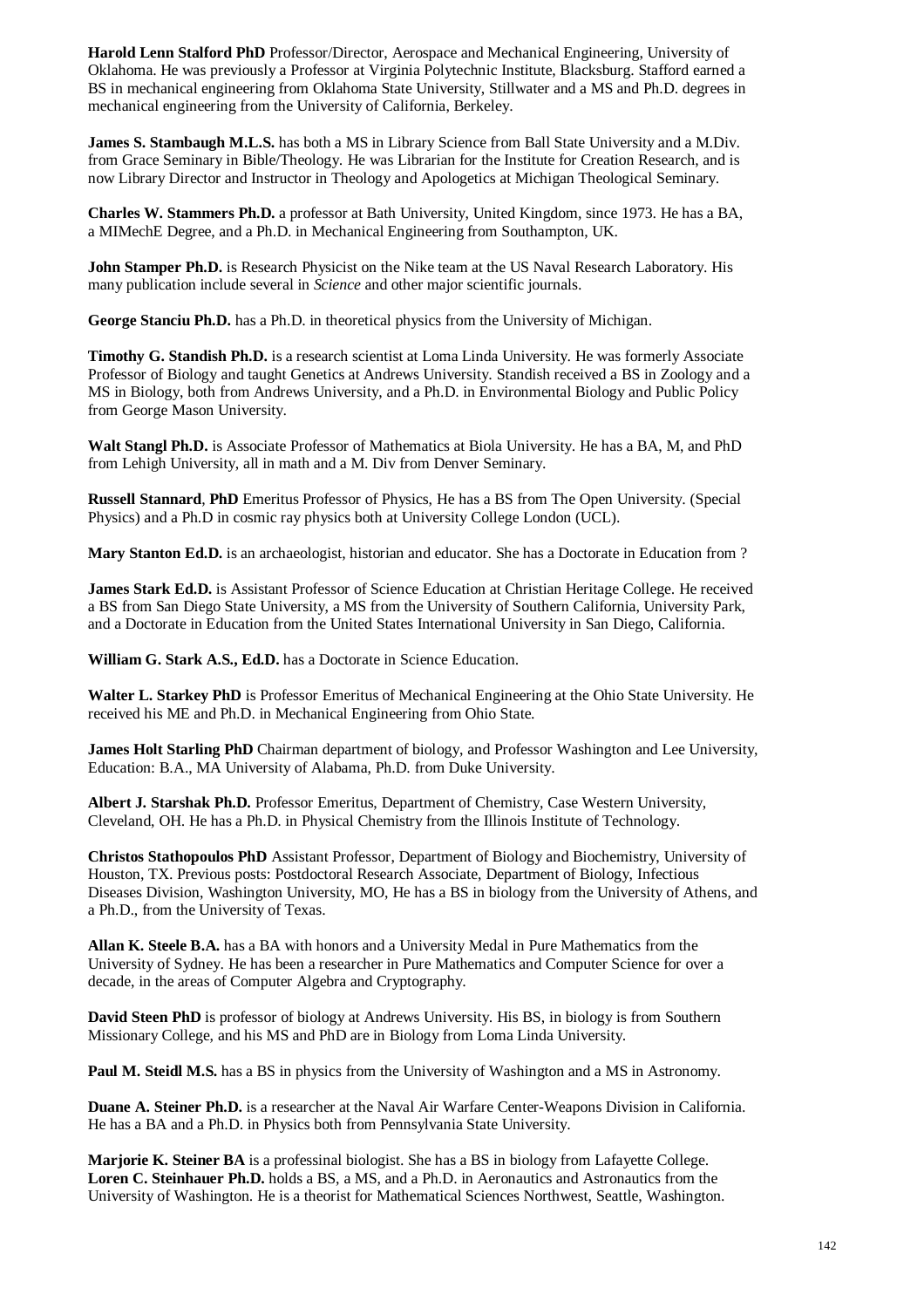**Harold Lenn Stalford PhD** Professor/Director, Aerospace and Mechanical Engineering, University of Oklahoma. He was previously a Professor at Virginia Polytechnic Institute, Blacksburg. Stafford earned a BS in mechanical engineering from Oklahoma State University, Stillwater and a MS and Ph.D. degrees in mechanical engineering from the University of California, Berkeley.

**James S. Stambaugh M.L.S.** has both a MS in Library Science from Ball State University and a M.Div. from Grace Seminary in Bible/Theology. He was Librarian for the Institute for Creation Research, and is now Library Director and Instructor in Theology and Apologetics at Michigan Theological Seminary.

**Charles W. Stammers Ph.D.** a professor at Bath University, United Kingdom, since 1973. He has a BA, a MIMechE Degree, and a Ph.D. in Mechanical Engineering from Southampton, UK.

**John Stamper Ph.D.** is Research Physicist on the Nike team at the US Naval Research Laboratory. His many publication include several in *Science* and other major scientific journals.

**George Stanciu Ph.D.** has a Ph.D. in theoretical physics from the University of Michigan.

**Timothy G. Standish Ph.D.** is a research scientist at Loma Linda University. He was formerly Associate Professor of Biology and taught Genetics at Andrews University. Standish received a BS in Zoology and a MS in Biology, both from Andrews University, and a Ph.D. in Environmental Biology and Public Policy from George Mason University.

**Walt Stangl Ph.D.** is Associate Professor of Mathematics at Biola University. He has a BA, M, and PhD from Lehigh University, all in math and a M. Div from Denver Seminary.

**Russell Stannard**, **PhD** Emeritus Professor of Physics, He has a BS from The Open University. (Special Physics) and a Ph.D in cosmic ray physics both at University College London (UCL).

**Mary Stanton Ed.D.** is an archaeologist, historian and educator. She has a Doctorate in Education from ?

**James Stark Ed.D.** is Assistant Professor of Science Education at Christian Heritage College. He received a BS from San Diego State University, a MS from the University of Southern California, University Park, and a Doctorate in Education from the United States International University in San Diego, California.

**William G. Stark A.S., Ed.D.** has a Doctorate in Science Education.

**Walter L. Starkey PhD** is Professor Emeritus of Mechanical Engineering at the Ohio State University. He received his ME and Ph.D. in Mechanical Engineering from Ohio State.

**James Holt Starling PhD** Chairman department of biology, and Professor Washington and Lee University, Education: B.A., MA University of Alabama, Ph.D. from Duke University.

**Albert J. Starshak Ph.D.** Professor Emeritus, Department of Chemistry, Case Western University, Cleveland, OH. He has a Ph.D. in Physical Chemistry from the Illinois Institute of Technology.

**Christos Stathopoulos PhD** Assistant Professor, Department of Biology and Biochemistry, University of Houston, TX. Previous posts: Postdoctoral Research Associate, Department of Biology, Infectious Diseases Division, Washington University, MO, He has a BS in biology from the University of Athens, and a Ph.D., from the University of Texas.

**Allan K. Steele B.A.** has a BA with honors and a University Medal in Pure Mathematics from the University of Sydney. He has been a researcher in Pure Mathematics and Computer Science for over a decade, in the areas of Computer Algebra and Cryptography.

**David Steen PhD** is professor of biology at Andrews University. His BS, in biology is from Southern Missionary College, and his MS and PhD are in Biology from Loma Linda University.

**Paul M. Steidl M.S.** has a BS in physics from the University of Washington and a MS in Astronomy.

**Duane A. Steiner Ph.D.** is a researcher at the Naval Air Warfare Center-Weapons Division in California. He has a BA and a Ph.D. in Physics both from Pennsylvania State University.

**Marjorie K. Steiner BA** is a professinal biologist. She has a BS in biology from Lafayette College.
**Loren C. Steinhauer Ph.D.** holds a BS, a MS, and a Ph.D. in Aeronautics and Astronautics from the University of Washington. He is a theorist for Mathematical Sciences Northwest, Seattle, Washington.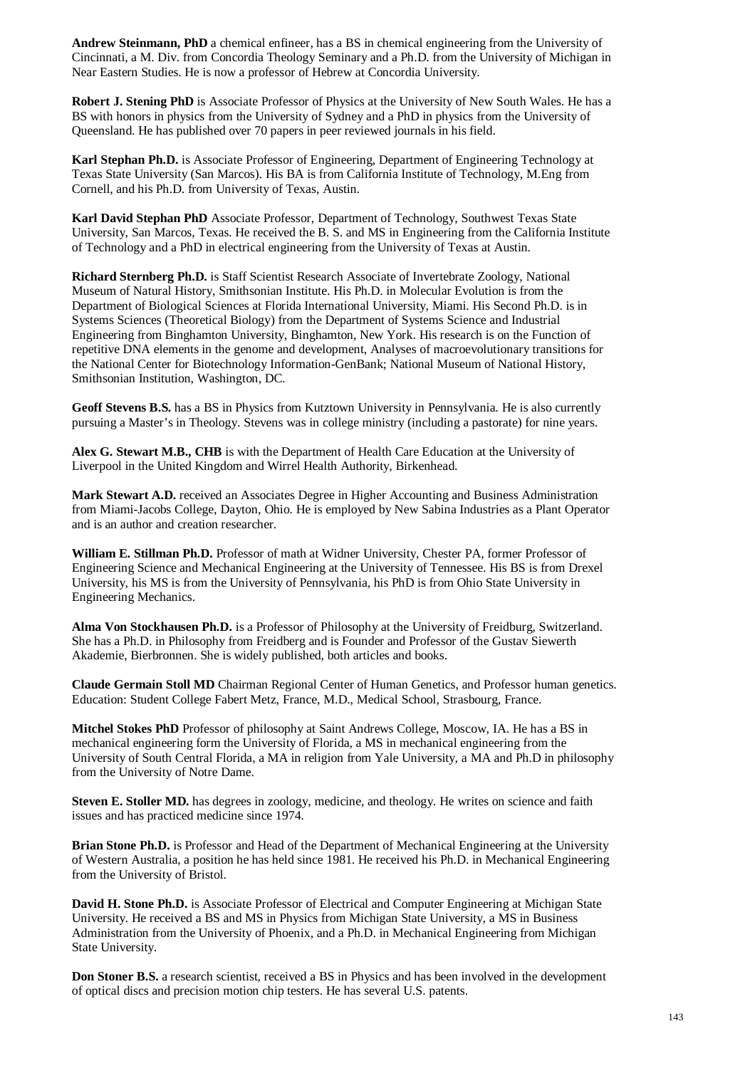**Andrew Steinmann, PhD** a chemical enfineer, has a BS in chemical engineering from the University of Cincinnati, a M. Div. from Concordia Theology Seminary and a Ph.D. from the University of Michigan in Near Eastern Studies. He is now a professor of Hebrew at Concordia University.

**Robert J. Stening PhD** is Associate Professor of Physics at the University of New South Wales. He has a BS with honors in physics from the University of Sydney and a PhD in physics from the University of Queensland. He has published over 70 papers in peer reviewed journals in his field.

**Karl Stephan Ph.D.** is Associate Professor of Engineering, Department of Engineering Technology at Texas State University (San Marcos). His BA is from California Institute of Technology, M.Eng from Cornell, and his Ph.D. from University of Texas, Austin.

**Karl David Stephan PhD** Associate Professor, Department of Technology, Southwest Texas State University, San Marcos, Texas. He received the B. S. and MS in Engineering from the California Institute of Technology and a PhD in electrical engineering from the University of Texas at Austin.

**Richard Sternberg Ph.D.** is Staff Scientist Research Associate of Invertebrate Zoology, National Museum of Natural History, Smithsonian Institute. His Ph.D. in Molecular Evolution is from the Department of Biological Sciences at Florida International University, Miami. His Second Ph.D. is in Systems Sciences (Theoretical Biology) from the Department of Systems Science and Industrial Engineering from Binghamton University, Binghamton, New York. His research is on the Function of repetitive DNA elements in the genome and development, Analyses of macroevolutionary transitions for the National Center for Biotechnology Information-GenBank; National Museum of National History, Smithsonian Institution, Washington, DC.

**Geoff Stevens B.S.** has a BS in Physics from Kutztown University in Pennsylvania. He is also currently pursuing a Master's in Theology. Stevens was in college ministry (including a pastorate) for nine years.

**Alex G. Stewart M.B., CHB** is with the Department of Health Care Education at the University of Liverpool in the United Kingdom and Wirrel Health Authority, Birkenhead.

**Mark Stewart A.D.** received an Associates Degree in Higher Accounting and Business Administration from Miami-Jacobs College, Dayton, Ohio. He is employed by New Sabina Industries as a Plant Operator and is an author and creation researcher.

**William E. Stillman Ph.D.** Professor of math at Widner University, Chester PA, former Professor of Engineering Science and Mechanical Engineering at the University of Tennessee. His BS is from Drexel University, his MS is from the University of Pennsylvania, his PhD is from Ohio State University in Engineering Mechanics.

**Alma Von Stockhausen Ph.D.** is a Professor of Philosophy at the University of Freidburg, Switzerland. She has a Ph.D. in Philosophy from Freidberg and is Founder and Professor of the Gustav Siewerth Akademie, Bierbronnen. She is widely published, both articles and books.

**Claude Germain Stoll MD** Chairman Regional Center of Human Genetics, and Professor human genetics. Education: Student College Fabert Metz, France, M.D., Medical School, Strasbourg, France.

**Mitchel Stokes PhD** Professor of philosophy at Saint Andrews College, Moscow, IA. He has a BS in mechanical engineering form the University of Florida, a MS in mechanical engineering from the University of South Central Florida, a MA in religion from Yale University, a MA and Ph.D in philosophy from the University of Notre Dame.

**Steven E. Stoller MD.** has degrees in zoology, medicine, and theology. He writes on science and faith issues and has practiced medicine since 1974.

**Brian Stone Ph.D.** is Professor and Head of the Department of Mechanical Engineering at the University of Western Australia, a position he has held since 1981. He received his Ph.D. in Mechanical Engineering from the University of Bristol.

**David H. Stone Ph.D.** is Associate Professor of Electrical and Computer Engineering at Michigan State University. He received a BS and MS in Physics from Michigan State University, a MS in Business Administration from the University of Phoenix, and a Ph.D. in Mechanical Engineering from Michigan State University.

**Don Stoner B.S.** a research scientist, received a BS in Physics and has been involved in the development of optical discs and precision motion chip testers. He has several U.S. patents.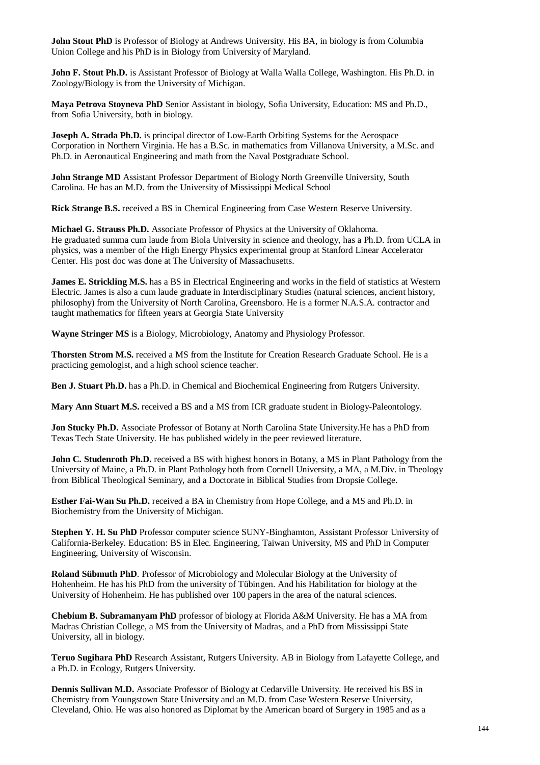**John Stout PhD** is Professor of Biology at Andrews University. His BA, in biology is from Columbia Union College and his PhD is in Biology from University of Maryland.

**John F. Stout Ph.D.** is Assistant Professor of Biology at Walla Walla College, Washington. His Ph.D. in Zoology/Biology is from the University of Michigan.

**Maya Petrova Stoyneva PhD** Senior Assistant in biology, Sofia University, Education: MS and Ph.D., from Sofia University, both in biology.

**Joseph A. Strada Ph.D.** is principal director of Low-Earth Orbiting Systems for the Aerospace Corporation in Northern Virginia. He has a B.Sc. in mathematics from Villanova University, a M.Sc. and Ph.D. in Aeronautical Engineering and math from the Naval Postgraduate School.

**John Strange MD** Assistant Professor Department of Biology North Greenville University, South Carolina. He has an M.D. from the University of Mississippi Medical School

**Rick Strange B.S.** received a BS in Chemical Engineering from Case Western Reserve University.

**Michael G. Strauss Ph.D.** Associate Professor of Physics at the University of Oklahoma. He graduated summa cum laude from Biola University in science and theology, has a Ph.D. from UCLA in physics, was a member of the High Energy Physics experimental group at Stanford Linear Accelerator Center. His post doc was done at The University of Massachusetts.

**James E. Strickling M.S.** has a BS in Electrical Engineering and works in the field of statistics at Western Electric. James is also a cum laude graduate in Interdisciplinary Studies (natural sciences, ancient history, philosophy) from the University of North Carolina, Greensboro. He is a former N.A.S.A. contractor and taught mathematics for fifteen years at Georgia State University

**Wayne Stringer MS** is a Biology, Microbiology, Anatomy and Physiology Professor.

**Thorsten Strom M.S.** received a MS from the Institute for Creation Research Graduate School. He is a practicing gemologist, and a high school science teacher.

**Ben J. Stuart Ph.D.** has a Ph.D. in Chemical and Biochemical Engineering from Rutgers University.

**Mary Ann Stuart M.S.** received a BS and a MS from ICR graduate student in Biology-Paleontology.

**Jon Stucky Ph.D.** Associate Professor of Botany at North Carolina State University.He has a PhD from Texas Tech State University. He has published widely in the peer reviewed literature.

**John C. Studenroth Ph.D.** received a BS with highest honors in Botany, a MS in Plant Pathology from the University of Maine, a Ph.D. in Plant Pathology both from Cornell University, a MA, a M.Div. in Theology from Biblical Theological Seminary, and a Doctorate in Biblical Studies from Dropsie College.

**Esther Fai-Wan Su Ph.D.** received a BA in Chemistry from Hope College, and a MS and Ph.D. in Biochemistry from the University of Michigan.

**Stephen Y. H. Su PhD** Professor computer science SUNY-Binghamton, Assistant Professor University of California-Berkeley. Education: BS in Elec. Engineering, Taiwan University, MS and PhD in Computer Engineering, University of Wisconsin.

**Roland Sübmuth PhD**. Professor of Microbiology and Molecular Biology at the University of Hohenheim. He has his PhD from the university of Tübingen. And his Habilitation for biology at the University of Hohenheim. He has published over 100 papers in the area of the natural sciences.

**Chebium B. Subramanyam PhD** professor of biology at Florida A&M University. He has a MA from Madras Christian College, a MS from the University of Madras, and a PhD from Mississippi State University, all in biology.

**Teruo Sugihara PhD** Research Assistant, Rutgers University. AB in Biology from Lafayette College, and a Ph.D. in Ecology, Rutgers University.

**Dennis Sullivan M.D.** Associate Professor of Biology at Cedarville University. He received his BS in Chemistry from Youngstown State University and an M.D. from Case Western Reserve University, Cleveland, Ohio. He was also honored as Diplomat by the American board of Surgery in 1985 and as a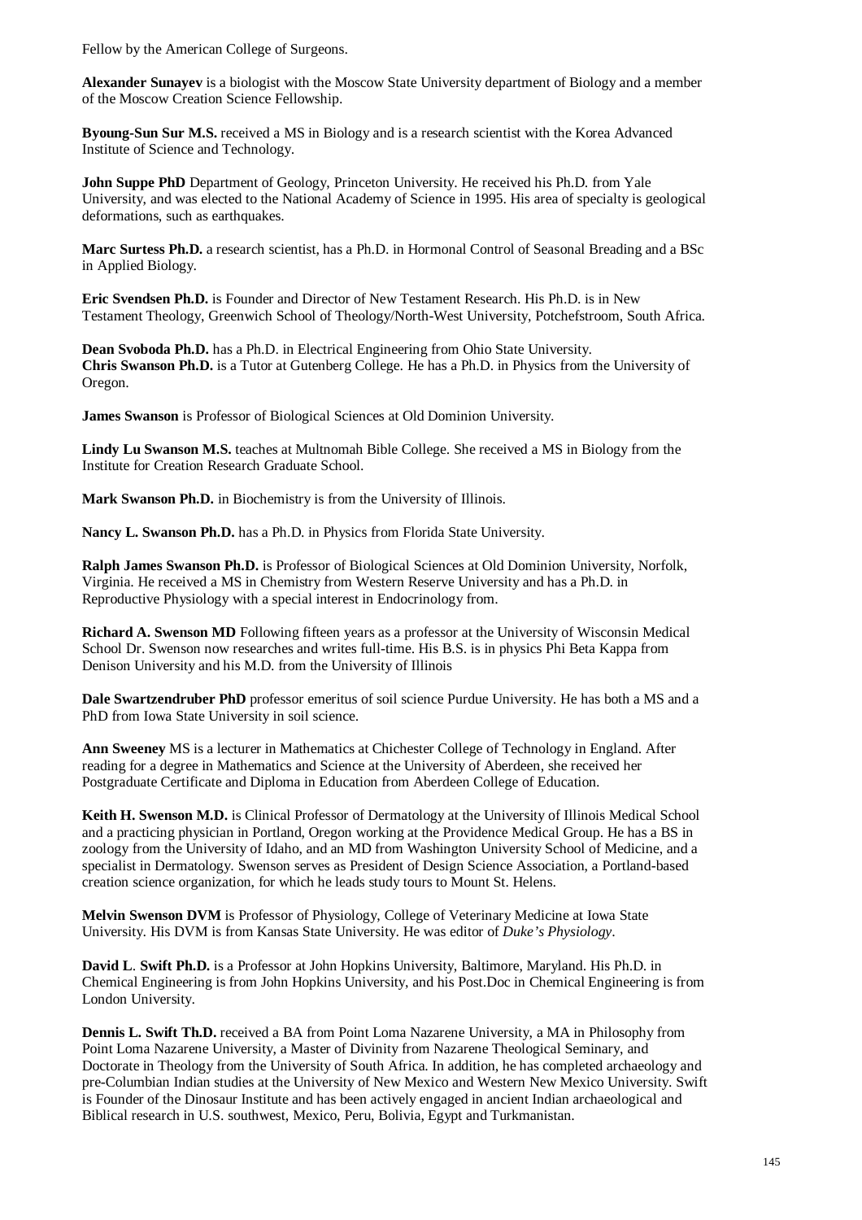Fellow by the American College of Surgeons.

**Alexander Sunayev** is a biologist with the Moscow State University department of Biology and a member of the Moscow Creation Science Fellowship.

**Byoung-Sun Sur M.S.** received a MS in Biology and is a research scientist with the Korea Advanced Institute of Science and Technology.

**John Suppe PhD** Department of Geology, Princeton University. He received his Ph.D. from Yale University, and was elected to the National Academy of Science in 1995. His area of specialty is geological deformations, such as earthquakes.

**Marc Surtess Ph.D.** a research scientist, has a Ph.D. in Hormonal Control of Seasonal Breading and a BSc in Applied Biology.

**Eric Svendsen Ph.D.** is Founder and Director of New Testament Research. His Ph.D. is in New Testament Theology, Greenwich School of Theology/North-West University, Potchefstroom, South Africa.

**Dean Svoboda Ph.D.** has a Ph.D. in Electrical Engineering from Ohio State University.
**Chris Swanson Ph.D.** is a Tutor at Gutenberg College. He has a Ph.D. in Physics from the University of Oregon.

**James Swanson** is Professor of Biological Sciences at Old Dominion University.

**Lindy Lu Swanson M.S.** teaches at Multnomah Bible College. She received a MS in Biology from the Institute for Creation Research Graduate School.

**Mark Swanson Ph.D.** in Biochemistry is from the University of Illinois.

**Nancy L. Swanson Ph.D.** has a Ph.D. in Physics from Florida State University.

**Ralph James Swanson Ph.D.** is Professor of Biological Sciences at Old Dominion University, Norfolk, Virginia. He received a MS in Chemistry from Western Reserve University and has a Ph.D. in Reproductive Physiology with a special interest in Endocrinology from.

**Richard A. Swenson MD** Following fifteen years as a professor at the University of Wisconsin Medical School Dr. Swenson now researches and writes full-time. His B.S. is in physics Phi Beta Kappa from Denison University and his M.D. from the University of Illinois

**Dale Swartzendruber PhD** professor emeritus of soil science Purdue University. He has both a MS and a PhD from Iowa State University in soil science.

**Ann Sweeney** MS is a lecturer in Mathematics at Chichester College of Technology in England. After reading for a degree in Mathematics and Science at the University of Aberdeen, she received her Postgraduate Certificate and Diploma in Education from Aberdeen College of Education.

**Keith H. Swenson M.D.** is Clinical Professor of Dermatology at the University of Illinois Medical School and a practicing physician in Portland, Oregon working at the Providence Medical Group. He has a BS in zoology from the University of Idaho, and an MD from Washington University School of Medicine, and a specialist in Dermatology. Swenson serves as President of Design Science Association, a Portland-based creation science organization, for which he leads study tours to Mount St. Helens.

**Melvin Swenson DVM** is Professor of Physiology, College of Veterinary Medicine at Iowa State University. His DVM is from Kansas State University. He was editor of *Duke's Physiology*.

**David L. Swift Ph.D.** is a Professor at John Hopkins University, Baltimore, Maryland. His Ph.D. in Chemical Engineering is from John Hopkins University, and his Post.Doc in Chemical Engineering is from London University.

**Dennis L. Swift Th.D.** received a BA from Point Loma Nazarene University, a MA in Philosophy from Point Loma Nazarene University, a Master of Divinity from Nazarene Theological Seminary, and Doctorate in Theology from the University of South Africa. In addition, he has completed archaeology and pre-Columbian Indian studies at the University of New Mexico and Western New Mexico University. Swift is Founder of the Dinosaur Institute and has been actively engaged in ancient Indian archaeological and Biblical research in U.S. southwest, Mexico, Peru, Bolivia, Egypt and Turkmanistan.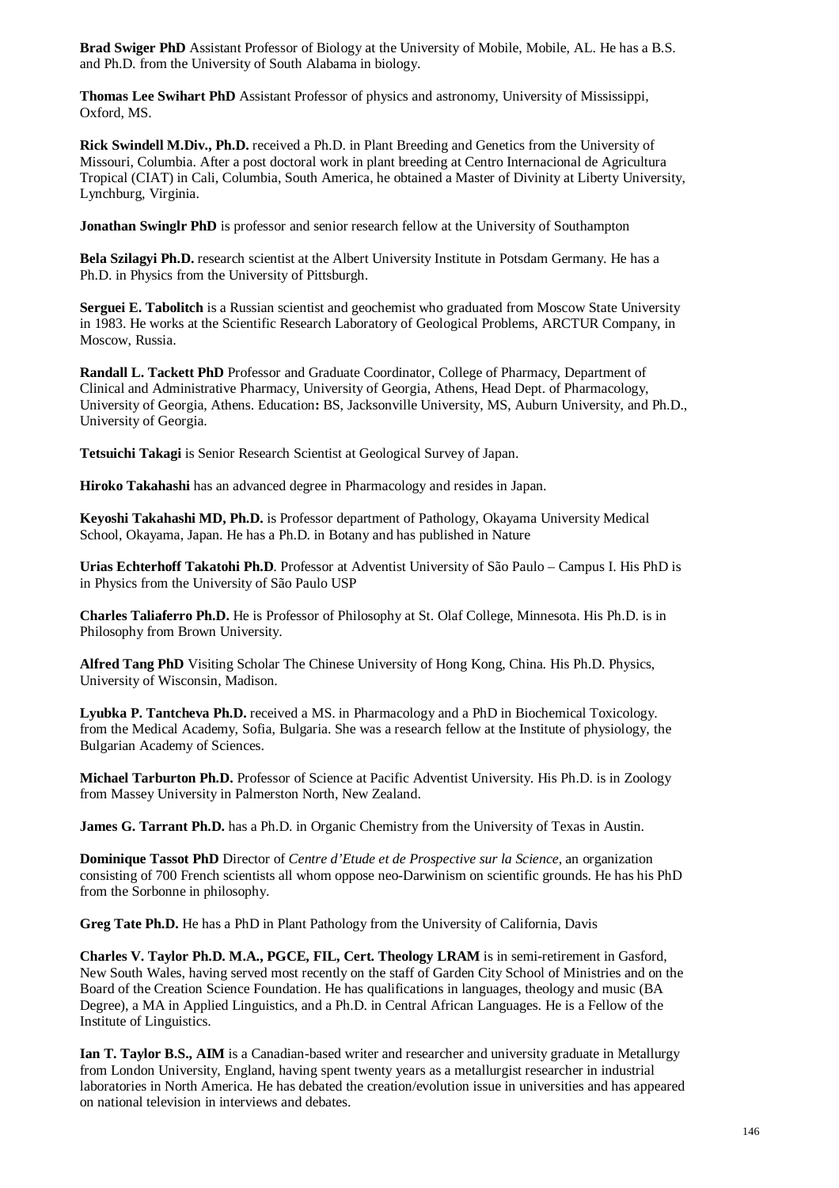**Brad Swiger PhD** Assistant Professor of Biology at the University of Mobile, Mobile, AL. He has a B.S. and Ph.D. from the University of South Alabama in biology.

**Thomas Lee Swihart PhD** Assistant Professor of physics and astronomy, University of Mississippi, Oxford, MS.

**Rick Swindell M.Div., Ph.D.** received a Ph.D. in Plant Breeding and Genetics from the University of Missouri, Columbia. After a post doctoral work in plant breeding at Centro Internacional de Agricultura Tropical (CIAT) in Cali, Columbia, South America, he obtained a Master of Divinity at Liberty University, Lynchburg, Virginia.

**Jonathan Swinglr PhD** is professor and senior research fellow at the University of Southampton

**Bela Szilagyi Ph.D.** research scientist at the Albert University Institute in Potsdam Germany. He has a Ph.D. in Physics from the University of Pittsburgh.

**Serguei E. Tabolitch** is a Russian scientist and geochemist who graduated from Moscow State University in 1983. He works at the Scientific Research Laboratory of Geological Problems, ARCTUR Company, in Moscow, Russia.

**Randall L. Tackett PhD** Professor and Graduate Coordinator, College of Pharmacy, Department of Clinical and Administrative Pharmacy, University of Georgia, Athens, Head Dept. of Pharmacology, University of Georgia, Athens. Education**:** BS, Jacksonville University, MS, Auburn University, and Ph.D., University of Georgia.

**Tetsuichi Takagi** is Senior Research Scientist at Geological Survey of Japan.

**Hiroko Takahashi** has an advanced degree in Pharmacology and resides in Japan.

**Keyoshi Takahashi MD, Ph.D.** is Professor department of Pathology, Okayama University Medical School, Okayama, Japan. He has a Ph.D. in Botany and has published in Nature

**Urias Echterhoff Takatohi Ph.D**. Professor at Adventist University of São Paulo – Campus I. His PhD is in Physics from the University of São Paulo USP

**Charles Taliaferro Ph.D.** He is Professor of Philosophy at St. Olaf College, Minnesota. His Ph.D. is in Philosophy from Brown University.

**Alfred Tang PhD** Visiting Scholar The Chinese University of Hong Kong, China. His Ph.D. Physics, University of Wisconsin, Madison.

**Lyubka P. Tantcheva Ph.D.** received a MS. in Pharmacology and a PhD in Biochemical Toxicology. from the Medical Academy, Sofia, Bulgaria. She was a research fellow at the Institute of physiology, the Bulgarian Academy of Sciences.

**Michael Tarburton Ph.D.** Professor of Science at Pacific Adventist University. His Ph.D. is in Zoology from Massey University in Palmerston North, New Zealand.

**James G. Tarrant Ph.D.** has a Ph.D. in Organic Chemistry from the University of Texas in Austin.

**Dominique Tassot PhD** Director of *Centre d'Etude et de Prospective sur la Science*, an organization consisting of 700 French scientists all whom oppose neo-Darwinism on scientific grounds. He has his PhD from the Sorbonne in philosophy.

**Greg Tate Ph.D.** He has a PhD in Plant Pathology from the University of California, Davis

**Charles V. Taylor Ph.D. M.A., PGCE, FIL, Cert. Theology LRAM** is in semi-retirement in Gasford, New South Wales, having served most recently on the staff of Garden City School of Ministries and on the Board of the Creation Science Foundation. He has qualifications in languages, theology and music (BA Degree), a MA in Applied Linguistics, and a Ph.D. in Central African Languages. He is a Fellow of the Institute of Linguistics.

**Ian T. Taylor B.S., AIM** is a Canadian-based writer and researcher and university graduate in Metallurgy from London University, England, having spent twenty years as a metallurgist researcher in industrial laboratories in North America. He has debated the creation/evolution issue in universities and has appeared on national television in interviews and debates.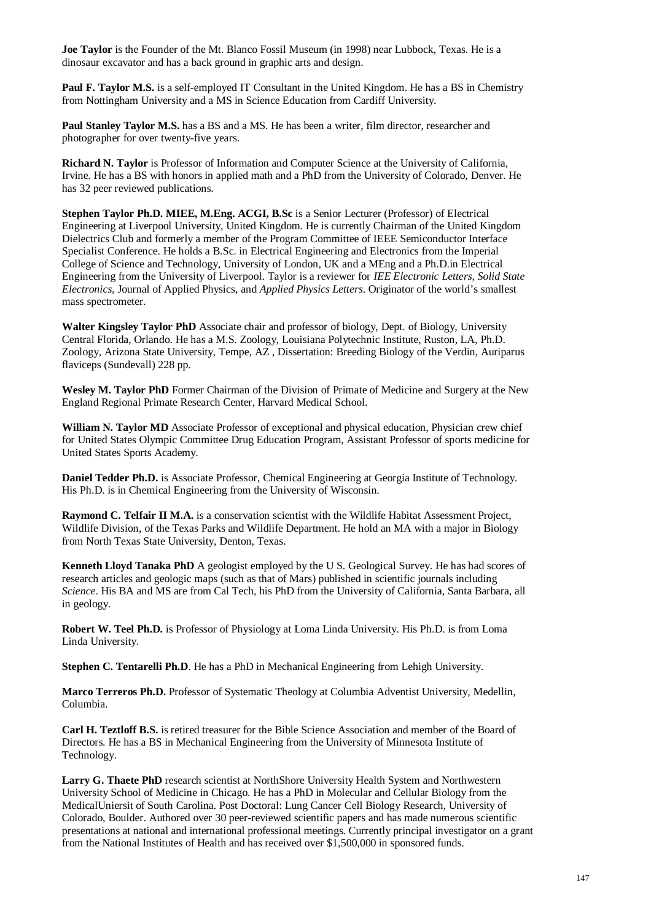**Joe Taylor** is the Founder of the Mt. Blanco Fossil Museum (in 1998) near Lubbock, Texas. He is a dinosaur excavator and has a back ground in graphic arts and design.

**Paul F. Taylor M.S.** is a self-employed IT Consultant in the United Kingdom. He has a BS in Chemistry from Nottingham University and a MS in Science Education from Cardiff University.

**Paul Stanley Taylor M.S.** has a BS and a MS. He has been a writer, film director, researcher and photographer for over twenty-five years.

**Richard N. Taylor** is Professor of Information and Computer Science at the University of California, Irvine. He has a BS with honors in applied math and a PhD from the University of Colorado, Denver. He has 32 peer reviewed publications.

**Stephen Taylor Ph.D. MIEE, M.Eng. ACGI, B.Sc** is a Senior Lecturer (Professor) of Electrical Engineering at Liverpool University, United Kingdom. He is currently Chairman of the United Kingdom Dielectrics Club and formerly a member of the Program Committee of IEEE Semiconductor Interface Specialist Conference. He holds a B.Sc. in Electrical Engineering and Electronics from the Imperial College of Science and Technology, University of London, UK and a MEng and a Ph.D.in Electrical Engineering from the University of Liverpool. Taylor is a reviewer for *IEE Electronic Letters, Solid State Electronics*, Journal of Applied Physics, and *Applied Physics Letters*. Originator of the world's smallest mass spectrometer.

**Walter Kingsley Taylor PhD** Associate chair and professor of biology, Dept. of Biology, University Central Florida, Orlando. He has a M.S. Zoology, Louisiana Polytechnic Institute, Ruston, LA, Ph.D. Zoology, Arizona State University, Tempe, AZ , Dissertation: Breeding Biology of the Verdin, Auriparus flaviceps (Sundevall) 228 pp.

**Wesley M. Taylor PhD** Former Chairman of the Division of Primate of Medicine and Surgery at the New England Regional Primate Research Center, Harvard Medical School.

**William N. Taylor MD** Associate Professor of exceptional and physical education, Physician crew chief for United States Olympic Committee Drug Education Program, Assistant Professor of sports medicine for United States Sports Academy.

**Daniel Tedder Ph.D.** is Associate Professor, Chemical Engineering at Georgia Institute of Technology. His Ph.D. is in Chemical Engineering from the University of Wisconsin.

**Raymond C. Telfair II M.A.** is a conservation scientist with the Wildlife Habitat Assessment Project, Wildlife Division, of the Texas Parks and Wildlife Department. He hold an MA with a major in Biology from North Texas State University, Denton, Texas.

**Kenneth Lloyd Tanaka PhD** A geologist employed by the U S. Geological Survey. He has had scores of research articles and geologic maps (such as that of Mars) published in scientific journals including *Science*. His BA and MS are from Cal Tech, his PhD from the University of California, Santa Barbara, all in geology.

**Robert W. Teel Ph.D.** is Professor of Physiology at Loma Linda University. His Ph.D. is from Loma Linda University.

**Stephen C. Tentarelli Ph.D**. He has a PhD in Mechanical Engineering from Lehigh University.

**Marco Terreros Ph.D.** Professor of Systematic Theology at Columbia Adventist University, Medellin, Columbia.

**Carl H. Teztloff B.S.** is retired treasurer for the Bible Science Association and member of the Board of Directors. He has a BS in Mechanical Engineering from the University of Minnesota Institute of Technology.

**Larry G. Thaete PhD** research scientist at NorthShore University Health System and Northwestern University School of Medicine in Chicago. He has a PhD in Molecular and Cellular Biology from the MedicalUniersit of South Carolina. Post Doctoral: Lung Cancer Cell Biology Research, University of Colorado, Boulder. Authored over 30 peer-reviewed scientific papers and has made numerous scientific presentations at national and international professional meetings. Currently principal investigator on a grant from the National Institutes of Health and has received over $1,500,000 in sponsored funds.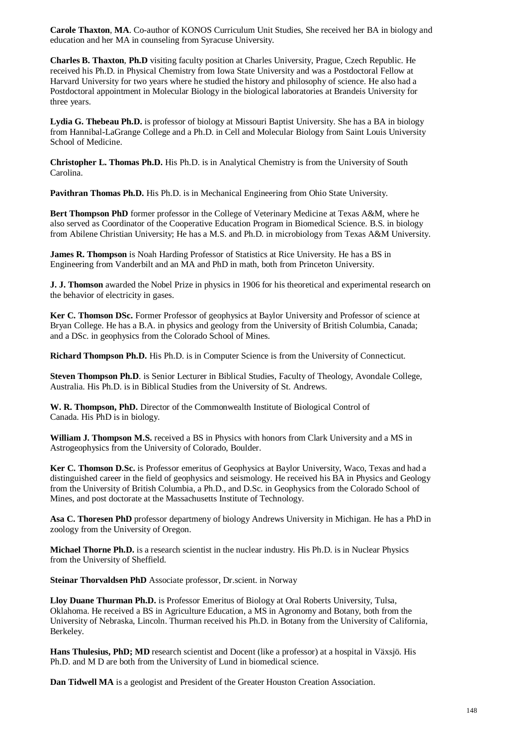**Carole Thaxton**, **MA**. Co-author of KONOS Curriculum Unit Studies, She received her BA in biology and education and her MA in counseling from Syracuse University.

**Charles B. Thaxton**, **Ph.D** visiting faculty position at Charles University, Prague, Czech Republic. He received his Ph.D. in Physical Chemistry from Iowa State University and was a Postdoctoral Fellow at Harvard University for two years where he studied the history and philosophy of science. He also had a Postdoctoral appointment in Molecular Biology in the biological laboratories at Brandeis University for three years.

**Lydia G. Thebeau Ph.D.** is professor of biology at Missouri Baptist University. She has a BA in biology from Hannibal-LaGrange College and a Ph.D. in Cell and Molecular Biology from Saint Louis University School of Medicine.

**Christopher L. Thomas Ph.D.** His Ph.D. is in Analytical Chemistry is from the University of South Carolina.

**Pavithran Thomas Ph.D.** His Ph.D. is in Mechanical Engineering from Ohio State University.

**Bert Thompson PhD** former professor in the College of Veterinary Medicine at Texas A&M, where he also served as Coordinator of the Cooperative Education Program in Biomedical Science. B.S. in biology from Abilene Christian University; He has a M.S. and Ph.D. in microbiology from Texas A&M University.

**James R. Thompson** is Noah Harding Professor of Statistics at Rice University. He has a BS in Engineering from Vanderbilt and an MA and PhD in math, both from Princeton University.

**J. J. Thomson** awarded the Nobel Prize in physics in 1906 for his theoretical and experimental research on the behavior of electricity in gases.

**Ker C. Thomson DSc.** Former Professor of geophysics at Baylor University and Professor of science at Bryan College. He has a B.A. in physics and geology from the University of British Columbia, Canada; and a DSc. in geophysics from the Colorado School of Mines.

**Richard Thompson Ph.D.** His Ph.D. is in Computer Science is from the University of Connecticut.

**Steven Thompson Ph.D**. is Senior Lecturer in Biblical Studies, Faculty of Theology, Avondale College, Australia. His Ph.D. is in Biblical Studies from the University of St. Andrews.

**W. R. Thompson, PhD.** Director of the Commonwealth Institute of Biological Control of Canada. His PhD is in biology.

**William J. Thompson M.S.** received a BS in Physics with honors from Clark University and a MS in Astrogeophysics from the University of Colorado, Boulder.

**Ker C. Thomson D.Sc.** is Professor emeritus of Geophysics at Baylor University, Waco, Texas and had a distinguished career in the field of geophysics and seismology. He received his BA in Physics and Geology from the University of British Columbia, a Ph.D., and D.Sc. in Geophysics from the Colorado School of Mines, and post doctorate at the Massachusetts Institute of Technology.

**Asa C. Thoresen PhD** professor departmeny of biology Andrews University in Michigan. He has a PhD in zoology from the University of Oregon.

**Michael Thorne Ph.D.** is a research scientist in the nuclear industry. His Ph.D. is in Nuclear Physics from the University of Sheffield.

**Steinar Thorvaldsen PhD** Associate professor, Dr.scient. in Norway

**Lloy Duane Thurman Ph.D.** is Professor Emeritus of Biology at Oral Roberts University, Tulsa, Oklahoma. He received a BS in Agriculture Education, a MS in Agronomy and Botany, both from the University of Nebraska, Lincoln. Thurman received his Ph.D. in Botany from the University of California, Berkeley.

**Hans Thulesius, PhD; MD** research scientist and Docent (like a professor) at a hospital in Växsjö. His Ph.D. and M D are both from the University of Lund in biomedical science.

**Dan Tidwell MA** is a geologist and President of the Greater Houston Creation Association.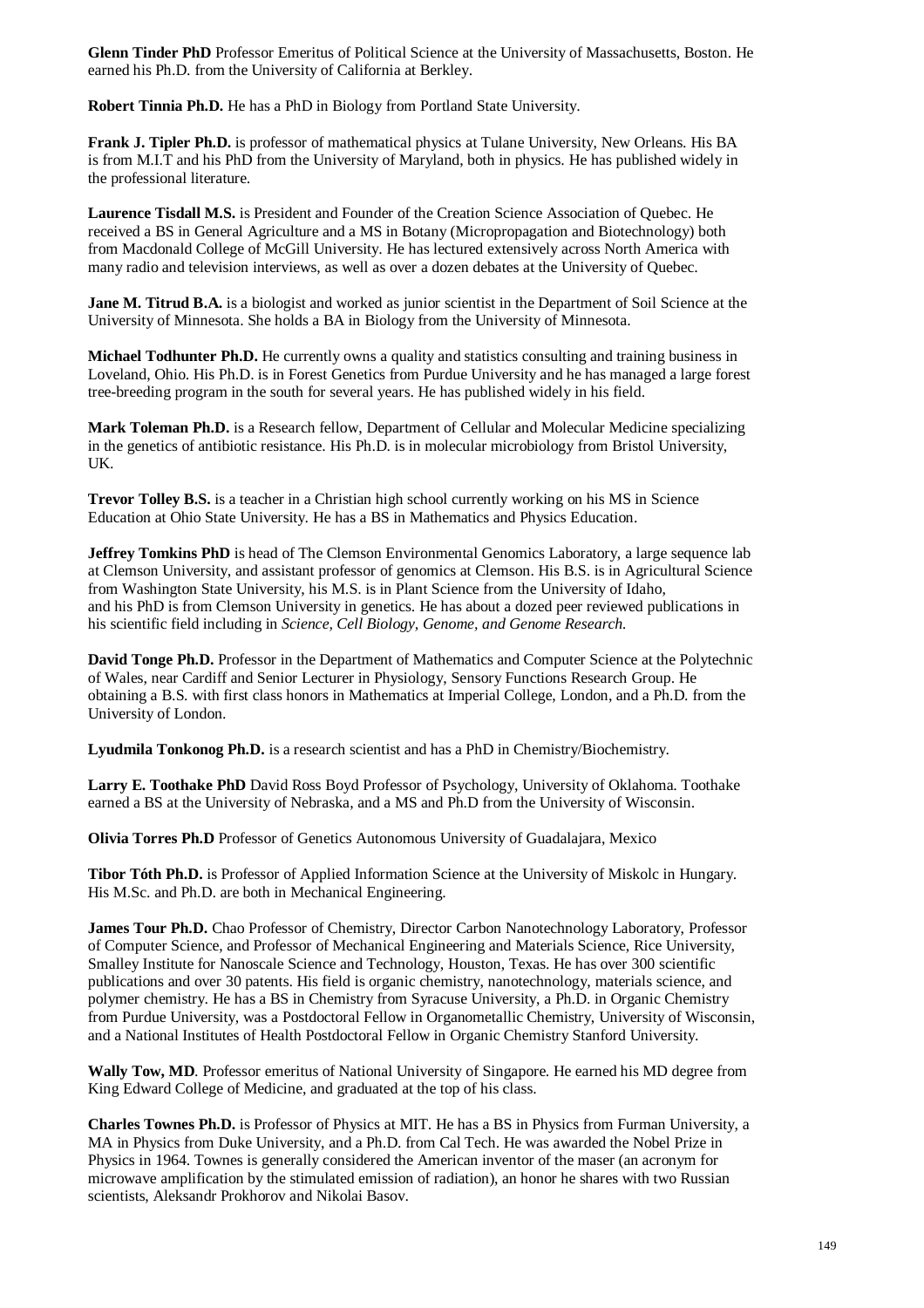**Glenn Tinder PhD** Professor Emeritus of Political Science at the University of Massachusetts, Boston. He earned his Ph.D. from the University of California at Berkley.

**Robert Tinnia Ph.D.** He has a PhD in Biology from Portland State University.

**Frank J. Tipler Ph.D.** is professor of mathematical physics at Tulane University, New Orleans. His BA is from M.I.T and his PhD from the University of Maryland, both in physics. He has published widely in the professional literature.

**Laurence Tisdall M.S.** is President and Founder of the Creation Science Association of Quebec. He received a BS in General Agriculture and a MS in Botany (Micropropagation and Biotechnology) both from Macdonald College of McGill University. He has lectured extensively across North America with many radio and television interviews, as well as over a dozen debates at the University of Quebec.

**Jane M. Titrud B.A.** is a biologist and worked as junior scientist in the Department of Soil Science at the University of Minnesota. She holds a BA in Biology from the University of Minnesota.

**Michael Todhunter Ph.D.** He currently owns a quality and statistics consulting and training business in Loveland, Ohio. His Ph.D. is in Forest Genetics from Purdue University and he has managed a large forest tree-breeding program in the south for several years. He has published widely in his field.

**Mark Toleman Ph.D.** is a Research fellow, Department of Cellular and Molecular Medicine specializing in the genetics of antibiotic resistance. His Ph.D. is in molecular microbiology from Bristol University, UK.

**Trevor Tolley B.S.** is a teacher in a Christian high school currently working on his MS in Science Education at Ohio State University. He has a BS in Mathematics and Physics Education.

**Jeffrey Tomkins PhD** is head of The Clemson Environmental Genomics Laboratory, a large sequence lab at Clemson University, and assistant professor of genomics at Clemson. His B.S. is in Agricultural Science from Washington State University, his M.S. is in Plant Science from the University of Idaho, and his PhD is from Clemson University in genetics. He has about a dozed peer reviewed publications in his scientific field including in *Science, Cell Biology, Genome, and Genome Research.*

**David Tonge Ph.D.** Professor in the Department of Mathematics and Computer Science at the Polytechnic of Wales, near Cardiff and Senior Lecturer in Physiology, Sensory Functions Research Group. He obtaining a B.S. with first class honors in Mathematics at Imperial College, London, and a Ph.D. from the University of London.

**Lyudmila Tonkonog Ph.D.** is a research scientist and has a PhD in Chemistry/Biochemistry.

**Larry E. Toothake PhD** David Ross Boyd Professor of Psychology, University of Oklahoma. Toothake earned a BS at the University of Nebraska, and a MS and Ph.D from the University of Wisconsin.

**Olivia Torres Ph.D** Professor of Genetics Autonomous University of Guadalajara, Mexico

**Tibor Tóth Ph.D.** is Professor of Applied Information Science at the University of Miskolc in Hungary. His M.Sc. and Ph.D. are both in Mechanical Engineering.

**James Tour Ph.D.** Chao Professor of Chemistry, Director Carbon Nanotechnology Laboratory, Professor of Computer Science, and Professor of Mechanical Engineering and Materials Science, Rice University, Smalley Institute for Nanoscale Science and Technology, Houston, Texas. He has over 300 scientific publications and over 30 patents. His field is organic chemistry, nanotechnology, materials science, and polymer chemistry. He has a BS in Chemistry from Syracuse University, a Ph.D. in Organic Chemistry from Purdue University, was a Postdoctoral Fellow in Organometallic Chemistry, University of Wisconsin, and a National Institutes of Health Postdoctoral Fellow in Organic Chemistry Stanford University.

**Wally Tow, MD**. Professor emeritus of National University of Singapore. He earned his MD degree from King Edward College of Medicine, and graduated at the top of his class.

**Charles Townes Ph.D.** is Professor of Physics at MIT. He has a BS in Physics from Furman University, a MA in Physics from Duke University, and a Ph.D. from Cal Tech. He was awarded the Nobel Prize in Physics in 1964. Townes is generally considered the American inventor of the maser (an acronym for microwave amplification by the stimulated emission of radiation), an honor he shares with two Russian scientists, Aleksandr Prokhorov and Nikolai Basov.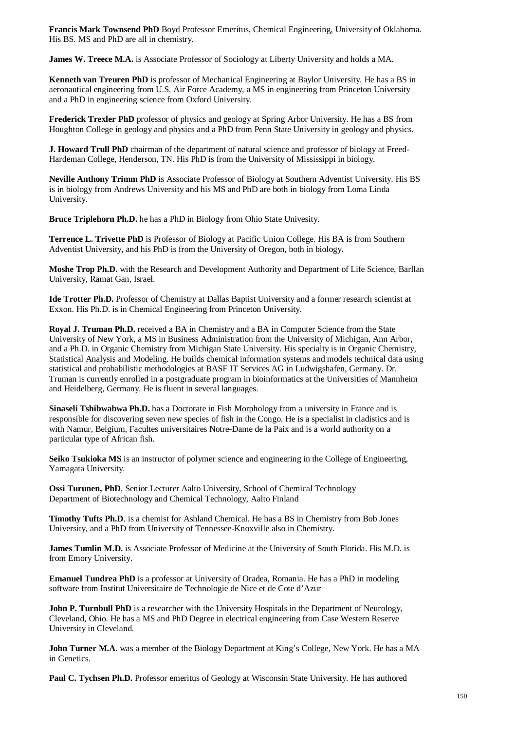**Francis Mark Townsend PhD** Boyd Professor Emeritus, Chemical Engineering, University of Oklahoma. His BS. MS and PhD are all in chemistry.

**James W. Treece M.A.** is Associate Professor of Sociology at Liberty University and holds a MA.

**Kenneth van Treuren PhD** is professor of Mechanical Engineering at Baylor University. He has a BS in aeronautical engineering from U.S. Air Force Academy, a MS in engineering from Princeton University and a PhD in engineering science from Oxford University.

**Frederick Trexler PhD** professor of physics and geology at Spring Arbor University. He has a BS from Houghton College in geology and physics and a PhD from Penn State University in geology and physics.

**J. Howard Trull PhD** chairman of the department of natural science and professor of biology at Freed-Hardeman College, Henderson, TN. His PhD is from the University of Mississippi in biology.

**Neville Anthony Trimm PhD** is Associate Professor of Biology at Southern Adventist University. His BS is in biology from Andrews University and his MS and PhD are both in biology from Loma Linda University.

**Bruce Triplehorn Ph.D.** he has a PhD in Biology from Ohio State Univesity.

**Terrence L. Trivette PhD** is Professor of Biology at Pacific Union College. His BA is from Southern Adventist University, and his PhD is from the University of Oregon, both in biology.

**Moshe Trop Ph.D.** with the Research and Development Authority and Department of Life Science, BarIlan University, Ramat Gan, Israel.

**Ide Trotter Ph.D.** Professor of Chemistry at Dallas Baptist University and a former research scientist at Exxon. His Ph.D. is in Chemical Engineering from Princeton University.

**Royal J. Truman Ph.D.** received a BA in Chemistry and a BA in Computer Science from the State University of New York, a MS in Business Administration from the University of Michigan, Ann Arbor, and a Ph.D. in Organic Chemistry from Michigan State University. His specialty is in Organic Chemistry, Statistical Analysis and Modeling. He builds chemical information systems and models technical data using statistical and probabilistic methodologies at BASF IT Services AG in Ludwigshafen, Germany. Dr. Truman is currently enrolled in a postgraduate program in bioinformatics at the Universities of Mannheim and Heidelberg, Germany. He is fluent in several languages.

**Sinaseli Tshibwabwa Ph.D.** has a Doctorate in Fish Morphology from a university in France and is responsible for discovering seven new species of fish in the Congo. He is a specialist in cladistics and is with Namur, Belgium, Facultes universitaires Notre-Dame de la Paix and is a world authority on a particular type of African fish.

**Seiko Tsukioka MS** is an instructor of polymer science and engineering in the College of Engineering, Yamagata University.

**Ossi Turunen, PhD**, Senior Lecturer Aalto University, School of Chemical Technology Department of Biotechnology and Chemical Technology, Aalto Finland

**Timothy Tufts Ph.D**. is a chemist for Ashland Chemical. He has a BS in Chemistry from Bob Jones University, and a PhD from University of Tennessee-Knoxville also in Chemistry.

**James Tumlin M.D.** is Associate Professor of Medicine at the University of South Florida. His M.D. is from Emory University.

**Emanuel Tundrea PhD** is a professor at University of Oradea, Romania. He has a PhD in modeling software from Institut Universitaire de Technologie de Nice et de Cote d'Azur

**John P. Turnbull PhD** is a researcher with the University Hospitals in the Department of Neurology, Cleveland, Ohio. He has a MS and PhD Degree in electrical engineering from Case Western Reserve University in Cleveland.

**John Turner M.A.** was a member of the Biology Department at King's College, New York. He has a MA in Genetics.

**Paul C. Tychsen Ph.D.** Professor emeritus of Geology at Wisconsin State University. He has authored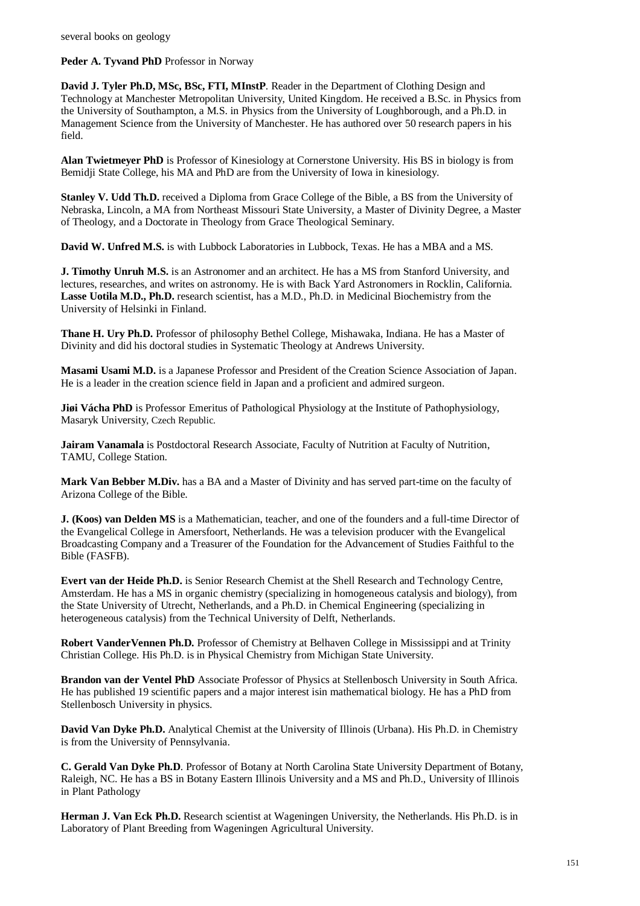several books on geology

**Peder A. Tyvand PhD** Professor in Norway

**David J. Tyler Ph.D, MSc, BSc, FTI, MInstP**. Reader in the Department of Clothing Design and Technology at Manchester Metropolitan University, United Kingdom. He received a B.Sc. in Physics from the University of Southampton, a M.S. in Physics from the University of Loughborough, and a Ph.D. in Management Science from the University of Manchester. He has authored over 50 research papers in his field.

**Alan Twietmeyer PhD** is Professor of Kinesiology at Cornerstone University. His BS in biology is from Bemidji State College, his MA and PhD are from the University of Iowa in kinesiology.

**Stanley V. Udd Th.D.** received a Diploma from Grace College of the Bible, a BS from the University of Nebraska, Lincoln, a MA from Northeast Missouri State University, a Master of Divinity Degree, a Master of Theology, and a Doctorate in Theology from Grace Theological Seminary.

**David W. Unfred M.S.** is with Lubbock Laboratories in Lubbock, Texas. He has a MBA and a MS.

**J. Timothy Unruh M.S.** is an Astronomer and an architect. He has a MS from Stanford University, and lectures, researches, and writes on astronomy. He is with Back Yard Astronomers in Rocklin, California.
**Lasse Uotila M.D., Ph.D.** research scientist, has a M.D., Ph.D. in Medicinal Biochemistry from the University of Helsinki in Finland.

**Thane H. Ury Ph.D.** Professor of philosophy Bethel College, Mishawaka, Indiana. He has a Master of Divinity and did his doctoral studies in Systematic Theology at Andrews University.

**Masami Usami M.D.** is a Japanese Professor and President of the Creation Science Association of Japan. He is a leader in the creation science field in Japan and a proficient and admired surgeon.

**Jiøi Vácha PhD** is Professor Emeritus of Pathological Physiology at the Institute of Pathophysiology, Masaryk University, Czech Republic.

**Jairam Vanamala** is Postdoctoral Research Associate, Faculty of Nutrition at Faculty of Nutrition, TAMU, College Station.

**Mark Van Bebber M.Div.** has a BA and a Master of Divinity and has served part-time on the faculty of Arizona College of the Bible.

**J. (Koos) van Delden MS** is a Mathematician, teacher, and one of the founders and a full-time Director of the Evangelical College in Amersfoort, Netherlands. He was a television producer with the Evangelical Broadcasting Company and a Treasurer of the Foundation for the Advancement of Studies Faithful to the Bible (FASFB).

**Evert van der Heide Ph.D.** is Senior Research Chemist at the Shell Research and Technology Centre, Amsterdam. He has a MS in organic chemistry (specializing in homogeneous catalysis and biology), from the State University of Utrecht, Netherlands, and a Ph.D. in Chemical Engineering (specializing in heterogeneous catalysis) from the Technical University of Delft, Netherlands.

**Robert VanderVennen Ph.D.** Professor of Chemistry at Belhaven College in Mississippi and at Trinity Christian College. His Ph.D. is in Physical Chemistry from Michigan State University.

**Brandon van der Ventel PhD** Associate Professor of Physics at Stellenbosch University in South Africa. He has published 19 scientific papers and a major interest isin mathematical biology. He has a PhD from Stellenbosch University in physics.

**David Van Dyke Ph.D.** Analytical Chemist at the University of Illinois (Urbana). His Ph.D. in Chemistry is from the University of Pennsylvania.

**C. Gerald Van Dyke Ph.D**. Professor of Botany at North Carolina State University Department of Botany, Raleigh, NC. He has a BS in Botany Eastern Illinois University and a MS and Ph.D., University of Illinois in Plant Pathology

**Herman J. Van Eck Ph.D.** Research scientist at Wageningen University, the Netherlands. His Ph.D. is in Laboratory of Plant Breeding from Wageningen Agricultural University.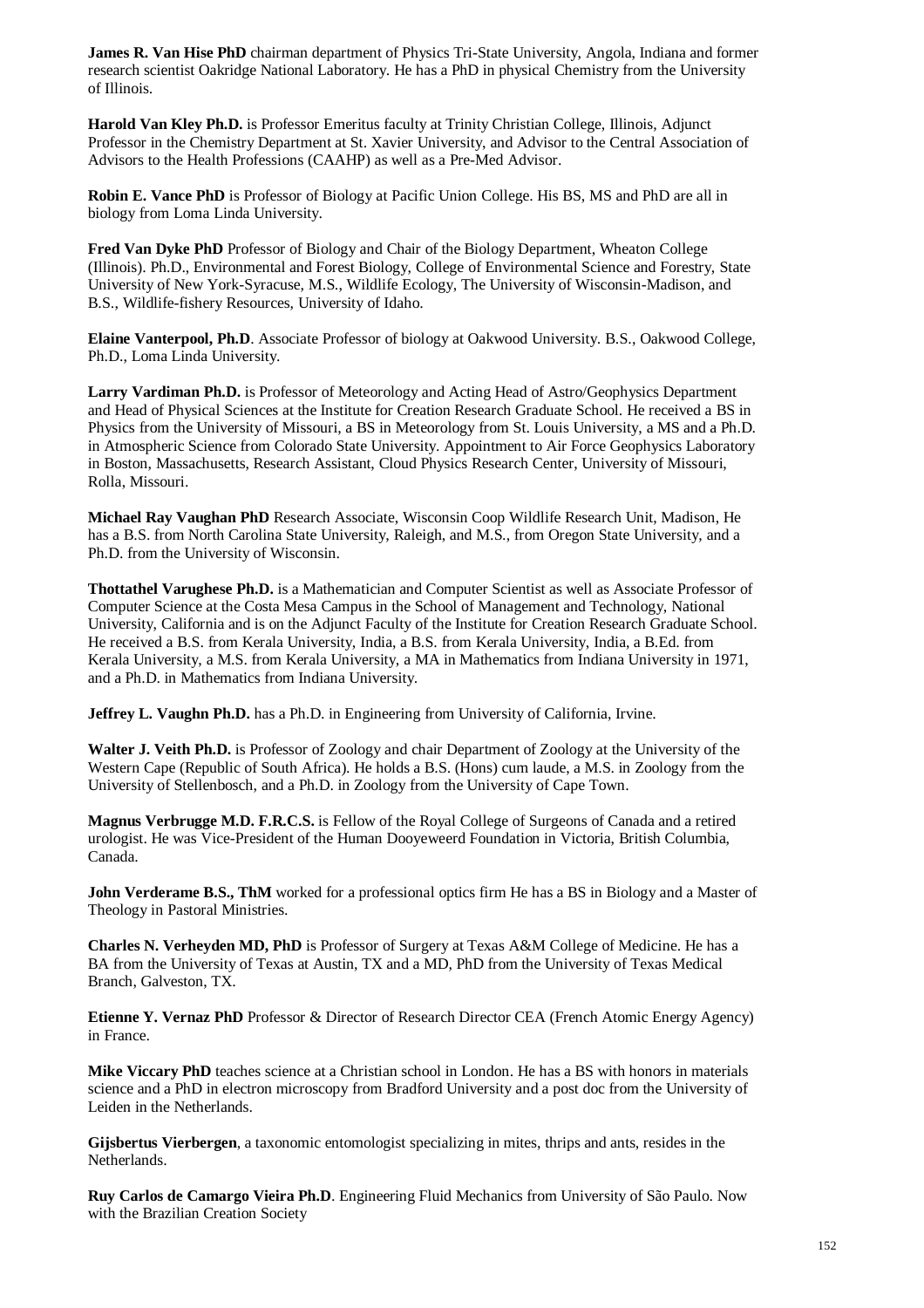**James R. Van Hise PhD** chairman department of Physics Tri-State University, Angola, Indiana and former research scientist Oakridge National Laboratory. He has a PhD in physical Chemistry from the University of Illinois.

**Harold Van Kley Ph.D.** is Professor Emeritus faculty at Trinity Christian College, Illinois, Adjunct Professor in the Chemistry Department at St. Xavier University, and Advisor to the Central Association of Advisors to the Health Professions (CAAHP) as well as a Pre-Med Advisor.

**Robin E. Vance PhD** is Professor of Biology at Pacific Union College. His BS, MS and PhD are all in biology from Loma Linda University.

**Fred Van Dyke PhD** Professor of Biology and Chair of the Biology Department, Wheaton College (Illinois). Ph.D., Environmental and Forest Biology, College of Environmental Science and Forestry, State University of New York-Syracuse, M.S., Wildlife Ecology, The University of Wisconsin-Madison, and B.S., Wildlife-fishery Resources, University of Idaho.

**Elaine Vanterpool, Ph.D**. Associate Professor of biology at Oakwood University. B.S., Oakwood College, Ph.D., Loma Linda University.

**Larry Vardiman Ph.D.** is Professor of Meteorology and Acting Head of Astro/Geophysics Department and Head of Physical Sciences at the Institute for Creation Research Graduate School. He received a BS in Physics from the University of Missouri, a BS in Meteorology from St. Louis University, a MS and a Ph.D. in Atmospheric Science from Colorado State University. Appointment to Air Force Geophysics Laboratory in Boston, Massachusetts, Research Assistant, Cloud Physics Research Center, University of Missouri, Rolla, Missouri.

**Michael Ray Vaughan PhD** Research Associate, Wisconsin Coop Wildlife Research Unit, Madison, He has a B.S. from North Carolina State University, Raleigh, and M.S., from Oregon State University, and a Ph.D. from the University of Wisconsin.

**Thottathel Varughese Ph.D.** is a Mathematician and Computer Scientist as well as Associate Professor of Computer Science at the Costa Mesa Campus in the School of Management and Technology, National University, California and is on the Adjunct Faculty of the Institute for Creation Research Graduate School. He received a B.S. from Kerala University, India, a B.S. from Kerala University, India, a B.Ed. from Kerala University, a M.S. from Kerala University, a MA in Mathematics from Indiana University in 1971, and a Ph.D. in Mathematics from Indiana University.

**Jeffrey L. Vaughn Ph.D.** has a Ph.D. in Engineering from University of California, Irvine.

**Walter J. Veith Ph.D.** is Professor of Zoology and chair Department of Zoology at the University of the Western Cape (Republic of South Africa). He holds a B.S. (Hons) cum laude, a M.S. in Zoology from the University of Stellenbosch, and a Ph.D. in Zoology from the University of Cape Town.

**Magnus Verbrugge M.D. F.R.C.S.** is Fellow of the Royal College of Surgeons of Canada and a retired urologist. He was Vice-President of the Human Dooyeweerd Foundation in Victoria, British Columbia, Canada.

**John Verderame B.S., ThM** worked for a professional optics firm He has a BS in Biology and a Master of Theology in Pastoral Ministries.

**Charles N. Verheyden MD, PhD** is Professor of Surgery at Texas A&M College of Medicine. He has a BA from the University of Texas at Austin, TX and a MD, PhD from the University of Texas Medical Branch, Galveston, TX.

**Etienne Y. Vernaz PhD** Professor & Director of Research Director CEA (French Atomic Energy Agency) in France.

**Mike Viccary PhD** teaches science at a Christian school in London. He has a BS with honors in materials science and a PhD in electron microscopy from Bradford University and a post doc from the University of Leiden in the Netherlands.

**Gijsbertus Vierbergen**, a taxonomic entomologist specializing in mites, thrips and ants, resides in the Netherlands.

**Ruy Carlos de Camargo Vieira Ph.D**. Engineering Fluid Mechanics from University of São Paulo. Now with the Brazilian Creation Society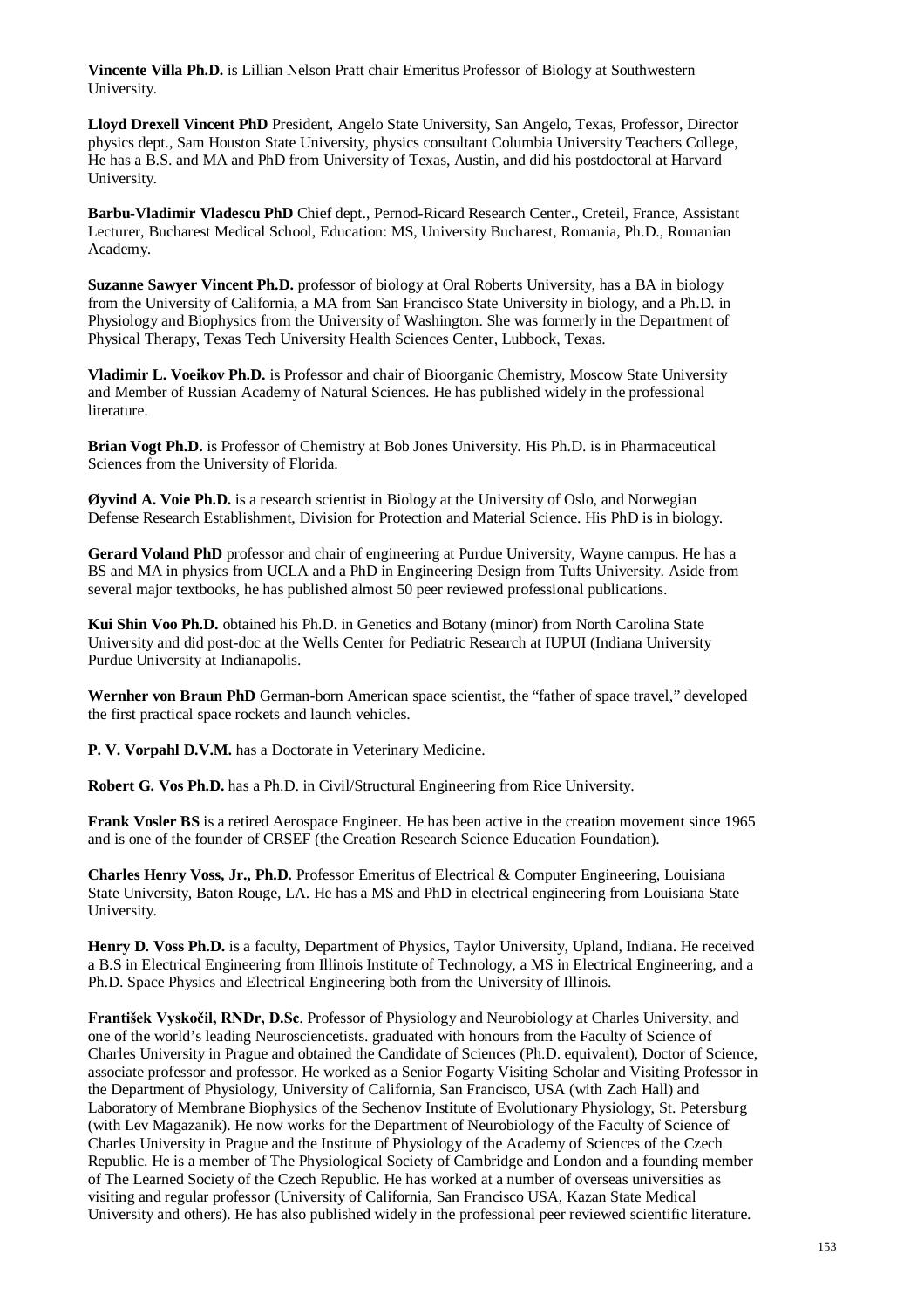**Vincente Villa Ph.D.** is Lillian Nelson Pratt chair Emeritus Professor of Biology at Southwestern University.

**Lloyd Drexell Vincent PhD** President, Angelo State University, San Angelo, Texas, Professor, Director physics dept., Sam Houston State University, physics consultant Columbia University Teachers College, He has a B.S. and MA and PhD from University of Texas, Austin, and did his postdoctoral at Harvard University.

**Barbu-Vladimir Vladescu PhD** Chief dept., Pernod-Ricard Research Center., Creteil, France, Assistant Lecturer, Bucharest Medical School, Education: MS, University Bucharest, Romania, Ph.D., Romanian Academy.

**Suzanne Sawyer Vincent Ph.D.** professor of biology at Oral Roberts University, has a BA in biology from the University of California, a MA from San Francisco State University in biology, and a Ph.D. in Physiology and Biophysics from the University of Washington. She was formerly in the Department of Physical Therapy, Texas Tech University Health Sciences Center, Lubbock, Texas.

**Vladimir L. Voeikov Ph.D.** is Professor and chair of Bioorganic Chemistry, Moscow State University and Member of Russian Academy of Natural Sciences. He has published widely in the professional literature.

**Brian Vogt Ph.D.** is Professor of Chemistry at Bob Jones University. His Ph.D. is in Pharmaceutical Sciences from the University of Florida.

**Øyvind A. Voie Ph.D.** is a research scientist in Biology at the University of Oslo, and Norwegian Defense Research Establishment, Division for Protection and Material Science. His PhD is in biology.

**Gerard Voland PhD** professor and chair of engineering at Purdue University, Wayne campus. He has a BS and MA in physics from UCLA and a PhD in Engineering Design from Tufts University. Aside from several major textbooks, he has published almost 50 peer reviewed professional publications.

**Kui Shin Voo Ph.D.** obtained his Ph.D. in Genetics and Botany (minor) from North Carolina State University and did post-doc at the Wells Center for Pediatric Research at IUPUI (Indiana University Purdue University at Indianapolis.

**Wernher von Braun PhD** German-born American space scientist, the "father of space travel," developed the first practical space rockets and launch vehicles.

**P. V. Vorpahl D.V.M.** has a Doctorate in Veterinary Medicine.

**Robert G. Vos Ph.D.** has a Ph.D. in Civil/Structural Engineering from Rice University.

**Frank Vosler BS** is a retired Aerospace Engineer. He has been active in the creation movement since 1965 and is one of the founder of CRSEF (the Creation Research Science Education Foundation).

**Charles Henry Voss, Jr., Ph.D.** Professor Emeritus of Electrical & Computer Engineering, Louisiana State University, Baton Rouge, LA. He has a MS and PhD in electrical engineering from Louisiana State University.

**Henry D. Voss Ph.D.** is a faculty, Department of Physics, Taylor University, Upland, Indiana. He received a B.S in Electrical Engineering from Illinois Institute of Technology, a MS in Electrical Engineering, and a Ph.D. Space Physics and Electrical Engineering both from the University of Illinois.

**František Vyskočil, RNDr, D.Sc**. Professor of Physiology and Neurobiology at Charles University, and one of the world's leading Neurosciencetists. graduated with honours from the Faculty of Science of Charles University in Prague and obtained the Candidate of Sciences (Ph.D. equivalent), Doctor of Science, associate professor and professor. He worked as a Senior Fogarty Visiting Scholar and Visiting Professor in the Department of Physiology, University of California, San Francisco, USA (with Zach Hall) and Laboratory of Membrane Biophysics of the Sechenov Institute of Evolutionary Physiology, St. Petersburg (with Lev Magazanik). He now works for the Department of Neurobiology of the Faculty of Science of Charles University in Prague and the Institute of Physiology of the Academy of Sciences of the Czech Republic. He is a member of The Physiological Society of Cambridge and London and a founding member of The Learned Society of the Czech Republic. He has worked at a number of overseas universities as visiting and regular professor (University of California, San Francisco USA, Kazan State Medical University and others). He has also published widely in the professional peer reviewed scientific literature.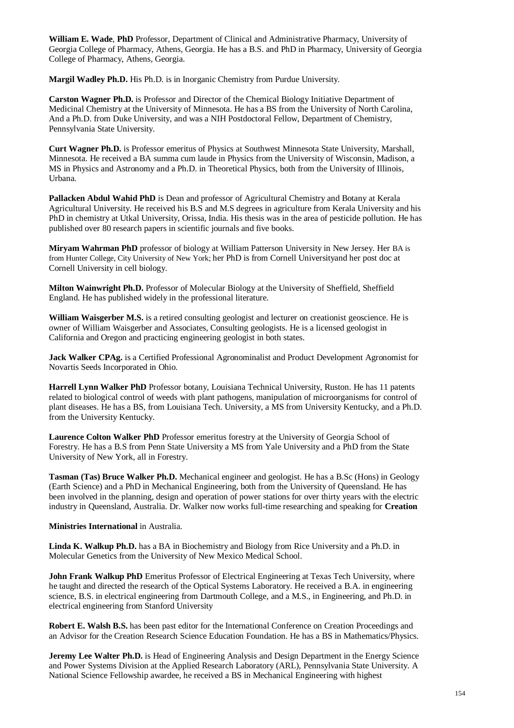**William E. Wade**, **PhD** Professor, Department of Clinical and Administrative Pharmacy, University of Georgia College of Pharmacy, Athens, Georgia. He has a B.S. and PhD in Pharmacy, University of Georgia College of Pharmacy, Athens, Georgia.

**Margil Wadley Ph.D.** His Ph.D. is in Inorganic Chemistry from Purdue University.

**Carston Wagner Ph.D.** is Professor and Director of the Chemical Biology Initiative Department of Medicinal Chemistry at the University of Minnesota. He has a BS from the University of North Carolina, And a Ph.D. from Duke University, and was a NIH Postdoctoral Fellow, Department of Chemistry, Pennsylvania State University.

**Curt Wagner Ph.D.** is Professor emeritus of Physics at Southwest Minnesota State University, Marshall, Minnesota. He received a BA summa cum laude in Physics from the University of Wisconsin, Madison, a MS in Physics and Astronomy and a Ph.D. in Theoretical Physics, both from the University of Illinois, Urbana.

**Pallacken Abdul Wahid PhD** is Dean and professor of Agricultural Chemistry and Botany at Kerala Agricultural University. He received his B.S and M.S degrees in agriculture from Kerala University and his PhD in chemistry at Utkal University, Orissa, India. His thesis was in the area of pesticide pollution. He has published over 80 research papers in scientific journals and five books.

**Miryam Wahrman PhD** professor of biology at William Patterson University in New Jersey. Her BA is from Hunter College, City University of New York; her PhD is from Cornell Universityand her post doc at Cornell University in cell biology.

**Milton Wainwright Ph.D.** Professor of Molecular Biology at the University of Sheffield, Sheffield England. He has published widely in the professional literature.

**William Waisgerber M.S.** is a retired consulting geologist and lecturer on creationist geoscience. He is owner of William Waisgerber and Associates, Consulting geologists. He is a licensed geologist in California and Oregon and practicing engineering geologist in both states.

**Jack Walker CPAg.** is a Certified Professional Agronominalist and Product Development Agronomist for Novartis Seeds Incorporated in Ohio.

**Harrell Lynn Walker PhD** Professor botany, Louisiana Technical University, Ruston. He has 11 patents related to biological control of weeds with plant pathogens, manipulation of microorganisms for control of plant diseases. He has a BS, from Louisiana Tech. University, a MS from University Kentucky, and a Ph.D. from the University Kentucky.

**Laurence Colton Walker PhD** Professor emeritus forestry at the University of Georgia School of Forestry. He has a B.S from Penn State University a MS from Yale University and a PhD from the State University of New York, all in Forestry.

**Tasman (Tas) Bruce Walker Ph.D.** Mechanical engineer and geologist. He has a B.Sc (Hons) in Geology (Earth Science) and a PhD in Mechanical Engineering, both from the University of Queensland. He has been involved in the planning, design and operation of power stations for over thirty years with the electric industry in Queensland, Australia. Dr. Walker now works full-time researching and speaking for **Creation Ministries International** in Australia.

**Linda K. Walkup Ph.D.** has a BA in Biochemistry and Biology from Rice University and a Ph.D. in Molecular Genetics from the University of New Mexico Medical School.

**John Frank Walkup PhD** Emeritus Professor of Electrical Engineering at Texas Tech University, where he taught and directed the research of the Optical Systems Laboratory. He received a B.A. in engineering science, B.S. in electrical engineering from Dartmouth College, and a M.S., in Engineering, and Ph.D. in electrical engineering from Stanford University

**Robert E. Walsh B.S.** has been past editor for the International Conference on Creation Proceedings and an Advisor for the Creation Research Science Education Foundation. He has a BS in Mathematics/Physics.

**Jeremy Lee Walter Ph.D.** is Head of Engineering Analysis and Design Department in the Energy Science and Power Systems Division at the Applied Research Laboratory (ARL), Pennsylvania State University. A National Science Fellowship awardee, he received a BS in Mechanical Engineering with highest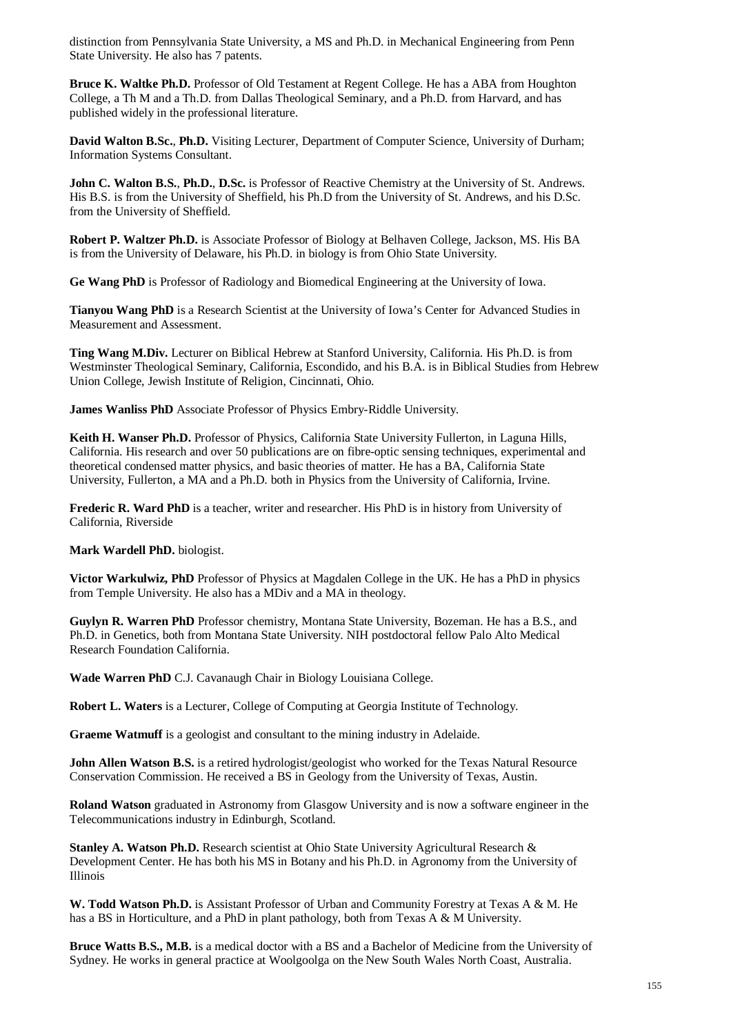distinction from Pennsylvania State University, a MS and Ph.D. in Mechanical Engineering from Penn State University. He also has 7 patents.

**Bruce K. Waltke Ph.D.** Professor of Old Testament at Regent College. He has a ABA from Houghton College, a Th M and a Th.D. from Dallas Theological Seminary, and a Ph.D. from Harvard, and has published widely in the professional literature.

**David Walton B.Sc.**, **Ph.D.** Visiting Lecturer, Department of Computer Science, University of Durham; Information Systems Consultant.

**John C. Walton B.S.**, **Ph.D.**, **D.Sc.** is Professor of Reactive Chemistry at the University of St. Andrews. His B.S. is from the University of Sheffield, his Ph.D from the University of St. Andrews, and his D.Sc. from the University of Sheffield.

**Robert P. Waltzer Ph.D.** is Associate Professor of Biology at Belhaven College, Jackson, MS. His BA is from the University of Delaware, his Ph.D. in biology is from Ohio State University.

**Ge Wang PhD** is Professor of Radiology and Biomedical Engineering at the University of Iowa.

**Tianyou Wang PhD** is a Research Scientist at the University of Iowa's Center for Advanced Studies in Measurement and Assessment.

**Ting Wang M.Div.** Lecturer on Biblical Hebrew at Stanford University, California. His Ph.D. is from Westminster Theological Seminary, California, Escondido, and his B.A. is in Biblical Studies from Hebrew Union College, Jewish Institute of Religion, Cincinnati, Ohio.

**James Wanliss PhD** Associate Professor of Physics Embry-Riddle University.

**Keith H. Wanser Ph.D.** Professor of Physics, California State University Fullerton, in Laguna Hills, California. His research and over 50 publications are on fibre-optic sensing techniques, experimental and theoretical condensed matter physics, and basic theories of matter. He has a BA, California State University, Fullerton, a MA and a Ph.D. both in Physics from the University of California, Irvine.

**Frederic R. Ward PhD** is a teacher, writer and researcher. His PhD is in history from University of California, Riverside

**Mark Wardell PhD.** biologist.

**Victor Warkulwiz, PhD** Professor of Physics at Magdalen College in the UK. He has a PhD in physics from Temple University. He also has a MDiv and a MA in theology.

**Guylyn R. Warren PhD** Professor chemistry, Montana State University, Bozeman. He has a B.S., and Ph.D. in Genetics, both from Montana State University. NIH postdoctoral fellow Palo Alto Medical Research Foundation California.

**Wade Warren PhD** C.J. Cavanaugh Chair in Biology Louisiana College.

**Robert L. Waters** is a Lecturer, College of Computing at Georgia Institute of Technology.

**Graeme Watmuff** is a geologist and consultant to the mining industry in Adelaide.

**John Allen Watson B.S.** is a retired hydrologist/geologist who worked for the Texas Natural Resource Conservation Commission. He received a BS in Geology from the University of Texas, Austin.

**Roland Watson** graduated in Astronomy from Glasgow University and is now a software engineer in the Telecommunications industry in Edinburgh, Scotland.

**Stanley A. Watson Ph.D.** Research scientist at Ohio State University Agricultural Research & Development Center. He has both his MS in Botany and his Ph.D. in Agronomy from the University of Illinois

**W. Todd Watson Ph.D.** is Assistant Professor of Urban and Community Forestry at Texas A & M. He has a BS in Horticulture, and a PhD in plant pathology, both from Texas A & M University.

**Bruce Watts B.S., M.B.** is a medical doctor with a BS and a Bachelor of Medicine from the University of Sydney. He works in general practice at Woolgoolga on the New South Wales North Coast, Australia.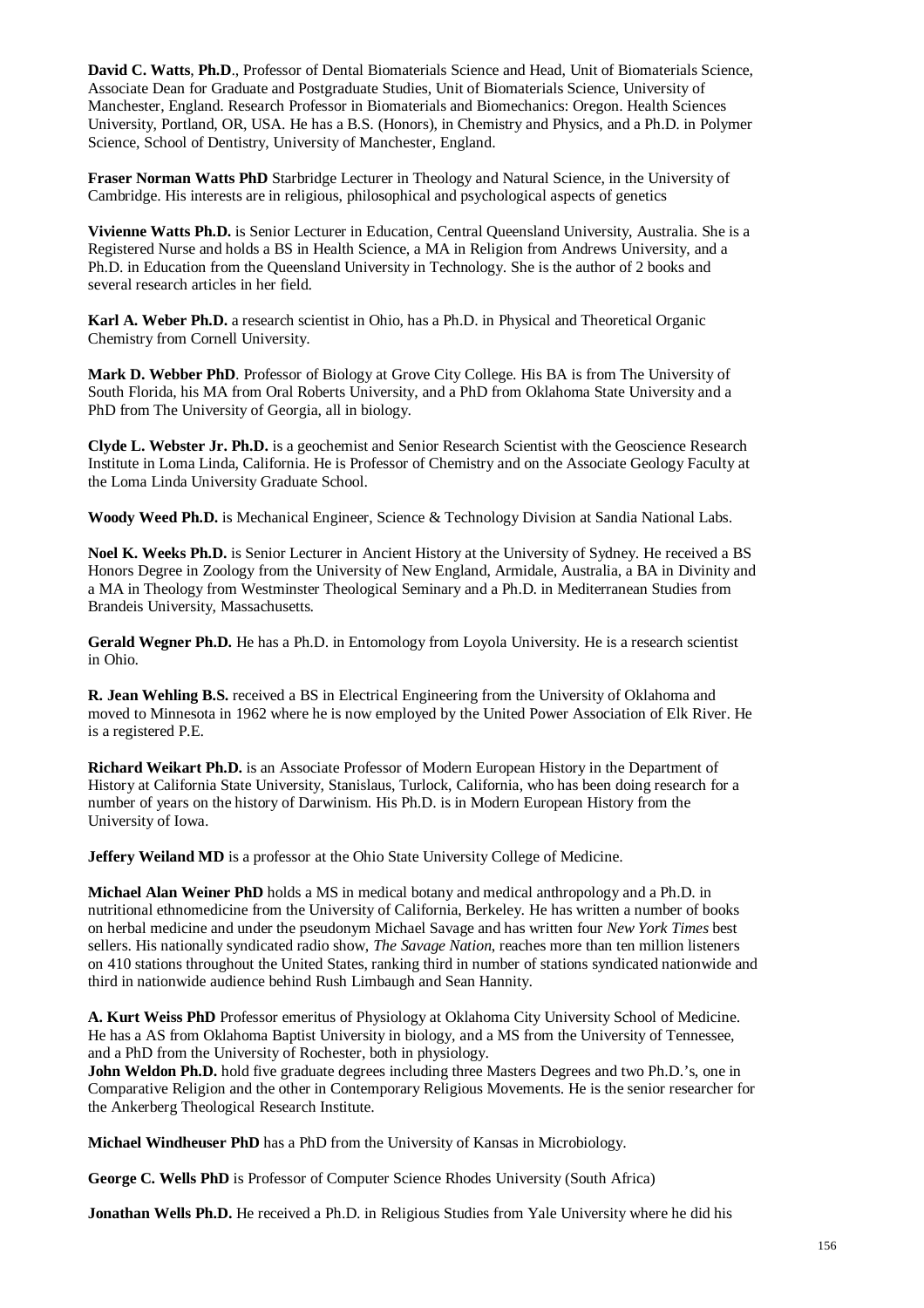**David C. Watts**, **Ph.D**., Professor of Dental Biomaterials Science and Head, Unit of Biomaterials Science, Associate Dean for Graduate and Postgraduate Studies, Unit of Biomaterials Science, University of Manchester, England. Research Professor in Biomaterials and Biomechanics: Oregon. Health Sciences University, Portland, OR, USA. He has a B.S. (Honors), in Chemistry and Physics, and a Ph.D. in Polymer Science, School of Dentistry, University of Manchester, England.

**Fraser Norman Watts PhD** Starbridge Lecturer in Theology and Natural Science, in the University of Cambridge. His interests are in religious, philosophical and psychological aspects of genetics

**Vivienne Watts Ph.D.** is Senior Lecturer in Education, Central Queensland University, Australia. She is a Registered Nurse and holds a BS in Health Science, a MA in Religion from Andrews University, and a Ph.D. in Education from the Queensland University in Technology. She is the author of 2 books and several research articles in her field.

**Karl A. Weber Ph.D.** a research scientist in Ohio, has a Ph.D. in Physical and Theoretical Organic Chemistry from Cornell University.

**Mark D. Webber PhD**. Professor of Biology at Grove City College. His BA is from The University of South Florida, his MA from Oral Roberts University, and a PhD from Oklahoma State University and a PhD from The University of Georgia, all in biology.

**Clyde L. Webster Jr. Ph.D.** is a geochemist and Senior Research Scientist with the Geoscience Research Institute in Loma Linda, California. He is Professor of Chemistry and on the Associate Geology Faculty at the Loma Linda University Graduate School.

**Woody Weed Ph.D.** is Mechanical Engineer, Science & Technology Division at Sandia National Labs.

**Noel K. Weeks Ph.D.** is Senior Lecturer in Ancient History at the University of Sydney. He received a BS Honors Degree in Zoology from the University of New England, Armidale, Australia, a BA in Divinity and a MA in Theology from Westminster Theological Seminary and a Ph.D. in Mediterranean Studies from Brandeis University, Massachusetts.

**Gerald Wegner Ph.D.** He has a Ph.D. in Entomology from Loyola University. He is a research scientist in Ohio.

**R. Jean Wehling B.S.** received a BS in Electrical Engineering from the University of Oklahoma and moved to Minnesota in 1962 where he is now employed by the United Power Association of Elk River. He is a registered P.E.

**Richard Weikart Ph.D.** is an Associate Professor of Modern European History in the Department of History at California State University, Stanislaus, Turlock, California, who has been doing research for a number of years on the history of Darwinism. His Ph.D. is in Modern European History from the University of Iowa.

**Jeffery Weiland MD** is a professor at the Ohio State University College of Medicine.

**Michael Alan Weiner PhD** holds a MS in medical botany and medical anthropology and a Ph.D. in nutritional ethnomedicine from the University of California, Berkeley. He has written a number of books on herbal medicine and under the pseudonym Michael Savage and has written four *New York Times* best sellers. His nationally syndicated radio show, *The Savage Nation*, reaches more than ten million listeners on 410 stations throughout the United States, ranking third in number of stations syndicated nationwide and third in nationwide audience behind Rush Limbaugh and Sean Hannity.

**A. Kurt Weiss PhD** Professor emeritus of Physiology at Oklahoma City University School of Medicine. He has a AS from Oklahoma Baptist University in biology, and a MS from the University of Tennessee, and a PhD from the University of Rochester, both in physiology.

**John Weldon Ph.D.** hold five graduate degrees including three Masters Degrees and two Ph.D.'s, one in Comparative Religion and the other in Contemporary Religious Movements. He is the senior researcher for the Ankerberg Theological Research Institute.

**Michael Windheuser PhD** has a PhD from the University of Kansas in Microbiology.

**George C. Wells PhD** is Professor of Computer Science Rhodes University (South Africa)

**Jonathan Wells Ph.D.** He received a Ph.D. in Religious Studies from Yale University where he did his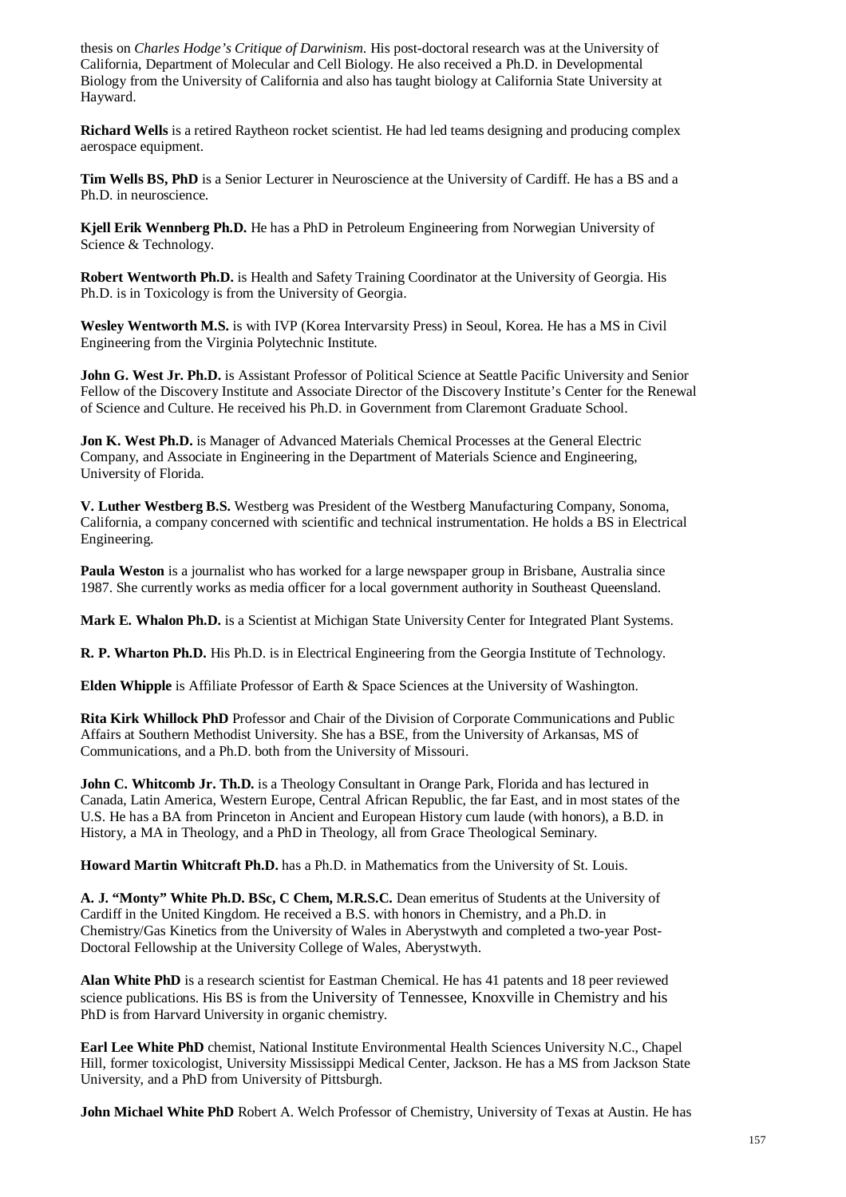thesis on *Charles Hodge's Critique of Darwinism*. His post-doctoral research was at the University of California, Department of Molecular and Cell Biology. He also received a Ph.D. in Developmental Biology from the University of California and also has taught biology at California State University at Hayward.

**Richard Wells** is a retired Raytheon rocket scientist. He had led teams designing and producing complex aerospace equipment.

**Tim Wells BS, PhD** is a Senior Lecturer in Neuroscience at the University of Cardiff. He has a BS and a Ph.D. in neuroscience.

**Kjell Erik Wennberg Ph.D.** He has a PhD in Petroleum Engineering from Norwegian University of Science & Technology.

**Robert Wentworth Ph.D.** is Health and Safety Training Coordinator at the University of Georgia. His Ph.D. is in Toxicology is from the University of Georgia.

**Wesley Wentworth M.S.** is with IVP (Korea Intervarsity Press) in Seoul, Korea. He has a MS in Civil Engineering from the Virginia Polytechnic Institute.

**John G. West Jr. Ph.D.** is Assistant Professor of Political Science at Seattle Pacific University and Senior Fellow of the Discovery Institute and Associate Director of the Discovery Institute's Center for the Renewal of Science and Culture. He received his Ph.D. in Government from Claremont Graduate School.

**Jon K. West Ph.D.** is Manager of Advanced Materials Chemical Processes at the General Electric Company, and Associate in Engineering in the Department of Materials Science and Engineering, University of Florida.

**V. Luther Westberg B.S.** Westberg was President of the Westberg Manufacturing Company, Sonoma, California, a company concerned with scientific and technical instrumentation. He holds a BS in Electrical Engineering.

**Paula Weston** is a journalist who has worked for a large newspaper group in Brisbane, Australia since 1987. She currently works as media officer for a local government authority in Southeast Queensland.

**Mark E. Whalon Ph.D.** is a Scientist at Michigan State University Center for Integrated Plant Systems.

**R. P. Wharton Ph.D.** His Ph.D. is in Electrical Engineering from the Georgia Institute of Technology.

**Elden Whipple** is Affiliate Professor of Earth & Space Sciences at the University of Washington.

**Rita Kirk Whillock PhD** Professor and Chair of the Division of Corporate Communications and Public Affairs at Southern Methodist University. She has a BSE, from the University of Arkansas, MS of Communications, and a Ph.D. both from the University of Missouri.

**John C. Whitcomb Jr. Th.D.** is a Theology Consultant in Orange Park, Florida and has lectured in Canada, Latin America, Western Europe, Central African Republic, the far East, and in most states of the U.S. He has a BA from Princeton in Ancient and European History cum laude (with honors), a B.D. in History, a MA in Theology, and a PhD in Theology, all from Grace Theological Seminary.

**Howard Martin Whitcraft Ph.D.** has a Ph.D. in Mathematics from the University of St. Louis.

**A. J. "Monty" White Ph.D. BSc, C Chem, M.R.S.C.** Dean emeritus of Students at the University of Cardiff in the United Kingdom. He received a B.S. with honors in Chemistry, and a Ph.D. in Chemistry/Gas Kinetics from the University of Wales in Aberystwyth and completed a two-year Post-Doctoral Fellowship at the University College of Wales, Aberystwyth.

**Alan White PhD** is a research scientist for Eastman Chemical. He has 41 patents and 18 peer reviewed science publications. His BS is from the University of Tennessee, Knoxville in Chemistry and his PhD is from Harvard University in organic chemistry.

**Earl Lee White PhD** chemist, National Institute Environmental Health Sciences University N.C., Chapel Hill, former toxicologist, University Mississippi Medical Center, Jackson. He has a MS from Jackson State University, and a PhD from University of Pittsburgh.

**John Michael White PhD** Robert A. Welch Professor of Chemistry, University of Texas at Austin. He has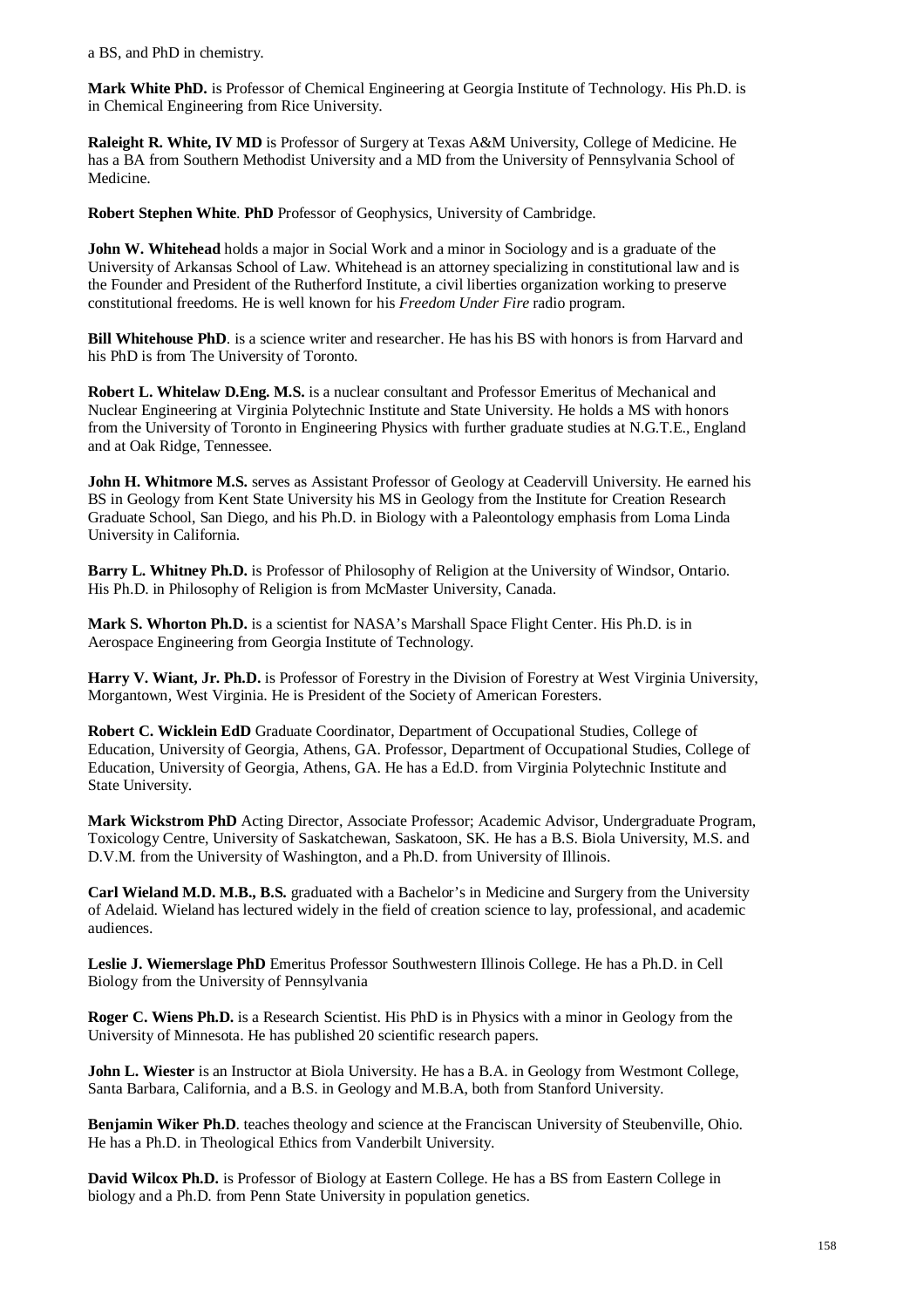a BS, and PhD in chemistry.

**Mark White PhD.** is Professor of Chemical Engineering at Georgia Institute of Technology. His Ph.D. is in Chemical Engineering from Rice University.

**Raleight R. White, IV MD** is Professor of Surgery at Texas A&M University, College of Medicine. He has a BA from Southern Methodist University and a MD from the University of Pennsylvania School of Medicine.

**Robert Stephen White**. **PhD** Professor of Geophysics, University of Cambridge.

**John W. Whitehead** holds a major in Social Work and a minor in Sociology and is a graduate of the University of Arkansas School of Law. Whitehead is an attorney specializing in constitutional law and is the Founder and President of the Rutherford Institute, a civil liberties organization working to preserve constitutional freedoms. He is well known for his *Freedom Under Fire* radio program.

**Bill Whitehouse PhD**. is a science writer and researcher. He has his BS with honors is from Harvard and his PhD is from The University of Toronto.

**Robert L. Whitelaw D.Eng. M.S.** is a nuclear consultant and Professor Emeritus of Mechanical and Nuclear Engineering at Virginia Polytechnic Institute and State University. He holds a MS with honors from the University of Toronto in Engineering Physics with further graduate studies at N.G.T.E., England and at Oak Ridge, Tennessee.

**John H. Whitmore M.S.** serves as Assistant Professor of Geology at Ceadervill University. He earned his BS in Geology from Kent State University his MS in Geology from the Institute for Creation Research Graduate School, San Diego, and his Ph.D. in Biology with a Paleontology emphasis from Loma Linda University in California.

**Barry L. Whitney Ph.D.** is Professor of Philosophy of Religion at the University of Windsor, Ontario. His Ph.D. in Philosophy of Religion is from McMaster University, Canada.

**Mark S. Whorton Ph.D.** is a scientist for NASA's Marshall Space Flight Center. His Ph.D. is in Aerospace Engineering from Georgia Institute of Technology.

**Harry V. Wiant, Jr. Ph.D.** is Professor of Forestry in the Division of Forestry at West Virginia University, Morgantown, West Virginia. He is President of the Society of American Foresters.

**Robert C. Wicklein EdD** Graduate Coordinator, Department of Occupational Studies, College of Education, University of Georgia, Athens, GA. Professor, Department of Occupational Studies, College of Education, University of Georgia, Athens, GA. He has a Ed.D. from Virginia Polytechnic Institute and State University.

**Mark Wickstrom PhD** Acting Director, Associate Professor; Academic Advisor, Undergraduate Program, Toxicology Centre, University of Saskatchewan, Saskatoon, SK. He has a B.S. Biola University, M.S. and D.V.M. from the University of Washington, and a Ph.D. from University of Illinois.

**Carl Wieland M.D. M.B., B.S.** graduated with a Bachelor's in Medicine and Surgery from the University of Adelaid. Wieland has lectured widely in the field of creation science to lay, professional, and academic audiences.

**Leslie J. Wiemerslage PhD** Emeritus Professor Southwestern Illinois College. He has a Ph.D. in Cell Biology from the University of Pennsylvania

**Roger C. Wiens Ph.D.** is a Research Scientist. His PhD is in Physics with a minor in Geology from the University of Minnesota. He has published 20 scientific research papers.

**John L. Wiester** is an Instructor at Biola University. He has a B.A. in Geology from Westmont College, Santa Barbara, California, and a B.S. in Geology and M.B.A, both from Stanford University.

**Benjamin Wiker Ph.D**. teaches theology and science at the Franciscan University of Steubenville, Ohio. He has a Ph.D. in Theological Ethics from Vanderbilt University.

**David Wilcox Ph.D.** is Professor of Biology at Eastern College. He has a BS from Eastern College in biology and a Ph.D. from Penn State University in population genetics.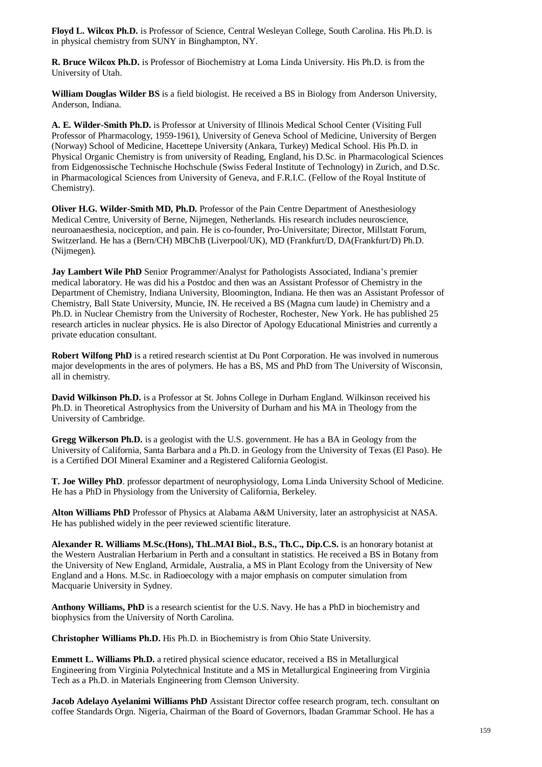**Floyd L. Wilcox Ph.D.** is Professor of Science, Central Wesleyan College, South Carolina. His Ph.D. is in physical chemistry from SUNY in Binghampton, NY.

**R. Bruce Wilcox Ph.D.** is Professor of Biochemistry at Loma Linda University. His Ph.D. is from the University of Utah.

**William Douglas Wilder BS** is a field biologist. He received a BS in Biology from Anderson University, Anderson, Indiana.

**A. E. Wilder-Smith Ph.D.** is Professor at University of Illinois Medical School Center (Visiting Full Professor of Pharmacology, 1959-1961), University of Geneva School of Medicine, University of Bergen (Norway) School of Medicine, Hacettepe University (Ankara, Turkey) Medical School. His Ph.D. in Physical Organic Chemistry is from university of Reading, England, his D.Sc. in Pharmacological Sciences from Eidgenossische Technische Hochschule (Swiss Federal Institute of Technology) in Zurich, and D.Sc. in Pharmacological Sciences from University of Geneva, and F.R.I.C. (Fellow of the Royal Institute of Chemistry).

**Oliver H.G. Wilder-Smith MD, Ph.D.** Professor of the Pain Centre Department of Anesthesiology Medical Centre, University of Berne, Nijmegen, Netherlands. His research includes neuroscience, neuroanaesthesia, nociception, and pain. He is co-founder, Pro-Universitate; Director, Millstatt Forum, Switzerland. He has a (Bern/CH) MBChB (Liverpool/UK), MD (Frankfurt/D, DA(Frankfurt/D) Ph.D. (Nijmegen).

**Jay Lambert Wile PhD** Senior Programmer/Analyst for Pathologists Associated, Indiana's premier medical laboratory. He was did his a Postdoc and then was an Assistant Professor of Chemistry in the Department of Chemistry, Indiana University, Bloomington, Indiana. He then was an Assistant Professor of Chemistry, Ball State University, Muncie, IN. He received a BS (Magna cum laude) in Chemistry and a Ph.D. in Nuclear Chemistry from the University of Rochester, Rochester, New York. He has published 25 research articles in nuclear physics. He is also Director of Apology Educational Ministries and currently a private education consultant.

**Robert Wilfong PhD** is a retired research scientist at Du Pont Corporation. He was involved in numerous major developments in the ares of polymers. He has a BS, MS and PhD from The University of Wisconsin, all in chemistry.

**David Wilkinson Ph.D.** is a Professor at St. Johns College in Durham England. Wilkinson received his Ph.D. in Theoretical Astrophysics from the University of Durham and his MA in Theology from the University of Cambridge.

**Gregg Wilkerson Ph.D.** is a geologist with the U.S. government. He has a BA in Geology from the University of California, Santa Barbara and a Ph.D. in Geology from the University of Texas (El Paso). He is a Certified DOI Mineral Examiner and a Registered California Geologist.

**T. Joe Willey PhD**. professor department of neurophysiology, Loma Linda University School of Medicine. He has a PhD in Physiology from the University of California, Berkeley.

**Alton Williams PhD** Professor of Physics at Alabama A&M University, later an astrophysicist at NASA. He has published widely in the peer reviewed scientific literature.

**Alexander R. Williams M.Sc.(Hons), ThL.MAI Biol., B.S., Th.C., Dip.C.S.** is an honorary botanist at the Western Australian Herbarium in Perth and a consultant in statistics. He received a BS in Botany from the University of New England, Armidale, Australia, a MS in Plant Ecology from the University of New England and a Hons. M.Sc. in Radioecology with a major emphasis on computer simulation from Macquarie University in Sydney.

**Anthony Williams, PhD** is a research scientist for the U.S. Navy. He has a PhD in biochemistry and biophysics from the University of North Carolina.

**Christopher Williams Ph.D.** His Ph.D. in Biochemistry is from Ohio State University.

**Emmett L. Williams Ph.D.** a retired physical science educator, received a BS in Metallurgical Engineering from Virginia Polytechnical Institute and a MS in Metallurgical Engineering from Virginia Tech as a Ph.D. in Materials Engineering from Clemson University.

**Jacob Adelayo Ayelanimi Williams PhD** Assistant Director coffee research program, tech. consultant on coffee Standards Orgn. Nigeria, Chairman of the Board of Governors, Ibadan Grammar School. He has a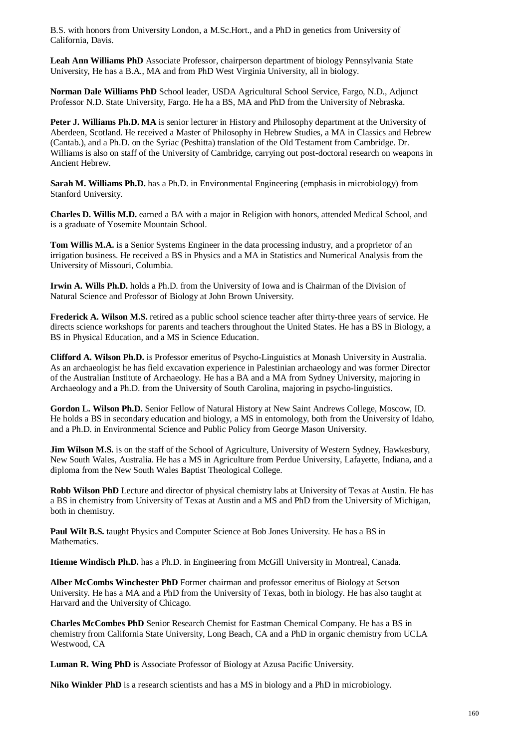B.S. with honors from University London, a M.Sc.Hort., and a PhD in genetics from University of California, Davis.

**Leah Ann Williams PhD** Associate Professor, chairperson department of biology Pennsylvania State University, He has a B.A., MA and from PhD West Virginia University, all in biology.

**Norman Dale Williams PhD** School leader, USDA Agricultural School Service, Fargo, N.D., Adjunct Professor N.D. State University, Fargo. He ha a BS, MA and PhD from the University of Nebraska.

**Peter J. Williams Ph.D. MA** is senior lecturer in History and Philosophy department at the University of Aberdeen, Scotland. He received a Master of Philosophy in Hebrew Studies, a MA in Classics and Hebrew (Cantab.), and a Ph.D. on the Syriac (Peshitta) translation of the Old Testament from Cambridge. Dr. Williams is also on staff of the University of Cambridge, carrying out post-doctoral research on weapons in Ancient Hebrew.

**Sarah M. Williams Ph.D.** has a Ph.D. in Environmental Engineering (emphasis in microbiology) from Stanford University.

**Charles D. Willis M.D.** earned a BA with a major in Religion with honors, attended Medical School, and is a graduate of Yosemite Mountain School.

**Tom Willis M.A.** is a Senior Systems Engineer in the data processing industry, and a proprietor of an irrigation business. He received a BS in Physics and a MA in Statistics and Numerical Analysis from the University of Missouri, Columbia.

**Irwin A. Wills Ph.D.** holds a Ph.D. from the University of Iowa and is Chairman of the Division of Natural Science and Professor of Biology at John Brown University.

**Frederick A. Wilson M.S.** retired as a public school science teacher after thirty-three years of service. He directs science workshops for parents and teachers throughout the United States. He has a BS in Biology, a BS in Physical Education, and a MS in Science Education.

**Clifford A. Wilson Ph.D.** is Professor emeritus of Psycho-Linguistics at Monash University in Australia. As an archaeologist he has field excavation experience in Palestinian archaeology and was former Director of the Australian Institute of Archaeology. He has a BA and a MA from Sydney University, majoring in Archaeology and a Ph.D. from the University of South Carolina, majoring in psycho-linguistics.

**Gordon L. Wilson Ph.D.** Senior Fellow of Natural History at New Saint Andrews College, Moscow, ID. He holds a BS in secondary education and biology, a MS in entomology, both from the University of Idaho, and a Ph.D. in Environmental Science and Public Policy from George Mason University.

**Jim Wilson M.S.** is on the staff of the School of Agriculture, University of Western Sydney, Hawkesbury, New South Wales, Australia. He has a MS in Agriculture from Perdue University, Lafayette, Indiana, and a diploma from the New South Wales Baptist Theological College.

**Robb Wilson PhD** Lecture and director of physical chemistry labs at University of Texas at Austin. He has a BS in chemistry from University of Texas at Austin and a MS and PhD from the University of Michigan, both in chemistry.

**Paul Wilt B.S.** taught Physics and Computer Science at Bob Jones University. He has a BS in Mathematics.

**Itienne Windisch Ph.D.** has a Ph.D. in Engineering from McGill University in Montreal, Canada.

**Alber McCombs Winchester PhD** Former chairman and professor emeritus of Biology at Setson University. He has a MA and a PhD from the University of Texas, both in biology. He has also taught at Harvard and the University of Chicago.

**Charles McCombes PhD** Senior Research Chemist for Eastman Chemical Company. He has a BS in chemistry from California State University, Long Beach, CA and a PhD in organic chemistry from UCLA Westwood, CA

**Luman R. Wing PhD** is Associate Professor of Biology at Azusa Pacific University.

**Niko Winkler PhD** is a research scientists and has a MS in biology and a PhD in microbiology.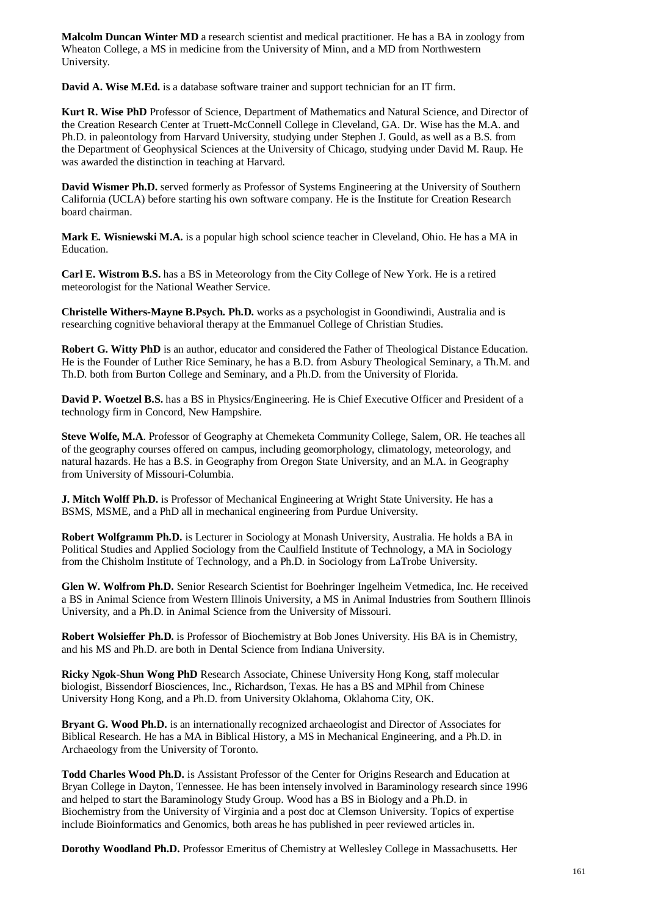**Malcolm Duncan Winter MD** a research scientist and medical practitioner. He has a BA in zoology from Wheaton College, a MS in medicine from the University of Minn, and a MD from Northwestern University.

**David A. Wise M.Ed.** is a database software trainer and support technician for an IT firm.

**Kurt R. Wise PhD** Professor of Science, Department of Mathematics and Natural Science, and Director of the Creation Research Center at Truett-McConnell College in Cleveland, GA. Dr. Wise has the M.A. and Ph.D. in paleontology from Harvard University, studying under Stephen J. Gould, as well as a B.S. from the Department of Geophysical Sciences at the University of Chicago, studying under David M. Raup. He was awarded the distinction in teaching at Harvard.

**David Wismer Ph.D.** served formerly as Professor of Systems Engineering at the University of Southern California (UCLA) before starting his own software company. He is the Institute for Creation Research board chairman.

**Mark E. Wisniewski M.A.** is a popular high school science teacher in Cleveland, Ohio. He has a MA in Education.

**Carl E. Wistrom B.S.** has a BS in Meteorology from the City College of New York. He is a retired meteorologist for the National Weather Service.

**Christelle Withers-Mayne B.Psych. Ph.D.** works as a psychologist in Goondiwindi, Australia and is researching cognitive behavioral therapy at the Emmanuel College of Christian Studies.

**Robert G. Witty PhD** is an author, educator and considered the Father of Theological Distance Education. He is the Founder of Luther Rice Seminary, he has a B.D. from Asbury Theological Seminary, a Th.M. and Th.D. both from Burton College and Seminary, and a Ph.D. from the University of Florida.

**David P. Woetzel B.S.** has a BS in Physics/Engineering. He is Chief Executive Officer and President of a technology firm in Concord, New Hampshire.

**Steve Wolfe, M.A**. Professor of Geography at Chemeketa Community College, Salem, OR. He teaches all of the geography courses offered on campus, including geomorphology, climatology, meteorology, and natural hazards. He has a B.S. in Geography from Oregon State University, and an M.A. in Geography from University of Missouri-Columbia.

**J. Mitch Wolff Ph.D.** is Professor of Mechanical Engineering at Wright State University. He has a BSMS, MSME, and a PhD all in mechanical engineering from Purdue University.

**Robert Wolfgramm Ph.D.** is Lecturer in Sociology at Monash University, Australia. He holds a BA in Political Studies and Applied Sociology from the Caulfield Institute of Technology, a MA in Sociology from the Chisholm Institute of Technology, and a Ph.D. in Sociology from LaTrobe University.

**Glen W. Wolfrom Ph.D.** Senior Research Scientist for Boehringer Ingelheim Vetmedica, Inc. He received a BS in Animal Science from Western Illinois University, a MS in Animal Industries from Southern Illinois University, and a Ph.D. in Animal Science from the University of Missouri.

**Robert Wolsieffer Ph.D.** is Professor of Biochemistry at Bob Jones University. His BA is in Chemistry, and his MS and Ph.D. are both in Dental Science from Indiana University.

**Ricky Ngok-Shun Wong PhD** Research Associate, Chinese University Hong Kong, staff molecular biologist, Bissendorf Biosciences, Inc., Richardson, Texas. He has a BS and MPhil from Chinese University Hong Kong, and a Ph.D. from University Oklahoma, Oklahoma City, OK.

**Bryant G. Wood Ph.D.** is an internationally recognized archaeologist and Director of Associates for Biblical Research. He has a MA in Biblical History, a MS in Mechanical Engineering, and a Ph.D. in Archaeology from the University of Toronto.

**Todd Charles Wood Ph.D.** is Assistant Professor of the Center for Origins Research and Education at Bryan College in Dayton, Tennessee. He has been intensely involved in Baraminology research since 1996 and helped to start the Baraminology Study Group. Wood has a BS in Biology and a Ph.D. in Biochemistry from the University of Virginia and a post doc at Clemson University. Topics of expertise include Bioinformatics and Genomics, both areas he has published in peer reviewed articles in.

**Dorothy Woodland Ph.D.** Professor Emeritus of Chemistry at Wellesley College in Massachusetts. Her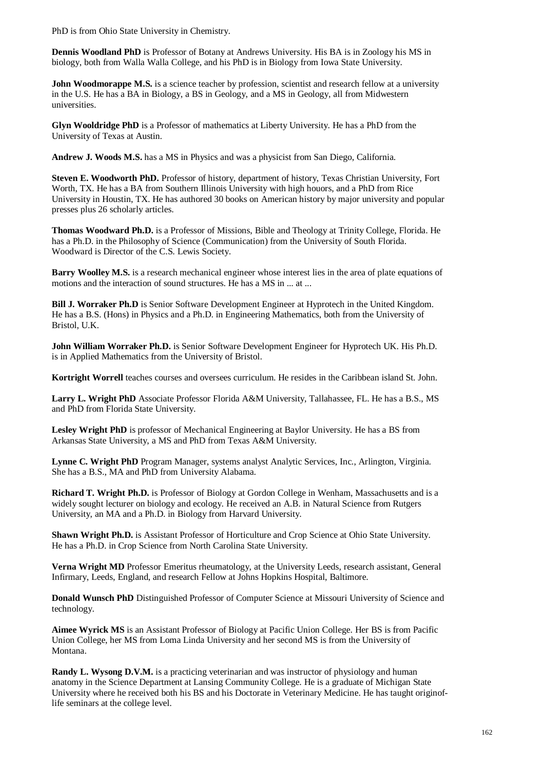PhD is from Ohio State University in Chemistry.

**Dennis Woodland PhD** is Professor of Botany at Andrews University. His BA is in Zoology his MS in biology, both from Walla Walla College, and his PhD is in Biology from Iowa State University.

**John Woodmorappe M.S.** is a science teacher by profession, scientist and research fellow at a university in the U.S. He has a BA in Biology, a BS in Geology, and a MS in Geology, all from Midwestern universities.

**Glyn Wooldridge PhD** is a Professor of mathematics at Liberty University. He has a PhD from the University of Texas at Austin.

**Andrew J. Woods M.S.** has a MS in Physics and was a physicist from San Diego, California.

**Steven E. Woodworth PhD.** Professor of history, department of history, Texas Christian University, Fort Worth, TX. He has a BA from Southern Illinois University with high houors, and a PhD from Rice University in Houstin, TX. He has authored 30 books on American history by major university and popular presses plus 26 scholarly articles.

**Thomas Woodward Ph.D.** is a Professor of Missions, Bible and Theology at Trinity College, Florida. He has a Ph.D. in the Philosophy of Science (Communication) from the University of South Florida. Woodward is Director of the C.S. Lewis Society.

**Barry Woolley M.S.** is a research mechanical engineer whose interest lies in the area of plate equations of motions and the interaction of sound structures. He has a MS in ... at ...

**Bill J. Worraker Ph.D** is Senior Software Development Engineer at Hyprotech in the United Kingdom. He has a B.S. (Hons) in Physics and a Ph.D. in Engineering Mathematics, both from the University of Bristol, U.K.

**John William Worraker Ph.D.** is Senior Software Development Engineer for Hyprotech UK. His Ph.D. is in Applied Mathematics from the University of Bristol.

**Kortright Worrell** teaches courses and oversees curriculum. He resides in the Caribbean island St. John.

**Larry L. Wright PhD** Associate Professor Florida A&M University, Tallahassee, FL. He has a B.S., MS and PhD from Florida State University.

**Lesley Wright PhD** is professor of Mechanical Engineering at Baylor University. He has a BS from Arkansas State University, a MS and PhD from Texas A&M University.

**Lynne C. Wright PhD** Program Manager, systems analyst Analytic Services, Inc., Arlington, Virginia. She has a B.S., MA and PhD from University Alabama.

**Richard T. Wright Ph.D.** is Professor of Biology at Gordon College in Wenham, Massachusetts and is a widely sought lecturer on biology and ecology. He received an A.B. in Natural Science from Rutgers University, an MA and a Ph.D. in Biology from Harvard University.

**Shawn Wright Ph.D.** is Assistant Professor of Horticulture and Crop Science at Ohio State University. He has a Ph.D. in Crop Science from North Carolina State University.

**Verna Wright MD** Professor Emeritus rheumatology, at the University Leeds, research assistant, General Infirmary, Leeds, England, and research Fellow at Johns Hopkins Hospital, Baltimore.

**Donald Wunsch PhD** Distinguished Professor of Computer Science at Missouri University of Science and technology.

**Aimee Wyrick MS** is an Assistant Professor of Biology at Pacific Union College. Her BS is from Pacific Union College, her MS from Loma Linda University and her second MS is from the University of Montana.

**Randy L. Wysong D.V.M.** is a practicing veterinarian and was instructor of physiology and human anatomy in the Science Department at Lansing Community College. He is a graduate of Michigan State University where he received both his BS and his Doctorate in Veterinary Medicine. He has taught originof-life seminars at the college level.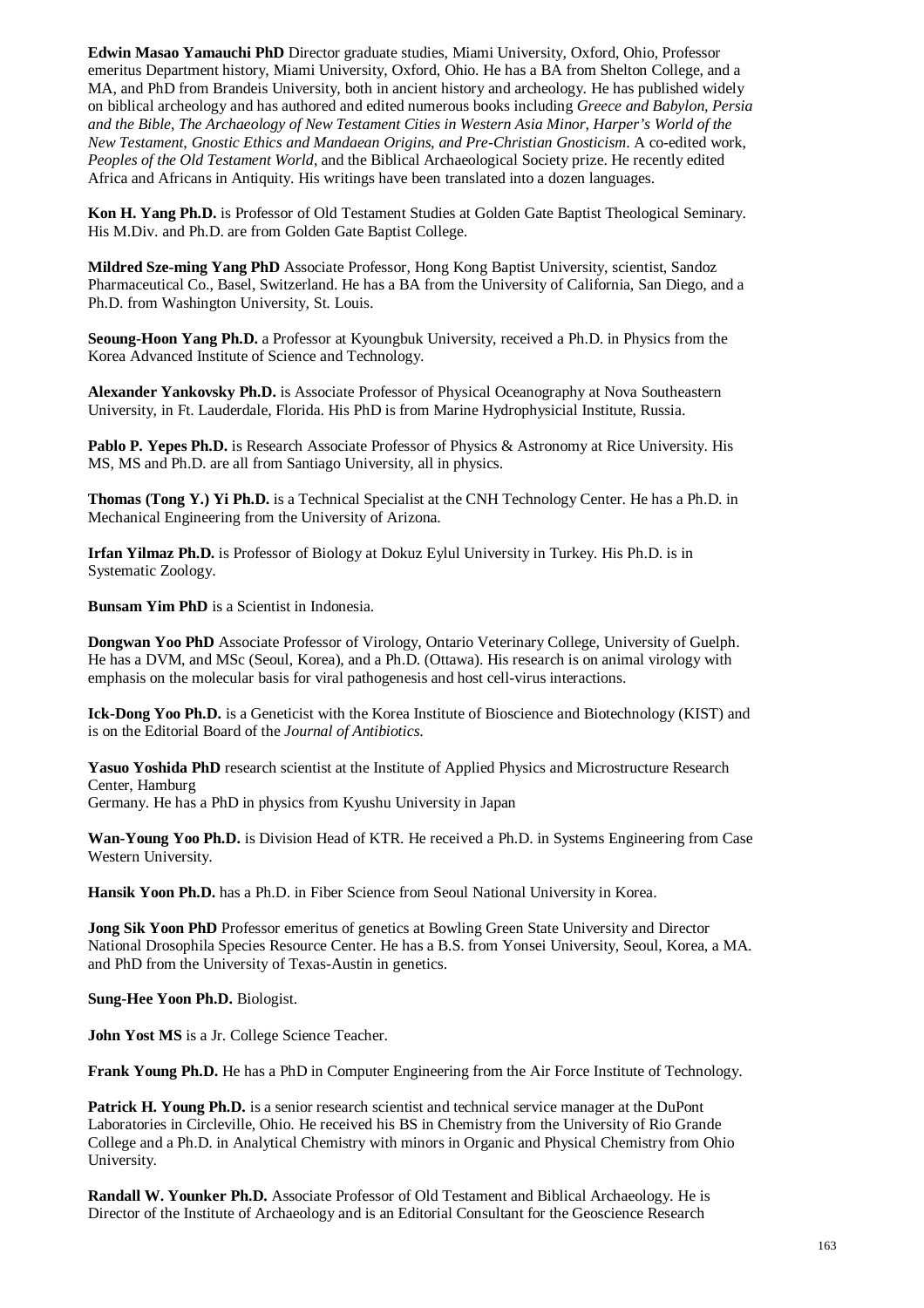**Edwin Masao Yamauchi PhD** Director graduate studies, Miami University, Oxford, Ohio, Professor emeritus Department history, Miami University, Oxford, Ohio. He has a BA from Shelton College, and a MA, and PhD from Brandeis University, both in ancient history and archeology. He has published widely on biblical archeology and has authored and edited numerous books including *Greece and Babylon, Persia and the Bible, The Archaeology of New Testament Cities in Western Asia Minor, Harper's World of the New Testament, Gnostic Ethics and Mandaean Origins, and Pre-Christian Gnosticism*. A co-edited work, *Peoples of the Old Testament World*, and the Biblical Archaeological Society prize. He recently edited Africa and Africans in Antiquity. His writings have been translated into a dozen languages.

**Kon H. Yang Ph.D.** is Professor of Old Testament Studies at Golden Gate Baptist Theological Seminary. His M.Div. and Ph.D. are from Golden Gate Baptist College.

**Mildred Sze-ming Yang PhD** Associate Professor, Hong Kong Baptist University, scientist, Sandoz Pharmaceutical Co., Basel, Switzerland. He has a BA from the University of California, San Diego, and a Ph.D. from Washington University, St. Louis.

**Seoung-Hoon Yang Ph.D.** a Professor at Kyoungbuk University, received a Ph.D. in Physics from the Korea Advanced Institute of Science and Technology.

**Alexander Yankovsky Ph.D.** is Associate Professor of Physical Oceanography at Nova Southeastern University, in Ft. Lauderdale, Florida. His PhD is from Marine Hydrophysicial Institute, Russia.

**Pablo P. Yepes Ph.D.** is Research Associate Professor of Physics & Astronomy at Rice University. His MS, MS and Ph.D. are all from Santiago University, all in physics.

**Thomas (Tong Y.) Yi Ph.D.** is a Technical Specialist at the CNH Technology Center. He has a Ph.D. in Mechanical Engineering from the University of Arizona.

**Irfan Yilmaz Ph.D.** is Professor of Biology at Dokuz Eylul University in Turkey. His Ph.D. is in Systematic Zoology.

**Bunsam Yim PhD** is a Scientist in Indonesia.

**Dongwan Yoo PhD** Associate Professor of Virology, Ontario Veterinary College, University of Guelph. He has a DVM, and MSc (Seoul, Korea), and a Ph.D. (Ottawa). His research is on animal virology with emphasis on the molecular basis for viral pathogenesis and host cell-virus interactions.

**Ick-Dong Yoo Ph.D.** is a Geneticist with the Korea Institute of Bioscience and Biotechnology (KIST) and is on the Editorial Board of the *Journal of Antibiotics*.

**Yasuo Yoshida PhD** research scientist at the Institute of Applied Physics and Microstructure Research Center, Hamburg
Germany. He has a PhD in physics from Kyushu University in Japan

**Wan-Young Yoo Ph.D.** is Division Head of KTR. He received a Ph.D. in Systems Engineering from Case Western University.

**Hansik Yoon Ph.D.** has a Ph.D. in Fiber Science from Seoul National University in Korea.

**Jong Sik Yoon PhD** Professor emeritus of genetics at Bowling Green State University and Director National Drosophila Species Resource Center. He has a B.S. from Yonsei University, Seoul, Korea, a MA. and PhD from the University of Texas-Austin in genetics.

**Sung-Hee Yoon Ph.D.** Biologist.

**John Yost MS** is a Jr. College Science Teacher.

**Frank Young Ph.D.** He has a PhD in Computer Engineering from the Air Force Institute of Technology.

**Patrick H. Young Ph.D.** is a senior research scientist and technical service manager at the DuPont Laboratories in Circleville, Ohio. He received his BS in Chemistry from the University of Rio Grande College and a Ph.D. in Analytical Chemistry with minors in Organic and Physical Chemistry from Ohio University.

**Randall W. Younker Ph.D.** Associate Professor of Old Testament and Biblical Archaeology. He is Director of the Institute of Archaeology and is an Editorial Consultant for the Geoscience Research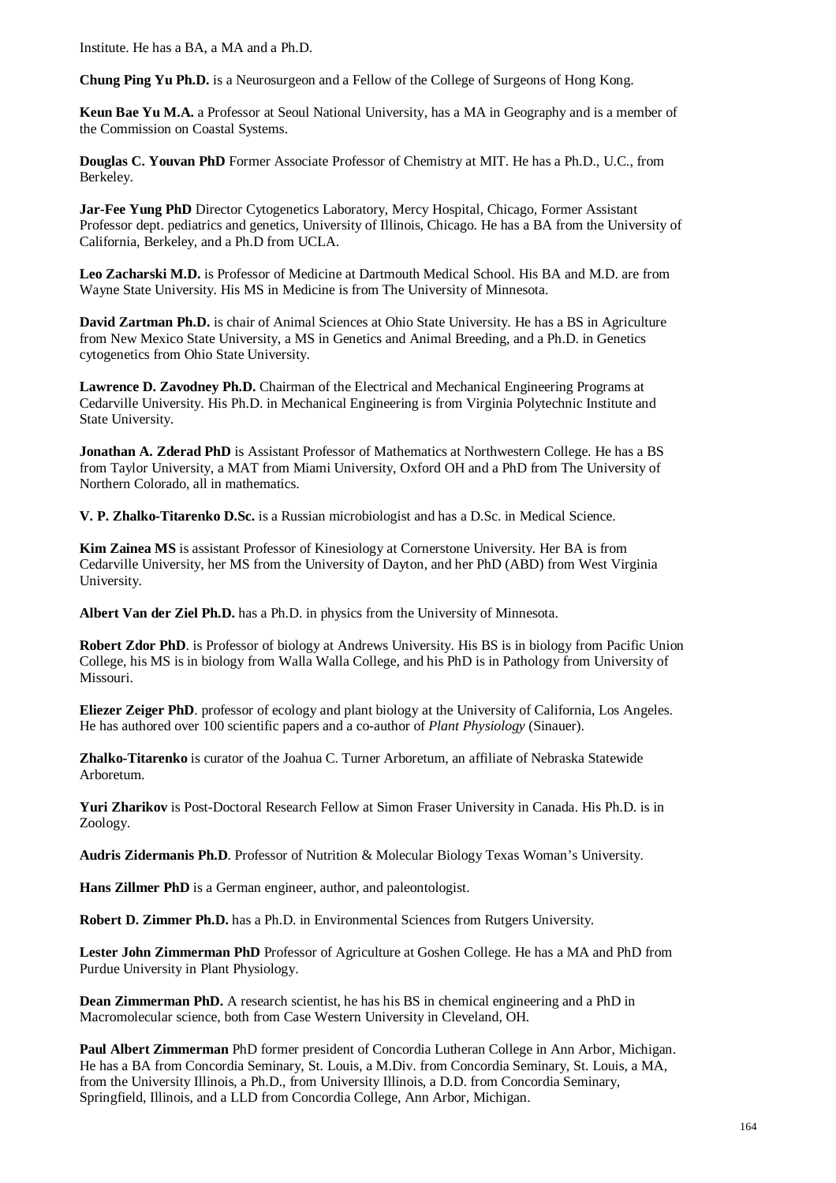Institute. He has a BA, a MA and a Ph.D.

**Chung Ping Yu Ph.D.** is a Neurosurgeon and a Fellow of the College of Surgeons of Hong Kong.

**Keun Bae Yu M.A.** a Professor at Seoul National University, has a MA in Geography and is a member of the Commission on Coastal Systems.

**Douglas C. Youvan PhD** Former Associate Professor of Chemistry at MIT. He has a Ph.D., U.C., from Berkeley.

**Jar-Fee Yung PhD** Director Cytogenetics Laboratory, Mercy Hospital, Chicago, Former Assistant Professor dept. pediatrics and genetics, University of Illinois, Chicago. He has a BA from the University of California, Berkeley, and a Ph.D from UCLA.

**Leo Zacharski M.D.** is Professor of Medicine at Dartmouth Medical School. His BA and M.D. are from Wayne State University. His MS in Medicine is from The University of Minnesota.

**David Zartman Ph.D.** is chair of Animal Sciences at Ohio State University. He has a BS in Agriculture from New Mexico State University, a MS in Genetics and Animal Breeding, and a Ph.D. in Genetics cytogenetics from Ohio State University.

**Lawrence D. Zavodney Ph.D.** Chairman of the Electrical and Mechanical Engineering Programs at Cedarville University. His Ph.D. in Mechanical Engineering is from Virginia Polytechnic Institute and State University.

**Jonathan A. Zderad PhD** is Assistant Professor of Mathematics at Northwestern College. He has a BS from Taylor University, a MAT from Miami University, Oxford OH and a PhD from The University of Northern Colorado, all in mathematics.

**V. P. Zhalko-Titarenko D.Sc.** is a Russian microbiologist and has a D.Sc. in Medical Science.

**Kim Zainea MS** is assistant Professor of Kinesiology at Cornerstone University. Her BA is from Cedarville University, her MS from the University of Dayton, and her PhD (ABD) from West Virginia University.

**Albert Van der Ziel Ph.D.** has a Ph.D. in physics from the University of Minnesota.

**Robert Zdor PhD**. is Professor of biology at Andrews University. His BS is in biology from Pacific Union College, his MS is in biology from Walla Walla College, and his PhD is in Pathology from University of Missouri.

**Eliezer Zeiger PhD**. professor of ecology and plant biology at the University of California, Los Angeles. He has authored over 100 scientific papers and a co-author of *Plant Physiology* (Sinauer).

**Zhalko-Titarenko** is curator of the Joahua C. Turner Arboretum, an affiliate of Nebraska Statewide Arboretum.

**Yuri Zharikov** is Post-Doctoral Research Fellow at Simon Fraser University in Canada. His Ph.D. is in Zoology.

**Audris Zidermanis Ph.D**. Professor of Nutrition & Molecular Biology Texas Woman's University.

**Hans Zillmer PhD** is a German engineer, author, and paleontologist.

**Robert D. Zimmer Ph.D.** has a Ph.D. in Environmental Sciences from Rutgers University.

**Lester John Zimmerman PhD** Professor of Agriculture at Goshen College. He has a MA and PhD from Purdue University in Plant Physiology.

**Dean Zimmerman PhD.** A research scientist, he has his BS in chemical engineering and a PhD in Macromolecular science, both from Case Western University in Cleveland, OH.

**Paul Albert Zimmerman** PhD former president of Concordia Lutheran College in Ann Arbor, Michigan. He has a BA from Concordia Seminary, St. Louis, a M.Div. from Concordia Seminary, St. Louis, a MA, from the University Illinois, a Ph.D., from University Illinois, a D.D. from Concordia Seminary, Springfield, Illinois, and a LLD from Concordia College, Ann Arbor, Michigan.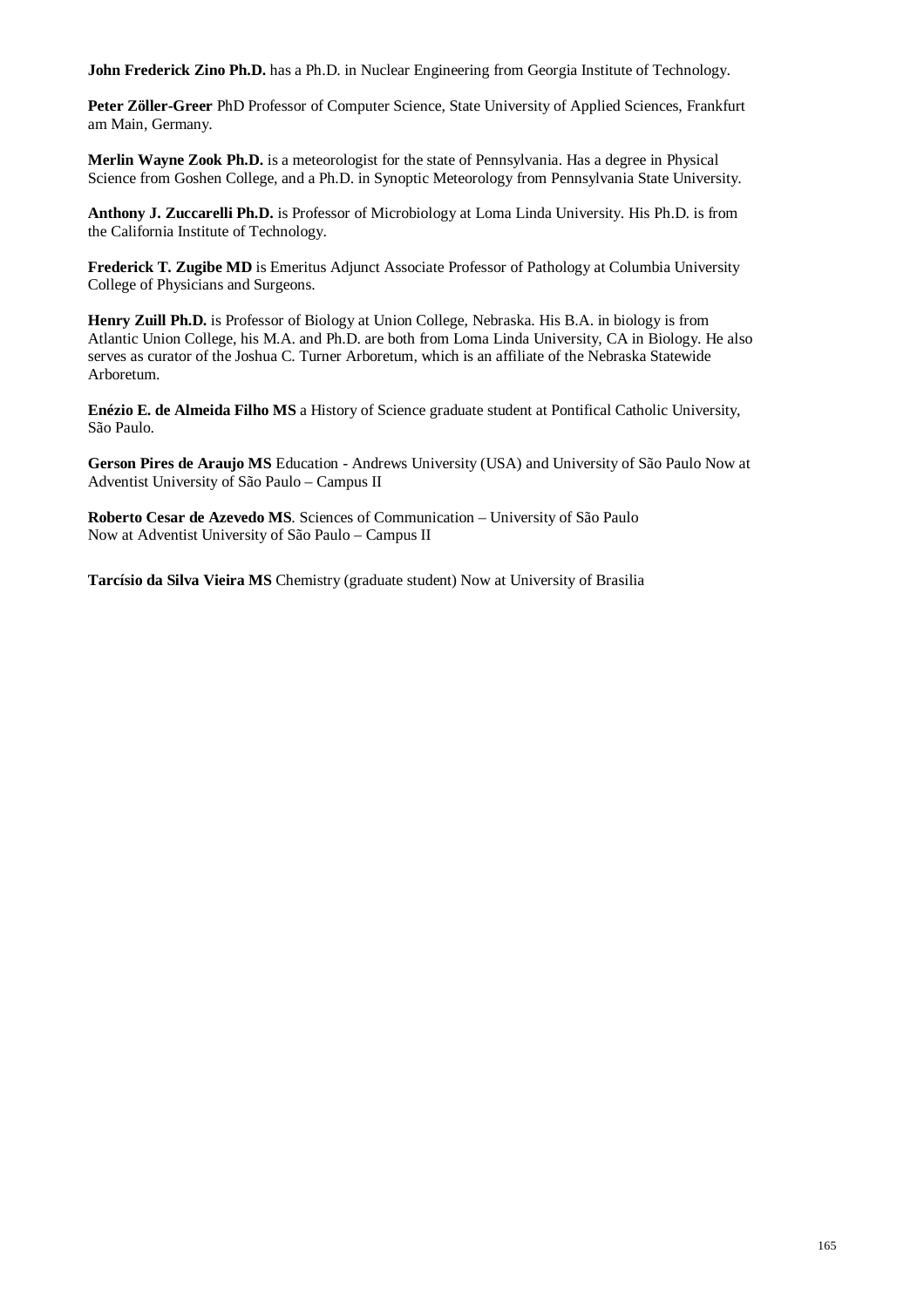**John Frederick Zino Ph.D.** has a Ph.D. in Nuclear Engineering from Georgia Institute of Technology.

**Peter Zöller-Greer** PhD Professor of Computer Science, State University of Applied Sciences, Frankfurt am Main, Germany.

**Merlin Wayne Zook Ph.D.** is a meteorologist for the state of Pennsylvania. Has a degree in Physical Science from Goshen College, and a Ph.D. in Synoptic Meteorology from Pennsylvania State University.

**Anthony J. Zuccarelli Ph.D.** is Professor of Microbiology at Loma Linda University. His Ph.D. is from the California Institute of Technology.

**Frederick T. Zugibe MD** is Emeritus Adjunct Associate Professor of Pathology at Columbia University College of Physicians and Surgeons.

**Henry Zuill Ph.D.** is Professor of Biology at Union College, Nebraska. His B.A. in biology is from Atlantic Union College, his M.A. and Ph.D. are both from Loma Linda University, CA in Biology. He also serves as curator of the Joshua C. Turner Arboretum, which is an affiliate of the Nebraska Statewide Arboretum.

**Enézio E. de Almeida Filho MS** a History of Science graduate student at Pontifical Catholic University, São Paulo.

**Gerson Pires de Araujo MS** Education - Andrews University (USA) and University of São Paulo Now at Adventist University of São Paulo – Campus II

**Roberto Cesar de Azevedo MS**. Sciences of Communication – University of São Paulo
Now at Adventist University of São Paulo – Campus II

**Tarcísio da Silva Vieira MS** Chemistry (graduate student) Now at University of Brasilia